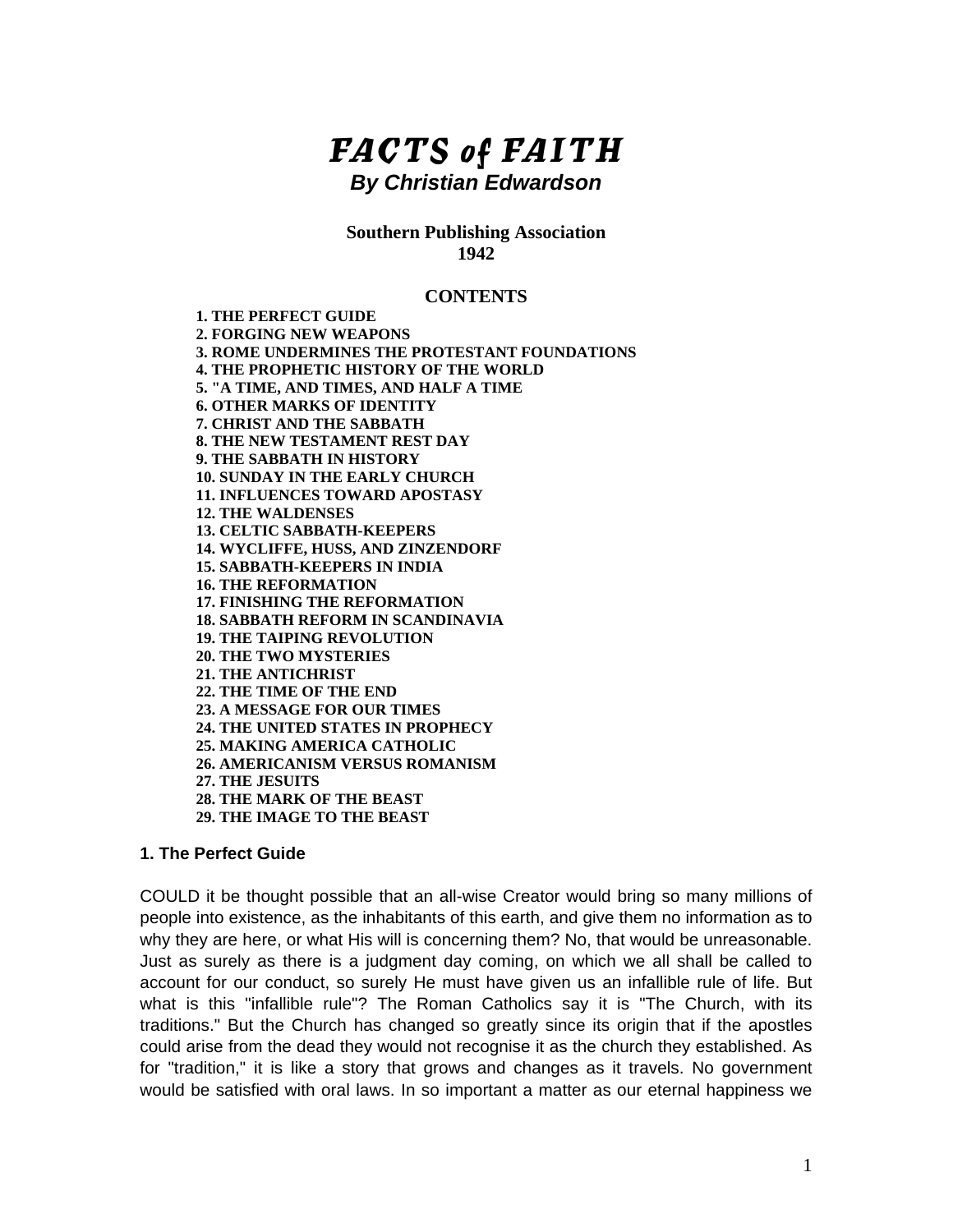# FACTS of FAITH

***By Christian Edwardson***

**Southern Publishing Association**
**1942**

## CONTENTS

1. THE PERFECT GUIDE
2. FORGING NEW WEAPONS
3. ROME UNDERMINES THE PROTESTANT FOUNDATIONS
4. THE PROPHETIC HISTORY OF THE WORLD
5. "A TIME, AND TIMES, AND HALF A TIME
6. OTHER MARKS OF IDENTITY
7. CHRIST AND THE SABBATH
8. THE NEW TESTAMENT REST DAY
9. THE SABBATH IN HISTORY
10. SUNDAY IN THE EARLY CHURCH
11. INFLUENCES TOWARD APOSTASY
12. THE WALDENSES
13. CELTIC SABBATH-KEEPERS
14. WYCLIFFE, HUSS, AND ZINZENDORF
15. SABBATH-KEEPERS IN INDIA
16. THE REFORMATION
17. FINISHING THE REFORMATION
18. SABBATH REFORM IN SCANDINAVIA
19. THE TAIPING REVOLUTION
20. THE TWO MYSTERIES
21. THE ANTICHRIST
22. THE TIME OF THE END
23. A MESSAGE FOR OUR TIMES
24. THE UNITED STATES IN PROPHECY
25. MAKING AMERICA CATHOLIC
26. AMERICANISM VERSUS ROMANISM
27. THE JESUITS
28. THE MARK OF THE BEAST
29. THE IMAGE TO THE BEAST

### 1. The Perfect Guide

COULD it be thought possible that an all-wise Creator would bring so many millions of people into existence, as the inhabitants of this earth, and give them no information as to why they are here, or what His will is concerning them? No, that would be unreasonable. Just as surely as there is a judgment day coming, on which we all shall be called to account for our conduct, so surely He must have given us an infallible rule of life. But what is this "infallible rule"? The Roman Catholics say it is "The Church, with its traditions." But the Church has changed so greatly since its origin that if the apostles could arise from the dead they would not recognise it as the church they established. As for "tradition," it is like a story that grows and changes as it travels. No government would be satisfied with oral laws. In so important a matter as our eternal happiness we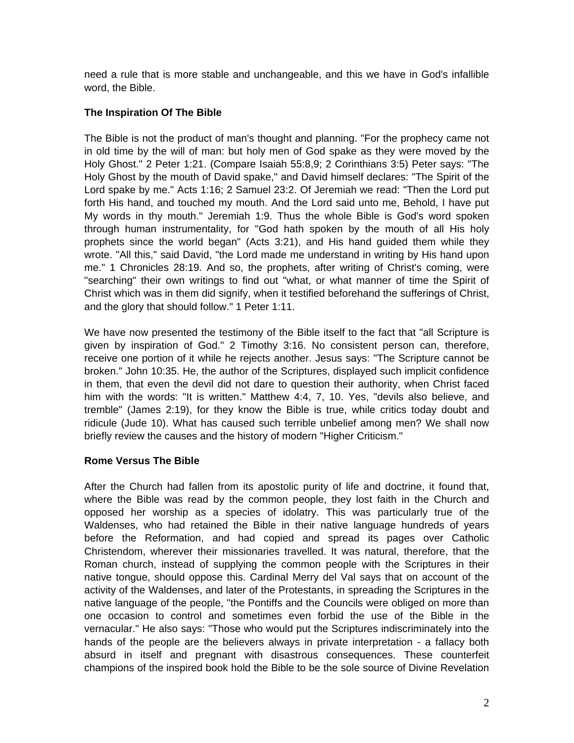need a rule that is more stable and unchangeable, and this we have in God's infallible word, the Bible.

### The Inspiration Of The Bible

The Bible is not the product of man's thought and planning. "For the prophecy came not in old time by the will of man: but holy men of God spake as they were moved by the Holy Ghost." 2 Peter 1:21. (Compare Isaiah 55:8,9; 2 Corinthians 3:5) Peter says: "The Holy Ghost by the mouth of David spake," and David himself declares: "The Spirit of the Lord spake by me." Acts 1:16; 2 Samuel 23:2. Of Jeremiah we read: "Then the Lord put forth His hand, and touched my mouth. And the Lord said unto me, Behold, I have put My words in thy mouth." Jeremiah 1:9. Thus the whole Bible is God's word spoken through human instrumentality, for "God hath spoken by the mouth of all His holy prophets since the world began" (Acts 3:21), and His hand guided them while they wrote. "All this," said David, "the Lord made me understand in writing by His hand upon me." 1 Chronicles 28:19. And so, the prophets, after writing of Christ's coming, were "searching" their own writings to find out "what, or what manner of time the Spirit of Christ which was in them did signify, when it testified beforehand the sufferings of Christ, and the glory that should follow." 1 Peter 1:11.

We have now presented the testimony of the Bible itself to the fact that "all Scripture is given by inspiration of God." 2 Timothy 3:16. No consistent person can, therefore, receive one portion of it while he rejects another. Jesus says: "The Scripture cannot be broken." John 10:35. He, the author of the Scriptures, displayed such implicit confidence in them, that even the devil did not dare to question their authority, when Christ faced him with the words: "It is written." Matthew 4:4, 7, 10. Yes, "devils also believe, and tremble" (James 2:19), for they know the Bible is true, while critics today doubt and ridicule (Jude 10). What has caused such terrible unbelief among men? We shall now briefly review the causes and the history of modern "Higher Criticism."

### Rome Versus The Bible

After the Church had fallen from its apostolic purity of life and doctrine, it found that, where the Bible was read by the common people, they lost faith in the Church and opposed her worship as a species of idolatry. This was particularly true of the Waldenses, who had retained the Bible in their native language hundreds of years before the Reformation, and had copied and spread its pages over Catholic Christendom, wherever their missionaries travelled. It was natural, therefore, that the Roman church, instead of supplying the common people with the Scriptures in their native tongue, should oppose this. Cardinal Merry del Val says that on account of the activity of the Waldenses, and later of the Protestants, in spreading the Scriptures in the native language of the people, "the Pontiffs and the Councils were obliged on more than one occasion to control and sometimes even forbid the use of the Bible in the vernacular." He also says: "Those who would put the Scriptures indiscriminately into the hands of the people are the believers always in private interpretation - a fallacy both absurd in itself and pregnant with disastrous consequences. These counterfeit champions of the inspired book hold the Bible to be the sole source of Divine Revelation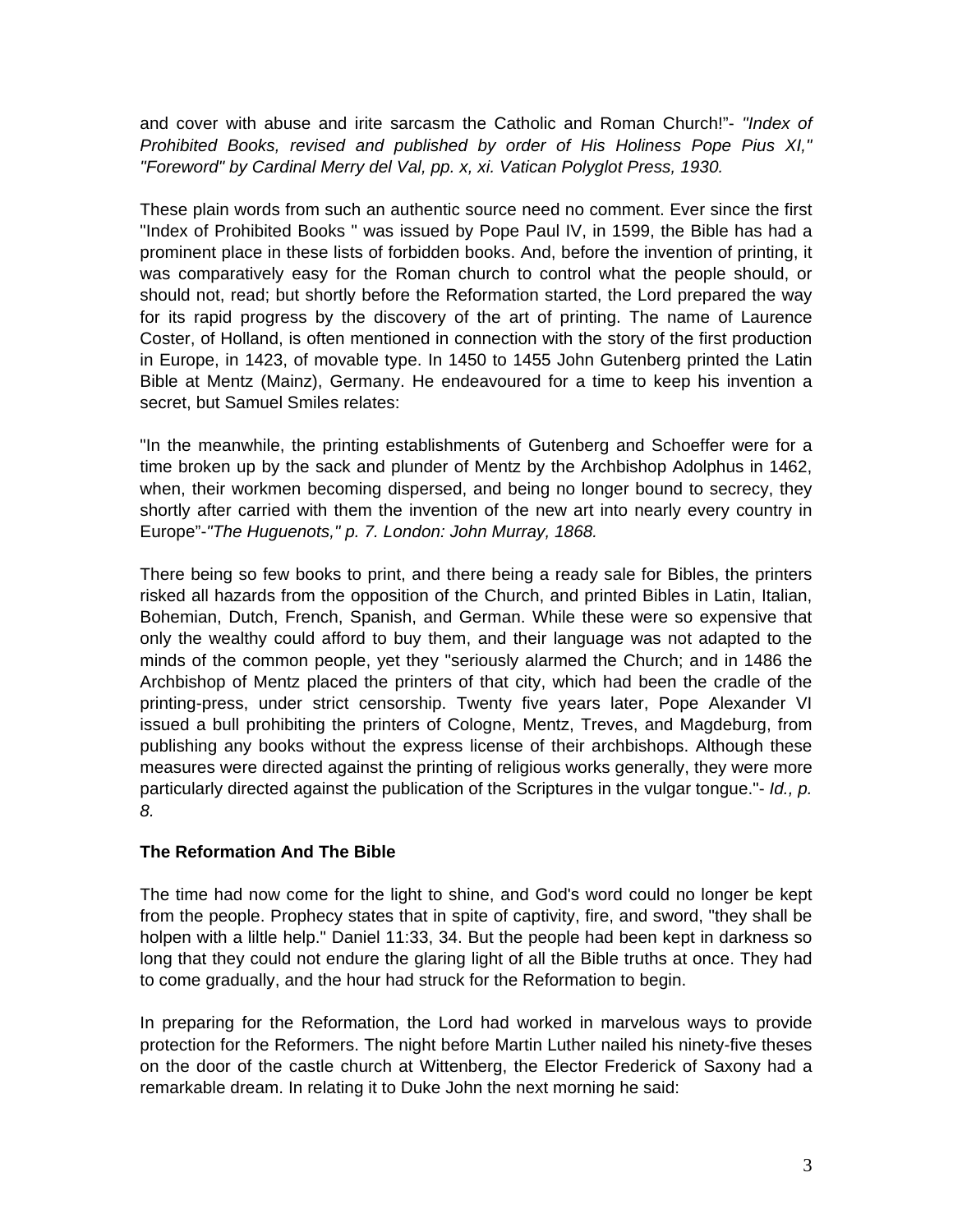and cover with abuse and irite sarcasm the Catholic and Roman Church!"- *"Index of Prohibited Books, revised and published by order of His Holiness Pope Pius XI," "Foreword" by Cardinal Merry del Val, pp. x, xi. Vatican Polyglot Press, 1930.*

These plain words from such an authentic source need no comment. Ever since the first "Index of Prohibited Books " was issued by Pope Paul IV, in 1599, the Bible has had a prominent place in these lists of forbidden books. And, before the invention of printing, it was comparatively easy for the Roman church to control what the people should, or should not, read; but shortly before the Reformation started, the Lord prepared the way for its rapid progress by the discovery of the art of printing. The name of Laurence Coster, of Holland, is often mentioned in connection with the story of the first production in Europe, in 1423, of movable type. In 1450 to 1455 John Gutenberg printed the Latin Bible at Mentz (Mainz), Germany. He endeavoured for a time to keep his invention a secret, but Samuel Smiles relates:

"In the meanwhile, the printing establishments of Gutenberg and Schoeffer were for a time broken up by the sack and plunder of Mentz by the Archbishop Adolphus in 1462, when, their workmen becoming dispersed, and being no longer bound to secrecy, they shortly after carried with them the invention of the new art into nearly every country in Europe"-*"The Huguenots," p. 7. London: John Murray, 1868.*

There being so few books to print, and there being a ready sale for Bibles, the printers risked all hazards from the opposition of the Church, and printed Bibles in Latin, Italian, Bohemian, Dutch, French, Spanish, and German. While these were so expensive that only the wealthy could afford to buy them, and their language was not adapted to the minds of the common people, yet they "seriously alarmed the Church; and in 1486 the Archbishop of Mentz placed the printers of that city, which had been the cradle of the printing-press, under strict censorship. Twenty five years later, Pope Alexander VI issued a bull prohibiting the printers of Cologne, Mentz, Treves, and Magdeburg, from publishing any books without the express license of their archbishops. Although these measures were directed against the printing of religious works generally, they were more particularly directed against the publication of the Scriptures in the vulgar tongue."- *Id., p. 8.*

### The Reformation And The Bible

The time had now come for the light to shine, and God's word could no longer be kept from the people. Prophecy states that in spite of captivity, fire, and sword, "they shall be holpen with a liltle help." Daniel 11:33, 34. But the people had been kept in darkness so long that they could not endure the glaring light of all the Bible truths at once. They had to come gradually, and the hour had struck for the Reformation to begin.

In preparing for the Reformation, the Lord had worked in marvelous ways to provide protection for the Reformers. The night before Martin Luther nailed his ninety-five theses on the door of the castle church at Wittenberg, the Elector Frederick of Saxony had a remarkable dream. In relating it to Duke John the next morning he said: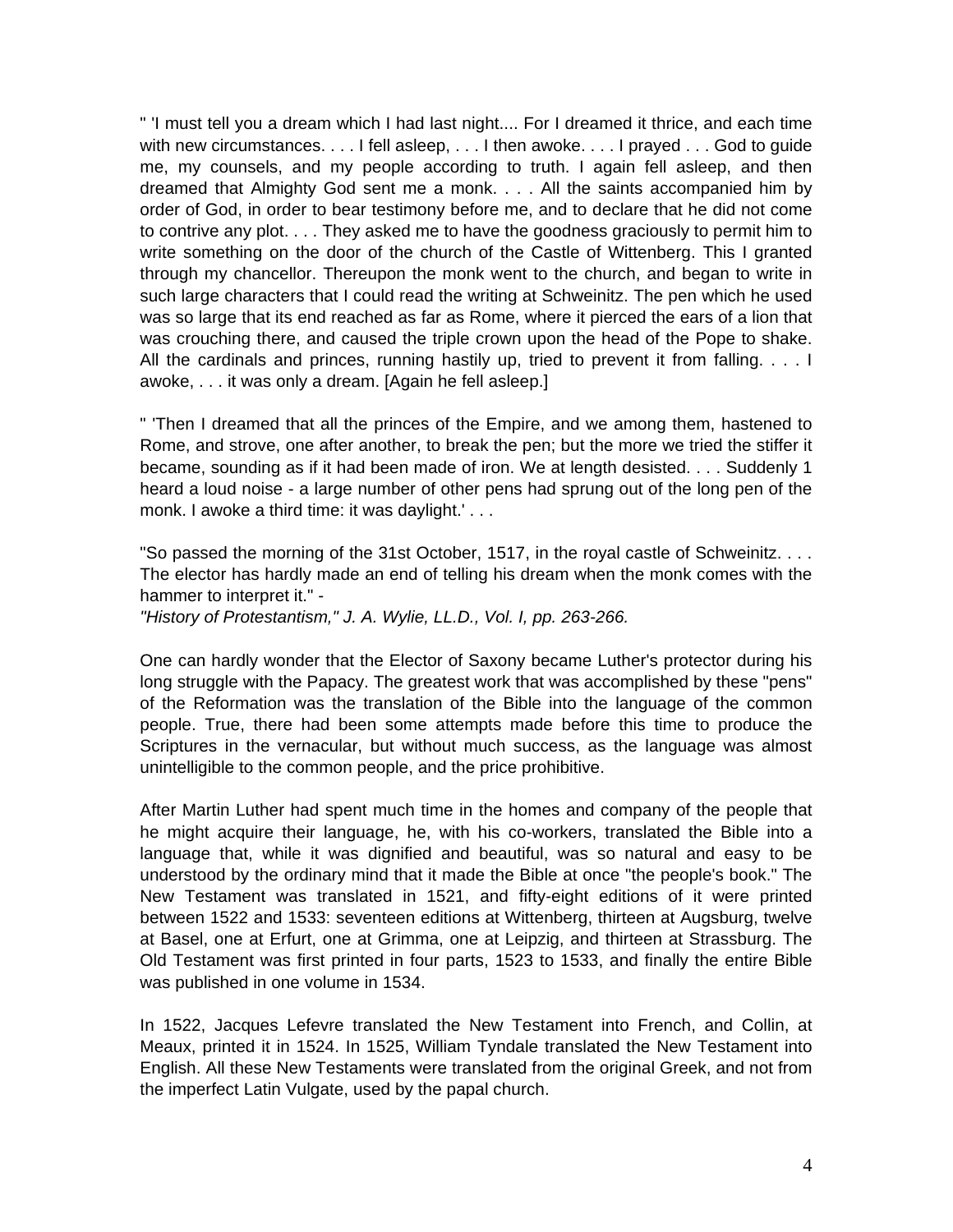" 'I must tell you a dream which I had last night.... For I dreamed it thrice, and each time with new circumstances. . . . I fell asleep, . . . I then awoke. . . . I prayed . . . God to guide me, my counsels, and my people according to truth. I again fell asleep, and then dreamed that Almighty God sent me a monk. . . . All the saints accompanied him by order of God, in order to bear testimony before me, and to declare that he did not come to contrive any plot. . . . They asked me to have the goodness graciously to permit him to write something on the door of the church of the Castle of Wittenberg. This I granted through my chancellor. Thereupon the monk went to the church, and began to write in such large characters that I could read the writing at Schweinitz. The pen which he used was so large that its end reached as far as Rome, where it pierced the ears of a lion that was crouching there, and caused the triple crown upon the head of the Pope to shake. All the cardinals and princes, running hastily up, tried to prevent it from falling. . . . I awoke, . . . it was only a dream. [Again he fell asleep.]

" 'Then I dreamed that all the princes of the Empire, and we among them, hastened to Rome, and strove, one after another, to break the pen; but the more we tried the stiffer it became, sounding as if it had been made of iron. We at length desisted. . . . Suddenly 1 heard a loud noise - a large number of other pens had sprung out of the long pen of the monk. I awoke a third time: it was daylight.' . . .

"So passed the morning of the 31st October, 1517, in the royal castle of Schweinitz. . . . The elector has hardly made an end of telling his dream when the monk comes with the hammer to interpret it." -
*"History of Protestantism," J. A. Wylie, LL.D., Vol. I, pp. 263-266.*

One can hardly wonder that the Elector of Saxony became Luther's protector during his long struggle with the Papacy. The greatest work that was accomplished by these "pens" of the Reformation was the translation of the Bible into the language of the common people. True, there had been some attempts made before this time to produce the Scriptures in the vernacular, but without much success, as the language was almost unintelligible to the common people, and the price prohibitive.

After Martin Luther had spent much time in the homes and company of the people that he might acquire their language, he, with his co-workers, translated the Bible into a language that, while it was dignified and beautiful, was so natural and easy to be understood by the ordinary mind that it made the Bible at once "the people's book." The New Testament was translated in 1521, and fifty-eight editions of it were printed between 1522 and 1533: seventeen editions at Wittenberg, thirteen at Augsburg, twelve at Basel, one at Erfurt, one at Grimma, one at Leipzig, and thirteen at Strassburg. The Old Testament was first printed in four parts, 1523 to 1533, and finally the entire Bible was published in one volume in 1534.

In 1522, Jacques Lefevre translated the New Testament into French, and Collin, at Meaux, printed it in 1524. In 1525, William Tyndale translated the New Testament into English. All these New Testaments were translated from the original Greek, and not from the imperfect Latin Vulgate, used by the papal church.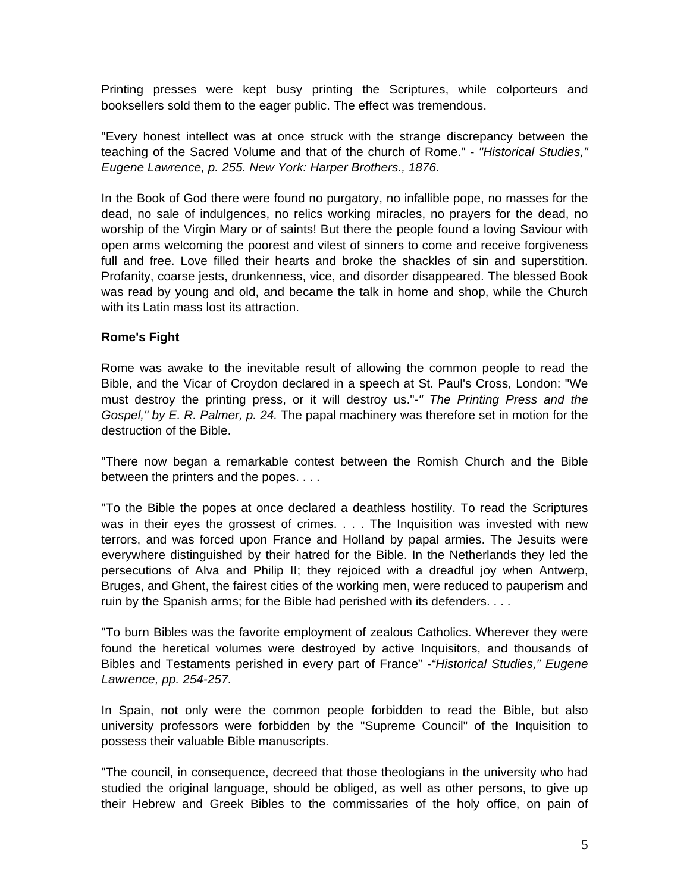Printing presses were kept busy printing the Scriptures, while colporteurs and booksellers sold them to the eager public. The effect was tremendous.

"Every honest intellect was at once struck with the strange discrepancy between the teaching of the Sacred Volume and that of the church of Rome." - *"Historical Studies," Eugene Lawrence, p. 255. New York: Harper Brothers., 1876.*

In the Book of God there were found no purgatory, no infallible pope, no masses for the dead, no sale of indulgences, no relics working miracles, no prayers for the dead, no worship of the Virgin Mary or of saints! But there the people found a loving Saviour with open arms welcoming the poorest and vilest of sinners to come and receive forgiveness full and free. Love filled their hearts and broke the shackles of sin and superstition. Profanity, coarse jests, drunkenness, vice, and disorder disappeared. The blessed Book was read by young and old, and became the talk in home and shop, while the Church with its Latin mass lost its attraction.

**Rome's Fight**

Rome was awake to the inevitable result of allowing the common people to read the Bible, and the Vicar of Croydon declared in a speech at St. Paul's Cross, London: "We must destroy the printing press, or it will destroy us."-*" The Printing Press and the Gospel," by E. R. Palmer, p. 24.* The papal machinery was therefore set in motion for the destruction of the Bible.

"There now began a remarkable contest between the Romish Church and the Bible between the printers and the popes. . . .

"To the Bible the popes at once declared a deathless hostility. To read the Scriptures was in their eyes the grossest of crimes. . . . The Inquisition was invested with new terrors, and was forced upon France and Holland by papal armies. The Jesuits were everywhere distinguished by their hatred for the Bible. In the Netherlands they led the persecutions of Alva and Philip II; they rejoiced with a dreadful joy when Antwerp, Bruges, and Ghent, the fairest cities of the working men, were reduced to pauperism and ruin by the Spanish arms; for the Bible had perished with its defenders. . . .

"To burn Bibles was the favorite employment of zealous Catholics. Wherever they were found the heretical volumes were destroyed by active Inquisitors, and thousands of Bibles and Testaments perished in every part of France" -*"Historical Studies," Eugene Lawrence, pp. 254-257.*

In Spain, not only were the common people forbidden to read the Bible, but also university professors were forbidden by the "Supreme Council" of the Inquisition to possess their valuable Bible manuscripts.

"The council, in consequence, decreed that those theologians in the university who had studied the original language, should be obliged, as well as other persons, to give up their Hebrew and Greek Bibles to the commissaries of the holy office, on pain of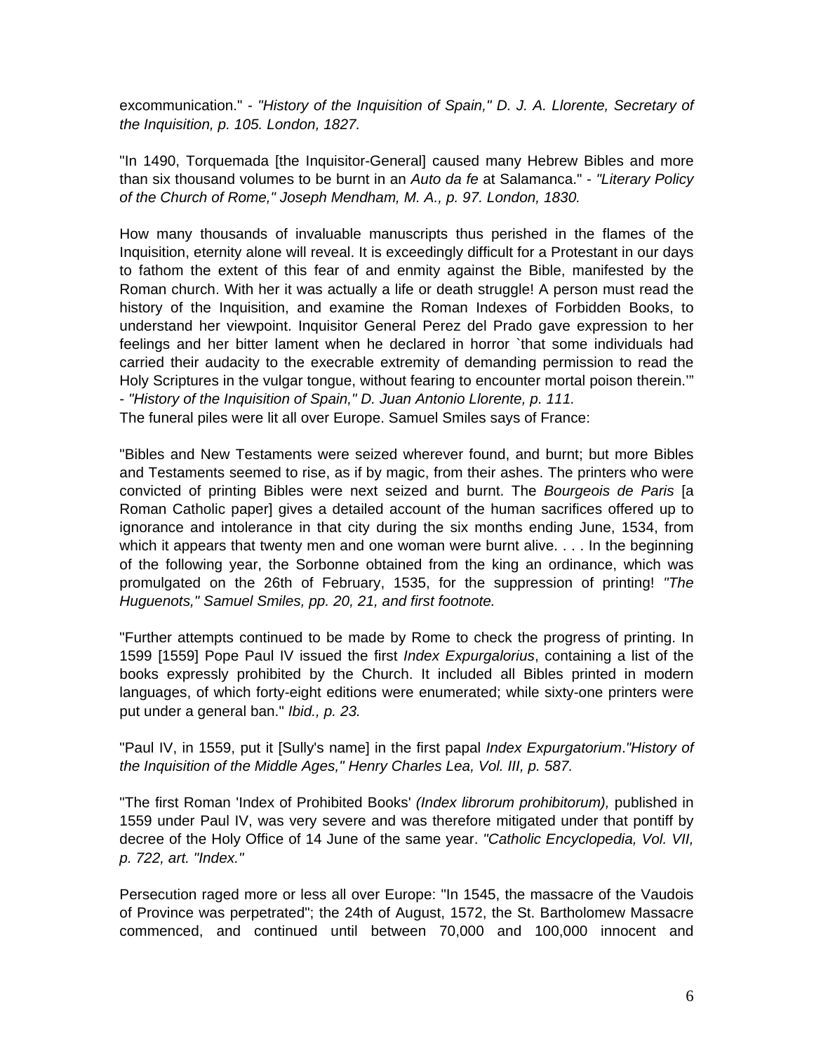excommunication." - *"History of the Inquisition of Spain," D. J. A. Llorente, Secretary of the Inquisition, p. 105. London, 1827.*

"In 1490, Torquemada [the Inquisitor-General] caused many Hebrew Bibles and more than six thousand volumes to be burnt in an *Auto da fe* at Salamanca." - *"Literary Policy of the Church of Rome," Joseph Mendham, M. A., p. 97. London, 1830.*

How many thousands of invaluable manuscripts thus perished in the flames of the Inquisition, eternity alone will reveal. It is exceedingly difficult for a Protestant in our days to fathom the extent of this fear of and enmity against the Bible, manifested by the Roman church. With her it was actually a life or death struggle! A person must read the history of the Inquisition, and examine the Roman Indexes of Forbidden Books, to understand her viewpoint. Inquisitor General Perez del Prado gave expression to her feelings and her bitter lament when he declared in horror `that some individuals had carried their audacity to the execrable extremity of demanding permission to read the Holy Scriptures in the vulgar tongue, without fearing to encounter mortal poison therein.'" - *"History of the Inquisition of Spain," D. Juan Antonio Llorente, p. 111.*

The funeral piles were lit all over Europe. Samuel Smiles says of France:

"Bibles and New Testaments were seized wherever found, and burnt; but more Bibles and Testaments seemed to rise, as if by magic, from their ashes. The printers who were convicted of printing Bibles were next seized and burnt. The *Bourgeois de Paris* [a Roman Catholic paper] gives a detailed account of the human sacrifices offered up to ignorance and intolerance in that city during the six months ending June, 1534, from which it appears that twenty men and one woman were burnt alive. . . . In the beginning of the following year, the Sorbonne obtained from the king an ordinance, which was promulgated on the 26th of February, 1535, for the suppression of printing! *"The Huguenots," Samuel Smiles, pp. 20, 21, and first footnote.*

"Further attempts continued to be made by Rome to check the progress of printing. In 1599 [1559] Pope Paul IV issued the first *Index Expurgalorius*, containing a list of the books expressly prohibited by the Church. It included all Bibles printed in modern languages, of which forty-eight editions were enumerated; while sixty-one printers were put under a general ban." *Ibid., p. 23.*

"Paul IV, in 1559, put it [Sully's name] in the first papal *Index Expurgatorium*.*"History of the Inquisition of the Middle Ages," Henry Charles Lea, Vol. III, p. 587.*

"The first Roman 'Index of Prohibited Books' *(Index librorum prohibitorum),* published in 1559 under Paul IV, was very severe and was therefore mitigated under that pontiff by decree of the Holy Office of 14 June of the same year. *"Catholic Encyclopedia, Vol. VII, p. 722, art. "Index."*

Persecution raged more or less all over Europe: "In 1545, the massacre of the Vaudois of Province was perpetrated"; the 24th of August, 1572, the St. Bartholomew Massacre commenced, and continued until between 70,000 and 100,000 innocent and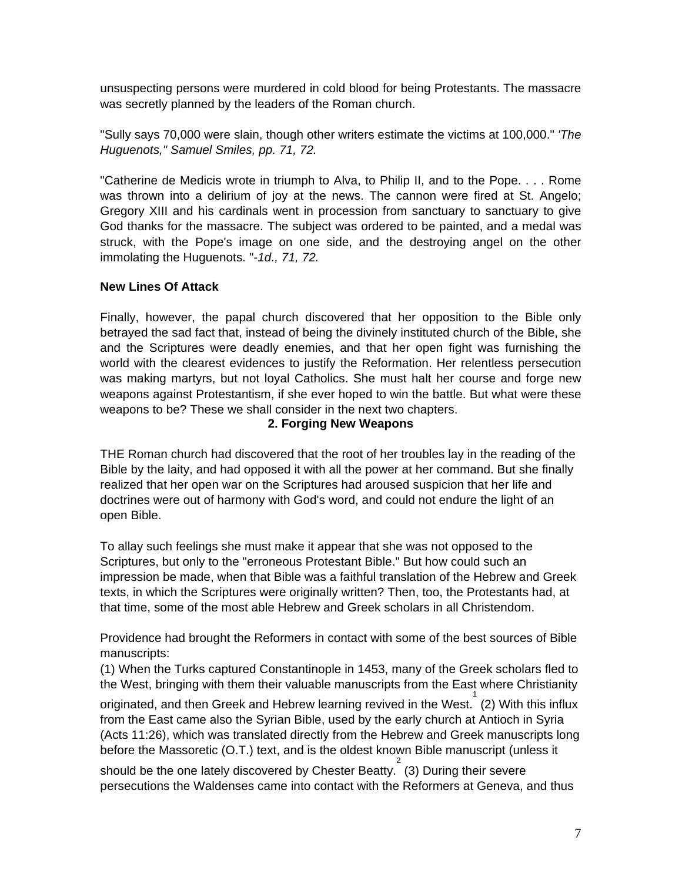unsuspecting persons were murdered in cold blood for being Protestants. The massacre was secretly planned by the leaders of the Roman church.

"Sully says 70,000 were slain, though other writers estimate the victims at 100,000." *'The Huguenots," Samuel Smiles, pp. 71, 72.*

"Catherine de Medicis wrote in triumph to Alva, to Philip II, and to the Pope. . . . Rome was thrown into a delirium of joy at the news. The cannon were fired at St. Angelo; Gregory XIII and his cardinals went in procession from sanctuary to sanctuary to give God thanks for the massacre. The subject was ordered to be painted, and a medal was struck, with the Pope's image on one side, and the destroying angel on the other immolating the Huguenots. "*-1d., 71, 72.*

**New Lines Of Attack**

Finally, however, the papal church discovered that her opposition to the Bible only betrayed the sad fact that, instead of being the divinely instituted church of the Bible, she and the Scriptures were deadly enemies, and that her open fight was furnishing the world with the clearest evidences to justify the Reformation. Her relentless persecution was making martyrs, but not loyal Catholics. She must halt her course and forge new weapons against Protestantism, if she ever hoped to win the battle. But what were these weapons to be? These we shall consider in the next two chapters.

## 2. Forging New Weapons

THE Roman church had discovered that the root of her troubles lay in the reading of the Bible by the laity, and had opposed it with all the power at her command. But she finally realized that her open war on the Scriptures had aroused suspicion that her life and doctrines were out of harmony with God's word, and could not endure the light of an open Bible.

To allay such feelings she must make it appear that she was not opposed to the Scriptures, but only to the "erroneous Protestant Bible." But how could such an impression be made, when that Bible was a faithful translation of the Hebrew and Greek texts, in which the Scriptures were originally written? Then, too, the Protestants had, at that time, some of the most able Hebrew and Greek scholars in all Christendom.

Providence had brought the Reformers in contact with some of the best sources of Bible manuscripts:
(1) When the Turks captured Constantinople in 1453, many of the Greek scholars fled to the West, bringing with them their valuable manuscripts from the East where Christianity originated, and then Greek and Hebrew learning revived in the West.[1] (2) With this influx from the East came also the Syrian Bible, used by the early church at Antioch in Syria (Acts 11:26), which was translated directly from the Hebrew and Greek manuscripts long before the Massoretic (O.T.) text, and is the oldest known Bible manuscript (unless it should be the one lately discovered by Chester Beatty.[2] (3) During their severe persecutions the Waldenses came into contact with the Reformers at Geneva, and thus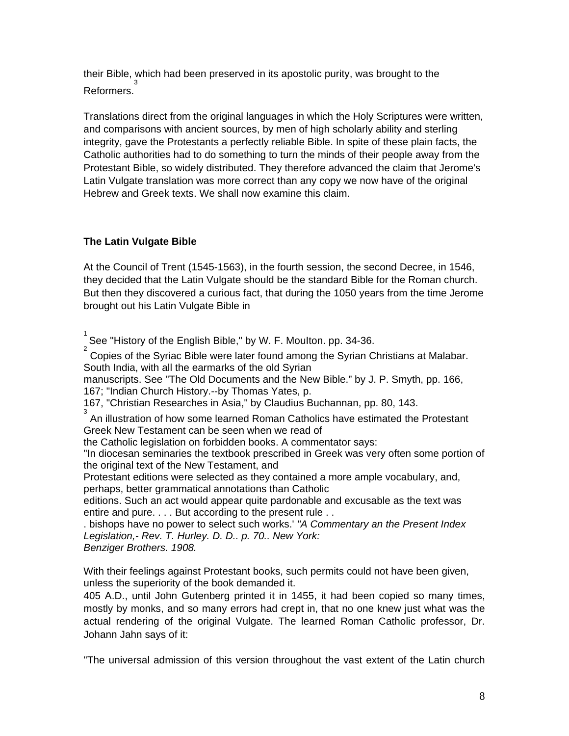their Bible, which had been preserved in its apostolic purity, was brought to the Reformers.[3]

Translations direct from the original languages in which the Holy Scriptures were written, and comparisons with ancient sources, by men of high scholarly ability and sterling integrity, gave the Protestants a perfectly reliable Bible. In spite of these plain facts, the Catholic authorities had to do something to turn the minds of their people away from the Protestant Bible, so widely distributed. They therefore advanced the claim that Jerome's Latin Vulgate translation was more correct than any copy we now have of the original Hebrew and Greek texts. We shall now examine this claim.

### The Latin Vulgate Bible

At the Council of Trent (1545-1563), in the fourth session, the second Decree, in 1546, they decided that the Latin Vulgate should be the standard Bible for the Roman church. But then they discovered a curious fact, that during the 1050 years from the time Jerome brought out his Latin Vulgate Bible in 405 A.D., until John Gutenberg printed it in 1455, it had been copied so many times, mostly by monks, and so many errors had crept in, that no one knew just what was the actual rendering of the original Vulgate. The learned Roman Catholic professor, Dr. Johann Jahn says of it:

"The universal admission of this version throughout the vast extent of the Latin church

---

[1] See "History of the English Bible," by W. F. Moulton. pp. 34-36.

[2] Copies of the Syriac Bible were later found among the Syrian Christians at Malabar. South India, with all the earmarks of the old Syrian manuscripts. See "The Old Documents and the New Bible." by J. P. Smyth, pp. 166, 167; "Indian Church History.--by Thomas Yates, p. 167, "Christian Researches in Asia," by Claudius Buchannan, pp. 80, 143.

[3] An illustration of how some learned Roman Catholics have estimated the Protestant Greek New Testament can be seen when we read of the Catholic legislation on forbidden books. A commentator says: "In diocesan seminaries the textbook prescribed in Greek was very often some portion of the original text of the New Testament, and Protestant editions were selected as they contained a more ample vocabulary, and, perhaps, better grammatical annotations than Catholic editions. Such an act would appear quite pardonable and excusable as the text was entire and pure. . . . But according to the present rule . . . bishops have no power to select such works.' *"A Commentary an the Present Index Legislation,- Rev. T. Hurley. D. D.. p. 70.. New York: Benziger Brothers. 1908.*

With their feelings against Protestant books, such permits could not have been given, unless the superiority of the book demanded it.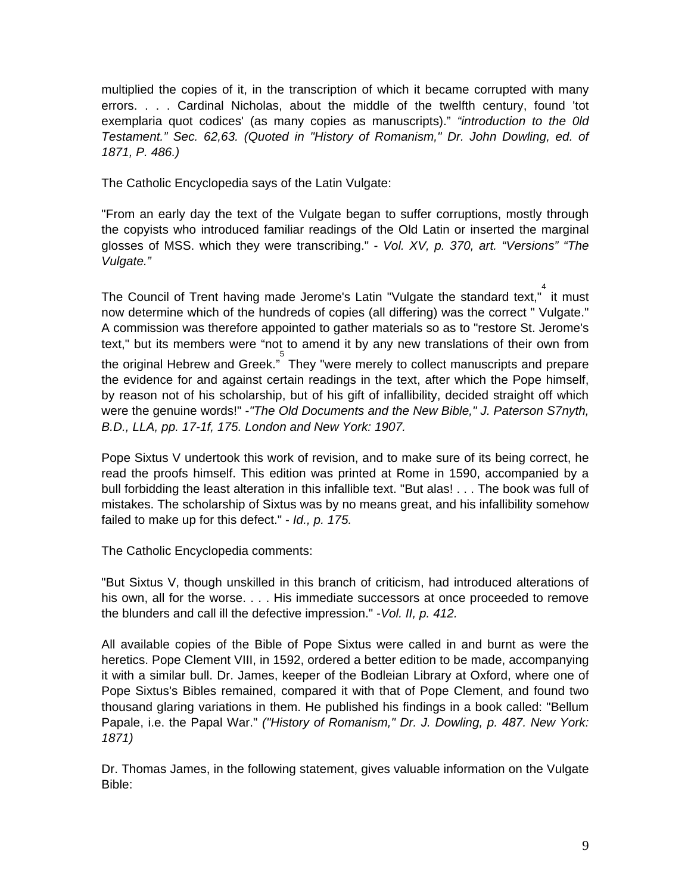multiplied the copies of it, in the transcription of which it became corrupted with many errors. . . . Cardinal Nicholas, about the middle of the twelfth century, found 'tot exemplaria quot codices' (as many copies as manuscripts)." *"introduction to the 0ld Testament." Sec. 62,63. (Quoted in "History of Romanism," Dr. John Dowling, ed. of 1871, P. 486.)*

The Catholic Encyclopedia says of the Latin Vulgate:

"From an early day the text of the Vulgate began to suffer corruptions, mostly through the copyists who introduced familiar readings of the Old Latin or inserted the marginal glosses of MSS. which they were transcribing." - *Vol. XV, p. 370, art. "Versions" "The Vulgate."*

The Council of Trent having made Jerome's Latin "Vulgate the standard text,"[4] it must now determine which of the hundreds of copies (all differing) was the correct " Vulgate." A commission was therefore appointed to gather materials so as to "restore St. Jerome's text," but its members were "not to amend it by any new translations of their own from the original Hebrew and Greek."[5] They "were merely to collect manuscripts and prepare the evidence for and against certain readings in the text, after which the Pope himself, by reason not of his scholarship, but of his gift of infallibility, decided straight off which were the genuine words!" -*"The Old Documents and the New Bible," J. Paterson S7nyth, B.D., LLA, pp. 17-1f, 175. London and New York: 1907.*

Pope Sixtus V undertook this work of revision, and to make sure of its being correct, he read the proofs himself. This edition was printed at Rome in 1590, accompanied by a bull forbidding the least alteration in this infallible text. "But alas! . . . The book was full of mistakes. The scholarship of Sixtus was by no means great, and his infallibility somehow failed to make up for this defect." - *Id., p. 175.*

The Catholic Encyclopedia comments:

"But Sixtus V, though unskilled in this branch of criticism, had introduced alterations of his own, all for the worse. . . . His immediate successors at once proceeded to remove the blunders and call ill the defective impression." -*Vol. II, p. 412.*

All available copies of the Bible of Pope Sixtus were called in and burnt as were the heretics. Pope Clement VIII, in 1592, ordered a better edition to be made, accompanying it with a similar bull. Dr. James, keeper of the Bodleian Library at Oxford, where one of Pope Sixtus's Bibles remained, compared it with that of Pope Clement, and found two thousand glaring variations in them. He published his findings in a book called: "Bellum Papale, i.e. the Papal War." *("History of Romanism," Dr. J. Dowling, p. 487. New York: 1871)*

Dr. Thomas James, in the following statement, gives valuable information on the Vulgate Bible: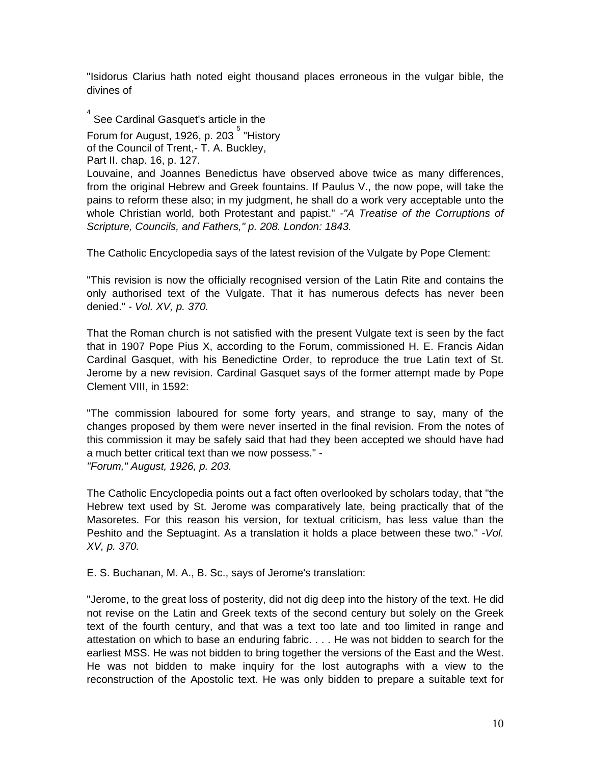"Isidorus Clarius hath noted eight thousand places erroneous in the vulgar bible, the divines of Louvaine, and Joannes Benedictus have observed above twice as many differences, from the original Hebrew and Greek fountains. If Paulus V., the now pope, will take the pains to reform these also; in my judgment, he shall do a work very acceptable unto the whole Christian world, both Protestant and papist." -*"A Treatise of the Corruptions of Scripture, Councils, and Fathers," p. 208. London: 1843.*

The Catholic Encyclopedia says of the latest revision of the Vulgate by Pope Clement:

"This revision is now the officially recognised version of the Latin Rite and contains the only authorised text of the Vulgate. That it has numerous defects has never been denied." - *Vol. XV, p. 370.*

That the Roman church is not satisfied with the present Vulgate text is seen by the fact that in 1907 Pope Pius X, according to the Forum, commissioned H. E. Francis Aidan Cardinal Gasquet, with his Benedictine Order, to reproduce the true Latin text of St. Jerome by a new revision. Cardinal Gasquet says of the former attempt made by Pope Clement VIII, in 1592:

"The commission laboured for some forty years, and strange to say, many of the changes proposed by them were never inserted in the final revision. From the notes of this commission it may be safely said that had they been accepted we should have had a much better critical text than we now possess." - *"Forum," August, 1926, p. 203.*

The Catholic Encyclopedia points out a fact often overlooked by scholars today, that "the Hebrew text used by St. Jerome was comparatively late, being practically that of the Masoretes. For this reason his version, for textual criticism, has less value than the Peshito and the Septuagint. As a translation it holds a place between these two." -*Vol. XV, p. 370.*

E. S. Buchanan, M. A., B. Sc., says of Jerome's translation:

"Jerome, to the great loss of posterity, did not dig deep into the history of the text. He did not revise on the Latin and Greek texts of the second century but solely on the Greek text of the fourth century, and that was a text too late and too limited in range and attestation on which to base an enduring fabric. . . . He was not bidden to search for the earliest MSS. He was not bidden to bring together the versions of the East and the West. He was not bidden to make inquiry for the lost autographs with a view to the reconstruction of the Apostolic text. He was only bidden to prepare a suitable text for

[4] See Cardinal Gasquet's article in the Forum for August, 1926, p. 203

[5] "History of the Council of Trent,- T. A. Buckley, Part II. chap. 16, p. 127.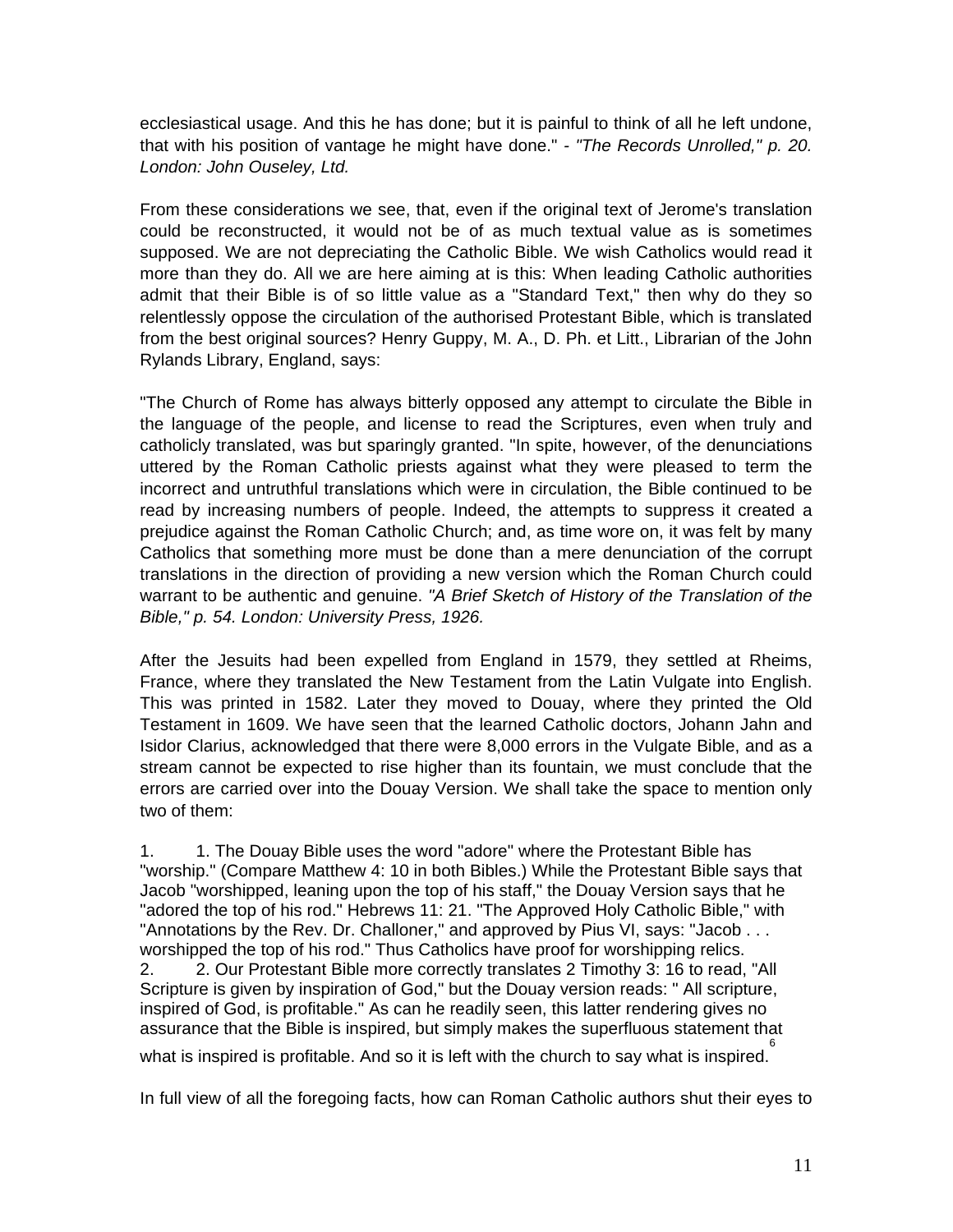ecclesiastical usage. And this he has done; but it is painful to think of all he left undone, that with his position of vantage he might have done." - *"The Records Unrolled," p. 20. London: John Ouseley, Ltd.*

From these considerations we see, that, even if the original text of Jerome's translation could be reconstructed, it would not be of as much textual value as is sometimes supposed. We are not depreciating the Catholic Bible. We wish Catholics would read it more than they do. All we are here aiming at is this: When leading Catholic authorities admit that their Bible is of so little value as a "Standard Text," then why do they so relentlessly oppose the circulation of the authorised Protestant Bible, which is translated from the best original sources? Henry Guppy, M. A., D. Ph. et Litt., Librarian of the John Rylands Library, England, says:

"The Church of Rome has always bitterly opposed any attempt to circulate the Bible in the language of the people, and license to read the Scriptures, even when truly and catholicly translated, was but sparingly granted. "In spite, however, of the denunciations uttered by the Roman Catholic priests against what they were pleased to term the incorrect and untruthful translations which were in circulation, the Bible continued to be read by increasing numbers of people. Indeed, the attempts to suppress it created a prejudice against the Roman Catholic Church; and, as time wore on, it was felt by many Catholics that something more must be done than a mere denunciation of the corrupt translations in the direction of providing a new version which the Roman Church could warrant to be authentic and genuine. *"A Brief Sketch of History of the Translation of the Bible," p. 54. London: University Press, 1926.*

After the Jesuits had been expelled from England in 1579, they settled at Rheims, France, where they translated the New Testament from the Latin Vulgate into English. This was printed in 1582. Later they moved to Douay, where they printed the Old Testament in 1609. We have seen that the learned Catholic doctors, Johann Jahn and Isidor Clarius, acknowledged that there were 8,000 errors in the Vulgate Bible, and as a stream cannot be expected to rise higher than its fountain, we must conclude that the errors are carried over into the Douay Version. We shall take the space to mention only two of them:

1. 1. The Douay Bible uses the word "adore" where the Protestant Bible has "worship." (Compare Matthew 4: 10 in both Bibles.) While the Protestant Bible says that Jacob "worshipped, leaning upon the top of his staff," the Douay Version says that he "adored the top of his rod." Hebrews 11: 21. "The Approved Holy Catholic Bible," with "Annotations by the Rev. Dr. Challoner," and approved by Pius VI, says: "Jacob . . . worshipped the top of his rod." Thus Catholics have proof for worshipping relics.
2. 2. Our Protestant Bible more correctly translates 2 Timothy 3: 16 to read, "All Scripture is given by inspiration of God," but the Douay version reads: " All scripture, inspired of God, is profitable." As can he readily seen, this latter rendering gives no assurance that the Bible is inspired, but simply makes the superfluous statement that what is inspired is profitable. And so it is left with the church to say what is inspired.[6]

In full view of all the foregoing facts, how can Roman Catholic authors shut their eyes to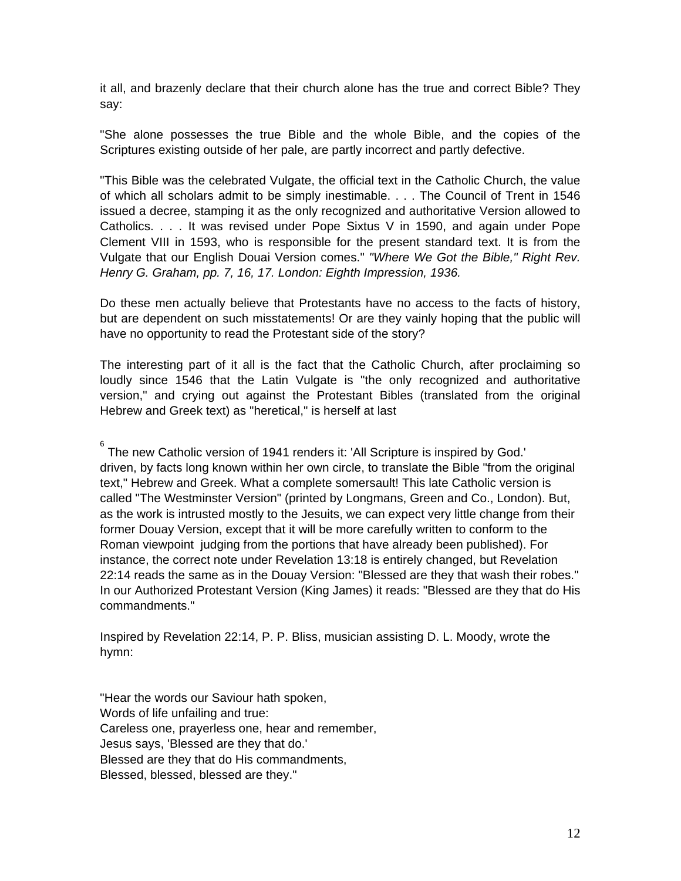it all, and brazenly declare that their church alone has the true and correct Bible? They say:

"She alone possesses the true Bible and the whole Bible, and the copies of the Scriptures existing outside of her pale, are partly incorrect and partly defective.

"This Bible was the celebrated Vulgate, the official text in the Catholic Church, the value of which all scholars admit to be simply inestimable. . . . The Council of Trent in 1546 issued a decree, stamping it as the only recognized and authoritative Version allowed to Catholics. . . . It was revised under Pope Sixtus V in 1590, and again under Pope Clement VIII in 1593, who is responsible for the present standard text. It is from the Vulgate that our English Douai Version comes." *"Where We Got the Bible," Right Rev. Henry G. Graham, pp. 7, 16, 17. London: Eighth Impression, 1936.*

Do these men actually believe that Protestants have no access to the facts of history, but are dependent on such misstatements! Or are they vainly hoping that the public will have no opportunity to read the Protestant side of the story?

The interesting part of it all is the fact that the Catholic Church, after proclaiming so loudly since 1546 that the Latin Vulgate is "the only recognized and authoritative version," and crying out against the Protestant Bibles (translated from the original Hebrew and Greek text) as "heretical," is herself at last

[6] The new Catholic version of 1941 renders it: 'All Scripture is inspired by God.'

driven, by facts long known within her own circle, to translate the Bible "from the original text," Hebrew and Greek. What a complete somersault! This late Catholic version is called "The Westminster Version" (printed by Longmans, Green and Co., London). But, as the work is intrusted mostly to the Jesuits, we can expect very little change from their former Douay Version, except that it will be more carefully written to conform to the Roman viewpoint judging from the portions that have already been published). For instance, the correct note under Revelation 13:18 is entirely changed, but Revelation 22:14 reads the same as in the Douay Version: "Blessed are they that wash their robes." In our Authorized Protestant Version (King James) it reads: "Blessed are they that do His commandments."

Inspired by Revelation 22:14, P. P. Bliss, musician assisting D. L. Moody, wrote the hymn:

"Hear the words our Saviour hath spoken,  
Words of life unfailing and true:  
Careless one, prayerless one, hear and remember,  
Jesus says, 'Blessed are they that do.'  
Blessed are they that do His commandments,  
Blessed, blessed, blessed are they."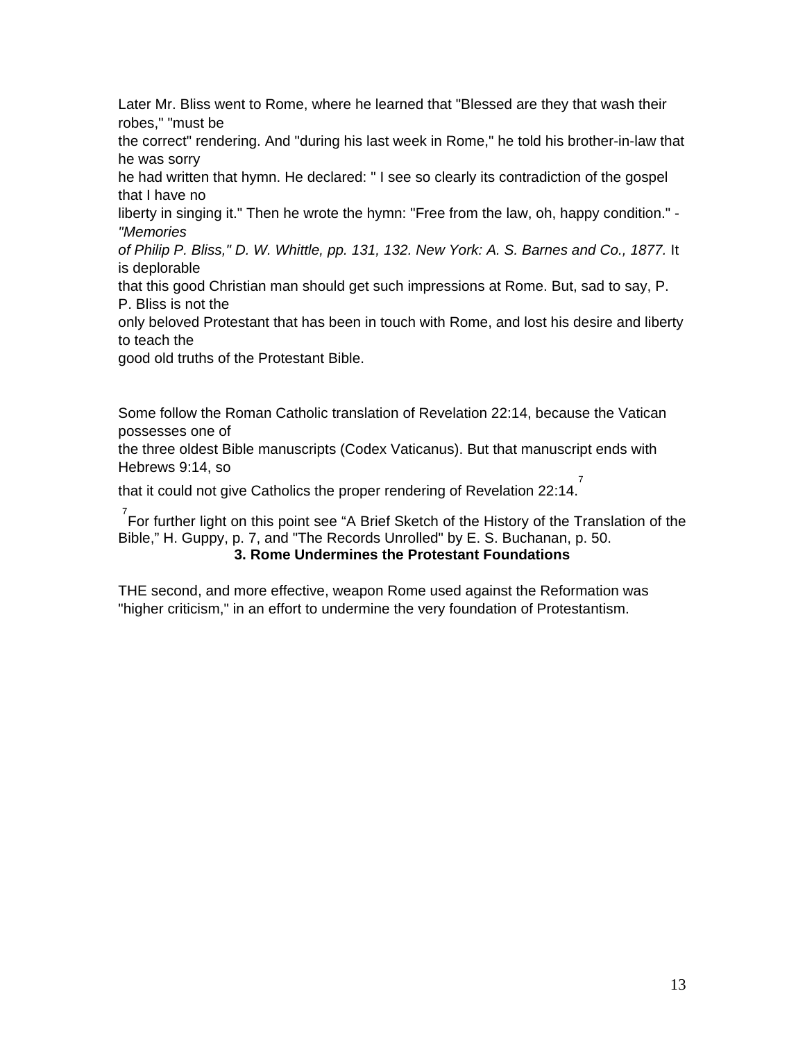Later Mr. Bliss went to Rome, where he learned that "Blessed are they that wash their robes," "must be the correct" rendering. And "during his last week in Rome," he told his brother-in-law that he was sorry he had written that hymn. He declared: " I see so clearly its contradiction of the gospel that I have no liberty in singing it." Then he wrote the hymn: "Free from the law, oh, happy condition." - *"Memories of Philip P. Bliss," D. W. Whittle, pp. 131, 132. New York: A. S. Barnes and Co., 1877.* It is deplorable that this good Christian man should get such impressions at Rome. But, sad to say, P. P. Bliss is not the only beloved Protestant that has been in touch with Rome, and lost his desire and liberty to teach the good old truths of the Protestant Bible.

Some follow the Roman Catholic translation of Revelation 22:14, because the Vatican possesses one of the three oldest Bible manuscripts (Codex Vaticanus). But that manuscript ends with Hebrews 9:14, so that it could not give Catholics the proper rendering of Revelation 22:14.[7]

[7] For further light on this point see “A Brief Sketch of the History of the Translation of the Bible,” H. Guppy, p. 7, and "The Records Unrolled" by E. S. Buchanan, p. 50.

## 3. Rome Undermines the Protestant Foundations

THE second, and more effective, weapon Rome used against the Reformation was "higher criticism," in an effort to undermine the very foundation of Protestantism.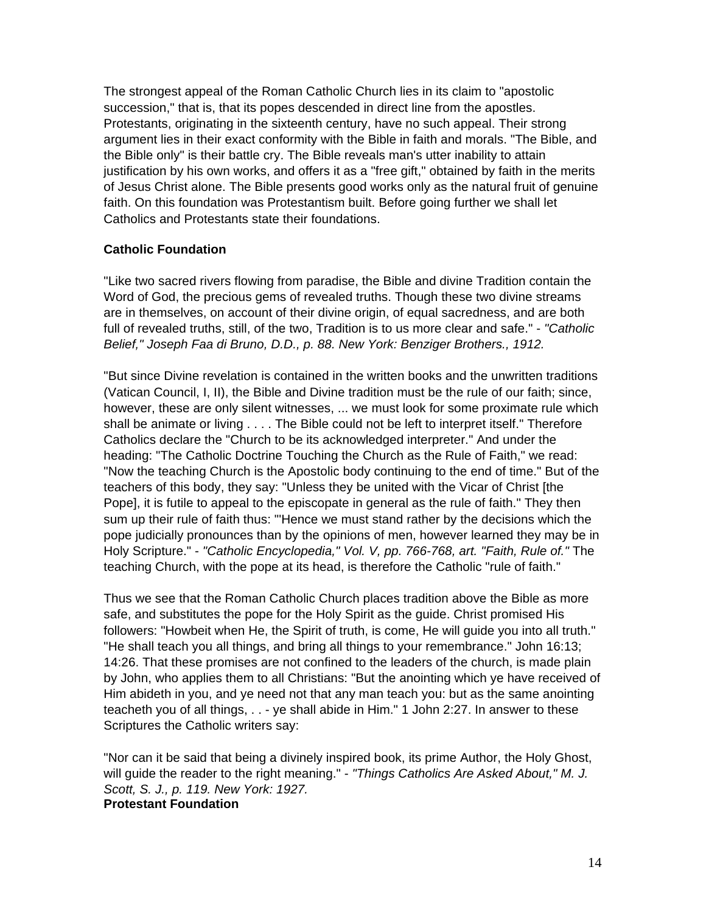The strongest appeal of the Roman Catholic Church lies in its claim to "apostolic succession," that is, that its popes descended in direct line from the apostles. Protestants, originating in the sixteenth century, have no such appeal. Their strong argument lies in their exact conformity with the Bible in faith and morals. "The Bible, and the Bible only" is their battle cry. The Bible reveals man's utter inability to attain justification by his own works, and offers it as a "free gift," obtained by faith in the merits of Jesus Christ alone. The Bible presents good works only as the natural fruit of genuine faith. On this foundation was Protestantism built. Before going further we shall let Catholics and Protestants state their foundations.

**Catholic Foundation**

"Like two sacred rivers flowing from paradise, the Bible and divine Tradition contain the Word of God, the precious gems of revealed truths. Though these two divine streams are in themselves, on account of their divine origin, of equal sacredness, and are both full of revealed truths, still, of the two, Tradition is to us more clear and safe." - *"Catholic Belief," Joseph Faa di Bruno, D.D., p. 88. New York: Benziger Brothers., 1912.*

"But since Divine revelation is contained in the written books and the unwritten traditions (Vatican Council, I, II), the Bible and Divine tradition must be the rule of our faith; since, however, these are only silent witnesses, ... we must look for some proximate rule which shall be animate or living . . . . The Bible could not be left to interpret itself." Therefore Catholics declare the "Church to be its acknowledged interpreter." And under the heading: "The Catholic Doctrine Touching the Church as the Rule of Faith," we read: "Now the teaching Church is the Apostolic body continuing to the end of time." But of the teachers of this body, they say: "Unless they be united with the Vicar of Christ [the Pope], it is futile to appeal to the episcopate in general as the rule of faith." They then sum up their rule of faith thus: "'Hence we must stand rather by the decisions which the pope judicially pronounces than by the opinions of men, however learned they may be in Holy Scripture." - *"Catholic Encyclopedia," Vol. V, pp. 766-768, art. "Faith, Rule of."* The teaching Church, with the pope at its head, is therefore the Catholic "rule of faith."

Thus we see that the Roman Catholic Church places tradition above the Bible as more safe, and substitutes the pope for the Holy Spirit as the guide. Christ promised His followers: "Howbeit when He, the Spirit of truth, is come, He will guide you into all truth." "He shall teach you all things, and bring all things to your remembrance." John 16:13; 14:26. That these promises are not confined to the leaders of the church, is made plain by John, who applies them to all Christians: "But the anointing which ye have received of Him abideth in you, and ye need not that any man teach you: but as the same anointing teacheth you of all things, . . - ye shall abide in Him." 1 John 2:27. In answer to these Scriptures the Catholic writers say:

"Nor can it be said that being a divinely inspired book, its prime Author, the Holy Ghost, will guide the reader to the right meaning." - *"Things Catholics Are Asked About," M. J. Scott, S. J., p. 119. New York: 1927.*

**Protestant Foundation**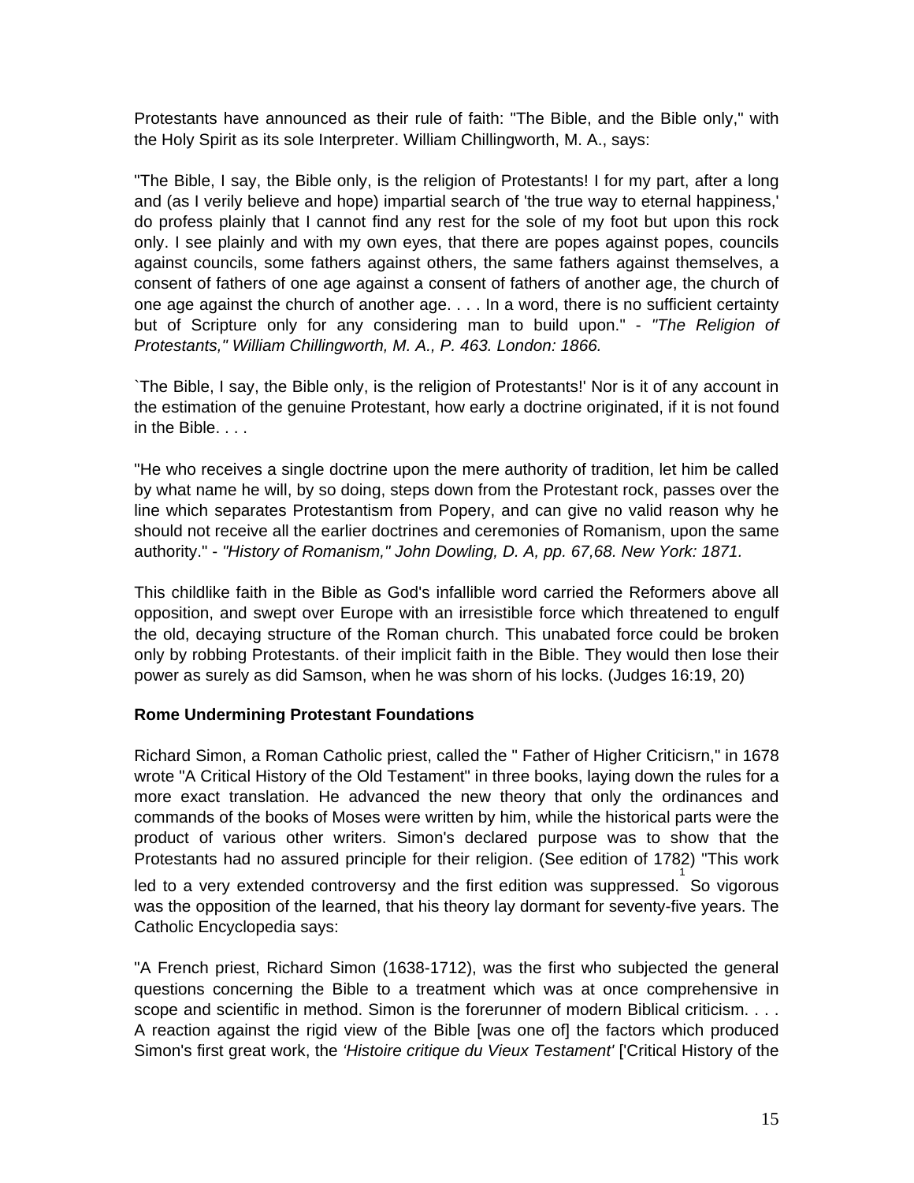Protestants have announced as their rule of faith: "The Bible, and the Bible only," with the Holy Spirit as its sole Interpreter. William Chillingworth, M. A., says:

"The Bible, I say, the Bible only, is the religion of Protestants! I for my part, after a long and (as I verily believe and hope) impartial search of 'the true way to eternal happiness,' do profess plainly that I cannot find any rest for the sole of my foot but upon this rock only. I see plainly and with my own eyes, that there are popes against popes, councils against councils, some fathers against others, the same fathers against themselves, a consent of fathers of one age against a consent of fathers of another age, the church of one age against the church of another age. . . . In a word, there is no sufficient certainty but of Scripture only for any considering man to build upon." - *"The Religion of Protestants," William Chillingworth, M. A., P. 463. London: 1866.*

`The Bible, I say, the Bible only, is the religion of Protestants!' Nor is it of any account in the estimation of the genuine Protestant, how early a doctrine originated, if it is not found in the Bible. . . .

"He who receives a single doctrine upon the mere authority of tradition, let him be called by what name he will, by so doing, steps down from the Protestant rock, passes over the line which separates Protestantism from Popery, and can give no valid reason why he should not receive all the earlier doctrines and ceremonies of Romanism, upon the same authority." - *"History of Romanism," John Dowling, D. A, pp. 67,68. New York: 1871.*

This childlike faith in the Bible as God's infallible word carried the Reformers above all opposition, and swept over Europe with an irresistible force which threatened to engulf the old, decaying structure of the Roman church. This unabated force could be broken only by robbing Protestants. of their implicit faith in the Bible. They would then lose their power as surely as did Samson, when he was shorn of his locks. (Judges 16:19, 20)

**Rome Undermining Protestant Foundations**

Richard Simon, a Roman Catholic priest, called the " Father of Higher Criticisrn," in 1678 wrote "A Critical History of the Old Testament" in three books, laying down the rules for a more exact translation. He advanced the new theory that only the ordinances and commands of the books of Moses were written by him, while the historical parts were the product of various other writers. Simon's declared purpose was to show that the Protestants had no assured principle for their religion. (See edition of 1782) "This work led to a very extended controversy and the first edition was suppressed.[1] So vigorous was the opposition of the learned, that his theory lay dormant for seventy-five years. The Catholic Encyclopedia says:

"A French priest, Richard Simon (1638-1712), was the first who subjected the general questions concerning the Bible to a treatment which was at once comprehensive in scope and scientific in method. Simon is the forerunner of modern Biblical criticism. . . . A reaction against the rigid view of the Bible [was one of] the factors which produced Simon's first great work, the *'Histoire critique du Vieux Testament'* ['Critical History of the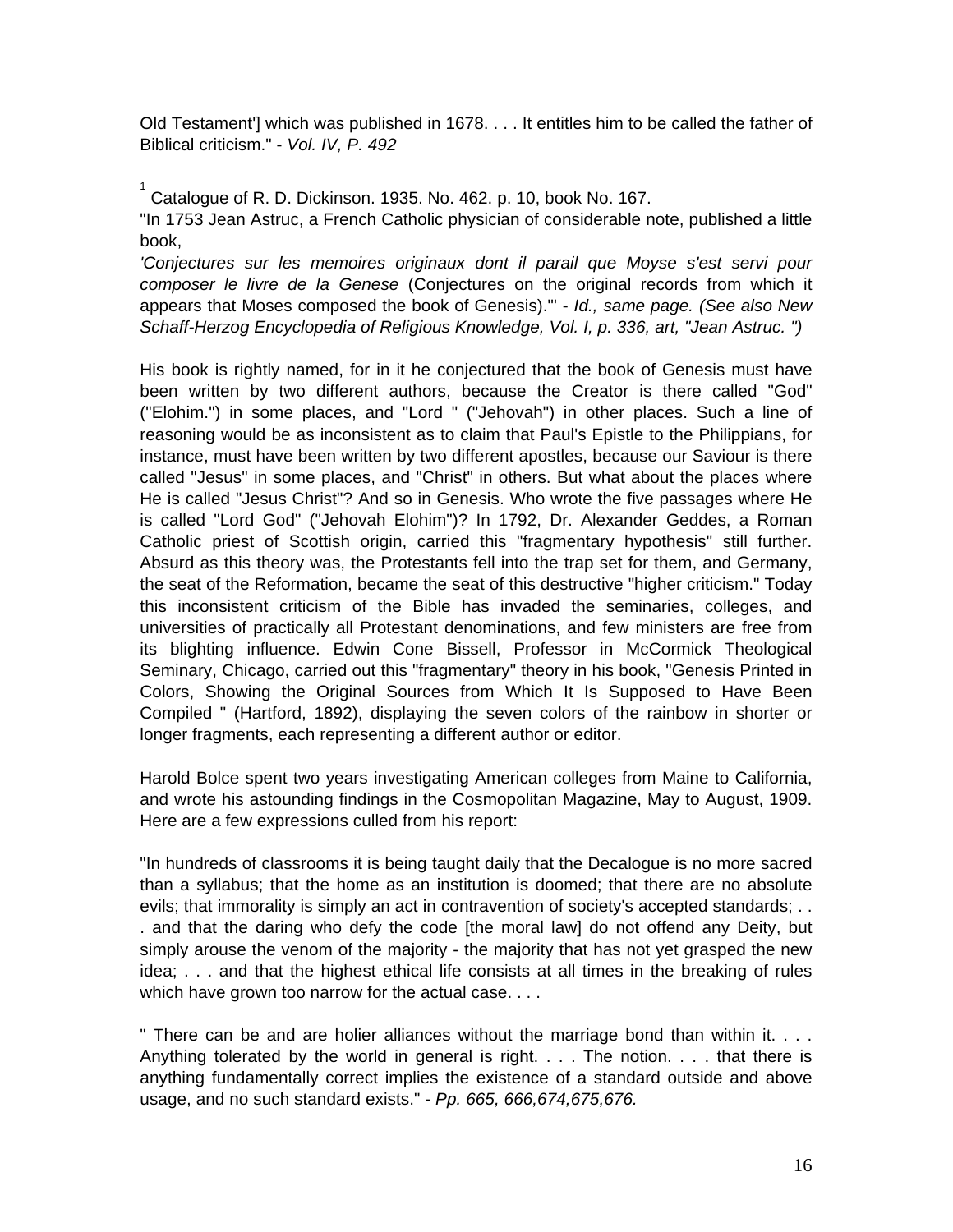Old Testament'] which was published in 1678. . . . It entitles him to be called the father of Biblical criticism." - *Vol. IV, P. 492*

[1] Catalogue of R. D. Dickinson. 1935. No. 462. p. 10, book No. 167.

"In 1753 Jean Astruc, a French Catholic physician of considerable note, published a little book,

*'Conjectures sur les memoires originaux dont il parail que Moyse s'est servi pour composer le livre de la Genese* (Conjectures on the original records from which it appears that Moses composed the book of Genesis).'" - *Id., same page. (See also New Schaff-Herzog Encyclopedia of Religious Knowledge, Vol. I, p. 336, art, "Jean Astruc. ")*

His book is rightly named, for in it he conjectured that the book of Genesis must have been written by two different authors, because the Creator is there called "God" ("Elohim.") in some places, and "Lord " ("Jehovah") in other places. Such a line of reasoning would be as inconsistent as to claim that Paul's Epistle to the Philippians, for instance, must have been written by two different apostles, because our Saviour is there called "Jesus" in some places, and "Christ" in others. But what about the places where He is called "Jesus Christ"? And so in Genesis. Who wrote the five passages where He is called "Lord God" ("Jehovah Elohim")? In 1792, Dr. Alexander Geddes, a Roman Catholic priest of Scottish origin, carried this "fragmentary hypothesis" still further. Absurd as this theory was, the Protestants fell into the trap set for them, and Germany, the seat of the Reformation, became the seat of this destructive "higher criticism." Today this inconsistent criticism of the Bible has invaded the seminaries, colleges, and universities of practically all Protestant denominations, and few ministers are free from its blighting influence. Edwin Cone Bissell, Professor in McCormick Theological Seminary, Chicago, carried out this "fragmentary" theory in his book, "Genesis Printed in Colors, Showing the Original Sources from Which It Is Supposed to Have Been Compiled " (Hartford, 1892), displaying the seven colors of the rainbow in shorter or longer fragments, each representing a different author or editor.

Harold Bolce spent two years investigating American colleges from Maine to California, and wrote his astounding findings in the Cosmopolitan Magazine, May to August, 1909. Here are a few expressions culled from his report:

"In hundreds of classrooms it is being taught daily that the Decalogue is no more sacred than a syllabus; that the home as an institution is doomed; that there are no absolute evils; that immorality is simply an act in contravention of society's accepted standards; . . . and that the daring who defy the code [the moral law] do not offend any Deity, but simply arouse the venom of the majority - the majority that has not yet grasped the new idea; . . . and that the highest ethical life consists at all times in the breaking of rules which have grown too narrow for the actual case. . . .

" There can be and are holier alliances without the marriage bond than within it. . . . Anything tolerated by the world in general is right. . . . The notion. . . . that there is anything fundamentally correct implies the existence of a standard outside and above usage, and no such standard exists." - *Pp. 665, 666,674,675,676.*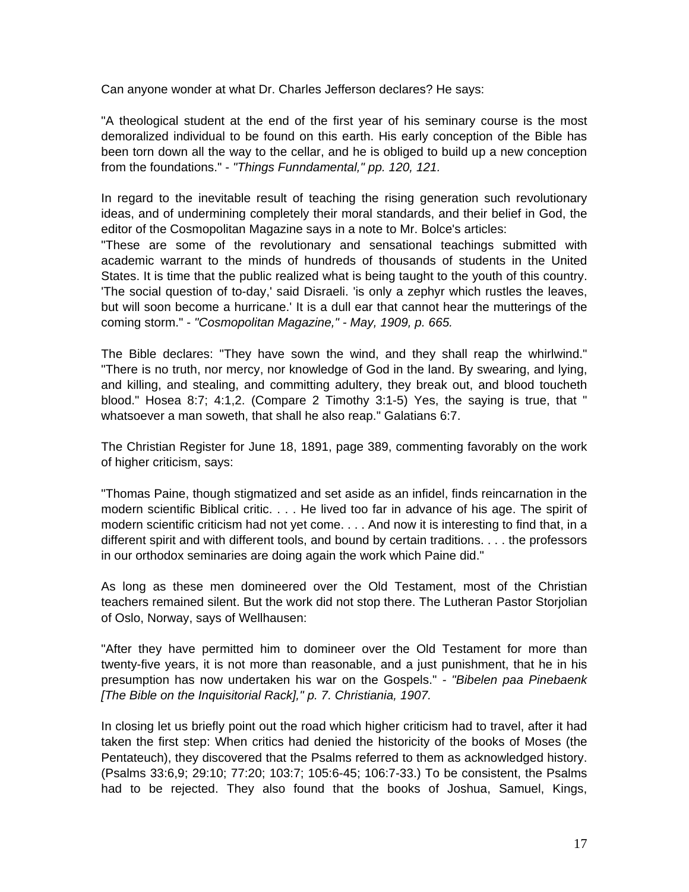Can anyone wonder at what Dr. Charles Jefferson declares? He says:

"A theological student at the end of the first year of his seminary course is the most demoralized individual to be found on this earth. His early conception of the Bible has been torn down all the way to the cellar, and he is obliged to build up a new conception from the foundations." - *"Things Funndamental," pp. 120, 121.*

In regard to the inevitable result of teaching the rising generation such revolutionary ideas, and of undermining completely their moral standards, and their belief in God, the editor of the Cosmopolitan Magazine says in a note to Mr. Bolce's articles:
"These are some of the revolutionary and sensational teachings submitted with academic warrant to the minds of hundreds of thousands of students in the United States. It is time that the public realized what is being taught to the youth of this country. 'The social question of to-day,' said Disraeli. 'is only a zephyr which rustles the leaves, but will soon become a hurricane.' It is a dull ear that cannot hear the mutterings of the coming storm." - *"Cosmopolitan Magazine," - May, 1909, p. 665.*

The Bible declares: "They have sown the wind, and they shall reap the whirlwind." "There is no truth, nor mercy, nor knowledge of God in the land. By swearing, and lying, and killing, and stealing, and committing adultery, they break out, and blood toucheth blood." Hosea 8:7; 4:1,2. (Compare 2 Timothy 3:1-5) Yes, the saying is true, that " whatsoever a man soweth, that shall he also reap." Galatians 6:7.

The Christian Register for June 18, 1891, page 389, commenting favorably on the work of higher criticism, says:

"Thomas Paine, though stigmatized and set aside as an infidel, finds reincarnation in the modern scientific Biblical critic. . . . He lived too far in advance of his age. The spirit of modern scientific criticism had not yet come. . . . And now it is interesting to find that, in a different spirit and with different tools, and bound by certain traditions. . . . the professors in our orthodox seminaries are doing again the work which Paine did."

As long as these men domineered over the Old Testament, most of the Christian teachers remained silent. But the work did not stop there. The Lutheran Pastor Storjolian of Oslo, Norway, says of Wellhausen:

"After they have permitted him to domineer over the Old Testament for more than twenty-five years, it is not more than reasonable, and a just punishment, that he in his presumption has now undertaken his war on the Gospels." - *"Bibelen paa Pinebaenk [The Bible on the Inquisitorial Rack]," p. 7. Christiania, 1907.*

In closing let us briefly point out the road which higher criticism had to travel, after it had taken the first step: When critics had denied the historicity of the books of Moses (the Pentateuch), they discovered that the Psalms referred to them as acknowledged history. (Psalms 33:6,9; 29:10; 77:20; 103:7; 105:6-45; 106:7-33.) To be consistent, the Psalms had to be rejected. They also found that the books of Joshua, Samuel, Kings,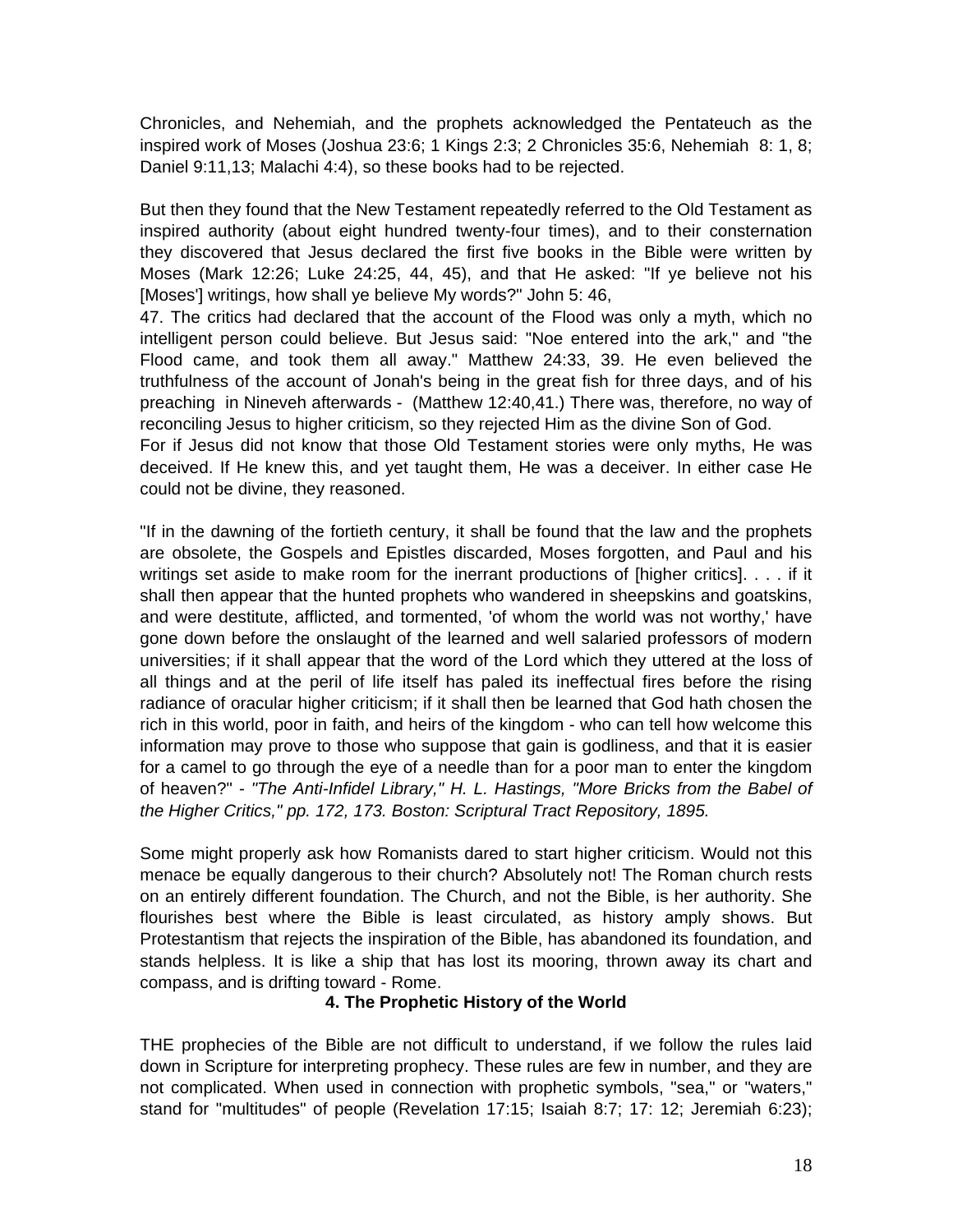Chronicles, and Nehemiah, and the prophets acknowledged the Pentateuch as the inspired work of Moses (Joshua 23:6; 1 Kings 2:3; 2 Chronicles 35:6, Nehemiah 8: 1, 8; Daniel 9:11,13; Malachi 4:4), so these books had to be rejected.

But then they found that the New Testament repeatedly referred to the Old Testament as inspired authority (about eight hundred twenty-four times), and to their consternation they discovered that Jesus declared the first five books in the Bible were written by Moses (Mark 12:26; Luke 24:25, 44, 45), and that He asked: "If ye believe not his [Moses'] writings, how shall ye believe My words?" John 5: 46,
47. The critics had declared that the account of the Flood was only a myth, which no intelligent person could believe. But Jesus said: "Noe entered into the ark," and "the Flood came, and took them all away." Matthew 24:33, 39. He even believed the truthfulness of the account of Jonah's being in the great fish for three days, and of his preaching in Nineveh afterwards - (Matthew 12:40,41.) There was, therefore, no way of reconciling Jesus to higher criticism, so they rejected Him as the divine Son of God.
For if Jesus did not know that those Old Testament stories were only myths, He was deceived. If He knew this, and yet taught them, He was a deceiver. In either case He could not be divine, they reasoned.

"If in the dawning of the fortieth century, it shall be found that the law and the prophets are obsolete, the Gospels and Epistles discarded, Moses forgotten, and Paul and his writings set aside to make room for the inerrant productions of [higher critics]. . . . if it shall then appear that the hunted prophets who wandered in sheepskins and goatskins, and were destitute, afflicted, and tormented, 'of whom the world was not worthy,' have gone down before the onslaught of the learned and well salaried professors of modern universities; if it shall appear that the word of the Lord which they uttered at the loss of all things and at the peril of life itself has paled its ineffectual fires before the rising radiance of oracular higher criticism; if it shall then be learned that God hath chosen the rich in this world, poor in faith, and heirs of the kingdom - who can tell how welcome this information may prove to those who suppose that gain is godliness, and that it is easier for a camel to go through the eye of a needle than for a poor man to enter the kingdom of heaven?" - *"The Anti-Infidel Library," H. L. Hastings, "More Bricks from the Babel of the Higher Critics," pp. 172, 173. Boston: Scriptural Tract Repository, 1895.*

Some might properly ask how Romanists dared to start higher criticism. Would not this menace be equally dangerous to their church? Absolutely not! The Roman church rests on an entirely different foundation. The Church, and not the Bible, is her authority. She flourishes best where the Bible is least circulated, as history amply shows. But Protestantism that rejects the inspiration of the Bible, has abandoned its foundation, and stands helpless. It is like a ship that has lost its mooring, thrown away its chart and compass, and is drifting toward - Rome.

## 4. The Prophetic History of the World

THE prophecies of the Bible are not difficult to understand, if we follow the rules laid down in Scripture for interpreting prophecy. These rules are few in number, and they are not complicated. When used in connection with prophetic symbols, "sea," or "waters," stand for "multitudes" of people (Revelation 17:15; Isaiah 8:7; 17: 12; Jeremiah 6:23);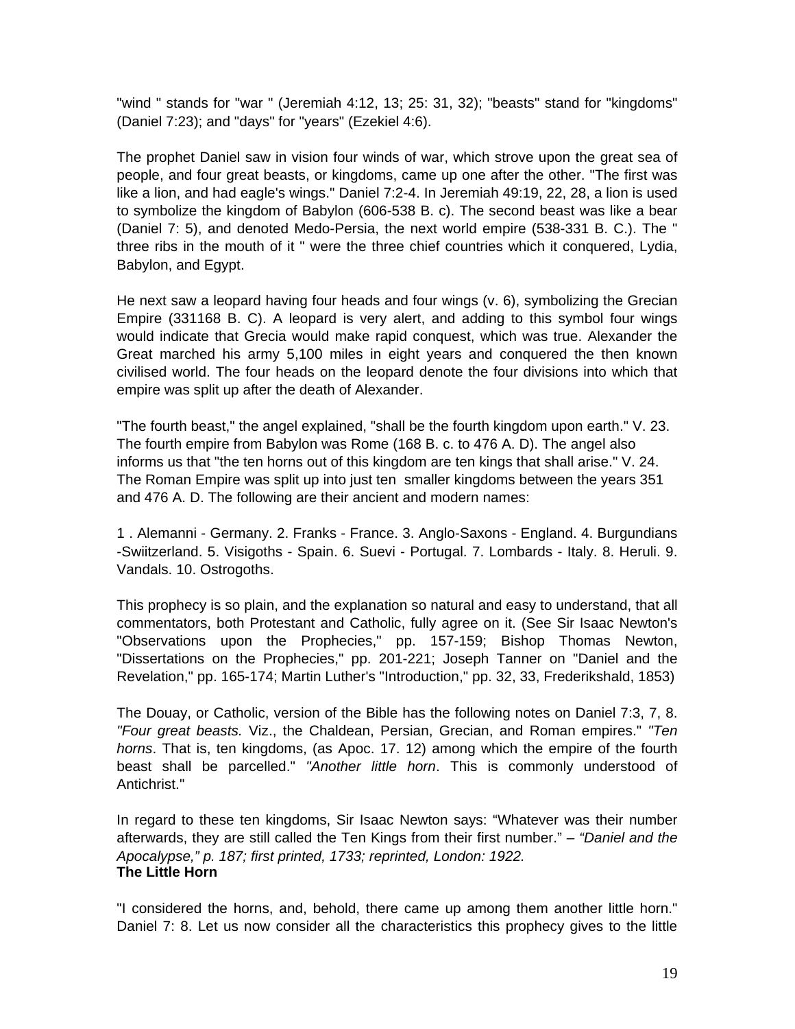"wind " stands for "war " (Jeremiah 4:12, 13; 25: 31, 32); "beasts" stand for "kingdoms" (Daniel 7:23); and "days" for "years" (Ezekiel 4:6).

The prophet Daniel saw in vision four winds of war, which strove upon the great sea of people, and four great beasts, or kingdoms, came up one after the other. "The first was like a lion, and had eagle's wings." Daniel 7:2-4. In Jeremiah 49:19, 22, 28, a lion is used to symbolize the kingdom of Babylon (606-538 B. c). The second beast was like a bear (Daniel 7: 5), and denoted Medo-Persia, the next world empire (538-331 B. C.). The " three ribs in the mouth of it " were the three chief countries which it conquered, Lydia, Babylon, and Egypt.

He next saw a leopard having four heads and four wings (v. 6), symbolizing the Grecian Empire (331168 B. C). A leopard is very alert, and adding to this symbol four wings would indicate that Grecia would make rapid conquest, which was true. Alexander the Great marched his army 5,100 miles in eight years and conquered the then known civilised world. The four heads on the leopard denote the four divisions into which that empire was split up after the death of Alexander.

"The fourth beast," the angel explained, "shall be the fourth kingdom upon earth." V. 23. The fourth empire from Babylon was Rome (168 B. c. to 476 A. D). The angel also informs us that "the ten horns out of this kingdom are ten kings that shall arise." V. 24. The Roman Empire was split up into just ten smaller kingdoms between the years 351 and 476 A. D. The following are their ancient and modern names:

1 . Alemanni - Germany. 2. Franks - France. 3. Anglo-Saxons - England. 4. Burgundians -Swiitzerland. 5. Visigoths - Spain. 6. Suevi - Portugal. 7. Lombards - Italy. 8. Heruli. 9. Vandals. 10. Ostrogoths.

This prophecy is so plain, and the explanation so natural and easy to understand, that all commentators, both Protestant and Catholic, fully agree on it. (See Sir Isaac Newton's "Observations upon the Prophecies," pp. 157-159; Bishop Thomas Newton, "Dissertations on the Prophecies," pp. 201-221; Joseph Tanner on "Daniel and the Revelation," pp. 165-174; Martin Luther's "Introduction," pp. 32, 33, Frederikshald, 1853)

The Douay, or Catholic, version of the Bible has the following notes on Daniel 7:3, 7, 8. *"Four great beasts.* Viz., the Chaldean, Persian, Grecian, and Roman empires." *"Ten horns*. That is, ten kingdoms, (as Apoc. 17. 12) among which the empire of the fourth beast shall be parcelled." *"Another little horn*. This is commonly understood of Antichrist."

In regard to these ten kingdoms, Sir Isaac Newton says: “Whatever was their number afterwards, they are still called the Ten Kings from their first number.” – *“Daniel and the Apocalypse,” p. 187; first printed, 1733; reprinted, London: 1922.*

**The Little Horn**

"I considered the horns, and, behold, there came up among them another little horn." Daniel 7: 8. Let us now consider all the characteristics this prophecy gives to the little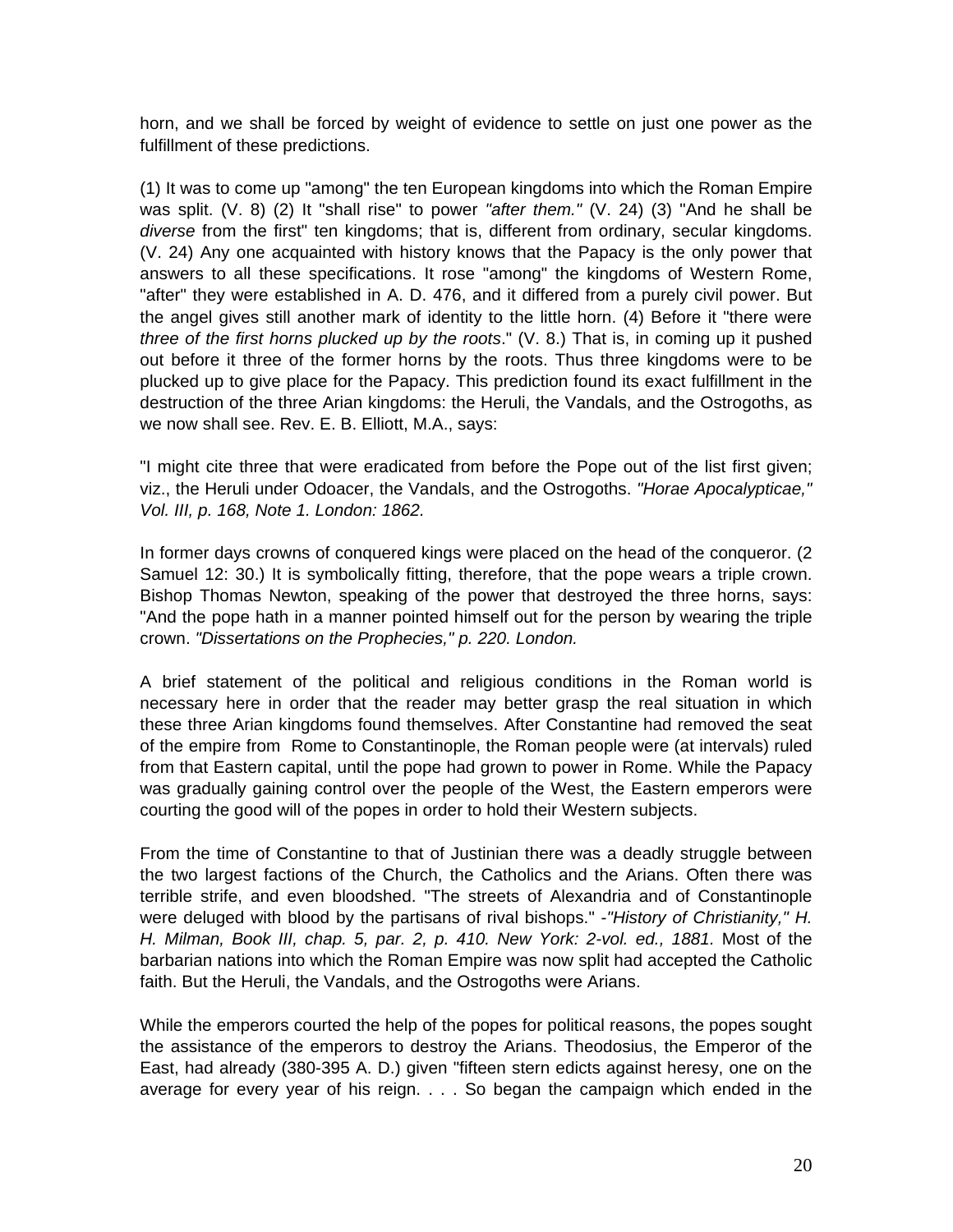horn, and we shall be forced by weight of evidence to settle on just one power as the fulfillment of these predictions.

(1) It was to come up "among" the ten European kingdoms into which the Roman Empire was split. (V. 8) (2) It "shall rise" to power *"after them."* (V. 24) (3) "And he shall be *diverse* from the first" ten kingdoms; that is, different from ordinary, secular kingdoms. (V. 24) Any one acquainted with history knows that the Papacy is the only power that answers to all these specifications. It rose "among" the kingdoms of Western Rome, "after" they were established in A. D. 476, and it differed from a purely civil power. But the angel gives still another mark of identity to the little horn. (4) Before it "there were *three of the first horns plucked up by the roots*." (V. 8.) That is, in coming up it pushed out before it three of the former horns by the roots. Thus three kingdoms were to be plucked up to give place for the Papacy. This prediction found its exact fulfillment in the destruction of the three Arian kingdoms: the Heruli, the Vandals, and the Ostrogoths, as we now shall see. Rev. E. B. Elliott, M.A., says:

"I might cite three that were eradicated from before the Pope out of the list first given; viz., the Heruli under Odoacer, the Vandals, and the Ostrogoths. *"Horae Apocalypticae," Vol. III, p. 168, Note 1. London: 1862.*

In former days crowns of conquered kings were placed on the head of the conqueror. (2 Samuel 12: 30.) It is symbolically fitting, therefore, that the pope wears a triple crown. Bishop Thomas Newton, speaking of the power that destroyed the three horns, says: "And the pope hath in a manner pointed himself out for the person by wearing the triple crown. *"Dissertations on the Prophecies," p. 220. London.*

A brief statement of the political and religious conditions in the Roman world is necessary here in order that the reader may better grasp the real situation in which these three Arian kingdoms found themselves. After Constantine had removed the seat of the empire from Rome to Constantinople, the Roman people were (at intervals) ruled from that Eastern capital, until the pope had grown to power in Rome. While the Papacy was gradually gaining control over the people of the West, the Eastern emperors were courting the good will of the popes in order to hold their Western subjects.

From the time of Constantine to that of Justinian there was a deadly struggle between the two largest factions of the Church, the Catholics and the Arians. Often there was terrible strife, and even bloodshed. "The streets of Alexandria and of Constantinople were deluged with blood by the partisans of rival bishops." -*"History of Christianity," H. H. Milman, Book III, chap. 5, par. 2, p. 410. New York: 2-vol. ed., 1881.* Most of the barbarian nations into which the Roman Empire was now split had accepted the Catholic faith. But the Heruli, the Vandals, and the Ostrogoths were Arians.

While the emperors courted the help of the popes for political reasons, the popes sought the assistance of the emperors to destroy the Arians. Theodosius, the Emperor of the East, had already (380-395 A. D.) given "fifteen stern edicts against heresy, one on the average for every year of his reign. . . . So began the campaign which ended in the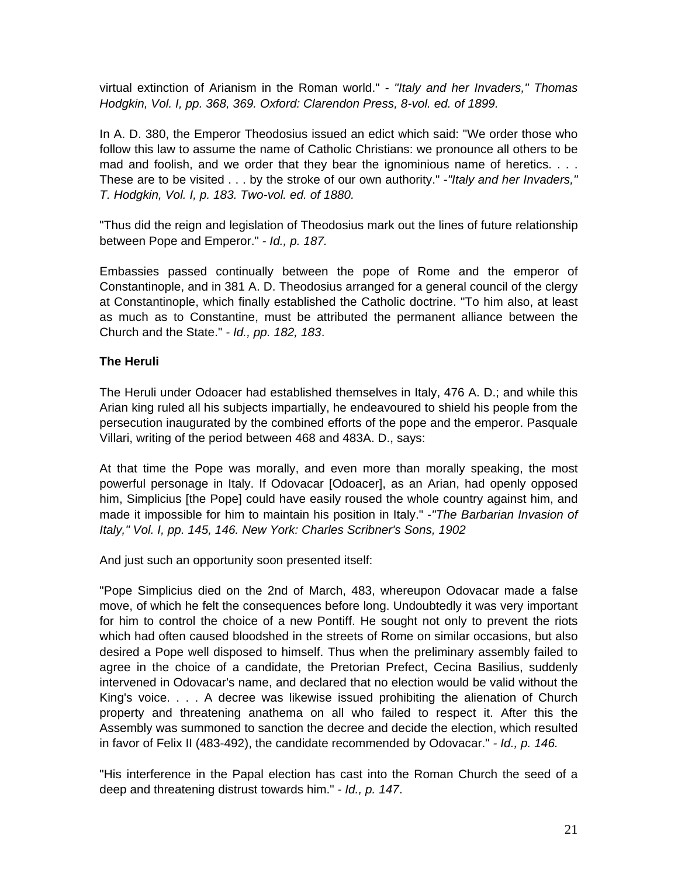virtual extinction of Arianism in the Roman world." - *"Italy and her Invaders," Thomas Hodgkin, Vol. I, pp. 368, 369. Oxford: Clarendon Press, 8-vol. ed. of 1899.*

In A. D. 380, the Emperor Theodosius issued an edict which said: "We order those who follow this law to assume the name of Catholic Christians: we pronounce all others to be mad and foolish, and we order that they bear the ignominious name of heretics. . . . These are to be visited . . . by the stroke of our own authority." -*"Italy and her Invaders," T. Hodgkin, Vol. I, p. 183. Two-vol. ed. of 1880.*

"Thus did the reign and legislation of Theodosius mark out the lines of future relationship between Pope and Emperor." - *Id., p. 187.*

Embassies passed continually between the pope of Rome and the emperor of Constantinople, and in 381 A. D. Theodosius arranged for a general council of the clergy at Constantinople, which finally established the Catholic doctrine. "To him also, at least as much as to Constantine, must be attributed the permanent alliance between the Church and the State." - *Id., pp. 182, 183*.

**The Heruli**

The Heruli under Odoacer had established themselves in Italy, 476 A. D.; and while this Arian king ruled all his subjects impartially, he endeavoured to shield his people from the persecution inaugurated by the combined efforts of the pope and the emperor. Pasquale Villari, writing of the period between 468 and 483A. D., says:

At that time the Pope was morally, and even more than morally speaking, the most powerful personage in Italy. If Odovacar [Odoacer], as an Arian, had openly opposed him, Simplicius [the Pope] could have easily roused the whole country against him, and made it impossible for him to maintain his position in Italy." -*"The Barbarian Invasion of Italy," Vol. I, pp. 145, 146. New York: Charles Scribner's Sons, 1902*

And just such an opportunity soon presented itself:

"Pope Simplicius died on the 2nd of March, 483, whereupon Odovacar made a false move, of which he felt the consequences before long. Undoubtedly it was very important for him to control the choice of a new Pontiff. He sought not only to prevent the riots which had often caused bloodshed in the streets of Rome on similar occasions, but also desired a Pope well disposed to himself. Thus when the preliminary assembly failed to agree in the choice of a candidate, the Pretorian Prefect, Cecina Basilius, suddenly intervened in Odovacar's name, and declared that no election would be valid without the King's voice. . . . A decree was likewise issued prohibiting the alienation of Church property and threatening anathema on all who failed to respect it. After this the Assembly was summoned to sanction the decree and decide the election, which resulted in favor of Felix II (483-492), the candidate recommended by Odovacar." - *Id., p. 146.*

"His interference in the Papal election has cast into the Roman Church the seed of a deep and threatening distrust towards him." - *Id., p. 147*.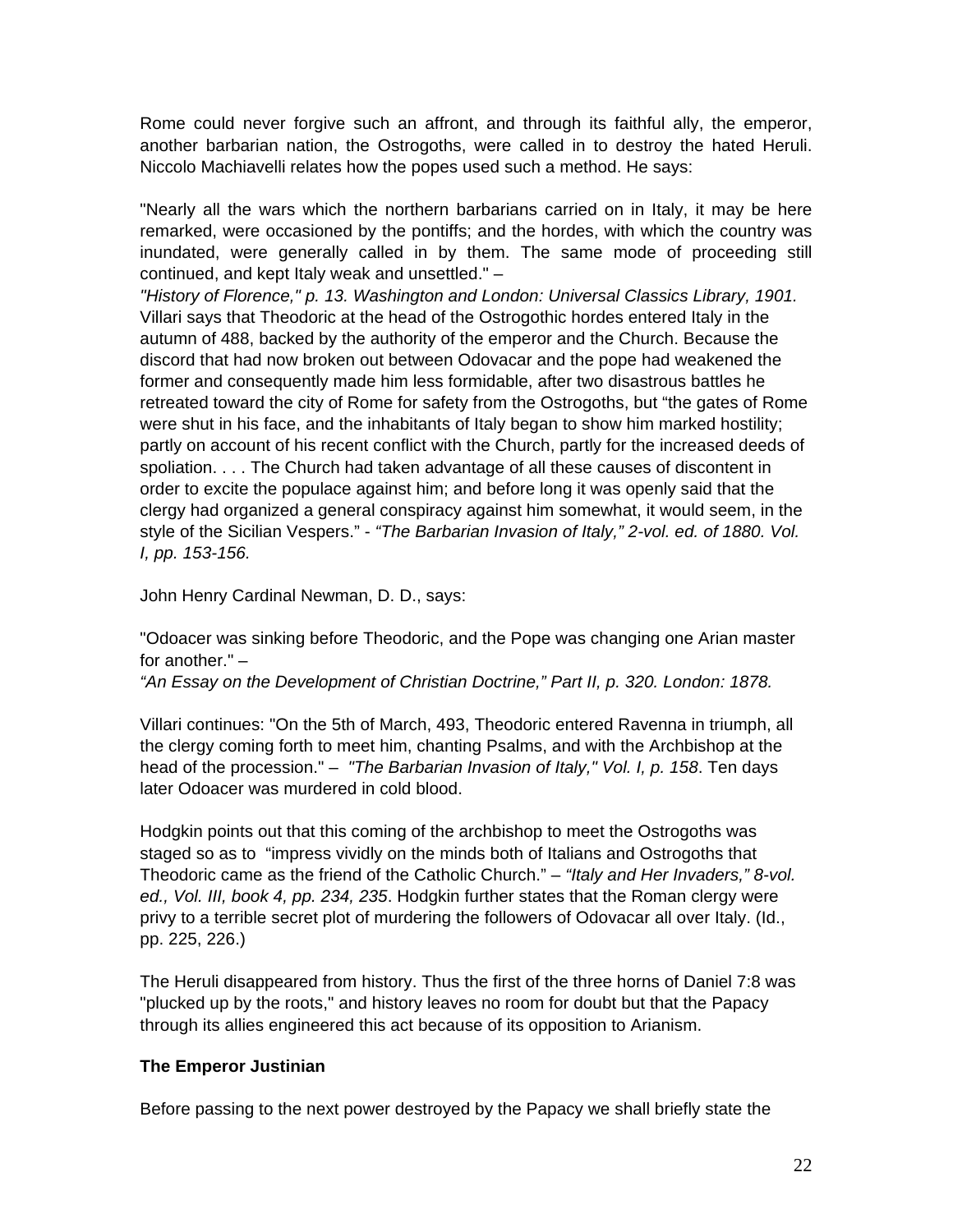Rome could never forgive such an affront, and through its faithful ally, the emperor, another barbarian nation, the Ostrogoths, were called in to destroy the hated Heruli. Niccolo Machiavelli relates how the popes used such a method. He says:

"Nearly all the wars which the northern barbarians carried on in Italy, it may be here remarked, were occasioned by the pontiffs; and the hordes, with which the country was inundated, were generally called in by them. The same mode of proceeding still continued, and kept Italy weak and unsettled." –
*"History of Florence," p. 13. Washington and London: Universal Classics Library, 1901.* Villari says that Theodoric at the head of the Ostrogothic hordes entered Italy in the autumn of 488, backed by the authority of the emperor and the Church. Because the discord that had now broken out between Odovacar and the pope had weakened the former and consequently made him less formidable, after two disastrous battles he retreated toward the city of Rome for safety from the Ostrogoths, but "the gates of Rome were shut in his face, and the inhabitants of Italy began to show him marked hostility; partly on account of his recent conflict with the Church, partly for the increased deeds of spoliation. . . . The Church had taken advantage of all these causes of discontent in order to excite the populace against him; and before long it was openly said that the clergy had organized a general conspiracy against him somewhat, it would seem, in the style of the Sicilian Vespers." - *"The Barbarian Invasion of Italy," 2-vol. ed. of 1880. Vol. I, pp. 153-156.*

John Henry Cardinal Newman, D. D., says:

"Odoacer was sinking before Theodoric, and the Pope was changing one Arian master for another." –
*"An Essay on the Development of Christian Doctrine," Part II, p. 320. London: 1878.*

Villari continues: "On the 5th of March, 493, Theodoric entered Ravenna in triumph, all the clergy coming forth to meet him, chanting Psalms, and with the Archbishop at the head of the procession." – *"The Barbarian Invasion of Italy," Vol. I, p. 158*. Ten days later Odoacer was murdered in cold blood.

Hodgkin points out that this coming of the archbishop to meet the Ostrogoths was staged so as to "impress vividly on the minds both of Italians and Ostrogoths that Theodoric came as the friend of the Catholic Church." – *"Italy and Her Invaders," 8-vol. ed., Vol. III, book 4, pp. 234, 235*. Hodgkin further states that the Roman clergy were privy to a terrible secret plot of murdering the followers of Odovacar all over Italy. (Id., pp. 225, 226.)

The Heruli disappeared from history. Thus the first of the three horns of Daniel 7:8 was "plucked up by the roots," and history leaves no room for doubt but that the Papacy through its allies engineered this act because of its opposition to Arianism.

**The Emperor Justinian**

Before passing to the next power destroyed by the Papacy we shall briefly state the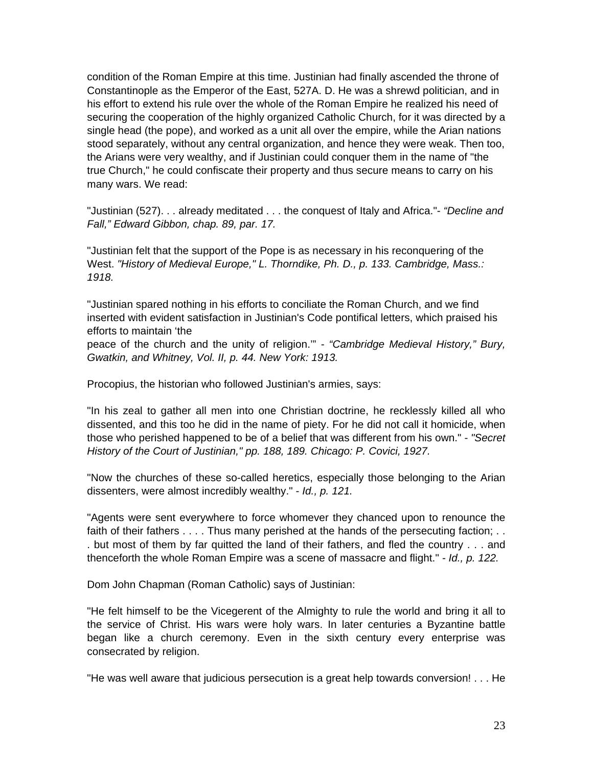condition of the Roman Empire at this time. Justinian had finally ascended the throne of Constantinople as the Emperor of the East, 527A. D. He was a shrewd politician, and in his effort to extend his rule over the whole of the Roman Empire he realized his need of securing the cooperation of the highly organized Catholic Church, for it was directed by a single head (the pope), and worked as a unit all over the empire, while the Arian nations stood separately, without any central organization, and hence they were weak. Then too, the Arians were very wealthy, and if Justinian could conquer them in the name of "the true Church," he could confiscate their property and thus secure means to carry on his many wars. We read:

"Justinian (527). . . already meditated . . . the conquest of Italy and Africa."- *"Decline and Fall," Edward Gibbon, chap. 89, par. 17.*

"Justinian felt that the support of the Pope is as necessary in his reconquering of the West. *"History of Medieval Europe," L. Thorndike, Ph. D., p. 133. Cambridge, Mass.: 1918.*

"Justinian spared nothing in his efforts to conciliate the Roman Church, and we find inserted with evident satisfaction in Justinian's Code pontifical letters, which praised his efforts to maintain 'the peace of the church and the unity of religion.'" - *"Cambridge Medieval History," Bury, Gwatkin, and Whitney, Vol. II, p. 44. New York: 1913.*

Procopius, the historian who followed Justinian's armies, says:

"In his zeal to gather all men into one Christian doctrine, he recklessly killed all who dissented, and this too he did in the name of piety. For he did not call it homicide, when those who perished happened to be of a belief that was different from his own." - *"Secret History of the Court of Justinian," pp. 188, 189. Chicago: P. Covici, 1927.*

"Now the churches of these so-called heretics, especially those belonging to the Arian dissenters, were almost incredibly wealthy." - *Id., p. 121.*

"Agents were sent everywhere to force whomever they chanced upon to renounce the faith of their fathers . . . . Thus many perished at the hands of the persecuting faction; . . . but most of them by far quitted the land of their fathers, and fled the country . . . and thenceforth the whole Roman Empire was a scene of massacre and flight." - *Id., p. 122.*

Dom John Chapman (Roman Catholic) says of Justinian:

"He felt himself to be the Vicegerent of the Almighty to rule the world and bring it all to the service of Christ. His wars were holy wars. In later centuries a Byzantine battle began like a church ceremony. Even in the sixth century every enterprise was consecrated by religion.

"He was well aware that judicious persecution is a great help towards conversion! . . . He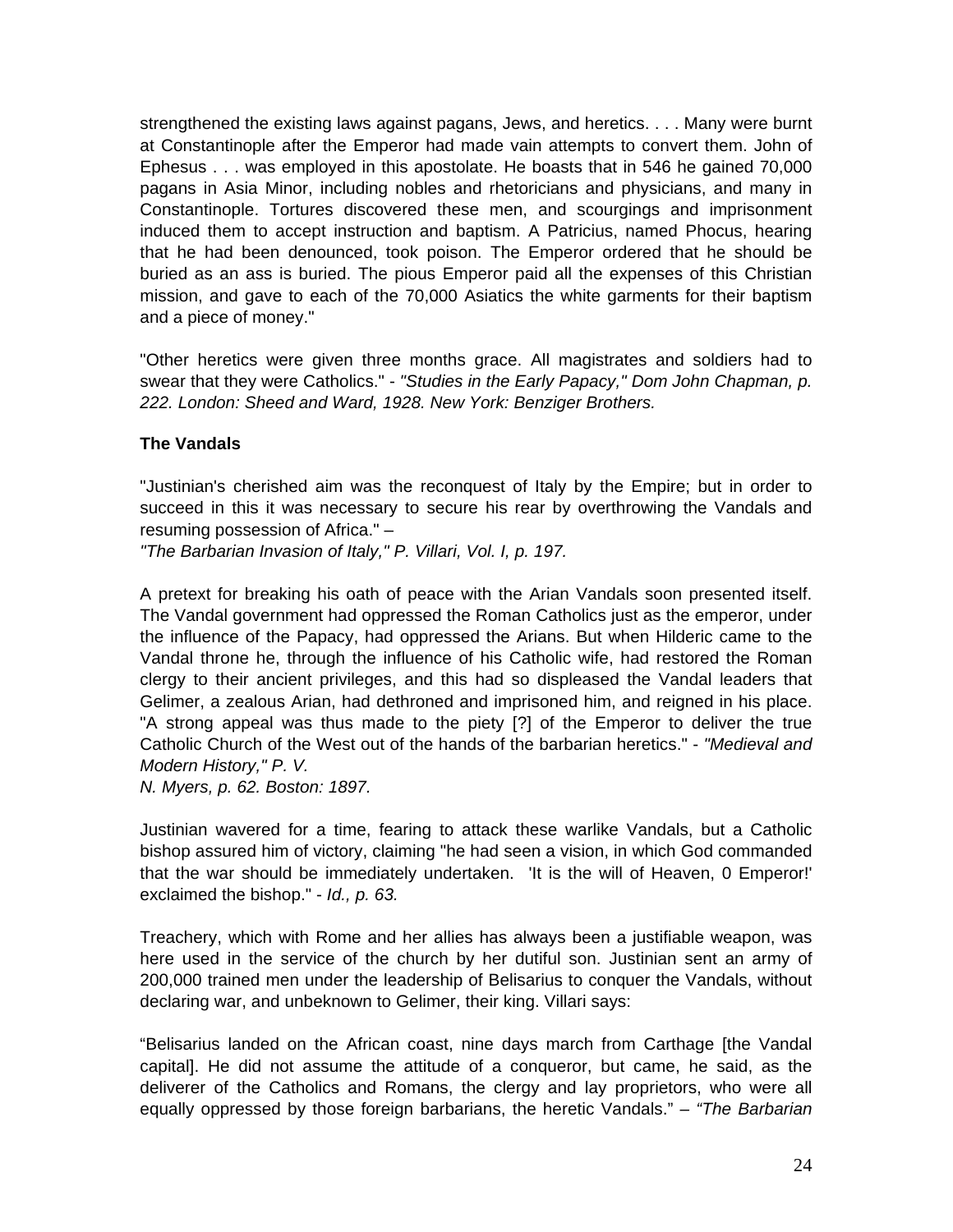strengthened the existing laws against pagans, Jews, and heretics. . . . Many were burnt at Constantinople after the Emperor had made vain attempts to convert them. John of Ephesus . . . was employed in this apostolate. He boasts that in 546 he gained 70,000 pagans in Asia Minor, including nobles and rhetoricians and physicians, and many in Constantinople. Tortures discovered these men, and scourgings and imprisonment induced them to accept instruction and baptism. A Patricius, named Phocus, hearing that he had been denounced, took poison. The Emperor ordered that he should be buried as an ass is buried. The pious Emperor paid all the expenses of this Christian mission, and gave to each of the 70,000 Asiatics the white garments for their baptism and a piece of money."

"Other heretics were given three months grace. All magistrates and soldiers had to swear that they were Catholics." - *"Studies in the Early Papacy," Dom John Chapman, p. 222. London: Sheed and Ward, 1928. New York: Benziger Brothers.*

**The Vandals**

"Justinian's cherished aim was the reconquest of Italy by the Empire; but in order to succeed in this it was necessary to secure his rear by overthrowing the Vandals and resuming possession of Africa." –
*"The Barbarian Invasion of Italy," P. Villari, Vol. I, p. 197.*

A pretext for breaking his oath of peace with the Arian Vandals soon presented itself. The Vandal government had oppressed the Roman Catholics just as the emperor, under the influence of the Papacy, had oppressed the Arians. But when Hilderic came to the Vandal throne he, through the influence of his Catholic wife, had restored the Roman clergy to their ancient privileges, and this had so displeased the Vandal leaders that Gelimer, a zealous Arian, had dethroned and imprisoned him, and reigned in his place. "A strong appeal was thus made to the piety [?] of the Emperor to deliver the true Catholic Church of the West out of the hands of the barbarian heretics." - *"Medieval and Modern History," P. V. N. Myers, p. 62. Boston: 1897.*

Justinian wavered for a time, fearing to attack these warlike Vandals, but a Catholic bishop assured him of victory, claiming "he had seen a vision, in which God commanded that the war should be immediately undertaken. 'It is the will of Heaven, 0 Emperor!' exclaimed the bishop." - *Id., p. 63.*

Treachery, which with Rome and her allies has always been a justifiable weapon, was here used in the service of the church by her dutiful son. Justinian sent an army of 200,000 trained men under the leadership of Belisarius to conquer the Vandals, without declaring war, and unbeknown to Gelimer, their king. Villari says:

"Belisarius landed on the African coast, nine days march from Carthage [the Vandal capital]. He did not assume the attitude of a conqueror, but came, he said, as the deliverer of the Catholics and Romans, the clergy and lay proprietors, who were all equally oppressed by those foreign barbarians, the heretic Vandals." – *"The Barbarian*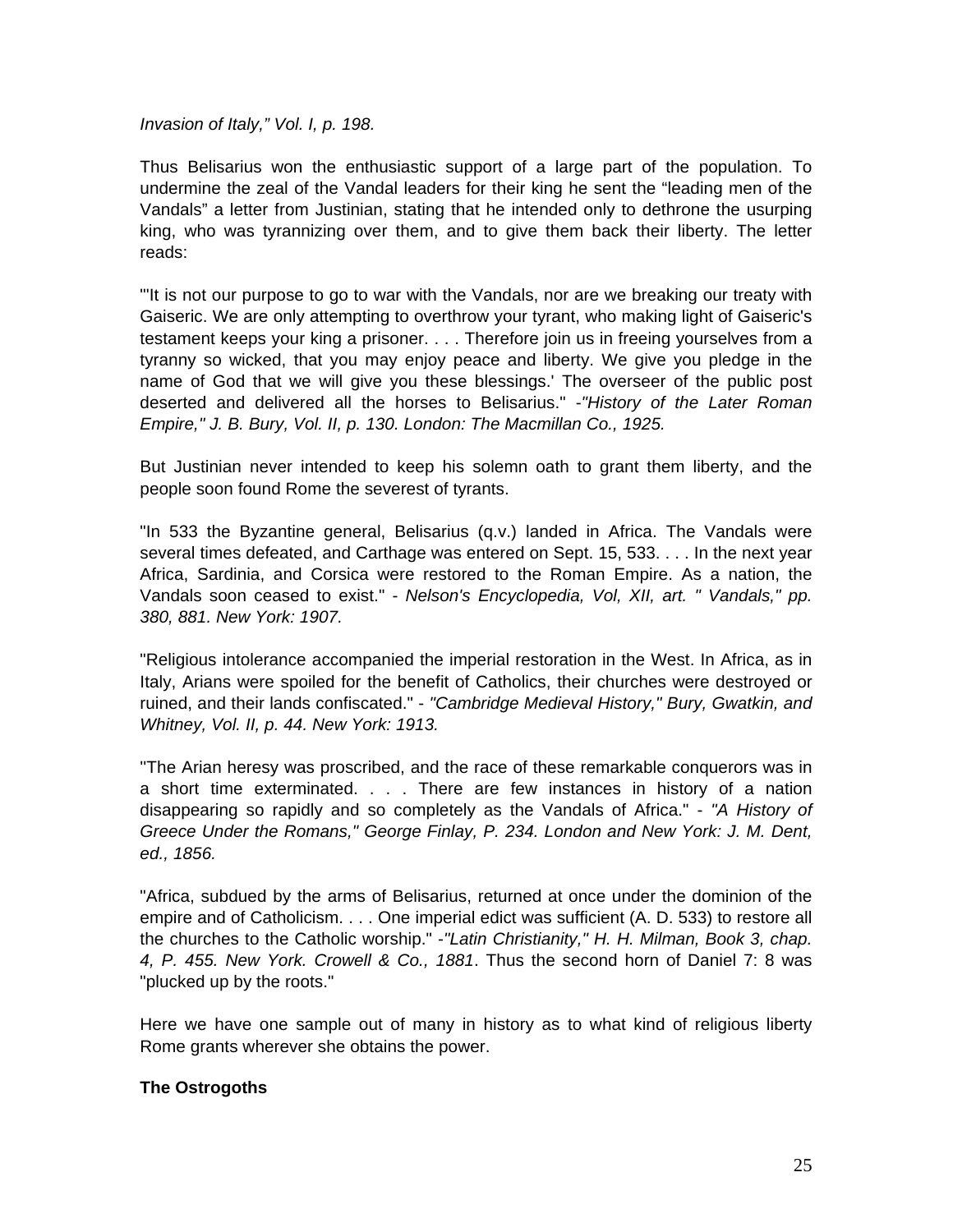*Invasion of Italy," Vol. I, p. 198.*

Thus Belisarius won the enthusiastic support of a large part of the population. To undermine the zeal of the Vandal leaders for their king he sent the "leading men of the Vandals" a letter from Justinian, stating that he intended only to dethrone the usurping king, who was tyrannizing over them, and to give them back their liberty. The letter reads:

"'It is not our purpose to go to war with the Vandals, nor are we breaking our treaty with Gaiseric. We are only attempting to overthrow your tyrant, who making light of Gaiseric's testament keeps your king a prisoner. . . . Therefore join us in freeing yourselves from a tyranny so wicked, that you may enjoy peace and liberty. We give you pledge in the name of God that we will give you these blessings.' The overseer of the public post deserted and delivered all the horses to Belisarius." -*"History of the Later Roman Empire," J. B. Bury, Vol. II, p. 130. London: The Macmillan Co., 1925.*

But Justinian never intended to keep his solemn oath to grant them liberty, and the people soon found Rome the severest of tyrants.

"In 533 the Byzantine general, Belisarius (q.v.) landed in Africa. The Vandals were several times defeated, and Carthage was entered on Sept. 15, 533. . . . In the next year Africa, Sardinia, and Corsica were restored to the Roman Empire. As a nation, the Vandals soon ceased to exist." - *Nelson's Encyclopedia, Vol, XII, art. " Vandals," pp. 380, 881. New York: 1907.*

"Religious intolerance accompanied the imperial restoration in the West. In Africa, as in Italy, Arians were spoiled for the benefit of Catholics, their churches were destroyed or ruined, and their lands confiscated." - *"Cambridge Medieval History," Bury, Gwatkin, and Whitney, Vol. II, p. 44. New York: 1913.*

"The Arian heresy was proscribed, and the race of these remarkable conquerors was in a short time exterminated. . . . There are few instances in history of a nation disappearing so rapidly and so completely as the Vandals of Africa." - *"A History of Greece Under the Romans," George Finlay, P. 234. London and New York: J. M. Dent, ed., 1856.*

"Africa, subdued by the arms of Belisarius, returned at once under the dominion of the empire and of Catholicism. . . . One imperial edict was sufficient (A. D. 533) to restore all the churches to the Catholic worship." -*"Latin Christianity," H. H. Milman, Book 3, chap. 4, P. 455. New York. Crowell & Co., 1881*. Thus the second horn of Daniel 7: 8 was "plucked up by the roots."

Here we have one sample out of many in history as to what kind of religious liberty Rome grants wherever she obtains the power.

**The Ostrogoths**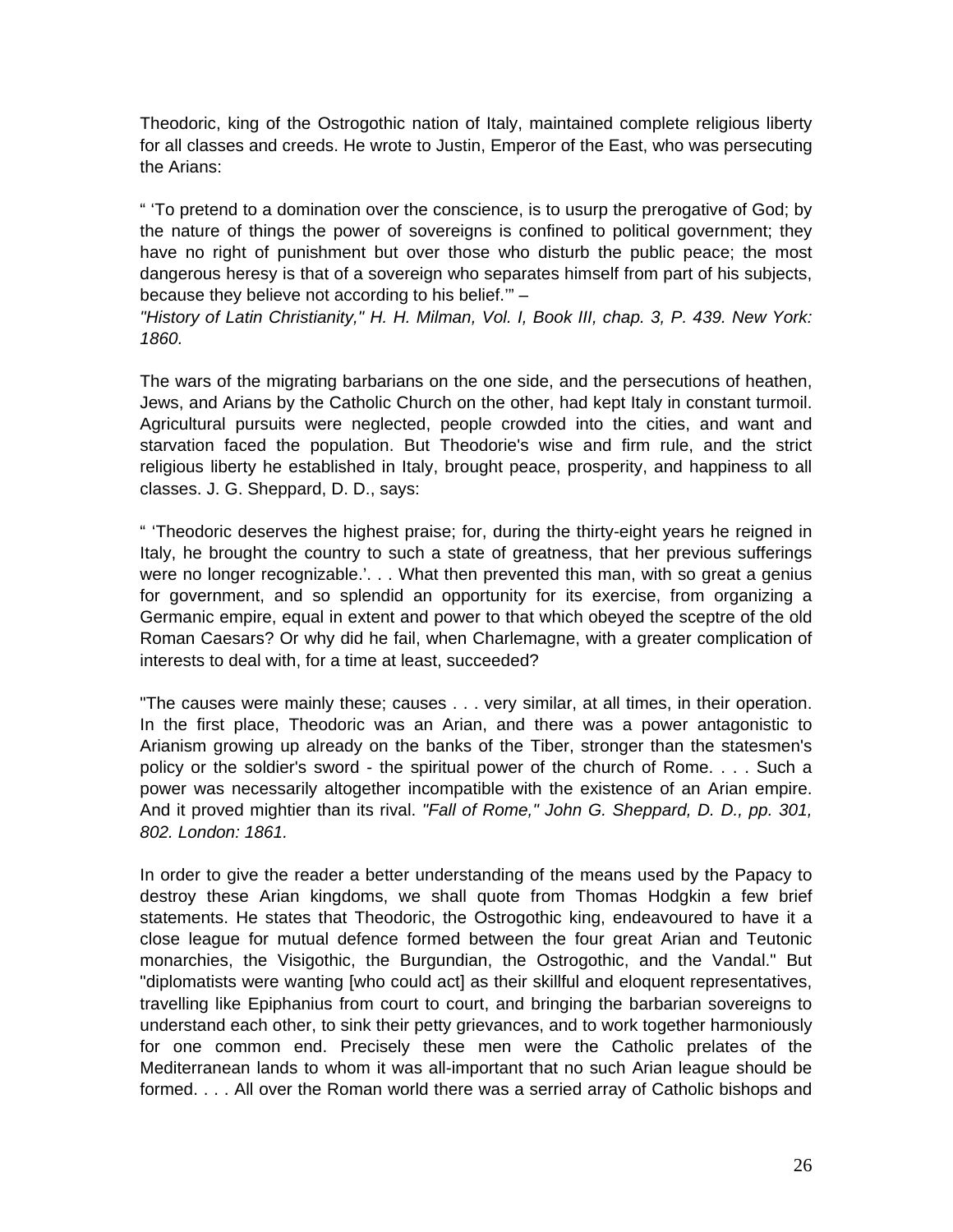Theodoric, king of the Ostrogothic nation of Italy, maintained complete religious liberty for all classes and creeds. He wrote to Justin, Emperor of the East, who was persecuting the Arians:

" 'To pretend to a domination over the conscience, is to usurp the prerogative of God; by the nature of things the power of sovereigns is confined to political government; they have no right of punishment but over those who disturb the public peace; the most dangerous heresy is that of a sovereign who separates himself from part of his subjects, because they believe not according to his belief.'" –
*"History of Latin Christianity," H. H. Milman, Vol. I, Book III, chap. 3, P. 439. New York: 1860.*

The wars of the migrating barbarians on the one side, and the persecutions of heathen, Jews, and Arians by the Catholic Church on the other, had kept Italy in constant turmoil. Agricultural pursuits were neglected, people crowded into the cities, and want and starvation faced the population. But Theodorie's wise and firm rule, and the strict religious liberty he established in Italy, brought peace, prosperity, and happiness to all classes. J. G. Sheppard, D. D., says:

" 'Theodoric deserves the highest praise; for, during the thirty-eight years he reigned in Italy, he brought the country to such a state of greatness, that her previous sufferings were no longer recognizable.'. . . What then prevented this man, with so great a genius for government, and so splendid an opportunity for its exercise, from organizing a Germanic empire, equal in extent and power to that which obeyed the sceptre of the old Roman Caesars? Or why did he fail, when Charlemagne, with a greater complication of interests to deal with, for a time at least, succeeded?

"The causes were mainly these; causes . . . very similar, at all times, in their operation. In the first place, Theodoric was an Arian, and there was a power antagonistic to Arianism growing up already on the banks of the Tiber, stronger than the statesmen's policy or the soldier's sword - the spiritual power of the church of Rome. . . . Such a power was necessarily altogether incompatible with the existence of an Arian empire. And it proved mightier than its rival. *"Fall of Rome," John G. Sheppard, D. D., pp. 301, 802. London: 1861.*

In order to give the reader a better understanding of the means used by the Papacy to destroy these Arian kingdoms, we shall quote from Thomas Hodgkin a few brief statements. He states that Theodoric, the Ostrogothic king, endeavoured to have it a close league for mutual defence formed between the four great Arian and Teutonic monarchies, the Visigothic, the Burgundian, the Ostrogothic, and the Vandal." But "diplomatists were wanting [who could act] as their skillful and eloquent representatives, travelling like Epiphanius from court to court, and bringing the barbarian sovereigns to understand each other, to sink their petty grievances, and to work together harmoniously for one common end. Precisely these men were the Catholic prelates of the Mediterranean lands to whom it was all-important that no such Arian league should be formed. . . . All over the Roman world there was a serried array of Catholic bishops and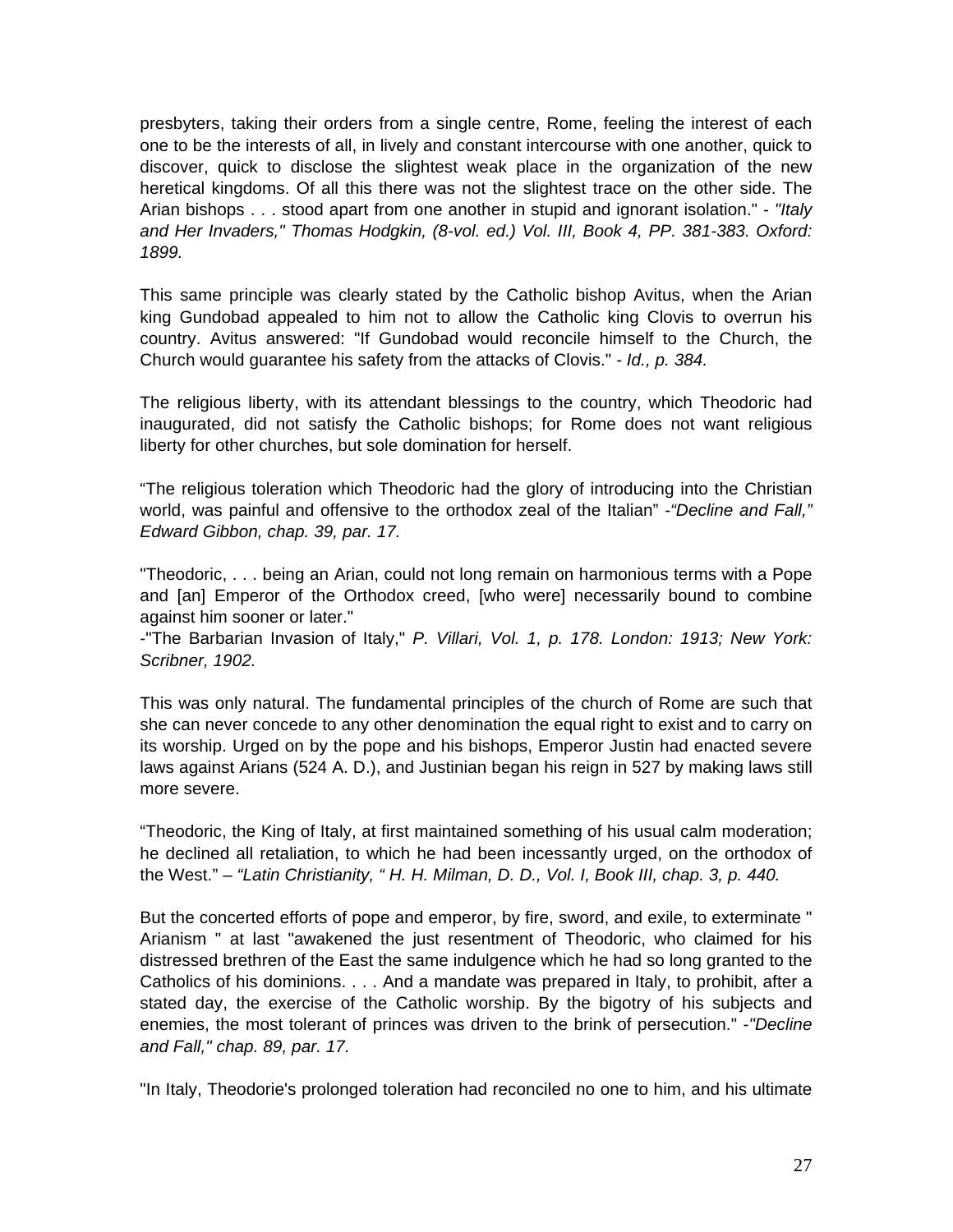presbyters, taking their orders from a single centre, Rome, feeling the interest of each one to be the interests of all, in lively and constant intercourse with one another, quick to discover, quick to disclose the slightest weak place in the organization of the new heretical kingdoms. Of all this there was not the slightest trace on the other side. The Arian bishops . . . stood apart from one another in stupid and ignorant isolation." - *"Italy and Her Invaders," Thomas Hodgkin, (8-vol. ed.) Vol. III, Book 4, PP. 381-383. Oxford: 1899.*

This same principle was clearly stated by the Catholic bishop Avitus, when the Arian king Gundobad appealed to him not to allow the Catholic king Clovis to overrun his country. Avitus answered: "If Gundobad would reconcile himself to the Church, the Church would guarantee his safety from the attacks of Clovis." - *Id., p. 384.*

The religious liberty, with its attendant blessings to the country, which Theodoric had inaugurated, did not satisfy the Catholic bishops; for Rome does not want religious liberty for other churches, but sole domination for herself.

“The religious toleration which Theodoric had the glory of introducing into the Christian world, was painful and offensive to the orthodox zeal of the Italian” -*“Decline and Fall,” Edward Gibbon, chap. 39, par. 17.*

"Theodoric, . . . being an Arian, could not long remain on harmonious terms with a Pope and [an] Emperor of the Orthodox creed, [who were] necessarily bound to combine against him sooner or later."
-"The Barbarian Invasion of Italy," *P. Villari, Vol. 1, p. 178. London: 1913; New York: Scribner, 1902.*

This was only natural. The fundamental principles of the church of Rome are such that she can never concede to any other denomination the equal right to exist and to carry on its worship. Urged on by the pope and his bishops, Emperor Justin had enacted severe laws against Arians (524 A. D.), and Justinian began his reign in 527 by making laws still more severe.

“Theodoric, the King of Italy, at first maintained something of his usual calm moderation; he declined all retaliation, to which he had been incessantly urged, on the orthodox of the West.” – *“Latin Christianity, “ H. H. Milman, D. D., Vol. I, Book III, chap. 3, p. 440.*

But the concerted efforts of pope and emperor, by fire, sword, and exile, to exterminate " Arianism " at last "awakened the just resentment of Theodoric, who claimed for his distressed brethren of the East the same indulgence which he had so long granted to the Catholics of his dominions. . . . And a mandate was prepared in Italy, to prohibit, after a stated day, the exercise of the Catholic worship. By the bigotry of his subjects and enemies, the most tolerant of princes was driven to the brink of persecution." -*"Decline and Fall," chap. 89, par. 17.*

"In Italy, Theodorie's prolonged toleration had reconciled no one to him, and his ultimate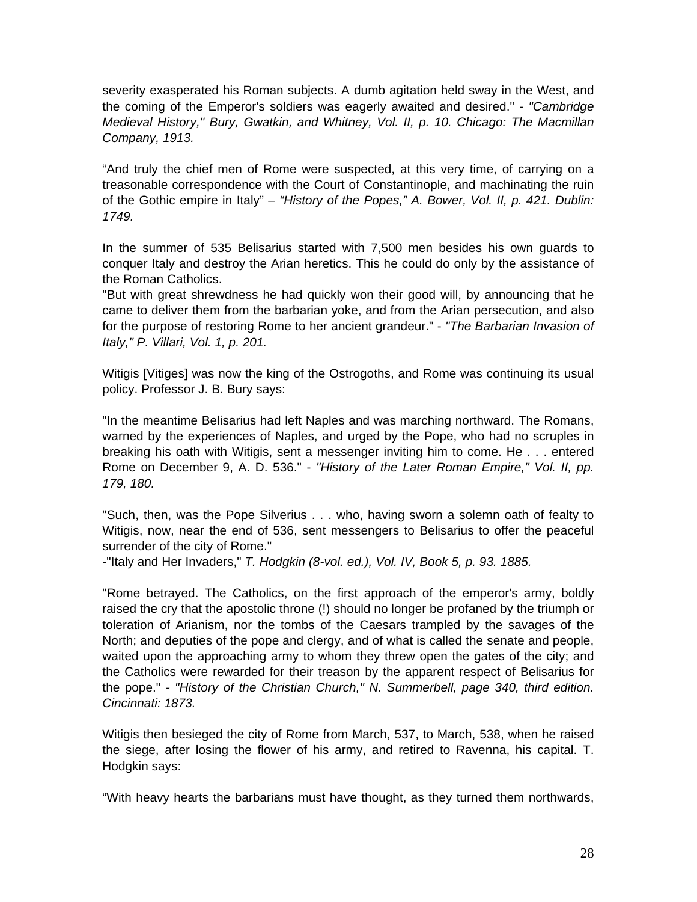severity exasperated his Roman subjects. A dumb agitation held sway in the West, and the coming of the Emperor's soldiers was eagerly awaited and desired." - *"Cambridge Medieval History," Bury, Gwatkin, and Whitney, Vol. II, p. 10. Chicago: The Macmillan Company, 1913.*

"And truly the chief men of Rome were suspected, at this very time, of carrying on a treasonable correspondence with the Court of Constantinople, and machinating the ruin of the Gothic empire in Italy" – *"History of the Popes," A. Bower, Vol. II, p. 421. Dublin: 1749.*

In the summer of 535 Belisarius started with 7,500 men besides his own guards to conquer Italy and destroy the Arian heretics. This he could do only by the assistance of the Roman Catholics.

"But with great shrewdness he had quickly won their good will, by announcing that he came to deliver them from the barbarian yoke, and from the Arian persecution, and also for the purpose of restoring Rome to her ancient grandeur." - *"The Barbarian Invasion of Italy," P. Villari, Vol. 1, p. 201.*

Witigis [Vitiges] was now the king of the Ostrogoths, and Rome was continuing its usual policy. Professor J. B. Bury says:

"In the meantime Belisarius had left Naples and was marching northward. The Romans, warned by the experiences of Naples, and urged by the Pope, who had no scruples in breaking his oath with Witigis, sent a messenger inviting him to come. He . . . entered Rome on December 9, A. D. 536." - *"History of the Later Roman Empire," Vol. II, pp. 179, 180.*

"Such, then, was the Pope Silverius . . . who, having sworn a solemn oath of fealty to Witigis, now, near the end of 536, sent messengers to Belisarius to offer the peaceful surrender of the city of Rome."
-"Italy and Her Invaders," *T. Hodgkin (8-vol. ed.), Vol. IV, Book 5, p. 93. 1885.*

"Rome betrayed. The Catholics, on the first approach of the emperor's army, boldly raised the cry that the apostolic throne (!) should no longer be profaned by the triumph or toleration of Arianism, nor the tombs of the Caesars trampled by the savages of the North; and deputies of the pope and clergy, and of what is called the senate and people, waited upon the approaching army to whom they threw open the gates of the city; and the Catholics were rewarded for their treason by the apparent respect of Belisarius for the pope." - *"History of the Christian Church," N. Summerbell, page 340, third edition. Cincinnati: 1873.*

Witigis then besieged the city of Rome from March, 537, to March, 538, when he raised the siege, after losing the flower of his army, and retired to Ravenna, his capital. T. Hodgkin says:

"With heavy hearts the barbarians must have thought, as they turned them northwards,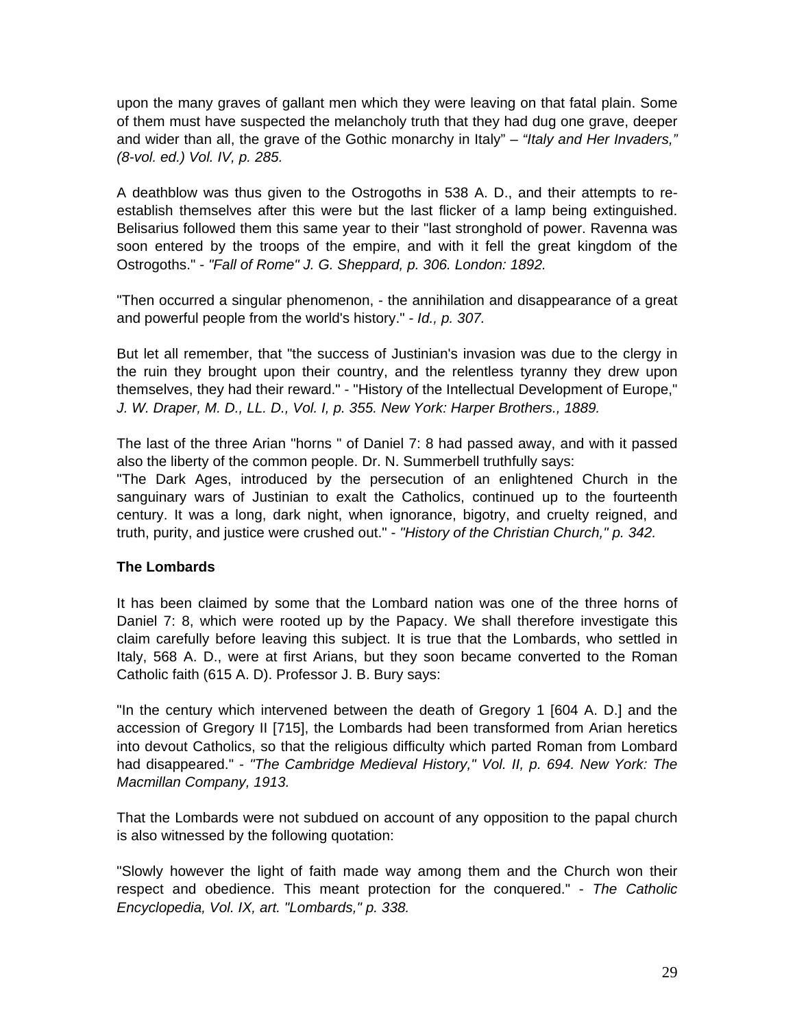upon the many graves of gallant men which they were leaving on that fatal plain. Some of them must have suspected the melancholy truth that they had dug one grave, deeper and wider than all, the grave of the Gothic monarchy in Italy" – *"Italy and Her Invaders," (8-vol. ed.) Vol. IV, p. 285.*

A deathblow was thus given to the Ostrogoths in 538 A. D., and their attempts to re-establish themselves after this were but the last flicker of a lamp being extinguished. Belisarius followed them this same year to their "last stronghold of power. Ravenna was soon entered by the troops of the empire, and with it fell the great kingdom of the Ostrogoths." - *"Fall of Rome" J. G. Sheppard, p. 306. London: 1892.*

"Then occurred a singular phenomenon, - the annihilation and disappearance of a great and powerful people from the world's history." - *Id., p. 307.*

But let all remember, that "the success of Justinian's invasion was due to the clergy in the ruin they brought upon their country, and the relentless tyranny they drew upon themselves, they had their reward." - "History of the Intellectual Development of Europe," *J. W. Draper, M. D., LL. D., Vol. I, p. 355. New York: Harper Brothers., 1889.*

The last of the three Arian "horns " of Daniel 7: 8 had passed away, and with it passed also the liberty of the common people. Dr. N. Summerbell truthfully says:
"The Dark Ages, introduced by the persecution of an enlightened Church in the sanguinary wars of Justinian to exalt the Catholics, continued up to the fourteenth century. It was a long, dark night, when ignorance, bigotry, and cruelty reigned, and truth, purity, and justice were crushed out." - *"History of the Christian Church," p. 342.*

**The Lombards**

It has been claimed by some that the Lombard nation was one of the three horns of Daniel 7: 8, which were rooted up by the Papacy. We shall therefore investigate this claim carefully before leaving this subject. It is true that the Lombards, who settled in Italy, 568 A. D., were at first Arians, but they soon became converted to the Roman Catholic faith (615 A. D). Professor J. B. Bury says:

"In the century which intervened between the death of Gregory 1 [604 A. D.] and the accession of Gregory II [715], the Lombards had been transformed from Arian heretics into devout Catholics, so that the religious difficulty which parted Roman from Lombard had disappeared." - *"The Cambridge Medieval History," Vol. II, p. 694. New York: The Macmillan Company, 1913.*

That the Lombards were not subdued on account of any opposition to the papal church is also witnessed by the following quotation:

"Slowly however the light of faith made way among them and the Church won their respect and obedience. This meant protection for the conquered." - *The Catholic Encyclopedia, Vol. IX, art. "Lombards," p. 338.*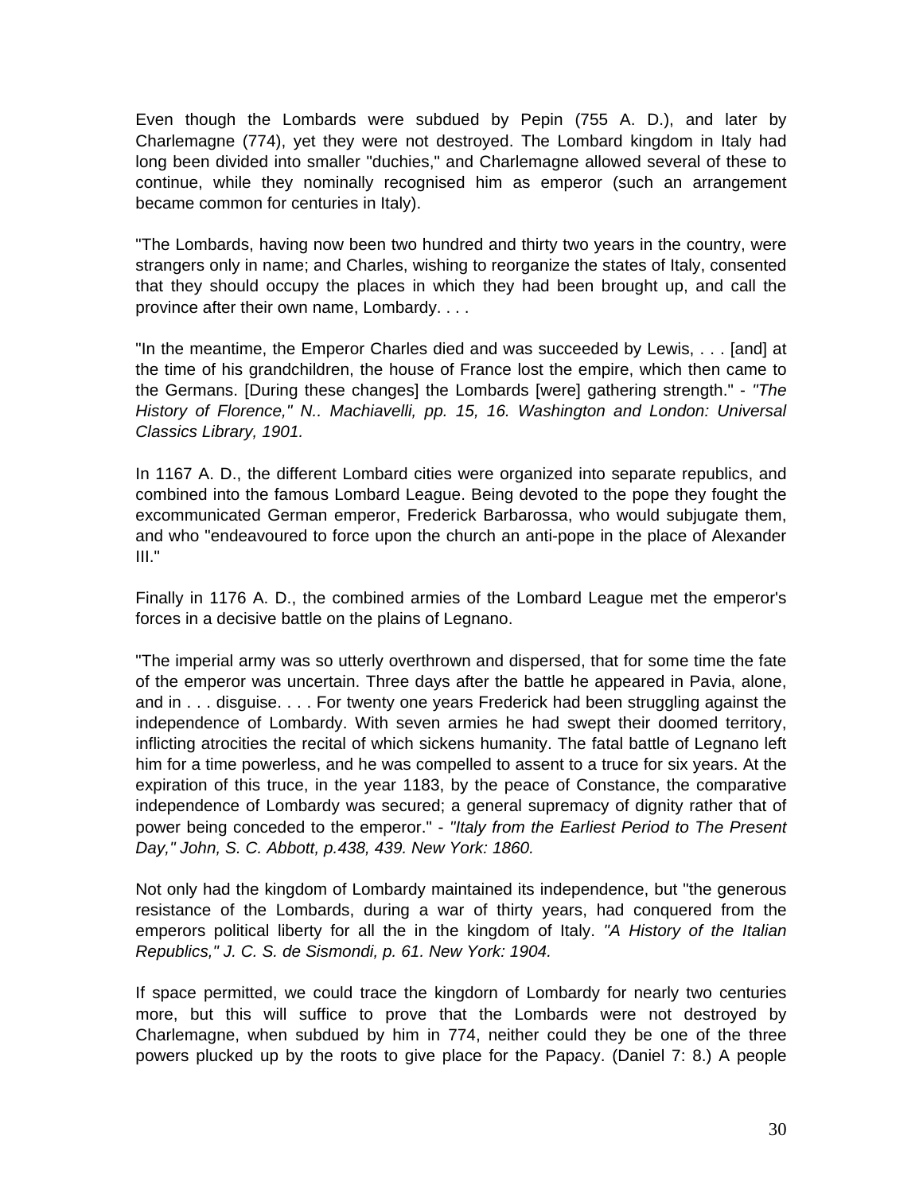Even though the Lombards were subdued by Pepin (755 A. D.), and later by Charlemagne (774), yet they were not destroyed. The Lombard kingdom in Italy had long been divided into smaller "duchies," and Charlemagne allowed several of these to continue, while they nominally recognised him as emperor (such an arrangement became common for centuries in Italy).

"The Lombards, having now been two hundred and thirty two years in the country, were strangers only in name; and Charles, wishing to reorganize the states of Italy, consented that they should occupy the places in which they had been brought up, and call the province after their own name, Lombardy. . . .

"In the meantime, the Emperor Charles died and was succeeded by Lewis, . . . [and] at the time of his grandchildren, the house of France lost the empire, which then came to the Germans. [During these changes] the Lombards [were] gathering strength." - *"The History of Florence," N.. Machiavelli, pp. 15, 16. Washington and London: Universal Classics Library, 1901.*

In 1167 A. D., the different Lombard cities were organized into separate republics, and combined into the famous Lombard League. Being devoted to the pope they fought the excommunicated German emperor, Frederick Barbarossa, who would subjugate them, and who "endeavoured to force upon the church an anti-pope in the place of Alexander III."

Finally in 1176 A. D., the combined armies of the Lombard League met the emperor's forces in a decisive battle on the plains of Legnano.

"The imperial army was so utterly overthrown and dispersed, that for some time the fate of the emperor was uncertain. Three days after the battle he appeared in Pavia, alone, and in . . . disguise. . . . For twenty one years Frederick had been struggling against the independence of Lombardy. With seven armies he had swept their doomed territory, inflicting atrocities the recital of which sickens humanity. The fatal battle of Legnano left him for a time powerless, and he was compelled to assent to a truce for six years. At the expiration of this truce, in the year 1183, by the peace of Constance, the comparative independence of Lombardy was secured; a general supremacy of dignity rather that of power being conceded to the emperor." - *"Italy from the Earliest Period to The Present Day," John, S. C. Abbott, p.438, 439. New York: 1860.*

Not only had the kingdom of Lombardy maintained its independence, but "the generous resistance of the Lombards, during a war of thirty years, had conquered from the emperors political liberty for all the in the kingdom of Italy. *"A History of the Italian Republics," J. C. S. de Sismondi, p. 61. New York: 1904.*

If space permitted, we could trace the kingdorn of Lombardy for nearly two centuries more, but this will suffice to prove that the Lombards were not destroyed by Charlemagne, when subdued by him in 774, neither could they be one of the three powers plucked up by the roots to give place for the Papacy. (Daniel 7: 8.) A people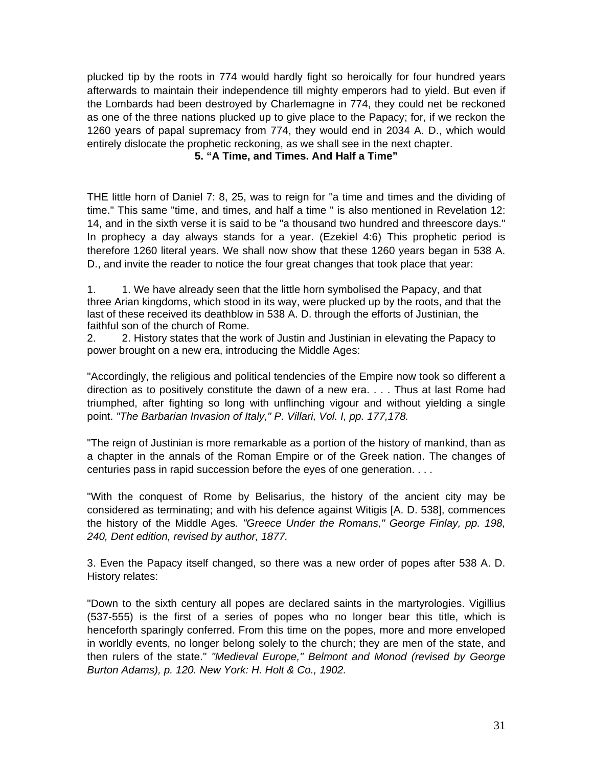plucked tip by the roots in 774 would hardly fight so heroically for four hundred years afterwards to maintain their independence till mighty emperors had to yield. But even if the Lombards had been destroyed by Charlemagne in 774, they could net be reckoned as one of the three nations plucked up to give place to the Papacy; for, if we reckon the 1260 years of papal supremacy from 774, they would end in 2034 A. D., which would entirely dislocate the prophetic reckoning, as we shall see in the next chapter.

## 5. "A Time, and Times. And Half a Time"

THE little horn of Daniel 7: 8, 25, was to reign for "a time and times and the dividing of time." This same "time, and times, and half a time " is also mentioned in Revelation 12: 14, and in the sixth verse it is said to be "a thousand two hundred and threescore days." In prophecy a day always stands for a year. (Ezekiel 4:6) This prophetic period is therefore 1260 literal years. We shall now show that these 1260 years began in 538 A. D., and invite the reader to notice the four great changes that took place that year:

1. 1. We have already seen that the little horn symbolised the Papacy, and that three Arian kingdoms, which stood in its way, were plucked up by the roots, and that the last of these received its deathblow in 538 A. D. through the efforts of Justinian, the faithful son of the church of Rome.
2. 2. History states that the work of Justin and Justinian in elevating the Papacy to power brought on a new era, introducing the Middle Ages:

"Accordingly, the religious and political tendencies of the Empire now took so different a direction as to positively constitute the dawn of a new era. . . . Thus at last Rome had triumphed, after fighting so long with unflinching vigour and without yielding a single point. *"The Barbarian Invasion of Italy," P. Villari, Vol. I, pp. 177,178.*

"The reign of Justinian is more remarkable as a portion of the history of mankind, than as a chapter in the annals of the Roman Empire or of the Greek nation. The changes of centuries pass in rapid succession before the eyes of one generation. . . .

"With the conquest of Rome by Belisarius, the history of the ancient city may be considered as terminating; and with his defence against Witigis [A. D. 538], commences the history of the Middle Ages*. "Greece Under the Romans," George Finlay, pp. 198, 240, Dent edition, revised by author, 1877.*

3. Even the Papacy itself changed, so there was a new order of popes after 538 A. D. History relates:

"Down to the sixth century all popes are declared saints in the martyrologies. Vigillius (537-555) is the first of a series of popes who no longer bear this title, which is henceforth sparingly conferred. From this time on the popes, more and more enveloped in worldly events, no longer belong solely to the church; they are men of the state, and then rulers of the state." *"Medieval Europe," Belmont and Monod (revised by George Burton Adams), p. 120. New York: H. Holt & Co., 1902.*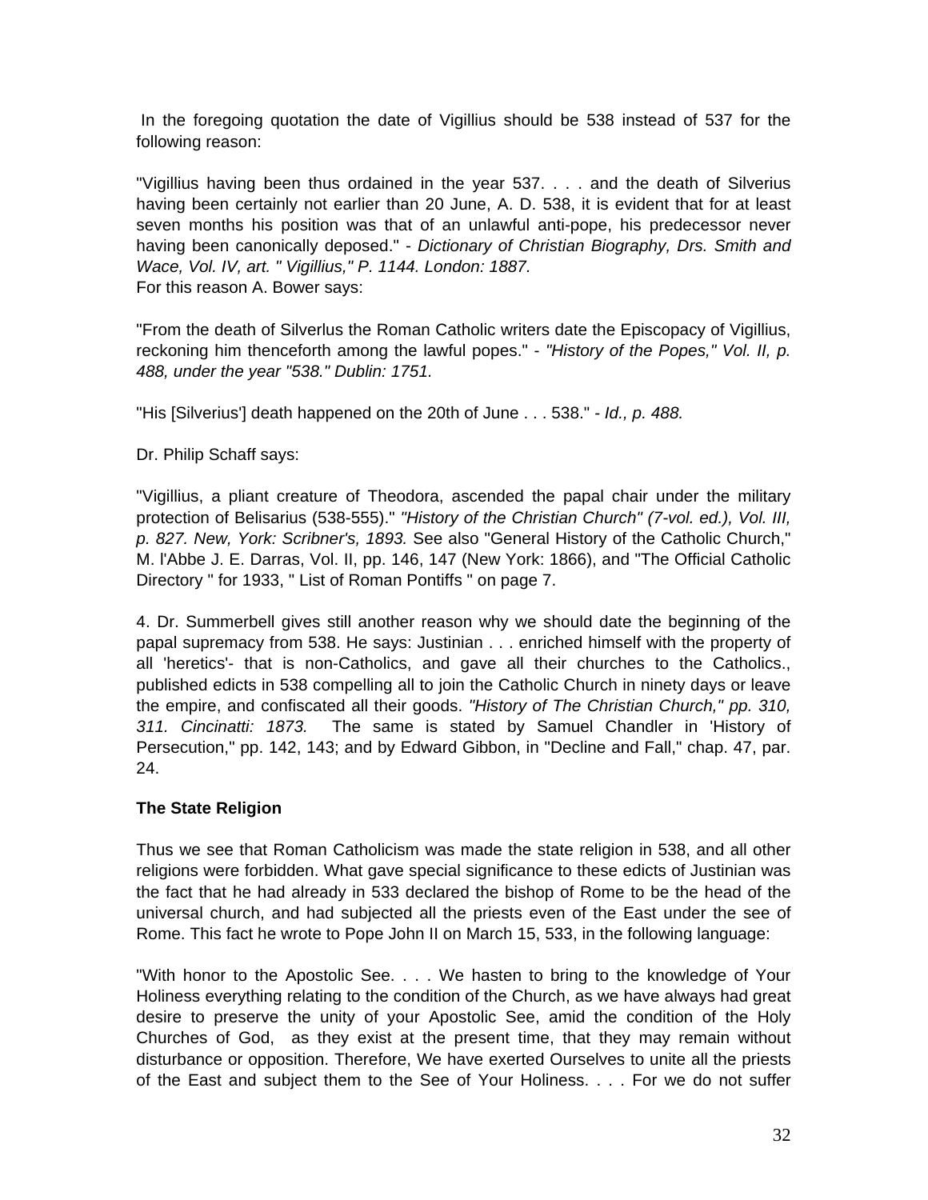In the foregoing quotation the date of Vigillius should be 538 instead of 537 for the following reason:

"Vigillius having been thus ordained in the year 537. . . . and the death of Silverius having been certainly not earlier than 20 June, A. D. 538, it is evident that for at least seven months his position was that of an unlawful anti-pope, his predecessor never having been canonically deposed." - *Dictionary of Christian Biography, Drs. Smith and Wace, Vol. IV, art. " Vigillius," P. 1144. London: 1887.*
For this reason A. Bower says:

"From the death of Silverlus the Roman Catholic writers date the Episcopacy of Vigillius, reckoning him thenceforth among the lawful popes." - *"History of the Popes," Vol. II, p. 488, under the year "538." Dublin: 1751.*

"His [Silverius'] death happened on the 20th of June . . . 538." - *Id., p. 488.*

Dr. Philip Schaff says:

"Vigillius, a pliant creature of Theodora, ascended the papal chair under the military protection of Belisarius (538-555)." *"History of the Christian Church" (7-vol. ed.), Vol. III, p. 827. New, York: Scribner's, 1893.* See also "General History of the Catholic Church," M. l'Abbe J. E. Darras, Vol. II, pp. 146, 147 (New York: 1866), and "The Official Catholic Directory " for 1933, " List of Roman Pontiffs " on page 7.

4. Dr. Summerbell gives still another reason why we should date the beginning of the papal supremacy from 538. He says: Justinian . . . enriched himself with the property of all 'heretics'- that is non-Catholics, and gave all their churches to the Catholics., published edicts in 538 compelling all to join the Catholic Church in ninety days or leave the empire, and confiscated all their goods. *"History of The Christian Church," pp. 310, 311. Cincinatti: 1873.* The same is stated by Samuel Chandler in 'History of Persecution," pp. 142, 143; and by Edward Gibbon, in "Decline and Fall," chap. 47, par. 24.

**The State Religion**

Thus we see that Roman Catholicism was made the state religion in 538, and all other religions were forbidden. What gave special significance to these edicts of Justinian was the fact that he had already in 533 declared the bishop of Rome to be the head of the universal church, and had subjected all the priests even of the East under the see of Rome. This fact he wrote to Pope John II on March 15, 533, in the following language:

"With honor to the Apostolic See. . . . We hasten to bring to the knowledge of Your Holiness everything relating to the condition of the Church, as we have always had great desire to preserve the unity of your Apostolic See, amid the condition of the Holy Churches of God, as they exist at the present time, that they may remain without disturbance or opposition. Therefore, We have exerted Ourselves to unite all the priests of the East and subject them to the See of Your Holiness. . . . For we do not suffer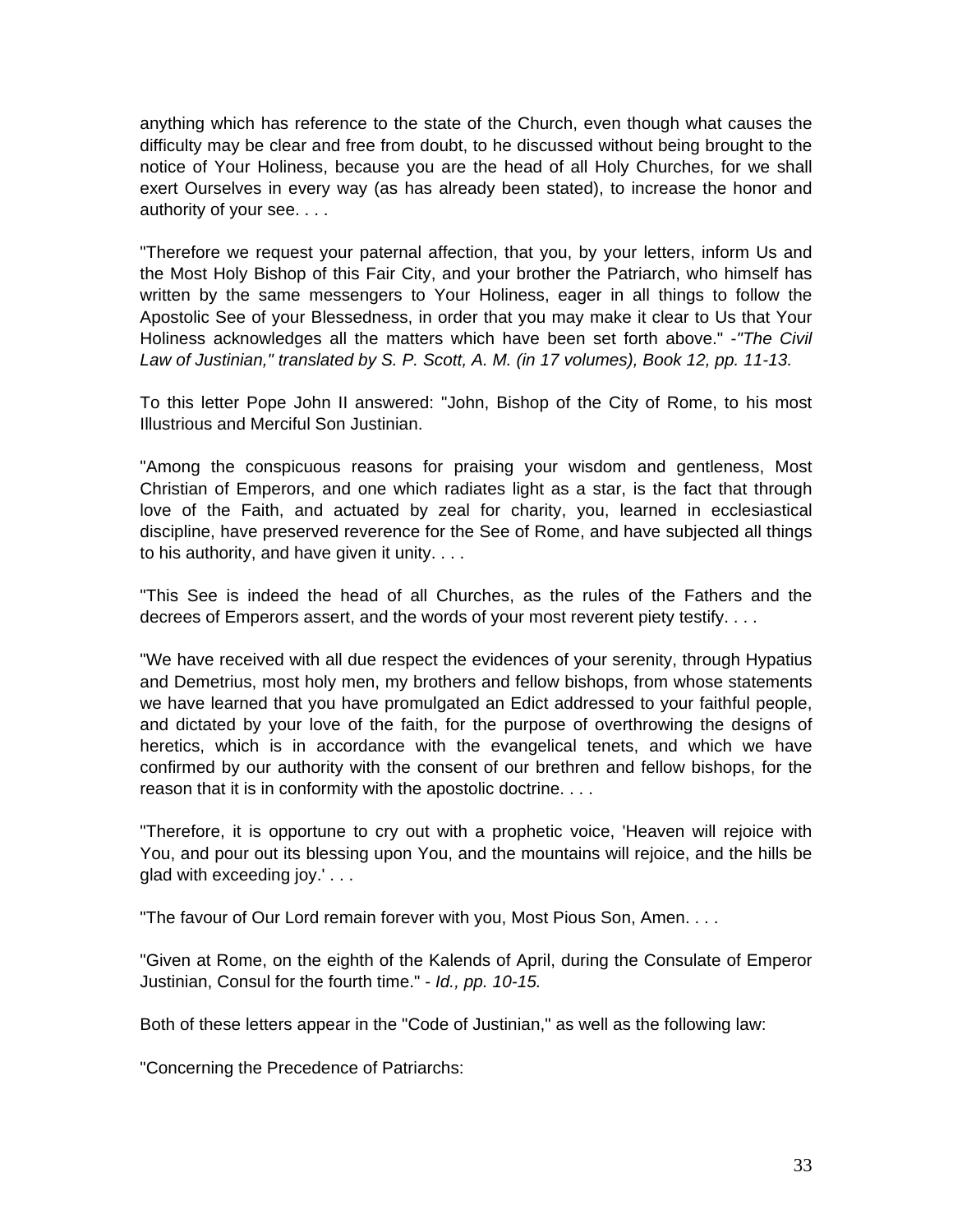anything which has reference to the state of the Church, even though what causes the difficulty may be clear and free from doubt, to he discussed without being brought to the notice of Your Holiness, because you are the head of all Holy Churches, for we shall exert Ourselves in every way (as has already been stated), to increase the honor and authority of your see. . . .

"Therefore we request your paternal affection, that you, by your letters, inform Us and the Most Holy Bishop of this Fair City, and your brother the Patriarch, who himself has written by the same messengers to Your Holiness, eager in all things to follow the Apostolic See of your Blessedness, in order that you may make it clear to Us that Your Holiness acknowledges all the matters which have been set forth above." -*"The Civil Law of Justinian," translated by S. P. Scott, A. M. (in 17 volumes), Book 12, pp. 11-13.*

To this letter Pope John II answered: "John, Bishop of the City of Rome, to his most Illustrious and Merciful Son Justinian.

"Among the conspicuous reasons for praising your wisdom and gentleness, Most Christian of Emperors, and one which radiates light as a star, is the fact that through love of the Faith, and actuated by zeal for charity, you, learned in ecclesiastical discipline, have preserved reverence for the See of Rome, and have subjected all things to his authority, and have given it unity. . . .

"This See is indeed the head of all Churches, as the rules of the Fathers and the decrees of Emperors assert, and the words of your most reverent piety testify. . . .

"We have received with all due respect the evidences of your serenity, through Hypatius and Demetrius, most holy men, my brothers and fellow bishops, from whose statements we have learned that you have promulgated an Edict addressed to your faithful people, and dictated by your love of the faith, for the purpose of overthrowing the designs of heretics, which is in accordance with the evangelical tenets, and which we have confirmed by our authority with the consent of our brethren and fellow bishops, for the reason that it is in conformity with the apostolic doctrine. . . .

"Therefore, it is opportune to cry out with a prophetic voice, 'Heaven will rejoice with You, and pour out its blessing upon You, and the mountains will rejoice, and the hills be glad with exceeding joy.' . . .

"The favour of Our Lord remain forever with you, Most Pious Son, Amen. . . .

"Given at Rome, on the eighth of the Kalends of April, during the Consulate of Emperor Justinian, Consul for the fourth time." - *Id., pp. 10-15.*

Both of these letters appear in the "Code of Justinian," as well as the following law:

"Concerning the Precedence of Patriarchs: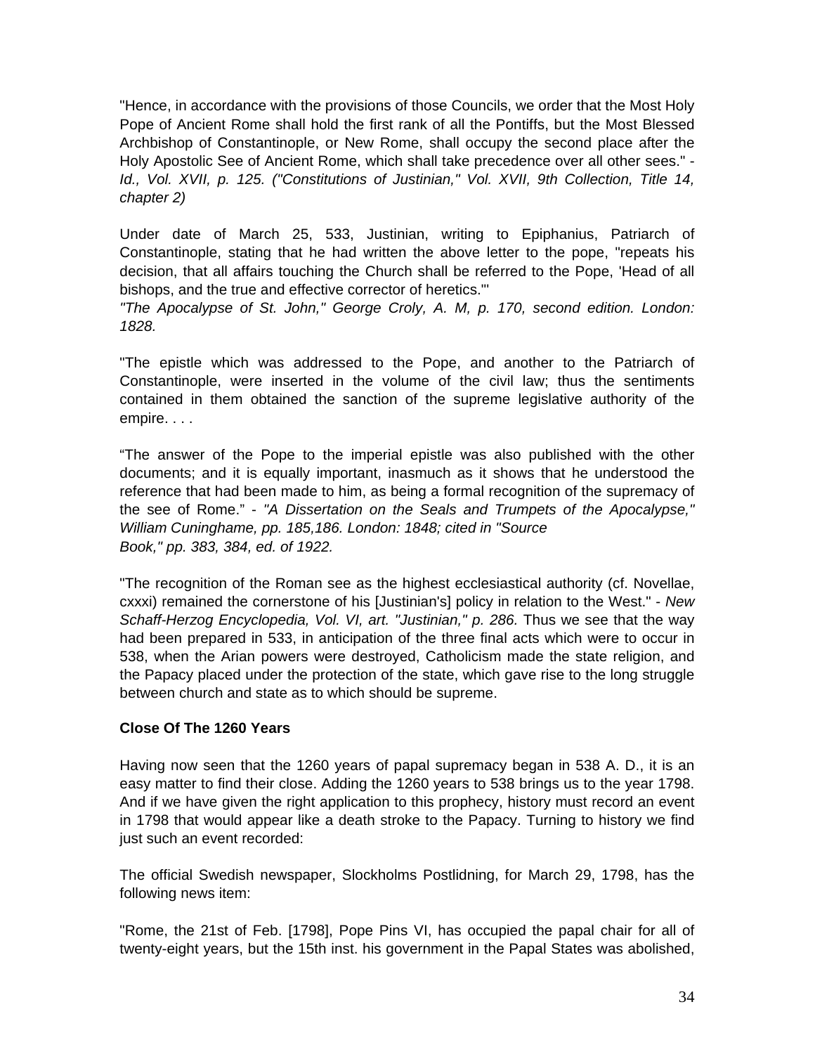"Hence, in accordance with the provisions of those Councils, we order that the Most Holy Pope of Ancient Rome shall hold the first rank of all the Pontiffs, but the Most Blessed Archbishop of Constantinople, or New Rome, shall occupy the second place after the Holy Apostolic See of Ancient Rome, which shall take precedence over all other sees." - *Id., Vol. XVII, p. 125. ("Constitutions of Justinian," Vol. XVII, 9th Collection, Title 14, chapter 2)*

Under date of March 25, 533, Justinian, writing to Epiphanius, Patriarch of Constantinople, stating that he had written the above letter to the pope, "repeats his decision, that all affairs touching the Church shall be referred to the Pope, 'Head of all bishops, and the true and effective corrector of heretics.'"
*"The Apocalypse of St. John," George Croly, A. M, p. 170, second edition. London: 1828.*

"The epistle which was addressed to the Pope, and another to the Patriarch of Constantinople, were inserted in the volume of the civil law; thus the sentiments contained in them obtained the sanction of the supreme legislative authority of the empire. . . .

"The answer of the Pope to the imperial epistle was also published with the other documents; and it is equally important, inasmuch as it shows that he understood the reference that had been made to him, as being a formal recognition of the supremacy of the see of Rome." - *"A Dissertation on the Seals and Trumpets of the Apocalypse," William Cuninghame, pp. 185,186. London: 1848; cited in "Source Book," pp. 383, 384, ed. of 1922.*

"The recognition of the Roman see as the highest ecclesiastical authority (cf. Novellae, cxxxi) remained the cornerstone of his [Justinian's] policy in relation to the West." - *New Schaff-Herzog Encyclopedia, Vol. VI, art. "Justinian," p. 286.* Thus we see that the way had been prepared in 533, in anticipation of the three final acts which were to occur in 538, when the Arian powers were destroyed, Catholicism made the state religion, and the Papacy placed under the protection of the state, which gave rise to the long struggle between church and state as to which should be supreme.

**Close Of The 1260 Years**

Having now seen that the 1260 years of papal supremacy began in 538 A. D., it is an easy matter to find their close. Adding the 1260 years to 538 brings us to the year 1798. And if we have given the right application to this prophecy, history must record an event in 1798 that would appear like a death stroke to the Papacy. Turning to history we find just such an event recorded:

The official Swedish newspaper, Slockholms Postlidning, for March 29, 1798, has the following news item:

"Rome, the 21st of Feb. [1798], Pope Pins VI, has occupied the papal chair for all of twenty-eight years, but the 15th inst. his government in the Papal States was abolished,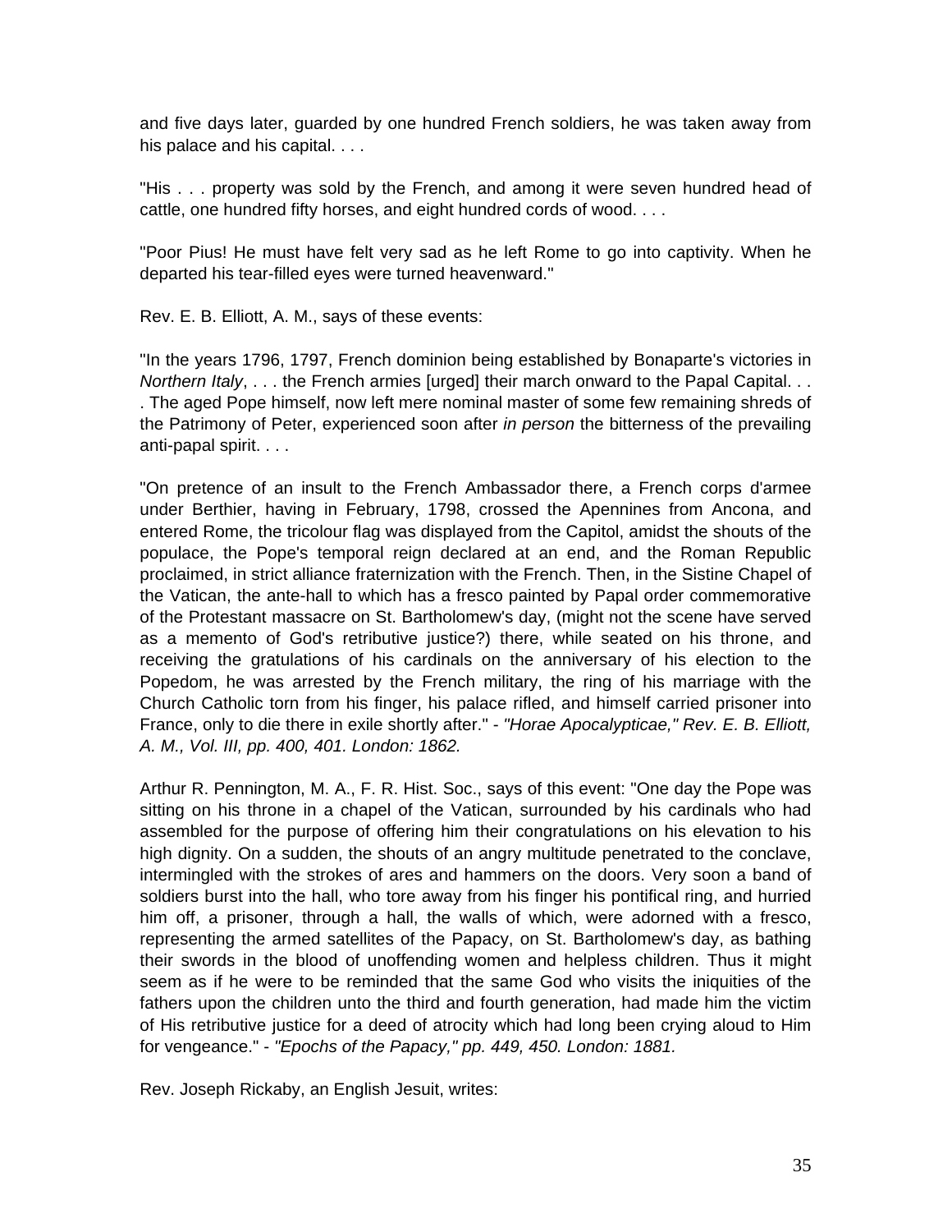and five days later, guarded by one hundred French soldiers, he was taken away from his palace and his capital. . . .

"His . . . property was sold by the French, and among it were seven hundred head of cattle, one hundred fifty horses, and eight hundred cords of wood. . . .

"Poor Pius! He must have felt very sad as he left Rome to go into captivity. When he departed his tear-filled eyes were turned heavenward."

Rev. E. B. Elliott, A. M., says of these events:

"In the years 1796, 1797, French dominion being established by Bonaparte's victories in *Northern Italy*, . . . the French armies [urged] their march onward to the Papal Capital. . . . The aged Pope himself, now left mere nominal master of some few remaining shreds of the Patrimony of Peter, experienced soon after *in person* the bitterness of the prevailing anti-papal spirit. . . .

"On pretence of an insult to the French Ambassador there, a French corps d'armee under Berthier, having in February, 1798, crossed the Apennines from Ancona, and entered Rome, the tricolour flag was displayed from the Capitol, amidst the shouts of the populace, the Pope's temporal reign declared at an end, and the Roman Republic proclaimed, in strict alliance fraternization with the French. Then, in the Sistine Chapel of the Vatican, the ante-hall to which has a fresco painted by Papal order commemorative of the Protestant massacre on St. Bartholomew's day, (might not the scene have served as a memento of God's retributive justice?) there, while seated on his throne, and receiving the gratulations of his cardinals on the anniversary of his election to the Popedom, he was arrested by the French military, the ring of his marriage with the Church Catholic torn from his finger, his palace rifled, and himself carried prisoner into France, only to die there in exile shortly after." - *"Horae Apocalypticae," Rev. E. B. Elliott, A. M., Vol. III, pp. 400, 401. London: 1862.*

Arthur R. Pennington, M. A., F. R. Hist. Soc., says of this event: "One day the Pope was sitting on his throne in a chapel of the Vatican, surrounded by his cardinals who had assembled for the purpose of offering him their congratulations on his elevation to his high dignity. On a sudden, the shouts of an angry multitude penetrated to the conclave, intermingled with the strokes of ares and hammers on the doors. Very soon a band of soldiers burst into the hall, who tore away from his finger his pontifical ring, and hurried him off, a prisoner, through a hall, the walls of which, were adorned with a fresco, representing the armed satellites of the Papacy, on St. Bartholomew's day, as bathing their swords in the blood of unoffending women and helpless children. Thus it might seem as if he were to be reminded that the same God who visits the iniquities of the fathers upon the children unto the third and fourth generation, had made him the victim of His retributive justice for a deed of atrocity which had long been crying aloud to Him for vengeance." - *"Epochs of the Papacy," pp. 449, 450. London: 1881.*

Rev. Joseph Rickaby, an English Jesuit, writes: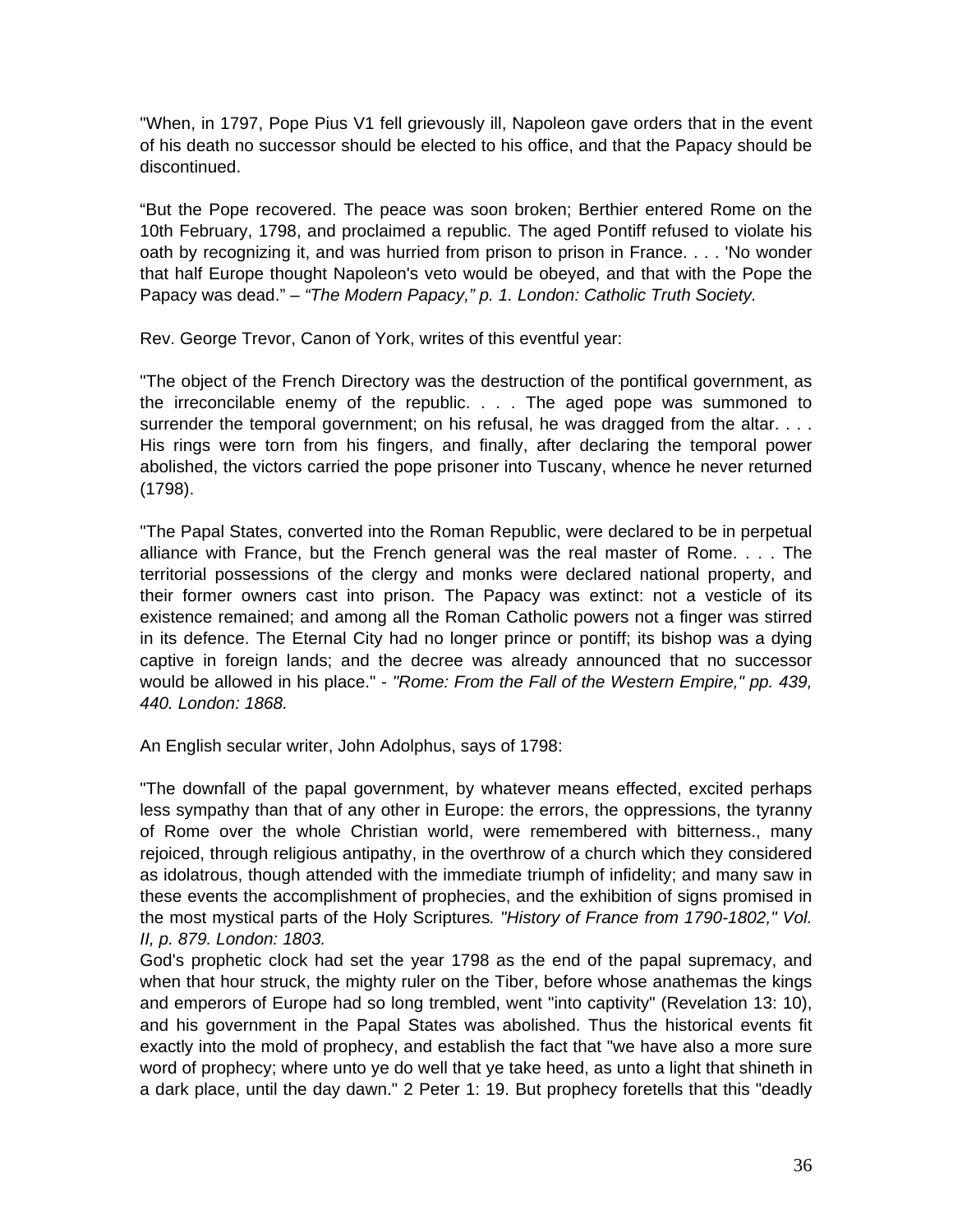"When, in 1797, Pope Pius V1 fell grievously ill, Napoleon gave orders that in the event of his death no successor should be elected to his office, and that the Papacy should be discontinued.

“But the Pope recovered. The peace was soon broken; Berthier entered Rome on the 10th February, 1798, and proclaimed a republic. The aged Pontiff refused to violate his oath by recognizing it, and was hurried from prison to prison in France. . . . 'No wonder that half Europe thought Napoleon's veto would be obeyed, and that with the Pope the Papacy was dead.” – *“The Modern Papacy,” p. 1. London: Catholic Truth Society.*

Rev. George Trevor, Canon of York, writes of this eventful year:

"The object of the French Directory was the destruction of the pontifical government, as the irreconcilable enemy of the republic. . . . The aged pope was summoned to surrender the temporal government; on his refusal, he was dragged from the altar. . . . His rings were torn from his fingers, and finally, after declaring the temporal power abolished, the victors carried the pope prisoner into Tuscany, whence he never returned (1798).

"The Papal States, converted into the Roman Republic, were declared to be in perpetual alliance with France, but the French general was the real master of Rome. . . . The territorial possessions of the clergy and monks were declared national property, and their former owners cast into prison. The Papacy was extinct: not a vesticle of its existence remained; and among all the Roman Catholic powers not a finger was stirred in its defence. The Eternal City had no longer prince or pontiff; its bishop was a dying captive in foreign lands; and the decree was already announced that no successor would be allowed in his place." - *"Rome: From the Fall of the Western Empire," pp. 439, 440. London: 1868.*

An English secular writer, John Adolphus, says of 1798:

"The downfall of the papal government, by whatever means effected, excited perhaps less sympathy than that of any other in Europe: the errors, the oppressions, the tyranny of Rome over the whole Christian world, were remembered with bitterness., many rejoiced, through religious antipathy, in the overthrow of a church which they considered as idolatrous, though attended with the immediate triumph of infidelity; and many saw in these events the accomplishment of prophecies, and the exhibition of signs promised in the most mystical parts of the Holy Scriptures*. "History of France from 1790-1802," Vol. II, p. 879. London: 1803.*

God's prophetic clock had set the year 1798 as the end of the papal supremacy, and when that hour struck, the mighty ruler on the Tiber, before whose anathemas the kings and emperors of Europe had so long trembled, went "into captivity" (Revelation 13: 10), and his government in the Papal States was abolished. Thus the historical events fit exactly into the mold of prophecy, and establish the fact that "we have also a more sure word of prophecy; where unto ye do well that ye take heed, as unto a light that shineth in a dark place, until the day dawn." 2 Peter 1: 19. But prophecy foretells that this "deadly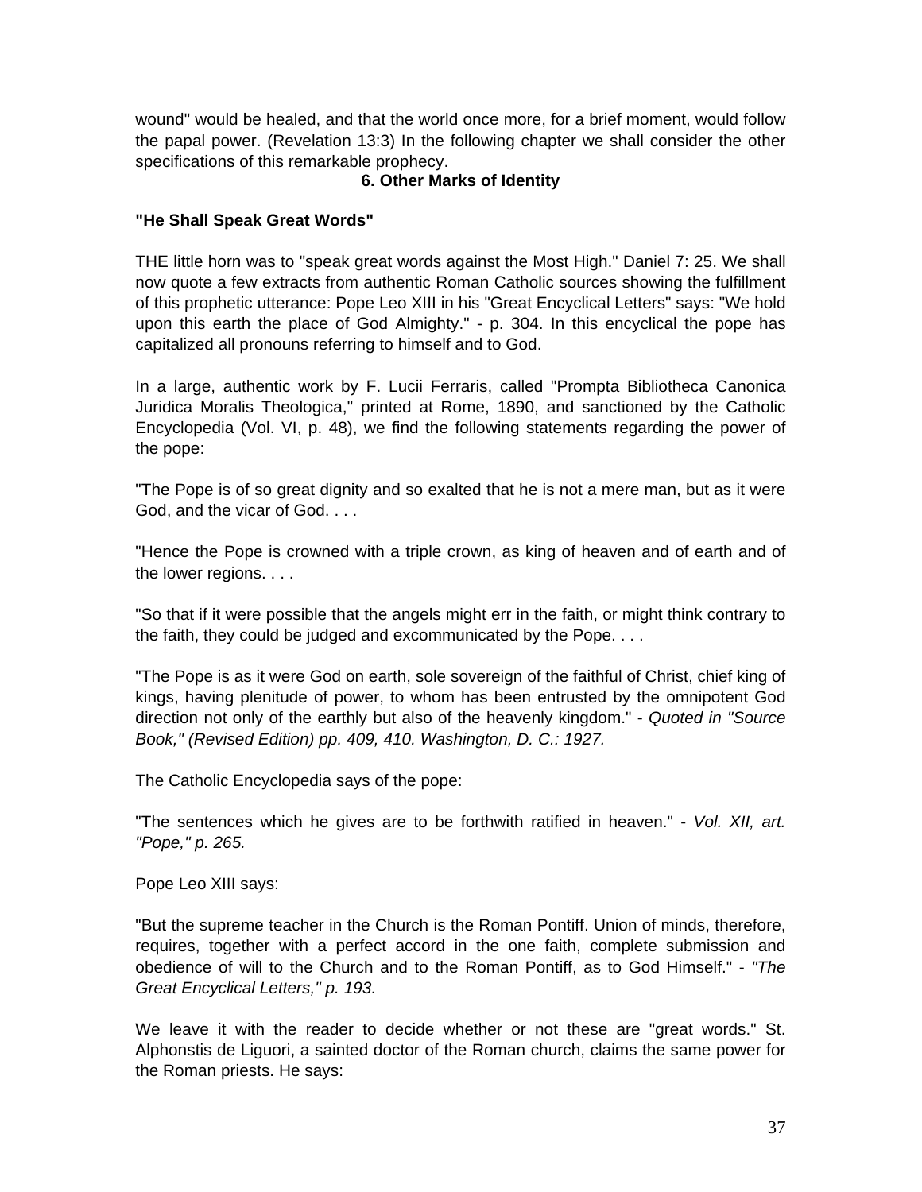wound" would be healed, and that the world once more, for a brief moment, would follow the papal power. (Revelation 13:3) In the following chapter we shall consider the other specifications of this remarkable prophecy.

## 6. Other Marks of Identity

### "He Shall Speak Great Words"

THE little horn was to "speak great words against the Most High." Daniel 7: 25. We shall now quote a few extracts from authentic Roman Catholic sources showing the fulfillment of this prophetic utterance: Pope Leo XIII in his "Great Encyclical Letters" says: "We hold upon this earth the place of God Almighty." - p. 304. In this encyclical the pope has capitalized all pronouns referring to himself and to God.

In a large, authentic work by F. Lucii Ferraris, called "Prompta Bibliotheca Canonica Juridica Moralis Theologica," printed at Rome, 1890, and sanctioned by the Catholic Encyclopedia (Vol. VI, p. 48), we find the following statements regarding the power of the pope:

"The Pope is of so great dignity and so exalted that he is not a mere man, but as it were God, and the vicar of God. . . .

"Hence the Pope is crowned with a triple crown, as king of heaven and of earth and of the lower regions. . . .

"So that if it were possible that the angels might err in the faith, or might think contrary to the faith, they could be judged and excommunicated by the Pope. . . .

"The Pope is as it were God on earth, sole sovereign of the faithful of Christ, chief king of kings, having plenitude of power, to whom has been entrusted by the omnipotent God direction not only of the earthly but also of the heavenly kingdom." - *Quoted in "Source Book," (Revised Edition) pp. 409, 410. Washington, D. C.: 1927.*

The Catholic Encyclopedia says of the pope:

"The sentences which he gives are to be forthwith ratified in heaven." - *Vol. XII, art. "Pope," p. 265.*

Pope Leo XIII says:

"But the supreme teacher in the Church is the Roman Pontiff. Union of minds, therefore, requires, together with a perfect accord in the one faith, complete submission and obedience of will to the Church and to the Roman Pontiff, as to God Himself." - *"The Great Encyclical Letters," p. 193.*

We leave it with the reader to decide whether or not these are "great words." St. Alphonstis de Liguori, a sainted doctor of the Roman church, claims the same power for the Roman priests. He says: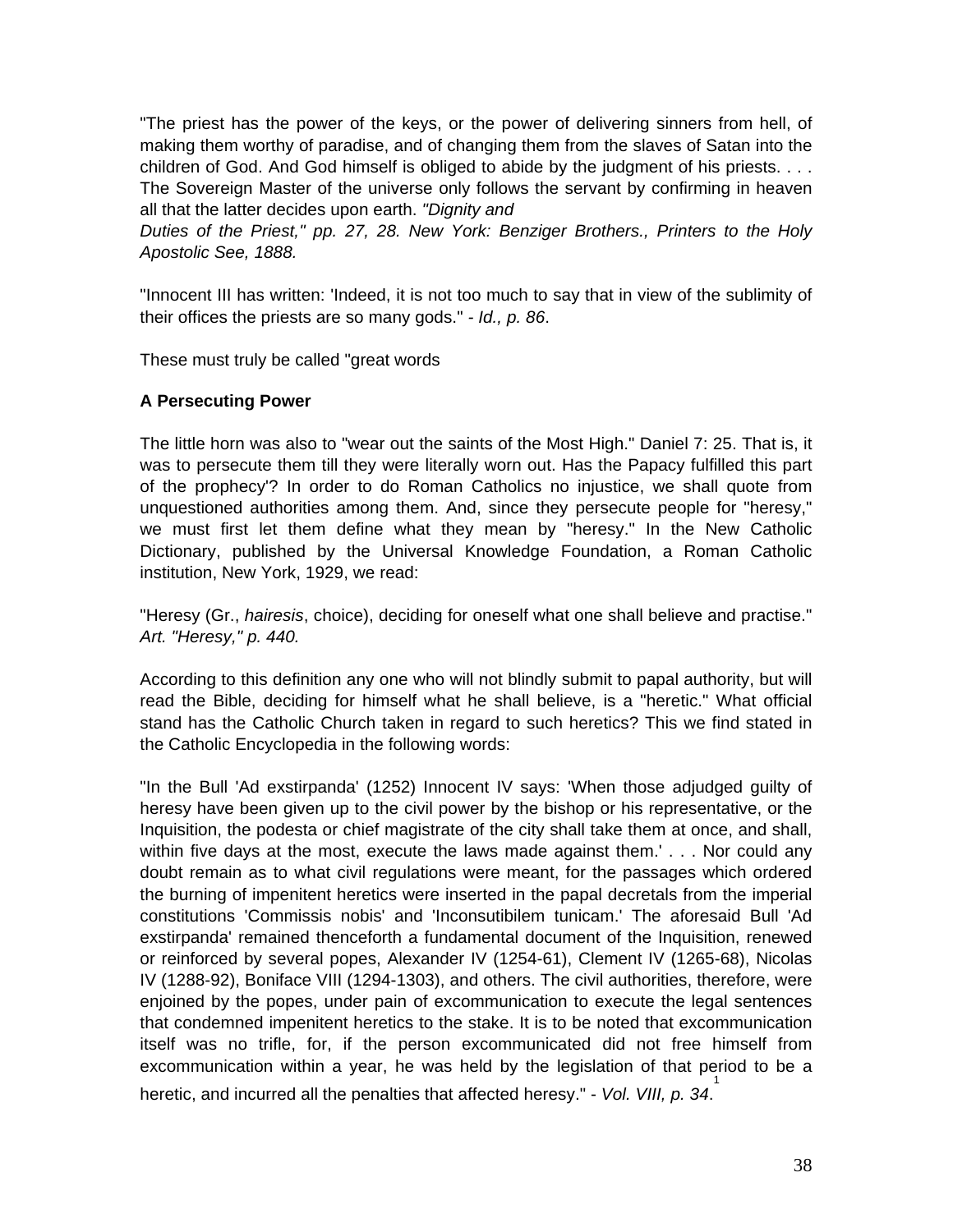"The priest has the power of the keys, or the power of delivering sinners from hell, of making them worthy of paradise, and of changing them from the slaves of Satan into the children of God. And God himself is obliged to abide by the judgment of his priests. . . . The Sovereign Master of the universe only follows the servant by confirming in heaven all that the latter decides upon earth. *"Dignity and Duties of the Priest," pp. 27, 28. New York: Benziger Brothers., Printers to the Holy Apostolic See, 1888.*

"Innocent III has written: 'Indeed, it is not too much to say that in view of the sublimity of their offices the priests are so many gods." - *Id., p. 86*.

These must truly be called "great words

**A Persecuting Power**

The little horn was also to "wear out the saints of the Most High." Daniel 7: 25. That is, it was to persecute them till they were literally worn out. Has the Papacy fulfilled this part of the prophecy'? In order to do Roman Catholics no injustice, we shall quote from unquestioned authorities among them. And, since they persecute people for "heresy," we must first let them define what they mean by "heresy." In the New Catholic Dictionary, published by the Universal Knowledge Foundation, a Roman Catholic institution, New York, 1929, we read:

"Heresy (Gr., *hairesis*, choice), deciding for oneself what one shall believe and practise." *Art. "Heresy," p. 440.*

According to this definition any one who will not blindly submit to papal authority, but will read the Bible, deciding for himself what he shall believe, is a "heretic." What official stand has the Catholic Church taken in regard to such heretics? This we find stated in the Catholic Encyclopedia in the following words:

"In the Bull 'Ad exstirpanda' (1252) Innocent IV says: 'When those adjudged guilty of heresy have been given up to the civil power by the bishop or his representative, or the Inquisition, the podesta or chief magistrate of the city shall take them at once, and shall, within five days at the most, execute the laws made against them.' . . . Nor could any doubt remain as to what civil regulations were meant, for the passages which ordered the burning of impenitent heretics were inserted in the papal decretals from the imperial constitutions 'Commissis nobis' and 'Inconsutibilem tunicam.' The aforesaid Bull 'Ad exstirpanda' remained thenceforth a fundamental document of the Inquisition, renewed or reinforced by several popes, Alexander IV (1254-61), Clement IV (1265-68), Nicolas IV (1288-92), Boniface VIII (1294-1303), and others. The civil authorities, therefore, were enjoined by the popes, under pain of excommunication to execute the legal sentences that condemned impenitent heretics to the stake. It is to be noted that excommunication itself was no trifle, for, if the person excommunicated did not free himself from excommunication within a year, he was held by the legislation of that period to be a heretic, and incurred all the penalties that affected heresy." - *Vol. VIII, p. 34*.[1]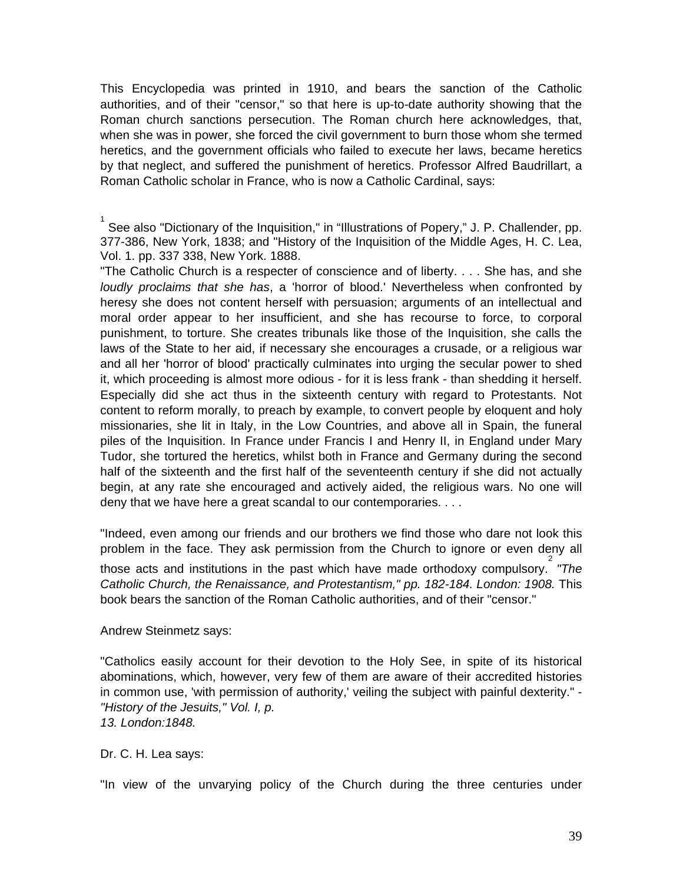This Encyclopedia was printed in 1910, and bears the sanction of the Catholic authorities, and of their "censor," so that here is up-to-date authority showing that the Roman church sanctions persecution. The Roman church here acknowledges, that, when she was in power, she forced the civil government to burn those whom she termed heretics, and the government officials who failed to execute her laws, became heretics by that neglect, and suffered the punishment of heretics. Professor Alfred Baudrillart, a Roman Catholic scholar in France, who is now a Catholic Cardinal, says:

[1] See also "Dictionary of the Inquisition," in "Illustrations of Popery," J. P. Challender, pp. 377-386, New York, 1838; and "History of the Inquisition of the Middle Ages, H. C. Lea, Vol. 1. pp. 337 338, New York. 1888.

"The Catholic Church is a respecter of conscience and of liberty. . . . She has, and she *loudly proclaims that she has*, a 'horror of blood.' Nevertheless when confronted by heresy she does not content herself with persuasion; arguments of an intellectual and moral order appear to her insufficient, and she has recourse to force, to corporal punishment, to torture. She creates tribunals like those of the Inquisition, she calls the laws of the State to her aid, if necessary she encourages a crusade, or a religious war and all her 'horror of blood' practically culminates into urging the secular power to shed it, which proceeding is almost more odious - for it is less frank - than shedding it herself. Especially did she act thus in the sixteenth century with regard to Protestants. Not content to reform morally, to preach by example, to convert people by eloquent and holy missionaries, she lit in Italy, in the Low Countries, and above all in Spain, the funeral piles of the Inquisition. In France under Francis I and Henry II, in England under Mary Tudor, she tortured the heretics, whilst both in France and Germany during the second half of the sixteenth and the first half of the seventeenth century if she did not actually begin, at any rate she encouraged and actively aided, the religious wars. No one will deny that we have here a great scandal to our contemporaries. . . .

"Indeed, even among our friends and our brothers we find those who dare not look this problem in the face. They ask permission from the Church to ignore or even deny all those acts and institutions in the past which have made orthodoxy compulsory.[2] *"The Catholic Church, the Renaissance, and Protestantism," pp. 182-184. London: 1908.* This book bears the sanction of the Roman Catholic authorities, and of their "censor."

Andrew Steinmetz says:

"Catholics easily account for their devotion to the Holy See, in spite of its historical abominations, which, however, very few of them are aware of their accredited histories in common use, 'with permission of authority,' veiling the subject with painful dexterity." - *"History of the Jesuits," Vol. I, p. 13. London:1848.*

Dr. C. H. Lea says:

"In view of the unvarying policy of the Church during the three centuries under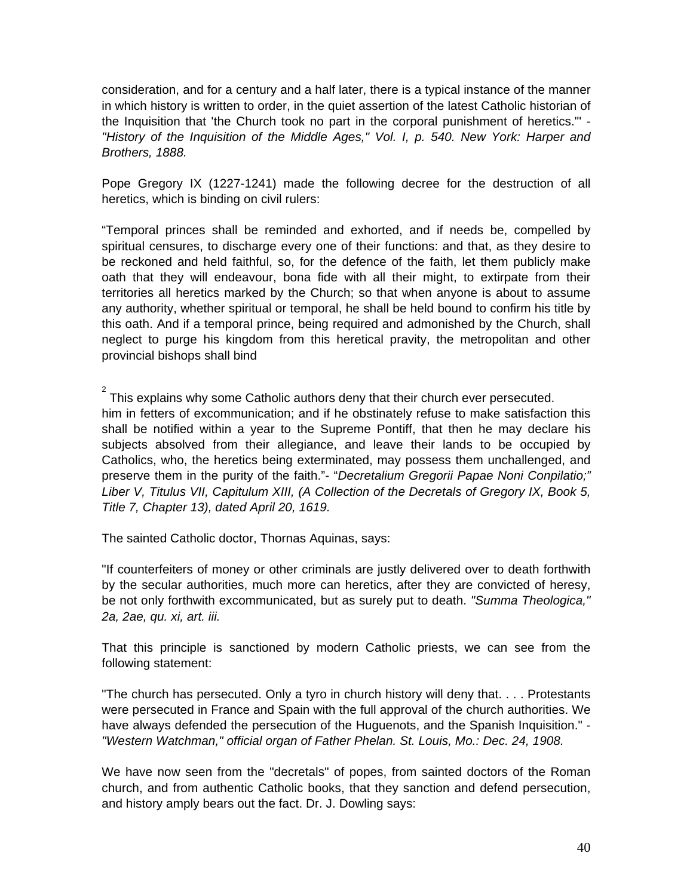consideration, and for a century and a half later, there is a typical instance of the manner in which history is written to order, in the quiet assertion of the latest Catholic historian of the Inquisition that 'the Church took no part in the corporal punishment of heretics.'" - *"History of the Inquisition of the Middle Ages," Vol. I, p. 540. New York: Harper and Brothers, 1888.*

Pope Gregory IX (1227-1241) made the following decree for the destruction of all heretics, which is binding on civil rulers:

"Temporal princes shall be reminded and exhorted, and if needs be, compelled by spiritual censures, to discharge every one of their functions: and that, as they desire to be reckoned and held faithful, so, for the defence of the faith, let them publicly make oath that they will endeavour, bona fide with all their might, to extirpate from their territories all heretics marked by the Church; so that when anyone is about to assume any authority, whether spiritual or temporal, he shall be held bound to confirm his title by this oath. And if a temporal prince, being required and admonished by the Church, shall neglect to purge his kingdom from this heretical pravity, the metropolitan and other provincial bishops shall bind him in fetters of excommunication; and if he obstinately refuse to make satisfaction this shall be notified within a year to the Supreme Pontiff, that then he may declare his subjects absolved from their allegiance, and leave their lands to be occupied by Catholics, who, the heretics being exterminated, may possess them unchallenged, and preserve them in the purity of the faith."- "*Decretalium Gregorii Papae Noni Conpilatio;" Liber V, Titulus VII, Capitulum XIII, (A Collection of the Decretals of Gregory IX, Book 5, Title 7, Chapter 13), dated April 20, 1619.*

The sainted Catholic doctor, Thornas Aquinas, says:

"If counterfeiters of money or other criminals are justly delivered over to death forthwith by the secular authorities, much more can heretics, after they are convicted of heresy, be not only forthwith excommunicated, but as surely put to death. *"Summa Theologica," 2a, 2ae, qu. xi, art. iii.*

That this principle is sanctioned by modern Catholic priests, we can see from the following statement:

"The church has persecuted. Only a tyro in church history will deny that. . . . Protestants were persecuted in France and Spain with the full approval of the church authorities. We have always defended the persecution of the Huguenots, and the Spanish Inquisition." - *"Western Watchman," official organ of Father Phelan. St. Louis, Mo.: Dec. 24, 1908.*

We have now seen from the "decretals" of popes, from sainted doctors of the Roman church, and from authentic Catholic books, that they sanction and defend persecution, and history amply bears out the fact. Dr. J. Dowling says:

[2] This explains why some Catholic authors deny that their church ever persecuted.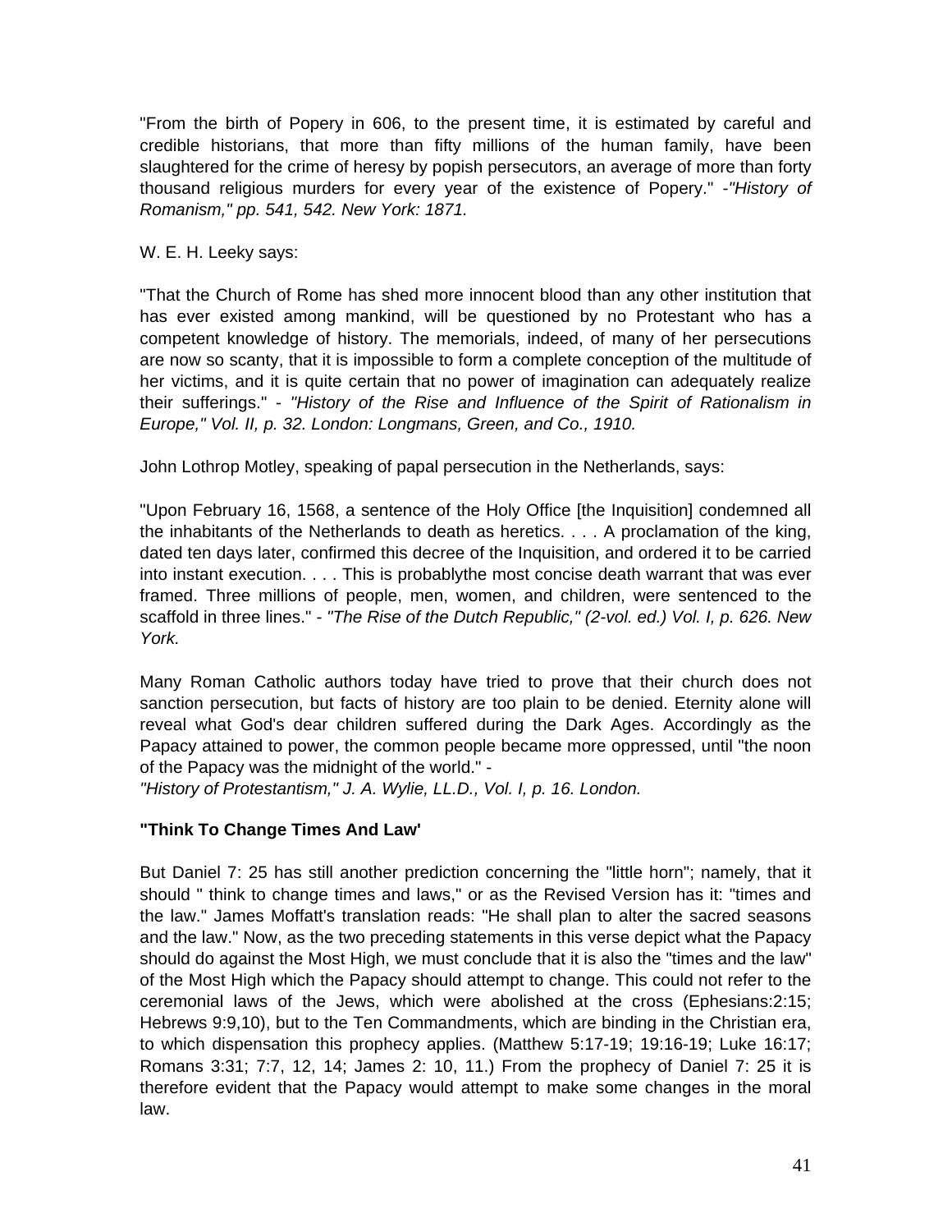"From the birth of Popery in 606, to the present time, it is estimated by careful and credible historians, that more than fifty millions of the human family, have been slaughtered for the crime of heresy by popish persecutors, an average of more than forty thousand religious murders for every year of the existence of Popery." -*"History of Romanism," pp. 541, 542. New York: 1871.*

W. E. H. Leeky says:

"That the Church of Rome has shed more innocent blood than any other institution that has ever existed among mankind, will be questioned by no Protestant who has a competent knowledge of history. The memorials, indeed, of many of her persecutions are now so scanty, that it is impossible to form a complete conception of the multitude of her victims, and it is quite certain that no power of imagination can adequately realize their sufferings." - *"History of the Rise and Influence of the Spirit of Rationalism in Europe," Vol. II, p. 32. London: Longmans, Green, and Co., 1910.*

John Lothrop Motley, speaking of papal persecution in the Netherlands, says:

"Upon February 16, 1568, a sentence of the Holy Office [the Inquisition] condemned all the inhabitants of the Netherlands to death as heretics. . . . A proclamation of the king, dated ten days later, confirmed this decree of the Inquisition, and ordered it to be carried into instant execution. . . . This is probablythe most concise death warrant that was ever framed. Three millions of people, men, women, and children, were sentenced to the scaffold in three lines." - *"The Rise of the Dutch Republic," (2-vol. ed.) Vol. I, p. 626. New York.*

Many Roman Catholic authors today have tried to prove that their church does not sanction persecution, but facts of history are too plain to be denied. Eternity alone will reveal what God's dear children suffered during the Dark Ages. Accordingly as the Papacy attained to power, the common people became more oppressed, until "the noon of the Papacy was the midnight of the world." -
*"History of Protestantism," J. A. Wylie, LL.D., Vol. I, p. 16. London.*

**"Think To Change Times And Law'**

But Daniel 7: 25 has still another prediction concerning the "little horn"; namely, that it should " think to change times and laws," or as the Revised Version has it: "times and the law." James Moffatt's translation reads: "He shall plan to alter the sacred seasons and the law." Now, as the two preceding statements in this verse depict what the Papacy should do against the Most High, we must conclude that it is also the "times and the law" of the Most High which the Papacy should attempt to change. This could not refer to the ceremonial laws of the Jews, which were abolished at the cross (Ephesians:2:15; Hebrews 9:9,10), but to the Ten Commandments, which are binding in the Christian era, to which dispensation this prophecy applies. (Matthew 5:17-19; 19:16-19; Luke 16:17; Romans 3:31; 7:7, 12, 14; James 2: 10, 11.) From the prophecy of Daniel 7: 25 it is therefore evident that the Papacy would attempt to make some changes in the moral law.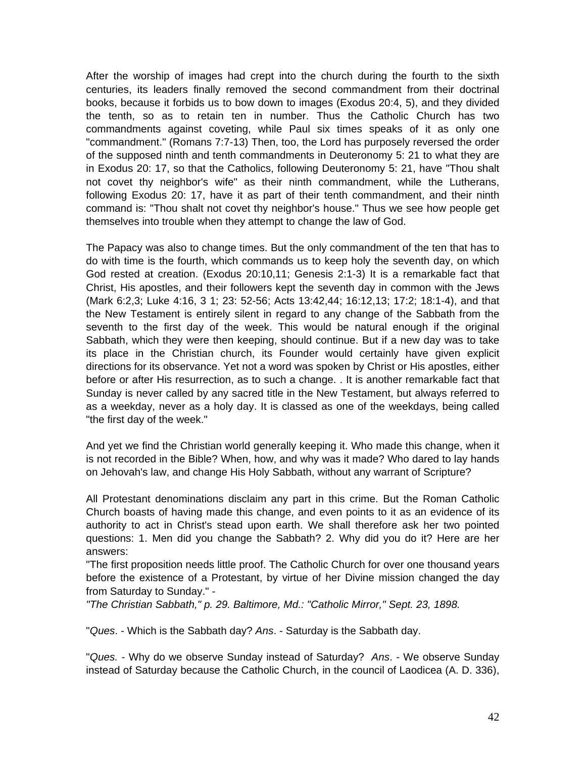After the worship of images had crept into the church during the fourth to the sixth centuries, its leaders finally removed the second commandment from their doctrinal books, because it forbids us to bow down to images (Exodus 20:4, 5), and they divided the tenth, so as to retain ten in number. Thus the Catholic Church has two commandments against coveting, while Paul six times speaks of it as only one "commandment." (Romans 7:7-13) Then, too, the Lord has purposely reversed the order of the supposed ninth and tenth commandments in Deuteronomy 5: 21 to what they are in Exodus 20: 17, so that the Catholics, following Deuteronomy 5: 21, have "Thou shalt not covet thy neighbor's wife" as their ninth commandment, while the Lutherans, following Exodus 20: 17, have it as part of their tenth commandment, and their ninth command is: "Thou shalt not covet thy neighbor's house." Thus we see how people get themselves into trouble when they attempt to change the law of God.

The Papacy was also to change times. But the only commandment of the ten that has to do with time is the fourth, which commands us to keep holy the seventh day, on which God rested at creation. (Exodus 20:10,11; Genesis 2:1-3) It is a remarkable fact that Christ, His apostles, and their followers kept the seventh day in common with the Jews (Mark 6:2,3; Luke 4:16, 3 1; 23: 52-56; Acts 13:42,44; 16:12,13; 17:2; 18:1-4), and that the New Testament is entirely silent in regard to any change of the Sabbath from the seventh to the first day of the week. This would be natural enough if the original Sabbath, which they were then keeping, should continue. But if a new day was to take its place in the Christian church, its Founder would certainly have given explicit directions for its observance. Yet not a word was spoken by Christ or His apostles, either before or after His resurrection, as to such a change. . It is another remarkable fact that Sunday is never called by any sacred title in the New Testament, but always referred to as a weekday, never as a holy day. It is classed as one of the weekdays, being called "the first day of the week."

And yet we find the Christian world generally keeping it. Who made this change, when it is not recorded in the Bible? When, how, and why was it made? Who dared to lay hands on Jehovah's law, and change His Holy Sabbath, without any warrant of Scripture?

All Protestant denominations disclaim any part in this crime. But the Roman Catholic Church boasts of having made this change, and even points to it as an evidence of its authority to act in Christ's stead upon earth. We shall therefore ask her two pointed questions: 1. Men did you change the Sabbath? 2. Why did you do it? Here are her answers:

"The first proposition needs little proof. The Catholic Church for over one thousand years before the existence of a Protestant, by virtue of her Divine mission changed the day from Saturday to Sunday." -
*"The Christian Sabbath," p. 29. Baltimore, Md.: "Catholic Mirror," Sept. 23, 1898.*

"*Ques*. - Which is the Sabbath day? *Ans*. - Saturday is the Sabbath day.

"*Ques.* - Why do we observe Sunday instead of Saturday? *Ans*. - We observe Sunday instead of Saturday because the Catholic Church, in the council of Laodicea (A. D. 336),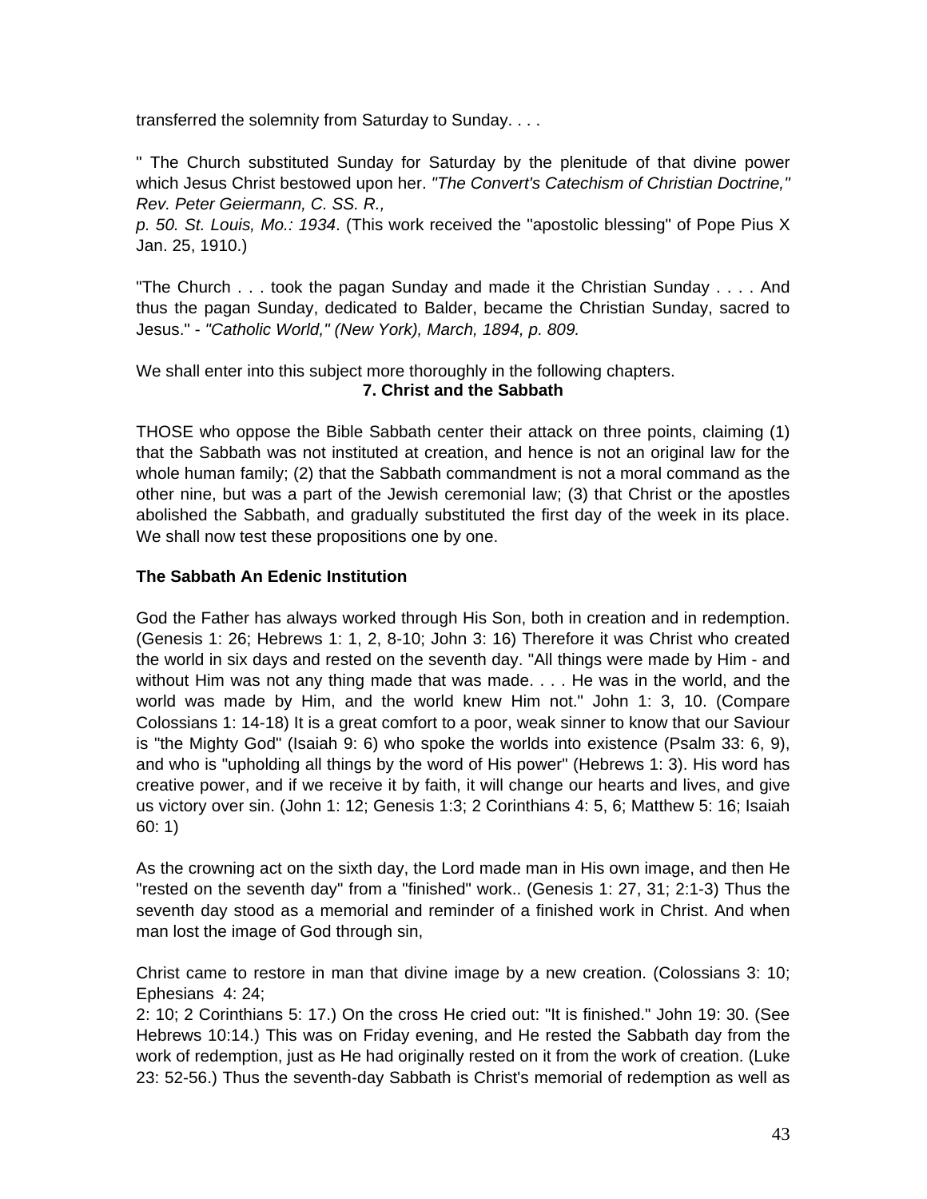transferred the solemnity from Saturday to Sunday. . . .

" The Church substituted Sunday for Saturday by the plenitude of that divine power which Jesus Christ bestowed upon her. *"The Convert's Catechism of Christian Doctrine," Rev. Peter Geiermann, C. SS. R., p. 50. St. Louis, Mo.: 1934*. (This work received the "apostolic blessing" of Pope Pius X Jan. 25, 1910.)

"The Church . . . took the pagan Sunday and made it the Christian Sunday . . . . And thus the pagan Sunday, dedicated to Balder, became the Christian Sunday, sacred to Jesus." - *"Catholic World," (New York), March, 1894, p. 809.*

We shall enter into this subject more thoroughly in the following chapters.

## 7. Christ and the Sabbath

THOSE who oppose the Bible Sabbath center their attack on three points, claiming (1) that the Sabbath was not instituted at creation, and hence is not an original law for the whole human family; (2) that the Sabbath commandment is not a moral command as the other nine, but was a part of the Jewish ceremonial law; (3) that Christ or the apostles abolished the Sabbath, and gradually substituted the first day of the week in its place. We shall now test these propositions one by one.

### The Sabbath An Edenic Institution

God the Father has always worked through His Son, both in creation and in redemption. (Genesis 1: 26; Hebrews 1: 1, 2, 8-10; John 3: 16) Therefore it was Christ who created the world in six days and rested on the seventh day. "All things were made by Him - and without Him was not any thing made that was made. . . . He was in the world, and the world was made by Him, and the world knew Him not." John 1: 3, 10. (Compare Colossians 1: 14-18) It is a great comfort to a poor, weak sinner to know that our Saviour is "the Mighty God" (Isaiah 9: 6) who spoke the worlds into existence (Psalm 33: 6, 9), and who is "upholding all things by the word of His power" (Hebrews 1: 3). His word has creative power, and if we receive it by faith, it will change our hearts and lives, and give us victory over sin. (John 1: 12; Genesis 1:3; 2 Corinthians 4: 5, 6; Matthew 5: 16; Isaiah 60: 1)

As the crowning act on the sixth day, the Lord made man in His own image, and then He "rested on the seventh day" from a "finished" work.. (Genesis 1: 27, 31; 2:1-3) Thus the seventh day stood as a memorial and reminder of a finished work in Christ. And when man lost the image of God through sin,

Christ came to restore in man that divine image by a new creation. (Colossians 3: 10; Ephesians 4: 24; 2: 10; 2 Corinthians 5: 17.) On the cross He cried out: "It is finished." John 19: 30. (See Hebrews 10:14.) This was on Friday evening, and He rested the Sabbath day from the work of redemption, just as He had originally rested on it from the work of creation. (Luke 23: 52-56.) Thus the seventh-day Sabbath is Christ's memorial of redemption as well as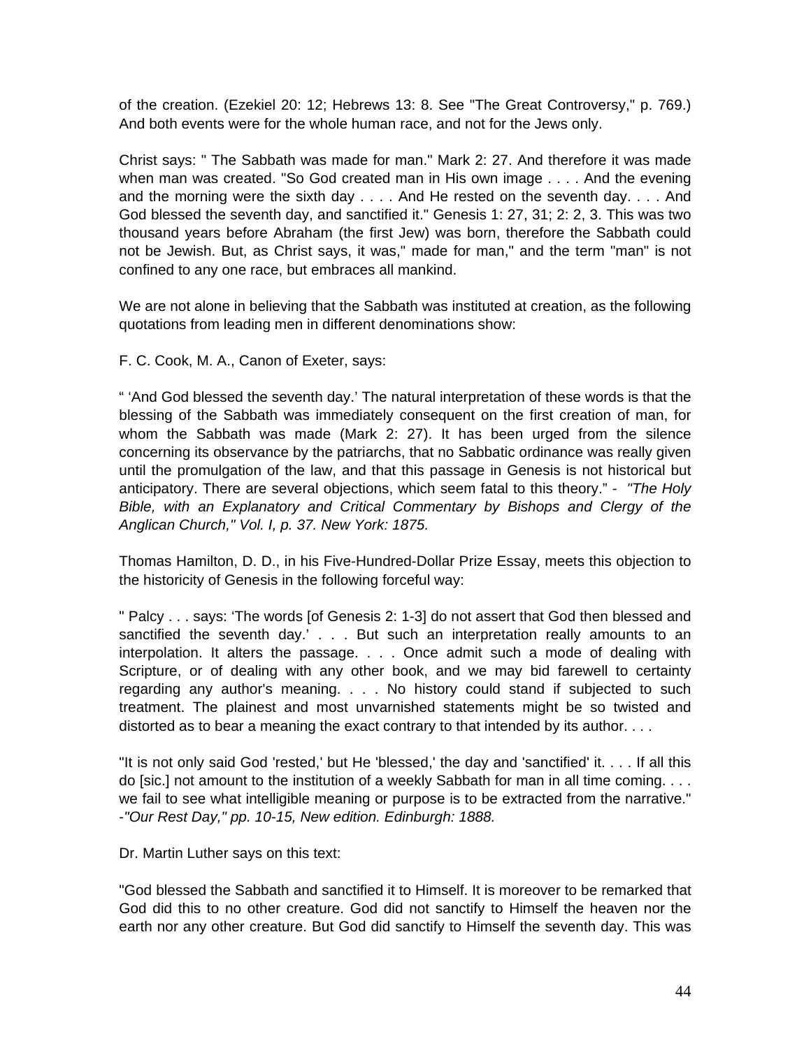of the creation. (Ezekiel 20: 12; Hebrews 13: 8. See "The Great Controversy," p. 769.) And both events were for the whole human race, and not for the Jews only.

Christ says: " The Sabbath was made for man." Mark 2: 27. And therefore it was made when man was created. "So God created man in His own image . . . . And the evening and the morning were the sixth day . . . . And He rested on the seventh day. . . . And God blessed the seventh day, and sanctified it." Genesis 1: 27, 31; 2: 2, 3. This was two thousand years before Abraham (the first Jew) was born, therefore the Sabbath could not be Jewish. But, as Christ says, it was," made for man," and the term "man" is not confined to any one race, but embraces all mankind.

We are not alone in believing that the Sabbath was instituted at creation, as the following quotations from leading men in different denominations show:

F. C. Cook, M. A., Canon of Exeter, says:

" 'And God blessed the seventh day.' The natural interpretation of these words is that the blessing of the Sabbath was immediately consequent on the first creation of man, for whom the Sabbath was made (Mark 2: 27). It has been urged from the silence concerning its observance by the patriarchs, that no Sabbatic ordinance was really given until the promulgation of the law, and that this passage in Genesis is not historical but anticipatory. There are several objections, which seem fatal to this theory." - *"The Holy Bible, with an Explanatory and Critical Commentary by Bishops and Clergy of the Anglican Church," Vol. I, p. 37. New York: 1875.*

Thomas Hamilton, D. D., in his Five-Hundred-Dollar Prize Essay, meets this objection to the historicity of Genesis in the following forceful way:

" Palcy . . . says: 'The words [of Genesis 2: 1-3] do not assert that God then blessed and sanctified the seventh day.' . . . But such an interpretation really amounts to an interpolation. It alters the passage. . . . Once admit such a mode of dealing with Scripture, or of dealing with any other book, and we may bid farewell to certainty regarding any author's meaning. . . . No history could stand if subjected to such treatment. The plainest and most unvarnished statements might be so twisted and distorted as to bear a meaning the exact contrary to that intended by its author. . . .

"It is not only said God 'rested,' but He 'blessed,' the day and 'sanctified' it. . . . If all this do [sic.] not amount to the institution of a weekly Sabbath for man in all time coming. . . . we fail to see what intelligible meaning or purpose is to be extracted from the narrative." -*"Our Rest Day," pp. 10-15, New edition. Edinburgh: 1888.*

Dr. Martin Luther says on this text:

"God blessed the Sabbath and sanctified it to Himself. It is moreover to be remarked that God did this to no other creature. God did not sanctify to Himself the heaven nor the earth nor any other creature. But God did sanctify to Himself the seventh day. This was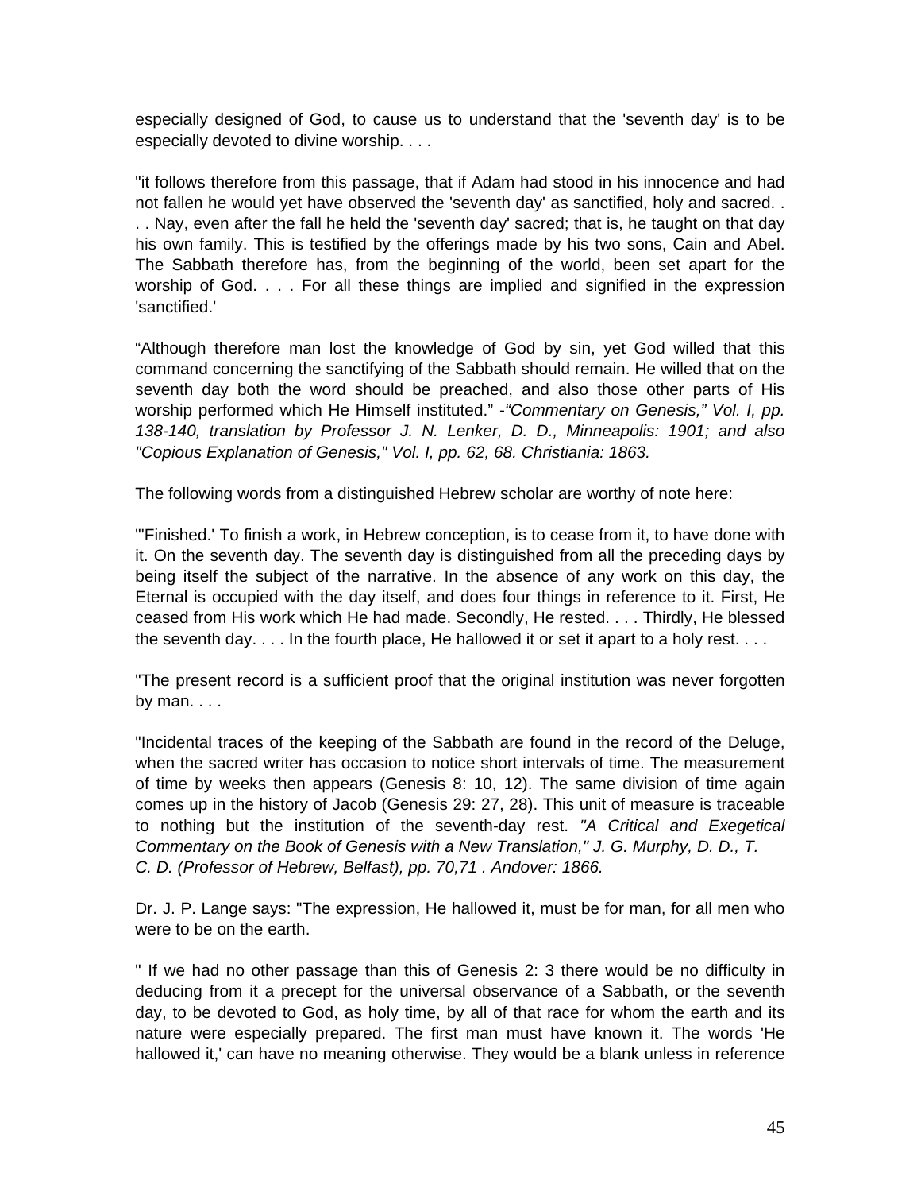especially designed of God, to cause us to understand that the 'seventh day' is to be especially devoted to divine worship. . . .

"it follows therefore from this passage, that if Adam had stood in his innocence and had not fallen he would yet have observed the 'seventh day' as sanctified, holy and sacred. . . . Nay, even after the fall he held the 'seventh day' sacred; that is, he taught on that day his own family. This is testified by the offerings made by his two sons, Cain and Abel. The Sabbath therefore has, from the beginning of the world, been set apart for the worship of God. . . . For all these things are implied and signified in the expression 'sanctified.'

"Although therefore man lost the knowledge of God by sin, yet God willed that this command concerning the sanctifying of the Sabbath should remain. He willed that on the seventh day both the word should be preached, and also those other parts of His worship performed which He Himself instituted." -*"Commentary on Genesis," Vol. I, pp. 138-140, translation by Professor J. N. Lenker, D. D., Minneapolis: 1901; and also "Copious Explanation of Genesis," Vol. I, pp. 62, 68. Christiania: 1863.*

The following words from a distinguished Hebrew scholar are worthy of note here:

"'Finished.' To finish a work, in Hebrew conception, is to cease from it, to have done with it. On the seventh day. The seventh day is distinguished from all the preceding days by being itself the subject of the narrative. In the absence of any work on this day, the Eternal is occupied with the day itself, and does four things in reference to it. First, He ceased from His work which He had made. Secondly, He rested. . . . Thirdly, He blessed the seventh day. . . . In the fourth place, He hallowed it or set it apart to a holy rest. . . .

"The present record is a sufficient proof that the original institution was never forgotten by man. . . .

"Incidental traces of the keeping of the Sabbath are found in the record of the Deluge, when the sacred writer has occasion to notice short intervals of time. The measurement of time by weeks then appears (Genesis 8: 10, 12). The same division of time again comes up in the history of Jacob (Genesis 29: 27, 28). This unit of measure is traceable to nothing but the institution of the seventh-day rest. *"A Critical and Exegetical Commentary on the Book of Genesis with a New Translation," J. G. Murphy, D. D., T. C. D. (Professor of Hebrew, Belfast), pp. 70,71 . Andover: 1866.*

Dr. J. P. Lange says: "The expression, He hallowed it, must be for man, for all men who were to be on the earth.

" If we had no other passage than this of Genesis 2: 3 there would be no difficulty in deducing from it a precept for the universal observance of a Sabbath, or the seventh day, to be devoted to God, as holy time, by all of that race for whom the earth and its nature were especially prepared. The first man must have known it. The words 'He hallowed it,' can have no meaning otherwise. They would be a blank unless in reference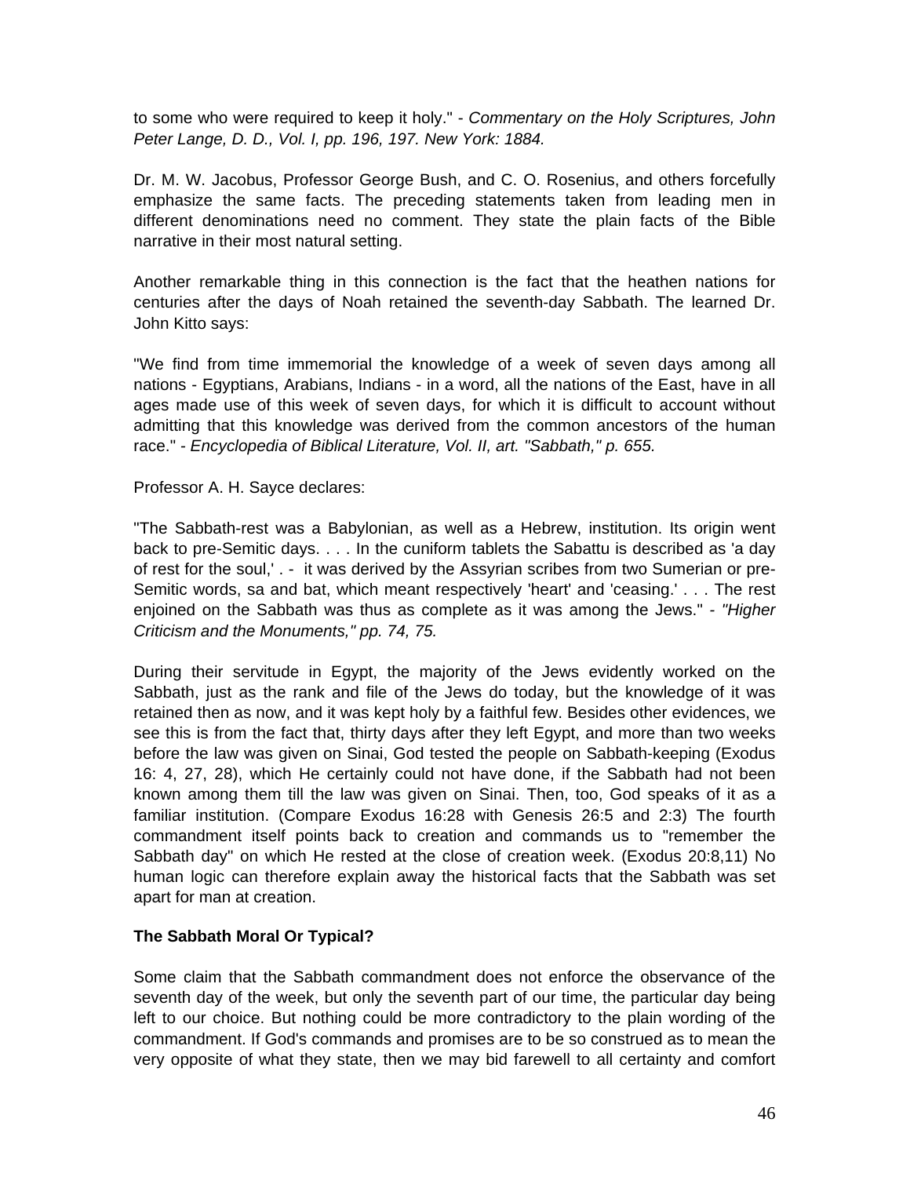to some who were required to keep it holy." - *Commentary on the Holy Scriptures, John Peter Lange, D. D., Vol. I, pp. 196, 197. New York: 1884.*

Dr. M. W. Jacobus, Professor George Bush, and C. O. Rosenius, and others forcefully emphasize the same facts. The preceding statements taken from leading men in different denominations need no comment. They state the plain facts of the Bible narrative in their most natural setting.

Another remarkable thing in this connection is the fact that the heathen nations for centuries after the days of Noah retained the seventh-day Sabbath. The learned Dr. John Kitto says:

"We find from time immemorial the knowledge of a week of seven days among all nations - Egyptians, Arabians, Indians - in a word, all the nations of the East, have in all ages made use of this week of seven days, for which it is difficult to account without admitting that this knowledge was derived from the common ancestors of the human race." - *Encyclopedia of Biblical Literature, Vol. II, art. "Sabbath," p. 655.*

Professor A. H. Sayce declares:

"The Sabbath-rest was a Babylonian, as well as a Hebrew, institution. Its origin went back to pre-Semitic days. . . . In the cuniform tablets the Sabattu is described as 'a day of rest for the soul,' . - it was derived by the Assyrian scribes from two Sumerian or pre-Semitic words, sa and bat, which meant respectively 'heart' and 'ceasing.' . . . The rest enjoined on the Sabbath was thus as complete as it was among the Jews." - *"Higher Criticism and the Monuments," pp. 74, 75.*

During their servitude in Egypt, the majority of the Jews evidently worked on the Sabbath, just as the rank and file of the Jews do today, but the knowledge of it was retained then as now, and it was kept holy by a faithful few. Besides other evidences, we see this is from the fact that, thirty days after they left Egypt, and more than two weeks before the law was given on Sinai, God tested the people on Sabbath-keeping (Exodus 16: 4, 27, 28), which He certainly could not have done, if the Sabbath had not been known among them till the law was given on Sinai. Then, too, God speaks of it as a familiar institution. (Compare Exodus 16:28 with Genesis 26:5 and 2:3) The fourth commandment itself points back to creation and commands us to "remember the Sabbath day" on which He rested at the close of creation week. (Exodus 20:8,11) No human logic can therefore explain away the historical facts that the Sabbath was set apart for man at creation.

**The Sabbath Moral Or Typical?**

Some claim that the Sabbath commandment does not enforce the observance of the seventh day of the week, but only the seventh part of our time, the particular day being left to our choice. But nothing could be more contradictory to the plain wording of the commandment. If God's commands and promises are to be so construed as to mean the very opposite of what they state, then we may bid farewell to all certainty and comfort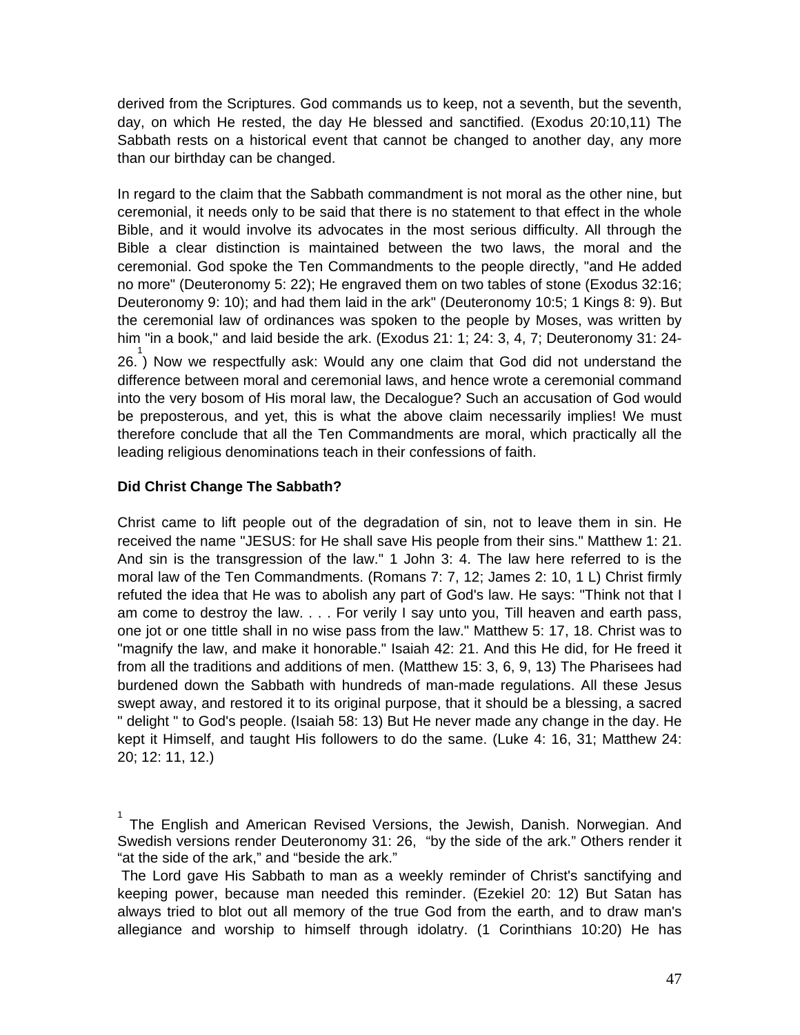derived from the Scriptures. God commands us to keep, not a seventh, but the seventh, day, on which He rested, the day He blessed and sanctified. (Exodus 20:10,11) The Sabbath rests on a historical event that cannot be changed to another day, any more than our birthday can be changed.

In regard to the claim that the Sabbath commandment is not moral as the other nine, but ceremonial, it needs only to be said that there is no statement to that effect in the whole Bible, and it would involve its advocates in the most serious difficulty. All through the Bible a clear distinction is maintained between the two laws, the moral and the ceremonial. God spoke the Ten Commandments to the people directly, "and He added no more" (Deuteronomy 5: 22); He engraved them on two tables of stone (Exodus 32:16; Deuteronomy 9: 10); and had them laid in the ark" (Deuteronomy 10:5; 1 Kings 8: 9). But the ceremonial law of ordinances was spoken to the people by Moses, was written by him "in a book," and laid beside the ark. (Exodus 21: 1; 24: 3, 4, 7; Deuteronomy 31: 24-26.[1]) Now we respectfully ask: Would any one claim that God did not understand the difference between moral and ceremonial laws, and hence wrote a ceremonial command into the very bosom of His moral law, the Decalogue? Such an accusation of God would be preposterous, and yet, this is what the above claim necessarily implies! We must therefore conclude that all the Ten Commandments are moral, which practically all the leading religious denominations teach in their confessions of faith.

**Did Christ Change The Sabbath?**

Christ came to lift people out of the degradation of sin, not to leave them in sin. He received the name "JESUS: for He shall save His people from their sins." Matthew 1: 21. And sin is the transgression of the law." 1 John 3: 4. The law here referred to is the moral law of the Ten Commandments. (Romans 7: 7, 12; James 2: 10, 1 L) Christ firmly refuted the idea that He was to abolish any part of God's law. He says: "Think not that I am come to destroy the law. . . . For verily I say unto you, Till heaven and earth pass, one jot or one tittle shall in no wise pass from the law." Matthew 5: 17, 18. Christ was to "magnify the law, and make it honorable." Isaiah 42: 21. And this He did, for He freed it from all the traditions and additions of men. (Matthew 15: 3, 6, 9, 13) The Pharisees had burdened down the Sabbath with hundreds of man-made regulations. All these Jesus swept away, and restored it to its original purpose, that it should be a blessing, a sacred " delight " to God's people. (Isaiah 58: 13) But He never made any change in the day. He kept it Himself, and taught His followers to do the same. (Luke 4: 16, 31; Matthew 24: 20; 12: 11, 12.)

[1] The English and American Revised Versions, the Jewish, Danish. Norwegian. And Swedish versions render Deuteronomy 31: 26, "by the side of the ark." Others render it "at the side of the ark," and "beside the ark."

The Lord gave His Sabbath to man as a weekly reminder of Christ's sanctifying and keeping power, because man needed this reminder. (Ezekiel 20: 12) But Satan has always tried to blot out all memory of the true God from the earth, and to draw man's allegiance and worship to himself through idolatry. (1 Corinthians 10:20) He has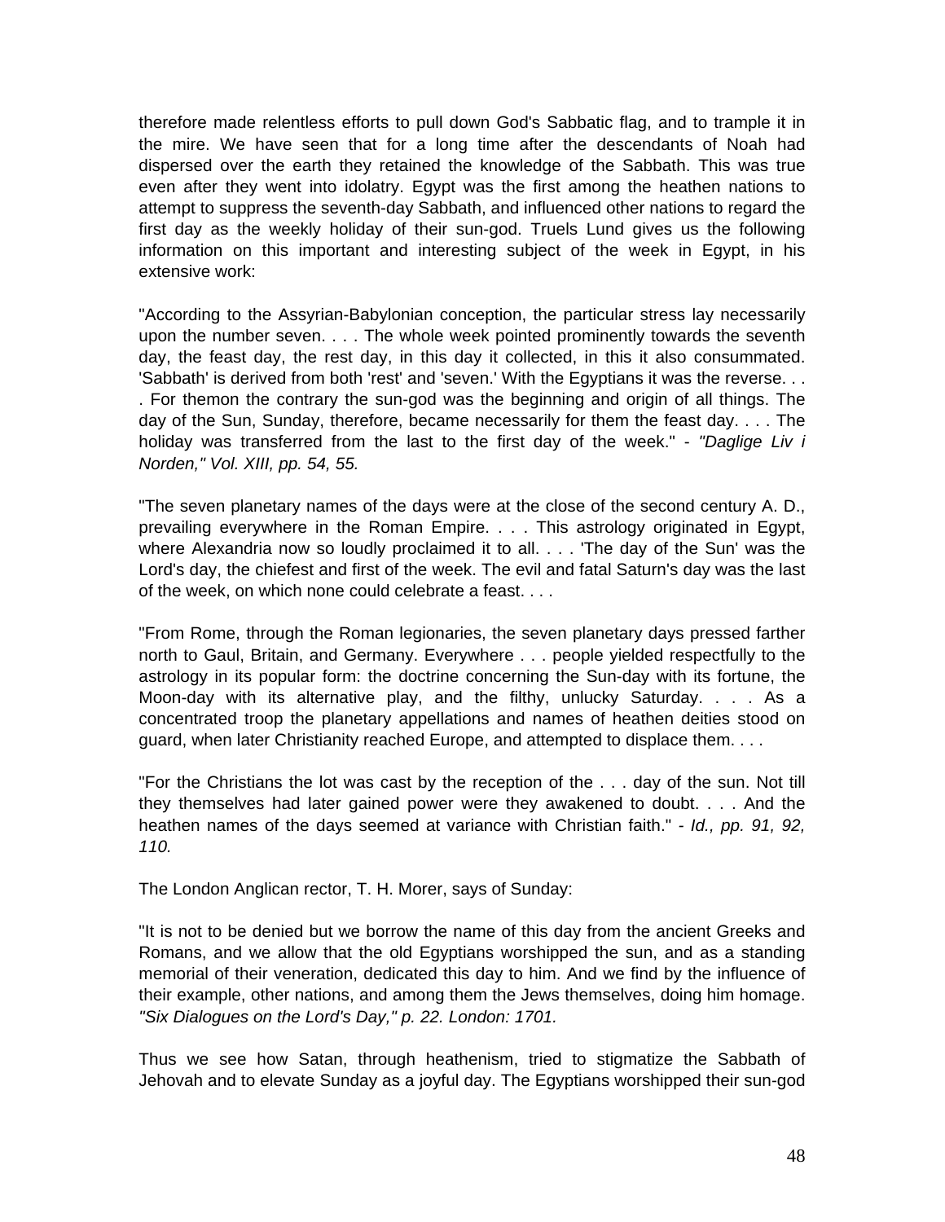therefore made relentless efforts to pull down God's Sabbatic flag, and to trample it in the mire. We have seen that for a long time after the descendants of Noah had dispersed over the earth they retained the knowledge of the Sabbath. This was true even after they went into idolatry. Egypt was the first among the heathen nations to attempt to suppress the seventh-day Sabbath, and influenced other nations to regard the first day as the weekly holiday of their sun-god. Truels Lund gives us the following information on this important and interesting subject of the week in Egypt, in his extensive work:

"According to the Assyrian-Babylonian conception, the particular stress lay necessarily upon the number seven. . . . The whole week pointed prominently towards the seventh day, the feast day, the rest day, in this day it collected, in this it also consummated. 'Sabbath' is derived from both 'rest' and 'seven.' With the Egyptians it was the reverse. . . . For themon the contrary the sun-god was the beginning and origin of all things. The day of the Sun, Sunday, therefore, became necessarily for them the feast day. . . . The holiday was transferred from the last to the first day of the week." - *"Daglige Liv i Norden," Vol. XIII, pp. 54, 55.*

"The seven planetary names of the days were at the close of the second century A. D., prevailing everywhere in the Roman Empire. . . . This astrology originated in Egypt, where Alexandria now so loudly proclaimed it to all. . . . 'The day of the Sun' was the Lord's day, the chiefest and first of the week. The evil and fatal Saturn's day was the last of the week, on which none could celebrate a feast. . . .

"From Rome, through the Roman legionaries, the seven planetary days pressed farther north to Gaul, Britain, and Germany. Everywhere . . . people yielded respectfully to the astrology in its popular form: the doctrine concerning the Sun-day with its fortune, the Moon-day with its alternative play, and the filthy, unlucky Saturday. . . . As a concentrated troop the planetary appellations and names of heathen deities stood on guard, when later Christianity reached Europe, and attempted to displace them. . . .

"For the Christians the lot was cast by the reception of the . . . day of the sun. Not till they themselves had later gained power were they awakened to doubt. . . . And the heathen names of the days seemed at variance with Christian faith." - *Id., pp. 91, 92, 110.*

The London Anglican rector, T. H. Morer, says of Sunday:

"It is not to be denied but we borrow the name of this day from the ancient Greeks and Romans, and we allow that the old Egyptians worshipped the sun, and as a standing memorial of their veneration, dedicated this day to him. And we find by the influence of their example, other nations, and among them the Jews themselves, doing him homage. *"Six Dialogues on the Lord's Day," p. 22. London: 1701.*

Thus we see how Satan, through heathenism, tried to stigmatize the Sabbath of Jehovah and to elevate Sunday as a joyful day. The Egyptians worshipped their sun-god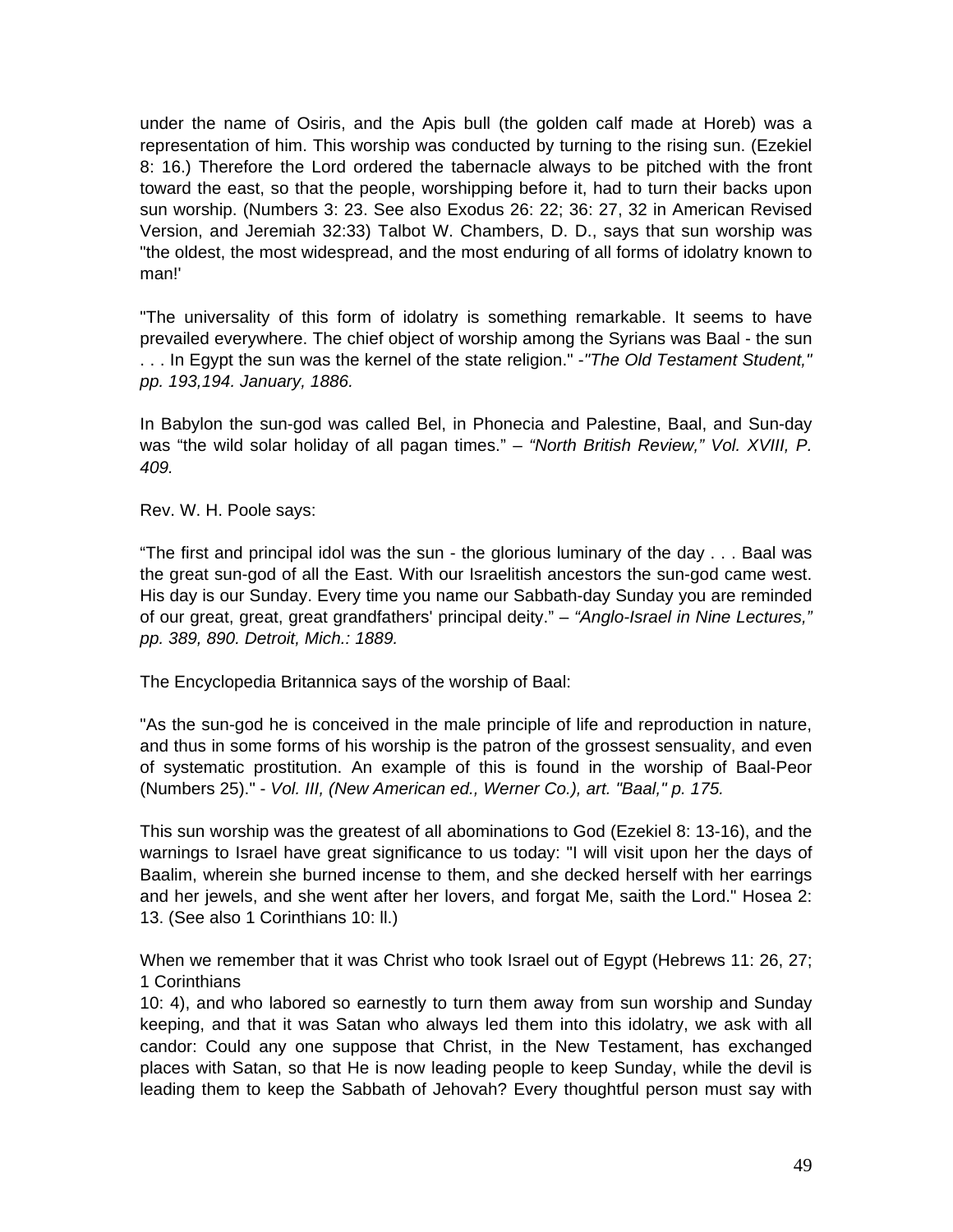under the name of Osiris, and the Apis bull (the golden calf made at Horeb) was a representation of him. This worship was conducted by turning to the rising sun. (Ezekiel 8: 16.) Therefore the Lord ordered the tabernacle always to be pitched with the front toward the east, so that the people, worshipping before it, had to turn their backs upon sun worship. (Numbers 3: 23. See also Exodus 26: 22; 36: 27, 32 in American Revised Version, and Jeremiah 32:33) Talbot W. Chambers, D. D., says that sun worship was "the oldest, the most widespread, and the most enduring of all forms of idolatry known to man!'

"The universality of this form of idolatry is something remarkable. It seems to have prevailed everywhere. The chief object of worship among the Syrians was Baal - the sun . . . In Egypt the sun was the kernel of the state religion." -*"The Old Testament Student," pp. 193,194. January, 1886.*

In Babylon the sun-god was called Bel, in Phonecia and Palestine, Baal, and Sun-day was "the wild solar holiday of all pagan times." – *"North British Review," Vol. XVIII, P. 409.*

Rev. W. H. Poole says:

"The first and principal idol was the sun - the glorious luminary of the day . . . Baal was the great sun-god of all the East. With our Israelitish ancestors the sun-god came west. His day is our Sunday. Every time you name our Sabbath-day Sunday you are reminded of our great, great, great grandfathers' principal deity." – *"Anglo-Israel in Nine Lectures," pp. 389, 890. Detroit, Mich.: 1889.*

The Encyclopedia Britannica says of the worship of Baal:

"As the sun-god he is conceived in the male principle of life and reproduction in nature, and thus in some forms of his worship is the patron of the grossest sensuality, and even of systematic prostitution. An example of this is found in the worship of Baal-Peor (Numbers 25)." - *Vol. III, (New American ed., Werner Co.), art. "Baal," p. 175.*

This sun worship was the greatest of all abominations to God (Ezekiel 8: 13-16), and the warnings to Israel have great significance to us today: "I will visit upon her the days of Baalim, wherein she burned incense to them, and she decked herself with her earrings and her jewels, and she went after her lovers, and forgat Me, saith the Lord." Hosea 2: 13. (See also 1 Corinthians 10: ll.)

When we remember that it was Christ who took Israel out of Egypt (Hebrews 11: 26, 27; 1 Corinthians 10: 4), and who labored so earnestly to turn them away from sun worship and Sunday keeping, and that it was Satan who always led them into this idolatry, we ask with all candor: Could any one suppose that Christ, in the New Testament, has exchanged places with Satan, so that He is now leading people to keep Sunday, while the devil is leading them to keep the Sabbath of Jehovah? Every thoughtful person must say with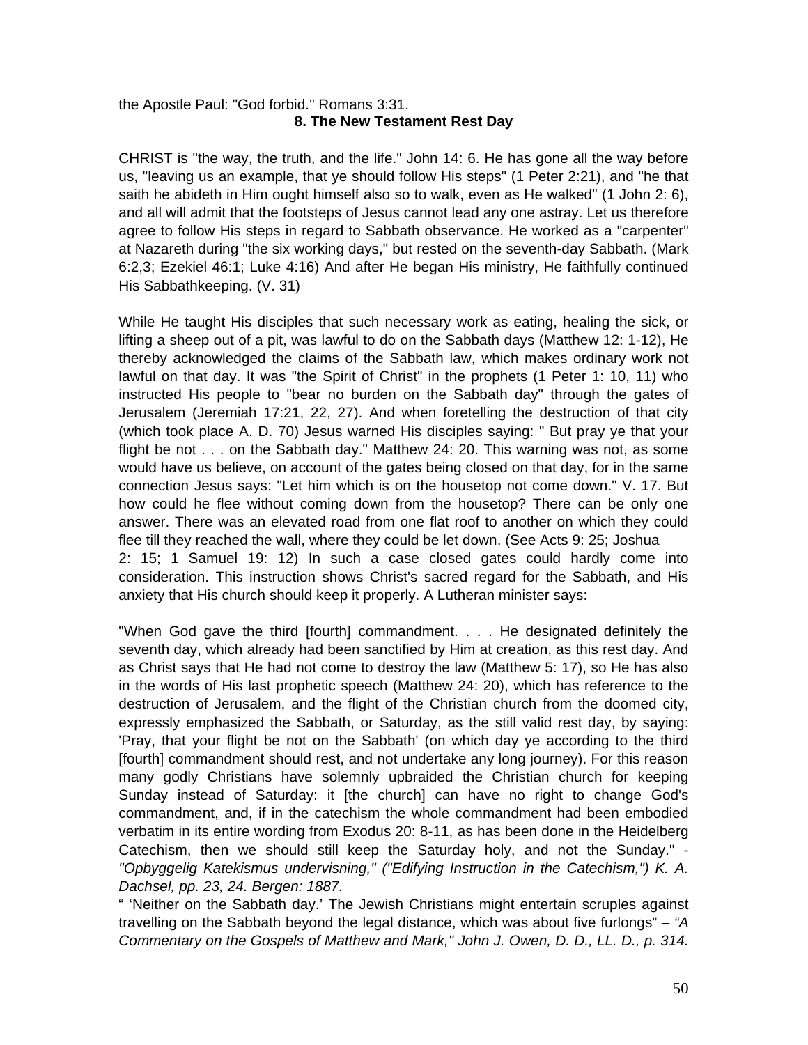the Apostle Paul: "God forbid." Romans 3:31.

## 8. The New Testament Rest Day

CHRIST is "the way, the truth, and the life." John 14: 6. He has gone all the way before us, "leaving us an example, that ye should follow His steps" (1 Peter 2:21), and "he that saith he abideth in Him ought himself also so to walk, even as He walked" (1 John 2: 6), and all will admit that the footsteps of Jesus cannot lead any one astray. Let us therefore agree to follow His steps in regard to Sabbath observance. He worked as a "carpenter" at Nazareth during "the six working days," but rested on the seventh-day Sabbath. (Mark 6:2,3; Ezekiel 46:1; Luke 4:16) And after He began His ministry, He faithfully continued His Sabbathkeeping. (V. 31)

While He taught His disciples that such necessary work as eating, healing the sick, or lifting a sheep out of a pit, was lawful to do on the Sabbath days (Matthew 12: 1-12), He thereby acknowledged the claims of the Sabbath law, which makes ordinary work not lawful on that day. It was "the Spirit of Christ" in the prophets (1 Peter 1: 10, 11) who instructed His people to "bear no burden on the Sabbath day" through the gates of Jerusalem (Jeremiah 17:21, 22, 27). And when foretelling the destruction of that city (which took place A. D. 70) Jesus warned His disciples saying: " But pray ye that your flight be not . . . on the Sabbath day." Matthew 24: 20. This warning was not, as some would have us believe, on account of the gates being closed on that day, for in the same connection Jesus says: "Let him which is on the housetop not come down." V. 17. But how could he flee without coming down from the housetop? There can be only one answer. There was an elevated road from one flat roof to another on which they could flee till they reached the wall, where they could be let down. (See Acts 9: 25; Joshua 2: 15; 1 Samuel 19: 12) In such a case closed gates could hardly come into consideration. This instruction shows Christ's sacred regard for the Sabbath, and His anxiety that His church should keep it properly. A Lutheran minister says:

"When God gave the third [fourth] commandment. . . . He designated definitely the seventh day, which already had been sanctified by Him at creation, as this rest day. And as Christ says that He had not come to destroy the law (Matthew 5: 17), so He has also in the words of His last prophetic speech (Matthew 24: 20), which has reference to the destruction of Jerusalem, and the flight of the Christian church from the doomed city, expressly emphasized the Sabbath, or Saturday, as the still valid rest day, by saying: 'Pray, that your flight be not on the Sabbath' (on which day ye according to the third [fourth] commandment should rest, and not undertake any long journey). For this reason many godly Christians have solemnly upbraided the Christian church for keeping Sunday instead of Saturday: it [the church] can have no right to change God's commandment, and, if in the catechism the whole commandment had been embodied verbatim in its entire wording from Exodus 20: 8-11, as has been done in the Heidelberg Catechism, then we should still keep the Saturday holy, and not the Sunday." - *"Opbyggelig Katekismus undervisning," ("Edifying Instruction in the Catechism,") K. A. Dachsel, pp. 23, 24. Bergen: 1887.*

" 'Neither on the Sabbath day.' The Jewish Christians might entertain scruples against travelling on the Sabbath beyond the legal distance, which was about five furlongs" – *"A Commentary on the Gospels of Matthew and Mark," John J. Owen, D. D., LL. D., p. 314.*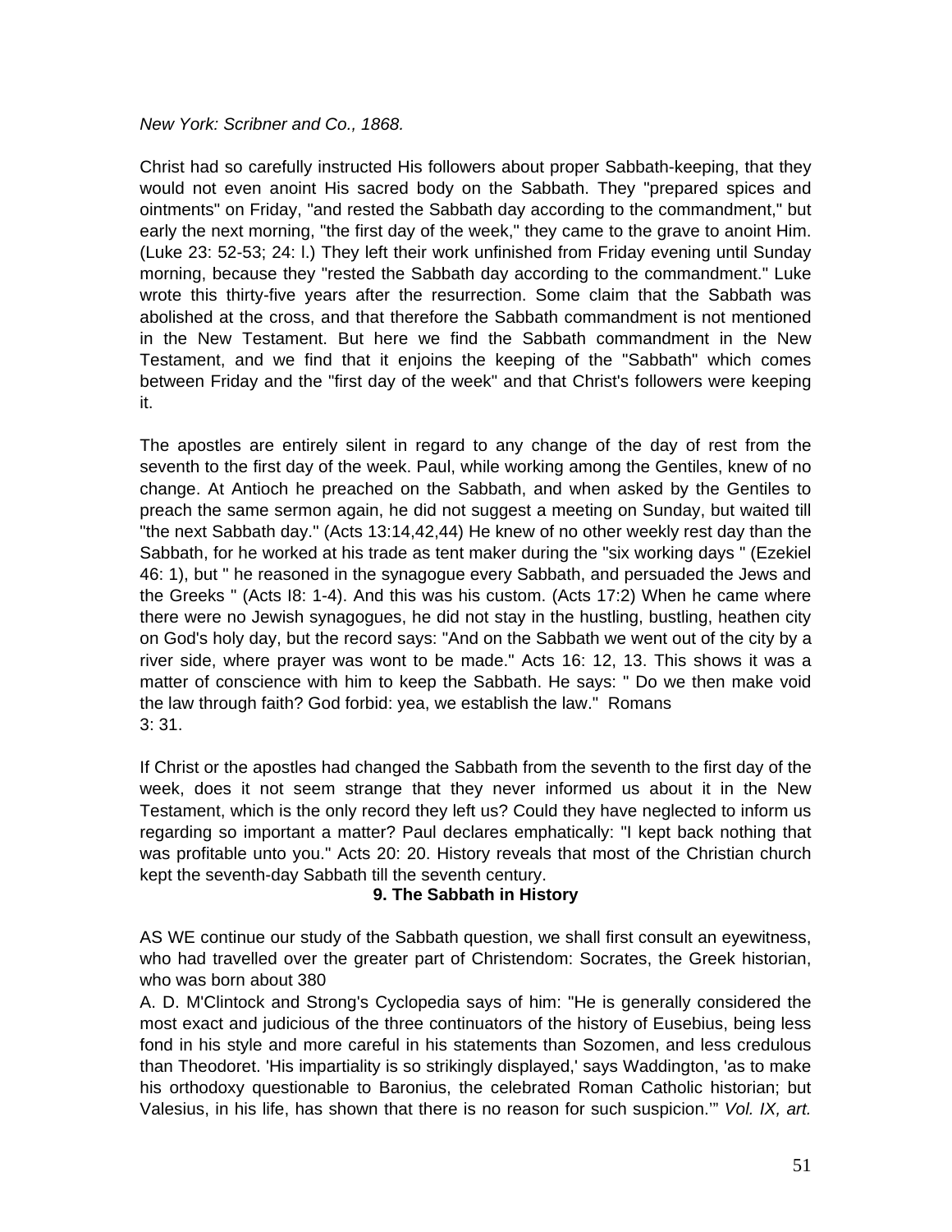*New York: Scribner and Co., 1868.*

Christ had so carefully instructed His followers about proper Sabbath-keeping, that they would not even anoint His sacred body on the Sabbath. They "prepared spices and ointments" on Friday, "and rested the Sabbath day according to the commandment," but early the next morning, "the first day of the week," they came to the grave to anoint Him. (Luke 23: 52-53; 24: l.) They left their work unfinished from Friday evening until Sunday morning, because they "rested the Sabbath day according to the commandment." Luke wrote this thirty-five years after the resurrection. Some claim that the Sabbath was abolished at the cross, and that therefore the Sabbath commandment is not mentioned in the New Testament. But here we find the Sabbath commandment in the New Testament, and we find that it enjoins the keeping of the "Sabbath" which comes between Friday and the "first day of the week" and that Christ's followers were keeping it.

The apostles are entirely silent in regard to any change of the day of rest from the seventh to the first day of the week. Paul, while working among the Gentiles, knew of no change. At Antioch he preached on the Sabbath, and when asked by the Gentiles to preach the same sermon again, he did not suggest a meeting on Sunday, but waited till "the next Sabbath day." (Acts 13:14,42,44) He knew of no other weekly rest day than the Sabbath, for he worked at his trade as tent maker during the "six working days " (Ezekiel 46: 1), but " he reasoned in the synagogue every Sabbath, and persuaded the Jews and the Greeks " (Acts I8: 1-4). And this was his custom. (Acts 17:2) When he came where there were no Jewish synagogues, he did not stay in the hustling, bustling, heathen city on God's holy day, but the record says: "And on the Sabbath we went out of the city by a river side, where prayer was wont to be made." Acts 16: 12, 13. This shows it was a matter of conscience with him to keep the Sabbath. He says: " Do we then make void the law through faith? God forbid: yea, we establish the law." Romans 3: 31.

If Christ or the apostles had changed the Sabbath from the seventh to the first day of the week, does it not seem strange that they never informed us about it in the New Testament, which is the only record they left us? Could they have neglected to inform us regarding so important a matter? Paul declares emphatically: "I kept back nothing that was profitable unto you." Acts 20: 20. History reveals that most of the Christian church kept the seventh-day Sabbath till the seventh century.

## 9. The Sabbath in History

AS WE continue our study of the Sabbath question, we shall first consult an eyewitness, who had travelled over the greater part of Christendom: Socrates, the Greek historian, who was born about 380

A. D. M'Clintock and Strong's Cyclopedia says of him: "He is generally considered the most exact and judicious of the three continuators of the history of Eusebius, being less fond in his style and more careful in his statements than Sozomen, and less credulous than Theodoret. 'His impartiality is so strikingly displayed,' says Waddington, 'as to make his orthodoxy questionable to Baronius, the celebrated Roman Catholic historian; but Valesius, in his life, has shown that there is no reason for such suspicion.'" *Vol. IX, art.*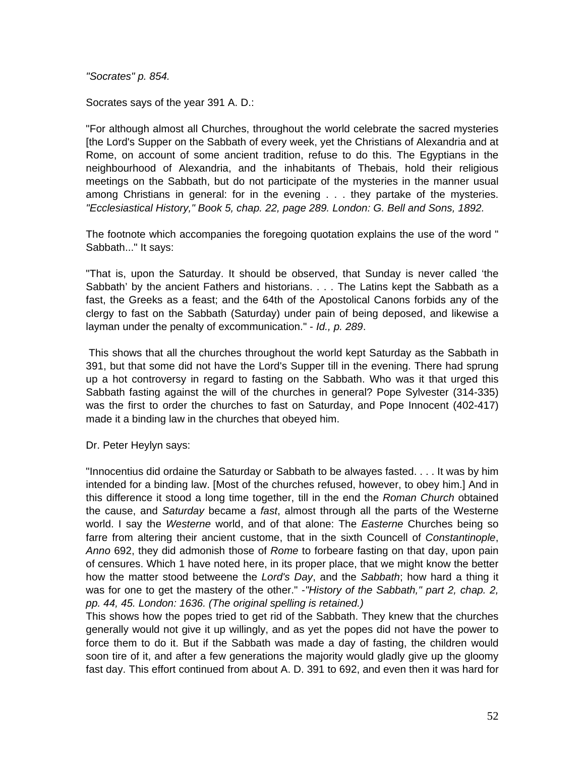*"Socrates" p. 854.*

Socrates says of the year 391 A. D.:

"For although almost all Churches, throughout the world celebrate the sacred mysteries [the Lord's Supper on the Sabbath of every week, yet the Christians of Alexandria and at Rome, on account of some ancient tradition, refuse to do this. The Egyptians in the neighbourhood of Alexandria, and the inhabitants of Thebais, hold their religious meetings on the Sabbath, but do not participate of the mysteries in the manner usual among Christians in general: for in the evening . . . they partake of the mysteries. *"Ecclesiastical History," Book 5, chap. 22, page 289. London: G. Bell and Sons, 1892.*

The footnote which accompanies the foregoing quotation explains the use of the word " Sabbath..." It says:

"That is, upon the Saturday. It should be observed, that Sunday is never called 'the Sabbath' by the ancient Fathers and historians. . . . The Latins kept the Sabbath as a fast, the Greeks as a feast; and the 64th of the Apostolical Canons forbids any of the clergy to fast on the Sabbath (Saturday) under pain of being deposed, and likewise a layman under the penalty of excommunication." - *Id., p. 289*.

This shows that all the churches throughout the world kept Saturday as the Sabbath in 391, but that some did not have the Lord's Supper till in the evening. There had sprung up a hot controversy in regard to fasting on the Sabbath. Who was it that urged this Sabbath fasting against the will of the churches in general? Pope Sylvester (314-335) was the first to order the churches to fast on Saturday, and Pope Innocent (402-417) made it a binding law in the churches that obeyed him.

Dr. Peter Heylyn says:

"Innocentius did ordaine the Saturday or Sabbath to be alwayes fasted. . . . It was by him intended for a binding law. [Most of the churches refused, however, to obey him.] And in this difference it stood a long time together, till in the end the *Roman Church* obtained the cause, and *Saturday* became a *fast*, almost through all the parts of the Westerne world. I say the *Westerne* world, and of that alone: The *Easterne* Churches being so farre from altering their ancient custome, that in the sixth Councell of *Constantinople*, *Anno* 692, they did admonish those of *Rome* to forbeare fasting on that day, upon pain of censures. Which 1 have noted here, in its proper place, that we might know the better how the matter stood betweene the *Lord's Day*, and the *Sabbath*; how hard a thing it was for one to get the mastery of the other." -*"History of the Sabbath," part 2, chap. 2, pp. 44, 45. London: 1636. (The original spelling is retained.)*

This shows how the popes tried to get rid of the Sabbath. They knew that the churches generally would not give it up willingly, and as yet the popes did not have the power to force them to do it. But if the Sabbath was made a day of fasting, the children would soon tire of it, and after a few generations the majority would gladly give up the gloomy fast day. This effort continued from about A. D. 391 to 692, and even then it was hard for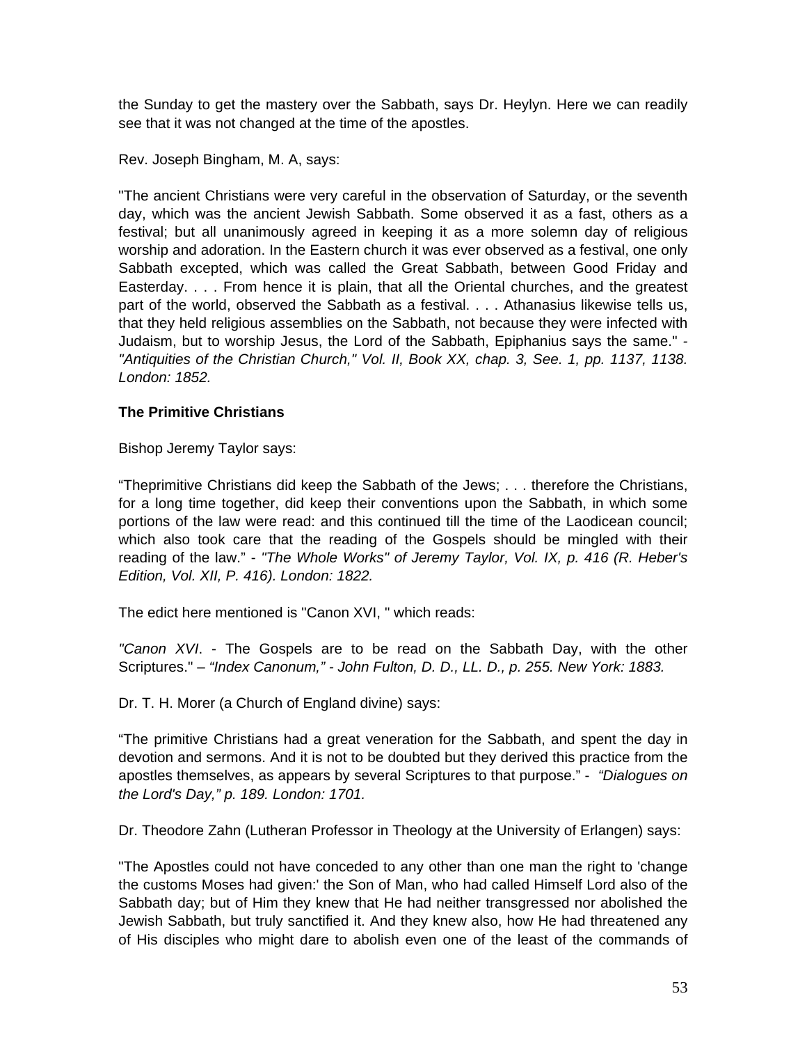the Sunday to get the mastery over the Sabbath, says Dr. Heylyn. Here we can readily see that it was not changed at the time of the apostles.

Rev. Joseph Bingham, M. A, says:

"The ancient Christians were very careful in the observation of Saturday, or the seventh day, which was the ancient Jewish Sabbath. Some observed it as a fast, others as a festival; but all unanimously agreed in keeping it as a more solemn day of religious worship and adoration. In the Eastern church it was ever observed as a festival, one only Sabbath excepted, which was called the Great Sabbath, between Good Friday and Easterday. . . . From hence it is plain, that all the Oriental churches, and the greatest part of the world, observed the Sabbath as a festival. . . . Athanasius likewise tells us, that they held religious assemblies on the Sabbath, not because they were infected with Judaism, but to worship Jesus, the Lord of the Sabbath, Epiphanius says the same." - *"Antiquities of the Christian Church," Vol. II, Book XX, chap. 3, See. 1, pp. 1137, 1138. London: 1852.*

**The Primitive Christians**

Bishop Jeremy Taylor says:

“Theprimitive Christians did keep the Sabbath of the Jews; . . . therefore the Christians, for a long time together, did keep their conventions upon the Sabbath, in which some portions of the law were read: and this continued till the time of the Laodicean council; which also took care that the reading of the Gospels should be mingled with their reading of the law.” - *"The Whole Works" of Jeremy Taylor, Vol. IX, p. 416 (R. Heber's Edition, Vol. XII, P. 416). London: 1822.*

The edict here mentioned is "Canon XVI, " which reads:

*"Canon XVI*. - The Gospels are to be read on the Sabbath Day, with the other Scriptures." – *“Index Canonum,” - John Fulton, D. D., LL. D., p. 255. New York: 1883.*

Dr. T. H. Morer (a Church of England divine) says:

“The primitive Christians had a great veneration for the Sabbath, and spent the day in devotion and sermons. And it is not to be doubted but they derived this practice from the apostles themselves, as appears by several Scriptures to that purpose.” - *“Dialogues on the Lord's Day,” p. 189. London: 1701.*

Dr. Theodore Zahn (Lutheran Professor in Theology at the University of Erlangen) says:

"The Apostles could not have conceded to any other than one man the right to 'change the customs Moses had given:' the Son of Man, who had called Himself Lord also of the Sabbath day; but of Him they knew that He had neither transgressed nor abolished the Jewish Sabbath, but truly sanctified it. And they knew also, how He had threatened any of His disciples who might dare to abolish even one of the least of the commands of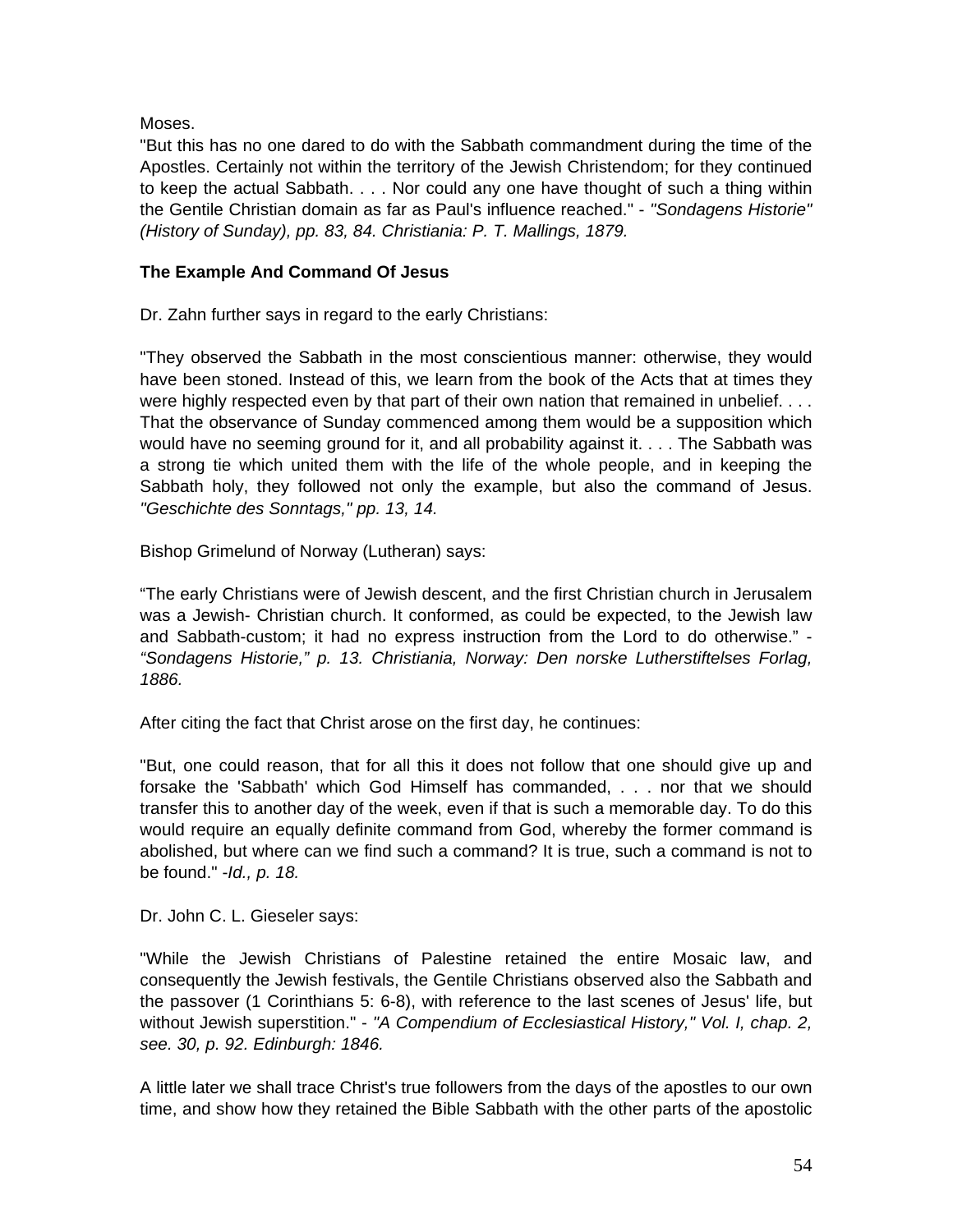Moses.

"But this has no one dared to do with the Sabbath commandment during the time of the Apostles. Certainly not within the territory of the Jewish Christendom; for they continued to keep the actual Sabbath. . . . Nor could any one have thought of such a thing within the Gentile Christian domain as far as Paul's influence reached." - *"Sondagens Historie" (History of Sunday), pp. 83, 84. Christiania: P. T. Mallings, 1879.*

**The Example And Command Of Jesus**

Dr. Zahn further says in regard to the early Christians:

"They observed the Sabbath in the most conscientious manner: otherwise, they would have been stoned. Instead of this, we learn from the book of the Acts that at times they were highly respected even by that part of their own nation that remained in unbelief. . . . That the observance of Sunday commenced among them would be a supposition which would have no seeming ground for it, and all probability against it. . . . The Sabbath was a strong tie which united them with the life of the whole people, and in keeping the Sabbath holy, they followed not only the example, but also the command of Jesus. *"Geschichte des Sonntags," pp. 13, 14.*

Bishop Grimelund of Norway (Lutheran) says:

“The early Christians were of Jewish descent, and the first Christian church in Jerusalem was a Jewish- Christian church. It conformed, as could be expected, to the Jewish law and Sabbath-custom; it had no express instruction from the Lord to do otherwise.” - *“Sondagens Historie,” p. 13. Christiania, Norway: Den norske Lutherstiftelses Forlag, 1886.*

After citing the fact that Christ arose on the first day, he continues:

"But, one could reason, that for all this it does not follow that one should give up and forsake the 'Sabbath' which God Himself has commanded, . . . nor that we should transfer this to another day of the week, even if that is such a memorable day. To do this would require an equally definite command from God, whereby the former command is abolished, but where can we find such a command? It is true, such a command is not to be found." -*Id., p. 18.*

Dr. John C. L. Gieseler says:

"While the Jewish Christians of Palestine retained the entire Mosaic law, and consequently the Jewish festivals, the Gentile Christians observed also the Sabbath and the passover (1 Corinthians 5: 6-8), with reference to the last scenes of Jesus' life, but without Jewish superstition." - *"A Compendium of Ecclesiastical History," Vol. I, chap. 2, see. 30, p. 92. Edinburgh: 1846.*

A little later we shall trace Christ's true followers from the days of the apostles to our own time, and show how they retained the Bible Sabbath with the other parts of the apostolic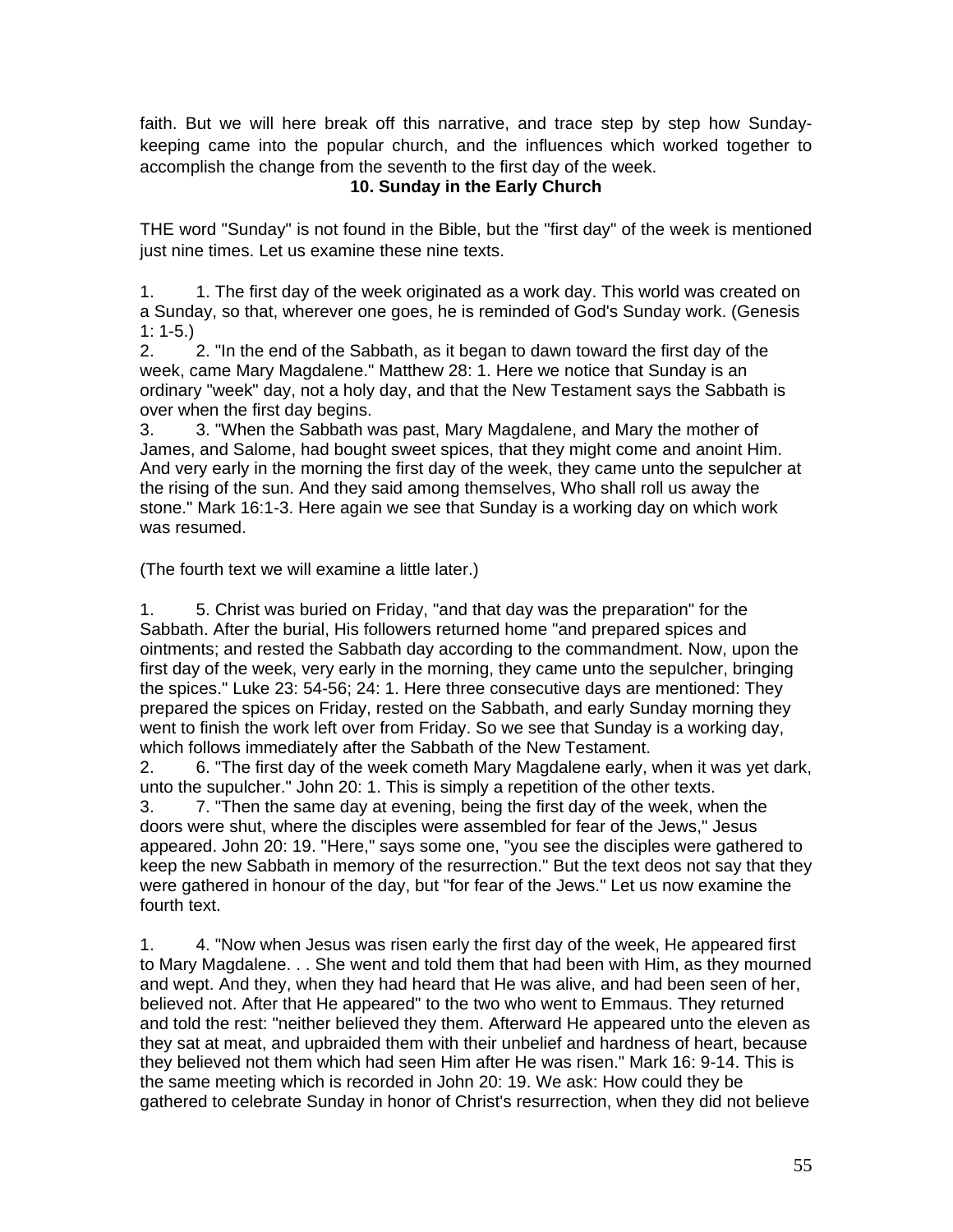faith. But we will here break off this narrative, and trace step by step how Sunday-keeping came into the popular church, and the influences which worked together to accomplish the change from the seventh to the first day of the week.

## 10. Sunday in the Early Church

THE word "Sunday" is not found in the Bible, but the "first day" of the week is mentioned just nine times. Let us examine these nine texts.

1. 1. The first day of the week originated as a work day. This world was created on a Sunday, so that, wherever one goes, he is reminded of God's Sunday work. (Genesis 1: 1-5.)
2. 2. "In the end of the Sabbath, as it began to dawn toward the first day of the week, came Mary Magdalene." Matthew 28: 1. Here we notice that Sunday is an ordinary "week" day, not a holy day, and that the New Testament says the Sabbath is over when the first day begins.
3. 3. "When the Sabbath was past, Mary Magdalene, and Mary the mother of James, and Salome, had bought sweet spices, that they might come and anoint Him. And very early in the morning the first day of the week, they came unto the sepulcher at the rising of the sun. And they said among themselves, Who shall roll us away the stone." Mark 16:1-3. Here again we see that Sunday is a working day on which work was resumed.

(The fourth text we will examine a little later.)

1. 5. Christ was buried on Friday, "and that day was the preparation" for the Sabbath. After the burial, His followers returned home "and prepared spices and ointments; and rested the Sabbath day according to the commandment. Now, upon the first day of the week, very early in the morning, they came unto the sepulcher, bringing the spices." Luke 23: 54-56; 24: 1. Here three consecutive days are mentioned: They prepared the spices on Friday, rested on the Sabbath, and early Sunday morning they went to finish the work left over from Friday. So we see that Sunday is a working day, which follows immediately after the Sabbath of the New Testament.
2. 6. "The first day of the week cometh Mary Magdalene early, when it was yet dark, unto the supulcher." John 20: 1. This is simply a repetition of the other texts.
3. 7. "Then the same day at evening, being the first day of the week, when the doors were shut, where the disciples were assembled for fear of the Jews," Jesus appeared. John 20: 19. "Here," says some one, "you see the disciples were gathered to keep the new Sabbath in memory of the resurrection." But the text deos not say that they were gathered in honour of the day, but "for fear of the Jews." Let us now examine the fourth text.

1. 4. "Now when Jesus was risen early the first day of the week, He appeared first to Mary Magdalene. . . She went and told them that had been with Him, as they mourned and wept. And they, when they had heard that He was alive, and had been seen of her, believed not. After that He appeared" to the two who went to Emmaus. They returned and told the rest: "neither believed they them. Afterward He appeared unto the eleven as they sat at meat, and upbraided them with their unbelief and hardness of heart, because they believed not them which had seen Him after He was risen." Mark 16: 9-14. This is the same meeting which is recorded in John 20: 19. We ask: How could they be gathered to celebrate Sunday in honor of Christ's resurrection, when they did not believe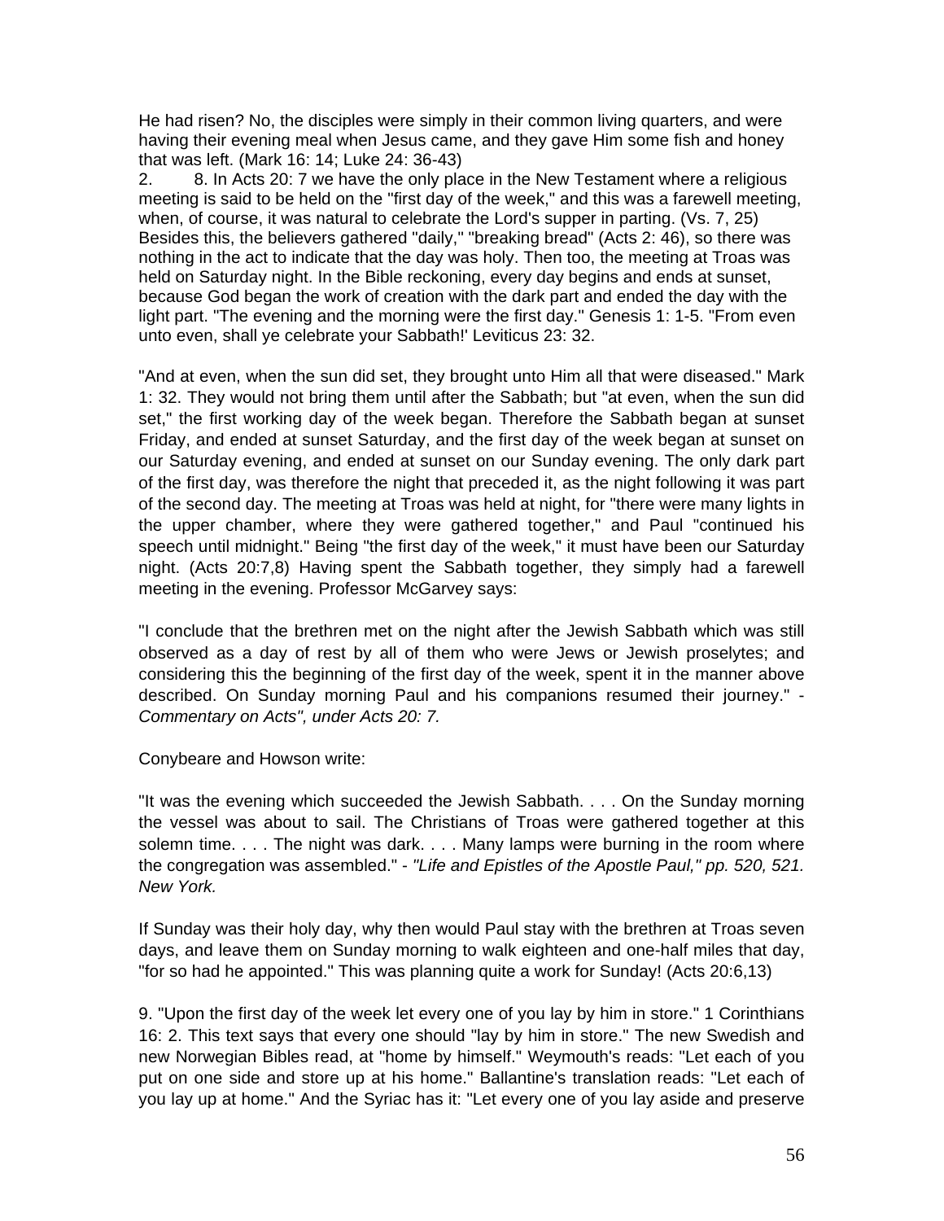He had risen? No, the disciples were simply in their common living quarters, and were having their evening meal when Jesus came, and they gave Him some fish and honey that was left. (Mark 16: 14; Luke 24: 36-43)

2. 8. In Acts 20: 7 we have the only place in the New Testament where a religious meeting is said to be held on the "first day of the week," and this was a farewell meeting, when, of course, it was natural to celebrate the Lord's supper in parting. (Vs. 7, 25) Besides this, the believers gathered "daily," "breaking bread" (Acts 2: 46), so there was nothing in the act to indicate that the day was holy. Then too, the meeting at Troas was held on Saturday night. In the Bible reckoning, every day begins and ends at sunset, because God began the work of creation with the dark part and ended the day with the light part. "The evening and the morning were the first day." Genesis 1: 1-5. "From even unto even, shall ye celebrate your Sabbath!' Leviticus 23: 32.

"And at even, when the sun did set, they brought unto Him all that were diseased." Mark 1: 32. They would not bring them until after the Sabbath; but "at even, when the sun did set," the first working day of the week began. Therefore the Sabbath began at sunset Friday, and ended at sunset Saturday, and the first day of the week began at sunset on our Saturday evening, and ended at sunset on our Sunday evening. The only dark part of the first day, was therefore the night that preceded it, as the night following it was part of the second day. The meeting at Troas was held at night, for "there were many lights in the upper chamber, where they were gathered together," and Paul "continued his speech until midnight." Being "the first day of the week," it must have been our Saturday night. (Acts 20:7,8) Having spent the Sabbath together, they simply had a farewell meeting in the evening. Professor McGarvey says:

"I conclude that the brethren met on the night after the Jewish Sabbath which was still observed as a day of rest by all of them who were Jews or Jewish proselytes; and considering this the beginning of the first day of the week, spent it in the manner above described. On Sunday morning Paul and his companions resumed their journey." - *Commentary on Acts", under Acts 20: 7.*

Conybeare and Howson write:

"It was the evening which succeeded the Jewish Sabbath. . . . On the Sunday morning the vessel was about to sail. The Christians of Troas were gathered together at this solemn time. . . . The night was dark. . . . Many lamps were burning in the room where the congregation was assembled." - *"Life and Epistles of the Apostle Paul," pp. 520, 521. New York.*

If Sunday was their holy day, why then would Paul stay with the brethren at Troas seven days, and leave them on Sunday morning to walk eighteen and one-half miles that day, "for so had he appointed." This was planning quite a work for Sunday! (Acts 20:6,13)

9. "Upon the first day of the week let every one of you lay by him in store." 1 Corinthians 16: 2. This text says that every one should "lay by him in store." The new Swedish and new Norwegian Bibles read, at "home by himself." Weymouth's reads: "Let each of you put on one side and store up at his home." Ballantine's translation reads: "Let each of you lay up at home." And the Syriac has it: "Let every one of you lay aside and preserve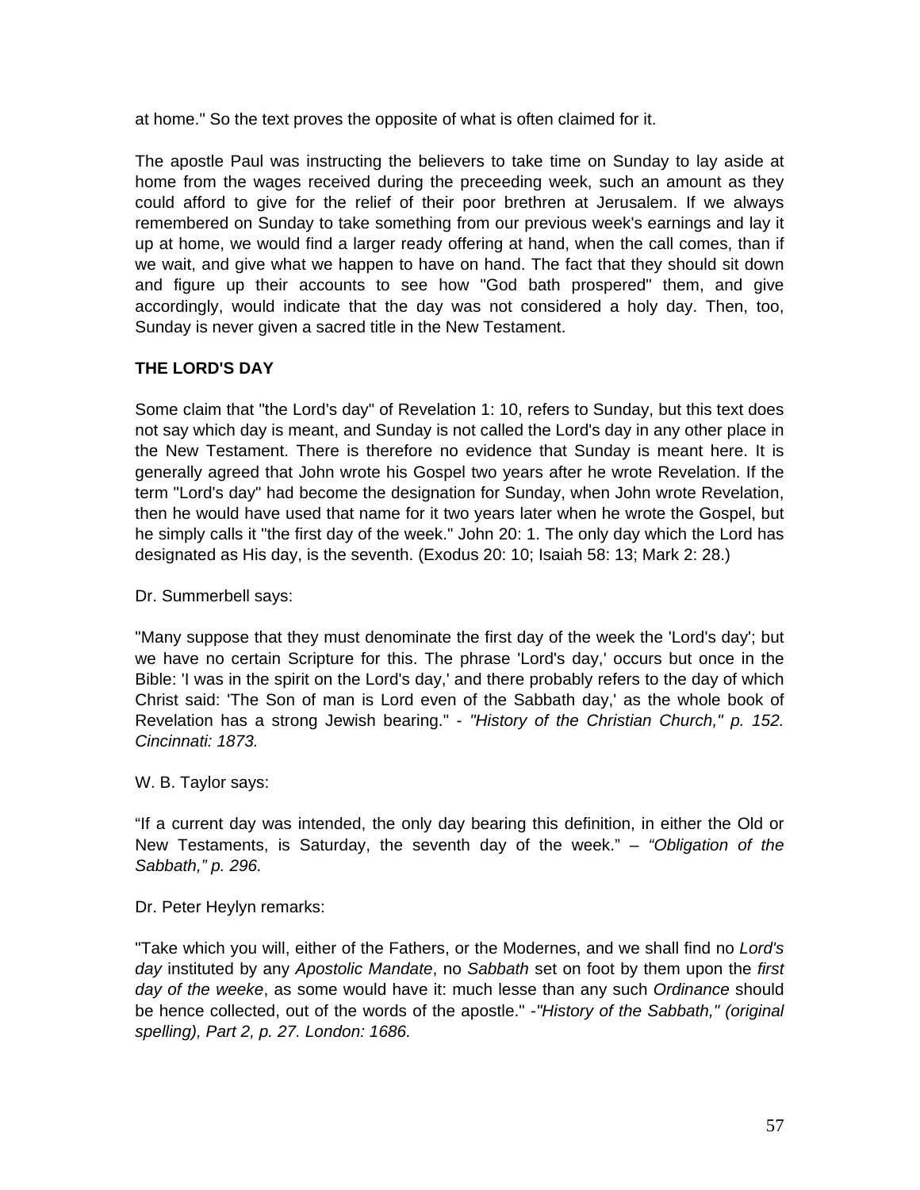at home." So the text proves the opposite of what is often claimed for it.

The apostle Paul was instructing the believers to take time on Sunday to lay aside at home from the wages received during the preceeding week, such an amount as they could afford to give for the relief of their poor brethren at Jerusalem. If we always remembered on Sunday to take something from our previous week's earnings and lay it up at home, we would find a larger ready offering at hand, when the call comes, than if we wait, and give what we happen to have on hand. The fact that they should sit down and figure up their accounts to see how "God bath prospered" them, and give accordingly, would indicate that the day was not considered a holy day. Then, too, Sunday is never given a sacred title in the New Testament.

**THE LORD'S DAY**

Some claim that "the Lord's day" of Revelation 1: 10, refers to Sunday, but this text does not say which day is meant, and Sunday is not called the Lord's day in any other place in the New Testament. There is therefore no evidence that Sunday is meant here. It is generally agreed that John wrote his Gospel two years after he wrote Revelation. If the term "Lord's day" had become the designation for Sunday, when John wrote Revelation, then he would have used that name for it two years later when he wrote the Gospel, but he simply calls it "the first day of the week." John 20: 1. The only day which the Lord has designated as His day, is the seventh. (Exodus 20: 10; Isaiah 58: 13; Mark 2: 28.)

Dr. Summerbell says:

"Many suppose that they must denominate the first day of the week the 'Lord's day'; but we have no certain Scripture for this. The phrase 'Lord's day,' occurs but once in the Bible: 'I was in the spirit on the Lord's day,' and there probably refers to the day of which Christ said: 'The Son of man is Lord even of the Sabbath day,' as the whole book of Revelation has a strong Jewish bearing." - *"History of the Christian Church," p. 152. Cincinnati: 1873.*

W. B. Taylor says:

“If a current day was intended, the only day bearing this definition, in either the Old or New Testaments, is Saturday, the seventh day of the week.” – *“Obligation of the Sabbath,” p. 296.*

Dr. Peter Heylyn remarks:

"Take which you will, either of the Fathers, or the Modernes, and we shall find no *Lord's day* instituted by any *Apostolic Mandate*, no *Sabbath* set on foot by them upon the *first day of the weeke*, as some would have it: much lesse than any such *Ordinance* should be hence collected, out of the words of the apostle." -*"History of the Sabbath," (original spelling), Part 2, p. 27. London: 1686.*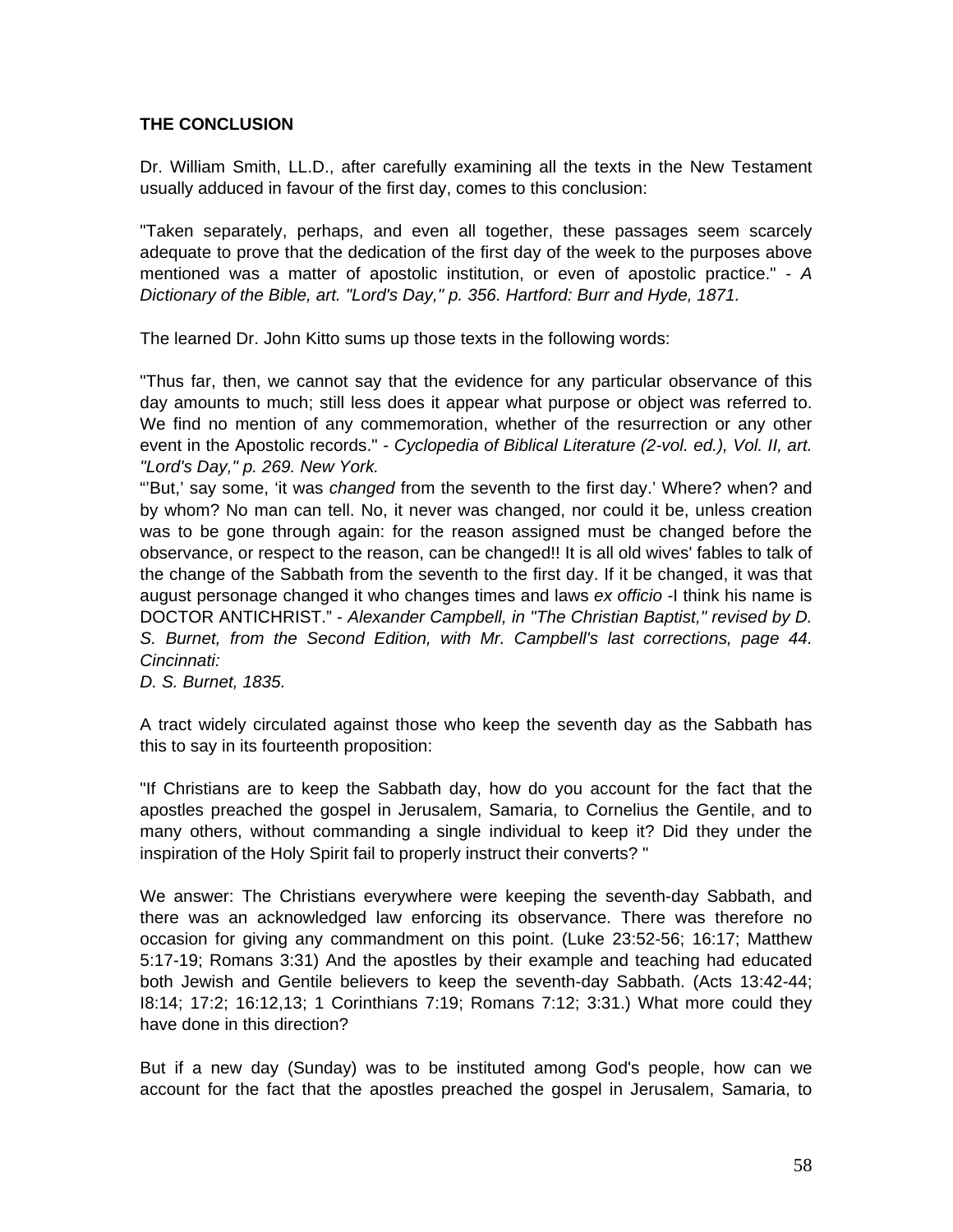**THE CONCLUSION**

Dr. William Smith, LL.D., after carefully examining all the texts in the New Testament usually adduced in favour of the first day, comes to this conclusion:

"Taken separately, perhaps, and even all together, these passages seem scarcely adequate to prove that the dedication of the first day of the week to the purposes above mentioned was a matter of apostolic institution, or even of apostolic practice." - *A Dictionary of the Bible, art. "Lord's Day," p. 356. Hartford: Burr and Hyde, 1871.*

The learned Dr. John Kitto sums up those texts in the following words:

"Thus far, then, we cannot say that the evidence for any particular observance of this day amounts to much; still less does it appear what purpose or object was referred to. We find no mention of any commemoration, whether of the resurrection or any other event in the Apostolic records." - *Cyclopedia of Biblical Literature (2-vol. ed.), Vol. II, art. "Lord's Day," p. 269. New York.*

"'But,' say some, 'it was *changed* from the seventh to the first day.' Where? when? and by whom? No man can tell. No, it never was changed, nor could it be, unless creation was to be gone through again: for the reason assigned must be changed before the observance, or respect to the reason, can be changed!! It is all old wives' fables to talk of the change of the Sabbath from the seventh to the first day. If it be changed, it was that august personage changed it who changes times and laws *ex officio* -I think his name is DOCTOR ANTICHRIST." - *Alexander Campbell, in "The Christian Baptist," revised by D. S. Burnet, from the Second Edition, with Mr. Campbell's last corrections, page 44. Cincinnati: D. S. Burnet, 1835.*

A tract widely circulated against those who keep the seventh day as the Sabbath has this to say in its fourteenth proposition:

"If Christians are to keep the Sabbath day, how do you account for the fact that the apostles preached the gospel in Jerusalem, Samaria, to Cornelius the Gentile, and to many others, without commanding a single individual to keep it? Did they under the inspiration of the Holy Spirit fail to properly instruct their converts? "

We answer: The Christians everywhere were keeping the seventh-day Sabbath, and there was an acknowledged law enforcing its observance. There was therefore no occasion for giving any commandment on this point. (Luke 23:52-56; 16:17; Matthew 5:17-19; Romans 3:31) And the apostles by their example and teaching had educated both Jewish and Gentile believers to keep the seventh-day Sabbath. (Acts 13:42-44; I8:14; 17:2; 16:12,13; 1 Corinthians 7:19; Romans 7:12; 3:31.) What more could they have done in this direction?

But if a new day (Sunday) was to be instituted among God's people, how can we account for the fact that the apostles preached the gospel in Jerusalem, Samaria, to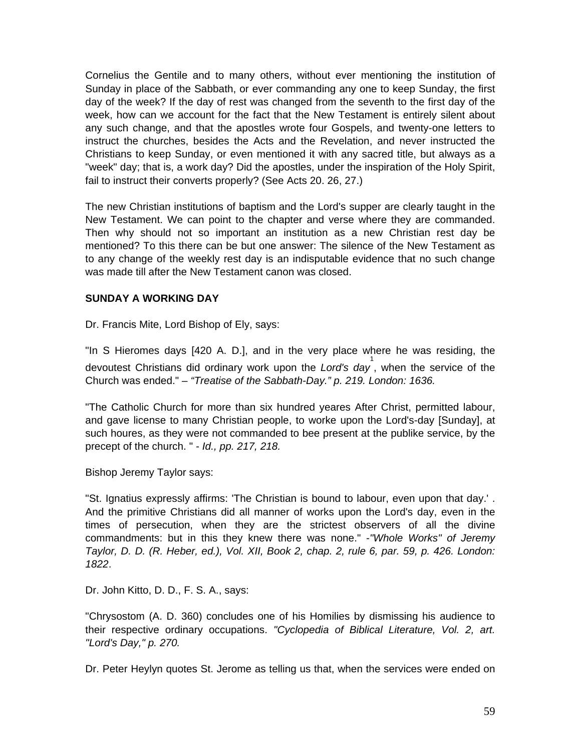Cornelius the Gentile and to many others, without ever mentioning the institution of Sunday in place of the Sabbath, or ever commanding any one to keep Sunday, the first day of the week? If the day of rest was changed from the seventh to the first day of the week, how can we account for the fact that the New Testament is entirely silent about any such change, and that the apostles wrote four Gospels, and twenty-one letters to instruct the churches, besides the Acts and the Revelation, and never instructed the Christians to keep Sunday, or even mentioned it with any sacred title, but always as a "week" day; that is, a work day? Did the apostles, under the inspiration of the Holy Spirit, fail to instruct their converts properly? (See Acts 20. 26, 27.)

The new Christian institutions of baptism and the Lord's supper are clearly taught in the New Testament. We can point to the chapter and verse where they are commanded. Then why should not so important an institution as a new Christian rest day be mentioned? To this there can be but one answer: The silence of the New Testament as to any change of the weekly rest day is an indisputable evidence that no such change was made till after the New Testament canon was closed.

**SUNDAY A WORKING DAY**

Dr. Francis Mite, Lord Bishop of Ely, says:

"In S Hieromes days [420 A. D.], and in the very place where he was residing, the devoutest Christians did ordinary work upon the *Lord's day*[1], when the service of the Church was ended." – *"Treatise of the Sabbath-Day." p. 219. London: 1636.*

"The Catholic Church for more than six hundred yeares After Christ, permitted labour, and gave license to many Christian people, to worke upon the Lord's-day [Sunday], at such houres, as they were not commanded to bee present at the publike service, by the precept of the church. " - *Id., pp. 217, 218.*

Bishop Jeremy Taylor says:

"St. Ignatius expressly affirms: 'The Christian is bound to labour, even upon that day.' . And the primitive Christians did all manner of works upon the Lord's day, even in the times of persecution, when they are the strictest observers of all the divine commandments: but in this they knew there was none." -*"Whole Works" of Jeremy Taylor, D. D. (R. Heber, ed.), Vol. XII, Book 2, chap. 2, rule 6, par. 59, p. 426. London: 1822*.

Dr. John Kitto, D. D., F. S. A., says:

"Chrysostom (A. D. 360) concludes one of his Homilies by dismissing his audience to their respective ordinary occupations. *"Cyclopedia of Biblical Literature, Vol. 2, art. "Lord's Day," p. 270.*

Dr. Peter Heylyn quotes St. Jerome as telling us that, when the services were ended on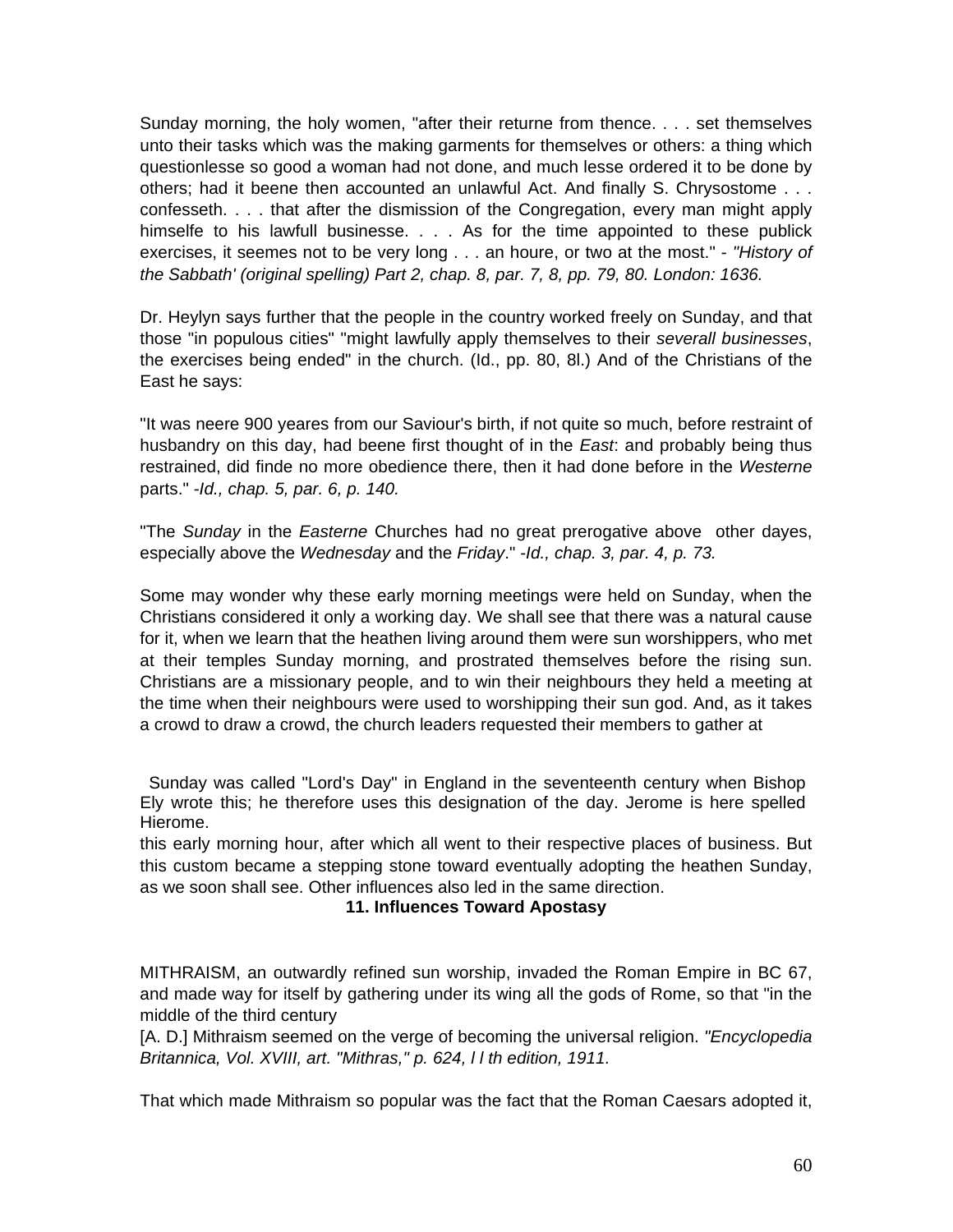Sunday morning, the holy women, "after their returne from thence. . . . set themselves unto their tasks which was the making garments for themselves or others: a thing which questionlesse so good a woman had not done, and much lesse ordered it to be done by others; had it beene then accounted an unlawful Act. And finally S. Chrysostome . . . confesseth. . . . that after the dismission of the Congregation, every man might apply himselfe to his lawfull businesse. . . . As for the time appointed to these publick exercises, it seemes not to be very long . . . an houre, or two at the most." - *"History of the Sabbath' (original spelling) Part 2, chap. 8, par. 7, 8, pp. 79, 80. London: 1636.*

Dr. Heylyn says further that the people in the country worked freely on Sunday, and that those "in populous cities" "might lawfully apply themselves to their *severall businesses*, the exercises being ended" in the church. (Id., pp. 80, 8l.) And of the Christians of the East he says:

"It was neere 900 yeares from our Saviour's birth, if not quite so much, before restraint of husbandry on this day, had beene first thought of in the *East*: and probably being thus restrained, did finde no more obedience there, then it had done before in the *Westerne* parts." *-Id., chap. 5, par. 6, p. 140.*

"The *Sunday* in the *Easterne* Churches had no great prerogative above other dayes, especially above the *Wednesday* and the *Friday*." *-Id., chap. 3, par. 4, p. 73.*

Some may wonder why these early morning meetings were held on Sunday, when the Christians considered it only a working day. We shall see that there was a natural cause for it, when we learn that the heathen living around them were sun worshippers, who met at their temples Sunday morning, and prostrated themselves before the rising sun. Christians are a missionary people, and to win their neighbours they held a meeting at the time when their neighbours were used to worshipping their sun god. And, as it takes a crowd to draw a crowd, the church leaders requested their members to gather at this early morning hour, after which all went to their respective places of business. But this custom became a stepping stone toward eventually adopting the heathen Sunday, as we soon shall see. Other influences also led in the same direction.

Sunday was called "Lord's Day" in England in the seventeenth century when Bishop Ely wrote this; he therefore uses this designation of the day. Jerome is here spelled Hierome.

## 11. Influences Toward Apostasy

MITHRAISM, an outwardly refined sun worship, invaded the Roman Empire in BC 67, and made way for itself by gathering under its wing all the gods of Rome, so that "in the middle of the third century [A. D.] Mithraism seemed on the verge of becoming the universal religion. *"Encyclopedia Britannica, Vol. XVIII, art. "Mithras," p. 624, l l th edition, 1911.*

That which made Mithraism so popular was the fact that the Roman Caesars adopted it,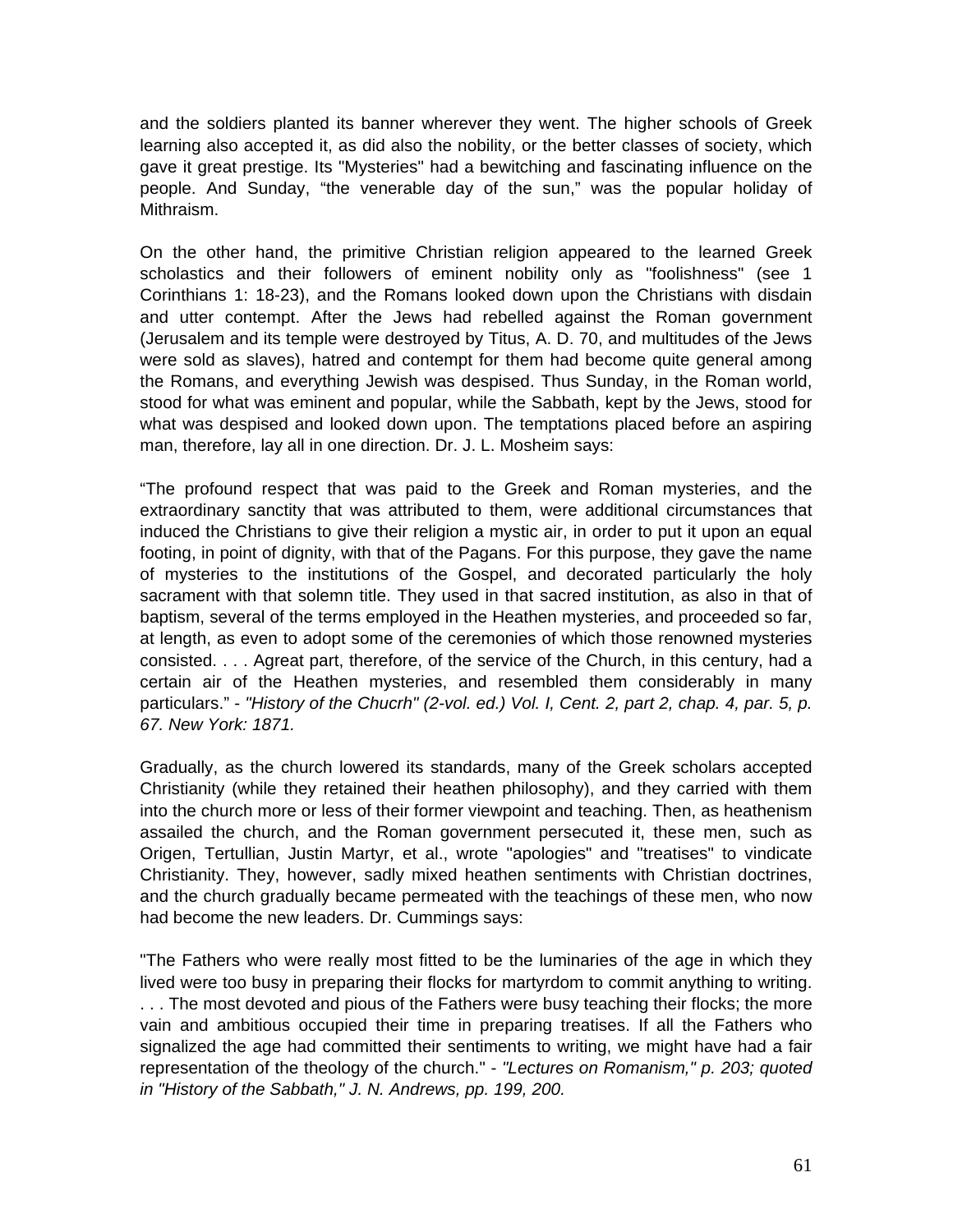and the soldiers planted its banner wherever they went. The higher schools of Greek learning also accepted it, as did also the nobility, or the better classes of society, which gave it great prestige. Its "Mysteries" had a bewitching and fascinating influence on the people. And Sunday, "the venerable day of the sun," was the popular holiday of Mithraism.

On the other hand, the primitive Christian religion appeared to the learned Greek scholastics and their followers of eminent nobility only as "foolishness" (see 1 Corinthians 1: 18-23), and the Romans looked down upon the Christians with disdain and utter contempt. After the Jews had rebelled against the Roman government (Jerusalem and its temple were destroyed by Titus, A. D. 70, and multitudes of the Jews were sold as slaves), hatred and contempt for them had become quite general among the Romans, and everything Jewish was despised. Thus Sunday, in the Roman world, stood for what was eminent and popular, while the Sabbath, kept by the Jews, stood for what was despised and looked down upon. The temptations placed before an aspiring man, therefore, lay all in one direction. Dr. J. L. Mosheim says:

"The profound respect that was paid to the Greek and Roman mysteries, and the extraordinary sanctity that was attributed to them, were additional circumstances that induced the Christians to give their religion a mystic air, in order to put it upon an equal footing, in point of dignity, with that of the Pagans. For this purpose, they gave the name of mysteries to the institutions of the Gospel, and decorated particularly the holy sacrament with that solemn title. They used in that sacred institution, as also in that of baptism, several of the terms employed in the Heathen mysteries, and proceeded so far, at length, as even to adopt some of the ceremonies of which those renowned mysteries consisted. . . . Agreat part, therefore, of the service of the Church, in this century, had a certain air of the Heathen mysteries, and resembled them considerably in many particulars." - *"History of the Chucrh" (2-vol. ed.) Vol. I, Cent. 2, part 2, chap. 4, par. 5, p. 67. New York: 1871.*

Gradually, as the church lowered its standards, many of the Greek scholars accepted Christianity (while they retained their heathen philosophy), and they carried with them into the church more or less of their former viewpoint and teaching. Then, as heathenism assailed the church, and the Roman government persecuted it, these men, such as Origen, Tertullian, Justin Martyr, et al., wrote "apologies" and "treatises" to vindicate Christianity. They, however, sadly mixed heathen sentiments with Christian doctrines, and the church gradually became permeated with the teachings of these men, who now had become the new leaders. Dr. Cummings says:

"The Fathers who were really most fitted to be the luminaries of the age in which they lived were too busy in preparing their flocks for martyrdom to commit anything to writing. . . . The most devoted and pious of the Fathers were busy teaching their flocks; the more vain and ambitious occupied their time in preparing treatises. If all the Fathers who signalized the age had committed their sentiments to writing, we might have had a fair representation of the theology of the church." - *"Lectures on Romanism," p. 203; quoted in "History of the Sabbath," J. N. Andrews, pp. 199, 200.*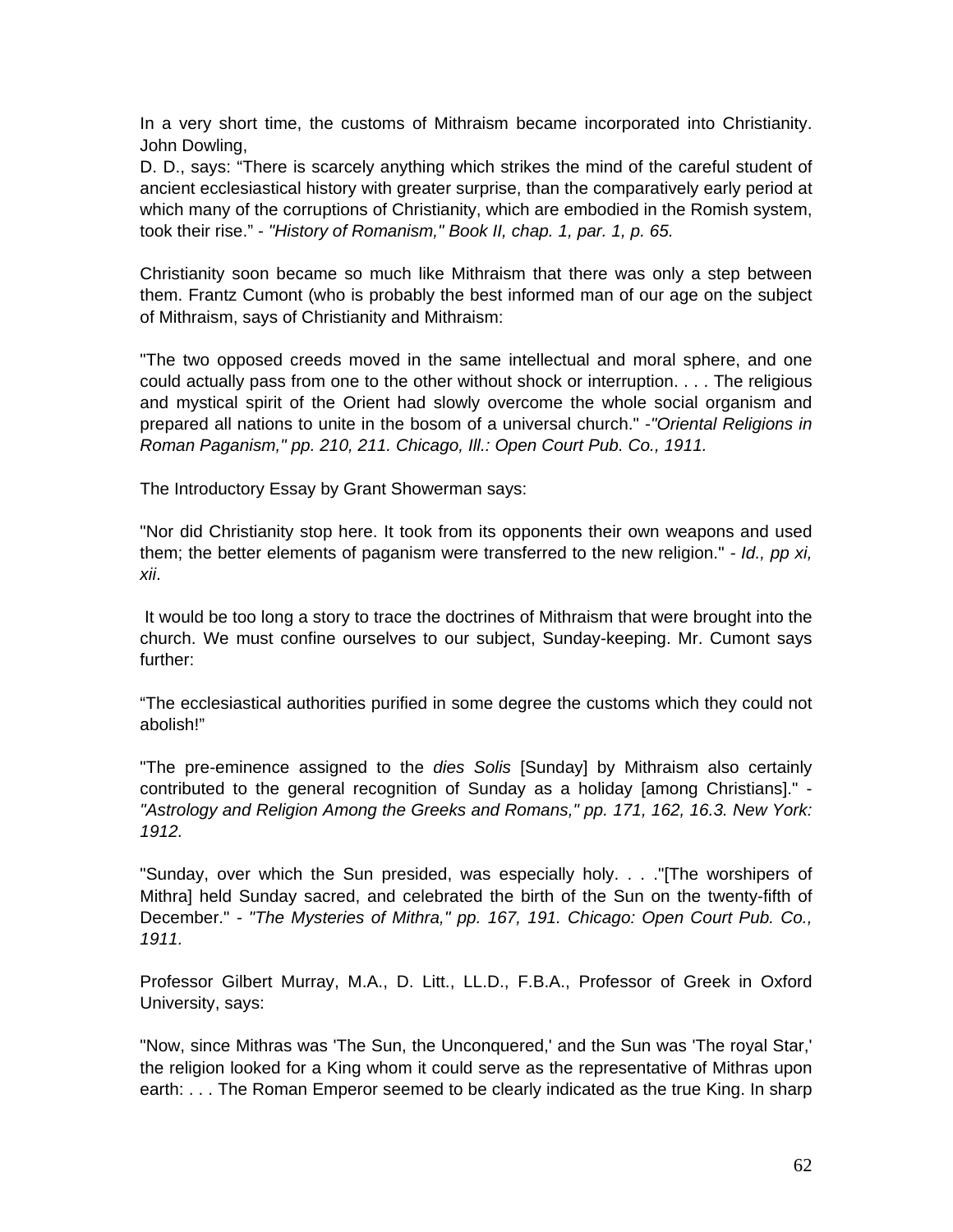In a very short time, the customs of Mithraism became incorporated into Christianity. John Dowling,
D. D., says: "There is scarcely anything which strikes the mind of the careful student of ancient ecclesiastical history with greater surprise, than the comparatively early period at which many of the corruptions of Christianity, which are embodied in the Romish system, took their rise." - *"History of Romanism," Book II, chap. 1, par. 1, p. 65.*

Christianity soon became so much like Mithraism that there was only a step between them. Frantz Cumont (who is probably the best informed man of our age on the subject of Mithraism, says of Christianity and Mithraism:

"The two opposed creeds moved in the same intellectual and moral sphere, and one could actually pass from one to the other without shock or interruption. . . . The religious and mystical spirit of the Orient had slowly overcome the whole social organism and prepared all nations to unite in the bosom of a universal church." -*"Oriental Religions in Roman Paganism," pp. 210, 211. Chicago, Ill.: Open Court Pub. Co., 1911.*

The Introductory Essay by Grant Showerman says:

"Nor did Christianity stop here. It took from its opponents their own weapons and used them; the better elements of paganism were transferred to the new religion." - *Id., pp xi, xii*.

It would be too long a story to trace the doctrines of Mithraism that were brought into the church. We must confine ourselves to our subject, Sunday-keeping. Mr. Cumont says further:

"The ecclesiastical authorities purified in some degree the customs which they could not abolish!"

"The pre-eminence assigned to the *dies Solis* [Sunday] by Mithraism also certainly contributed to the general recognition of Sunday as a holiday [among Christians]." - *"Astrology and Religion Among the Greeks and Romans," pp. 171, 162, 16.3. New York: 1912.*

"Sunday, over which the Sun presided, was especially holy. . . ."[The worshipers of Mithra] held Sunday sacred, and celebrated the birth of the Sun on the twenty-fifth of December." - *"The Mysteries of Mithra," pp. 167, 191. Chicago: Open Court Pub. Co., 1911.*

Professor Gilbert Murray, M.A., D. Litt., LL.D., F.B.A., Professor of Greek in Oxford University, says:

"Now, since Mithras was 'The Sun, the Unconquered,' and the Sun was 'The royal Star,' the religion looked for a King whom it could serve as the representative of Mithras upon earth: . . . The Roman Emperor seemed to be clearly indicated as the true King. In sharp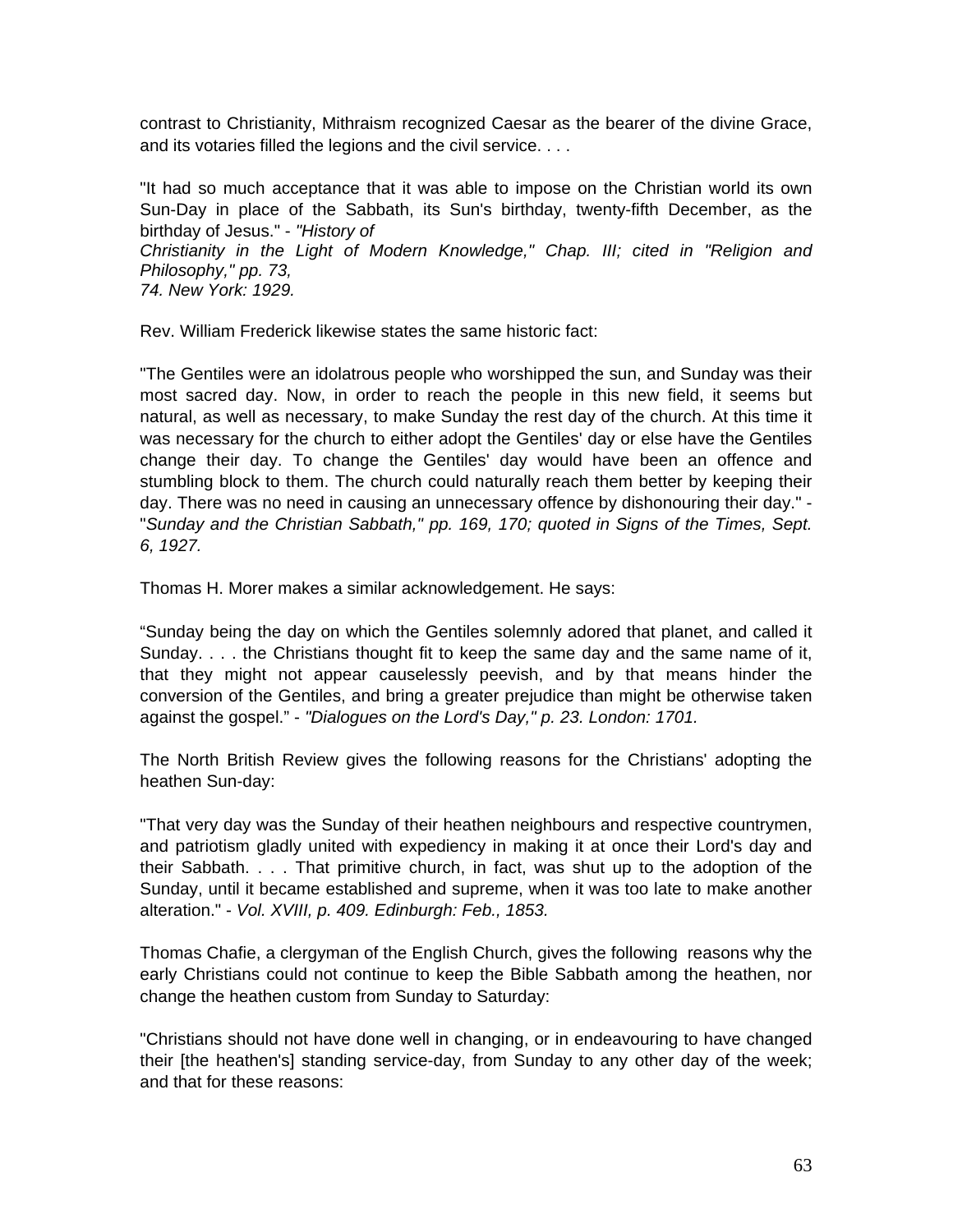contrast to Christianity, Mithraism recognized Caesar as the bearer of the divine Grace, and its votaries filled the legions and the civil service. . . .

"It had so much acceptance that it was able to impose on the Christian world its own Sun-Day in place of the Sabbath, its Sun's birthday, twenty-fifth December, as the birthday of Jesus." - *"History of Christianity in the Light of Modern Knowledge," Chap. III; cited in "Religion and Philosophy," pp. 73, 74. New York: 1929.*

Rev. William Frederick likewise states the same historic fact:

"The Gentiles were an idolatrous people who worshipped the sun, and Sunday was their most sacred day. Now, in order to reach the people in this new field, it seems but natural, as well as necessary, to make Sunday the rest day of the church. At this time it was necessary for the church to either adopt the Gentiles' day or else have the Gentiles change their day. To change the Gentiles' day would have been an offence and stumbling block to them. The church could naturally reach them better by keeping their day. There was no need in causing an unnecessary offence by dishonouring their day." - "*Sunday and the Christian Sabbath," pp. 169, 170; quoted in Signs of the Times, Sept. 6, 1927.*

Thomas H. Morer makes a similar acknowledgement. He says:

"Sunday being the day on which the Gentiles solemnly adored that planet, and called it Sunday. . . . the Christians thought fit to keep the same day and the same name of it, that they might not appear causelessly peevish, and by that means hinder the conversion of the Gentiles, and bring a greater prejudice than might be otherwise taken against the gospel." - *"Dialogues on the Lord's Day," p. 23. London: 1701.*

The North British Review gives the following reasons for the Christians' adopting the heathen Sun-day:

"That very day was the Sunday of their heathen neighbours and respective countrymen, and patriotism gladly united with expediency in making it at once their Lord's day and their Sabbath. . . . That primitive church, in fact, was shut up to the adoption of the Sunday, until it became established and supreme, when it was too late to make another alteration." - *Vol. XVIII, p. 409. Edinburgh: Feb., 1853.*

Thomas Chafie, a clergyman of the English Church, gives the following reasons why the early Christians could not continue to keep the Bible Sabbath among the heathen, nor change the heathen custom from Sunday to Saturday:

"Christians should not have done well in changing, or in endeavouring to have changed their [the heathen's] standing service-day, from Sunday to any other day of the week; and that for these reasons: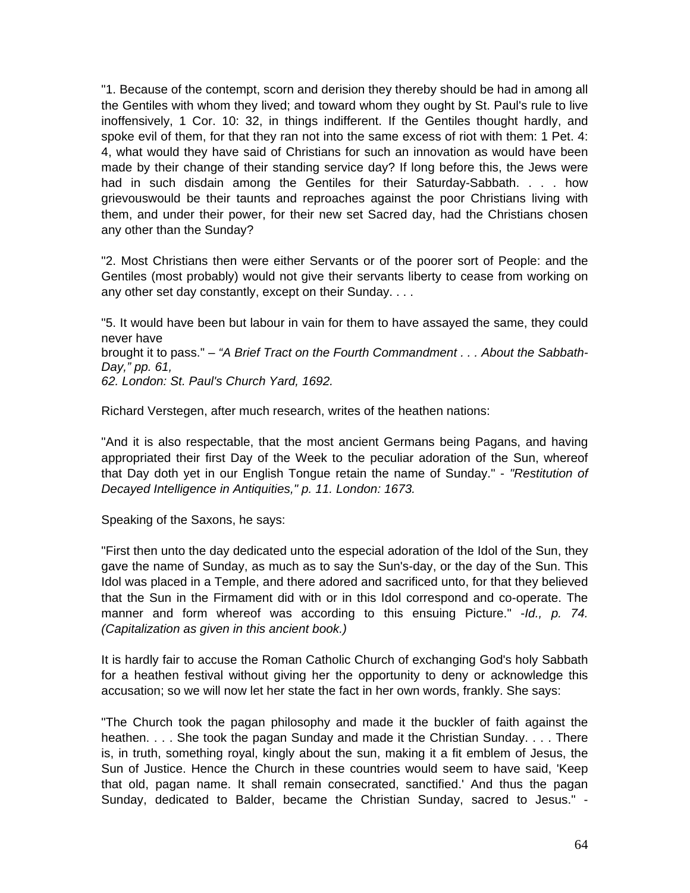"1. Because of the contempt, scorn and derision they thereby should be had in among all the Gentiles with whom they lived; and toward whom they ought by St. Paul's rule to live inoffensively, 1 Cor. 10: 32, in things indifferent. If the Gentiles thought hardly, and spoke evil of them, for that they ran not into the same excess of riot with them: 1 Pet. 4: 4, what would they have said of Christians for such an innovation as would have been made by their change of their standing service day? If long before this, the Jews were had in such disdain among the Gentiles for their Saturday-Sabbath. . . . how grievouswould be their taunts and reproaches against the poor Christians living with them, and under their power, for their new set Sacred day, had the Christians chosen any other than the Sunday?

"2. Most Christians then were either Servants or of the poorer sort of People: and the Gentiles (most probably) would not give their servants liberty to cease from working on any other set day constantly, except on their Sunday. . . .

"5. It would have been but labour in vain for them to have assayed the same, they could never have
brought it to pass." – *"A Brief Tract on the Fourth Commandment . . . About the Sabbath-Day," pp. 61, 62. London: St. Paul's Church Yard, 1692.*

Richard Verstegen, after much research, writes of the heathen nations:

"And it is also respectable, that the most ancient Germans being Pagans, and having appropriated their first Day of the Week to the peculiar adoration of the Sun, whereof that Day doth yet in our English Tongue retain the name of Sunday." - *"Restitution of Decayed Intelligence in Antiquities," p. 11. London: 1673.*

Speaking of the Saxons, he says:

"First then unto the day dedicated unto the especial adoration of the Idol of the Sun, they gave the name of Sunday, as much as to say the Sun's-day, or the day of the Sun. This Idol was placed in a Temple, and there adored and sacrificed unto, for that they believed that the Sun in the Firmament did with or in this Idol correspond and co-operate. The manner and form whereof was according to this ensuing Picture." *-Id., p. 74. (Capitalization as given in this ancient book.)*

It is hardly fair to accuse the Roman Catholic Church of exchanging God's holy Sabbath for a heathen festival without giving her the opportunity to deny or acknowledge this accusation; so we will now let her state the fact in her own words, frankly. She says:

"The Church took the pagan philosophy and made it the buckler of faith against the heathen. . . . She took the pagan Sunday and made it the Christian Sunday. . . . There is, in truth, something royal, kingly about the sun, making it a fit emblem of Jesus, the Sun of Justice. Hence the Church in these countries would seem to have said, 'Keep that old, pagan name. It shall remain consecrated, sanctified.' And thus the pagan Sunday, dedicated to Balder, became the Christian Sunday, sacred to Jesus." -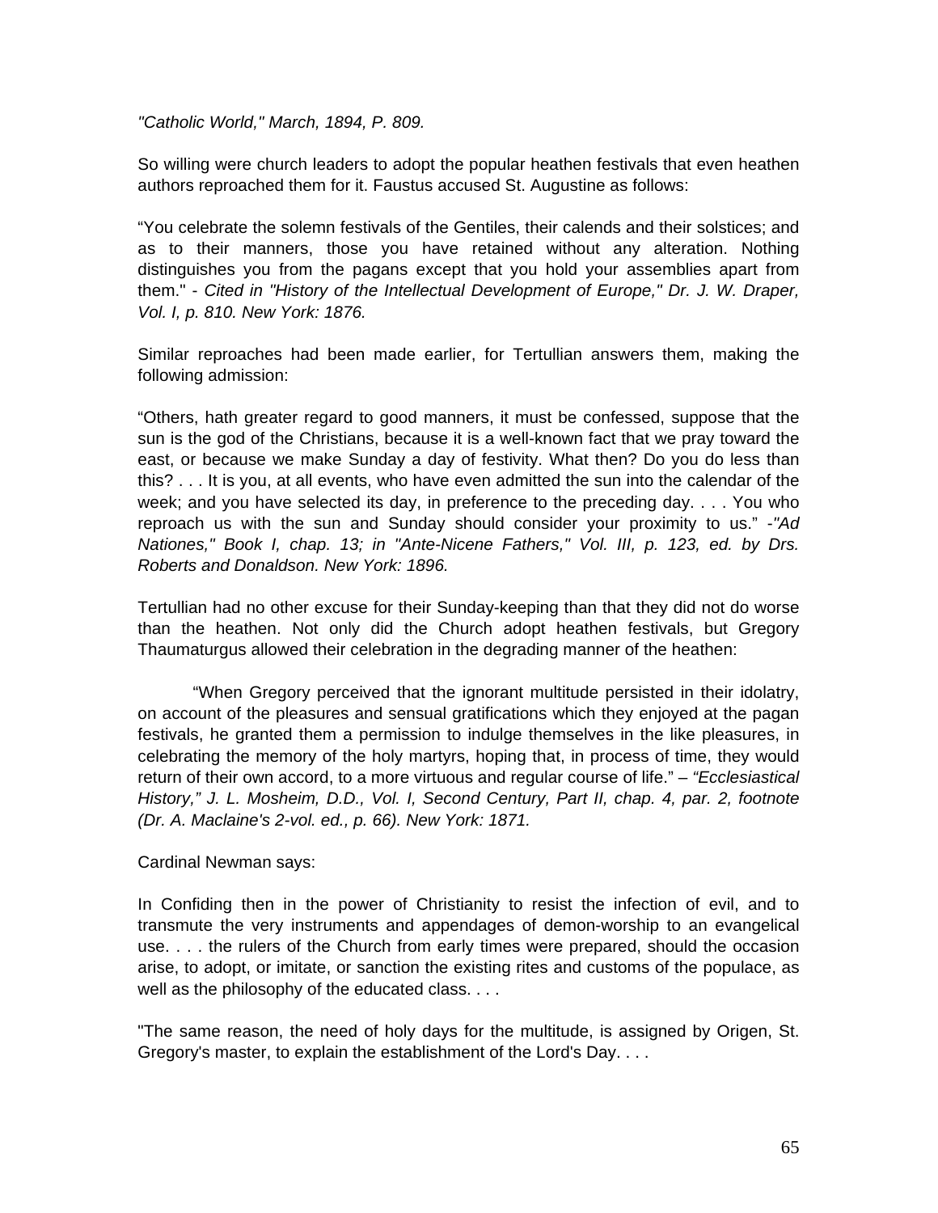*"Catholic World," March, 1894, P. 809.*

So willing were church leaders to adopt the popular heathen festivals that even heathen authors reproached them for it. Faustus accused St. Augustine as follows:

“You celebrate the solemn festivals of the Gentiles, their calends and their solstices; and as to their manners, those you have retained without any alteration. Nothing distinguishes you from the pagans except that you hold your assemblies apart from them." - *Cited in "History of the Intellectual Development of Europe," Dr. J. W. Draper, Vol. I, p. 810. New York: 1876.*

Similar reproaches had been made earlier, for Tertullian answers them, making the following admission:

“Others, hath greater regard to good manners, it must be confessed, suppose that the sun is the god of the Christians, because it is a well-known fact that we pray toward the east, or because we make Sunday a day of festivity. What then? Do you do less than this? . . . It is you, at all events, who have even admitted the sun into the calendar of the week; and you have selected its day, in preference to the preceding day. . . . You who reproach us with the sun and Sunday should consider your proximity to us.” -*"Ad Nationes," Book I, chap. 13; in "Ante-Nicene Fathers," Vol. III, p. 123, ed. by Drs. Roberts and Donaldson. New York: 1896.*

Tertullian had no other excuse for their Sunday-keeping than that they did not do worse than the heathen. Not only did the Church adopt heathen festivals, but Gregory Thaumaturgus allowed their celebration in the degrading manner of the heathen:

“When Gregory perceived that the ignorant multitude persisted in their idolatry, on account of the pleasures and sensual gratifications which they enjoyed at the pagan festivals, he granted them a permission to indulge themselves in the like pleasures, in celebrating the memory of the holy martyrs, hoping that, in process of time, they would return of their own accord, to a more virtuous and regular course of life.” – *“Ecclesiastical History,” J. L. Mosheim, D.D., Vol. I, Second Century, Part II, chap. 4, par. 2, footnote (Dr. A. Maclaine's 2-vol. ed., p. 66). New York: 1871.*

Cardinal Newman says:

In Confiding then in the power of Christianity to resist the infection of evil, and to transmute the very instruments and appendages of demon-worship to an evangelical use. . . . the rulers of the Church from early times were prepared, should the occasion arise, to adopt, or imitate, or sanction the existing rites and customs of the populace, as well as the philosophy of the educated class. . . .

"The same reason, the need of holy days for the multitude, is assigned by Origen, St. Gregory's master, to explain the establishment of the Lord's Day. . . .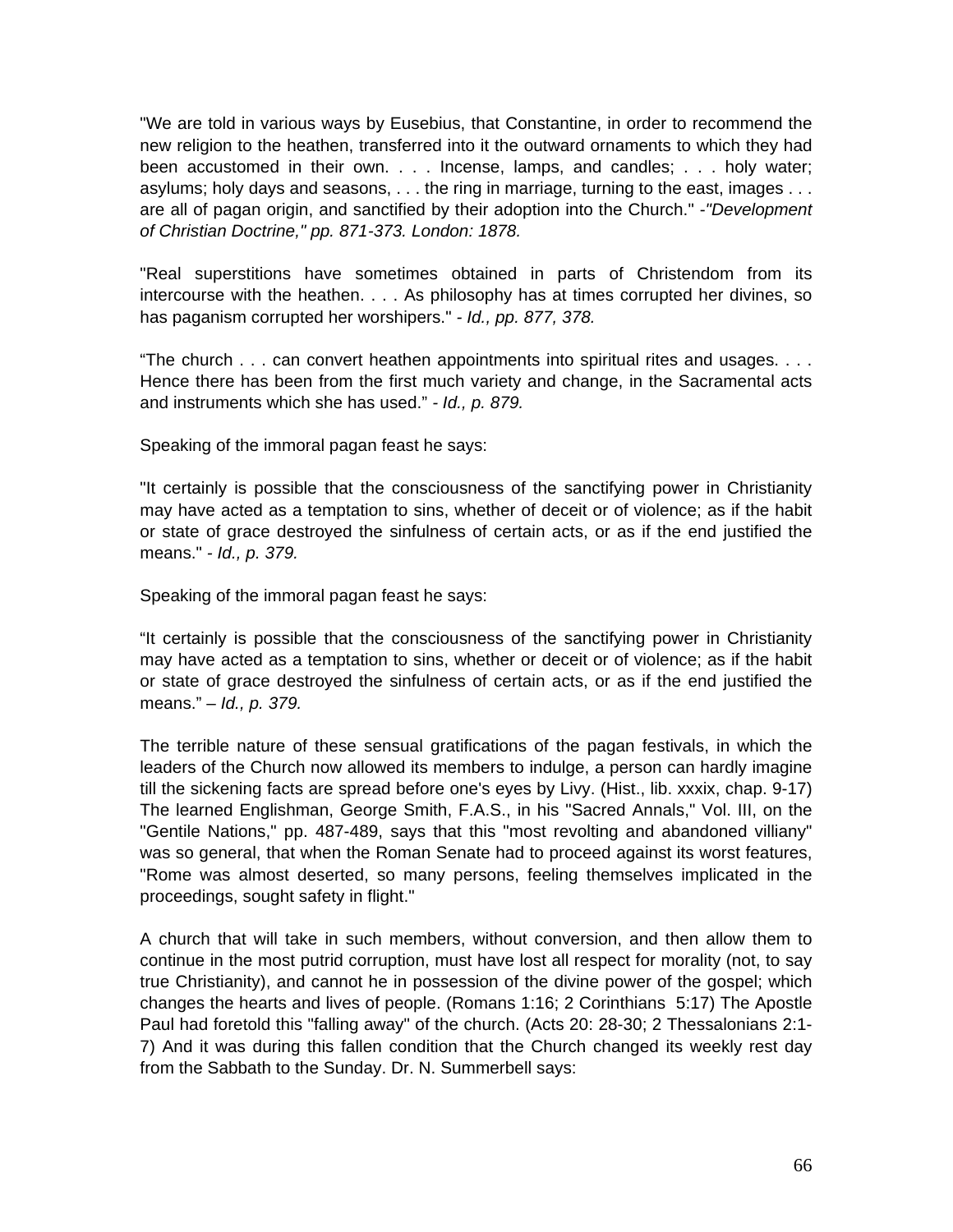"We are told in various ways by Eusebius, that Constantine, in order to recommend the new religion to the heathen, transferred into it the outward ornaments to which they had been accustomed in their own. . . . Incense, lamps, and candles; . . . holy water; asylums; holy days and seasons, . . . the ring in marriage, turning to the east, images . . . are all of pagan origin, and sanctified by their adoption into the Church." -*"Development of Christian Doctrine," pp. 871-373. London: 1878.*

"Real superstitions have sometimes obtained in parts of Christendom from its intercourse with the heathen. . . . As philosophy has at times corrupted her divines, so has paganism corrupted her worshipers." - *Id., pp. 877, 378.*

"The church . . . can convert heathen appointments into spiritual rites and usages. . . . Hence there has been from the first much variety and change, in the Sacramental acts and instruments which she has used." - *Id., p. 879.*

Speaking of the immoral pagan feast he says:

"It certainly is possible that the consciousness of the sanctifying power in Christianity may have acted as a temptation to sins, whether of deceit or of violence; as if the habit or state of grace destroyed the sinfulness of certain acts, or as if the end justified the means." - *Id., p. 379.*

Speaking of the immoral pagan feast he says:

"It certainly is possible that the consciousness of the sanctifying power in Christianity may have acted as a temptation to sins, whether or deceit or of violence; as if the habit or state of grace destroyed the sinfulness of certain acts, or as if the end justified the means." – *Id., p. 379.*

The terrible nature of these sensual gratifications of the pagan festivals, in which the leaders of the Church now allowed its members to indulge, a person can hardly imagine till the sickening facts are spread before one's eyes by Livy. (Hist., lib. xxxix, chap. 9-17) The learned Englishman, George Smith, F.A.S., in his "Sacred Annals," Vol. III, on the "Gentile Nations," pp. 487-489, says that this "most revolting and abandoned villiany" was so general, that when the Roman Senate had to proceed against its worst features, "Rome was almost deserted, so many persons, feeling themselves implicated in the proceedings, sought safety in flight."

A church that will take in such members, without conversion, and then allow them to continue in the most putrid corruption, must have lost all respect for morality (not, to say true Christianity), and cannot he in possession of the divine power of the gospel; which changes the hearts and lives of people. (Romans 1:16; 2 Corinthians 5:17) The Apostle Paul had foretold this "falling away" of the church. (Acts 20: 28-30; 2 Thessalonians 2:1-7) And it was during this fallen condition that the Church changed its weekly rest day from the Sabbath to the Sunday. Dr. N. Summerbell says: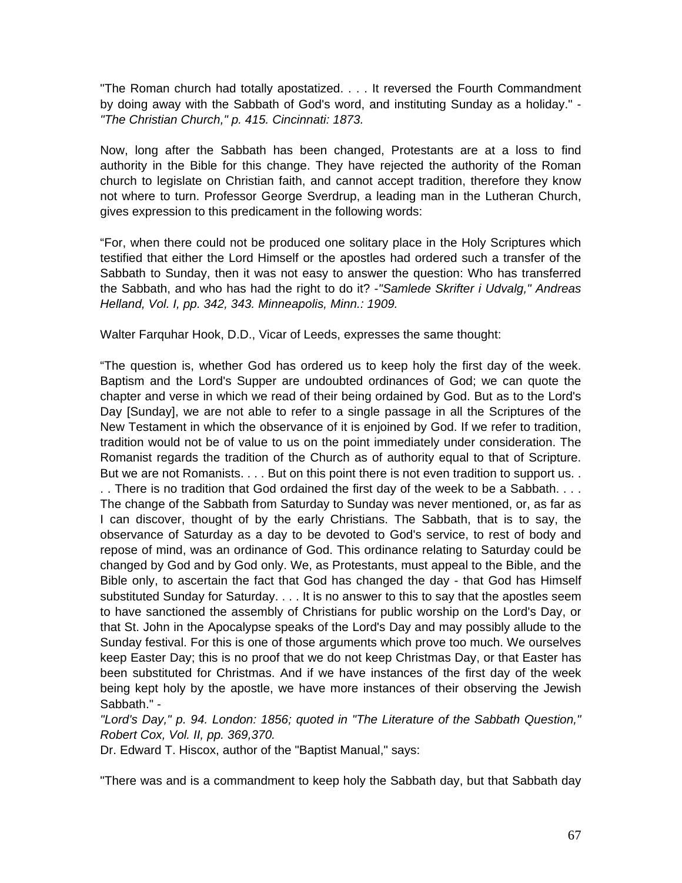"The Roman church had totally apostatized. . . . It reversed the Fourth Commandment by doing away with the Sabbath of God's word, and instituting Sunday as a holiday." - *"The Christian Church," p. 415. Cincinnati: 1873.*

Now, long after the Sabbath has been changed, Protestants are at a loss to find authority in the Bible for this change. They have rejected the authority of the Roman church to legislate on Christian faith, and cannot accept tradition, therefore they know not where to turn. Professor George Sverdrup, a leading man in the Lutheran Church, gives expression to this predicament in the following words:

“For, when there could not be produced one solitary place in the Holy Scriptures which testified that either the Lord Himself or the apostles had ordered such a transfer of the Sabbath to Sunday, then it was not easy to answer the question: Who has transferred the Sabbath, and who has had the right to do it? *-"Samlede Skrifter i Udvalg," Andreas Helland, Vol. I, pp. 342, 343. Minneapolis, Minn.: 1909.*

Walter Farquhar Hook, D.D., Vicar of Leeds, expresses the same thought:

“The question is, whether God has ordered us to keep holy the first day of the week. Baptism and the Lord's Supper are undoubted ordinances of God; we can quote the chapter and verse in which we read of their being ordained by God. But as to the Lord's Day [Sunday], we are not able to refer to a single passage in all the Scriptures of the New Testament in which the observance of it is enjoined by God. If we refer to tradition, tradition would not be of value to us on the point immediately under consideration. The Romanist regards the tradition of the Church as of authority equal to that of Scripture. But we are not Romanists. . . . But on this point there is not even tradition to support us. . . . There is no tradition that God ordained the first day of the week to be a Sabbath. . . . The change of the Sabbath from Saturday to Sunday was never mentioned, or, as far as I can discover, thought of by the early Christians. The Sabbath, that is to say, the observance of Saturday as a day to be devoted to God's service, to rest of body and repose of mind, was an ordinance of God. This ordinance relating to Saturday could be changed by God and by God only. We, as Protestants, must appeal to the Bible, and the Bible only, to ascertain the fact that God has changed the day - that God has Himself substituted Sunday for Saturday. . . . It is no answer to this to say that the apostles seem to have sanctioned the assembly of Christians for public worship on the Lord's Day, or that St. John in the Apocalypse speaks of the Lord's Day and may possibly allude to the Sunday festival. For this is one of those arguments which prove too much. We ourselves keep Easter Day; this is no proof that we do not keep Christmas Day, or that Easter has been substituted for Christmas. And if we have instances of the first day of the week being kept holy by the apostle, we have more instances of their observing the Jewish Sabbath." -
*"Lord's Day," p. 94. London: 1856; quoted in "The Literature of the Sabbath Question," Robert Cox, Vol. II, pp. 369,370.*

Dr. Edward T. Hiscox, author of the "Baptist Manual," says:

"There was and is a commandment to keep holy the Sabbath day, but that Sabbath day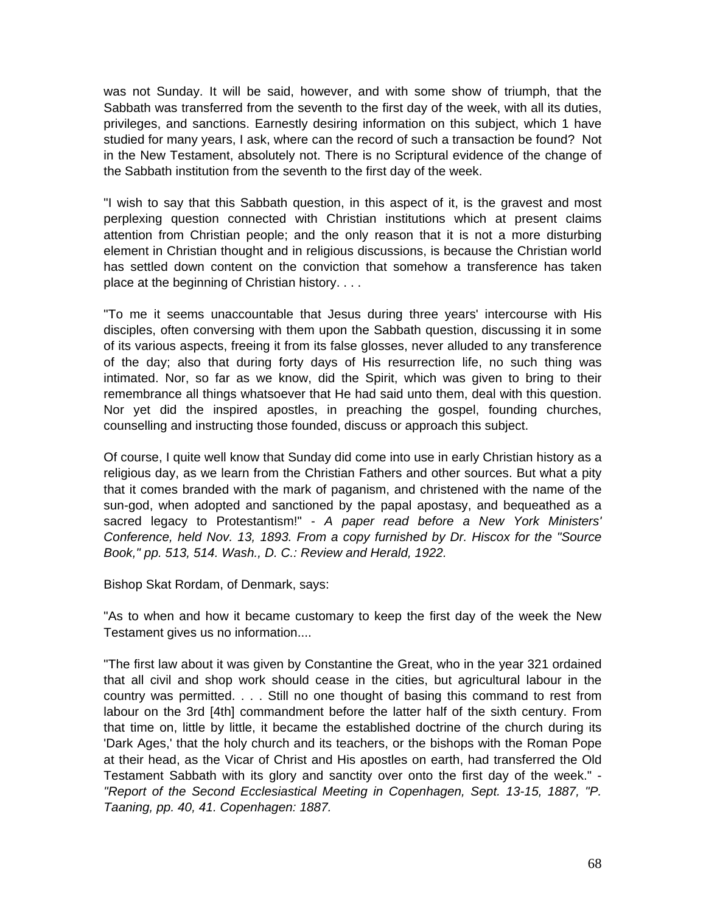was not Sunday. It will be said, however, and with some show of triumph, that the Sabbath was transferred from the seventh to the first day of the week, with all its duties, privileges, and sanctions. Earnestly desiring information on this subject, which 1 have studied for many years, I ask, where can the record of such a transaction be found? Not in the New Testament, absolutely not. There is no Scriptural evidence of the change of the Sabbath institution from the seventh to the first day of the week.

"I wish to say that this Sabbath question, in this aspect of it, is the gravest and most perplexing question connected with Christian institutions which at present claims attention from Christian people; and the only reason that it is not a more disturbing element in Christian thought and in religious discussions, is because the Christian world has settled down content on the conviction that somehow a transference has taken place at the beginning of Christian history. . . .

"To me it seems unaccountable that Jesus during three years' intercourse with His disciples, often conversing with them upon the Sabbath question, discussing it in some of its various aspects, freeing it from its false glosses, never alluded to any transference of the day; also that during forty days of His resurrection life, no such thing was intimated. Nor, so far as we know, did the Spirit, which was given to bring to their remembrance all things whatsoever that He had said unto them, deal with this question. Nor yet did the inspired apostles, in preaching the gospel, founding churches, counselling and instructing those founded, discuss or approach this subject.

Of course, I quite well know that Sunday did come into use in early Christian history as a religious day, as we learn from the Christian Fathers and other sources. But what a pity that it comes branded with the mark of paganism, and christened with the name of the sun-god, when adopted and sanctioned by the papal apostasy, and bequeathed as a sacred legacy to Protestantism!" - *A paper read before a New York Ministers' Conference, held Nov. 13, 1893. From a copy furnished by Dr. Hiscox for the "Source Book," pp. 513, 514. Wash., D. C.: Review and Herald, 1922.*

Bishop Skat Rordam, of Denmark, says:

"As to when and how it became customary to keep the first day of the week the New Testament gives us no information....

"The first law about it was given by Constantine the Great, who in the year 321 ordained that all civil and shop work should cease in the cities, but agricultural labour in the country was permitted. . . . Still no one thought of basing this command to rest from labour on the 3rd [4th] commandment before the latter half of the sixth century. From that time on, little by little, it became the established doctrine of the church during its 'Dark Ages,' that the holy church and its teachers, or the bishops with the Roman Pope at their head, as the Vicar of Christ and His apostles on earth, had transferred the Old Testament Sabbath with its glory and sanctity over onto the first day of the week." - *"Report of the Second Ecclesiastical Meeting in Copenhagen, Sept. 13-15, 1887, "P. Taaning, pp. 40, 41. Copenhagen: 1887.*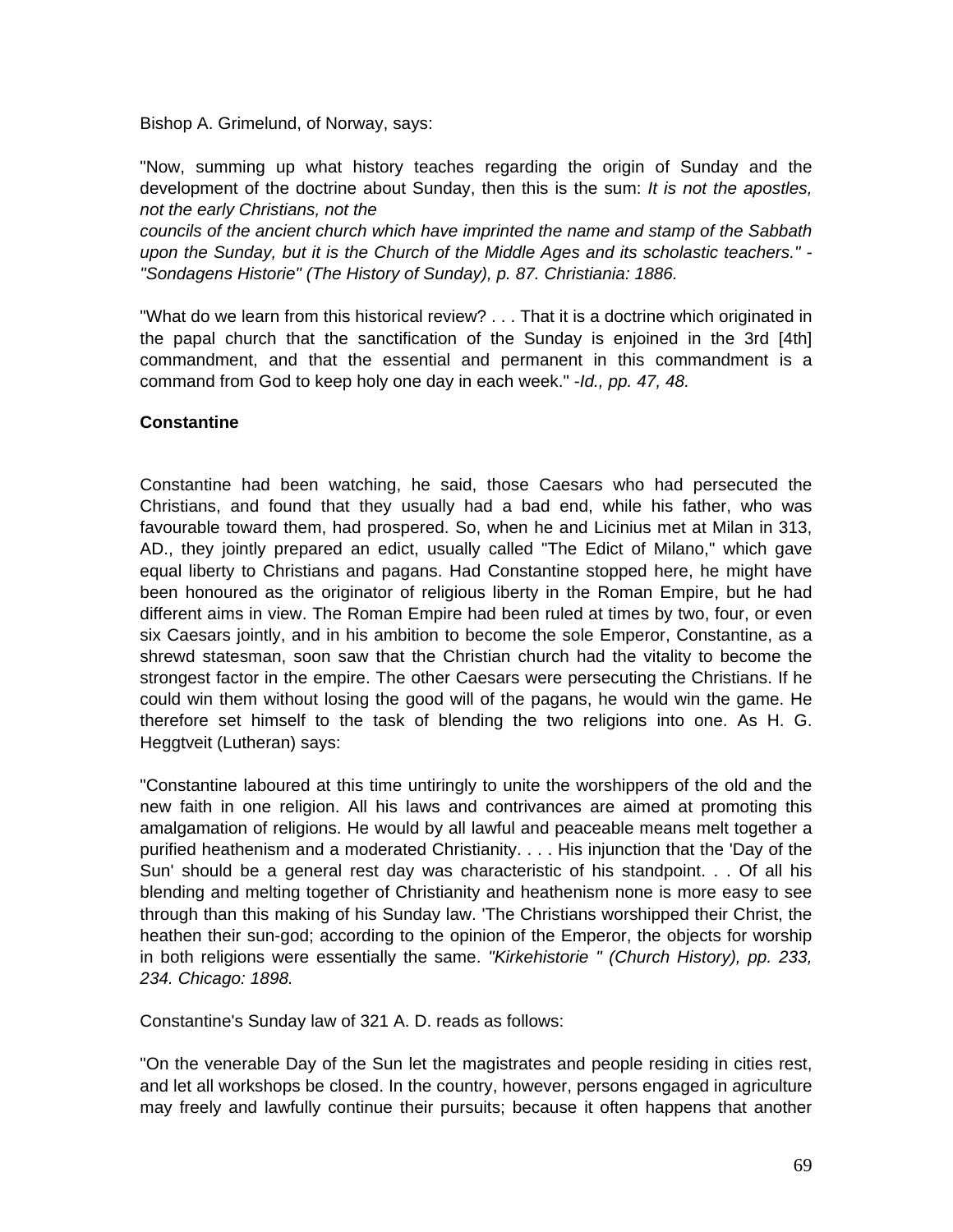Bishop A. Grimelund, of Norway, says:

"Now, summing up what history teaches regarding the origin of Sunday and the development of the doctrine about Sunday, then this is the sum: *It is not the apostles, not the early Christians, not the councils of the ancient church which have imprinted the name and stamp of the Sabbath upon the Sunday, but it is the Church of the Middle Ages and its scholastic teachers." - "Sondagens Historie" (The History of Sunday), p. 87. Christiania: 1886.*

"What do we learn from this historical review? . . . That it is a doctrine which originated in the papal church that the sanctification of the Sunday is enjoined in the 3rd [4th] commandment, and that the essential and permanent in this commandment is a command from God to keep holy one day in each week." *-Id., pp. 47, 48.*

**Constantine**

Constantine had been watching, he said, those Caesars who had persecuted the Christians, and found that they usually had a bad end, while his father, who was favourable toward them, had prospered. So, when he and Licinius met at Milan in 313, AD., they jointly prepared an edict, usually called "The Edict of Milano," which gave equal liberty to Christians and pagans. Had Constantine stopped here, he might have been honoured as the originator of religious liberty in the Roman Empire, but he had different aims in view. The Roman Empire had been ruled at times by two, four, or even six Caesars jointly, and in his ambition to become the sole Emperor, Constantine, as a shrewd statesman, soon saw that the Christian church had the vitality to become the strongest factor in the empire. The other Caesars were persecuting the Christians. If he could win them without losing the good will of the pagans, he would win the game. He therefore set himself to the task of blending the two religions into one. As H. G. Heggtveit (Lutheran) says:

"Constantine laboured at this time untiringly to unite the worshippers of the old and the new faith in one religion. All his laws and contrivances are aimed at promoting this amalgamation of religions. He would by all lawful and peaceable means melt together a purified heathenism and a moderated Christianity. . . . His injunction that the 'Day of the Sun' should be a general rest day was characteristic of his standpoint. . . Of all his blending and melting together of Christianity and heathenism none is more easy to see through than this making of his Sunday law. 'The Christians worshipped their Christ, the heathen their sun-god; according to the opinion of the Emperor, the objects for worship in both religions were essentially the same. *"Kirkehistorie " (Church History), pp. 233, 234. Chicago: 1898.*

Constantine's Sunday law of 321 A. D. reads as follows:

"On the venerable Day of the Sun let the magistrates and people residing in cities rest, and let all workshops be closed. In the country, however, persons engaged in agriculture may freely and lawfully continue their pursuits; because it often happens that another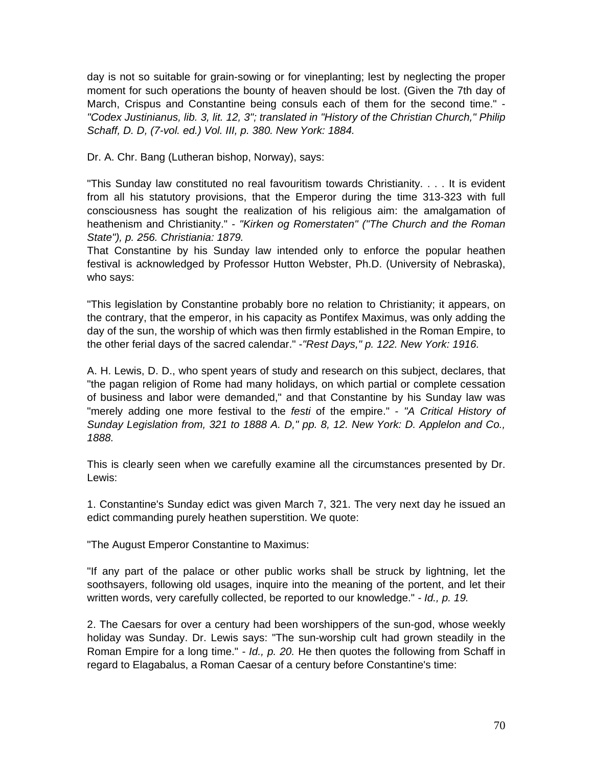day is not so suitable for grain-sowing or for vineplanting; lest by neglecting the proper moment for such operations the bounty of heaven should be lost. (Given the 7th day of March, Crispus and Constantine being consuls each of them for the second time." - *"Codex Justinianus, lib. 3, lit. 12, 3"; translated in "History of the Christian Church," Philip Schaff, D. D, (7-vol. ed.) Vol. III, p. 380. New York: 1884.*

Dr. A. Chr. Bang (Lutheran bishop, Norway), says:

"This Sunday law constituted no real favouritism towards Christianity. . . . It is evident from all his statutory provisions, that the Emperor during the time 313-323 with full consciousness has sought the realization of his religious aim: the amalgamation of heathenism and Christianity." - *"Kirken og Romerstaten" ("The Church and the Roman State"), p. 256. Christiania: 1879.*

That Constantine by his Sunday law intended only to enforce the popular heathen festival is acknowledged by Professor Hutton Webster, Ph.D. (University of Nebraska), who says:

"This legislation by Constantine probably bore no relation to Christianity; it appears, on the contrary, that the emperor, in his capacity as Pontifex Maximus, was only adding the day of the sun, the worship of which was then firmly established in the Roman Empire, to the other ferial days of the sacred calendar." -*"Rest Days," p. 122. New York: 1916.*

A. H. Lewis, D. D., who spent years of study and research on this subject, declares, that "the pagan religion of Rome had many holidays, on which partial or complete cessation of business and labor were demanded," and that Constantine by his Sunday law was "merely adding one more festival to the *festi* of the empire." - *"A Critical History of Sunday Legislation from, 321 to 1888 A. D," pp. 8, 12. New York: D. Applelon and Co., 1888.*

This is clearly seen when we carefully examine all the circumstances presented by Dr. Lewis:

1. Constantine's Sunday edict was given March 7, 321. The very next day he issued an edict commanding purely heathen superstition. We quote:

"The August Emperor Constantine to Maximus:

"If any part of the palace or other public works shall be struck by lightning, let the soothsayers, following old usages, inquire into the meaning of the portent, and let their written words, very carefully collected, be reported to our knowledge." - *Id., p. 19.*

2. The Caesars for over a century had been worshippers of the sun-god, whose weekly holiday was Sunday. Dr. Lewis says: "The sun-worship cult had grown steadily in the Roman Empire for a long time." - *Id., p. 20.* He then quotes the following from Schaff in regard to Elagabalus, a Roman Caesar of a century before Constantine's time: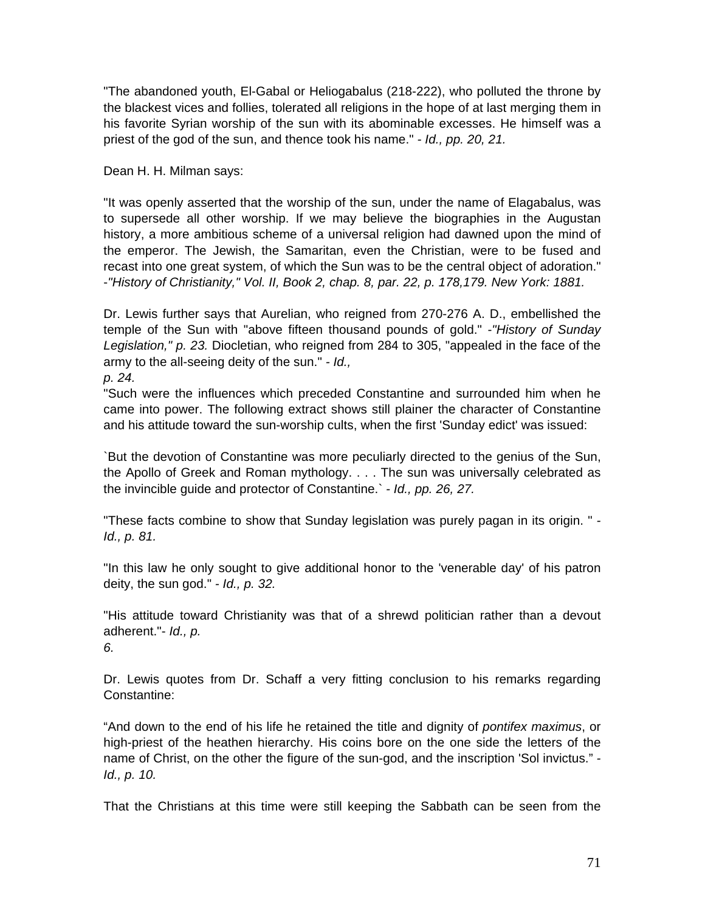"The abandoned youth, El-Gabal or Heliogabalus (218-222), who polluted the throne by the blackest vices and follies, tolerated all religions in the hope of at last merging them in his favorite Syrian worship of the sun with its abominable excesses. He himself was a priest of the god of the sun, and thence took his name." - *Id., pp. 20, 21.*

Dean H. H. Milman says:

"It was openly asserted that the worship of the sun, under the name of Elagabalus, was to supersede all other worship. If we may believe the biographies in the Augustan history, a more ambitious scheme of a universal religion had dawned upon the mind of the emperor. The Jewish, the Samaritan, even the Christian, were to be fused and recast into one great system, of which the Sun was to be the central object of adoration." -*"History of Christianity," Vol. II, Book 2, chap. 8, par. 22, p. 178,179. New York: 1881.*

Dr. Lewis further says that Aurelian, who reigned from 270-276 A. D., embellished the temple of the Sun with "above fifteen thousand pounds of gold." -*"History of Sunday Legislation," p. 23.* Diocletian, who reigned from 284 to 305, "appealed in the face of the army to the all-seeing deity of the sun." - *Id., p. 24.*

"Such were the influences which preceded Constantine and surrounded him when he came into power. The following extract shows still plainer the character of Constantine and his attitude toward the sun-worship cults, when the first 'Sunday edict' was issued:

`But the devotion of Constantine was more peculiarly directed to the genius of the Sun, the Apollo of Greek and Roman mythology. . . . The sun was universally celebrated as the invincible guide and protector of Constantine.` - *Id., pp. 26, 27.*

"These facts combine to show that Sunday legislation was purely pagan in its origin. " - *Id., p. 81.*

"In this law he only sought to give additional honor to the 'venerable day' of his patron deity, the sun god." - *Id., p. 32.*

"His attitude toward Christianity was that of a shrewd politician rather than a devout adherent."- *Id., p. 6.*

Dr. Lewis quotes from Dr. Schaff a very fitting conclusion to his remarks regarding Constantine:

"And down to the end of his life he retained the title and dignity of *pontifex maximus*, or high-priest of the heathen hierarchy. His coins bore on the one side the letters of the name of Christ, on the other the figure of the sun-god, and the inscription 'Sol invictus." - *Id., p. 10.*

That the Christians at this time were still keeping the Sabbath can be seen from the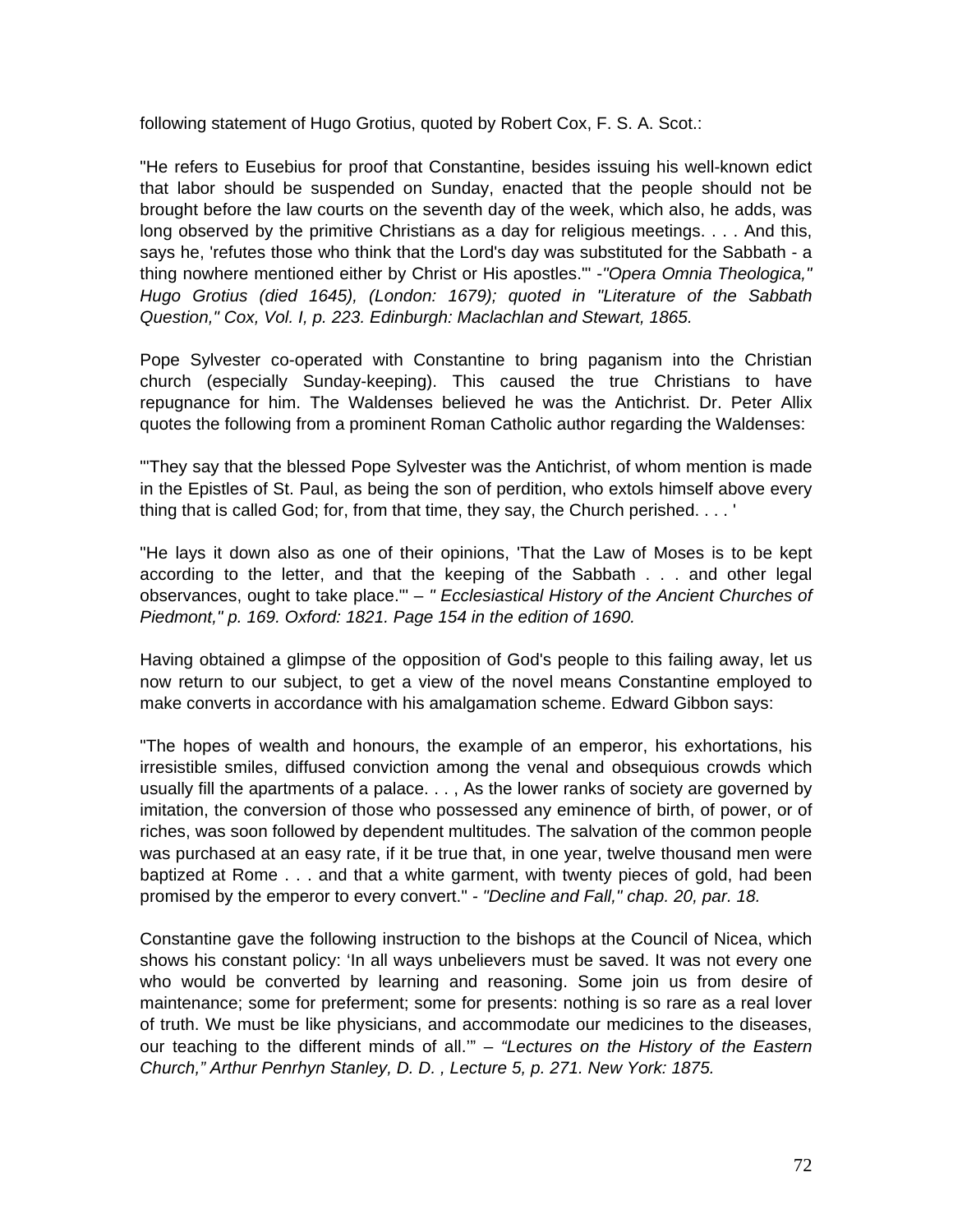following statement of Hugo Grotius, quoted by Robert Cox, F. S. A. Scot.:

"He refers to Eusebius for proof that Constantine, besides issuing his well-known edict that labor should be suspended on Sunday, enacted that the people should not be brought before the law courts on the seventh day of the week, which also, he adds, was long observed by the primitive Christians as a day for religious meetings. . . . And this, says he, 'refutes those who think that the Lord's day was substituted for the Sabbath - a thing nowhere mentioned either by Christ or His apostles.'" -*"Opera Omnia Theologica," Hugo Grotius (died 1645), (London: 1679); quoted in "Literature of the Sabbath Question," Cox, Vol. I, p. 223. Edinburgh: Maclachlan and Stewart, 1865.*

Pope Sylvester co-operated with Constantine to bring paganism into the Christian church (especially Sunday-keeping). This caused the true Christians to have repugnance for him. The Waldenses believed he was the Antichrist. Dr. Peter Allix quotes the following from a prominent Roman Catholic author regarding the Waldenses:

"'They say that the blessed Pope Sylvester was the Antichrist, of whom mention is made in the Epistles of St. Paul, as being the son of perdition, who extols himself above every thing that is called God; for, from that time, they say, the Church perished. . . . '

"He lays it down also as one of their opinions, 'That the Law of Moses is to be kept according to the letter, and that the keeping of the Sabbath . . . and other legal observances, ought to take place.'" – *" Ecclesiastical History of the Ancient Churches of Piedmont," p. 169. Oxford: 1821. Page 154 in the edition of 1690.*

Having obtained a glimpse of the opposition of God's people to this failing away, let us now return to our subject, to get a view of the novel means Constantine employed to make converts in accordance with his amalgamation scheme. Edward Gibbon says:

"The hopes of wealth and honours, the example of an emperor, his exhortations, his irresistible smiles, diffused conviction among the venal and obsequious crowds which usually fill the apartments of a palace. . . , As the lower ranks of society are governed by imitation, the conversion of those who possessed any eminence of birth, of power, or of riches, was soon followed by dependent multitudes. The salvation of the common people was purchased at an easy rate, if it be true that, in one year, twelve thousand men were baptized at Rome . . . and that a white garment, with twenty pieces of gold, had been promised by the emperor to every convert." - *"Decline and Fall," chap. 20, par. 18.*

Constantine gave the following instruction to the bishops at the Council of Nicea, which shows his constant policy: 'In all ways unbelievers must be saved. It was not every one who would be converted by learning and reasoning. Some join us from desire of maintenance; some for preferment; some for presents: nothing is so rare as a real lover of truth. We must be like physicians, and accommodate our medicines to the diseases, our teaching to the different minds of all.'" – *"Lectures on the History of the Eastern Church," Arthur Penrhyn Stanley, D. D. , Lecture 5, p. 271. New York: 1875.*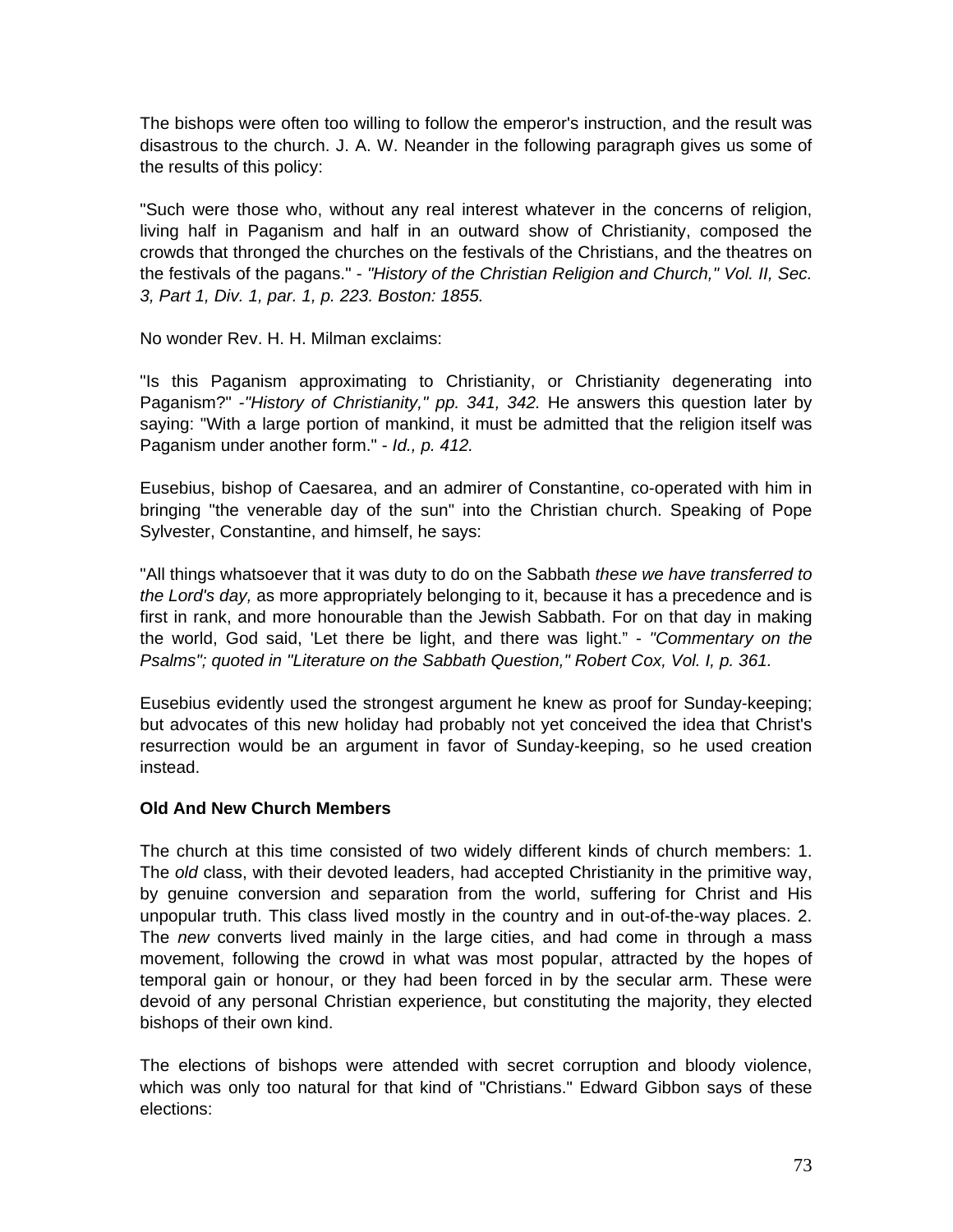The bishops were often too willing to follow the emperor's instruction, and the result was disastrous to the church. J. A. W. Neander in the following paragraph gives us some of the results of this policy:

"Such were those who, without any real interest whatever in the concerns of religion, living half in Paganism and half in an outward show of Christianity, composed the crowds that thronged the churches on the festivals of the Christians, and the theatres on the festivals of the pagans." - *"History of the Christian Religion and Church," Vol. II, Sec. 3, Part 1, Div. 1, par. 1, p. 223. Boston: 1855.*

No wonder Rev. H. H. Milman exclaims:

"Is this Paganism approximating to Christianity, or Christianity degenerating into Paganism?" -*"History of Christianity," pp. 341, 342.* He answers this question later by saying: "With a large portion of mankind, it must be admitted that the religion itself was Paganism under another form." - *Id., p. 412.*

Eusebius, bishop of Caesarea, and an admirer of Constantine, co-operated with him in bringing "the venerable day of the sun" into the Christian church. Speaking of Pope Sylvester, Constantine, and himself, he says:

"All things whatsoever that it was duty to do on the Sabbath *these we have transferred to the Lord's day,* as more appropriately belonging to it, because it has a precedence and is first in rank, and more honourable than the Jewish Sabbath. For on that day in making the world, God said, 'Let there be light, and there was light." - *"Commentary on the Psalms"; quoted in "Literature on the Sabbath Question," Robert Cox, Vol. I, p. 361.*

Eusebius evidently used the strongest argument he knew as proof for Sunday-keeping; but advocates of this new holiday had probably not yet conceived the idea that Christ's resurrection would be an argument in favor of Sunday-keeping, so he used creation instead.

**Old And New Church Members**

The church at this time consisted of two widely different kinds of church members: 1. The *old* class, with their devoted leaders, had accepted Christianity in the primitive way, by genuine conversion and separation from the world, suffering for Christ and His unpopular truth. This class lived mostly in the country and in out-of-the-way places. 2. The *new* converts lived mainly in the large cities, and had come in through a mass movement, following the crowd in what was most popular, attracted by the hopes of temporal gain or honour, or they had been forced in by the secular arm. These were devoid of any personal Christian experience, but constituting the majority, they elected bishops of their own kind.

The elections of bishops were attended with secret corruption and bloody violence, which was only too natural for that kind of "Christians." Edward Gibbon says of these elections: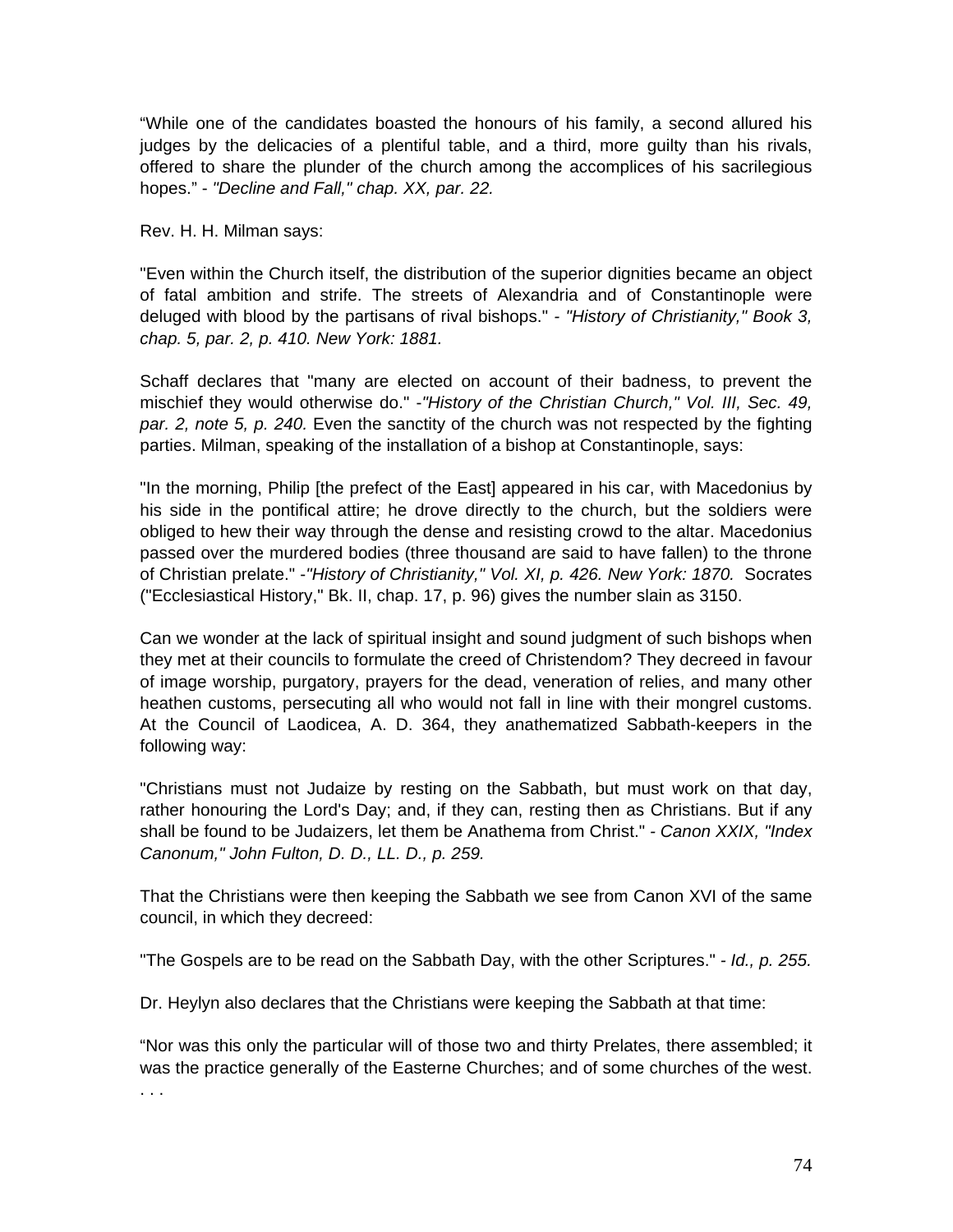"While one of the candidates boasted the honours of his family, a second allured his judges by the delicacies of a plentiful table, and a third, more guilty than his rivals, offered to share the plunder of the church among the accomplices of his sacrilegious hopes." - *"Decline and Fall," chap. XX, par. 22.*

Rev. H. H. Milman says:

"Even within the Church itself, the distribution of the superior dignities became an object of fatal ambition and strife. The streets of Alexandria and of Constantinople were deluged with blood by the partisans of rival bishops." - *"History of Christianity," Book 3, chap. 5, par. 2, p. 410. New York: 1881.*

Schaff declares that "many are elected on account of their badness, to prevent the mischief they would otherwise do." -*"History of the Christian Church," Vol. III, Sec. 49, par. 2, note 5, p. 240.* Even the sanctity of the church was not respected by the fighting parties. Milman, speaking of the installation of a bishop at Constantinople, says:

"In the morning, Philip [the prefect of the East] appeared in his car, with Macedonius by his side in the pontifical attire; he drove directly to the church, but the soldiers were obliged to hew their way through the dense and resisting crowd to the altar. Macedonius passed over the murdered bodies (three thousand are said to have fallen) to the throne of Christian prelate." -*"History of Christianity," Vol. XI, p. 426. New York: 1870.* Socrates ("Ecclesiastical History," Bk. II, chap. 17, p. 96) gives the number slain as 3150.

Can we wonder at the lack of spiritual insight and sound judgment of such bishops when they met at their councils to formulate the creed of Christendom? They decreed in favour of image worship, purgatory, prayers for the dead, veneration of relies, and many other heathen customs, persecuting all who would not fall in line with their mongrel customs. At the Council of Laodicea, A. D. 364, they anathematized Sabbath-keepers in the following way:

"Christians must not Judaize by resting on the Sabbath, but must work on that day, rather honouring the Lord's Day; and, if they can, resting then as Christians. But if any shall be found to be Judaizers, let them be Anathema from Christ." - *Canon XXIX, "Index Canonum," John Fulton, D. D., LL. D., p. 259.*

That the Christians were then keeping the Sabbath we see from Canon XVI of the same council, in which they decreed:

"The Gospels are to be read on the Sabbath Day, with the other Scriptures." - *Id., p. 255.*

Dr. Heylyn also declares that the Christians were keeping the Sabbath at that time:

"Nor was this only the particular will of those two and thirty Prelates, there assembled; it was the practice generally of the Easterne Churches; and of some churches of the west. . . .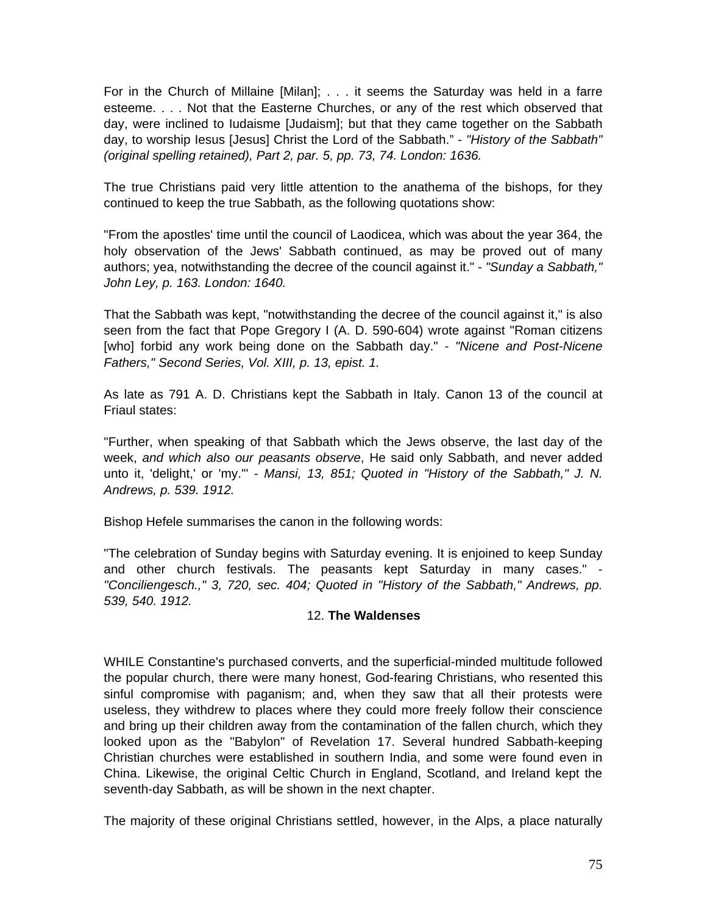For in the Church of Millaine [Milan]; . . . it seems the Saturday was held in a farre esteeme. . . . Not that the Easterne Churches, or any of the rest which observed that day, were inclined to Iudaisme [Judaism]; but that they came together on the Sabbath day, to worship Iesus [Jesus] Christ the Lord of the Sabbath." - *"History of the Sabbath" (original spelling retained), Part 2, par. 5, pp. 73, 74. London: 1636.*

The true Christians paid very little attention to the anathema of the bishops, for they continued to keep the true Sabbath, as the following quotations show:

"From the apostles' time until the council of Laodicea, which was about the year 364, the holy observation of the Jews' Sabbath continued, as may be proved out of many authors; yea, notwithstanding the decree of the council against it." - *"Sunday a Sabbath," John Ley, p. 163. London: 1640.*

That the Sabbath was kept, "notwithstanding the decree of the council against it," is also seen from the fact that Pope Gregory I (A. D. 590-604) wrote against "Roman citizens [who] forbid any work being done on the Sabbath day." - *"Nicene and Post-Nicene Fathers," Second Series, Vol. XIII, p. 13, epist. 1.*

As late as 791 A. D. Christians kept the Sabbath in Italy. Canon 13 of the council at Friaul states:

"Further, when speaking of that Sabbath which the Jews observe, the last day of the week, *and which also our peasants observe*, He said only Sabbath, and never added unto it, 'delight,' or 'my.'" - *Mansi, 13, 851; Quoted in "History of the Sabbath," J. N. Andrews, p. 539. 1912.*

Bishop Hefele summarises the canon in the following words:

"The celebration of Sunday begins with Saturday evening. It is enjoined to keep Sunday and other church festivals. The peasants kept Saturday in many cases." - *"Conciliengesch.," 3, 720, sec. 404; Quoted in "History of the Sabbath," Andrews, pp. 539, 540. 1912.*

## 12. **The Waldenses**

WHILE Constantine's purchased converts, and the superficial-minded multitude followed the popular church, there were many honest, God-fearing Christians, who resented this sinful compromise with paganism; and, when they saw that all their protests were useless, they withdrew to places where they could more freely follow their conscience and bring up their children away from the contamination of the fallen church, which they looked upon as the "Babylon" of Revelation 17. Several hundred Sabbath-keeping Christian churches were established in southern India, and some were found even in China. Likewise, the original Celtic Church in England, Scotland, and Ireland kept the seventh-day Sabbath, as will be shown in the next chapter.

The majority of these original Christians settled, however, in the Alps, a place naturally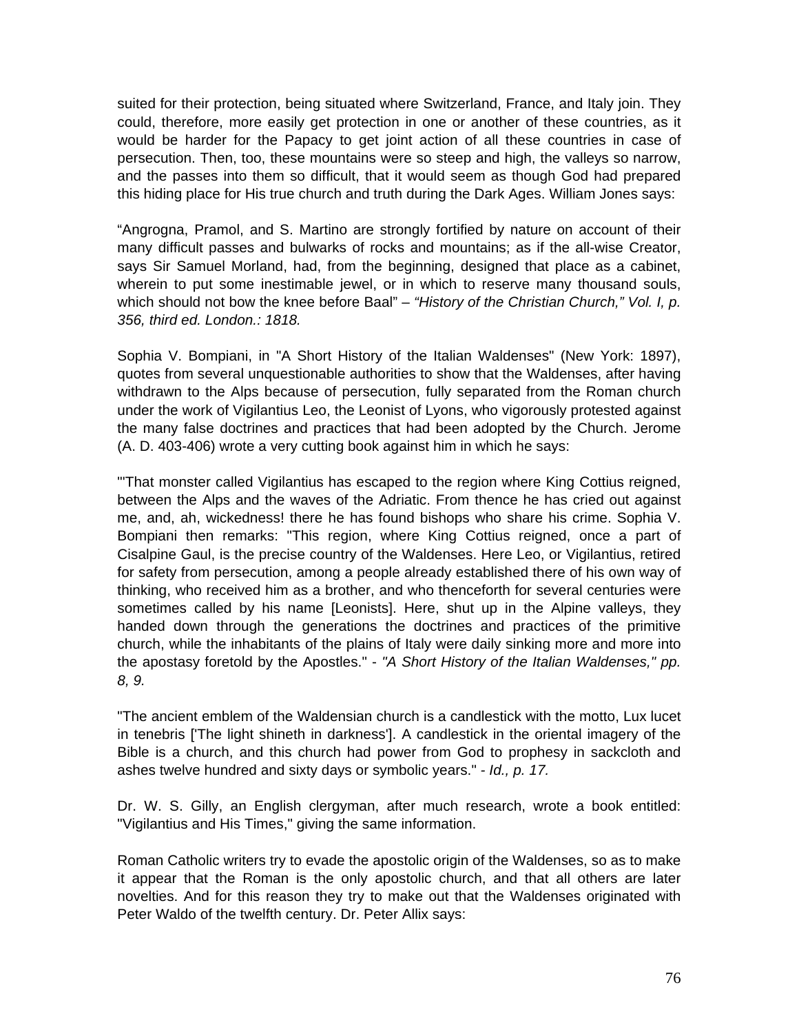suited for their protection, being situated where Switzerland, France, and Italy join. They could, therefore, more easily get protection in one or another of these countries, as it would be harder for the Papacy to get joint action of all these countries in case of persecution. Then, too, these mountains were so steep and high, the valleys so narrow, and the passes into them so difficult, that it would seem as though God had prepared this hiding place for His true church and truth during the Dark Ages. William Jones says:

“Angrogna, Pramol, and S. Martino are strongly fortified by nature on account of their many difficult passes and bulwarks of rocks and mountains; as if the all-wise Creator, says Sir Samuel Morland, had, from the beginning, designed that place as a cabinet, wherein to put some inestimable jewel, or in which to reserve many thousand souls, which should not bow the knee before Baal” – *“History of the Christian Church,” Vol. I, p. 356, third ed. London.: 1818.*

Sophia V. Bompiani, in "A Short History of the Italian Waldenses" (New York: 1897), quotes from several unquestionable authorities to show that the Waldenses, after having withdrawn to the Alps because of persecution, fully separated from the Roman church under the work of Vigilantius Leo, the Leonist of Lyons, who vigorously protested against the many false doctrines and practices that had been adopted by the Church. Jerome (A. D. 403-406) wrote a very cutting book against him in which he says:

"'That monster called Vigilantius has escaped to the region where King Cottius reigned, between the Alps and the waves of the Adriatic. From thence he has cried out against me, and, ah, wickedness! there he has found bishops who share his crime. Sophia V. Bompiani then remarks: "This region, where King Cottius reigned, once a part of Cisalpine Gaul, is the precise country of the Waldenses. Here Leo, or Vigilantius, retired for safety from persecution, among a people already established there of his own way of thinking, who received him as a brother, and who thenceforth for several centuries were sometimes called by his name [Leonists]. Here, shut up in the Alpine valleys, they handed down through the generations the doctrines and practices of the primitive church, while the inhabitants of the plains of Italy were daily sinking more and more into the apostasy foretold by the Apostles." - *"A Short History of the Italian Waldenses," pp. 8, 9.*

"The ancient emblem of the Waldensian church is a candlestick with the motto, Lux lucet in tenebris ['The light shineth in darkness']. A candlestick in the oriental imagery of the Bible is a church, and this church had power from God to prophesy in sackcloth and ashes twelve hundred and sixty days or symbolic years." - *Id., p. 17.*

Dr. W. S. Gilly, an English clergyman, after much research, wrote a book entitled: "Vigilantius and His Times," giving the same information.

Roman Catholic writers try to evade the apostolic origin of the Waldenses, so as to make it appear that the Roman is the only apostolic church, and that all others are later novelties. And for this reason they try to make out that the Waldenses originated with Peter Waldo of the twelfth century. Dr. Peter Allix says: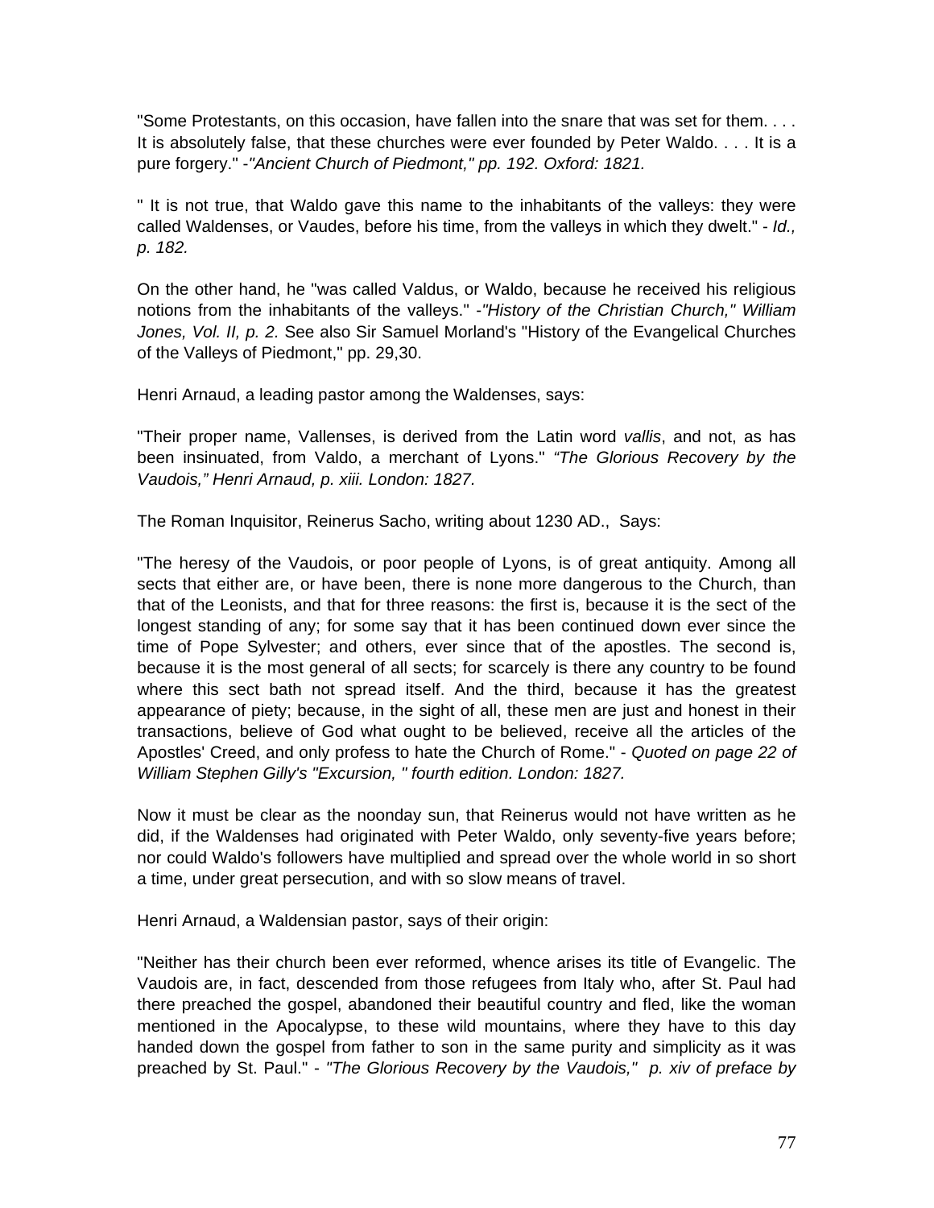"Some Protestants, on this occasion, have fallen into the snare that was set for them. . . . It is absolutely false, that these churches were ever founded by Peter Waldo. . . . It is a pure forgery." -*"Ancient Church of Piedmont," pp. 192. Oxford: 1821.*

" It is not true, that Waldo gave this name to the inhabitants of the valleys: they were called Waldenses, or Vaudes, before his time, from the valleys in which they dwelt." - *Id., p. 182.*

On the other hand, he "was called Valdus, or Waldo, because he received his religious notions from the inhabitants of the valleys." -*"History of the Christian Church," William Jones, Vol. II, p. 2.* See also Sir Samuel Morland's "History of the Evangelical Churches of the Valleys of Piedmont," pp. 29,30.

Henri Arnaud, a leading pastor among the Waldenses, says:

"Their proper name, Vallenses, is derived from the Latin word *vallis*, and not, as has been insinuated, from Valdo, a merchant of Lyons." *"The Glorious Recovery by the Vaudois," Henri Arnaud, p. xiii. London: 1827.*

The Roman Inquisitor, Reinerus Sacho, writing about 1230 AD., Says:

"The heresy of the Vaudois, or poor people of Lyons, is of great antiquity. Among all sects that either are, or have been, there is none more dangerous to the Church, than that of the Leonists, and that for three reasons: the first is, because it is the sect of the longest standing of any; for some say that it has been continued down ever since the time of Pope Sylvester; and others, ever since that of the apostles. The second is, because it is the most general of all sects; for scarcely is there any country to be found where this sect bath not spread itself. And the third, because it has the greatest appearance of piety; because, in the sight of all, these men are just and honest in their transactions, believe of God what ought to be believed, receive all the articles of the Apostles' Creed, and only profess to hate the Church of Rome." - *Quoted on page 22 of William Stephen Gilly's "Excursion, " fourth edition. London: 1827.*

Now it must be clear as the noonday sun, that Reinerus would not have written as he did, if the Waldenses had originated with Peter Waldo, only seventy-five years before; nor could Waldo's followers have multiplied and spread over the whole world in so short a time, under great persecution, and with so slow means of travel.

Henri Arnaud, a Waldensian pastor, says of their origin:

"Neither has their church been ever reformed, whence arises its title of Evangelic. The Vaudois are, in fact, descended from those refugees from Italy who, after St. Paul had there preached the gospel, abandoned their beautiful country and fled, like the woman mentioned in the Apocalypse, to these wild mountains, where they have to this day handed down the gospel from father to son in the same purity and simplicity as it was preached by St. Paul." - *"The Glorious Recovery by the Vaudois," p. xiv of preface by*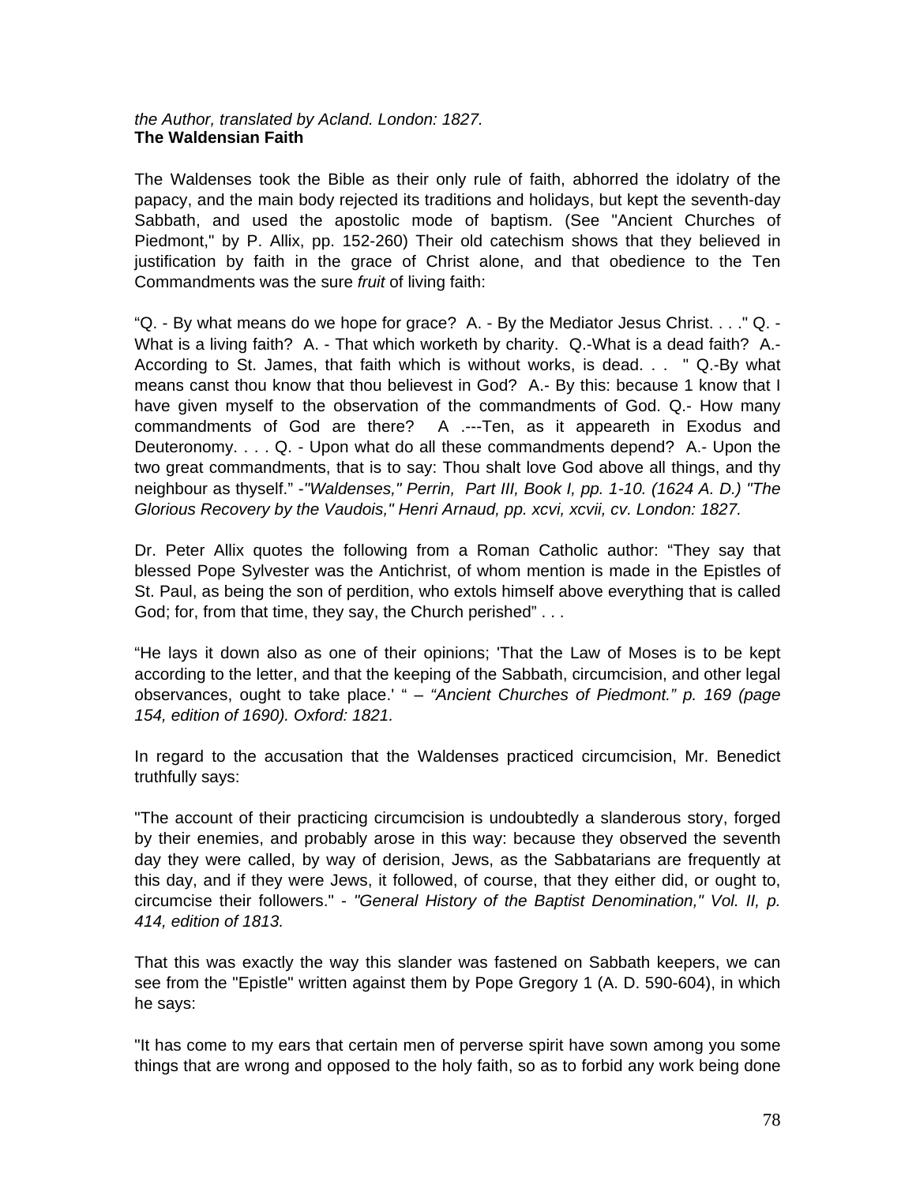*the Author, translated by Acland. London: 1827.*
**The Waldensian Faith**

The Waldenses took the Bible as their only rule of faith, abhorred the idolatry of the papacy, and the main body rejected its traditions and holidays, but kept the seventh-day Sabbath, and used the apostolic mode of baptism. (See "Ancient Churches of Piedmont," by P. Allix, pp. 152-260) Their old catechism shows that they believed in justification by faith in the grace of Christ alone, and that obedience to the Ten Commandments was the sure *fruit* of living faith:

"Q. - By what means do we hope for grace? A. - By the Mediator Jesus Christ. . . ." Q. - What is a living faith? A. - That which worketh by charity. Q.-What is a dead faith? A.- According to St. James, that faith which is without works, is dead. . . " Q.-By what means canst thou know that thou believest in God? A.- By this: because 1 know that I have given myself to the observation of the commandments of God. Q.- How many commandments of God are there? A .---Ten, as it appeareth in Exodus and Deuteronomy. . . . Q. - Upon what do all these commandments depend? A.- Upon the two great commandments, that is to say: Thou shalt love God above all things, and thy neighbour as thyself." -*"Waldenses," Perrin, Part III, Book I, pp. 1-10. (1624 A. D.) "The Glorious Recovery by the Vaudois," Henri Arnaud, pp. xcvi, xcvii, cv. London: 1827.*

Dr. Peter Allix quotes the following from a Roman Catholic author: "They say that blessed Pope Sylvester was the Antichrist, of whom mention is made in the Epistles of St. Paul, as being the son of perdition, who extols himself above everything that is called God; for, from that time, they say, the Church perished" . . .

"He lays it down also as one of their opinions; 'That the Law of Moses is to be kept according to the letter, and that the keeping of the Sabbath, circumcision, and other legal observances, ought to take place.' " – *"Ancient Churches of Piedmont." p. 169 (page 154, edition of 1690). Oxford: 1821.*

In regard to the accusation that the Waldenses practiced circumcision, Mr. Benedict truthfully says:

"The account of their practicing circumcision is undoubtedly a slanderous story, forged by their enemies, and probably arose in this way: because they observed the seventh day they were called, by way of derision, Jews, as the Sabbatarians are frequently at this day, and if they were Jews, it followed, of course, that they either did, or ought to, circumcise their followers." - *"General History of the Baptist Denomination," Vol. II, p. 414, edition of 1813.*

That this was exactly the way this slander was fastened on Sabbath keepers, we can see from the "Epistle" written against them by Pope Gregory 1 (A. D. 590-604), in which he says:

"It has come to my ears that certain men of perverse spirit have sown among you some things that are wrong and opposed to the holy faith, so as to forbid any work being done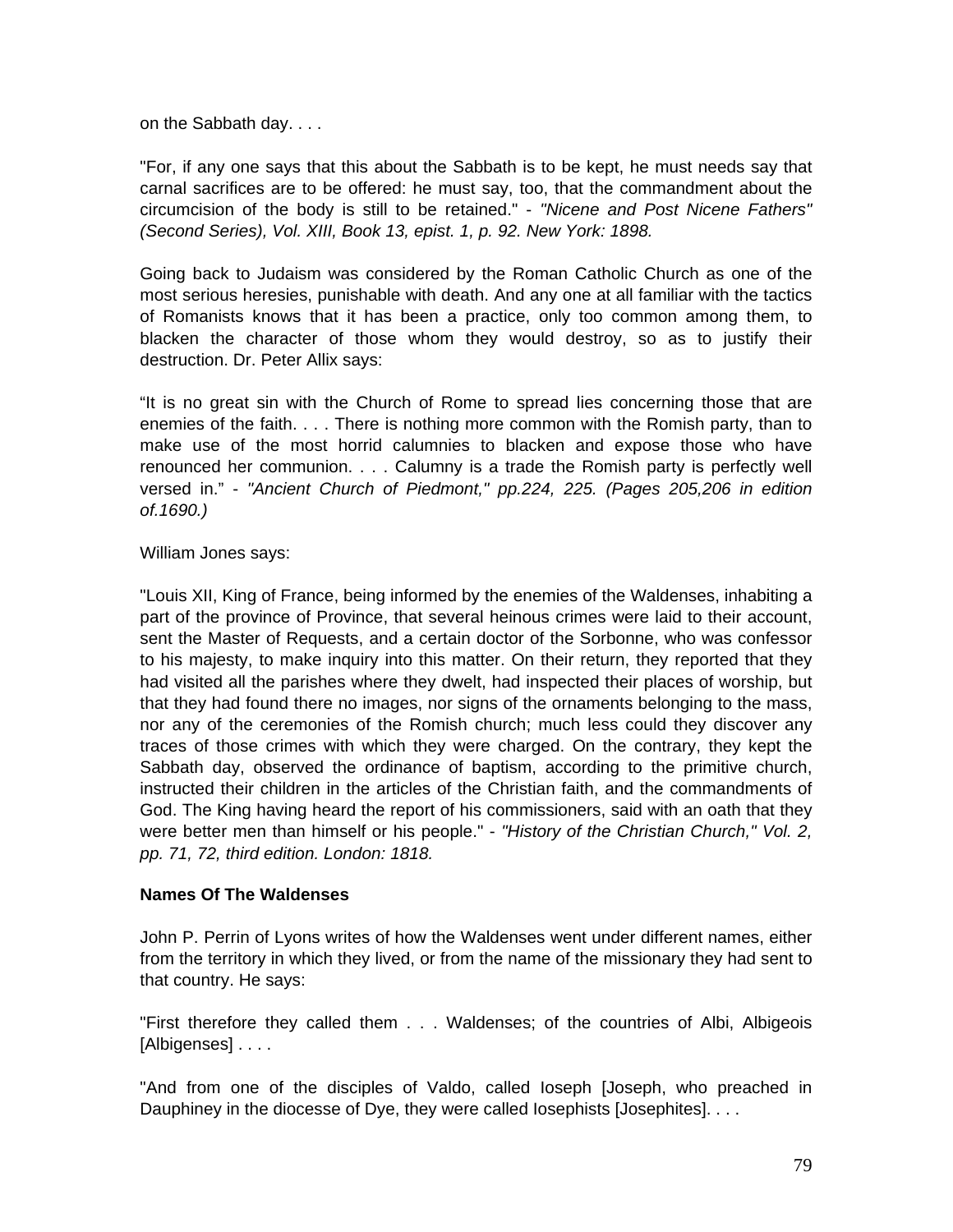on the Sabbath day. . . .

"For, if any one says that this about the Sabbath is to be kept, he must needs say that carnal sacrifices are to be offered: he must say, too, that the commandment about the circumcision of the body is still to be retained." - *"Nicene and Post Nicene Fathers" (Second Series), Vol. XIII, Book 13, epist. 1, p. 92. New York: 1898.*

Going back to Judaism was considered by the Roman Catholic Church as one of the most serious heresies, punishable with death. And any one at all familiar with the tactics of Romanists knows that it has been a practice, only too common among them, to blacken the character of those whom they would destroy, so as to justify their destruction. Dr. Peter Allix says:

"It is no great sin with the Church of Rome to spread lies concerning those that are enemies of the faith. . . . There is nothing more common with the Romish party, than to make use of the most horrid calumnies to blacken and expose those who have renounced her communion. . . . Calumny is a trade the Romish party is perfectly well versed in." - *"Ancient Church of Piedmont," pp.224, 225. (Pages 205,206 in edition of.1690.)*

William Jones says:

"Louis XII, King of France, being informed by the enemies of the Waldenses, inhabiting a part of the province of Province, that several heinous crimes were laid to their account, sent the Master of Requests, and a certain doctor of the Sorbonne, who was confessor to his majesty, to make inquiry into this matter. On their return, they reported that they had visited all the parishes where they dwelt, had inspected their places of worship, but that they had found there no images, nor signs of the ornaments belonging to the mass, nor any of the ceremonies of the Romish church; much less could they discover any traces of those crimes with which they were charged. On the contrary, they kept the Sabbath day, observed the ordinance of baptism, according to the primitive church, instructed their children in the articles of the Christian faith, and the commandments of God. The King having heard the report of his commissioners, said with an oath that they were better men than himself or his people." - *"History of the Christian Church," Vol. 2, pp. 71, 72, third edition. London: 1818.*

**Names Of The Waldenses**

John P. Perrin of Lyons writes of how the Waldenses went under different names, either from the territory in which they lived, or from the name of the missionary they had sent to that country. He says:

"First therefore they called them . . . Waldenses; of the countries of Albi, Albigeois [Albigenses] . . . .

"And from one of the disciples of Valdo, called Ioseph [Joseph, who preached in Dauphiney in the diocesse of Dye, they were called Iosephists [Josephites]. . . .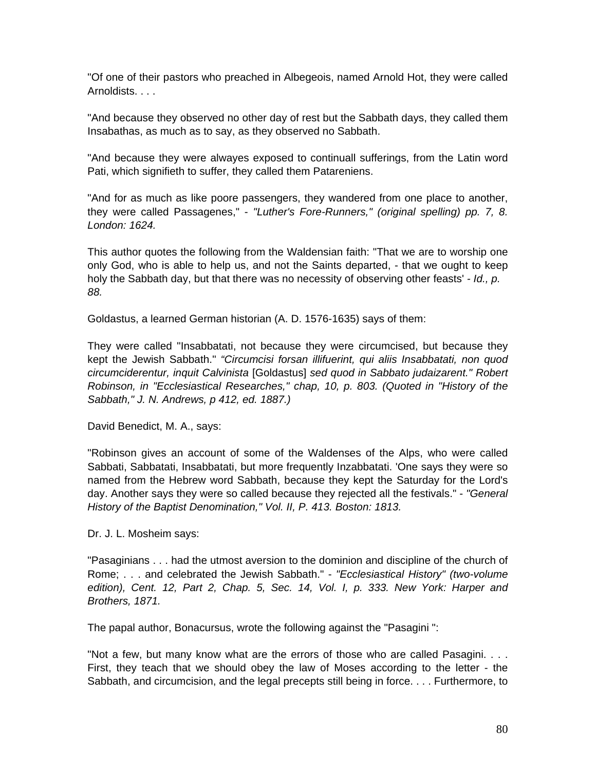"Of one of their pastors who preached in Albegeois, named Arnold Hot, they were called Arnoldists. . . .

"And because they observed no other day of rest but the Sabbath days, they called them Insabathas, as much as to say, as they observed no Sabbath.

"And because they were alwayes exposed to continuall sufferings, from the Latin word Pati, which signifieth to suffer, they called them Patareniens.

"And for as much as like poore passengers, they wandered from one place to another, they were called Passagenes," - *"Luther's Fore-Runners," (original spelling) pp. 7, 8. London: 1624.*

This author quotes the following from the Waldensian faith: "That we are to worship one only God, who is able to help us, and not the Saints departed, - that we ought to keep holy the Sabbath day, but that there was no necessity of observing other feasts' - *Id., p. 88.*

Goldastus, a learned German historian (A. D. 1576-1635) says of them:

They were called "Insabbatati, not because they were circumcised, but because they kept the Jewish Sabbath." *"Circumcisi forsan illifuerint, qui aliis Insabbatati, non quod circumciderentur, inquit Calvinista* [Goldastus] *sed quod in Sabbato judaizarent." Robert Robinson, in "Ecclesiastical Researches," chap, 10, p. 803. (Quoted in "History of the Sabbath," J. N. Andrews, p 412, ed. 1887.)*

David Benedict, M. A., says:

"Robinson gives an account of some of the Waldenses of the Alps, who were called Sabbati, Sabbatati, Insabbatati, but more frequently Inzabbatati. 'One says they were so named from the Hebrew word Sabbath, because they kept the Saturday for the Lord's day. Another says they were so called because they rejected all the festivals." - *"General History of the Baptist Denomination," Vol. II, P. 413. Boston: 1813.*

Dr. J. L. Mosheim says:

"Pasaginians . . . had the utmost aversion to the dominion and discipline of the church of Rome; . . . and celebrated the Jewish Sabbath." - *"Ecclesiastical History" (two-volume edition), Cent. 12, Part 2, Chap. 5, Sec. 14, Vol. I, p. 333. New York: Harper and Brothers, 1871.*

The papal author, Bonacursus, wrote the following against the "Pasagini ":

"Not a few, but many know what are the errors of those who are called Pasagini. . . . First, they teach that we should obey the law of Moses according to the letter - the Sabbath, and circumcision, and the legal precepts still being in force. . . . Furthermore, to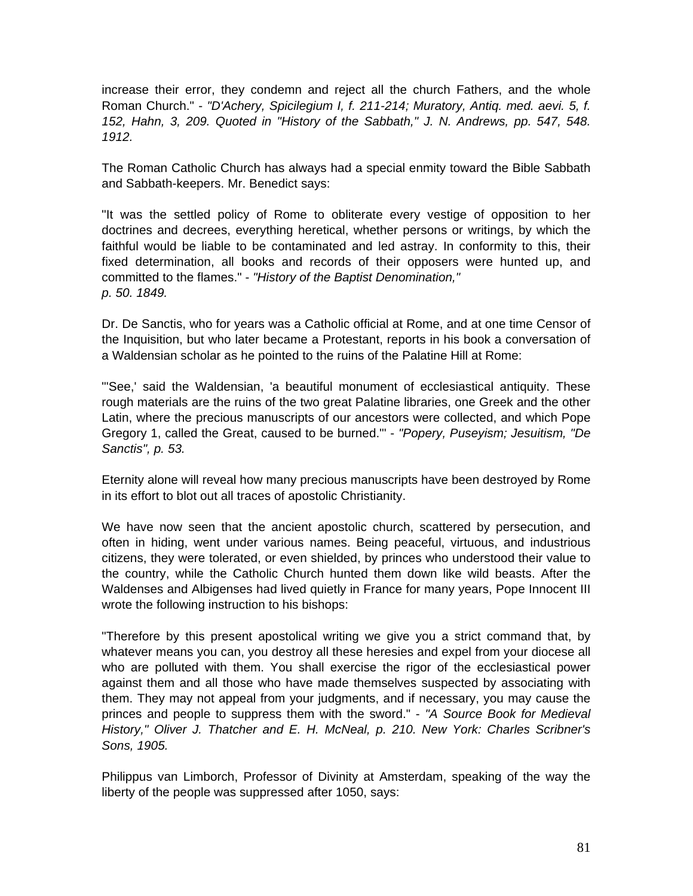increase their error, they condemn and reject all the church Fathers, and the whole Roman Church." - *"D'Achery, Spicilegium I, f. 211-214; Muratory, Antiq. med. aevi. 5, f. 152, Hahn, 3, 209. Quoted in "History of the Sabbath," J. N. Andrews, pp. 547, 548. 1912.*

The Roman Catholic Church has always had a special enmity toward the Bible Sabbath and Sabbath-keepers. Mr. Benedict says:

"It was the settled policy of Rome to obliterate every vestige of opposition to her doctrines and decrees, everything heretical, whether persons or writings, by which the faithful would be liable to be contaminated and led astray. In conformity to this, their fixed determination, all books and records of their opposers were hunted up, and committed to the flames." - *"History of the Baptist Denomination," p. 50. 1849.*

Dr. De Sanctis, who for years was a Catholic official at Rome, and at one time Censor of the Inquisition, but who later became a Protestant, reports in his book a conversation of a Waldensian scholar as he pointed to the ruins of the Palatine Hill at Rome:

"'See,' said the Waldensian, 'a beautiful monument of ecclesiastical antiquity. These rough materials are the ruins of the two great Palatine libraries, one Greek and the other Latin, where the precious manuscripts of our ancestors were collected, and which Pope Gregory 1, called the Great, caused to be burned.'" - *"Popery, Puseyism; Jesuitism, "De Sanctis", p. 53.*

Eternity alone will reveal how many precious manuscripts have been destroyed by Rome in its effort to blot out all traces of apostolic Christianity.

We have now seen that the ancient apostolic church, scattered by persecution, and often in hiding, went under various names. Being peaceful, virtuous, and industrious citizens, they were tolerated, or even shielded, by princes who understood their value to the country, while the Catholic Church hunted them down like wild beasts. After the Waldenses and Albigenses had lived quietly in France for many years, Pope Innocent III wrote the following instruction to his bishops:

"Therefore by this present apostolical writing we give you a strict command that, by whatever means you can, you destroy all these heresies and expel from your diocese all who are polluted with them. You shall exercise the rigor of the ecclesiastical power against them and all those who have made themselves suspected by associating with them. They may not appeal from your judgments, and if necessary, you may cause the princes and people to suppress them with the sword." - *"A Source Book for Medieval History," Oliver J. Thatcher and E. H. McNeal, p. 210. New York: Charles Scribner's Sons, 1905.*

Philippus van Limborch, Professor of Divinity at Amsterdam, speaking of the way the liberty of the people was suppressed after 1050, says: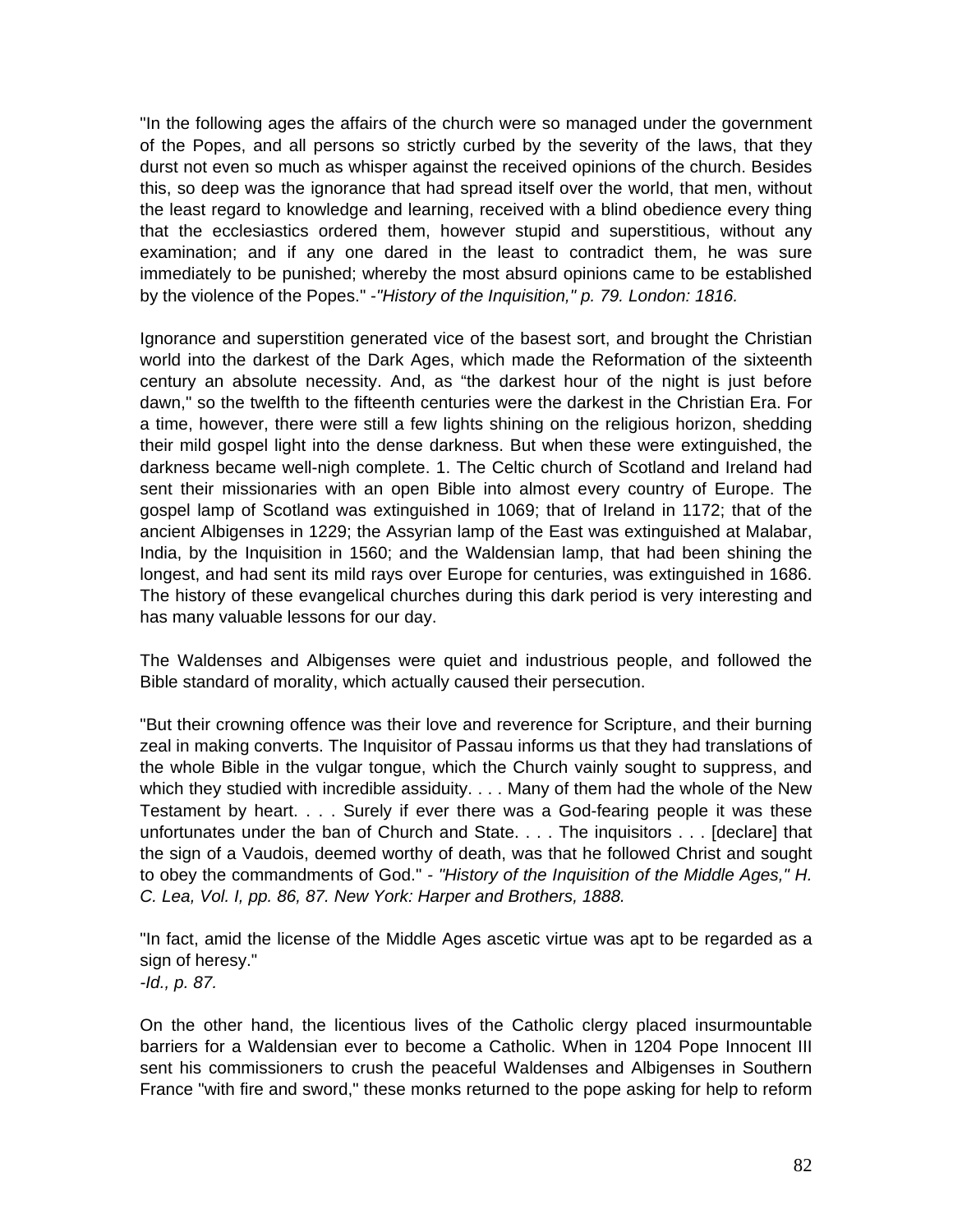"In the following ages the affairs of the church were so managed under the government of the Popes, and all persons so strictly curbed by the severity of the laws, that they durst not even so much as whisper against the received opinions of the church. Besides this, so deep was the ignorance that had spread itself over the world, that men, without the least regard to knowledge and learning, received with a blind obedience every thing that the ecclesiastics ordered them, however stupid and superstitious, without any examination; and if any one dared in the least to contradict them, he was sure immediately to be punished; whereby the most absurd opinions came to be established by the violence of the Popes." -*"History of the Inquisition," p. 79. London: 1816.*

Ignorance and superstition generated vice of the basest sort, and brought the Christian world into the darkest of the Dark Ages, which made the Reformation of the sixteenth century an absolute necessity. And, as "the darkest hour of the night is just before dawn," so the twelfth to the fifteenth centuries were the darkest in the Christian Era. For a time, however, there were still a few lights shining on the religious horizon, shedding their mild gospel light into the dense darkness. But when these were extinguished, the darkness became well-nigh complete. 1. The Celtic church of Scotland and Ireland had sent their missionaries with an open Bible into almost every country of Europe. The gospel lamp of Scotland was extinguished in 1069; that of Ireland in 1172; that of the ancient Albigenses in 1229; the Assyrian lamp of the East was extinguished at Malabar, India, by the Inquisition in 1560; and the Waldensian lamp, that had been shining the longest, and had sent its mild rays over Europe for centuries, was extinguished in 1686. The history of these evangelical churches during this dark period is very interesting and has many valuable lessons for our day.

The Waldenses and Albigenses were quiet and industrious people, and followed the Bible standard of morality, which actually caused their persecution.

"But their crowning offence was their love and reverence for Scripture, and their burning zeal in making converts. The Inquisitor of Passau informs us that they had translations of the whole Bible in the vulgar tongue, which the Church vainly sought to suppress, and which they studied with incredible assiduity. . . . Many of them had the whole of the New Testament by heart. . . . Surely if ever there was a God-fearing people it was these unfortunates under the ban of Church and State. . . . The inquisitors . . . [declare] that the sign of a Vaudois, deemed worthy of death, was that he followed Christ and sought to obey the commandments of God." - *"History of the Inquisition of the Middle Ages," H. C. Lea, Vol. I, pp. 86, 87. New York: Harper and Brothers, 1888.*

"In fact, amid the license of the Middle Ages ascetic virtue was apt to be regarded as a sign of heresy."
*-Id., p. 87.*

On the other hand, the licentious lives of the Catholic clergy placed insurmountable barriers for a Waldensian ever to become a Catholic. When in 1204 Pope Innocent III sent his commissioners to crush the peaceful Waldenses and Albigenses in Southern France "with fire and sword," these monks returned to the pope asking for help to reform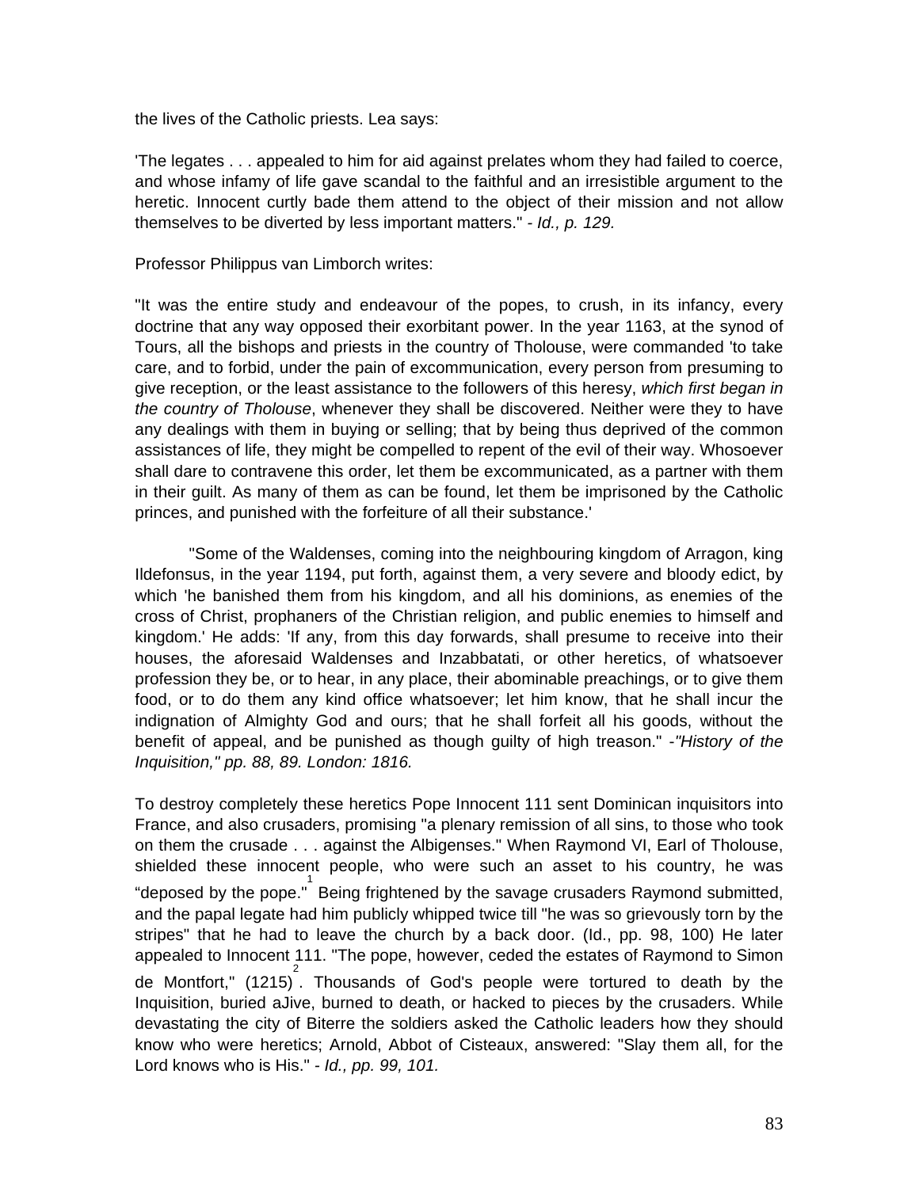the lives of the Catholic priests. Lea says:

'The legates . . . appealed to him for aid against prelates whom they had failed to coerce, and whose infamy of life gave scandal to the faithful and an irresistible argument to the heretic. Innocent curtly bade them attend to the object of their mission and not allow themselves to be diverted by less important matters." - *Id., p. 129.*

Professor Philippus van Limborch writes:

"It was the entire study and endeavour of the popes, to crush, in its infancy, every doctrine that any way opposed their exorbitant power. In the year 1163, at the synod of Tours, all the bishops and priests in the country of Tholouse, were commanded 'to take care, and to forbid, under the pain of excommunication, every person from presuming to give reception, or the least assistance to the followers of this heresy, *which first began in the country of Tholouse*, whenever they shall be discovered. Neither were they to have any dealings with them in buying or selling; that by being thus deprived of the common assistances of life, they might be compelled to repent of the evil of their way. Whosoever shall dare to contravene this order, let them be excommunicated, as a partner with them in their guilt. As many of them as can be found, let them be imprisoned by the Catholic princes, and punished with the forfeiture of all their substance.'

"Some of the Waldenses, coming into the neighbouring kingdom of Arragon, king Ildefonsus, in the year 1194, put forth, against them, a very severe and bloody edict, by which 'he banished them from his kingdom, and all his dominions, as enemies of the cross of Christ, prophaners of the Christian religion, and public enemies to himself and kingdom.' He adds: 'If any, from this day forwards, shall presume to receive into their houses, the aforesaid Waldenses and Inzabbatati, or other heretics, of whatsoever profession they be, or to hear, in any place, their abominable preachings, or to give them food, or to do them any kind office whatsoever; let him know, that he shall incur the indignation of Almighty God and ours; that he shall forfeit all his goods, without the benefit of appeal, and be punished as though guilty of high treason." -*"History of the Inquisition," pp. 88, 89. London: 1816.*

To destroy completely these heretics Pope Innocent 111 sent Dominican inquisitors into France, and also crusaders, promising "a plenary remission of all sins, to those who took on them the crusade . . . against the Albigenses." When Raymond VI, Earl of Tholouse, shielded these innocent people, who were such an asset to his country, he was "deposed by the pope."[1] Being frightened by the savage crusaders Raymond submitted, and the papal legate had him publicly whipped twice till "he was so grievously torn by the stripes" that he had to leave the church by a back door. (Id., pp. 98, 100) He later appealed to Innocent 111. "The pope, however, ceded the estates of Raymond to Simon de Montfort," (1215)[2]. Thousands of God's people were tortured to death by the Inquisition, buried aJive, burned to death, or hacked to pieces by the crusaders. While devastating the city of Biterre the soldiers asked the Catholic leaders how they should know who were heretics; Arnold, Abbot of Cisteaux, answered: "Slay them all, for the Lord knows who is His." - *Id., pp. 99, 101.*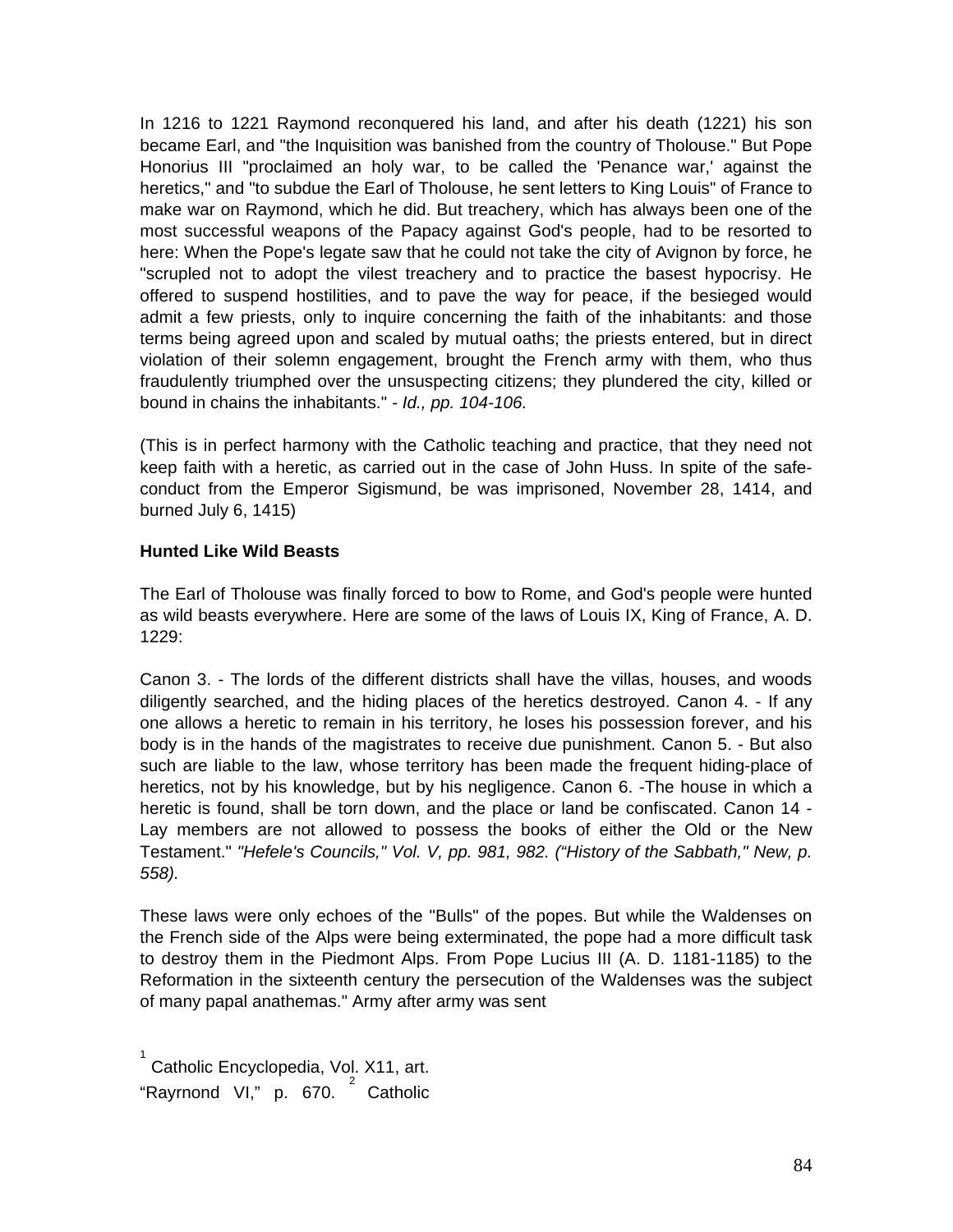In 1216 to 1221 Raymond reconquered his land, and after his death (1221) his son became Earl, and "the Inquisition was banished from the country of Tholouse." But Pope Honorius III "proclaimed an holy war, to be called the 'Penance war,' against the heretics," and "to subdue the Earl of Tholouse, he sent letters to King Louis" of France to make war on Raymond, which he did. But treachery, which has always been one of the most successful weapons of the Papacy against God's people, had to be resorted to here: When the Pope's legate saw that he could not take the city of Avignon by force, he "scrupled not to adopt the vilest treachery and to practice the basest hypocrisy. He offered to suspend hostilities, and to pave the way for peace, if the besieged would admit a few priests, only to inquire concerning the faith of the inhabitants: and those terms being agreed upon and scaled by mutual oaths; the priests entered, but in direct violation of their solemn engagement, brought the French army with them, who thus fraudulently triumphed over the unsuspecting citizens; they plundered the city, killed or bound in chains the inhabitants." - *Id., pp. 104-106.*

(This is in perfect harmony with the Catholic teaching and practice, that they need not keep faith with a heretic, as carried out in the case of John Huss. In spite of the safe-conduct from the Emperor Sigismund, be was imprisoned, November 28, 1414, and burned July 6, 1415)

**Hunted Like Wild Beasts**

The Earl of Tholouse was finally forced to bow to Rome, and God's people were hunted as wild beasts everywhere. Here are some of the laws of Louis IX, King of France, A. D. 1229:

Canon 3. - The lords of the different districts shall have the villas, houses, and woods diligently searched, and the hiding places of the heretics destroyed. Canon 4. - If any one allows a heretic to remain in his territory, he loses his possession forever, and his body is in the hands of the magistrates to receive due punishment. Canon 5. - But also such are liable to the law, whose territory has been made the frequent hiding-place of heretics, not by his knowledge, but by his negligence. Canon 6. -The house in which a heretic is found, shall be torn down, and the place or land be confiscated. Canon 14 - Lay members are not allowed to possess the books of either the Old or the New Testament." *"Hefele's Councils," Vol. V, pp. 981, 982. ("History of the Sabbath," New, p. 558).*

These laws were only echoes of the "Bulls" of the popes. But while the Waldenses on the French side of the Alps were being exterminated, the pope had a more difficult task to destroy them in the Piedmont Alps. From Pope Lucius III (A. D. 1181-1185) to the Reformation in the sixteenth century the persecution of the Waldenses was the subject of many papal anathemas." Army after army was sent

[1] Catholic Encyclopedia, Vol. X11, art. "Rayrnond VI," p. 670. [2] Catholic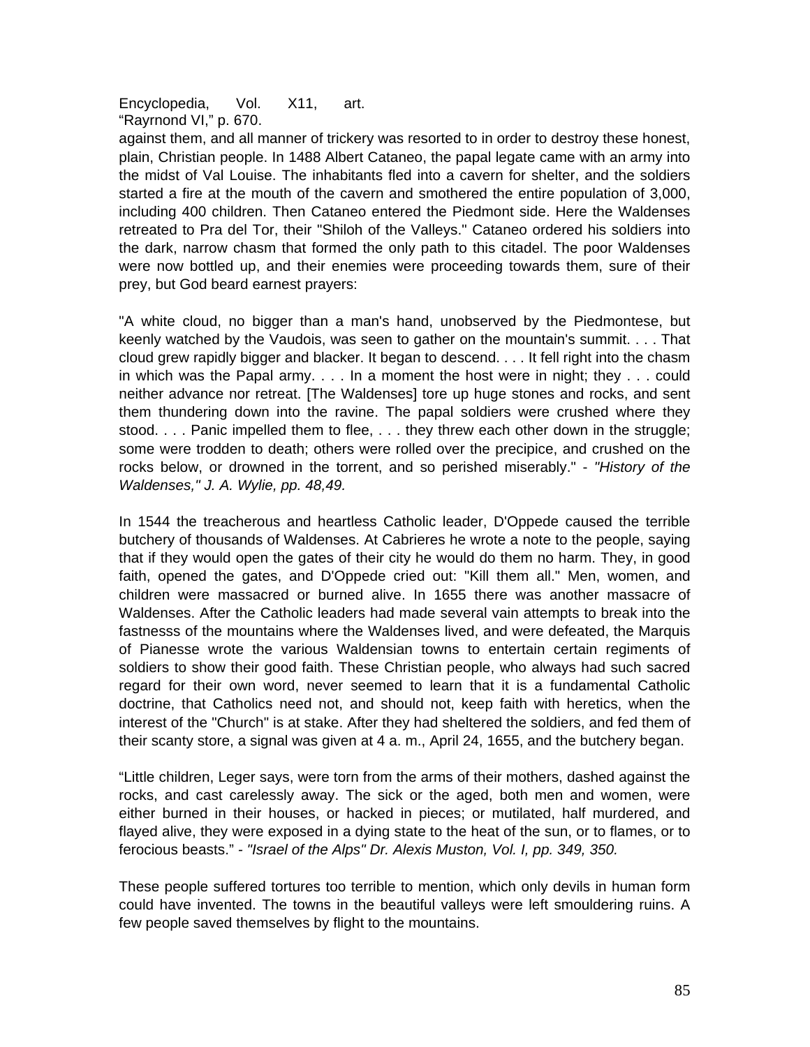Encyclopedia, Vol. X11, art. "Rayrnond VI," p. 670.

against them, and all manner of trickery was resorted to in order to destroy these honest, plain, Christian people. In 1488 Albert Cataneo, the papal legate came with an army into the midst of Val Louise. The inhabitants fled into a cavern for shelter, and the soldiers started a fire at the mouth of the cavern and smothered the entire population of 3,000, including 400 children. Then Cataneo entered the Piedmont side. Here the Waldenses retreated to Pra del Tor, their "Shiloh of the Valleys." Cataneo ordered his soldiers into the dark, narrow chasm that formed the only path to this citadel. The poor Waldenses were now bottled up, and their enemies were proceeding towards them, sure of their prey, but God beard earnest prayers:

"A white cloud, no bigger than a man's hand, unobserved by the Piedmontese, but keenly watched by the Vaudois, was seen to gather on the mountain's summit. . . . That cloud grew rapidly bigger and blacker. It began to descend. . . . It fell right into the chasm in which was the Papal army. . . . In a moment the host were in night; they . . . could neither advance nor retreat. [The Waldenses] tore up huge stones and rocks, and sent them thundering down into the ravine. The papal soldiers were crushed where they stood. . . . Panic impelled them to flee, . . . they threw each other down in the struggle; some were trodden to death; others were rolled over the precipice, and crushed on the rocks below, or drowned in the torrent, and so perished miserably." - *"History of the Waldenses," J. A. Wylie, pp. 48,49.*

In 1544 the treacherous and heartless Catholic leader, D'Oppede caused the terrible butchery of thousands of Waldenses. At Cabrieres he wrote a note to the people, saying that if they would open the gates of their city he would do them no harm. They, in good faith, opened the gates, and D'Oppede cried out: "Kill them all." Men, women, and children were massacred or burned alive. In 1655 there was another massacre of Waldenses. After the Catholic leaders had made several vain attempts to break into the fastnesss of the mountains where the Waldenses lived, and were defeated, the Marquis of Pianesse wrote the various Waldensian towns to entertain certain regiments of soldiers to show their good faith. These Christian people, who always had such sacred regard for their own word, never seemed to learn that it is a fundamental Catholic doctrine, that Catholics need not, and should not, keep faith with heretics, when the interest of the "Church" is at stake. After they had sheltered the soldiers, and fed them of their scanty store, a signal was given at 4 a. m., April 24, 1655, and the butchery began.

"Little children, Leger says, were torn from the arms of their mothers, dashed against the rocks, and cast carelessly away. The sick or the aged, both men and women, were either burned in their houses, or hacked in pieces; or mutilated, half murdered, and flayed alive, they were exposed in a dying state to the heat of the sun, or to flames, or to ferocious beasts." - *"Israel of the Alps" Dr. Alexis Muston, Vol. I, pp. 349, 350.*

These people suffered tortures too terrible to mention, which only devils in human form could have invented. The towns in the beautiful valleys were left smouldering ruins. A few people saved themselves by flight to the mountains.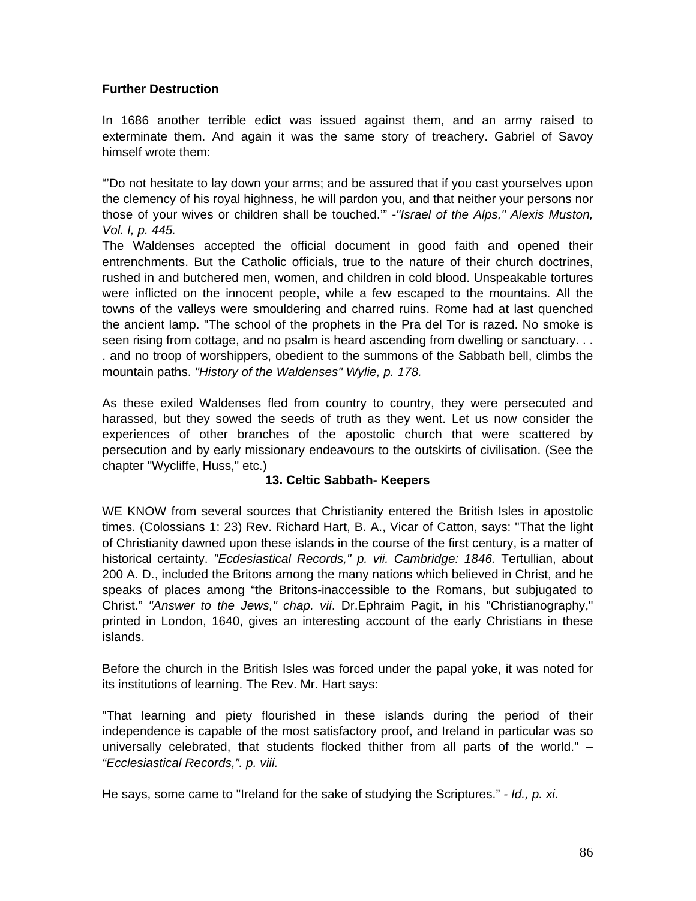**Further Destruction**

In 1686 another terrible edict was issued against them, and an army raised to exterminate them. And again it was the same story of treachery. Gabriel of Savoy himself wrote them:

"'Do not hesitate to lay down your arms; and be assured that if you cast yourselves upon the clemency of his royal highness, he will pardon you, and that neither your persons nor those of your wives or children shall be touched.'" -*"Israel of the Alps," Alexis Muston, Vol. I, p. 445.*

The Waldenses accepted the official document in good faith and opened their entrenchments. But the Catholic officials, true to the nature of their church doctrines, rushed in and butchered men, women, and children in cold blood. Unspeakable tortures were inflicted on the innocent people, while a few escaped to the mountains. All the towns of the valleys were smouldering and charred ruins. Rome had at last quenched the ancient lamp. "The school of the prophets in the Pra del Tor is razed. No smoke is seen rising from cottage, and no psalm is heard ascending from dwelling or sanctuary. . . . and no troop of worshippers, obedient to the summons of the Sabbath bell, climbs the mountain paths. *"History of the Waldenses" Wylie, p. 178.*

As these exiled Waldenses fled from country to country, they were persecuted and harassed, but they sowed the seeds of truth as they went. Let us now consider the experiences of other branches of the apostolic church that were scattered by persecution and by early missionary endeavours to the outskirts of civilisation. (See the chapter "Wycliffe, Huss," etc.)

## 13. Celtic Sabbath- Keepers

WE KNOW from several sources that Christianity entered the British Isles in apostolic times. (Colossians 1: 23) Rev. Richard Hart, B. A., Vicar of Catton, says: "That the light of Christianity dawned upon these islands in the course of the first century, is a matter of historical certainty. *"Ecdesiastical Records," p. vii. Cambridge: 1846.* Tertullian, about 200 A. D., included the Britons among the many nations which believed in Christ, and he speaks of places among "the Britons-inaccessible to the Romans, but subjugated to Christ." *"Answer to the Jews," chap. vii*. Dr.Ephraim Pagit, in his "Christianography," printed in London, 1640, gives an interesting account of the early Christians in these islands.

Before the church in the British Isles was forced under the papal yoke, it was noted for its institutions of learning. The Rev. Mr. Hart says:

"That learning and piety flourished in these islands during the period of their independence is capable of the most satisfactory proof, and Ireland in particular was so universally celebrated, that students flocked thither from all parts of the world." – *"Ecclesiastical Records,". p. viii.*

He says, some came to "Ireland for the sake of studying the Scriptures." - *Id., p. xi.*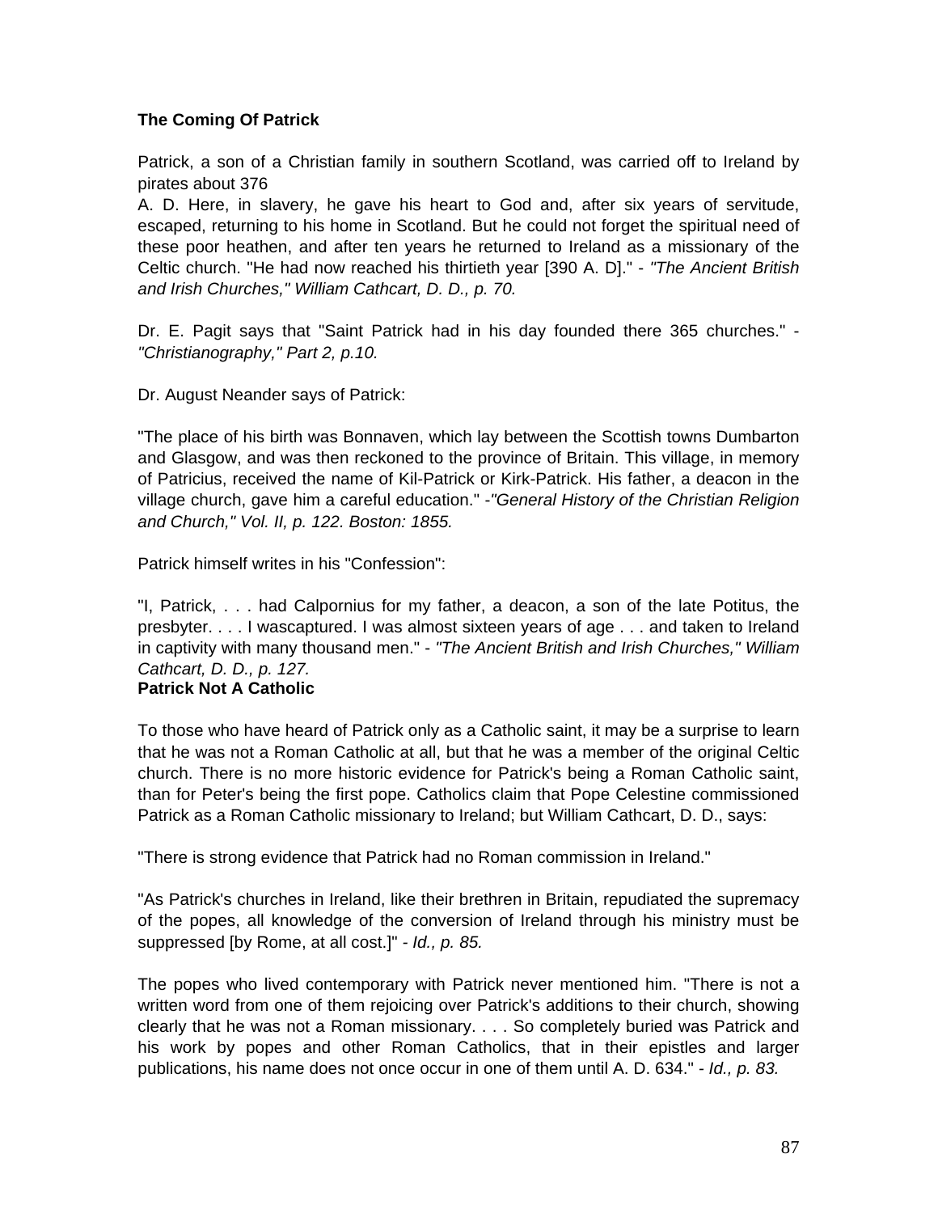**The Coming Of Patrick**

Patrick, a son of a Christian family in southern Scotland, was carried off to Ireland by pirates about 376
A. D. Here, in slavery, he gave his heart to God and, after six years of servitude, escaped, returning to his home in Scotland. But he could not forget the spiritual need of these poor heathen, and after ten years he returned to Ireland as a missionary of the Celtic church. "He had now reached his thirtieth year [390 A. D]." - *"The Ancient British and Irish Churches," William Cathcart, D. D., p. 70.*

Dr. E. Pagit says that "Saint Patrick had in his day founded there 365 churches." - *"Christianography," Part 2, p.10.*

Dr. August Neander says of Patrick:

"The place of his birth was Bonnaven, which lay between the Scottish towns Dumbarton and Glasgow, and was then reckoned to the province of Britain. This village, in memory of Patricius, received the name of Kil-Patrick or Kirk-Patrick. His father, a deacon in the village church, gave him a careful education." -*"General History of the Christian Religion and Church," Vol. II, p. 122. Boston: 1855.*

Patrick himself writes in his "Confession":

"I, Patrick, . . . had Calpornius for my father, a deacon, a son of the late Potitus, the presbyter. . . . I wascaptured. I was almost sixteen years of age . . . and taken to Ireland in captivity with many thousand men." - *"The Ancient British and Irish Churches," William Cathcart, D. D., p. 127.*

**Patrick Not A Catholic**

To those who have heard of Patrick only as a Catholic saint, it may be a surprise to learn that he was not a Roman Catholic at all, but that he was a member of the original Celtic church. There is no more historic evidence for Patrick's being a Roman Catholic saint, than for Peter's being the first pope. Catholics claim that Pope Celestine commissioned Patrick as a Roman Catholic missionary to Ireland; but William Cathcart, D. D., says:

"There is strong evidence that Patrick had no Roman commission in Ireland."

"As Patrick's churches in Ireland, like their brethren in Britain, repudiated the supremacy of the popes, all knowledge of the conversion of Ireland through his ministry must be suppressed [by Rome, at all cost.]" - *Id., p. 85.*

The popes who lived contemporary with Patrick never mentioned him. "There is not a written word from one of them rejoicing over Patrick's additions to their church, showing clearly that he was not a Roman missionary. . . . So completely buried was Patrick and his work by popes and other Roman Catholics, that in their epistles and larger publications, his name does not once occur in one of them until A. D. 634." - *Id., p. 83.*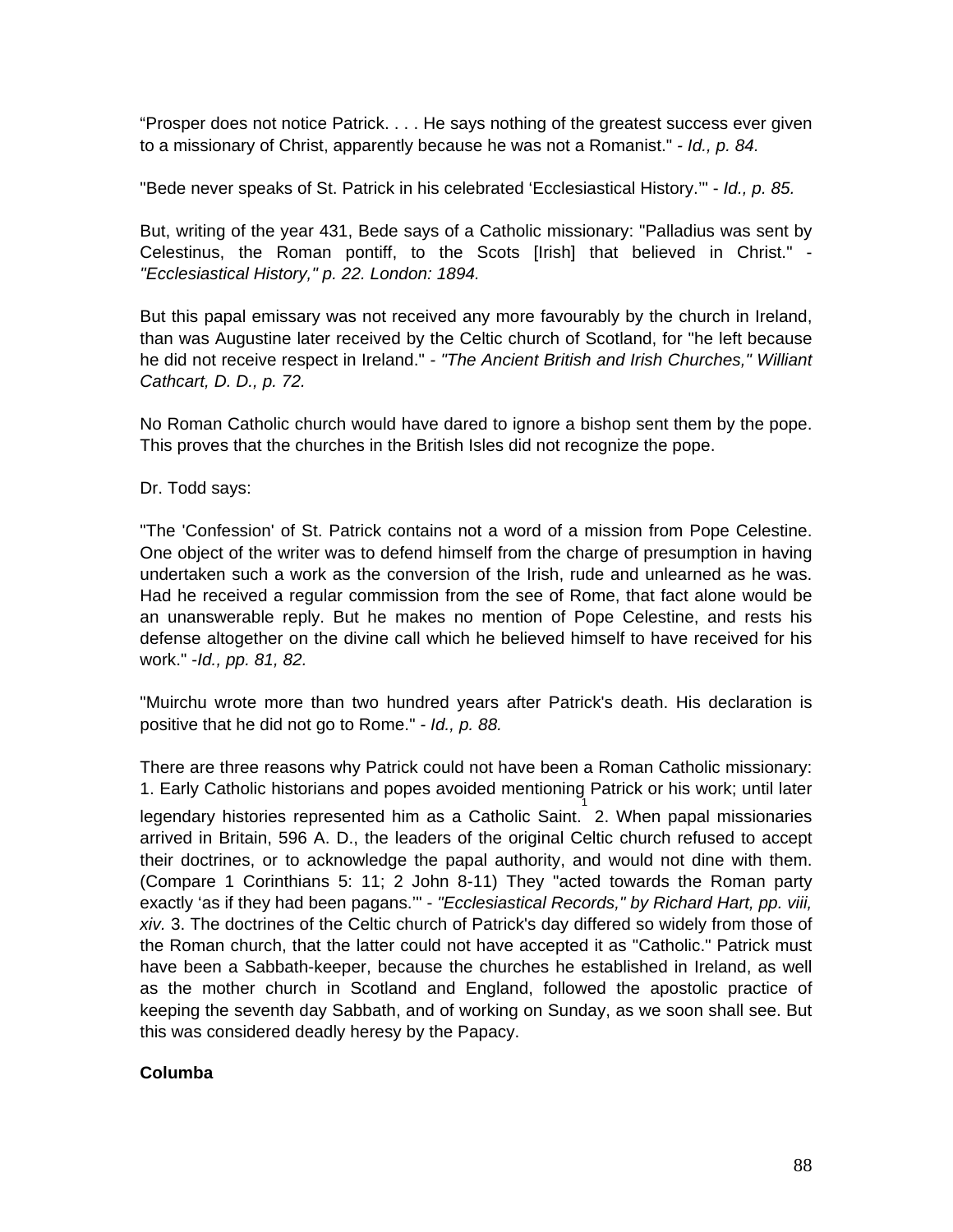“Prosper does not notice Patrick. . . . He says nothing of the greatest success ever given to a missionary of Christ, apparently because he was not a Romanist." - *Id., p. 84.*

"Bede never speaks of St. Patrick in his celebrated ‘Ecclesiastical History.’" - *Id., p. 85.*

But, writing of the year 431, Bede says of a Catholic missionary: "Palladius was sent by Celestinus, the Roman pontiff, to the Scots [Irish] that believed in Christ." - *"Ecclesiastical History," p. 22. London: 1894.*

But this papal emissary was not received any more favourably by the church in Ireland, than was Augustine later received by the Celtic church of Scotland, for "he left because he did not receive respect in Ireland." - *"The Ancient British and Irish Churches," Williant Cathcart, D. D., p. 72.*

No Roman Catholic church would have dared to ignore a bishop sent them by the pope. This proves that the churches in the British Isles did not recognize the pope.

Dr. Todd says:

"The 'Confession' of St. Patrick contains not a word of a mission from Pope Celestine. One object of the writer was to defend himself from the charge of presumption in having undertaken such a work as the conversion of the Irish, rude and unlearned as he was. Had he received a regular commission from the see of Rome, that fact alone would be an unanswerable reply. But he makes no mention of Pope Celestine, and rests his defense altogether on the divine call which he believed himself to have received for his work." -*Id., pp. 81, 82.*

"Muirchu wrote more than two hundred years after Patrick's death. His declaration is positive that he did not go to Rome." - *Id., p. 88.*

There are three reasons why Patrick could not have been a Roman Catholic missionary: 1. Early Catholic historians and popes avoided mentioning Patrick or his work; until later legendary histories represented him as a Catholic Saint.[1] 2. When papal missionaries arrived in Britain, 596 A. D., the leaders of the original Celtic church refused to accept their doctrines, or to acknowledge the papal authority, and would not dine with them. (Compare 1 Corinthians 5: 11; 2 John 8-11) They "acted towards the Roman party exactly ‘as if they had been pagans.’" - *"Ecclesiastical Records," by Richard Hart, pp. viii, xiv.* 3. The doctrines of the Celtic church of Patrick's day differed so widely from those of the Roman church, that the latter could not have accepted it as "Catholic." Patrick must have been a Sabbath-keeper, because the churches he established in Ireland, as well as the mother church in Scotland and England, followed the apostolic practice of keeping the seventh day Sabbath, and of working on Sunday, as we soon shall see. But this was considered deadly heresy by the Papacy.

**Columba**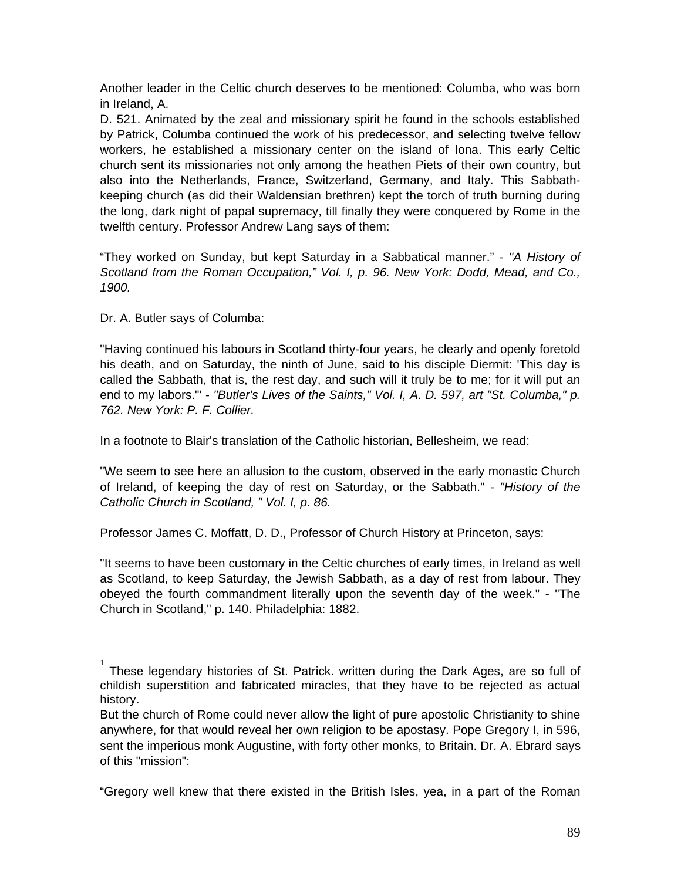Another leader in the Celtic church deserves to be mentioned: Columba, who was born in Ireland, A.
D. 521. Animated by the zeal and missionary spirit he found in the schools established by Patrick, Columba continued the work of his predecessor, and selecting twelve fellow workers, he established a missionary center on the island of Iona. This early Celtic church sent its missionaries not only among the heathen Piets of their own country, but also into the Netherlands, France, Switzerland, Germany, and Italy. This Sabbath-keeping church (as did their Waldensian brethren) kept the torch of truth burning during the long, dark night of papal supremacy, till finally they were conquered by Rome in the twelfth century. Professor Andrew Lang says of them:

“They worked on Sunday, but kept Saturday in a Sabbatical manner.” - *"A History of Scotland from the Roman Occupation,” Vol. I, p. 96. New York: Dodd, Mead, and Co., 1900.*

Dr. A. Butler says of Columba:

"Having continued his labours in Scotland thirty-four years, he clearly and openly foretold his death, and on Saturday, the ninth of June, said to his disciple Diermit: 'This day is called the Sabbath, that is, the rest day, and such will it truly be to me; for it will put an end to my labors.'" - *"Butler's Lives of the Saints," Vol. I, A. D. 597, art "St. Columba," p. 762. New York: P. F. Collier.*

In a footnote to Blair's translation of the Catholic historian, Bellesheim, we read:

"We seem to see here an allusion to the custom, observed in the early monastic Church of Ireland, of keeping the day of rest on Saturday, or the Sabbath." - *"History of the Catholic Church in Scotland, " Vol. I, p. 86.*

Professor James C. Moffatt, D. D., Professor of Church History at Princeton, says:

"It seems to have been customary in the Celtic churches of early times, in Ireland as well as Scotland, to keep Saturday, the Jewish Sabbath, as a day of rest from labour. They obeyed the fourth commandment literally upon the seventh day of the week." - "The Church in Scotland," p. 140. Philadelphia: 1882.

[1] These legendary histories of St. Patrick. written during the Dark Ages, are so full of childish superstition and fabricated miracles, that they have to be rejected as actual history.

But the church of Rome could never allow the light of pure apostolic Christianity to shine anywhere, for that would reveal her own religion to be apostasy. Pope Gregory I, in 596, sent the imperious monk Augustine, with forty other monks, to Britain. Dr. A. Ebrard says of this "mission":

“Gregory well knew that there existed in the British Isles, yea, in a part of the Roman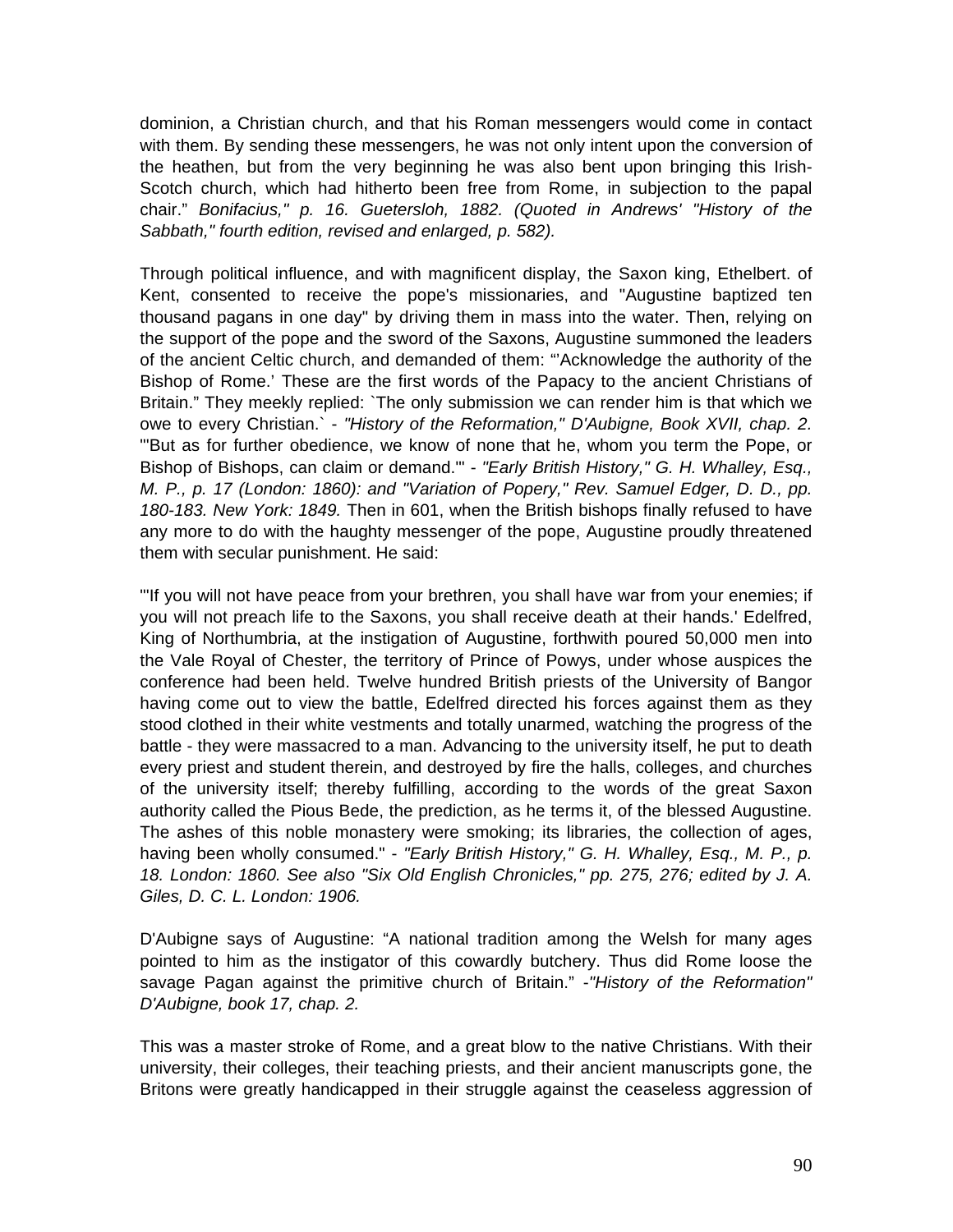dominion, a Christian church, and that his Roman messengers would come in contact with them. By sending these messengers, he was not only intent upon the conversion of the heathen, but from the very beginning he was also bent upon bringing this Irish-Scotch church, which had hitherto been free from Rome, in subjection to the papal chair." *Bonifacius," p. 16. Guetersloh, 1882. (Quoted in Andrews' "History of the Sabbath," fourth edition, revised and enlarged, p. 582).*

Through political influence, and with magnificent display, the Saxon king, Ethelbert. of Kent, consented to receive the pope's missionaries, and "Augustine baptized ten thousand pagans in one day" by driving them in mass into the water. Then, relying on the support of the pope and the sword of the Saxons, Augustine summoned the leaders of the ancient Celtic church, and demanded of them: "'Acknowledge the authority of the Bishop of Rome.' These are the first words of the Papacy to the ancient Christians of Britain." They meekly replied: `The only submission we can render him is that which we owe to every Christian.` - *"History of the Reformation," D'Aubigne, Book XVII, chap. 2.* "'But as for further obedience, we know of none that he, whom you term the Pope, or Bishop of Bishops, can claim or demand.'" - *"Early British History," G. H. Whalley, Esq., M. P., p. 17 (London: 1860): and "Variation of Popery," Rev. Samuel Edger, D. D., pp. 180-183. New York: 1849.* Then in 601, when the British bishops finally refused to have any more to do with the haughty messenger of the pope, Augustine proudly threatened them with secular punishment. He said:

"'If you will not have peace from your brethren, you shall have war from your enemies; if you will not preach life to the Saxons, you shall receive death at their hands.' Edelfred, King of Northumbria, at the instigation of Augustine, forthwith poured 50,000 men into the Vale Royal of Chester, the territory of Prince of Powys, under whose auspices the conference had been held. Twelve hundred British priests of the University of Bangor having come out to view the battle, Edelfred directed his forces against them as they stood clothed in their white vestments and totally unarmed, watching the progress of the battle - they were massacred to a man. Advancing to the university itself, he put to death every priest and student therein, and destroyed by fire the halls, colleges, and churches of the university itself; thereby fulfilling, according to the words of the great Saxon authority called the Pious Bede, the prediction, as he terms it, of the blessed Augustine. The ashes of this noble monastery were smoking; its libraries, the collection of ages, having been wholly consumed." - *"Early British History," G. H. Whalley, Esq., M. P., p. 18. London: 1860. See also "Six Old English Chronicles," pp. 275, 276; edited by J. A. Giles, D. C. L. London: 1906.*

D'Aubigne says of Augustine: "A national tradition among the Welsh for many ages pointed to him as the instigator of this cowardly butchery. Thus did Rome loose the savage Pagan against the primitive church of Britain." -*"History of the Reformation" D'Aubigne, book 17, chap. 2.*

This was a master stroke of Rome, and a great blow to the native Christians. With their university, their colleges, their teaching priests, and their ancient manuscripts gone, the Britons were greatly handicapped in their struggle against the ceaseless aggression of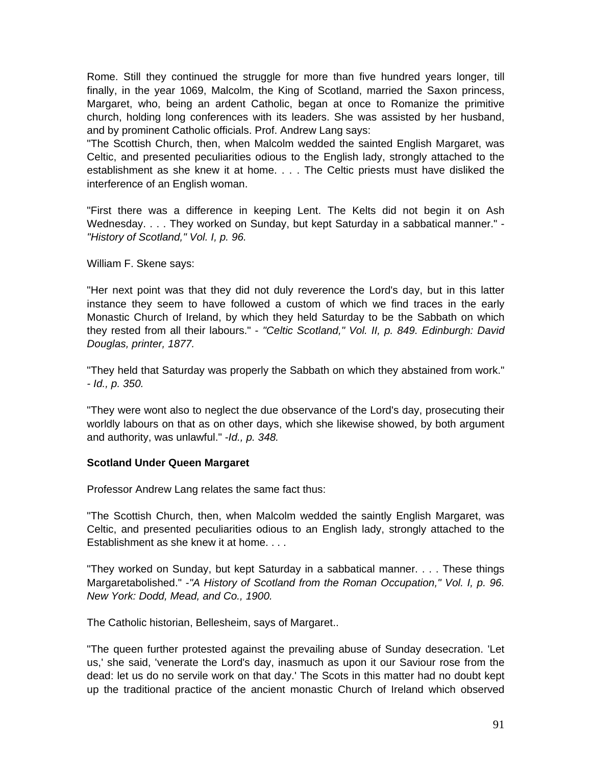Rome. Still they continued the struggle for more than five hundred years longer, till finally, in the year 1069, Malcolm, the King of Scotland, married the Saxon princess, Margaret, who, being an ardent Catholic, began at once to Romanize the primitive church, holding long conferences with its leaders. She was assisted by her husband, and by prominent Catholic officials. Prof. Andrew Lang says:

"The Scottish Church, then, when Malcolm wedded the sainted English Margaret, was Celtic, and presented peculiarities odious to the English lady, strongly attached to the establishment as she knew it at home. . . . The Celtic priests must have disliked the interference of an English woman.

"First there was a difference in keeping Lent. The Kelts did not begin it on Ash Wednesday. . . . They worked on Sunday, but kept Saturday in a sabbatical manner." - *"History of Scotland," Vol. I, p. 96.*

William F. Skene says:

"Her next point was that they did not duly reverence the Lord's day, but in this latter instance they seem to have followed a custom of which we find traces in the early Monastic Church of Ireland, by which they held Saturday to be the Sabbath on which they rested from all their labours." - *"Celtic Scotland," Vol. II, p. 849. Edinburgh: David Douglas, printer, 1877.*

"They held that Saturday was properly the Sabbath on which they abstained from work." - *Id., p. 350.*

"They were wont also to neglect the due observance of the Lord's day, prosecuting their worldly labours on that as on other days, which she likewise showed, by both argument and authority, was unlawful." -*Id., p. 348.*

**Scotland Under Queen Margaret**

Professor Andrew Lang relates the same fact thus:

"The Scottish Church, then, when Malcolm wedded the saintly English Margaret, was Celtic, and presented peculiarities odious to an English lady, strongly attached to the Establishment as she knew it at home. . . .

"They worked on Sunday, but kept Saturday in a sabbatical manner. . . . These things Margaretabolished." -*"A History of Scotland from the Roman Occupation," Vol. I, p. 96. New York: Dodd, Mead, and Co., 1900.*

The Catholic historian, Bellesheim, says of Margaret..

"The queen further protested against the prevailing abuse of Sunday desecration. 'Let us,' she said, 'venerate the Lord's day, inasmuch as upon it our Saviour rose from the dead: let us do no servile work on that day.' The Scots in this matter had no doubt kept up the traditional practice of the ancient monastic Church of Ireland which observed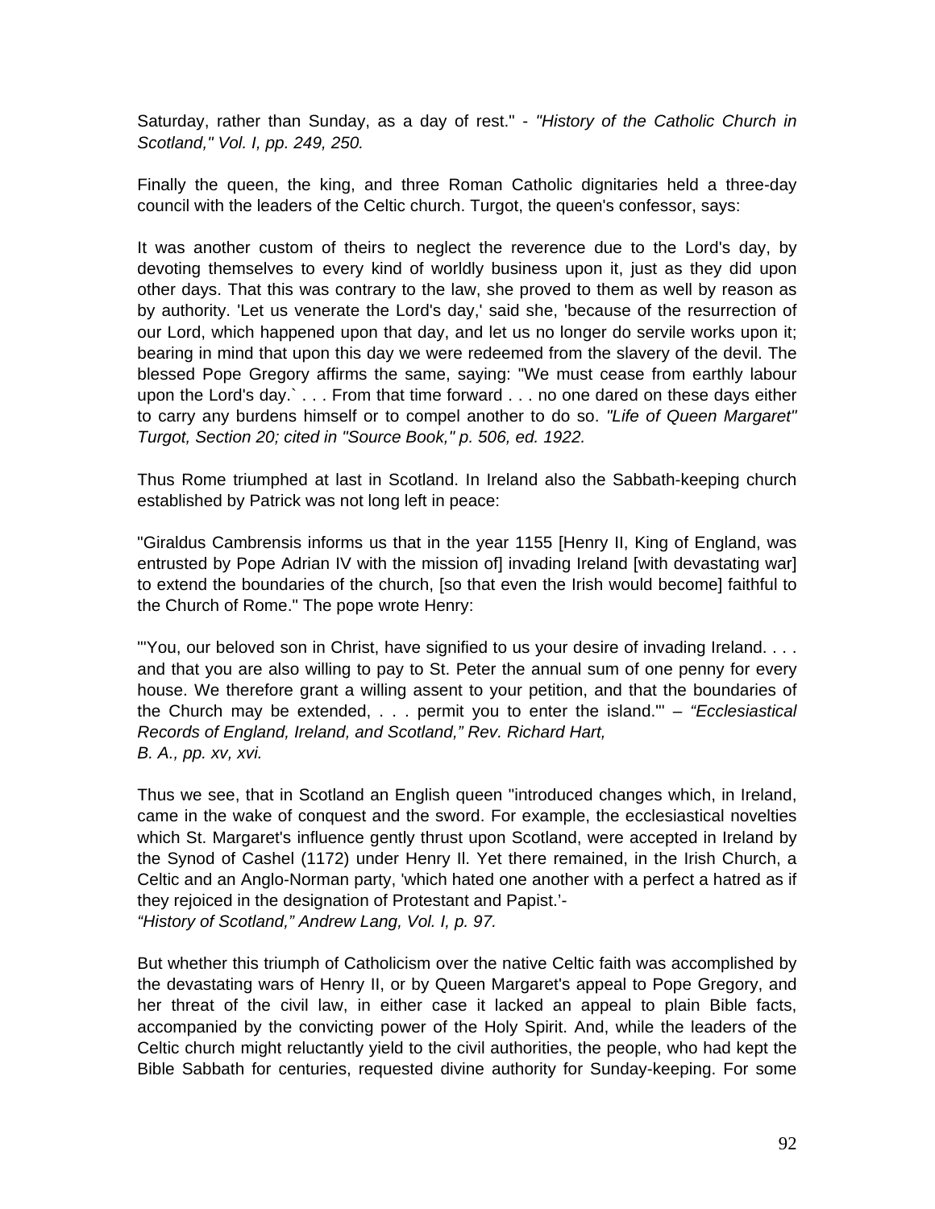Saturday, rather than Sunday, as a day of rest." - *"History of the Catholic Church in Scotland," Vol. I, pp. 249, 250.*

Finally the queen, the king, and three Roman Catholic dignitaries held a three-day council with the leaders of the Celtic church. Turgot, the queen's confessor, says:

It was another custom of theirs to neglect the reverence due to the Lord's day, by devoting themselves to every kind of worldly business upon it, just as they did upon other days. That this was contrary to the law, she proved to them as well by reason as by authority. 'Let us venerate the Lord's day,' said she, 'because of the resurrection of our Lord, which happened upon that day, and let us no longer do servile works upon it; bearing in mind that upon this day we were redeemed from the slavery of the devil. The blessed Pope Gregory affirms the same, saying: "We must cease from earthly labour upon the Lord's day.` . . . From that time forward . . . no one dared on these days either to carry any burdens himself or to compel another to do so. *"Life of Queen Margaret" Turgot, Section 20; cited in "Source Book," p. 506, ed. 1922.*

Thus Rome triumphed at last in Scotland. In Ireland also the Sabbath-keeping church established by Patrick was not long left in peace:

"Giraldus Cambrensis informs us that in the year 1155 [Henry II, King of England, was entrusted by Pope Adrian IV with the mission of] invading Ireland [with devastating war] to extend the boundaries of the church, [so that even the Irish would become] faithful to the Church of Rome." The pope wrote Henry:

"'You, our beloved son in Christ, have signified to us your desire of invading Ireland. . . . and that you are also willing to pay to St. Peter the annual sum of one penny for every house. We therefore grant a willing assent to your petition, and that the boundaries of the Church may be extended, . . . permit you to enter the island.'" – *"Ecclesiastical Records of England, Ireland, and Scotland," Rev. Richard Hart, B. A., pp. xv, xvi.*

Thus we see, that in Scotland an English queen "introduced changes which, in Ireland, came in the wake of conquest and the sword. For example, the ecclesiastical novelties which St. Margaret's influence gently thrust upon Scotland, were accepted in Ireland by the Synod of Cashel (1172) under Henry II. Yet there remained, in the Irish Church, a Celtic and an Anglo-Norman party, 'which hated one another with a perfect a hatred as if they rejoiced in the designation of Protestant and Papist.'-
*"History of Scotland," Andrew Lang, Vol. I, p. 97.*

But whether this triumph of Catholicism over the native Celtic faith was accomplished by the devastating wars of Henry II, or by Queen Margaret's appeal to Pope Gregory, and her threat of the civil law, in either case it lacked an appeal to plain Bible facts, accompanied by the convicting power of the Holy Spirit. And, while the leaders of the Celtic church might reluctantly yield to the civil authorities, the people, who had kept the Bible Sabbath for centuries, requested divine authority for Sunday-keeping. For some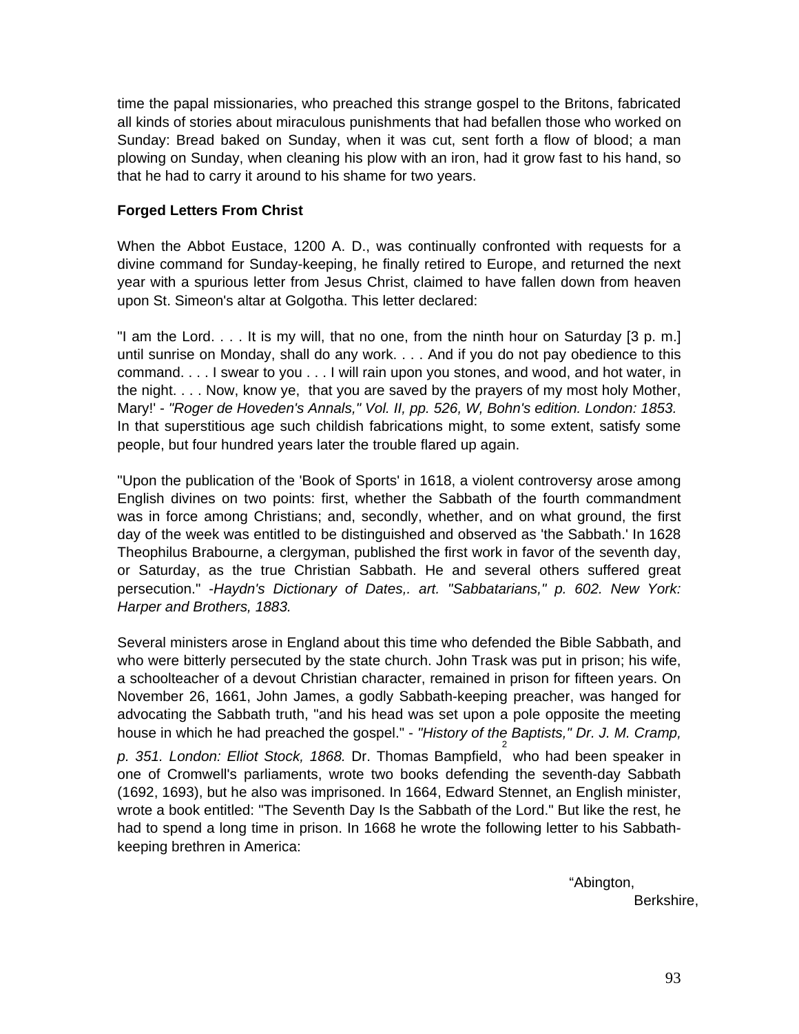time the papal missionaries, who preached this strange gospel to the Britons, fabricated all kinds of stories about miraculous punishments that had befallen those who worked on Sunday: Bread baked on Sunday, when it was cut, sent forth a flow of blood; a man plowing on Sunday, when cleaning his plow with an iron, had it grow fast to his hand, so that he had to carry it around to his shame for two years.

**Forged Letters From Christ**

When the Abbot Eustace, 1200 A. D., was continually confronted with requests for a divine command for Sunday-keeping, he finally retired to Europe, and returned the next year with a spurious letter from Jesus Christ, claimed to have fallen down from heaven upon St. Simeon's altar at Golgotha. This letter declared:

"I am the Lord. . . . It is my will, that no one, from the ninth hour on Saturday [3 p. m.] until sunrise on Monday, shall do any work. . . . And if you do not pay obedience to this command. . . . I swear to you . . . I will rain upon you stones, and wood, and hot water, in the night. . . . Now, know ye, that you are saved by the prayers of my most holy Mother, Mary!' - *"Roger de Hoveden's Annals," Vol. II, pp. 526, W, Bohn's edition. London: 1853.* In that superstitious age such childish fabrications might, to some extent, satisfy some people, but four hundred years later the trouble flared up again.

"Upon the publication of the 'Book of Sports' in 1618, a violent controversy arose among English divines on two points: first, whether the Sabbath of the fourth commandment was in force among Christians; and, secondly, whether, and on what ground, the first day of the week was entitled to be distinguished and observed as 'the Sabbath.' In 1628 Theophilus Brabourne, a clergyman, published the first work in favor of the seventh day, or Saturday, as the true Christian Sabbath. He and several others suffered great persecution." *-Haydn's Dictionary of Dates,. art. "Sabbatarians," p. 602. New York: Harper and Brothers, 1883.*

Several ministers arose in England about this time who defended the Bible Sabbath, and who were bitterly persecuted by the state church. John Trask was put in prison; his wife, a schoolteacher of a devout Christian character, remained in prison for fifteen years. On November 26, 1661, John James, a godly Sabbath-keeping preacher, was hanged for advocating the Sabbath truth, "and his head was set upon a pole opposite the meeting house in which he had preached the gospel." - *"History of the Baptists," Dr. J. M. Cramp, p. 351. London: Elliot Stock, 1868.* Dr. Thomas Bampfield,[2] who had been speaker in one of Cromwell's parliaments, wrote two books defending the seventh-day Sabbath (1692, 1693), but he also was imprisoned. In 1664, Edward Stennet, an English minister, wrote a book entitled: "The Seventh Day Is the Sabbath of the Lord." But like the rest, he had to spend a long time in prison. In 1668 he wrote the following letter to his Sabbath-keeping brethren in America:

"Abington,
Berkshire,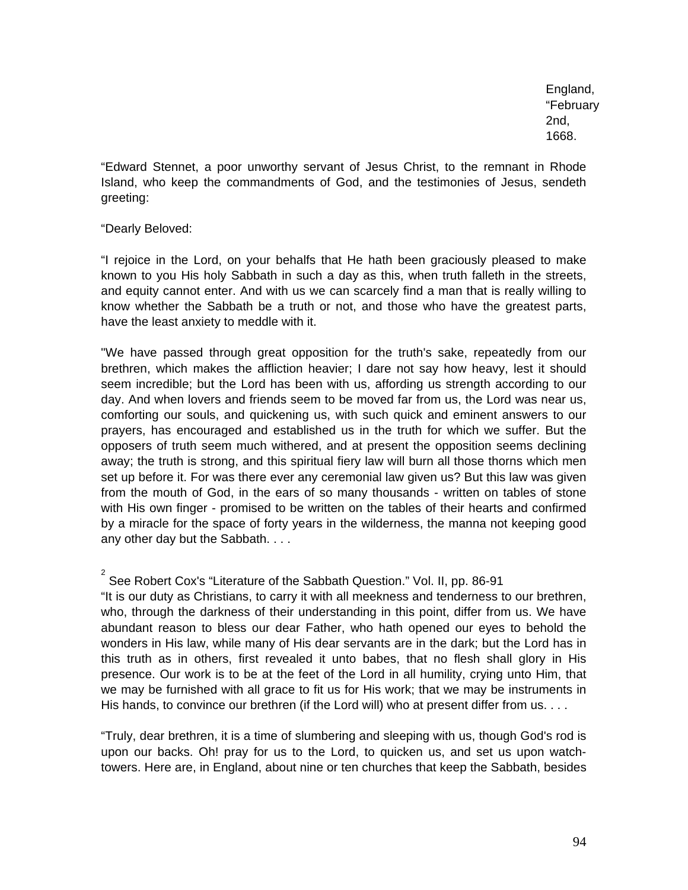England,
"February
2nd,
1668.

"Edward Stennet, a poor unworthy servant of Jesus Christ, to the remnant in Rhode Island, who keep the commandments of God, and the testimonies of Jesus, sendeth greeting:

"Dearly Beloved:

"I rejoice in the Lord, on your behalfs that He hath been graciously pleased to make known to you His holy Sabbath in such a day as this, when truth falleth in the streets, and equity cannot enter. And with us we can scarcely find a man that is really willing to know whether the Sabbath be a truth or not, and those who have the greatest parts, have the least anxiety to meddle with it.

"We have passed through great opposition for the truth's sake, repeatedly from our brethren, which makes the affliction heavier; I dare not say how heavy, lest it should seem incredible; but the Lord has been with us, affording us strength according to our day. And when lovers and friends seem to be moved far from us, the Lord was near us, comforting our souls, and quickening us, with such quick and eminent answers to our prayers, has encouraged and established us in the truth for which we suffer. But the opposers of truth seem much withered, and at present the opposition seems declining away; the truth is strong, and this spiritual fiery law will burn all those thorns which men set up before it. For was there ever any ceremonial law given us? But this law was given from the mouth of God, in the ears of so many thousands - written on tables of stone with His own finger - promised to be written on the tables of their hearts and confirmed by a miracle for the space of forty years in the wilderness, the manna not keeping good any other day but the Sabbath. . . .

"It is our duty as Christians, to carry it with all meekness and tenderness to our brethren, who, through the darkness of their understanding in this point, differ from us. We have abundant reason to bless our dear Father, who hath opened our eyes to behold the wonders in His law, while many of His dear servants are in the dark; but the Lord has in this truth as in others, first revealed it unto babes, that no flesh shall glory in His presence. Our work is to be at the feet of the Lord in all humility, crying unto Him, that we may be furnished with all grace to fit us for His work; that we may be instruments in His hands, to convince our brethren (if the Lord will) who at present differ from us. . . .

"Truly, dear brethren, it is a time of slumbering and sleeping with us, though God's rod is upon our backs. Oh! pray for us to the Lord, to quicken us, and set us upon watch-towers. Here are, in England, about nine or ten churches that keep the Sabbath, besides

[2] See Robert Cox's "Literature of the Sabbath Question." Vol. II, pp. 86-91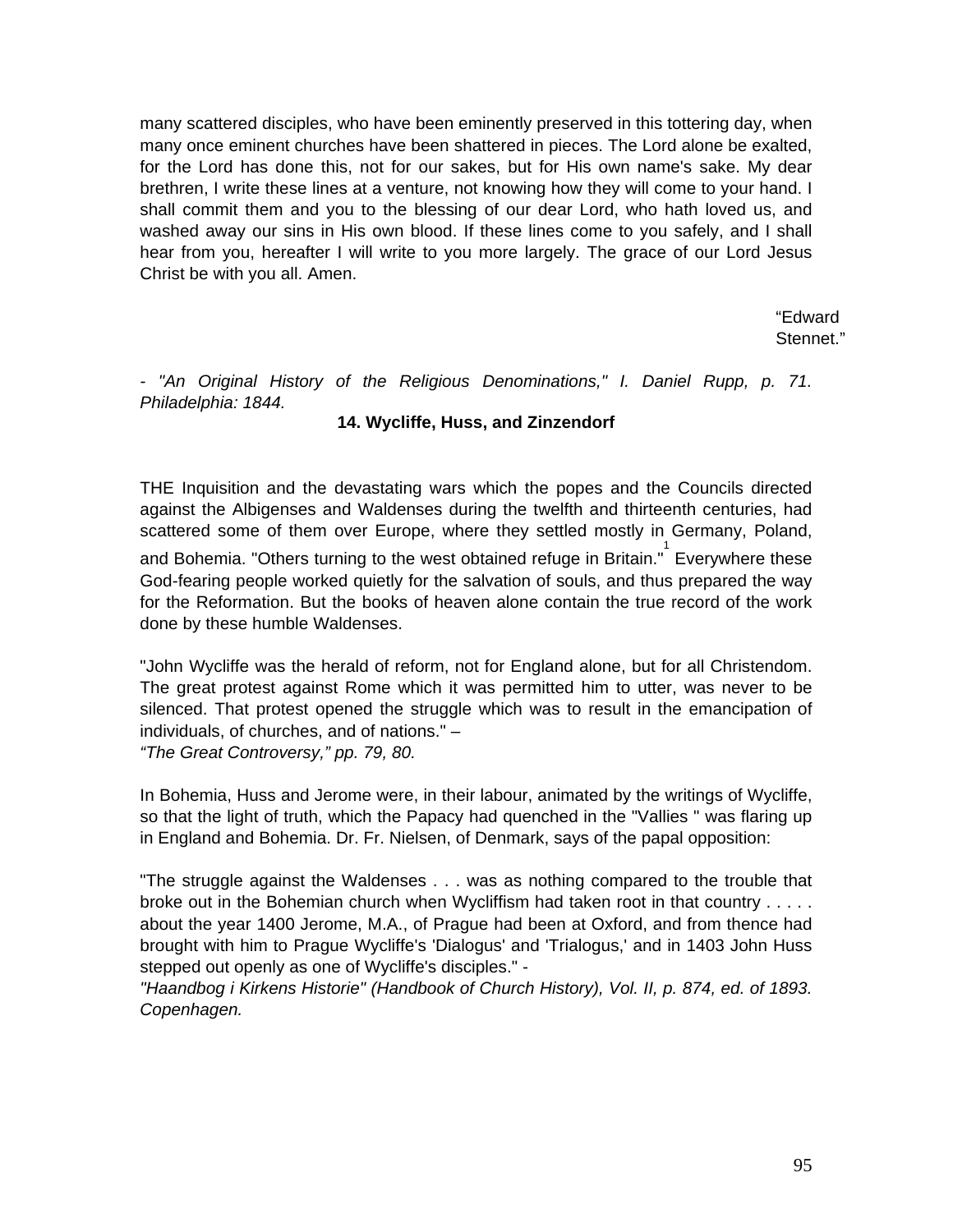many scattered disciples, who have been eminently preserved in this tottering day, when many once eminent churches have been shattered in pieces. The Lord alone be exalted, for the Lord has done this, not for our sakes, but for His own name's sake. My dear brethren, I write these lines at a venture, not knowing how they will come to your hand. I shall commit them and you to the blessing of our dear Lord, who hath loved us, and washed away our sins in His own blood. If these lines come to you safely, and I shall hear from you, hereafter I will write to you more largely. The grace of our Lord Jesus Christ be with you all. Amen.

"Edward Stennet."

*- "An Original History of the Religious Denominations," I. Daniel Rupp, p. 71. Philadelphia: 1844.*

### 14. Wycliffe, Huss, and Zinzendorf

THE Inquisition and the devastating wars which the popes and the Councils directed against the Albigenses and Waldenses during the twelfth and thirteenth centuries, had scattered some of them over Europe, where they settled mostly in Germany, Poland, and Bohemia. "Others turning to the west obtained refuge in Britain."[1] Everywhere these God-fearing people worked quietly for the salvation of souls, and thus prepared the way for the Reformation. But the books of heaven alone contain the true record of the work done by these humble Waldenses.

"John Wycliffe was the herald of reform, not for England alone, but for all Christendom. The great protest against Rome which it was permitted him to utter, was never to be silenced. That protest opened the struggle which was to result in the emancipation of individuals, of churches, and of nations." –
*"The Great Controversy," pp. 79, 80.*

In Bohemia, Huss and Jerome were, in their labour, animated by the writings of Wycliffe, so that the light of truth, which the Papacy had quenched in the "Vallies " was flaring up in England and Bohemia. Dr. Fr. Nielsen, of Denmark, says of the papal opposition:

"The struggle against the Waldenses . . . was as nothing compared to the trouble that broke out in the Bohemian church when Wycliffism had taken root in that country . . . . . about the year 1400 Jerome, M.A., of Prague had been at Oxford, and from thence had brought with him to Prague Wycliffe's 'Dialogus' and 'Trialogus,' and in 1403 John Huss stepped out openly as one of Wycliffe's disciples." -
*"Haandbog i Kirkens Historie" (Handbook of Church History), Vol. II, p. 874, ed. of 1893. Copenhagen.*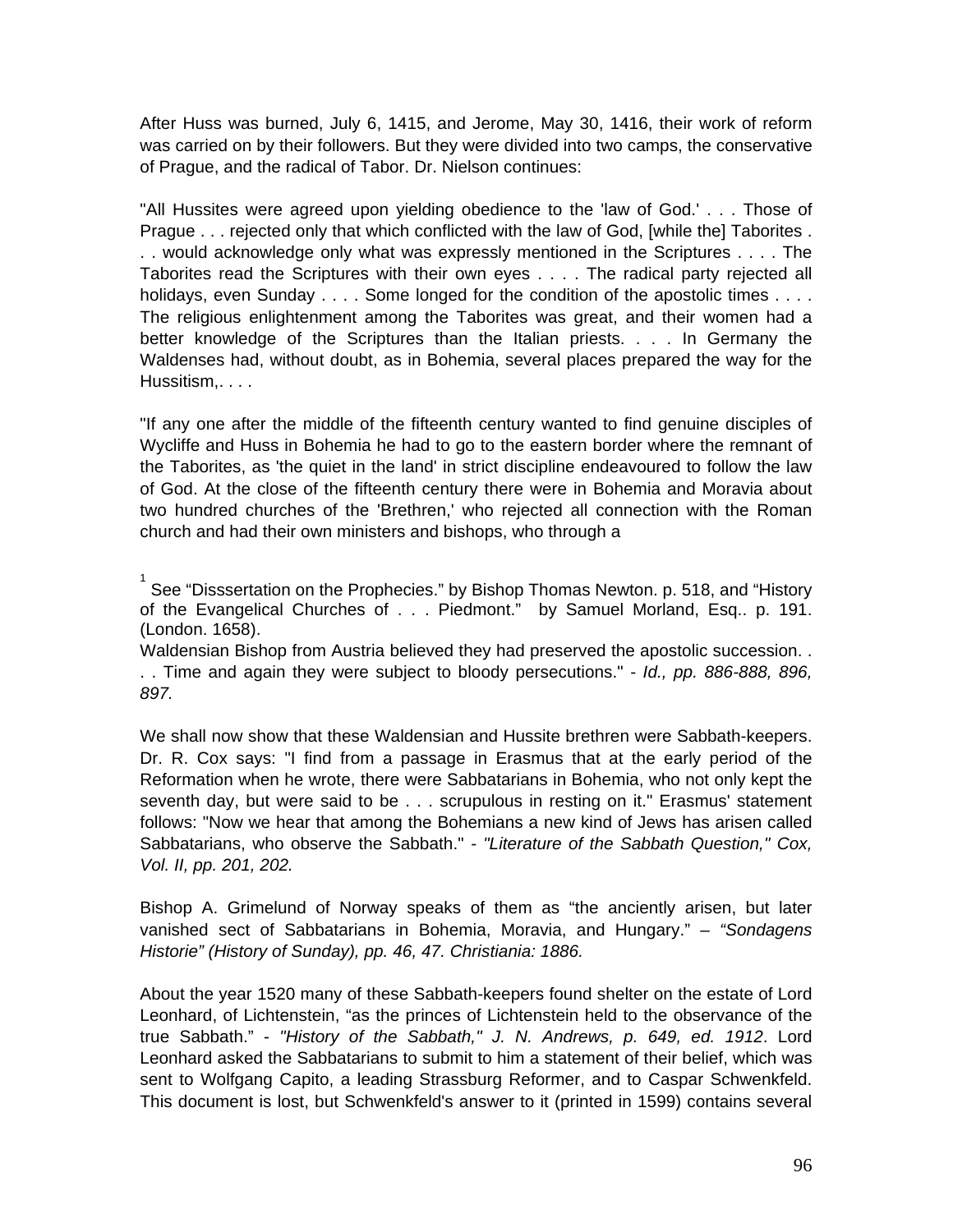After Huss was burned, July 6, 1415, and Jerome, May 30, 1416, their work of reform was carried on by their followers. But they were divided into two camps, the conservative of Prague, and the radical of Tabor. Dr. Nielson continues:

"All Hussites were agreed upon yielding obedience to the 'law of God.' . . . Those of Prague . . . rejected only that which conflicted with the law of God, [while the] Taborites . . . would acknowledge only what was expressly mentioned in the Scriptures . . . . The Taborites read the Scriptures with their own eyes . . . . The radical party rejected all holidays, even Sunday . . . . Some longed for the condition of the apostolic times . . . . The religious enlightenment among the Taborites was great, and their women had a better knowledge of the Scriptures than the Italian priests. . . . In Germany the Waldenses had, without doubt, as in Bohemia, several places prepared the way for the Hussitism,. . . .

"If any one after the middle of the fifteenth century wanted to find genuine disciples of Wycliffe and Huss in Bohemia he had to go to the eastern border where the remnant of the Taborites, as 'the quiet in the land' in strict discipline endeavoured to follow the law of God. At the close of the fifteenth century there were in Bohemia and Moravia about two hundred churches of the 'Brethren,' who rejected all connection with the Roman church and had their own ministers and bishops, who through a Waldensian Bishop from Austria believed they had preserved the apostolic succession. . . . Time and again they were subject to bloody persecutions." - *Id., pp. 886-888, 896, 897.*

We shall now show that these Waldensian and Hussite brethren were Sabbath-keepers. Dr. R. Cox says: "I find from a passage in Erasmus that at the early period of the Reformation when he wrote, there were Sabbatarians in Bohemia, who not only kept the seventh day, but were said to be . . . scrupulous in resting on it." Erasmus' statement follows: "Now we hear that among the Bohemians a new kind of Jews has arisen called Sabbatarians, who observe the Sabbath." - *"Literature of the Sabbath Question," Cox, Vol. II, pp. 201, 202.*

Bishop A. Grimelund of Norway speaks of them as "the anciently arisen, but later vanished sect of Sabbatarians in Bohemia, Moravia, and Hungary." – *"Sondagens Historie" (History of Sunday), pp. 46, 47. Christiania: 1886.*

About the year 1520 many of these Sabbath-keepers found shelter on the estate of Lord Leonhard, of Lichtenstein, "as the princes of Lichtenstein held to the observance of the true Sabbath." - *"History of the Sabbath," J. N. Andrews, p. 649, ed. 1912*. Lord Leonhard asked the Sabbatarians to submit to him a statement of their belief, which was sent to Wolfgang Capito, a leading Strassburg Reformer, and to Caspar Schwenkfeld. This document is lost, but Schwenkfeld's answer to it (printed in 1599) contains several

[1] See "Disssertation on the Prophecies." by Bishop Thomas Newton. p. 518, and "History of the Evangelical Churches of . . . Piedmont." by Samuel Morland, Esq.. p. 191. (London. 1658).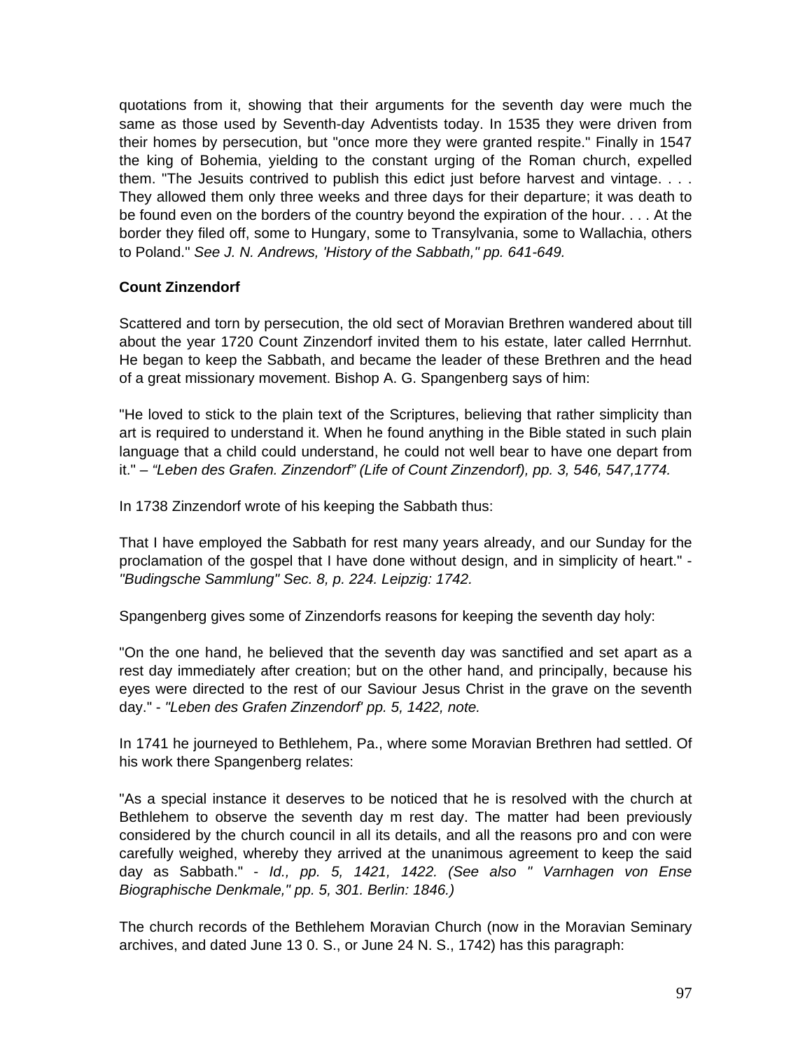quotations from it, showing that their arguments for the seventh day were much the same as those used by Seventh-day Adventists today. In 1535 they were driven from their homes by persecution, but "once more they were granted respite." Finally in 1547 the king of Bohemia, yielding to the constant urging of the Roman church, expelled them. "The Jesuits contrived to publish this edict just before harvest and vintage. . . . They allowed them only three weeks and three days for their departure; it was death to be found even on the borders of the country beyond the expiration of the hour. . . . At the border they filed off, some to Hungary, some to Transylvania, some to Wallachia, others to Poland." *See J. N. Andrews, 'History of the Sabbath," pp. 641-649.*

**Count Zinzendorf**

Scattered and torn by persecution, the old sect of Moravian Brethren wandered about till about the year 1720 Count Zinzendorf invited them to his estate, later called Herrnhut. He began to keep the Sabbath, and became the leader of these Brethren and the head of a great missionary movement. Bishop A. G. Spangenberg says of him:

"He loved to stick to the plain text of the Scriptures, believing that rather simplicity than art is required to understand it. When he found anything in the Bible stated in such plain language that a child could understand, he could not well bear to have one depart from it." – *"Leben des Grafen. Zinzendorf" (Life of Count Zinzendorf), pp. 3, 546, 547,1774.*

In 1738 Zinzendorf wrote of his keeping the Sabbath thus:

That I have employed the Sabbath for rest many years already, and our Sunday for the proclamation of the gospel that I have done without design, and in simplicity of heart." - *"Budingsche Sammlung" Sec. 8, p. 224. Leipzig: 1742.*

Spangenberg gives some of Zinzendorfs reasons for keeping the seventh day holy:

"On the one hand, he believed that the seventh day was sanctified and set apart as a rest day immediately after creation; but on the other hand, and principally, because his eyes were directed to the rest of our Saviour Jesus Christ in the grave on the seventh day." - *"Leben des Grafen Zinzendorf' pp. 5, 1422, note.*

In 1741 he journeyed to Bethlehem, Pa., where some Moravian Brethren had settled. Of his work there Spangenberg relates:

"As a special instance it deserves to be noticed that he is resolved with the church at Bethlehem to observe the seventh day m rest day. The matter had been previously considered by the church council in all its details, and all the reasons pro and con were carefully weighed, whereby they arrived at the unanimous agreement to keep the said day as Sabbath." - *Id., pp. 5, 1421, 1422. (See also " Varnhagen von Ense Biographische Denkmale," pp. 5, 301. Berlin: 1846.)*

The church records of the Bethlehem Moravian Church (now in the Moravian Seminary archives, and dated June 13 0. S., or June 24 N. S., 1742) has this paragraph: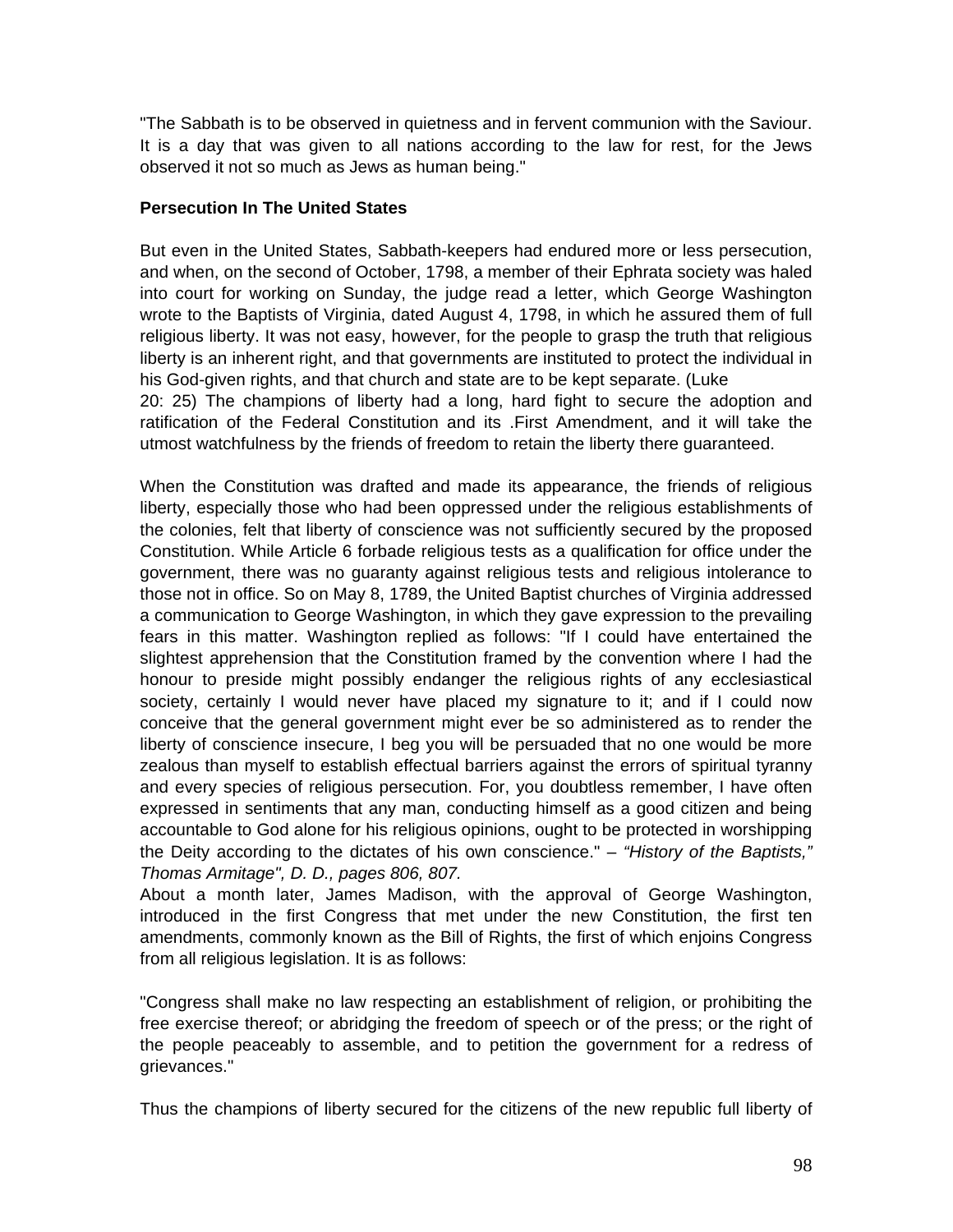"The Sabbath is to be observed in quietness and in fervent communion with the Saviour. It is a day that was given to all nations according to the law for rest, for the Jews observed it not so much as Jews as human being."

**Persecution In The United States**

But even in the United States, Sabbath-keepers had endured more or less persecution, and when, on the second of October, 1798, a member of their Ephrata society was haled into court for working on Sunday, the judge read a letter, which George Washington wrote to the Baptists of Virginia, dated August 4, 1798, in which he assured them of full religious liberty. It was not easy, however, for the people to grasp the truth that religious liberty is an inherent right, and that governments are instituted to protect the individual in his God-given rights, and that church and state are to be kept separate. (Luke 20: 25) The champions of liberty had a long, hard fight to secure the adoption and ratification of the Federal Constitution and its .First Amendment, and it will take the utmost watchfulness by the friends of freedom to retain the liberty there guaranteed.

When the Constitution was drafted and made its appearance, the friends of religious liberty, especially those who had been oppressed under the religious establishments of the colonies, felt that liberty of conscience was not sufficiently secured by the proposed Constitution. While Article 6 forbade religious tests as a qualification for office under the government, there was no guaranty against religious tests and religious intolerance to those not in office. So on May 8, 1789, the United Baptist churches of Virginia addressed a communication to George Washington, in which they gave expression to the prevailing fears in this matter. Washington replied as follows: "If I could have entertained the slightest apprehension that the Constitution framed by the convention where I had the honour to preside might possibly endanger the religious rights of any ecclesiastical society, certainly I would never have placed my signature to it; and if I could now conceive that the general government might ever be so administered as to render the liberty of conscience insecure, I beg you will be persuaded that no one would be more zealous than myself to establish effectual barriers against the errors of spiritual tyranny and every species of religious persecution. For, you doubtless remember, I have often expressed in sentiments that any man, conducting himself as a good citizen and being accountable to God alone for his religious opinions, ought to be protected in worshipping the Deity according to the dictates of his own conscience." – *"History of the Baptists," Thomas Armitage", D. D., pages 806, 807.*

About a month later, James Madison, with the approval of George Washington, introduced in the first Congress that met under the new Constitution, the first ten amendments, commonly known as the Bill of Rights, the first of which enjoins Congress from all religious legislation. It is as follows:

"Congress shall make no law respecting an establishment of religion, or prohibiting the free exercise thereof; or abridging the freedom of speech or of the press; or the right of the people peaceably to assemble, and to petition the government for a redress of grievances."

Thus the champions of liberty secured for the citizens of the new republic full liberty of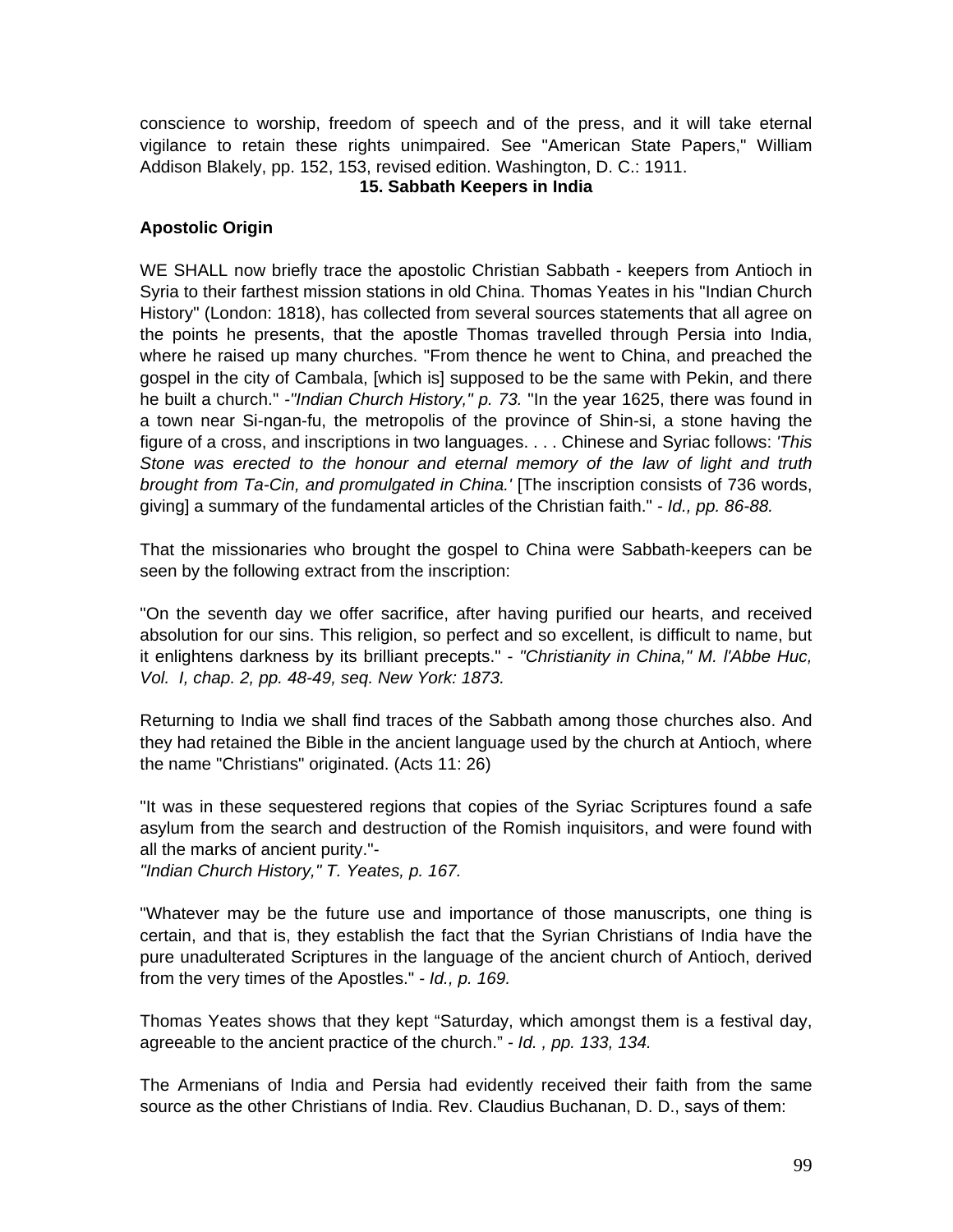conscience to worship, freedom of speech and of the press, and it will take eternal vigilance to retain these rights unimpaired. See "American State Papers," William Addison Blakely, pp. 152, 153, revised edition. Washington, D. C.: 1911.

## 15. Sabbath Keepers in India

### Apostolic Origin

WE SHALL now briefly trace the apostolic Christian Sabbath - keepers from Antioch in Syria to their farthest mission stations in old China. Thomas Yeates in his "Indian Church History" (London: 1818), has collected from several sources statements that all agree on the points he presents, that the apostle Thomas travelled through Persia into India, where he raised up many churches. "From thence he went to China, and preached the gospel in the city of Cambala, [which is] supposed to be the same with Pekin, and there he built a church." -*"Indian Church History," p. 73.* "In the year 1625, there was found in a town near Si-ngan-fu, the metropolis of the province of Shin-si, a stone having the figure of a cross, and inscriptions in two languages. . . . Chinese and Syriac follows: *'This Stone was erected to the honour and eternal memory of the law of light and truth brought from Ta-Cin, and promulgated in China.'* [The inscription consists of 736 words, giving] a summary of the fundamental articles of the Christian faith." - *Id., pp. 86-88.*

That the missionaries who brought the gospel to China were Sabbath-keepers can be seen by the following extract from the inscription:

"On the seventh day we offer sacrifice, after having purified our hearts, and received absolution for our sins. This religion, so perfect and so excellent, is difficult to name, but it enlightens darkness by its brilliant precepts." - *"Christianity in China," M. l'Abbe Huc, Vol. I, chap. 2, pp. 48-49, seq. New York: 1873.*

Returning to India we shall find traces of the Sabbath among those churches also. And they had retained the Bible in the ancient language used by the church at Antioch, where the name "Christians" originated. (Acts 11: 26)

"It was in these sequestered regions that copies of the Syriac Scriptures found a safe asylum from the search and destruction of the Romish inquisitors, and were found with all the marks of ancient purity."-
*"Indian Church History," T. Yeates, p. 167.*

"Whatever may be the future use and importance of those manuscripts, one thing is certain, and that is, they establish the fact that the Syrian Christians of India have the pure unadulterated Scriptures in the language of the ancient church of Antioch, derived from the very times of the Apostles." - *Id., p. 169.*

Thomas Yeates shows that they kept "Saturday, which amongst them is a festival day, agreeable to the ancient practice of the church." - *Id. , pp. 133, 134.*

The Armenians of India and Persia had evidently received their faith from the same source as the other Christians of India. Rev. Claudius Buchanan, D. D., says of them: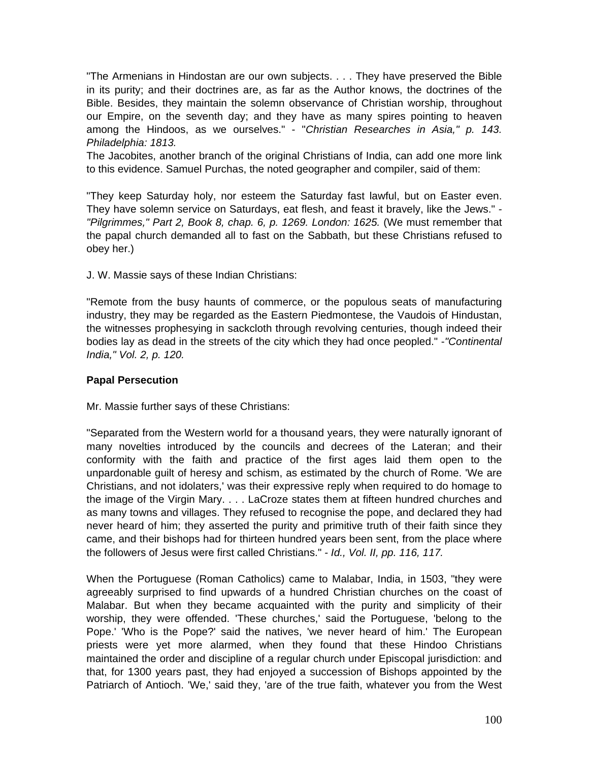"The Armenians in Hindostan are our own subjects. . . . They have preserved the Bible in its purity; and their doctrines are, as far as the Author knows, the doctrines of the Bible. Besides, they maintain the solemn observance of Christian worship, throughout our Empire, on the seventh day; and they have as many spires pointing to heaven among the Hindoos, as we ourselves." - "*Christian Researches in Asia," p. 143. Philadelphia: 1813.*

The Jacobites, another branch of the original Christians of India, can add one more link to this evidence. Samuel Purchas, the noted geographer and compiler, said of them:

"They keep Saturday holy, nor esteem the Saturday fast lawful, but on Easter even. They have solemn service on Saturdays, eat flesh, and feast it bravely, like the Jews." - *"Pilgrimmes," Part 2, Book 8, chap. 6, p. 1269. London: 1625.* (We must remember that the papal church demanded all to fast on the Sabbath, but these Christians refused to obey her.)

J. W. Massie says of these Indian Christians:

"Remote from the busy haunts of commerce, or the populous seats of manufacturing industry, they may be regarded as the Eastern Piedmontese, the Vaudois of Hindustan, the witnesses prophesying in sackcloth through revolving centuries, though indeed their bodies lay as dead in the streets of the city which they had once peopled." -*"Continental India," Vol. 2, p. 120.*

**Papal Persecution**

Mr. Massie further says of these Christians:

"Separated from the Western world for a thousand years, they were naturally ignorant of many novelties introduced by the councils and decrees of the Lateran; and their conformity with the faith and practice of the first ages laid them open to the unpardonable guilt of heresy and schism, as estimated by the church of Rome. 'We are Christians, and not idolaters,' was their expressive reply when required to do homage to the image of the Virgin Mary. . . . LaCroze states them at fifteen hundred churches and as many towns and villages. They refused to recognise the pope, and declared they had never heard of him; they asserted the purity and primitive truth of their faith since they came, and their bishops had for thirteen hundred years been sent, from the place where the followers of Jesus were first called Christians." - *Id., Vol. II, pp. 116, 117.*

When the Portuguese (Roman Catholics) came to Malabar, India, in 1503, "they were agreeably surprised to find upwards of a hundred Christian churches on the coast of Malabar. But when they became acquainted with the purity and simplicity of their worship, they were offended. 'These churches,' said the Portuguese, 'belong to the Pope.' 'Who is the Pope?' said the natives, 'we never heard of him.' The European priests were yet more alarmed, when they found that these Hindoo Christians maintained the order and discipline of a regular church under Episcopal jurisdiction: and that, for 1300 years past, they had enjoyed a succession of Bishops appointed by the Patriarch of Antioch. 'We,' said they, 'are of the true faith, whatever you from the West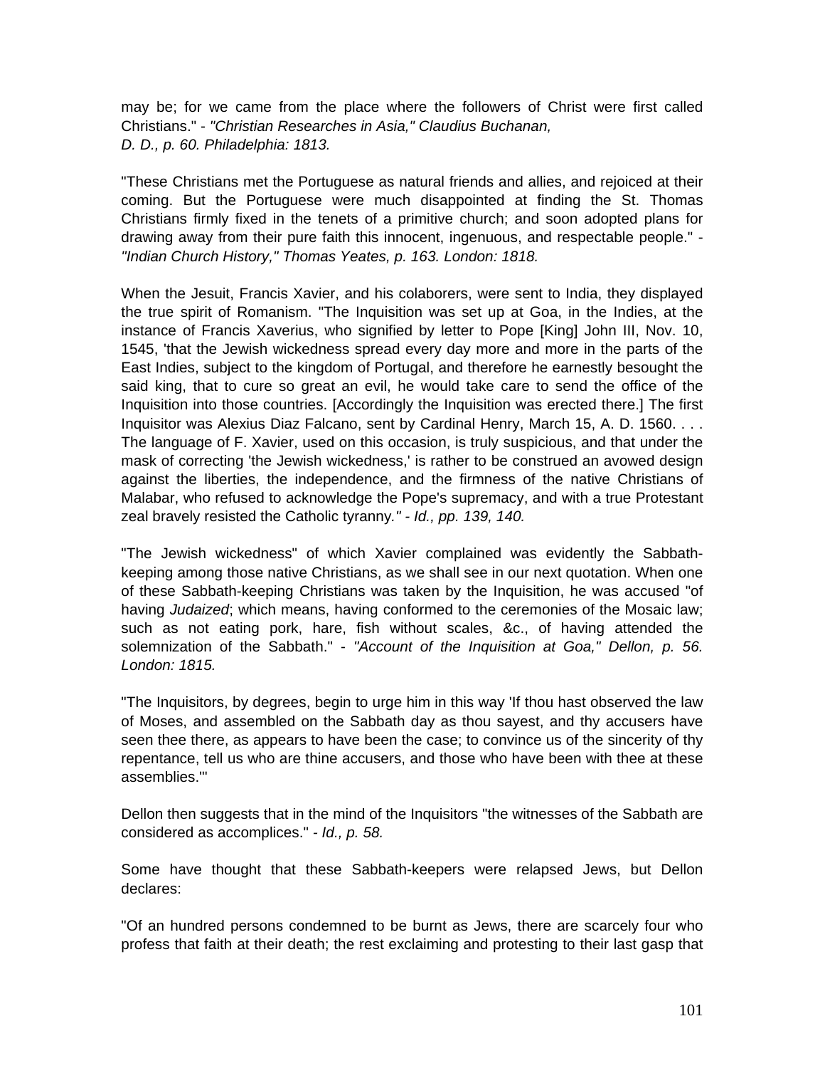may be; for we came from the place where the followers of Christ were first called Christians." - *"Christian Researches in Asia," Claudius Buchanan, D. D., p. 60. Philadelphia: 1813.*

"These Christians met the Portuguese as natural friends and allies, and rejoiced at their coming. But the Portuguese were much disappointed at finding the St. Thomas Christians firmly fixed in the tenets of a primitive church; and soon adopted plans for drawing away from their pure faith this innocent, ingenuous, and respectable people." - *"Indian Church History," Thomas Yeates, p. 163. London: 1818.*

When the Jesuit, Francis Xavier, and his colaborers, were sent to India, they displayed the true spirit of Romanism. "The Inquisition was set up at Goa, in the Indies, at the instance of Francis Xaverius, who signified by letter to Pope [King] John III, Nov. 10, 1545, 'that the Jewish wickedness spread every day more and more in the parts of the East Indies, subject to the kingdom of Portugal, and therefore he earnestly besought the said king, that to cure so great an evil, he would take care to send the office of the Inquisition into those countries. [Accordingly the Inquisition was erected there.] The first Inquisitor was Alexius Diaz Falcano, sent by Cardinal Henry, March 15, A. D. 1560. . . . The language of F. Xavier, used on this occasion, is truly suspicious, and that under the mask of correcting 'the Jewish wickedness,' is rather to be construed an avowed design against the liberties, the independence, and the firmness of the native Christians of Malabar, who refused to acknowledge the Pope's supremacy, and with a true Protestant zeal bravely resisted the Catholic tyranny*." - Id., pp. 139, 140.*

"The Jewish wickedness" of which Xavier complained was evidently the Sabbath-keeping among those native Christians, as we shall see in our next quotation. When one of these Sabbath-keeping Christians was taken by the Inquisition, he was accused "of having *Judaized*; which means, having conformed to the ceremonies of the Mosaic law; such as not eating pork, hare, fish without scales, &c., of having attended the solemnization of the Sabbath." - *"Account of the Inquisition at Goa," Dellon, p. 56. London: 1815.*

"The Inquisitors, by degrees, begin to urge him in this way 'If thou hast observed the law of Moses, and assembled on the Sabbath day as thou sayest, and thy accusers have seen thee there, as appears to have been the case; to convince us of the sincerity of thy repentance, tell us who are thine accusers, and those who have been with thee at these assemblies.'"

Dellon then suggests that in the mind of the Inquisitors "the witnesses of the Sabbath are considered as accomplices." - *Id., p. 58.*

Some have thought that these Sabbath-keepers were relapsed Jews, but Dellon declares:

"Of an hundred persons condemned to be burnt as Jews, there are scarcely four who profess that faith at their death; the rest exclaiming and protesting to their last gasp that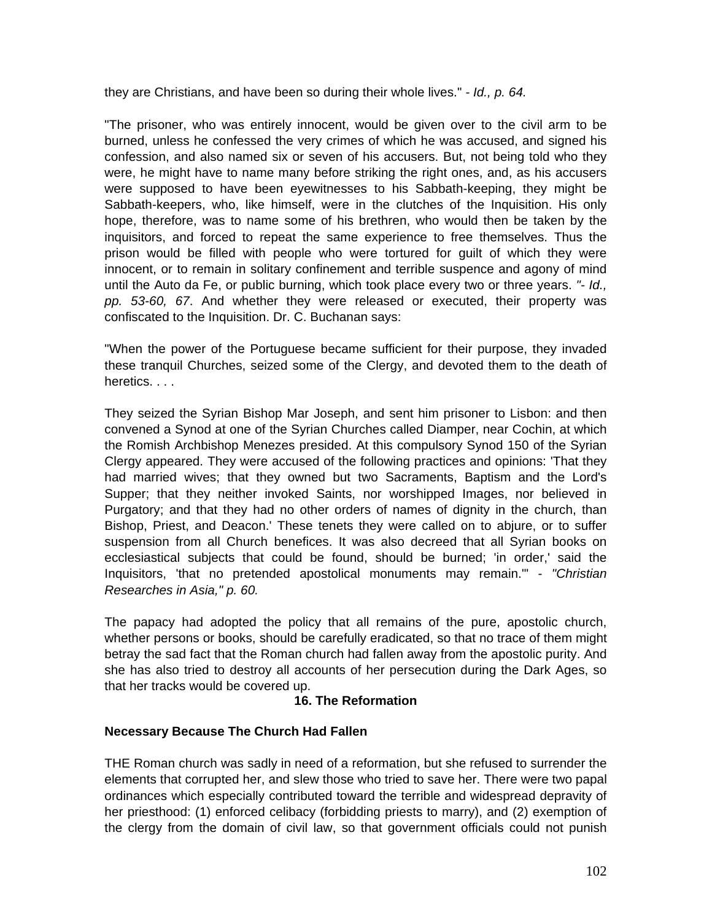they are Christians, and have been so during their whole lives." - *Id., p. 64.*

"The prisoner, who was entirely innocent, would be given over to the civil arm to be burned, unless he confessed the very crimes of which he was accused, and signed his confession, and also named six or seven of his accusers. But, not being told who they were, he might have to name many before striking the right ones, and, as his accusers were supposed to have been eyewitnesses to his Sabbath-keeping, they might be Sabbath-keepers, who, like himself, were in the clutches of the Inquisition. His only hope, therefore, was to name some of his brethren, who would then be taken by the inquisitors, and forced to repeat the same experience to free themselves. Thus the prison would be filled with people who were tortured for guilt of which they were innocent, or to remain in solitary confinement and terrible suspence and agony of mind until the Auto da Fe, or public burning, which took place every two or three years. *"- Id., pp. 53-60, 67*. And whether they were released or executed, their property was confiscated to the Inquisition. Dr. C. Buchanan says:

"When the power of the Portuguese became sufficient for their purpose, they invaded these tranquil Churches, seized some of the Clergy, and devoted them to the death of heretics. . . .

They seized the Syrian Bishop Mar Joseph, and sent him prisoner to Lisbon: and then convened a Synod at one of the Syrian Churches called Diamper, near Cochin, at which the Romish Archbishop Menezes presided. At this compulsory Synod 150 of the Syrian Clergy appeared. They were accused of the following practices and opinions: 'That they had married wives; that they owned but two Sacraments, Baptism and the Lord's Supper; that they neither invoked Saints, nor worshipped Images, nor believed in Purgatory; and that they had no other orders of names of dignity in the church, than Bishop, Priest, and Deacon.' These tenets they were called on to abjure, or to suffer suspension from all Church benefices. It was also decreed that all Syrian books on ecclesiastical subjects that could be found, should be burned; 'in order,' said the Inquisitors, 'that no pretended apostolical monuments may remain.'" - *"Christian Researches in Asia," p. 60.*

The papacy had adopted the policy that all remains of the pure, apostolic church, whether persons or books, should be carefully eradicated, so that no trace of them might betray the sad fact that the Roman church had fallen away from the apostolic purity. And she has also tried to destroy all accounts of her persecution during the Dark Ages, so that her tracks would be covered up.

## 16. The Reformation

### Necessary Because The Church Had Fallen

THE Roman church was sadly in need of a reformation, but she refused to surrender the elements that corrupted her, and slew those who tried to save her. There were two papal ordinances which especially contributed toward the terrible and widespread depravity of her priesthood: (1) enforced celibacy (forbidding priests to marry), and (2) exemption of the clergy from the domain of civil law, so that government officials could not punish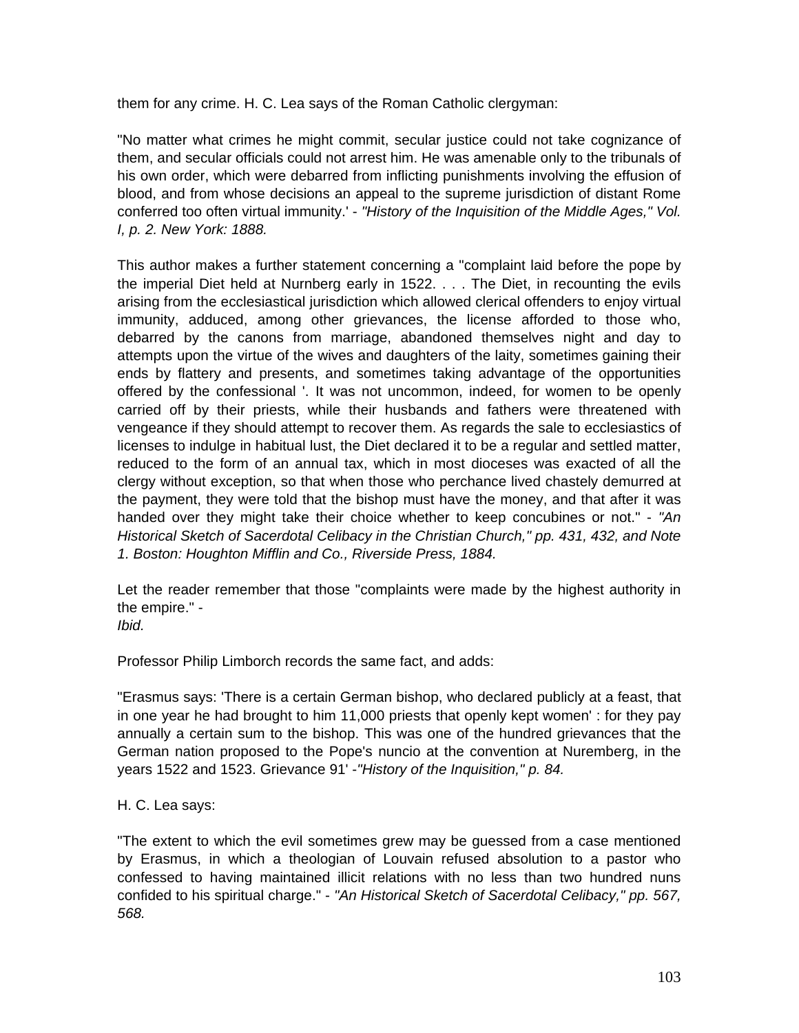them for any crime. H. C. Lea says of the Roman Catholic clergyman:

"No matter what crimes he might commit, secular justice could not take cognizance of them, and secular officials could not arrest him. He was amenable only to the tribunals of his own order, which were debarred from inflicting punishments involving the effusion of blood, and from whose decisions an appeal to the supreme jurisdiction of distant Rome conferred too often virtual immunity.' - *"History of the Inquisition of the Middle Ages," Vol. I, p. 2. New York: 1888.*

This author makes a further statement concerning a "complaint laid before the pope by the imperial Diet held at Nurnberg early in 1522. . . . The Diet, in recounting the evils arising from the ecclesiastical jurisdiction which allowed clerical offenders to enjoy virtual immunity, adduced, among other grievances, the license afforded to those who, debarred by the canons from marriage, abandoned themselves night and day to attempts upon the virtue of the wives and daughters of the laity, sometimes gaining their ends by flattery and presents, and sometimes taking advantage of the opportunities offered by the confessional '. It was not uncommon, indeed, for women to be openly carried off by their priests, while their husbands and fathers were threatened with vengeance if they should attempt to recover them. As regards the sale to ecclesiastics of licenses to indulge in habitual lust, the Diet declared it to be a regular and settled matter, reduced to the form of an annual tax, which in most dioceses was exacted of all the clergy without exception, so that when those who perchance lived chastely demurred at the payment, they were told that the bishop must have the money, and that after it was handed over they might take their choice whether to keep concubines or not." - *"An Historical Sketch of Sacerdotal Celibacy in the Christian Church," pp. 431, 432, and Note 1. Boston: Houghton Mifflin and Co., Riverside Press, 1884.*

Let the reader remember that those "complaints were made by the highest authority in the empire." -
*Ibid.*

Professor Philip Limborch records the same fact, and adds:

"Erasmus says: 'There is a certain German bishop, who declared publicly at a feast, that in one year he had brought to him 11,000 priests that openly kept women' : for they pay annually a certain sum to the bishop. This was one of the hundred grievances that the German nation proposed to the Pope's nuncio at the convention at Nuremberg, in the years 1522 and 1523. Grievance 91' -*"History of the Inquisition," p. 84.*

H. C. Lea says:

"The extent to which the evil sometimes grew may be guessed from a case mentioned by Erasmus, in which a theologian of Louvain refused absolution to a pastor who confessed to having maintained illicit relations with no less than two hundred nuns confided to his spiritual charge." - *"An Historical Sketch of Sacerdotal Celibacy," pp. 567, 568.*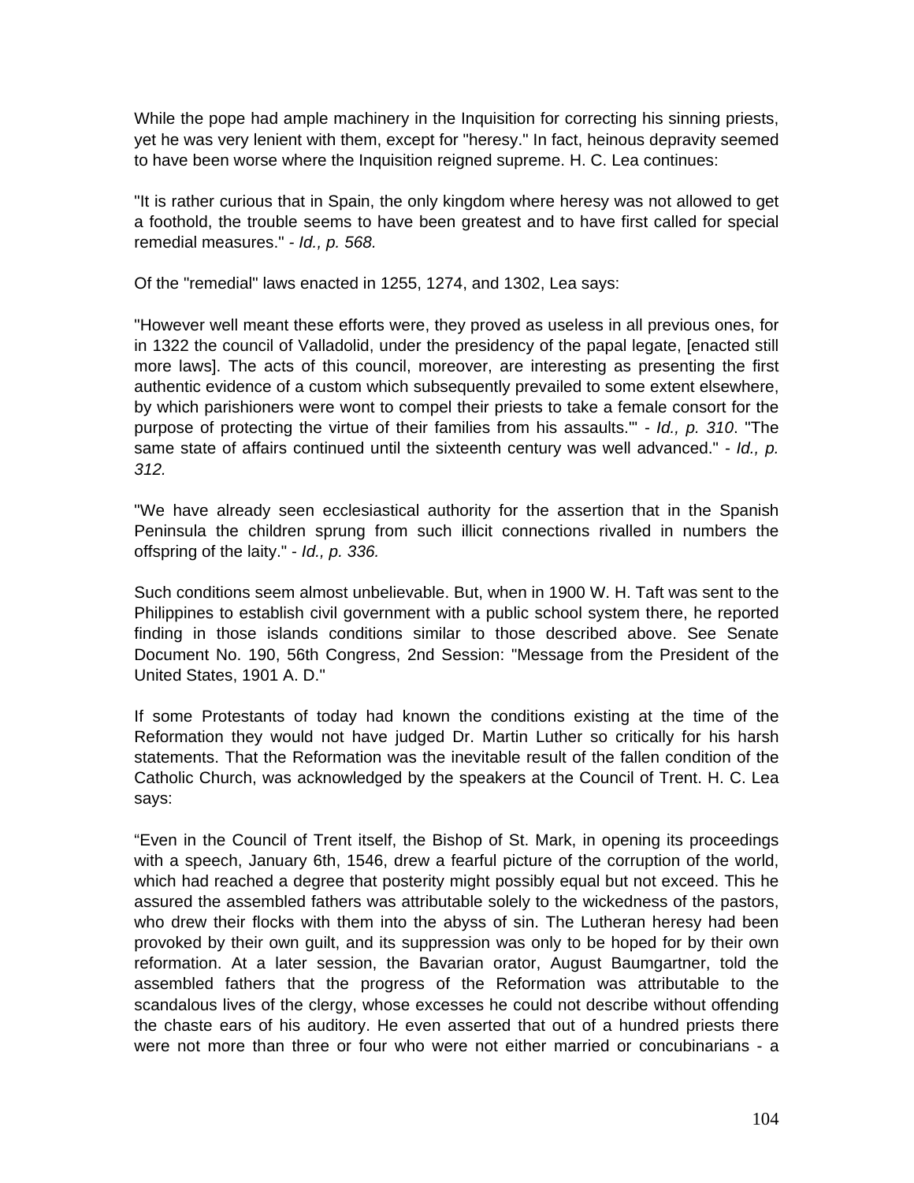While the pope had ample machinery in the Inquisition for correcting his sinning priests, yet he was very lenient with them, except for "heresy." In fact, heinous depravity seemed to have been worse where the Inquisition reigned supreme. H. C. Lea continues:

"It is rather curious that in Spain, the only kingdom where heresy was not allowed to get a foothold, the trouble seems to have been greatest and to have first called for special remedial measures." - *Id., p. 568.*

Of the "remedial" laws enacted in 1255, 1274, and 1302, Lea says:

"However well meant these efforts were, they proved as useless in all previous ones, for in 1322 the council of Valladolid, under the presidency of the papal legate, [enacted still more laws]. The acts of this council, moreover, are interesting as presenting the first authentic evidence of a custom which subsequently prevailed to some extent elsewhere, by which parishioners were wont to compel their priests to take a female consort for the purpose of protecting the virtue of their families from his assaults.'" - *Id., p. 310*. "The same state of affairs continued until the sixteenth century was well advanced." - *Id., p. 312.*

"We have already seen ecclesiastical authority for the assertion that in the Spanish Peninsula the children sprung from such illicit connections rivalled in numbers the offspring of the laity." - *Id., p. 336.*

Such conditions seem almost unbelievable. But, when in 1900 W. H. Taft was sent to the Philippines to establish civil government with a public school system there, he reported finding in those islands conditions similar to those described above. See Senate Document No. 190, 56th Congress, 2nd Session: "Message from the President of the United States, 1901 A. D."

If some Protestants of today had known the conditions existing at the time of the Reformation they would not have judged Dr. Martin Luther so critically for his harsh statements. That the Reformation was the inevitable result of the fallen condition of the Catholic Church, was acknowledged by the speakers at the Council of Trent. H. C. Lea says:

“Even in the Council of Trent itself, the Bishop of St. Mark, in opening its proceedings with a speech, January 6th, 1546, drew a fearful picture of the corruption of the world, which had reached a degree that posterity might possibly equal but not exceed. This he assured the assembled fathers was attributable solely to the wickedness of the pastors, who drew their flocks with them into the abyss of sin. The Lutheran heresy had been provoked by their own guilt, and its suppression was only to be hoped for by their own reformation. At a later session, the Bavarian orator, August Baumgartner, told the assembled fathers that the progress of the Reformation was attributable to the scandalous lives of the clergy, whose excesses he could not describe without offending the chaste ears of his auditory. He even asserted that out of a hundred priests there were not more than three or four who were not either married or concubinarians - a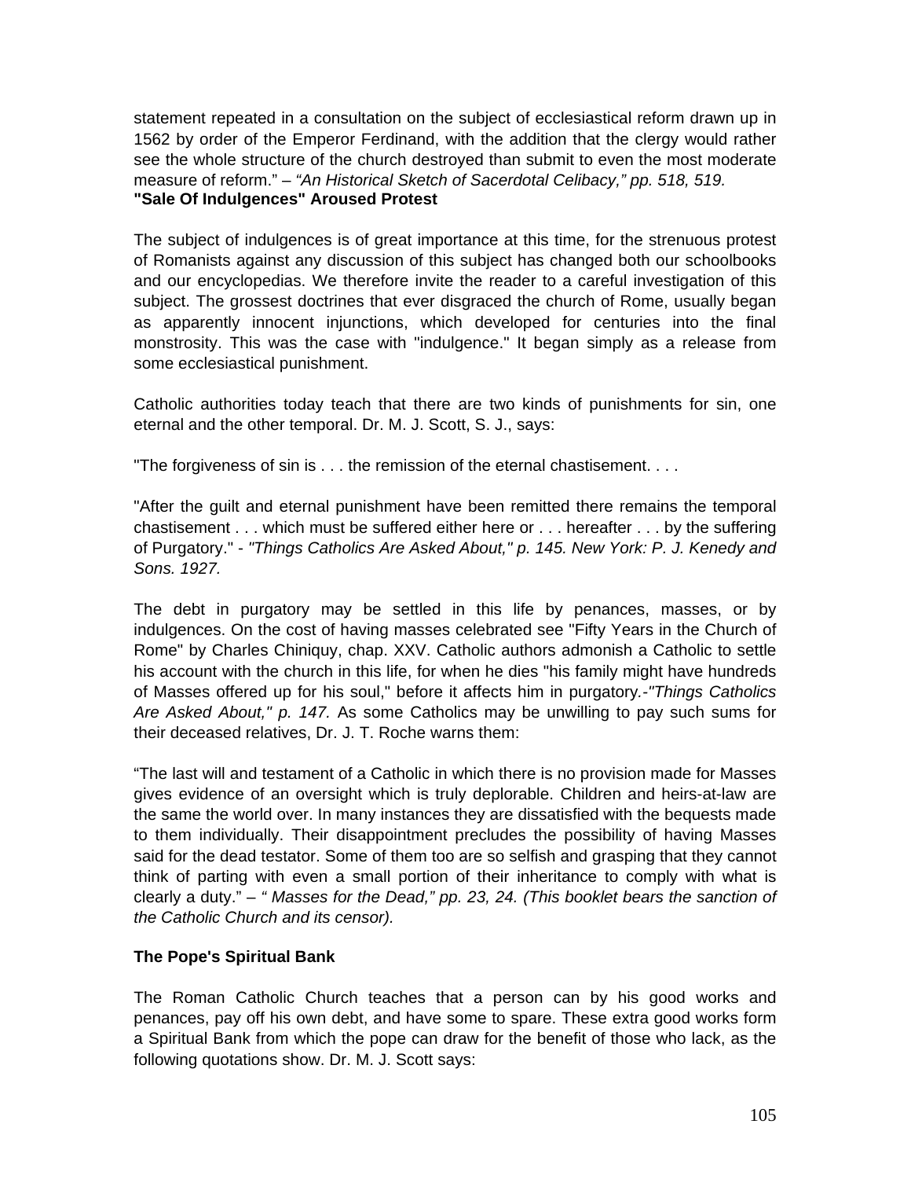statement repeated in a consultation on the subject of ecclesiastical reform drawn up in 1562 by order of the Emperor Ferdinand, with the addition that the clergy would rather see the whole structure of the church destroyed than submit to even the most moderate measure of reform." – *"An Historical Sketch of Sacerdotal Celibacy," pp. 518, 519.*

**"Sale Of Indulgences" Aroused Protest**

The subject of indulgences is of great importance at this time, for the strenuous protest of Romanists against any discussion of this subject has changed both our schoolbooks and our encyclopedias. We therefore invite the reader to a careful investigation of this subject. The grossest doctrines that ever disgraced the church of Rome, usually began as apparently innocent injunctions, which developed for centuries into the final monstrosity. This was the case with "indulgence." It began simply as a release from some ecclesiastical punishment.

Catholic authorities today teach that there are two kinds of punishments for sin, one eternal and the other temporal. Dr. M. J. Scott, S. J., says:

"The forgiveness of sin is . . . the remission of the eternal chastisement. . . .

"After the guilt and eternal punishment have been remitted there remains the temporal chastisement . . . which must be suffered either here or . . . hereafter . . . by the suffering of Purgatory." - *"Things Catholics Are Asked About," p. 145. New York: P. J. Kenedy and Sons. 1927.*

The debt in purgatory may be settled in this life by penances, masses, or by indulgences. On the cost of having masses celebrated see "Fifty Years in the Church of Rome" by Charles Chiniquy, chap. XXV. Catholic authors admonish a Catholic to settle his account with the church in this life, for when he dies "his family might have hundreds of Masses offered up for his soul," before it affects him in purgatory.*-"Things Catholics Are Asked About," p. 147.* As some Catholics may be unwilling to pay such sums for their deceased relatives, Dr. J. T. Roche warns them:

"The last will and testament of a Catholic in which there is no provision made for Masses gives evidence of an oversight which is truly deplorable. Children and heirs-at-law are the same the world over. In many instances they are dissatisfied with the bequests made to them individually. Their disappointment precludes the possibility of having Masses said for the dead testator. Some of them too are so selfish and grasping that they cannot think of parting with even a small portion of their inheritance to comply with what is clearly a duty." – *" Masses for the Dead," pp. 23, 24. (This booklet bears the sanction of the Catholic Church and its censor).*

**The Pope's Spiritual Bank**

The Roman Catholic Church teaches that a person can by his good works and penances, pay off his own debt, and have some to spare. These extra good works form a Spiritual Bank from which the pope can draw for the benefit of those who lack, as the following quotations show. Dr. M. J. Scott says: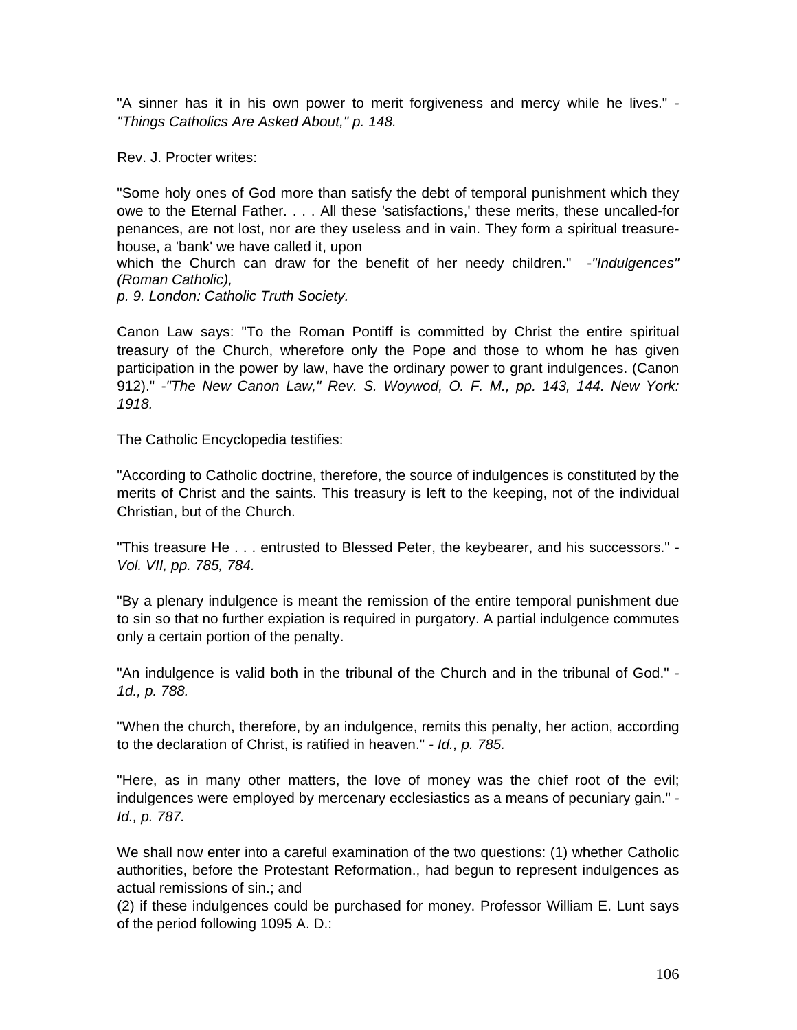"A sinner has it in his own power to merit forgiveness and mercy while he lives." - *"Things Catholics Are Asked About," p. 148.*

Rev. J. Procter writes:

"Some holy ones of God more than satisfy the debt of temporal punishment which they owe to the Eternal Father. . . . All these 'satisfactions,' these merits, these uncalled-for penances, are not lost, nor are they useless and in vain. They form a spiritual treasure-house, a 'bank' we have called it, upon
which the Church can draw for the benefit of her needy children." -*"Indulgences" (Roman Catholic),*
*p. 9. London: Catholic Truth Society.*

Canon Law says: "To the Roman Pontiff is committed by Christ the entire spiritual treasury of the Church, wherefore only the Pope and those to whom he has given participation in the power by law, have the ordinary power to grant indulgences. (Canon 912)." -*"The New Canon Law," Rev. S. Woywod, O. F. M., pp. 143, 144. New York: 1918.*

The Catholic Encyclopedia testifies:

"According to Catholic doctrine, therefore, the source of indulgences is constituted by the merits of Christ and the saints. This treasury is left to the keeping, not of the individual Christian, but of the Church.

"This treasure He . . . entrusted to Blessed Peter, the keybearer, and his successors." - *Vol. VII, pp. 785, 784.*

"By a plenary indulgence is meant the remission of the entire temporal punishment due to sin so that no further expiation is required in purgatory. A partial indulgence commutes only a certain portion of the penalty.

"An indulgence is valid both in the tribunal of the Church and in the tribunal of God." - *1d., p. 788.*

"When the church, therefore, by an indulgence, remits this penalty, her action, according to the declaration of Christ, is ratified in heaven." - *Id., p. 785.*

"Here, as in many other matters, the love of money was the chief root of the evil; indulgences were employed by mercenary ecclesiastics as a means of pecuniary gain." - *Id., p. 787.*

We shall now enter into a careful examination of the two questions: (1) whether Catholic authorities, before the Protestant Reformation., had begun to represent indulgences as actual remissions of sin.; and
(2) if these indulgences could be purchased for money. Professor William E. Lunt says of the period following 1095 A. D.: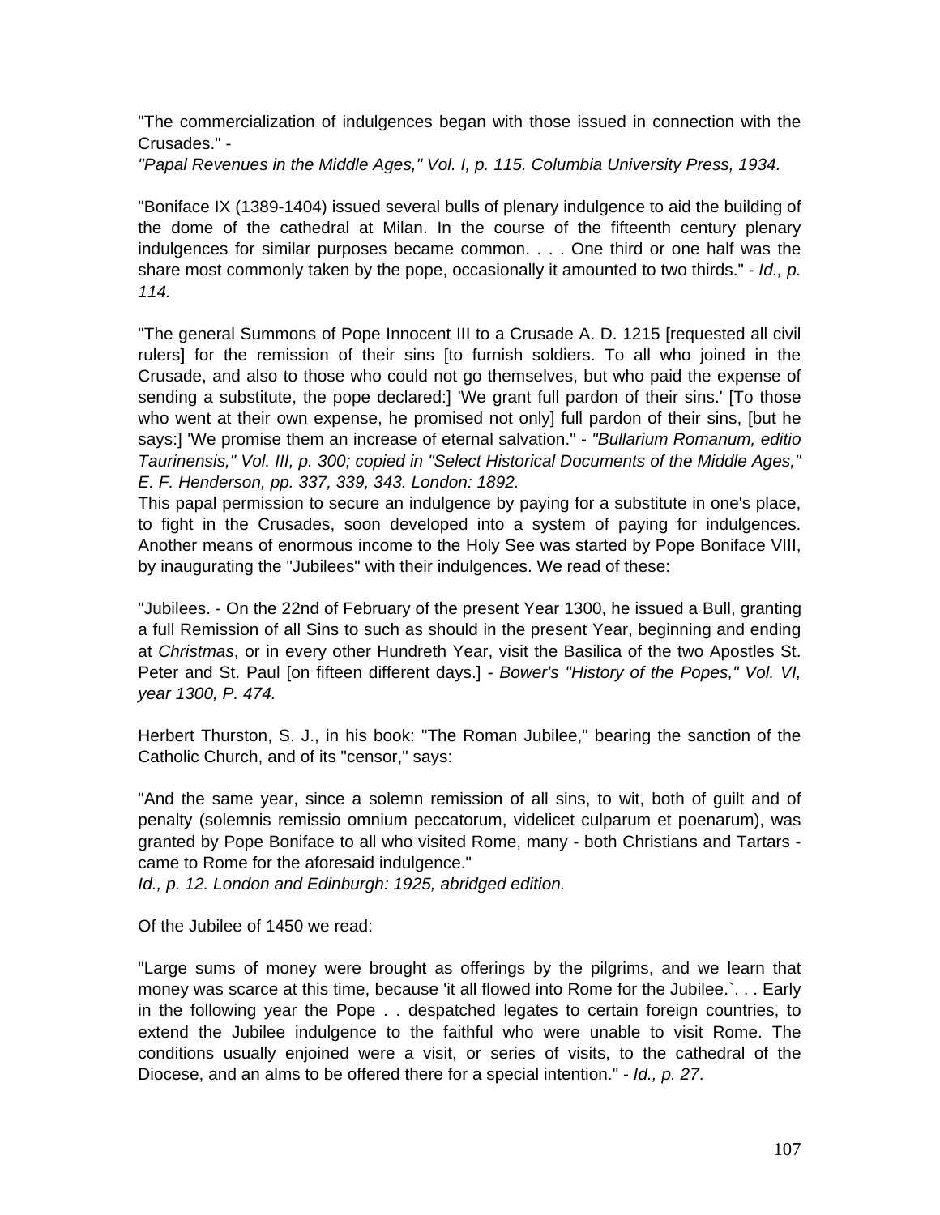"The commercialization of indulgences began with those issued in connection with the Crusades." -
*"Papal Revenues in the Middle Ages," Vol. I, p. 115. Columbia University Press, 1934.*

"Boniface IX (1389-1404) issued several bulls of plenary indulgence to aid the building of the dome of the cathedral at Milan. In the course of the fifteenth century plenary indulgences for similar purposes became common. . . . One third or one half was the share most commonly taken by the pope, occasionally it amounted to two thirds." - *Id., p. 114.*

"The general Summons of Pope Innocent III to a Crusade A. D. 1215 [requested all civil rulers] for the remission of their sins [to furnish soldiers. To all who joined in the Crusade, and also to those who could not go themselves, but who paid the expense of sending a substitute, the pope declared:] 'We grant full pardon of their sins.' [To those who went at their own expense, he promised not only] full pardon of their sins, [but he says:] 'We promise them an increase of eternal salvation." - *"Bullarium Romanum, editio Taurinensis," Vol. III, p. 300; copied in "Select Historical Documents of the Middle Ages," E. F. Henderson, pp. 337, 339, 343. London: 1892.*
This papal permission to secure an indulgence by paying for a substitute in one's place, to fight in the Crusades, soon developed into a system of paying for indulgences. Another means of enormous income to the Holy See was started by Pope Boniface VIII, by inaugurating the "Jubilees" with their indulgences. We read of these:

"Jubilees. - On the 22nd of February of the present Year 1300, he issued a Bull, granting a full Remission of all Sins to such as should in the present Year, beginning and ending at *Christmas*, or in every other Hundreth Year, visit the Basilica of the two Apostles St. Peter and St. Paul [on fifteen different days.] - *Bower's "History of the Popes," Vol. VI, year 1300, P. 474.*

Herbert Thurston, S. J., in his book: "The Roman Jubilee," bearing the sanction of the Catholic Church, and of its "censor," says:

"And the same year, since a solemn remission of all sins, to wit, both of guilt and of penalty (solemnis remissio omnium peccatorum, videlicet culparum et poenarum), was granted by Pope Boniface to all who visited Rome, many - both Christians and Tartars - came to Rome for the aforesaid indulgence."
*Id., p. 12. London and Edinburgh: 1925, abridged edition.*

Of the Jubilee of 1450 we read:

"Large sums of money were brought as offerings by the pilgrims, and we learn that money was scarce at this time, because 'it all flowed into Rome for the Jubilee.`. . . Early in the following year the Pope . . despatched legates to certain foreign countries, to extend the Jubilee indulgence to the faithful who were unable to visit Rome. The conditions usually enjoined were a visit, or series of visits, to the cathedral of the Diocese, and an alms to be offered there for a special intention." - *Id., p. 27*.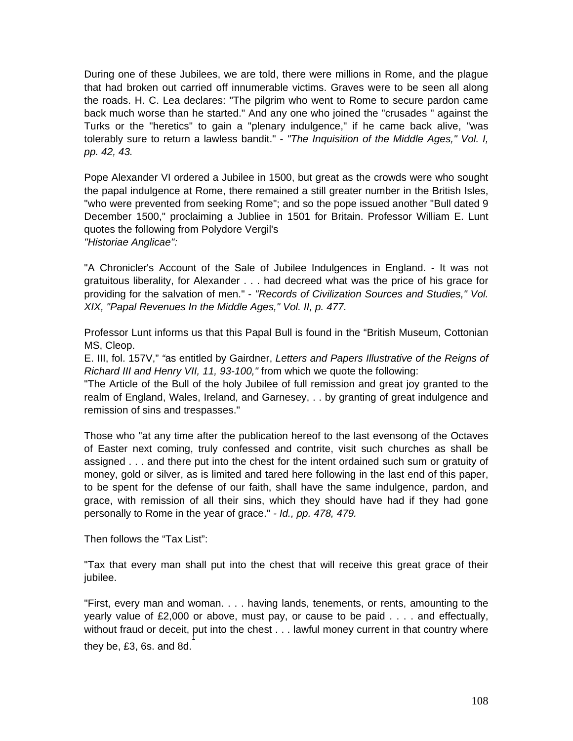During one of these Jubilees, we are told, there were millions in Rome, and the plague that had broken out carried off innumerable victims. Graves were to be seen all along the roads. H. C. Lea declares: "The pilgrim who went to Rome to secure pardon came back much worse than he started." And any one who joined the "crusades " against the Turks or the "heretics" to gain a "plenary indulgence," if he came back alive, "was tolerably sure to return a lawless bandit." - *"The Inquisition of the Middle Ages," Vol. I, pp. 42, 43.*

Pope Alexander VI ordered a Jubilee in 1500, but great as the crowds were who sought the papal indulgence at Rome, there remained a still greater number in the British Isles, "who were prevented from seeking Rome"; and so the pope issued another "Bull dated 9 December 1500," proclaiming a Jubliee in 1501 for Britain. Professor William E. Lunt quotes the following from Polydore Vergil's
*"Historiae Anglicae":*

"A Chronicler's Account of the Sale of Jubilee Indulgences in England. - It was not gratuitous liberality, for Alexander . . . had decreed what was the price of his grace for providing for the salvation of men." - *"Records of Civilization Sources and Studies," Vol. XIX, "Papal Revenues In the Middle Ages," Vol. II, p. 477.*

Professor Lunt informs us that this Papal Bull is found in the "British Museum, Cottonian MS, Cleop.
E. III, fol. 157V," "as entitled by Gairdner, *Letters and Papers Illustrative of the Reigns of Richard III and Henry VII, 11, 93-100,"* from which we quote the following:
"The Article of the Bull of the holy Jubilee of full remission and great joy granted to the realm of England, Wales, Ireland, and Garnesey, . . by granting of great indulgence and remission of sins and trespasses."

Those who "at any time after the publication hereof to the last evensong of the Octaves of Easter next coming, truly confessed and contrite, visit such churches as shall be assigned . . . and there put into the chest for the intent ordained such sum or gratuity of money, gold or silver, as is limited and tared here following in the last end of this paper, to be spent for the defense of our faith, shall have the same indulgence, pardon, and grace, with remission of all their sins, which they should have had if they had gone personally to Rome in the year of grace." - *Id., pp. 478, 479.*

Then follows the "Tax List":

"Tax that every man shall put into the chest that will receive this great grace of their jubilee.

"First, every man and woman. . . . having lands, tenements, or rents, amounting to the yearly value of £2,000 or above, must pay, or cause to be paid . . . . and effectually, without fraud or deceit, put into the chest . . . lawful money current in that country where they be, £3, 6s. and 8d.[1]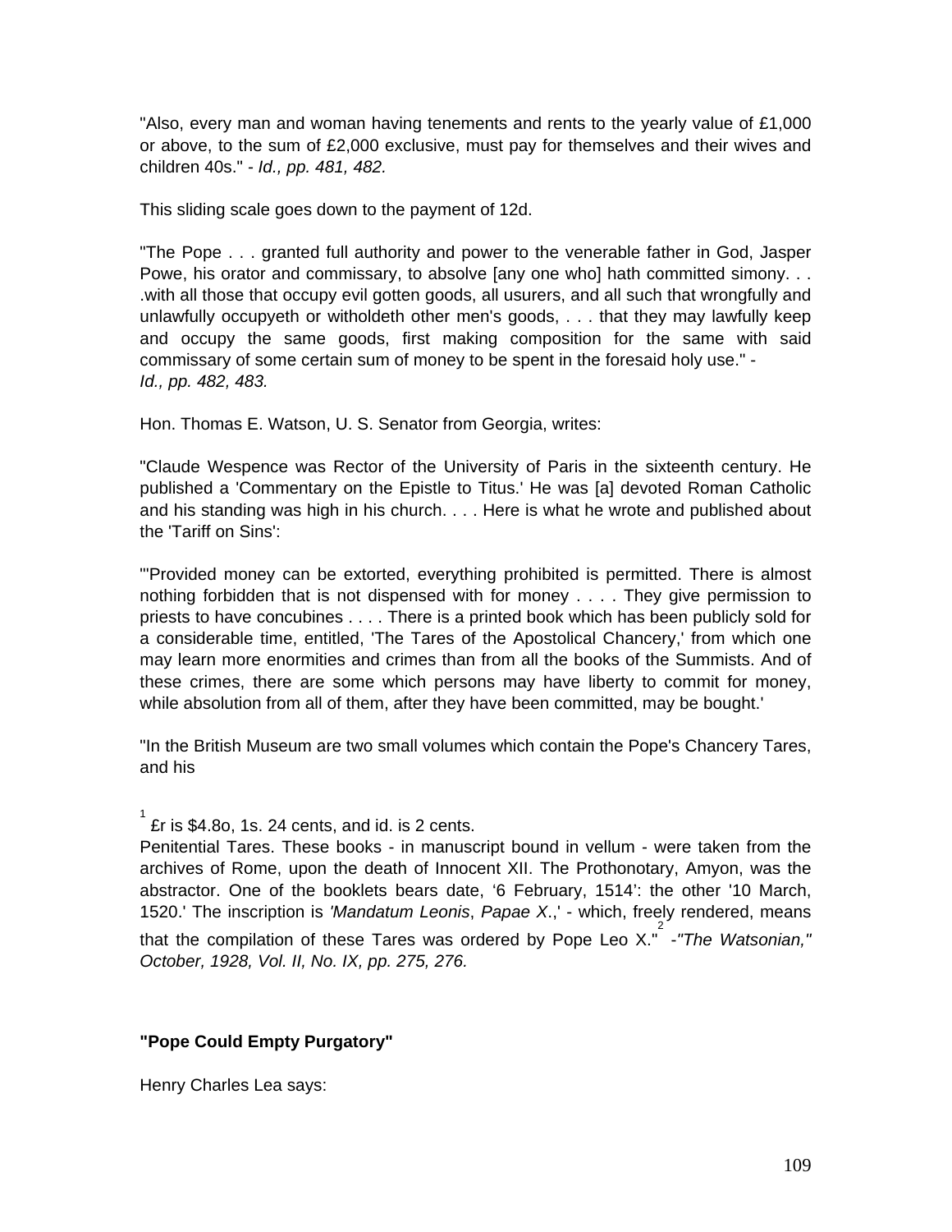"Also, every man and woman having tenements and rents to the yearly value of £1,000 or above, to the sum of £2,000 exclusive, must pay for themselves and their wives and children 40s." - *Id., pp. 481, 482.*

This sliding scale goes down to the payment of 12d.

"The Pope . . . granted full authority and power to the venerable father in God, Jasper Powe, his orator and commissary, to absolve [any one who] hath committed simony. . . .with all those that occupy evil gotten goods, all usurers, and all such that wrongfully and unlawfully occupyeth or witholdeth other men's goods, . . . that they may lawfully keep and occupy the same goods, first making composition for the same with said commissary of some certain sum of money to be spent in the foresaid holy use." - *Id., pp. 482, 483.*

Hon. Thomas E. Watson, U. S. Senator from Georgia, writes:

"Claude Wespence was Rector of the University of Paris in the sixteenth century. He published a 'Commentary on the Epistle to Titus.' He was [a] devoted Roman Catholic and his standing was high in his church. . . . Here is what he wrote and published about the 'Tariff on Sins':

"'Provided money can be extorted, everything prohibited is permitted. There is almost nothing forbidden that is not dispensed with for money . . . . They give permission to priests to have concubines . . . . There is a printed book which has been publicly sold for a considerable time, entitled, 'The Tares of the Apostolical Chancery,' from which one may learn more enormities and crimes than from all the books of the Summists. And of these crimes, there are some which persons may have liberty to commit for money, while absolution from all of them, after they have been committed, may be bought.'

"In the British Museum are two small volumes which contain the Pope's Chancery Tares, and his Penitential Tares. These books - in manuscript bound in vellum - were taken from the archives of Rome, upon the death of Innocent XII. The Prothonotary, Amyon, was the abstractor. One of the booklets bears date, '6 February, 1514': the other '10 March, 1520.' The inscription is *'Mandatum Leonis*, *Papae X*.,' - which, freely rendered, means that the compilation of these Tares was ordered by Pope Leo X."[2] -*"The Watsonian," October, 1928, Vol. II, No. IX, pp. 275, 276.*

[1] £r is $4.8o, 1s. 24 cents, and id. is 2 cents.

**"Pope Could Empty Purgatory"**

Henry Charles Lea says: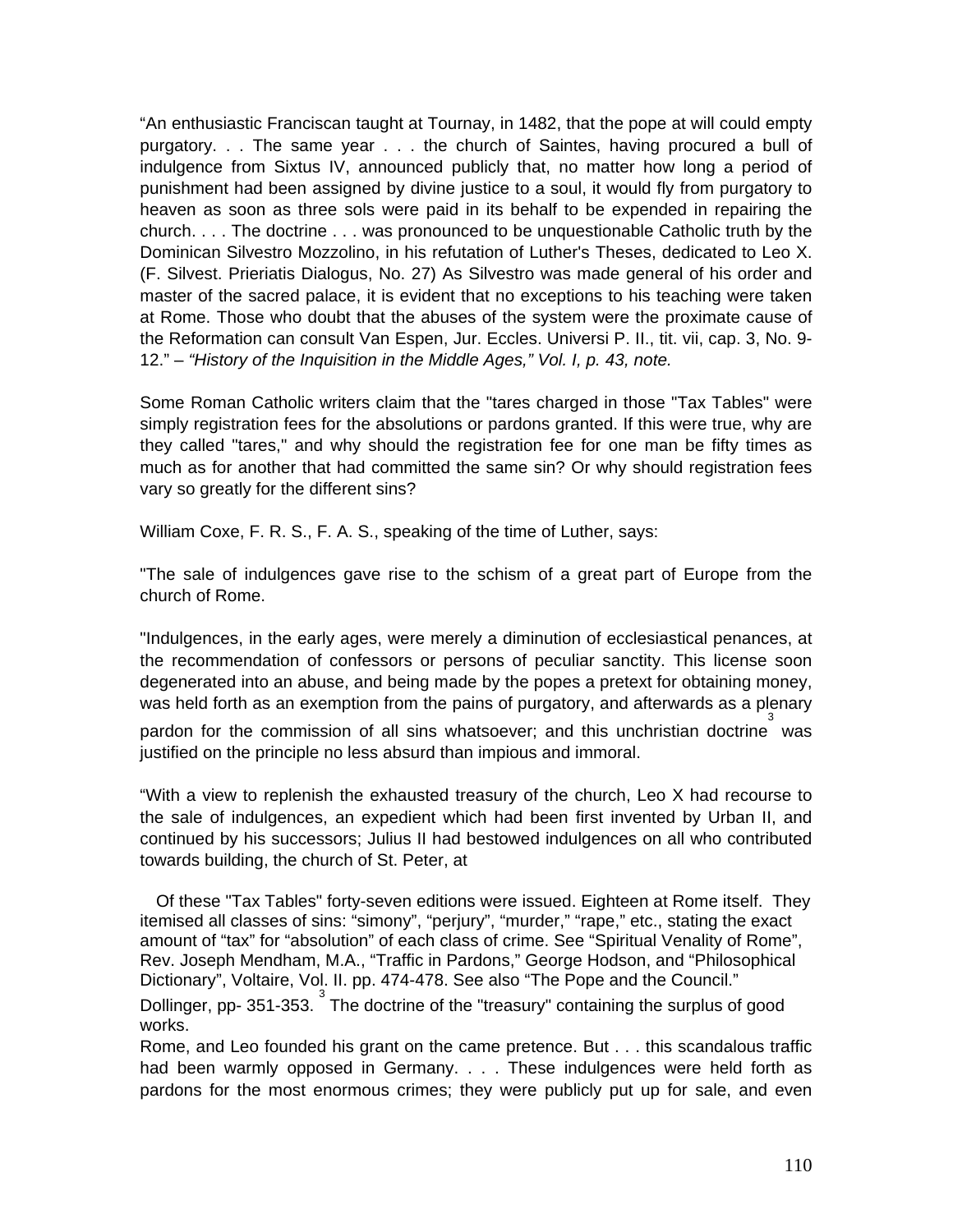“An enthusiastic Franciscan taught at Tournay, in 1482, that the pope at will could empty purgatory. . . The same year . . . the church of Saintes, having procured a bull of indulgence from Sixtus IV, announced publicly that, no matter how long a period of punishment had been assigned by divine justice to a soul, it would fly from purgatory to heaven as soon as three sols were paid in its behalf to be expended in repairing the church. . . . The doctrine . . . was pronounced to be unquestionable Catholic truth by the Dominican Silvestro Mozzolino, in his refutation of Luther's Theses, dedicated to Leo X. (F. Silvest. Prieriatis Dialogus, No. 27) As Silvestro was made general of his order and master of the sacred palace, it is evident that no exceptions to his teaching were taken at Rome. Those who doubt that the abuses of the system were the proximate cause of the Reformation can consult Van Espen, Jur. Eccles. Universi P. II., tit. vii, cap. 3, No. 9-12.” – *“History of the Inquisition in the Middle Ages,” Vol. I, p. 43, note.*

Some Roman Catholic writers claim that the "tares charged in those "Tax Tables" were simply registration fees for the absolutions or pardons granted. If this were true, why are they called "tares," and why should the registration fee for one man be fifty times as much as for another that had committed the same sin? Or why should registration fees vary so greatly for the different sins?

William Coxe, F. R. S., F. A. S., speaking of the time of Luther, says:

"The sale of indulgences gave rise to the schism of a great part of Europe from the church of Rome.

"Indulgences, in the early ages, were merely a diminution of ecclesiastical penances, at the recommendation of confessors or persons of peculiar sanctity. This license soon degenerated into an abuse, and being made by the popes a pretext for obtaining money, was held forth as an exemption from the pains of purgatory, and afterwards as a plenary pardon for the commission of all sins whatsoever; and this unchristian doctrine[3] was justified on the principle no less absurd than impious and immoral.

“With a view to replenish the exhausted treasury of the church, Leo X had recourse to the sale of indulgences, an expedient which had been first invented by Urban II, and continued by his successors; Julius II had bestowed indulgences on all who contributed towards building, the church of St. Peter, at Rome, and Leo founded his grant on the came pretence. But . . . this scandalous traffic had been warmly opposed in Germany. . . . These indulgences were held forth as pardons for the most enormous crimes; they were publicly put up for sale, and even

Of these "Tax Tables" forty-seven editions were issued. Eighteen at Rome itself. They itemised all classes of sins: “simony”, “perjury”, “murder,” “rape,” etc., stating the exact amount of “tax” for “absolution” of each class of crime. See “Spiritual Venality of Rome”, Rev. Joseph Mendham, M.A., “Traffic in Pardons,” George Hodson, and “Philosophical Dictionary”, Voltaire, Vol. II. pp. 474-478. See also “The Pope and the Council.” Dollinger, pp- 351-353.

[3] The doctrine of the "treasury" containing the surplus of good works.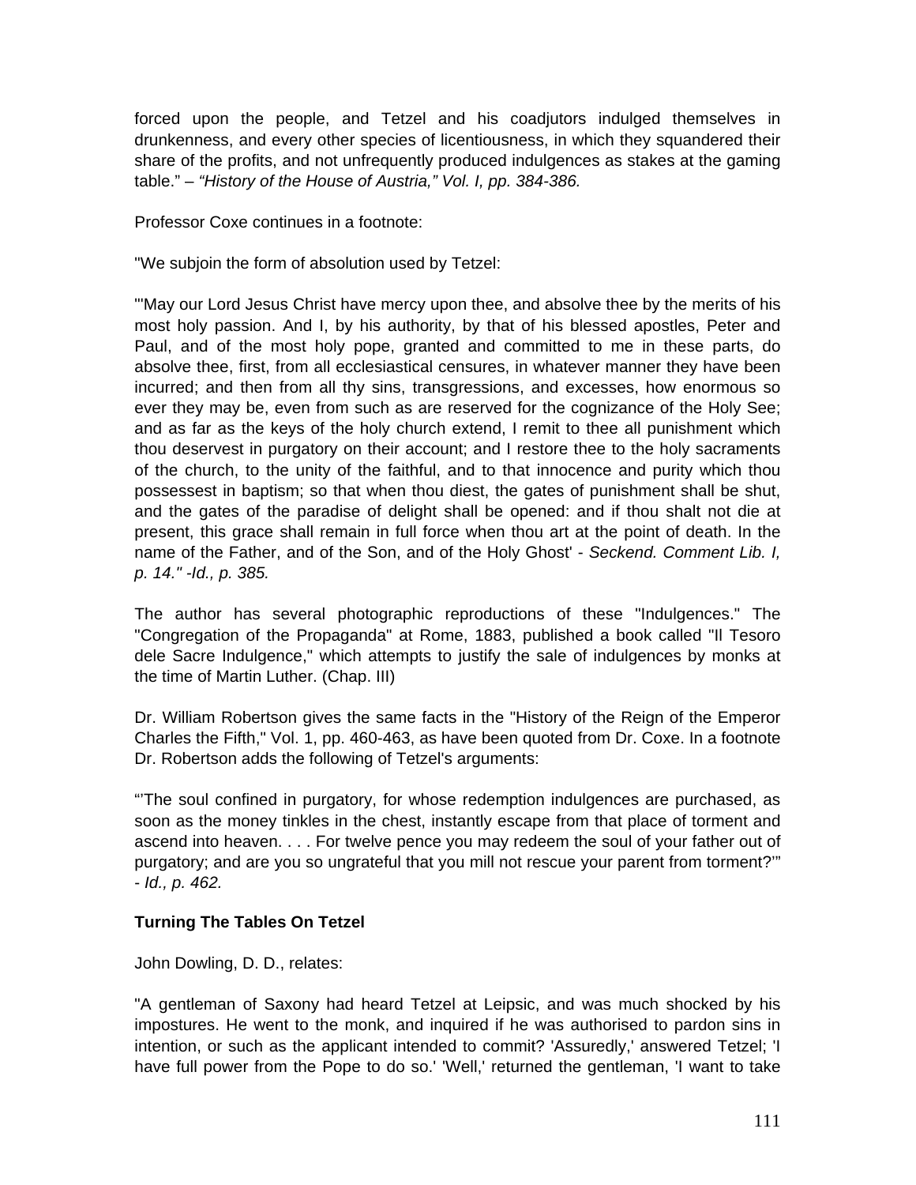forced upon the people, and Tetzel and his coadjutors indulged themselves in drunkenness, and every other species of licentiousness, in which they squandered their share of the profits, and not unfrequently produced indulgences as stakes at the gaming table." – *"History of the House of Austria," Vol. I, pp. 384-386.*

Professor Coxe continues in a footnote:

"We subjoin the form of absolution used by Tetzel:

"'May our Lord Jesus Christ have mercy upon thee, and absolve thee by the merits of his most holy passion. And I, by his authority, by that of his blessed apostles, Peter and Paul, and of the most holy pope, granted and committed to me in these parts, do absolve thee, first, from all ecclesiastical censures, in whatever manner they have been incurred; and then from all thy sins, transgressions, and excesses, how enormous so ever they may be, even from such as are reserved for the cognizance of the Holy See; and as far as the keys of the holy church extend, I remit to thee all punishment which thou deservest in purgatory on their account; and I restore thee to the holy sacraments of the church, to the unity of the faithful, and to that innocence and purity which thou possessest in baptism; so that when thou diest, the gates of punishment shall be shut, and the gates of the paradise of delight shall be opened: and if thou shalt not die at present, this grace shall remain in full force when thou art at the point of death. In the name of the Father, and of the Son, and of the Holy Ghost' - *Seckend. Comment Lib. I, p. 14." -Id., p. 385.*

The author has several photographic reproductions of these "Indulgences." The "Congregation of the Propaganda" at Rome, 1883, published a book called "Il Tesoro dele Sacre Indulgence," which attempts to justify the sale of indulgences by monks at the time of Martin Luther. (Chap. III)

Dr. William Robertson gives the same facts in the "History of the Reign of the Emperor Charles the Fifth," Vol. 1, pp. 460-463, as have been quoted from Dr. Coxe. In a footnote Dr. Robertson adds the following of Tetzel's arguments:

"'The soul confined in purgatory, for whose redemption indulgences are purchased, as soon as the money tinkles in the chest, instantly escape from that place of torment and ascend into heaven. . . . For twelve pence you may redeem the soul of your father out of purgatory; and are you so ungrateful that you mill not rescue your parent from torment?'" - *Id., p. 462.*

**Turning The Tables On Tetzel**

John Dowling, D. D., relates:

"A gentleman of Saxony had heard Tetzel at Leipsic, and was much shocked by his impostures. He went to the monk, and inquired if he was authorised to pardon sins in intention, or such as the applicant intended to commit? 'Assuredly,' answered Tetzel; 'I have full power from the Pope to do so.' 'Well,' returned the gentleman, 'I want to take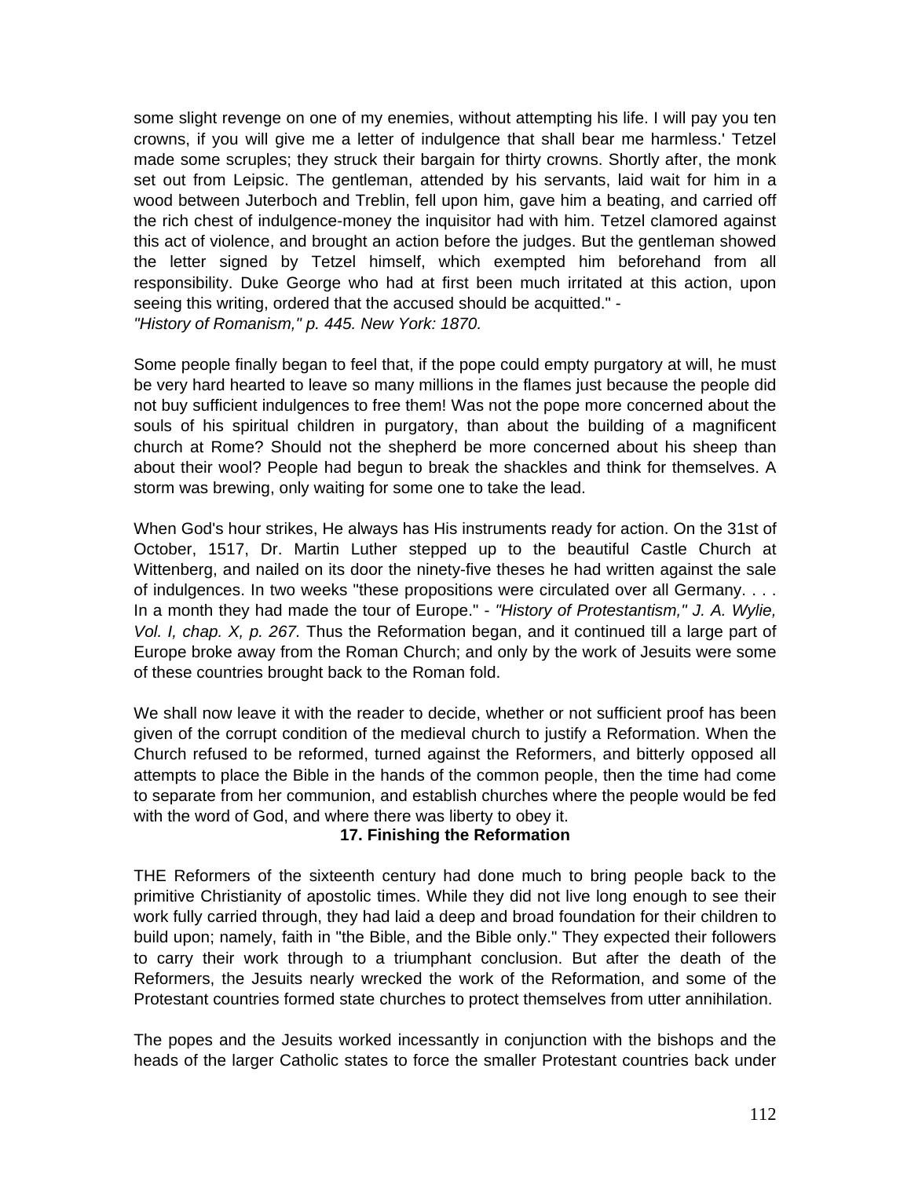some slight revenge on one of my enemies, without attempting his life. I will pay you ten crowns, if you will give me a letter of indulgence that shall bear me harmless.' Tetzel made some scruples; they struck their bargain for thirty crowns. Shortly after, the monk set out from Leipsic. The gentleman, attended by his servants, laid wait for him in a wood between Juterboch and Treblin, fell upon him, gave him a beating, and carried off the rich chest of indulgence-money the inquisitor had with him. Tetzel clamored against this act of violence, and brought an action before the judges. But the gentleman showed the letter signed by Tetzel himself, which exempted him beforehand from all responsibility. Duke George who had at first been much irritated at this action, upon seeing this writing, ordered that the accused should be acquitted." - *"History of Romanism," p. 445. New York: 1870.*

Some people finally began to feel that, if the pope could empty purgatory at will, he must be very hard hearted to leave so many millions in the flames just because the people did not buy sufficient indulgences to free them! Was not the pope more concerned about the souls of his spiritual children in purgatory, than about the building of a magnificent church at Rome? Should not the shepherd be more concerned about his sheep than about their wool? People had begun to break the shackles and think for themselves. A storm was brewing, only waiting for some one to take the lead.

When God's hour strikes, He always has His instruments ready for action. On the 31st of October, 1517, Dr. Martin Luther stepped up to the beautiful Castle Church at Wittenberg, and nailed on its door the ninety-five theses he had written against the sale of indulgences. In two weeks "these propositions were circulated over all Germany. . . . In a month they had made the tour of Europe." - *"History of Protestantism," J. A. Wylie, Vol. I, chap. X, p. 267.* Thus the Reformation began, and it continued till a large part of Europe broke away from the Roman Church; and only by the work of Jesuits were some of these countries brought back to the Roman fold.

We shall now leave it with the reader to decide, whether or not sufficient proof has been given of the corrupt condition of the medieval church to justify a Reformation. When the Church refused to be reformed, turned against the Reformers, and bitterly opposed all attempts to place the Bible in the hands of the common people, then the time had come to separate from her communion, and establish churches where the people would be fed with the word of God, and where there was liberty to obey it.

## 17. Finishing the Reformation

THE Reformers of the sixteenth century had done much to bring people back to the primitive Christianity of apostolic times. While they did not live long enough to see their work fully carried through, they had laid a deep and broad foundation for their children to build upon; namely, faith in "the Bible, and the Bible only." They expected their followers to carry their work through to a triumphant conclusion. But after the death of the Reformers, the Jesuits nearly wrecked the work of the Reformation, and some of the Protestant countries formed state churches to protect themselves from utter annihilation.

The popes and the Jesuits worked incessantly in conjunction with the bishops and the heads of the larger Catholic states to force the smaller Protestant countries back under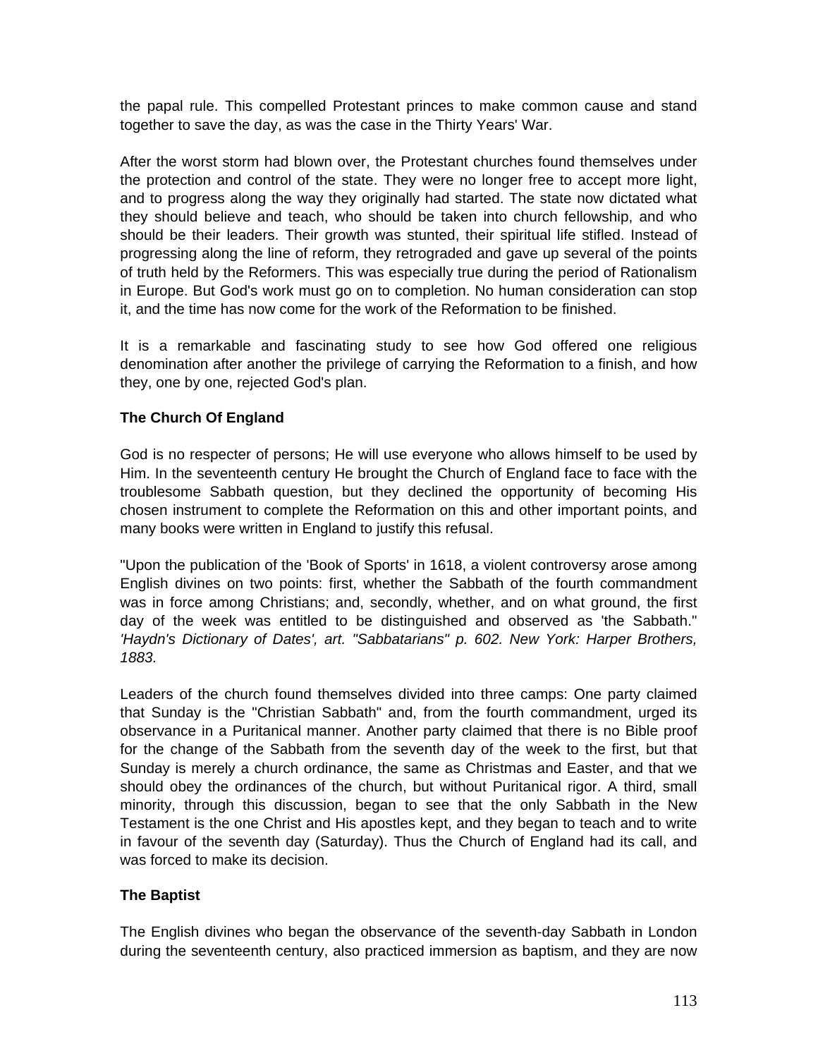the papal rule. This compelled Protestant princes to make common cause and stand together to save the day, as was the case in the Thirty Years' War.

After the worst storm had blown over, the Protestant churches found themselves under the protection and control of the state. They were no longer free to accept more light, and to progress along the way they originally had started. The state now dictated what they should believe and teach, who should be taken into church fellowship, and who should be their leaders. Their growth was stunted, their spiritual life stifled. Instead of progressing along the line of reform, they retrograded and gave up several of the points of truth held by the Reformers. This was especially true during the period of Rationalism in Europe. But God's work must go on to completion. No human consideration can stop it, and the time has now come for the work of the Reformation to be finished.

It is a remarkable and fascinating study to see how God offered one religious denomination after another the privilege of carrying the Reformation to a finish, and how they, one by one, rejected God's plan.

**The Church Of England**

God is no respecter of persons; He will use everyone who allows himself to be used by Him. In the seventeenth century He brought the Church of England face to face with the troublesome Sabbath question, but they declined the opportunity of becoming His chosen instrument to complete the Reformation on this and other important points, and many books were written in England to justify this refusal.

"Upon the publication of the 'Book of Sports' in 1618, a violent controversy arose among English divines on two points: first, whether the Sabbath of the fourth commandment was in force among Christians; and, secondly, whether, and on what ground, the first day of the week was entitled to be distinguished and observed as 'the Sabbath." *'Haydn's Dictionary of Dates', art. "Sabbatarians" p. 602. New York: Harper Brothers, 1883.*

Leaders of the church found themselves divided into three camps: One party claimed that Sunday is the "Christian Sabbath" and, from the fourth commandment, urged its observance in a Puritanical manner. Another party claimed that there is no Bible proof for the change of the Sabbath from the seventh day of the week to the first, but that Sunday is merely a church ordinance, the same as Christmas and Easter, and that we should obey the ordinances of the church, but without Puritanical rigor. A third, small minority, through this discussion, began to see that the only Sabbath in the New Testament is the one Christ and His apostles kept, and they began to teach and to write in favour of the seventh day (Saturday). Thus the Church of England had its call, and was forced to make its decision.

**The Baptist**

The English divines who began the observance of the seventh-day Sabbath in London during the seventeenth century, also practiced immersion as baptism, and they are now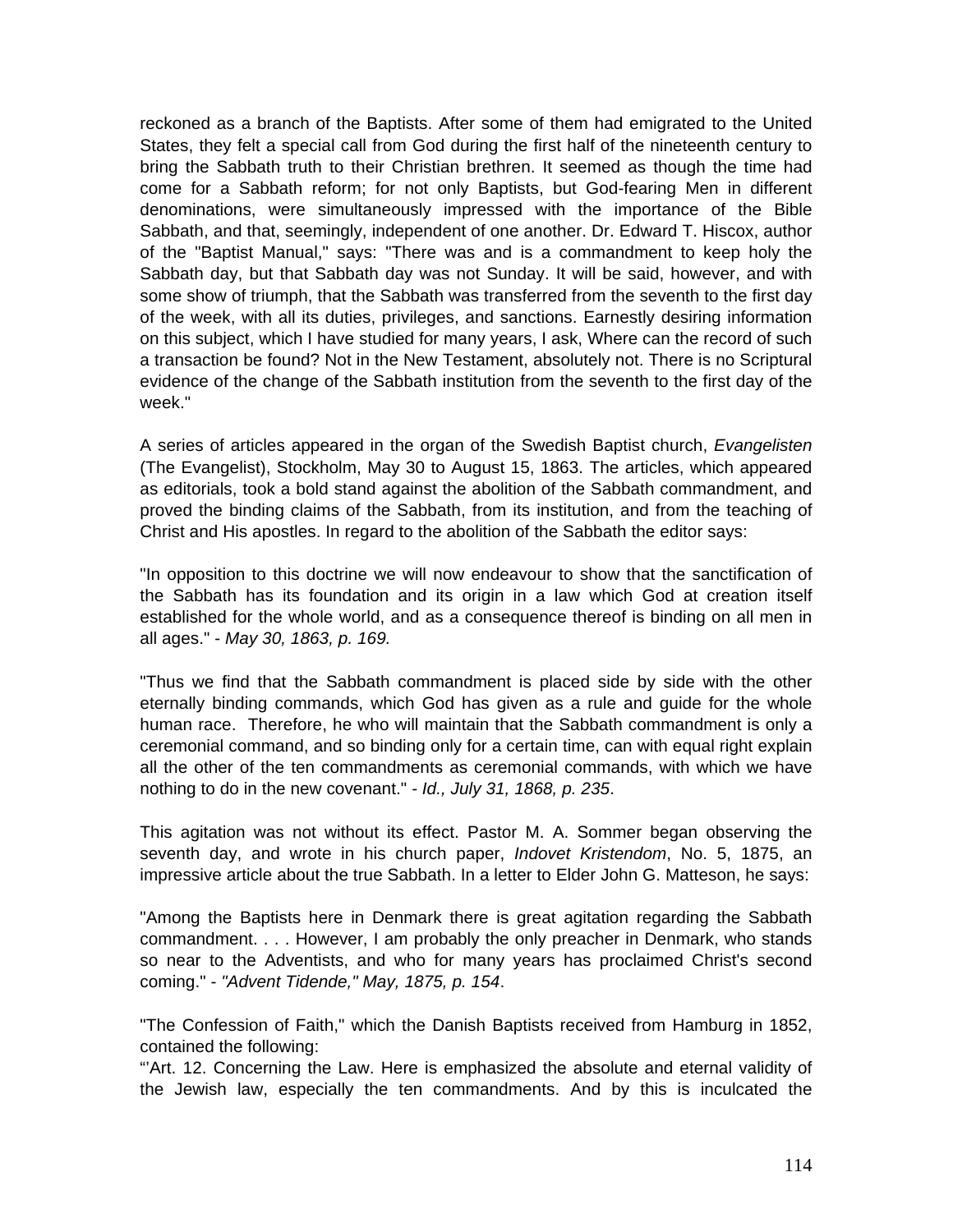reckoned as a branch of the Baptists. After some of them had emigrated to the United States, they felt a special call from God during the first half of the nineteenth century to bring the Sabbath truth to their Christian brethren. It seemed as though the time had come for a Sabbath reform; for not only Baptists, but God-fearing Men in different denominations, were simultaneously impressed with the importance of the Bible Sabbath, and that, seemingly, independent of one another. Dr. Edward T. Hiscox, author of the "Baptist Manual," says: "There was and is a commandment to keep holy the Sabbath day, but that Sabbath day was not Sunday. It will be said, however, and with some show of triumph, that the Sabbath was transferred from the seventh to the first day of the week, with all its duties, privileges, and sanctions. Earnestly desiring information on this subject, which I have studied for many years, I ask, Where can the record of such a transaction be found? Not in the New Testament, absolutely not. There is no Scriptural evidence of the change of the Sabbath institution from the seventh to the first day of the week."

A series of articles appeared in the organ of the Swedish Baptist church, *Evangelisten* (The Evangelist), Stockholm, May 30 to August 15, 1863. The articles, which appeared as editorials, took a bold stand against the abolition of the Sabbath commandment, and proved the binding claims of the Sabbath, from its institution, and from the teaching of Christ and His apostles. In regard to the abolition of the Sabbath the editor says:

"In opposition to this doctrine we will now endeavour to show that the sanctification of the Sabbath has its foundation and its origin in a law which God at creation itself established for the whole world, and as a consequence thereof is binding on all men in all ages." - *May 30, 1863, p. 169.*

"Thus we find that the Sabbath commandment is placed side by side with the other eternally binding commands, which God has given as a rule and guide for the whole human race. Therefore, he who will maintain that the Sabbath commandment is only a ceremonial command, and so binding only for a certain time, can with equal right explain all the other of the ten commandments as ceremonial commands, with which we have nothing to do in the new covenant." - *Id., July 31, 1868, p. 235*.

This agitation was not without its effect. Pastor M. A. Sommer began observing the seventh day, and wrote in his church paper, *Indovet Kristendom*, No. 5, 1875, an impressive article about the true Sabbath. In a letter to Elder John G. Matteson, he says:

"Among the Baptists here in Denmark there is great agitation regarding the Sabbath commandment. . . . However, I am probably the only preacher in Denmark, who stands so near to the Adventists, and who for many years has proclaimed Christ's second coming." - *"Advent Tidende," May, 1875, p. 154*.

"The Confession of Faith," which the Danish Baptists received from Hamburg in 1852, contained the following:
"'Art. 12. Concerning the Law. Here is emphasized the absolute and eternal validity of the Jewish law, especially the ten commandments. And by this is inculcated the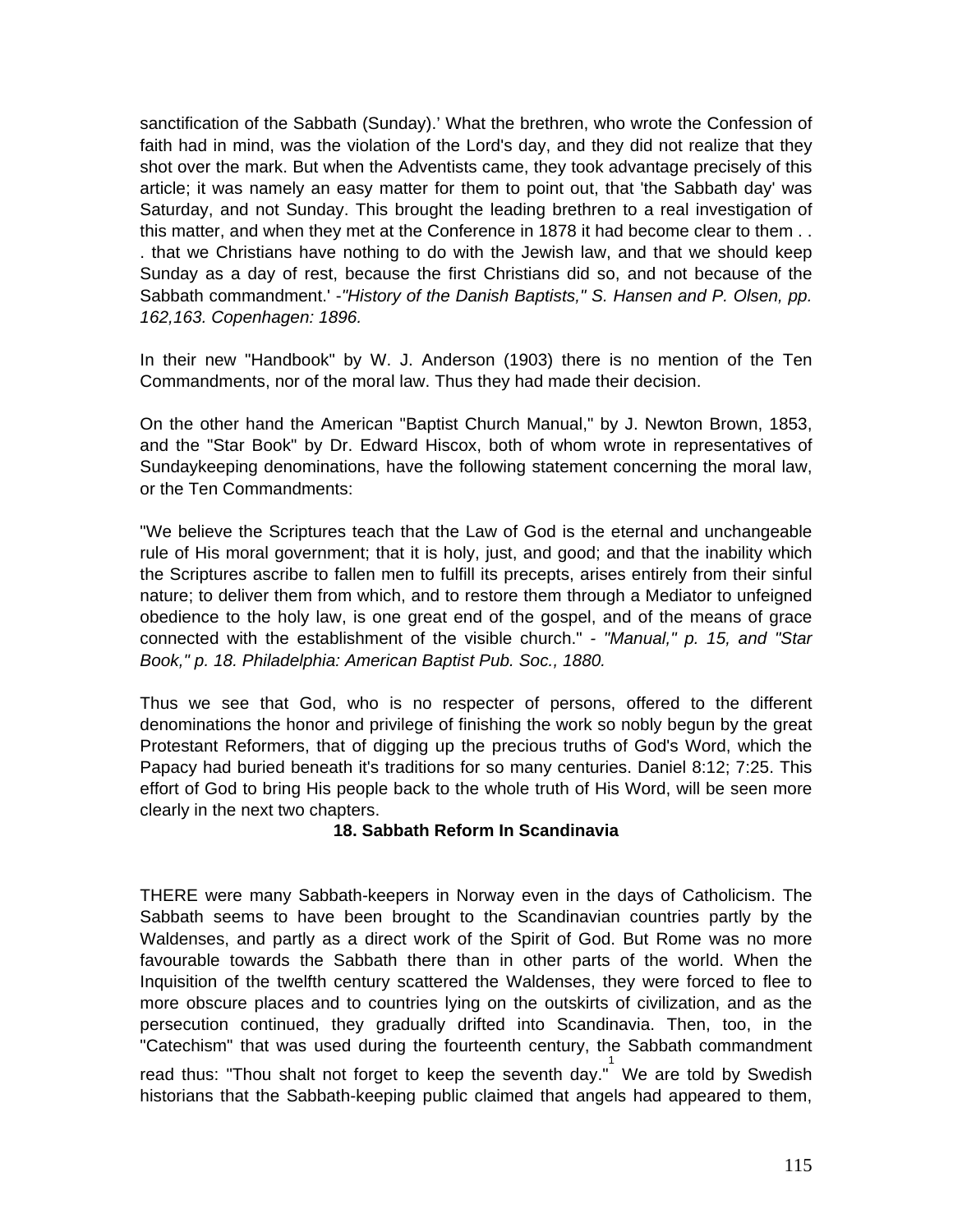sanctification of the Sabbath (Sunday).' What the brethren, who wrote the Confession of faith had in mind, was the violation of the Lord's day, and they did not realize that they shot over the mark. But when the Adventists came, they took advantage precisely of this article; it was namely an easy matter for them to point out, that 'the Sabbath day' was Saturday, and not Sunday. This brought the leading brethren to a real investigation of this matter, and when they met at the Conference in 1878 it had become clear to them . . . that we Christians have nothing to do with the Jewish law, and that we should keep Sunday as a day of rest, because the first Christians did so, and not because of the Sabbath commandment.' -*"History of the Danish Baptists," S. Hansen and P. Olsen, pp. 162,163. Copenhagen: 1896.*

In their new "Handbook" by W. J. Anderson (1903) there is no mention of the Ten Commandments, nor of the moral law. Thus they had made their decision.

On the other hand the American "Baptist Church Manual," by J. Newton Brown, 1853, and the "Star Book" by Dr. Edward Hiscox, both of whom wrote in representatives of Sundaykeeping denominations, have the following statement concerning the moral law, or the Ten Commandments:

"We believe the Scriptures teach that the Law of God is the eternal and unchangeable rule of His moral government; that it is holy, just, and good; and that the inability which the Scriptures ascribe to fallen men to fulfill its precepts, arises entirely from their sinful nature; to deliver them from which, and to restore them through a Mediator to unfeigned obedience to the holy law, is one great end of the gospel, and of the means of grace connected with the establishment of the visible church." - *"Manual," p. 15, and "Star Book," p. 18. Philadelphia: American Baptist Pub. Soc., 1880.*

Thus we see that God, who is no respecter of persons, offered to the different denominations the honor and privilege of finishing the work so nobly begun by the great Protestant Reformers, that of digging up the precious truths of God's Word, which the Papacy had buried beneath it's traditions for so many centuries. Daniel 8:12; 7:25. This effort of God to bring His people back to the whole truth of His Word, will be seen more clearly in the next two chapters.

## 18. Sabbath Reform In Scandinavia

THERE were many Sabbath-keepers in Norway even in the days of Catholicism. The Sabbath seems to have been brought to the Scandinavian countries partly by the Waldenses, and partly as a direct work of the Spirit of God. But Rome was no more favourable towards the Sabbath there than in other parts of the world. When the Inquisition of the twelfth century scattered the Waldenses, they were forced to flee to more obscure places and to countries lying on the outskirts of civilization, and as the persecution continued, they gradually drifted into Scandinavia. Then, too, in the "Catechism" that was used during the fourteenth century, the Sabbath commandment read thus: "Thou shalt not forget to keep the seventh day."[1] We are told by Swedish historians that the Sabbath-keeping public claimed that angels had appeared to them,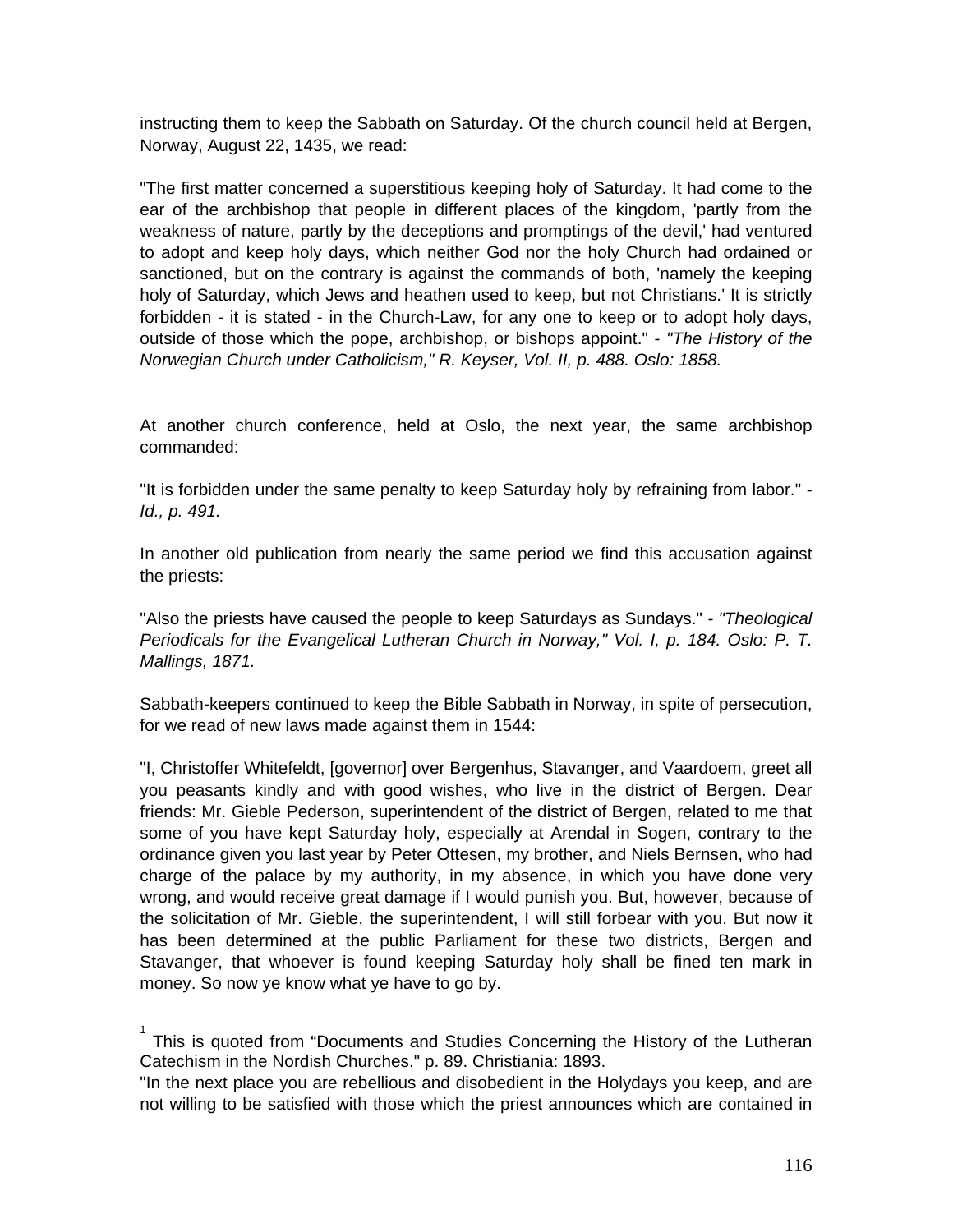instructing them to keep the Sabbath on Saturday. Of the church council held at Bergen, Norway, August 22, 1435, we read:

"The first matter concerned a superstitious keeping holy of Saturday. It had come to the ear of the archbishop that people in different places of the kingdom, 'partly from the weakness of nature, partly by the deceptions and promptings of the devil,' had ventured to adopt and keep holy days, which neither God nor the holy Church had ordained or sanctioned, but on the contrary is against the commands of both, 'namely the keeping holy of Saturday, which Jews and heathen used to keep, but not Christians.' It is strictly forbidden - it is stated - in the Church-Law, for any one to keep or to adopt holy days, outside of those which the pope, archbishop, or bishops appoint." - *"The History of the Norwegian Church under Catholicism," R. Keyser, Vol. II, p. 488. Oslo: 1858.*

At another church conference, held at Oslo, the next year, the same archbishop commanded:

"It is forbidden under the same penalty to keep Saturday holy by refraining from labor." - *Id., p. 491.*

In another old publication from nearly the same period we find this accusation against the priests:

"Also the priests have caused the people to keep Saturdays as Sundays." - *"Theological Periodicals for the Evangelical Lutheran Church in Norway," Vol. I, p. 184. Oslo: P. T. Mallings, 1871.*

Sabbath-keepers continued to keep the Bible Sabbath in Norway, in spite of persecution, for we read of new laws made against them in 1544:

"I, Christoffer Whitefeldt, [governor] over Bergenhus, Stavanger, and Vaardoem, greet all you peasants kindly and with good wishes, who live in the district of Bergen. Dear friends: Mr. Gieble Pederson, superintendent of the district of Bergen, related to me that some of you have kept Saturday holy, especially at Arendal in Sogen, contrary to the ordinance given you last year by Peter Ottesen, my brother, and Niels Bernsen, who had charge of the palace by my authority, in my absence, in which you have done very wrong, and would receive great damage if I would punish you. But, however, because of the solicitation of Mr. Gieble, the superintendent, I will still forbear with you. But now it has been determined at the public Parliament for these two districts, Bergen and Stavanger, that whoever is found keeping Saturday holy shall be fined ten mark in money. So now ye know what ye have to go by.

[1] This is quoted from "Documents and Studies Concerning the History of the Lutheran Catechism in the Nordish Churches." p. 89. Christiania: 1893.

"In the next place you are rebellious and disobedient in the Holydays you keep, and are not willing to be satisfied with those which the priest announces which are contained in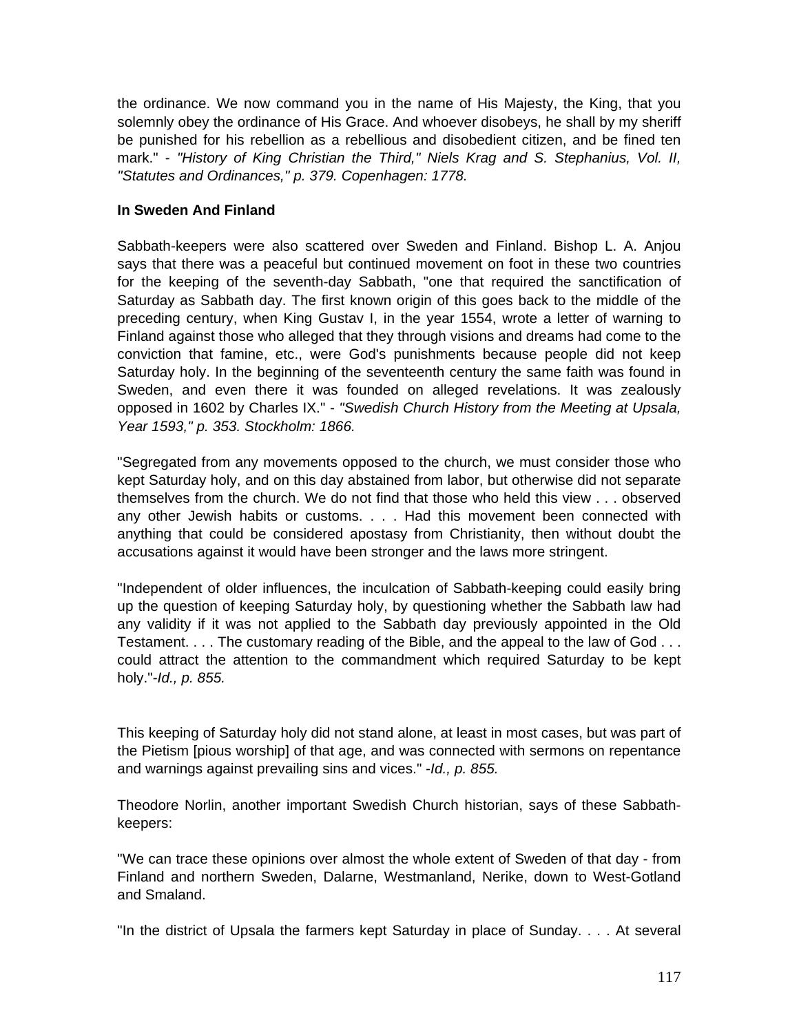the ordinance. We now command you in the name of His Majesty, the King, that you solemnly obey the ordinance of His Grace. And whoever disobeys, he shall by my sheriff be punished for his rebellion as a rebellious and disobedient citizen, and be fined ten mark." - *"History of King Christian the Third," Niels Krag and S. Stephanius, Vol. II, "Statutes and Ordinances," p. 379. Copenhagen: 1778.*

**In Sweden And Finland**

Sabbath-keepers were also scattered over Sweden and Finland. Bishop L. A. Anjou says that there was a peaceful but continued movement on foot in these two countries for the keeping of the seventh-day Sabbath, "one that required the sanctification of Saturday as Sabbath day. The first known origin of this goes back to the middle of the preceding century, when King Gustav I, in the year 1554, wrote a letter of warning to Finland against those who alleged that they through visions and dreams had come to the conviction that famine, etc., were God's punishments because people did not keep Saturday holy. In the beginning of the seventeenth century the same faith was found in Sweden, and even there it was founded on alleged revelations. It was zealously opposed in 1602 by Charles IX." - *"Swedish Church History from the Meeting at Upsala, Year 1593," p. 353. Stockholm: 1866.*

"Segregated from any movements opposed to the church, we must consider those who kept Saturday holy, and on this day abstained from labor, but otherwise did not separate themselves from the church. We do not find that those who held this view . . . observed any other Jewish habits or customs. . . . Had this movement been connected with anything that could be considered apostasy from Christianity, then without doubt the accusations against it would have been stronger and the laws more stringent.

"Independent of older influences, the inculcation of Sabbath-keeping could easily bring up the question of keeping Saturday holy, by questioning whether the Sabbath law had any validity if it was not applied to the Sabbath day previously appointed in the Old Testament. . . . The customary reading of the Bible, and the appeal to the law of God . . . could attract the attention to the commandment which required Saturday to be kept holy."-*Id., p. 855.*

This keeping of Saturday holy did not stand alone, at least in most cases, but was part of the Pietism [pious worship] of that age, and was connected with sermons on repentance and warnings against prevailing sins and vices." -*Id., p. 855.*

Theodore Norlin, another important Swedish Church historian, says of these Sabbath-keepers:

"We can trace these opinions over almost the whole extent of Sweden of that day - from Finland and northern Sweden, Dalarne, Westmanland, Nerike, down to West-Gotland and Smaland.

"In the district of Upsala the farmers kept Saturday in place of Sunday. . . . At several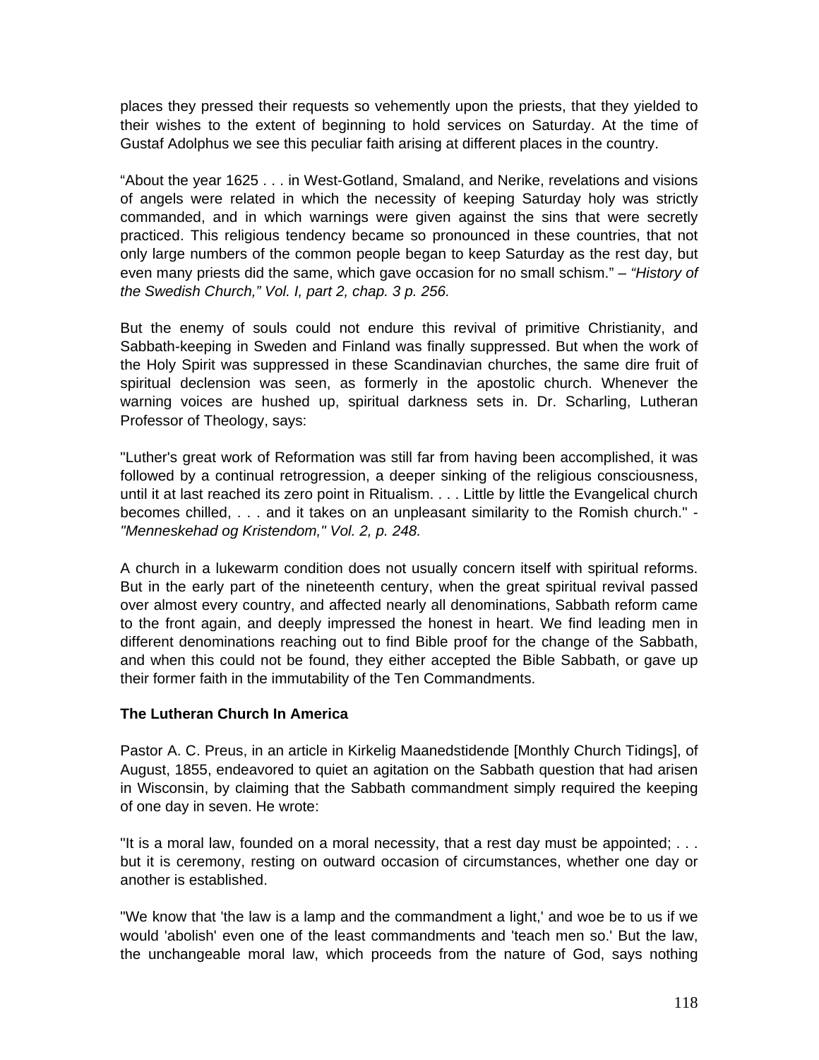places they pressed their requests so vehemently upon the priests, that they yielded to their wishes to the extent of beginning to hold services on Saturday. At the time of Gustaf Adolphus we see this peculiar faith arising at different places in the country.

“About the year 1625 . . . in West-Gotland, Smaland, and Nerike, revelations and visions of angels were related in which the necessity of keeping Saturday holy was strictly commanded, and in which warnings were given against the sins that were secretly practiced. This religious tendency became so pronounced in these countries, that not only large numbers of the common people began to keep Saturday as the rest day, but even many priests did the same, which gave occasion for no small schism.” – *“History of the Swedish Church,” Vol. I, part 2, chap. 3 p. 256.*

But the enemy of souls could not endure this revival of primitive Christianity, and Sabbath-keeping in Sweden and Finland was finally suppressed. But when the work of the Holy Spirit was suppressed in these Scandinavian churches, the same dire fruit of spiritual declension was seen, as formerly in the apostolic church. Whenever the warning voices are hushed up, spiritual darkness sets in. Dr. Scharling, Lutheran Professor of Theology, says:

"Luther's great work of Reformation was still far from having been accomplished, it was followed by a continual retrogression, a deeper sinking of the religious consciousness, until it at last reached its zero point in Ritualism. . . . Little by little the Evangelical church becomes chilled, . . . and it takes on an unpleasant similarity to the Romish church." - *"Menneskehad og Kristendom," Vol. 2, p. 248.*

A church in a lukewarm condition does not usually concern itself with spiritual reforms. But in the early part of the nineteenth century, when the great spiritual revival passed over almost every country, and affected nearly all denominations, Sabbath reform came to the front again, and deeply impressed the honest in heart. We find leading men in different denominations reaching out to find Bible proof for the change of the Sabbath, and when this could not be found, they either accepted the Bible Sabbath, or gave up their former faith in the immutability of the Ten Commandments.

**The Lutheran Church In America**

Pastor A. C. Preus, in an article in Kirkelig Maanedstidende [Monthly Church Tidings], of August, 1855, endeavored to quiet an agitation on the Sabbath question that had arisen in Wisconsin, by claiming that the Sabbath commandment simply required the keeping of one day in seven. He wrote:

"It is a moral law, founded on a moral necessity, that a rest day must be appointed; . . . but it is ceremony, resting on outward occasion of circumstances, whether one day or another is established.

"We know that 'the law is a lamp and the commandment a light,' and woe be to us if we would 'abolish' even one of the least commandments and 'teach men so.' But the law, the unchangeable moral law, which proceeds from the nature of God, says nothing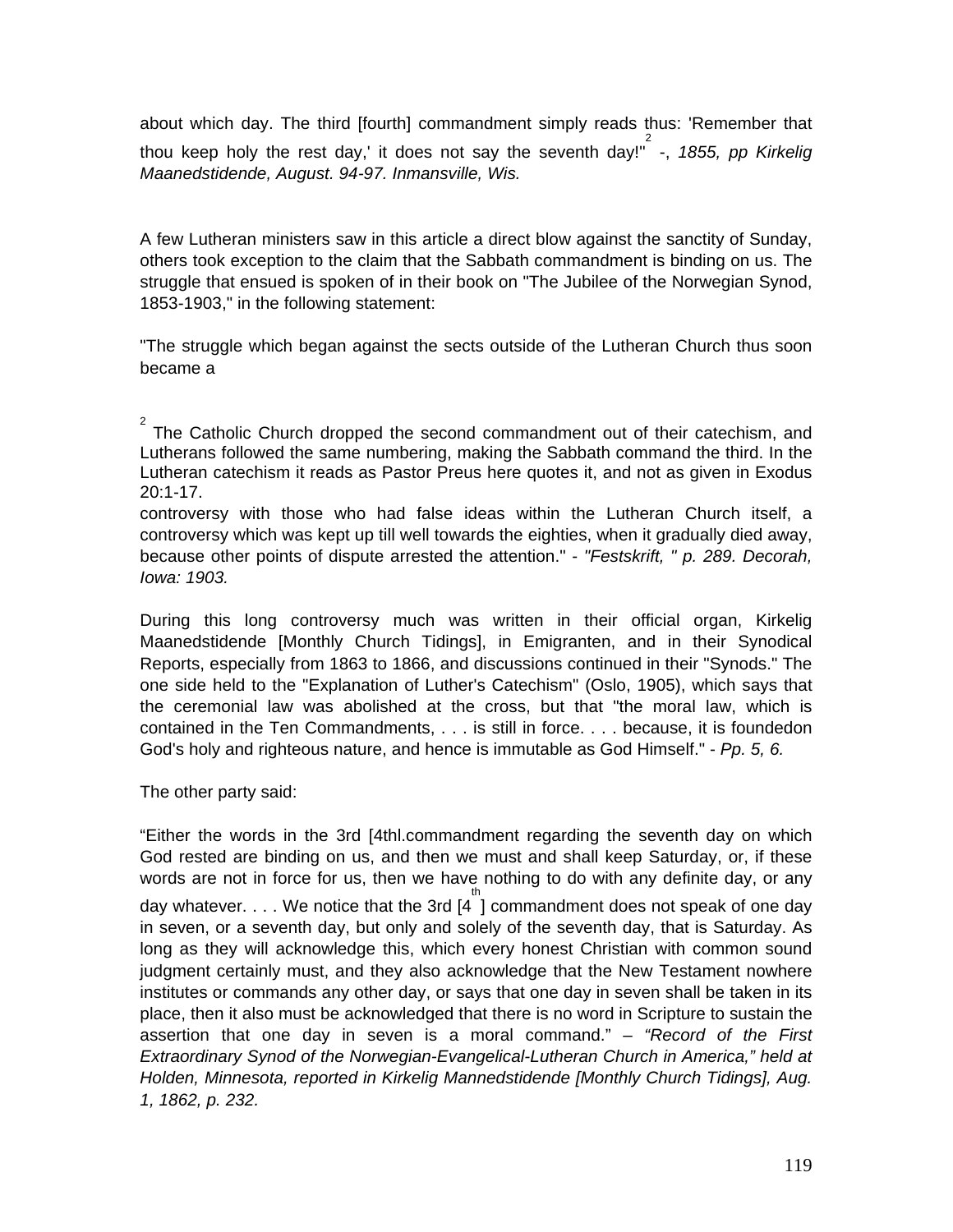about which day. The third [fourth] commandment simply reads thus: 'Remember that thou keep holy the rest day,' it does not say the seventh day!"[2] -, *1855, pp Kirkelig Maanedstidende, August. 94-97. Inmansville, Wis.*

A few Lutheran ministers saw in this article a direct blow against the sanctity of Sunday, others took exception to the claim that the Sabbath commandment is binding on us. The struggle that ensued is spoken of in their book on "The Jubilee of the Norwegian Synod, 1853-1903," in the following statement:

"The struggle which began against the sects outside of the Lutheran Church thus soon became a controversy with those who had false ideas within the Lutheran Church itself, a controversy which was kept up till well towards the eighties, when it gradually died away, because other points of dispute arrested the attention." - *"Festskrift, " p. 289. Decorah, Iowa: 1903.*

During this long controversy much was written in their official organ, Kirkelig Maanedstidende [Monthly Church Tidings], in Emigranten, and in their Synodical Reports, especially from 1863 to 1866, and discussions continued in their "Synods." The one side held to the "Explanation of Luther's Catechism" (Oslo, 1905), which says that the ceremonial law was abolished at the cross, but that "the moral law, which is contained in the Ten Commandments, . . . is still in force. . . . because, it is foundedon God's holy and righteous nature, and hence is immutable as God Himself." - *Pp. 5, 6.*

The other party said:

“Either the words in the 3rd [4thl.commandment regarding the seventh day on which God rested are binding on us, and then we must and shall keep Saturday, or, if these words are not in force for us, then we have nothing to do with any definite day, or any day whatever. . . . We notice that the 3rd [4th] commandment does not speak of one day in seven, or a seventh day, but only and solely of the seventh day, that is Saturday. As long as they will acknowledge this, which every honest Christian with common sound judgment certainly must, and they also acknowledge that the New Testament nowhere institutes or commands any other day, or says that one day in seven shall be taken in its place, then it also must be acknowledged that there is no word in Scripture to sustain the assertion that one day in seven is a moral command.” – *“Record of the First Extraordinary Synod of the Norwegian-Evangelical-Lutheran Church in America,” held at Holden, Minnesota, reported in Kirkelig Mannedstidende [Monthly Church Tidings], Aug. 1, 1862, p. 232.*

---

[2] The Catholic Church dropped the second commandment out of their catechism, and Lutherans followed the same numbering, making the Sabbath command the third. In the Lutheran catechism it reads as Pastor Preus here quotes it, and not as given in Exodus 20:1-17.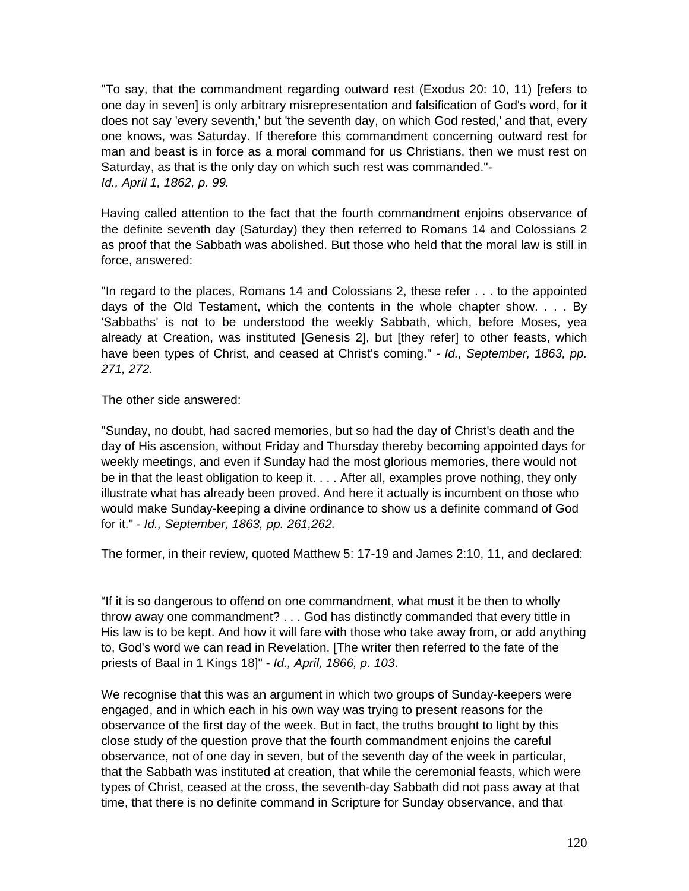"To say, that the commandment regarding outward rest (Exodus 20: 10, 11) [refers to one day in seven] is only arbitrary misrepresentation and falsification of God's word, for it does not say 'every seventh,' but 'the seventh day, on which God rested,' and that, every one knows, was Saturday. If therefore this commandment concerning outward rest for man and beast is in force as a moral command for us Christians, then we must rest on Saturday, as that is the only day on which such rest was commanded."- *Id., April 1, 1862, p. 99.*

Having called attention to the fact that the fourth commandment enjoins observance of the definite seventh day (Saturday) they then referred to Romans 14 and Colossians 2 as proof that the Sabbath was abolished. But those who held that the moral law is still in force, answered:

"In regard to the places, Romans 14 and Colossians 2, these refer . . . to the appointed days of the Old Testament, which the contents in the whole chapter show. . . . By 'Sabbaths' is not to be understood the weekly Sabbath, which, before Moses, yea already at Creation, was instituted [Genesis 2], but [they refer] to other feasts, which have been types of Christ, and ceased at Christ's coming." - *Id., September, 1863, pp. 271, 272.*

The other side answered:

"Sunday, no doubt, had sacred memories, but so had the day of Christ's death and the day of His ascension, without Friday and Thursday thereby becoming appointed days for weekly meetings, and even if Sunday had the most glorious memories, there would not be in that the least obligation to keep it. . . . After all, examples prove nothing, they only illustrate what has already been proved. And here it actually is incumbent on those who would make Sunday-keeping a divine ordinance to show us a definite command of God for it." - *Id., September, 1863, pp. 261,262.*

The former, in their review, quoted Matthew 5: 17-19 and James 2:10, 11, and declared:

"If it is so dangerous to offend on one commandment, what must it be then to wholly throw away one commandment? . . . God has distinctly commanded that every tittle in His law is to be kept. And how it will fare with those who take away from, or add anything to, God's word we can read in Revelation. [The writer then referred to the fate of the priests of Baal in 1 Kings 18]" - *Id., April, 1866, p. 103*.

We recognise that this was an argument in which two groups of Sunday-keepers were engaged, and in which each in his own way was trying to present reasons for the observance of the first day of the week. But in fact, the truths brought to light by this close study of the question prove that the fourth commandment enjoins the careful observance, not of one day in seven, but of the seventh day of the week in particular, that the Sabbath was instituted at creation, that while the ceremonial feasts, which were types of Christ, ceased at the cross, the seventh-day Sabbath did not pass away at that time, that there is no definite command in Scripture for Sunday observance, and that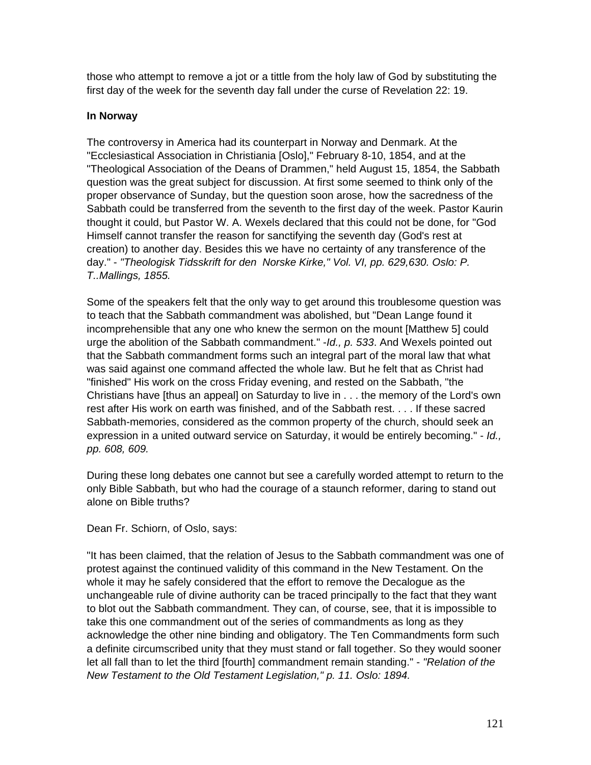those who attempt to remove a jot or a tittle from the holy law of God by substituting the first day of the week for the seventh day fall under the curse of Revelation 22: 19.

**In Norway**

The controversy in America had its counterpart in Norway and Denmark. At the "Ecclesiastical Association in Christiania [Oslo]," February 8-10, 1854, and at the "Theological Association of the Deans of Drammen," held August 15, 1854, the Sabbath question was the great subject for discussion. At first some seemed to think only of the proper observance of Sunday, but the question soon arose, how the sacredness of the Sabbath could be transferred from the seventh to the first day of the week. Pastor Kaurin thought it could, but Pastor W. A. Wexels declared that this could not be done, for "God Himself cannot transfer the reason for sanctifying the seventh day (God's rest at creation) to another day. Besides this we have no certainty of any transference of the day." - *"Theologisk Tidsskrift for den Norske Kirke," Vol. VI, pp. 629,630. Oslo: P. T..Mallings, 1855.*

Some of the speakers felt that the only way to get around this troublesome question was to teach that the Sabbath commandment was abolished, but "Dean Lange found it incomprehensible that any one who knew the sermon on the mount [Matthew 5] could urge the abolition of the Sabbath commandment." -*Id., p. 533*. And Wexels pointed out that the Sabbath commandment forms such an integral part of the moral law that what was said against one command affected the whole law. But he felt that as Christ had "finished" His work on the cross Friday evening, and rested on the Sabbath, "the Christians have [thus an appeal] on Saturday to live in . . . the memory of the Lord's own rest after His work on earth was finished, and of the Sabbath rest. . . . If these sacred Sabbath-memories, considered as the common property of the church, should seek an expression in a united outward service on Saturday, it would be entirely becoming." - *Id., pp. 608, 609.*

During these long debates one cannot but see a carefully worded attempt to return to the only Bible Sabbath, but who had the courage of a staunch reformer, daring to stand out alone on Bible truths?

Dean Fr. Schiorn, of Oslo, says:

"It has been claimed, that the relation of Jesus to the Sabbath commandment was one of protest against the continued validity of this command in the New Testament. On the whole it may he safely considered that the effort to remove the Decalogue as the unchangeable rule of divine authority can be traced principally to the fact that they want to blot out the Sabbath commandment. They can, of course, see, that it is impossible to take this one commandment out of the series of commandments as long as they acknowledge the other nine binding and obligatory. The Ten Commandments form such a definite circumscribed unity that they must stand or fall together. So they would sooner let all fall than to let the third [fourth] commandment remain standing." - *"Relation of the New Testament to the Old Testament Legislation," p. 11. Oslo: 1894.*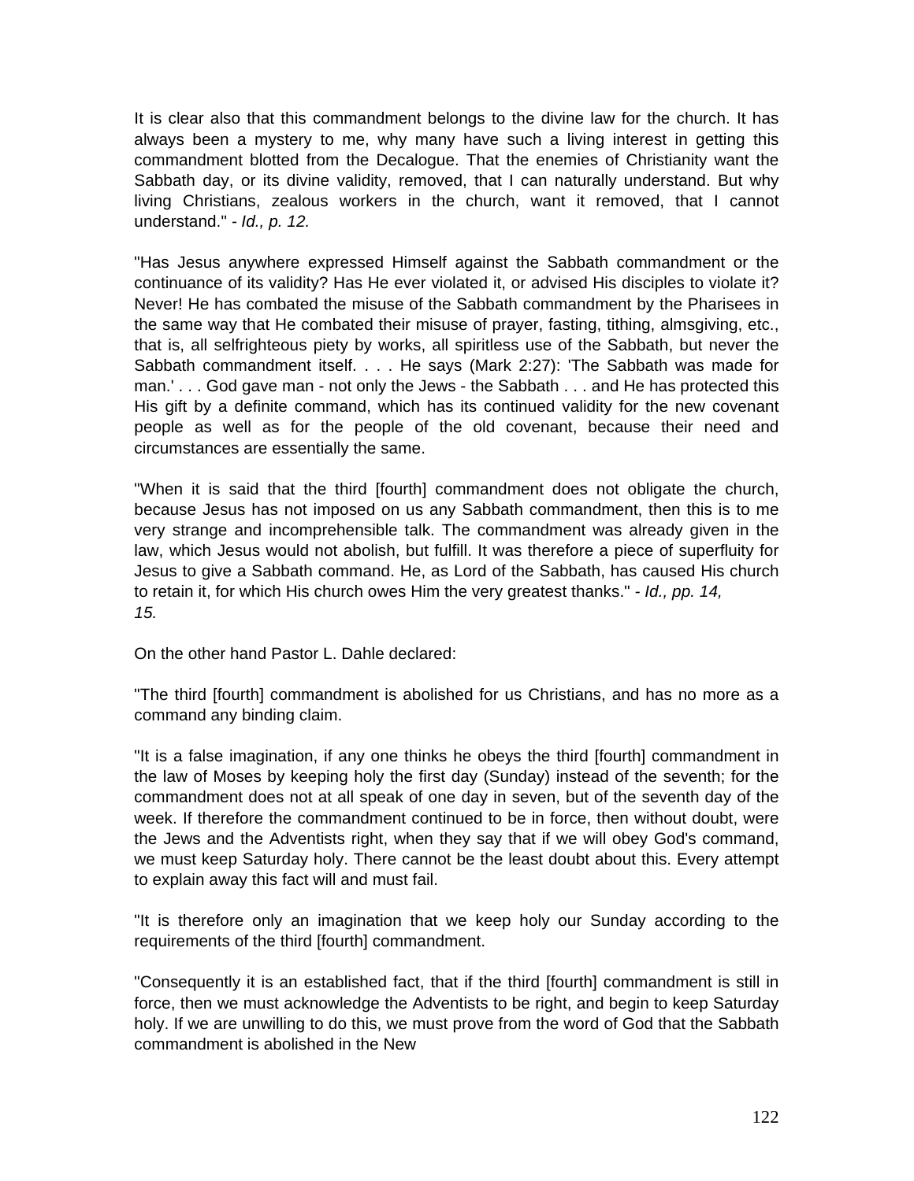It is clear also that this commandment belongs to the divine law for the church. It has always been a mystery to me, why many have such a living interest in getting this commandment blotted from the Decalogue. That the enemies of Christianity want the Sabbath day, or its divine validity, removed, that I can naturally understand. But why living Christians, zealous workers in the church, want it removed, that I cannot understand." - *Id., p. 12.*

"Has Jesus anywhere expressed Himself against the Sabbath commandment or the continuance of its validity? Has He ever violated it, or advised His disciples to violate it? Never! He has combated the misuse of the Sabbath commandment by the Pharisees in the same way that He combated their misuse of prayer, fasting, tithing, almsgiving, etc., that is, all selfrighteous piety by works, all spiritless use of the Sabbath, but never the Sabbath commandment itself. . . . He says (Mark 2:27): 'The Sabbath was made for man.' . . . God gave man - not only the Jews - the Sabbath . . . and He has protected this His gift by a definite command, which has its continued validity for the new covenant people as well as for the people of the old covenant, because their need and circumstances are essentially the same.

"When it is said that the third [fourth] commandment does not obligate the church, because Jesus has not imposed on us any Sabbath commandment, then this is to me very strange and incomprehensible talk. The commandment was already given in the law, which Jesus would not abolish, but fulfill. It was therefore a piece of superfluity for Jesus to give a Sabbath command. He, as Lord of the Sabbath, has caused His church to retain it, for which His church owes Him the very greatest thanks." - *Id., pp. 14, 15.*

On the other hand Pastor L. Dahle declared:

"The third [fourth] commandment is abolished for us Christians, and has no more as a command any binding claim.

"It is a false imagination, if any one thinks he obeys the third [fourth] commandment in the law of Moses by keeping holy the first day (Sunday) instead of the seventh; for the commandment does not at all speak of one day in seven, but of the seventh day of the week. If therefore the commandment continued to be in force, then without doubt, were the Jews and the Adventists right, when they say that if we will obey God's command, we must keep Saturday holy. There cannot be the least doubt about this. Every attempt to explain away this fact will and must fail.

"It is therefore only an imagination that we keep holy our Sunday according to the requirements of the third [fourth] commandment.

"Consequently it is an established fact, that if the third [fourth] commandment is still in force, then we must acknowledge the Adventists to be right, and begin to keep Saturday holy. If we are unwilling to do this, we must prove from the word of God that the Sabbath commandment is abolished in the New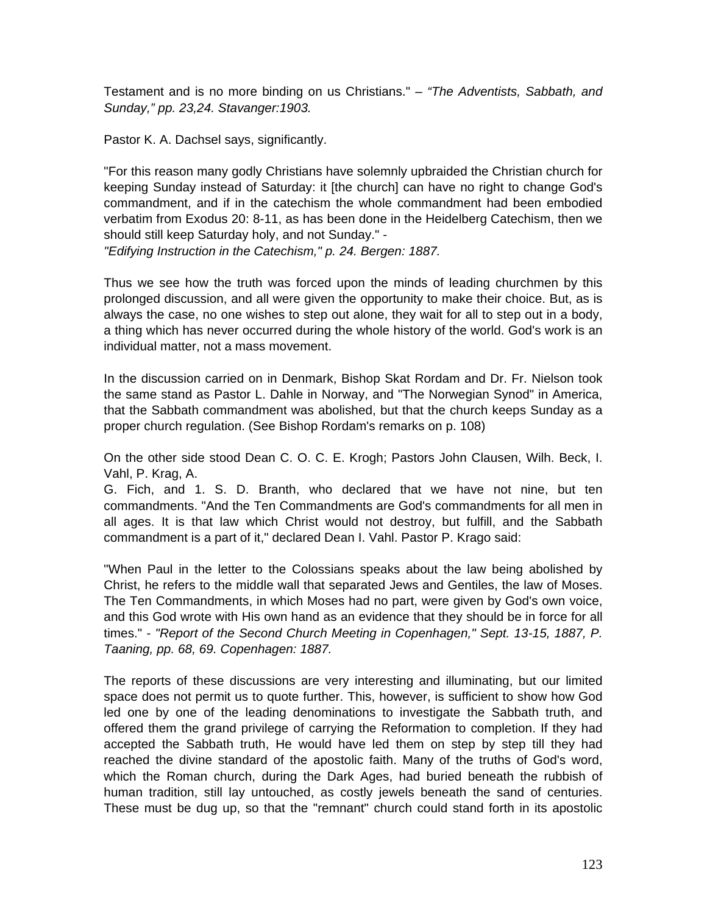Testament and is no more binding on us Christians." – *"The Adventists, Sabbath, and Sunday," pp. 23,24. Stavanger:1903.*

Pastor K. A. Dachsel says, significantly.

"For this reason many godly Christians have solemnly upbraided the Christian church for keeping Sunday instead of Saturday: it [the church] can have no right to change God's commandment, and if in the catechism the whole commandment had been embodied verbatim from Exodus 20: 8-11, as has been done in the Heidelberg Catechism, then we should still keep Saturday holy, and not Sunday." -
*"Edifying Instruction in the Catechism," p. 24. Bergen: 1887.*

Thus we see how the truth was forced upon the minds of leading churchmen by this prolonged discussion, and all were given the opportunity to make their choice. But, as is always the case, no one wishes to step out alone, they wait for all to step out in a body, a thing which has never occurred during the whole history of the world. God's work is an individual matter, not a mass movement.

In the discussion carried on in Denmark, Bishop Skat Rordam and Dr. Fr. Nielson took the same stand as Pastor L. Dahle in Norway, and "The Norwegian Synod" in America, that the Sabbath commandment was abolished, but that the church keeps Sunday as a proper church regulation. (See Bishop Rordam's remarks on p. 108)

On the other side stood Dean C. O. C. E. Krogh; Pastors John Clausen, Wilh. Beck, I. Vahl, P. Krag, A.
G. Fich, and 1. S. D. Branth, who declared that we have not nine, but ten commandments. "And the Ten Commandments are God's commandments for all men in all ages. It is that law which Christ would not destroy, but fulfill, and the Sabbath commandment is a part of it," declared Dean I. Vahl. Pastor P. Krago said:

"When Paul in the letter to the Colossians speaks about the law being abolished by Christ, he refers to the middle wall that separated Jews and Gentiles, the law of Moses. The Ten Commandments, in which Moses had no part, were given by God's own voice, and this God wrote with His own hand as an evidence that they should be in force for all times." - *"Report of the Second Church Meeting in Copenhagen," Sept. 13-15, 1887, P. Taaning, pp. 68, 69. Copenhagen: 1887.*

The reports of these discussions are very interesting and illuminating, but our limited space does not permit us to quote further. This, however, is sufficient to show how God led one by one of the leading denominations to investigate the Sabbath truth, and offered them the grand privilege of carrying the Reformation to completion. If they had accepted the Sabbath truth, He would have led them on step by step till they had reached the divine standard of the apostolic faith. Many of the truths of God's word, which the Roman church, during the Dark Ages, had buried beneath the rubbish of human tradition, still lay untouched, as costly jewels beneath the sand of centuries. These must be dug up, so that the "remnant" church could stand forth in its apostolic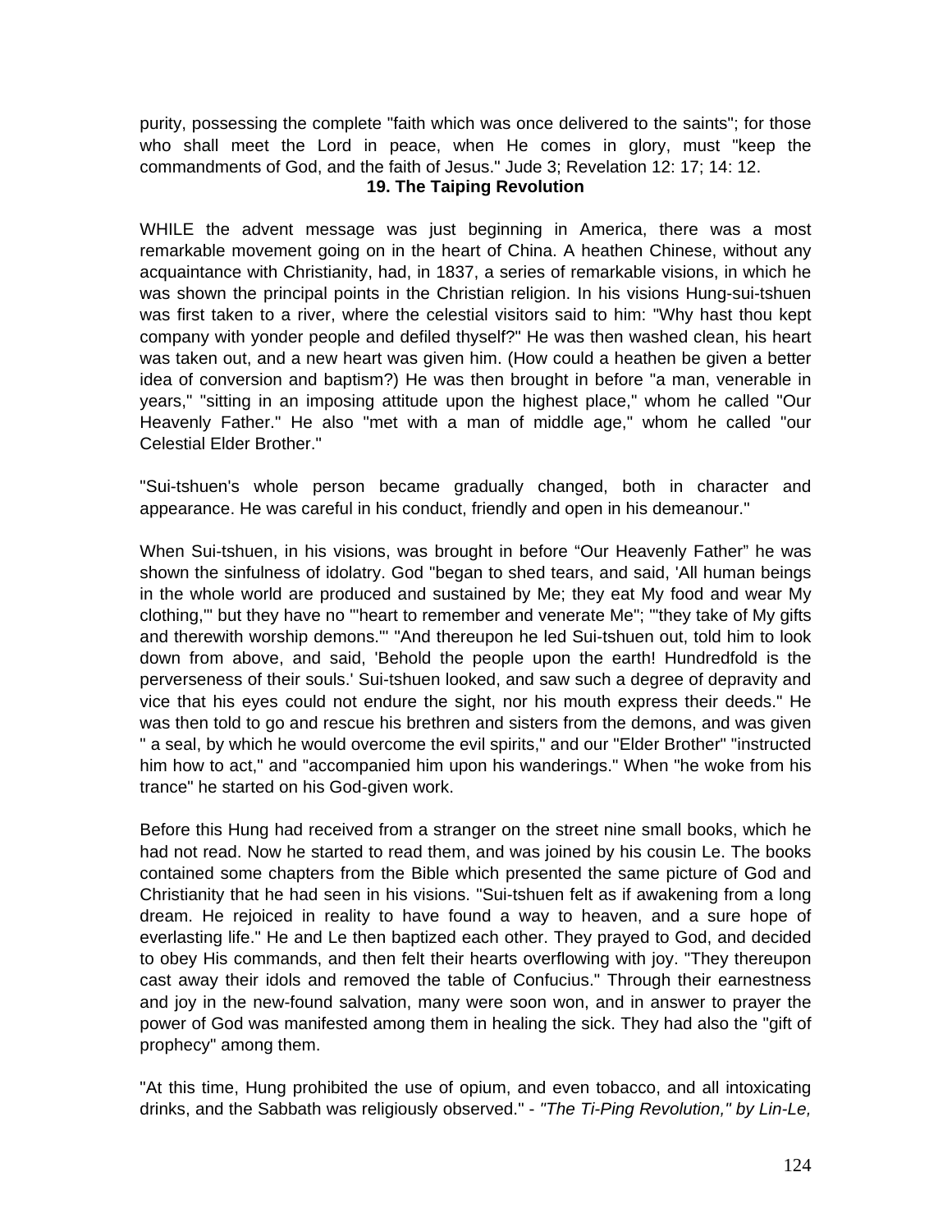purity, possessing the complete "faith which was once delivered to the saints"; for those who shall meet the Lord in peace, when He comes in glory, must "keep the commandments of God, and the faith of Jesus." Jude 3; Revelation 12: 17; 14: 12.

## 19. The Taiping Revolution

WHILE the advent message was just beginning in America, there was a most remarkable movement going on in the heart of China. A heathen Chinese, without any acquaintance with Christianity, had, in 1837, a series of remarkable visions, in which he was shown the principal points in the Christian religion. In his visions Hung-sui-tshuen was first taken to a river, where the celestial visitors said to him: "Why hast thou kept company with yonder people and defiled thyself?" He was then washed clean, his heart was taken out, and a new heart was given him. (How could a heathen be given a better idea of conversion and baptism?) He was then brought in before "a man, venerable in years," "sitting in an imposing attitude upon the highest place," whom he called "Our Heavenly Father." He also "met with a man of middle age," whom he called "our Celestial Elder Brother."

"Sui-tshuen's whole person became gradually changed, both in character and appearance. He was careful in his conduct, friendly and open in his demeanour."

When Sui-tshuen, in his visions, was brought in before “Our Heavenly Father” he was shown the sinfulness of idolatry. God "began to shed tears, and said, 'All human beings in the whole world are produced and sustained by Me; they eat My food and wear My clothing,'" but they have no "'heart to remember and venerate Me"; "'they take of My gifts and therewith worship demons.'" "And thereupon he led Sui-tshuen out, told him to look down from above, and said, 'Behold the people upon the earth! Hundredfold is the perverseness of their souls.' Sui-tshuen looked, and saw such a degree of depravity and vice that his eyes could not endure the sight, nor his mouth express their deeds." He was then told to go and rescue his brethren and sisters from the demons, and was given " a seal, by which he would overcome the evil spirits," and our "Elder Brother" "instructed him how to act," and "accompanied him upon his wanderings." When "he woke from his trance" he started on his God-given work.

Before this Hung had received from a stranger on the street nine small books, which he had not read. Now he started to read them, and was joined by his cousin Le. The books contained some chapters from the Bible which presented the same picture of God and Christianity that he had seen in his visions. "Sui-tshuen felt as if awakening from a long dream. He rejoiced in reality to have found a way to heaven, and a sure hope of everlasting life." He and Le then baptized each other. They prayed to God, and decided to obey His commands, and then felt their hearts overflowing with joy. "They thereupon cast away their idols and removed the table of Confucius." Through their earnestness and joy in the new-found salvation, many were soon won, and in answer to prayer the power of God was manifested among them in healing the sick. They had also the "gift of prophecy" among them.

"At this time, Hung prohibited the use of opium, and even tobacco, and all intoxicating drinks, and the Sabbath was religiously observed." - *"The Ti-Ping Revolution," by Lin-Le,*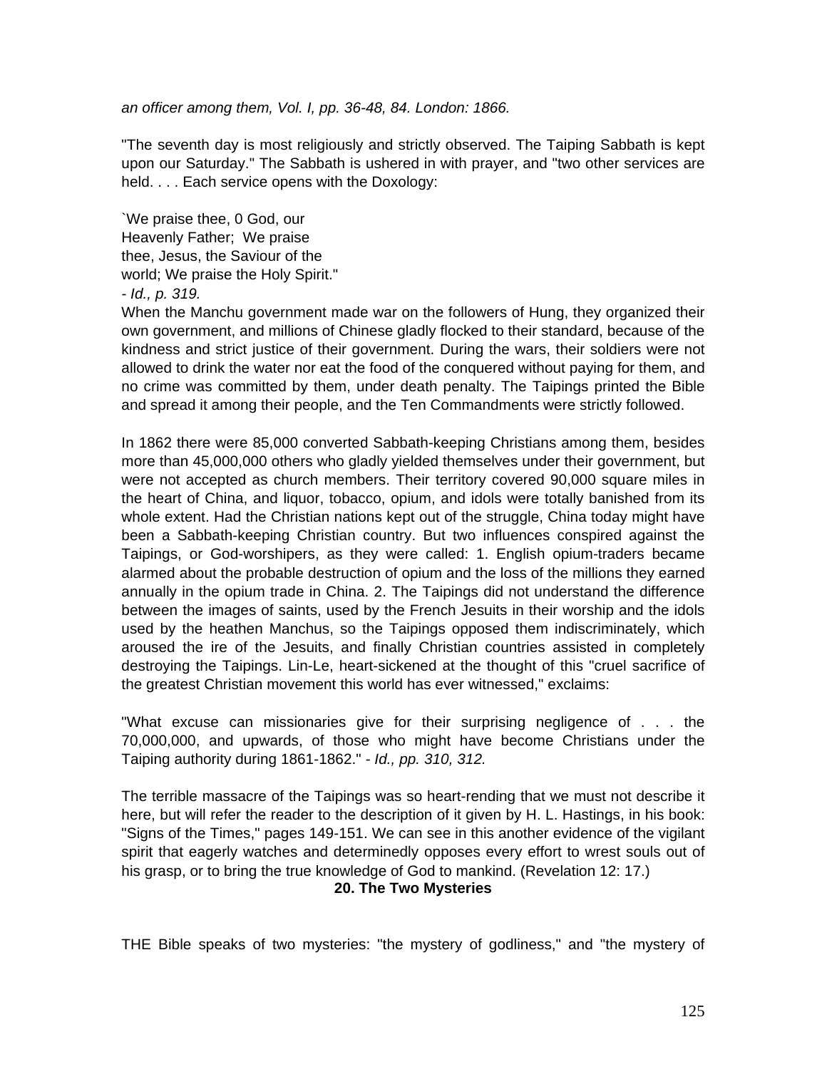*an officer among them, Vol. I, pp. 36-48, 84. London: 1866.*

"The seventh day is most religiously and strictly observed. The Taiping Sabbath is kept upon our Saturday." The Sabbath is ushered in with prayer, and "two other services are held. . . . Each service opens with the Doxology:

`We praise thee, 0 God, our
Heavenly Father;  We praise
thee, Jesus, the Saviour of the
world; We praise the Holy Spirit."
- *Id., p. 319.*

When the Manchu government made war on the followers of Hung, they organized their own government, and millions of Chinese gladly flocked to their standard, because of the kindness and strict justice of their government. During the wars, their soldiers were not allowed to drink the water nor eat the food of the conquered without paying for them, and no crime was committed by them, under death penalty. The Taipings printed the Bible and spread it among their people, and the Ten Commandments were strictly followed.

In 1862 there were 85,000 converted Sabbath-keeping Christians among them, besides more than 45,000,000 others who gladly yielded themselves under their government, but were not accepted as church members. Their territory covered 90,000 square miles in the heart of China, and liquor, tobacco, opium, and idols were totally banished from its whole extent. Had the Christian nations kept out of the struggle, China today might have been a Sabbath-keeping Christian country. But two influences conspired against the Taipings, or God-worshipers, as they were called: 1. English opium-traders became alarmed about the probable destruction of opium and the loss of the millions they earned annually in the opium trade in China. 2. The Taipings did not understand the difference between the images of saints, used by the French Jesuits in their worship and the idols used by the heathen Manchus, so the Taipings opposed them indiscriminately, which aroused the ire of the Jesuits, and finally Christian countries assisted in completely destroying the Taipings. Lin-Le, heart-sickened at the thought of this "cruel sacrifice of the greatest Christian movement this world has ever witnessed," exclaims:

"What excuse can missionaries give for their surprising negligence of . . . the 70,000,000, and upwards, of those who might have become Christians under the Taiping authority during 1861-1862." - *Id., pp. 310, 312.*

The terrible massacre of the Taipings was so heart-rending that we must not describe it here, but will refer the reader to the description of it given by H. L. Hastings, in his book: "Signs of the Times," pages 149-151. We can see in this another evidence of the vigilant spirit that eagerly watches and determinedly opposes every effort to wrest souls out of his grasp, or to bring the true knowledge of God to mankind. (Revelation 12: 17.)

## 20. The Two Mysteries

THE Bible speaks of two mysteries: "the mystery of godliness," and "the mystery of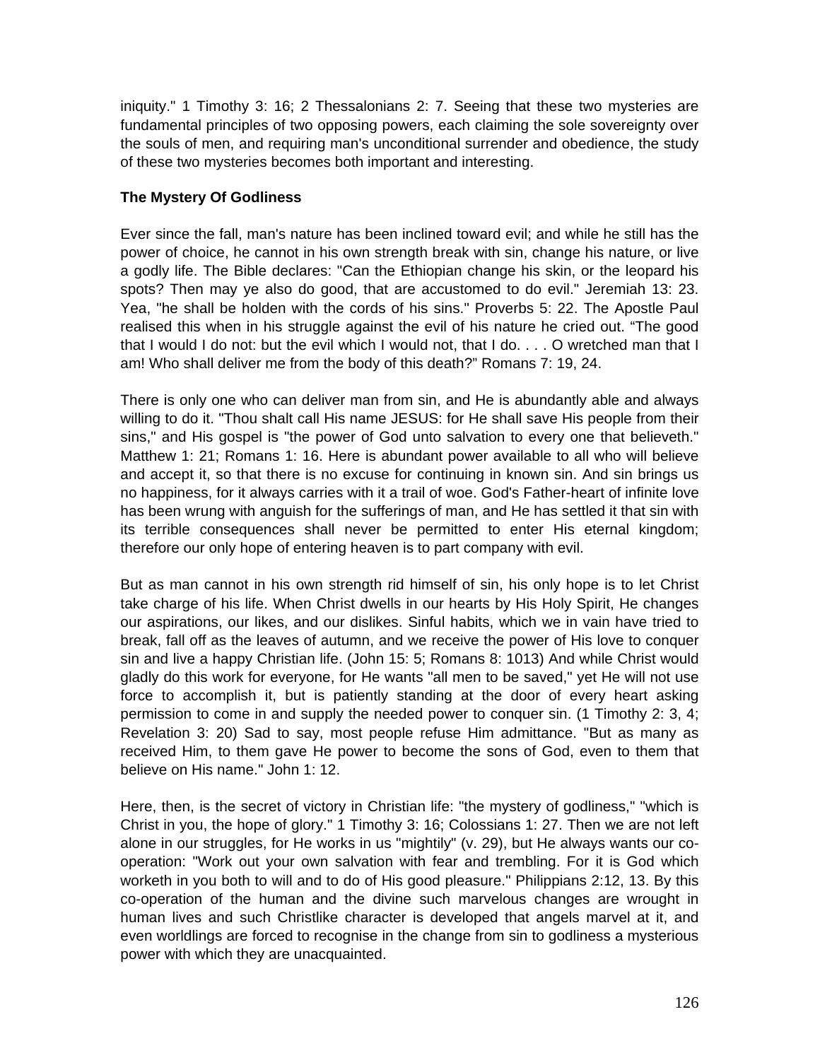iniquity." 1 Timothy 3: 16; 2 Thessalonians 2: 7. Seeing that these two mysteries are fundamental principles of two opposing powers, each claiming the sole sovereignty over the souls of men, and requiring man's unconditional surrender and obedience, the study of these two mysteries becomes both important and interesting.

**The Mystery Of Godliness**

Ever since the fall, man's nature has been inclined toward evil; and while he still has the power of choice, he cannot in his own strength break with sin, change his nature, or live a godly life. The Bible declares: "Can the Ethiopian change his skin, or the leopard his spots? Then may ye also do good, that are accustomed to do evil." Jeremiah 13: 23. Yea, "he shall be holden with the cords of his sins." Proverbs 5: 22. The Apostle Paul realised this when in his struggle against the evil of his nature he cried out. "The good that I would I do not: but the evil which I would not, that I do. . . . O wretched man that I am! Who shall deliver me from the body of this death?" Romans 7: 19, 24.

There is only one who can deliver man from sin, and He is abundantly able and always willing to do it. "Thou shalt call His name JESUS: for He shall save His people from their sins," and His gospel is "the power of God unto salvation to every one that believeth." Matthew 1: 21; Romans 1: 16. Here is abundant power available to all who will believe and accept it, so that there is no excuse for continuing in known sin. And sin brings us no happiness, for it always carries with it a trail of woe. God's Father-heart of infinite love has been wrung with anguish for the sufferings of man, and He has settled it that sin with its terrible consequences shall never be permitted to enter His eternal kingdom; therefore our only hope of entering heaven is to part company with evil.

But as man cannot in his own strength rid himself of sin, his only hope is to let Christ take charge of his life. When Christ dwells in our hearts by His Holy Spirit, He changes our aspirations, our likes, and our dislikes. Sinful habits, which we in vain have tried to break, fall off as the leaves of autumn, and we receive the power of His love to conquer sin and live a happy Christian life. (John 15: 5; Romans 8: 1013) And while Christ would gladly do this work for everyone, for He wants "all men to be saved," yet He will not use force to accomplish it, but is patiently standing at the door of every heart asking permission to come in and supply the needed power to conquer sin. (1 Timothy 2: 3, 4; Revelation 3: 20) Sad to say, most people refuse Him admittance. "But as many as received Him, to them gave He power to become the sons of God, even to them that believe on His name." John 1: 12.

Here, then, is the secret of victory in Christian life: "the mystery of godliness," "which is Christ in you, the hope of glory." 1 Timothy 3: 16; Colossians 1: 27. Then we are not left alone in our struggles, for He works in us "mightily" (v. 29), but He always wants our co-operation: "Work out your own salvation with fear and trembling. For it is God which worketh in you both to will and to do of His good pleasure." Philippians 2:12, 13. By this co-operation of the human and the divine such marvelous changes are wrought in human lives and such Christlike character is developed that angels marvel at it, and even worldlings are forced to recognise in the change from sin to godliness a mysterious power with which they are unacquainted.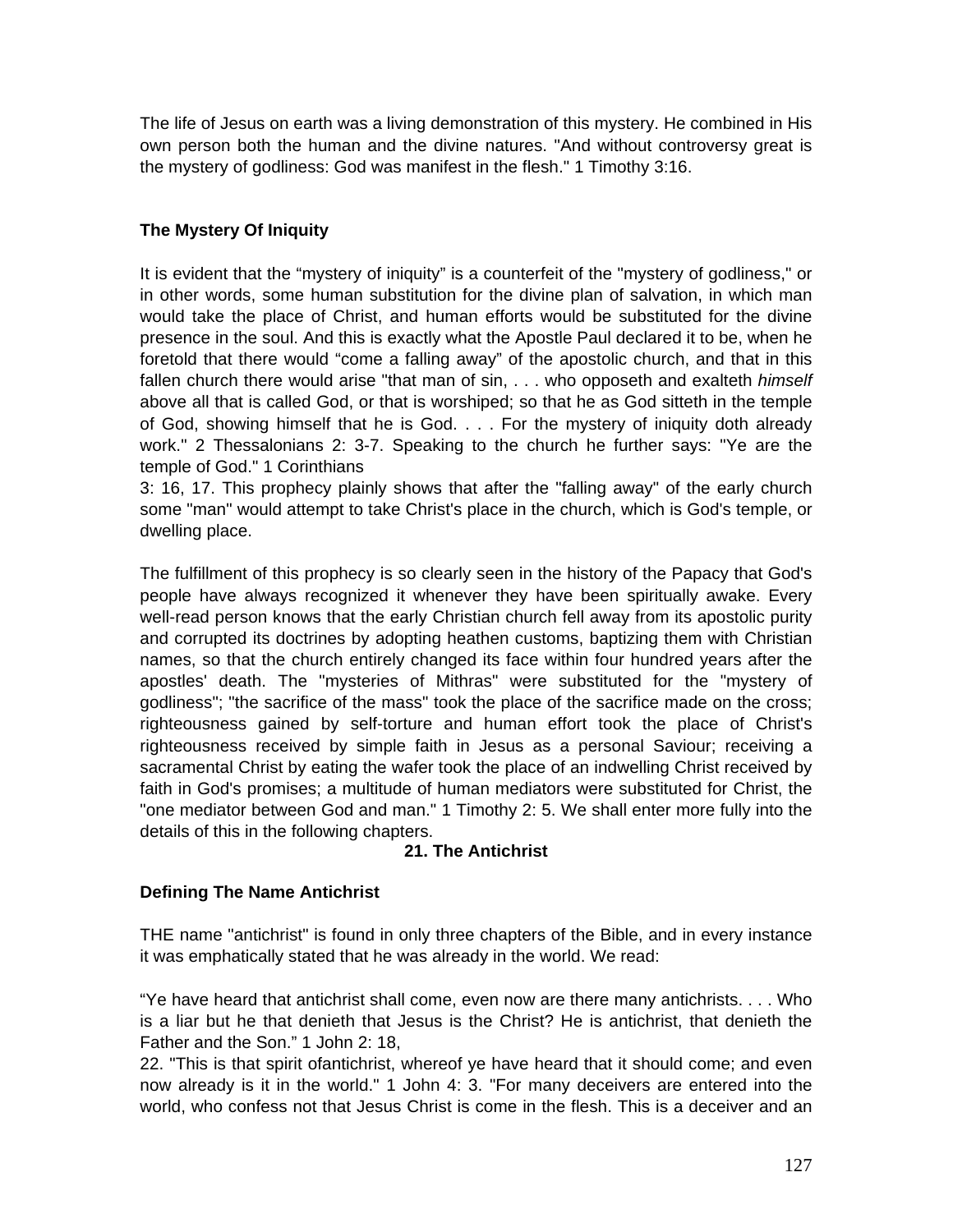The life of Jesus on earth was a living demonstration of this mystery. He combined in His own person both the human and the divine natures. "And without controversy great is the mystery of godliness: God was manifest in the flesh." 1 Timothy 3:16.

### The Mystery Of Iniquity

It is evident that the "mystery of iniquity" is a counterfeit of the "mystery of godliness," or in other words, some human substitution for the divine plan of salvation, in which man would take the place of Christ, and human efforts would be substituted for the divine presence in the soul. And this is exactly what the Apostle Paul declared it to be, when he foretold that there would "come a falling away" of the apostolic church, and that in this fallen church there would arise "that man of sin, . . . who opposeth and exalteth *himself* above all that is called God, or that is worshiped; so that he as God sitteth in the temple of God, showing himself that he is God. . . . For the mystery of iniquity doth already work." 2 Thessalonians 2: 3-7. Speaking to the church he further says: "Ye are the temple of God." 1 Corinthians 3: 16, 17. This prophecy plainly shows that after the "falling away" of the early church some "man" would attempt to take Christ's place in the church, which is God's temple, or dwelling place.

The fulfillment of this prophecy is so clearly seen in the history of the Papacy that God's people have always recognized it whenever they have been spiritually awake. Every well-read person knows that the early Christian church fell away from its apostolic purity and corrupted its doctrines by adopting heathen customs, baptizing them with Christian names, so that the church entirely changed its face within four hundred years after the apostles' death. The "mysteries of Mithras" were substituted for the "mystery of godliness"; "the sacrifice of the mass" took the place of the sacrifice made on the cross; righteousness gained by self-torture and human effort took the place of Christ's righteousness received by simple faith in Jesus as a personal Saviour; receiving a sacramental Christ by eating the wafer took the place of an indwelling Christ received by faith in God's promises; a multitude of human mediators were substituted for Christ, the "one mediator between God and man." 1 Timothy 2: 5. We shall enter more fully into the details of this in the following chapters.

## 21. The Antichrist

### Defining The Name Antichrist

THE name "antichrist" is found in only three chapters of the Bible, and in every instance it was emphatically stated that he was already in the world. We read:

"Ye have heard that antichrist shall come, even now are there many antichrists. . . . Who is a liar but he that denieth that Jesus is the Christ? He is antichrist, that denieth the Father and the Son." 1 John 2: 18, 22. "This is that spirit ofantichrist, whereof ye have heard that it should come; and even now already is it in the world." 1 John 4: 3. "For many deceivers are entered into the world, who confess not that Jesus Christ is come in the flesh. This is a deceiver and an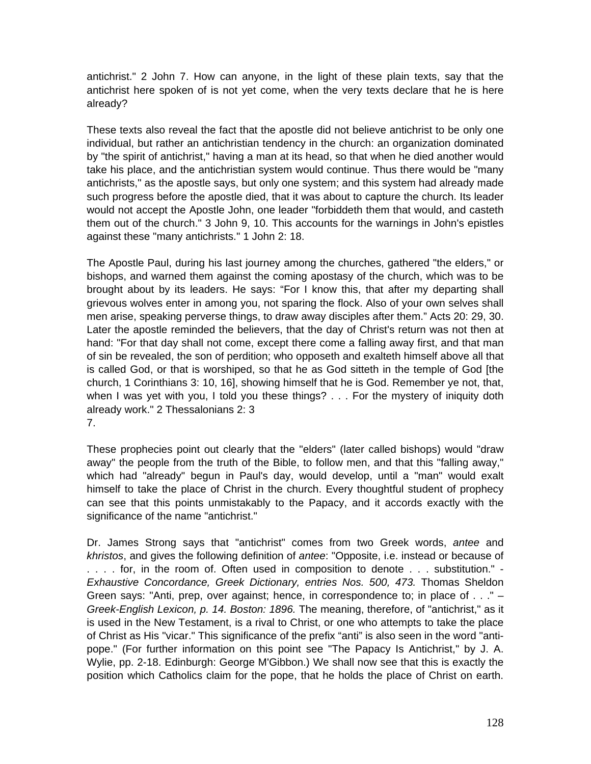antichrist." 2 John 7. How can anyone, in the light of these plain texts, say that the antichrist here spoken of is not yet come, when the very texts declare that he is here already?

These texts also reveal the fact that the apostle did not believe antichrist to be only one individual, but rather an antichristian tendency in the church: an organization dominated by "the spirit of antichrist," having a man at its head, so that when he died another would take his place, and the antichristian system would continue. Thus there would be "many antichrists," as the apostle says, but only one system; and this system had already made such progress before the apostle died, that it was about to capture the church. Its leader would not accept the Apostle John, one leader "forbiddeth them that would, and casteth them out of the church." 3 John 9, 10. This accounts for the warnings in John's epistles against these "many antichrists." 1 John 2: 18.

The Apostle Paul, during his last journey among the churches, gathered "the elders," or bishops, and warned them against the coming apostasy of the church, which was to be brought about by its leaders. He says: "For I know this, that after my departing shall grievous wolves enter in among you, not sparing the flock. Also of your own selves shall men arise, speaking perverse things, to draw away disciples after them." Acts 20: 29, 30. Later the apostle reminded the believers, that the day of Christ's return was not then at hand: "For that day shall not come, except there come a falling away first, and that man of sin be revealed, the son of perdition; who opposeth and exalteth himself above all that is called God, or that is worshiped, so that he as God sitteth in the temple of God [the church, 1 Corinthians 3: 10, 16], showing himself that he is God. Remember ye not, that, when I was yet with you, I told you these things? . . . For the mystery of iniquity doth already work." 2 Thessalonians 2: 3
7.

These prophecies point out clearly that the "elders" (later called bishops) would "draw away" the people from the truth of the Bible, to follow men, and that this "falling away," which had "already" begun in Paul's day, would develop, until a "man" would exalt himself to take the place of Christ in the church. Every thoughtful student of prophecy can see that this points unmistakably to the Papacy, and it accords exactly with the significance of the name "antichrist."

Dr. James Strong says that "antichrist" comes from two Greek words, *antee* and *khristos*, and gives the following definition of *antee*: "Opposite, i.e. instead or because of . . . . for, in the room of. Often used in composition to denote . . . substitution." - *Exhaustive Concordance, Greek Dictionary, entries Nos. 500, 473.* Thomas Sheldon Green says: "Anti, prep, over against; hence, in correspondence to; in place of . . ." – *Greek-English Lexicon, p. 14. Boston: 1896.* The meaning, therefore, of "antichrist," as it is used in the New Testament, is a rival to Christ, or one who attempts to take the place of Christ as His "vicar." This significance of the prefix "anti" is also seen in the word "anti-pope." (For further information on this point see "The Papacy Is Antichrist," by J. A. Wylie, pp. 2-18. Edinburgh: George M'Gibbon.) We shall now see that this is exactly the position which Catholics claim for the pope, that he holds the place of Christ on earth.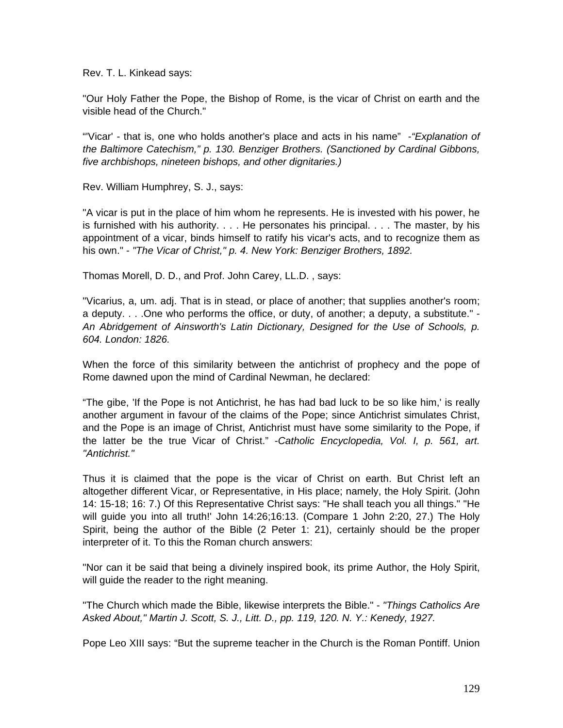Rev. T. L. Kinkead says:

"Our Holy Father the Pope, the Bishop of Rome, is the vicar of Christ on earth and the visible head of the Church."

"'Vicar' - that is, one who holds another's place and acts in his name" -*"Explanation of the Baltimore Catechism," p. 130. Benziger Brothers. (Sanctioned by Cardinal Gibbons, five archbishops, nineteen bishops, and other dignitaries.)*

Rev. William Humphrey, S. J., says:

"A vicar is put in the place of him whom he represents. He is invested with his power, he is furnished with his authority. . . . He personates his principal. . . . The master, by his appointment of a vicar, binds himself to ratify his vicar's acts, and to recognize them as his own." - *"The Vicar of Christ," p. 4. New York: Benziger Brothers, 1892.*

Thomas Morell, D. D., and Prof. John Carey, LL.D. , says:

"Vicarius, a, um. adj. That is in stead, or place of another; that supplies another's room; a deputy. . . .One who performs the office, or duty, of another; a deputy, a substitute." - *An Abridgement of Ainsworth's Latin Dictionary, Designed for the Use of Schools, p. 604. London: 1826.*

When the force of this similarity between the antichrist of prophecy and the pope of Rome dawned upon the mind of Cardinal Newman, he declared:

"The gibe, 'If the Pope is not Antichrist, he has had bad luck to be so like him,' is really another argument in favour of the claims of the Pope; since Antichrist simulates Christ, and the Pope is an image of Christ, Antichrist must have some similarity to the Pope, if the latter be the true Vicar of Christ." -*Catholic Encyclopedia, Vol. I, p. 561, art. "Antichrist."*

Thus it is claimed that the pope is the vicar of Christ on earth. But Christ left an altogether different Vicar, or Representative, in His place; namely, the Holy Spirit. (John 14: 15-18; 16: 7.) Of this Representative Christ says: "He shall teach you all things." "He will guide you into all truth!' John 14:26;16:13. (Compare 1 John 2:20, 27.) The Holy Spirit, being the author of the Bible (2 Peter 1: 21), certainly should be the proper interpreter of it. To this the Roman church answers:

"Nor can it be said that being a divinely inspired book, its prime Author, the Holy Spirit, will guide the reader to the right meaning.

"The Church which made the Bible, likewise interprets the Bible." - *"Things Catholics Are Asked About," Martin J. Scott, S. J., Litt. D., pp. 119, 120. N. Y.: Kenedy, 1927.*

Pope Leo XIII says: "But the supreme teacher in the Church is the Roman Pontiff. Union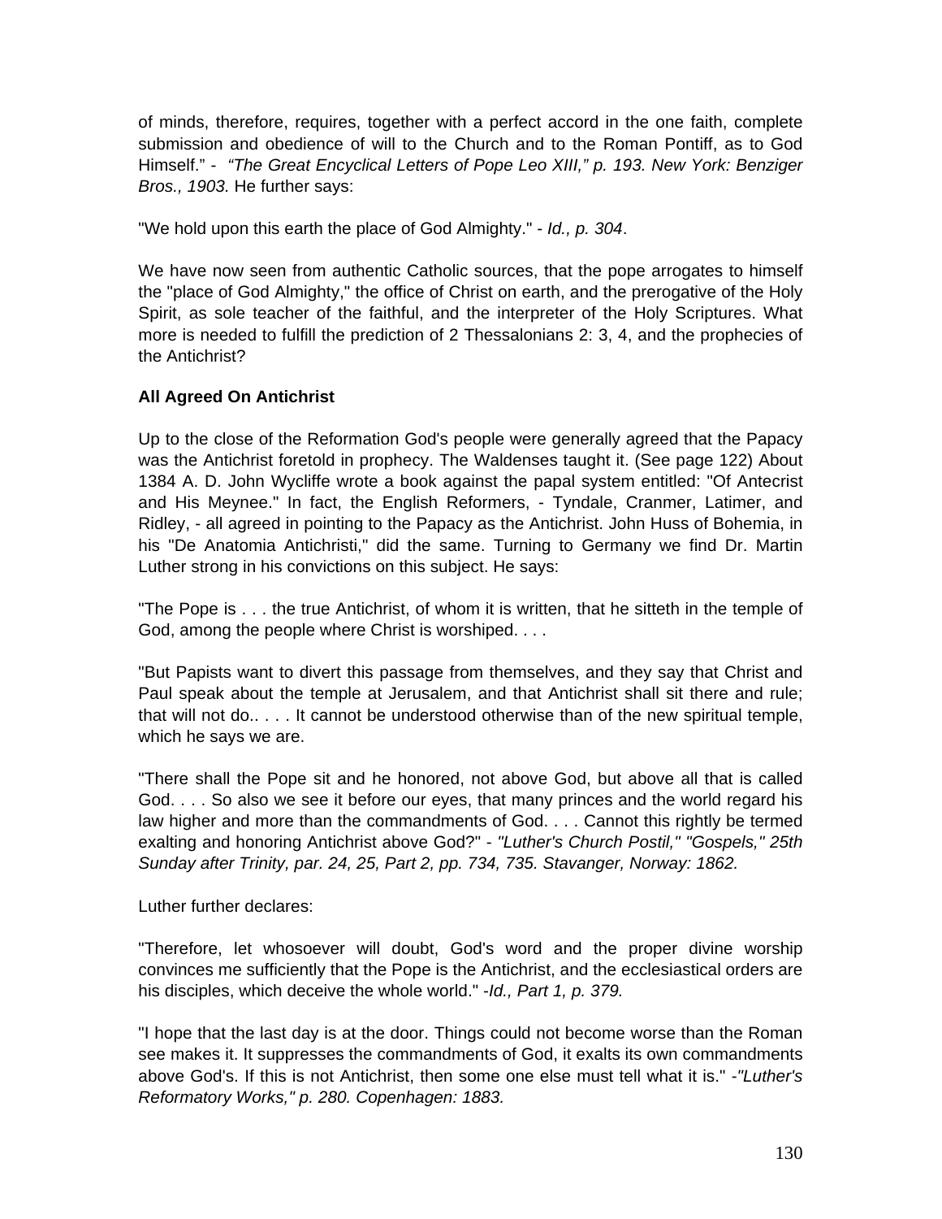of minds, therefore, requires, together with a perfect accord in the one faith, complete submission and obedience of will to the Church and to the Roman Pontiff, as to God Himself." - *"The Great Encyclical Letters of Pope Leo XIII," p. 193. New York: Benziger Bros., 1903.* He further says:

"We hold upon this earth the place of God Almighty." - *Id., p. 304*.

We have now seen from authentic Catholic sources, that the pope arrogates to himself the "place of God Almighty," the office of Christ on earth, and the prerogative of the Holy Spirit, as sole teacher of the faithful, and the interpreter of the Holy Scriptures. What more is needed to fulfill the prediction of 2 Thessalonians 2: 3, 4, and the prophecies of the Antichrist?

**All Agreed On Antichrist**

Up to the close of the Reformation God's people were generally agreed that the Papacy was the Antichrist foretold in prophecy. The Waldenses taught it. (See page 122) About 1384 A. D. John Wycliffe wrote a book against the papal system entitled: "Of Antecrist and His Meynee." In fact, the English Reformers, - Tyndale, Cranmer, Latimer, and Ridley, - all agreed in pointing to the Papacy as the Antichrist. John Huss of Bohemia, in his "De Anatomia Antichristi," did the same. Turning to Germany we find Dr. Martin Luther strong in his convictions on this subject. He says:

"The Pope is . . . the true Antichrist, of whom it is written, that he sitteth in the temple of God, among the people where Christ is worshiped. . . .

"But Papists want to divert this passage from themselves, and they say that Christ and Paul speak about the temple at Jerusalem, and that Antichrist shall sit there and rule; that will not do.. . . . It cannot be understood otherwise than of the new spiritual temple, which he says we are.

"There shall the Pope sit and he honored, not above God, but above all that is called God. . . . So also we see it before our eyes, that many princes and the world regard his law higher and more than the commandments of God. . . . Cannot this rightly be termed exalting and honoring Antichrist above God?" - *"Luther's Church Postil," "Gospels," 25th Sunday after Trinity, par. 24, 25, Part 2, pp. 734, 735. Stavanger, Norway: 1862.*

Luther further declares:

"Therefore, let whosoever will doubt, God's word and the proper divine worship convinces me sufficiently that the Pope is the Antichrist, and the ecclesiastical orders are his disciples, which deceive the whole world." -*Id., Part 1, p. 379.*

"I hope that the last day is at the door. Things could not become worse than the Roman see makes it. It suppresses the commandments of God, it exalts its own commandments above God's. If this is not Antichrist, then some one else must tell what it is." -*"Luther's Reformatory Works," p. 280. Copenhagen: 1883.*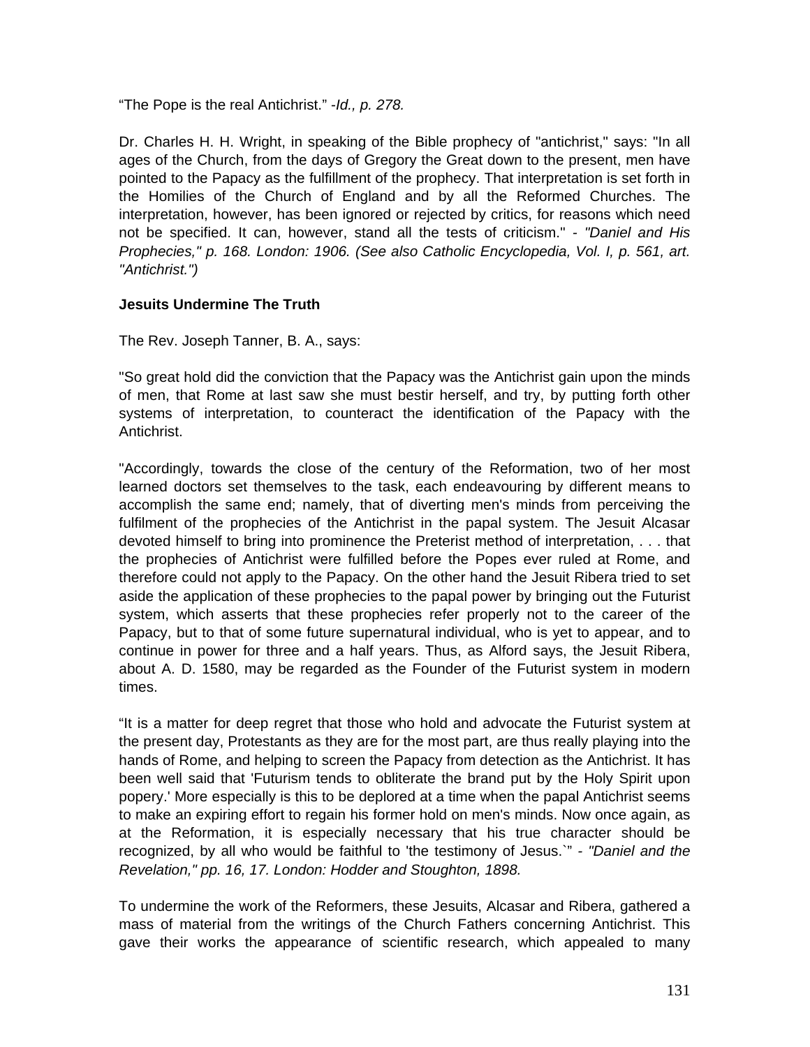“The Pope is the real Antichrist.” *-Id., p. 278.*

Dr. Charles H. H. Wright, in speaking of the Bible prophecy of "antichrist," says: "In all ages of the Church, from the days of Gregory the Great down to the present, men have pointed to the Papacy as the fulfillment of the prophecy. That interpretation is set forth in the Homilies of the Church of England and by all the Reformed Churches. The interpretation, however, has been ignored or rejected by critics, for reasons which need not be specified. It can, however, stand all the tests of criticism." - *"Daniel and His Prophecies," p. 168. London: 1906. (See also Catholic Encyclopedia, Vol. I, p. 561, art. "Antichrist.")*

**Jesuits Undermine The Truth**

The Rev. Joseph Tanner, B. A., says:

"So great hold did the conviction that the Papacy was the Antichrist gain upon the minds of men, that Rome at last saw she must bestir herself, and try, by putting forth other systems of interpretation, to counteract the identification of the Papacy with the Antichrist.

"Accordingly, towards the close of the century of the Reformation, two of her most learned doctors set themselves to the task, each endeavouring by different means to accomplish the same end; namely, that of diverting men's minds from perceiving the fulfilment of the prophecies of the Antichrist in the papal system. The Jesuit Alcasar devoted himself to bring into prominence the Preterist method of interpretation, . . . that the prophecies of Antichrist were fulfilled before the Popes ever ruled at Rome, and therefore could not apply to the Papacy. On the other hand the Jesuit Ribera tried to set aside the application of these prophecies to the papal power by bringing out the Futurist system, which asserts that these prophecies refer properly not to the career of the Papacy, but to that of some future supernatural individual, who is yet to appear, and to continue in power for three and a half years. Thus, as Alford says, the Jesuit Ribera, about A. D. 1580, may be regarded as the Founder of the Futurist system in modern times.

“It is a matter for deep regret that those who hold and advocate the Futurist system at the present day, Protestants as they are for the most part, are thus really playing into the hands of Rome, and helping to screen the Papacy from detection as the Antichrist. It has been well said that 'Futurism tends to obliterate the brand put by the Holy Spirit upon popery.' More especially is this to be deplored at a time when the papal Antichrist seems to make an expiring effort to regain his former hold on men's minds. Now once again, as at the Reformation, it is especially necessary that his true character should be recognized, by all who would be faithful to 'the testimony of Jesus.`” - *"Daniel and the Revelation," pp. 16, 17. London: Hodder and Stoughton, 1898.*

To undermine the work of the Reformers, these Jesuits, Alcasar and Ribera, gathered a mass of material from the writings of the Church Fathers concerning Antichrist. This gave their works the appearance of scientific research, which appealed to many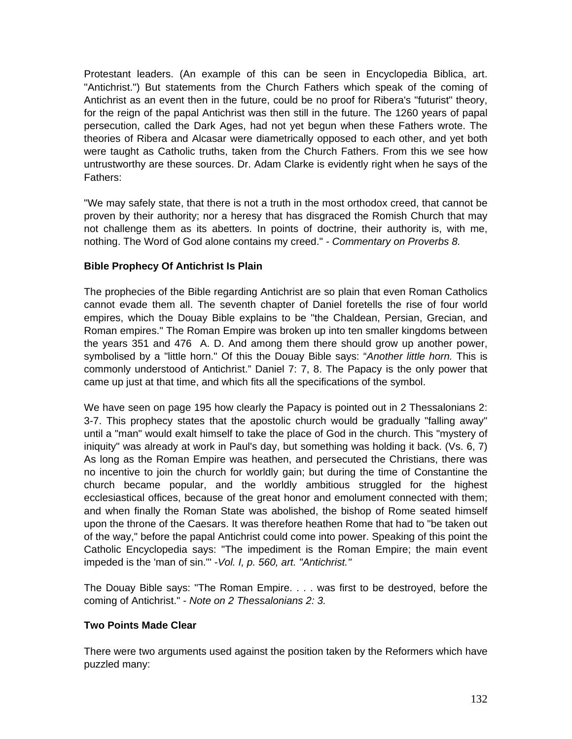Protestant leaders. (An example of this can be seen in Encyclopedia Biblica, art. "Antichrist.") But statements from the Church Fathers which speak of the coming of Antichrist as an event then in the future, could be no proof for Ribera's "futurist" theory, for the reign of the papal Antichrist was then still in the future. The 1260 years of papal persecution, called the Dark Ages, had not yet begun when these Fathers wrote. The theories of Ribera and Alcasar were diametrically opposed to each other, and yet both were taught as Catholic truths, taken from the Church Fathers. From this we see how untrustworthy are these sources. Dr. Adam Clarke is evidently right when he says of the Fathers:

"We may safely state, that there is not a truth in the most orthodox creed, that cannot be proven by their authority; nor a heresy that has disgraced the Romish Church that may not challenge them as its abetters. In points of doctrine, their authority is, with me, nothing. The Word of God alone contains my creed." - *Commentary on Proverbs 8.*

**Bible Prophecy Of Antichrist Is Plain**

The prophecies of the Bible regarding Antichrist are so plain that even Roman Catholics cannot evade them all. The seventh chapter of Daniel foretells the rise of four world empires, which the Douay Bible explains to be "the Chaldean, Persian, Grecian, and Roman empires." The Roman Empire was broken up into ten smaller kingdoms between the years 351 and 476 A. D. And among them there should grow up another power, symbolised by a "little horn." Of this the Douay Bible says: "*Another little horn.* This is commonly understood of Antichrist." Daniel 7: 7, 8. The Papacy is the only power that came up just at that time, and which fits all the specifications of the symbol.

We have seen on page 195 how clearly the Papacy is pointed out in 2 Thessalonians 2: 3-7. This prophecy states that the apostolic church would be gradually "falling away" until a "man" would exalt himself to take the place of God in the church. This "mystery of iniquity" was already at work in Paul's day, but something was holding it back. (Vs. 6, 7) As long as the Roman Empire was heathen, and persecuted the Christians, there was no incentive to join the church for worldly gain; but during the time of Constantine the church became popular, and the worldly ambitious struggled for the highest ecclesiastical offices, because of the great honor and emolument connected with them; and when finally the Roman State was abolished, the bishop of Rome seated himself upon the throne of the Caesars. It was therefore heathen Rome that had to "be taken out of the way," before the papal Antichrist could come into power. Speaking of this point the Catholic Encyclopedia says: "The impediment is the Roman Empire; the main event impeded is the 'man of sin.'" -*Vol. I, p. 560, art. "Antichrist."*

The Douay Bible says: "The Roman Empire. . . . was first to be destroyed, before the coming of Antichrist." - *Note on 2 Thessalonians 2: 3.*

**Two Points Made Clear**

There were two arguments used against the position taken by the Reformers which have puzzled many: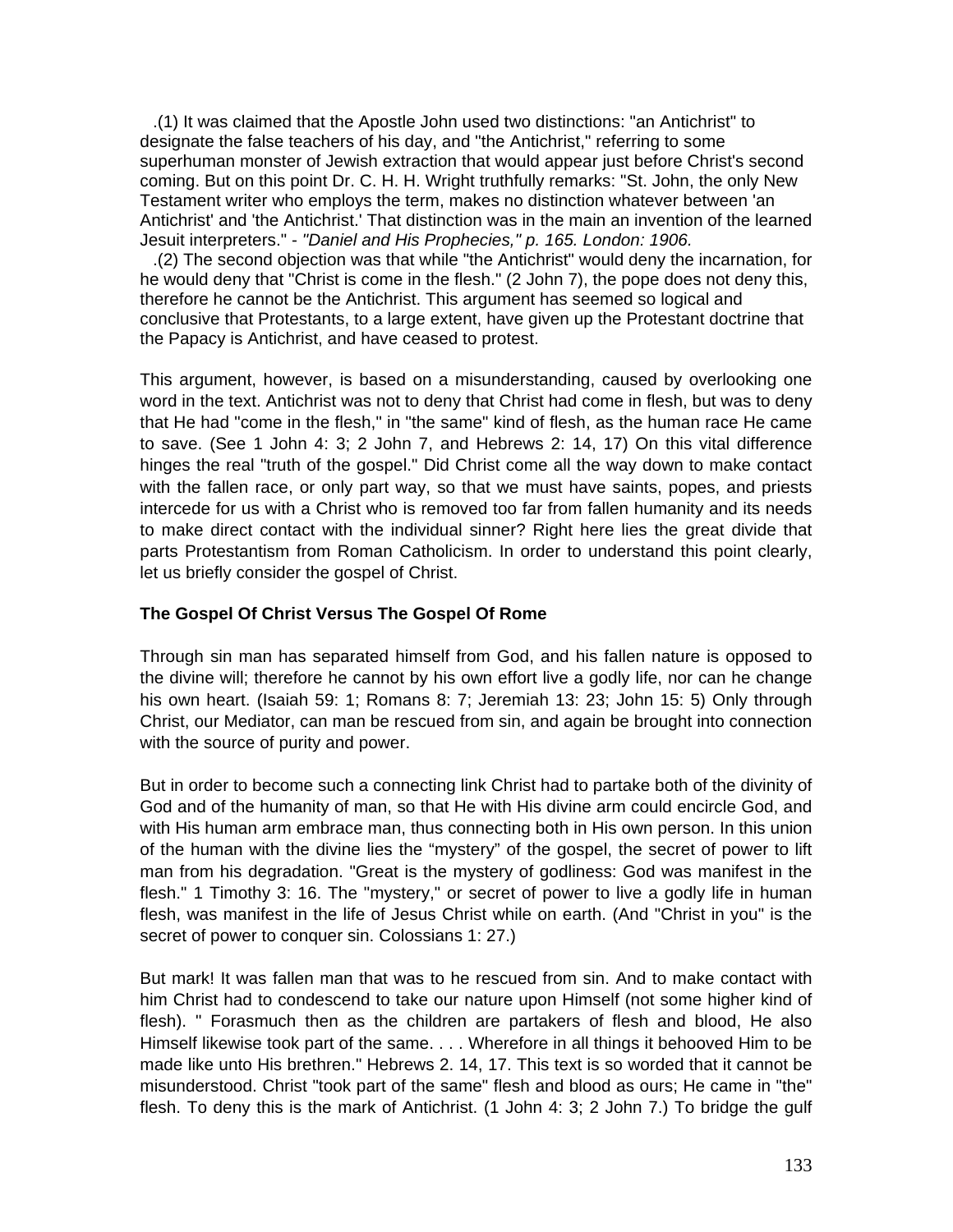.(1) It was claimed that the Apostle John used two distinctions: "an Antichrist" to designate the false teachers of his day, and "the Antichrist," referring to some superhuman monster of Jewish extraction that would appear just before Christ's second coming. But on this point Dr. C. H. H. Wright truthfully remarks: "St. John, the only New Testament writer who employs the term, makes no distinction whatever between 'an Antichrist' and 'the Antichrist.' That distinction was in the main an invention of the learned Jesuit interpreters." - *"Daniel and His Prophecies," p. 165. London: 1906.*

.(2) The second objection was that while "the Antichrist" would deny the incarnation, for he would deny that "Christ is come in the flesh." (2 John 7), the pope does not deny this, therefore he cannot be the Antichrist. This argument has seemed so logical and conclusive that Protestants, to a large extent, have given up the Protestant doctrine that the Papacy is Antichrist, and have ceased to protest.

This argument, however, is based on a misunderstanding, caused by overlooking one word in the text. Antichrist was not to deny that Christ had come in flesh, but was to deny that He had "come in the flesh," in "the same" kind of flesh, as the human race He came to save. (See 1 John 4: 3; 2 John 7, and Hebrews 2: 14, 17) On this vital difference hinges the real "truth of the gospel." Did Christ come all the way down to make contact with the fallen race, or only part way, so that we must have saints, popes, and priests intercede for us with a Christ who is removed too far from fallen humanity and its needs to make direct contact with the individual sinner? Right here lies the great divide that parts Protestantism from Roman Catholicism. In order to understand this point clearly, let us briefly consider the gospel of Christ.

**The Gospel Of Christ Versus The Gospel Of Rome**

Through sin man has separated himself from God, and his fallen nature is opposed to the divine will; therefore he cannot by his own effort live a godly life, nor can he change his own heart. (Isaiah 59: 1; Romans 8: 7; Jeremiah 13: 23; John 15: 5) Only through Christ, our Mediator, can man be rescued from sin, and again be brought into connection with the source of purity and power.

But in order to become such a connecting link Christ had to partake both of the divinity of God and of the humanity of man, so that He with His divine arm could encircle God, and with His human arm embrace man, thus connecting both in His own person. In this union of the human with the divine lies the “mystery” of the gospel, the secret of power to lift man from his degradation. "Great is the mystery of godliness: God was manifest in the flesh." 1 Timothy 3: 16. The "mystery," or secret of power to live a godly life in human flesh, was manifest in the life of Jesus Christ while on earth. (And "Christ in you" is the secret of power to conquer sin. Colossians 1: 27.)

But mark! It was fallen man that was to he rescued from sin. And to make contact with him Christ had to condescend to take our nature upon Himself (not some higher kind of flesh). " Forasmuch then as the children are partakers of flesh and blood, He also Himself likewise took part of the same. . . . Wherefore in all things it behooved Him to be made like unto His brethren." Hebrews 2. 14, 17. This text is so worded that it cannot be misunderstood. Christ "took part of the same" flesh and blood as ours; He came in "the" flesh. To deny this is the mark of Antichrist. (1 John 4: 3; 2 John 7.) To bridge the gulf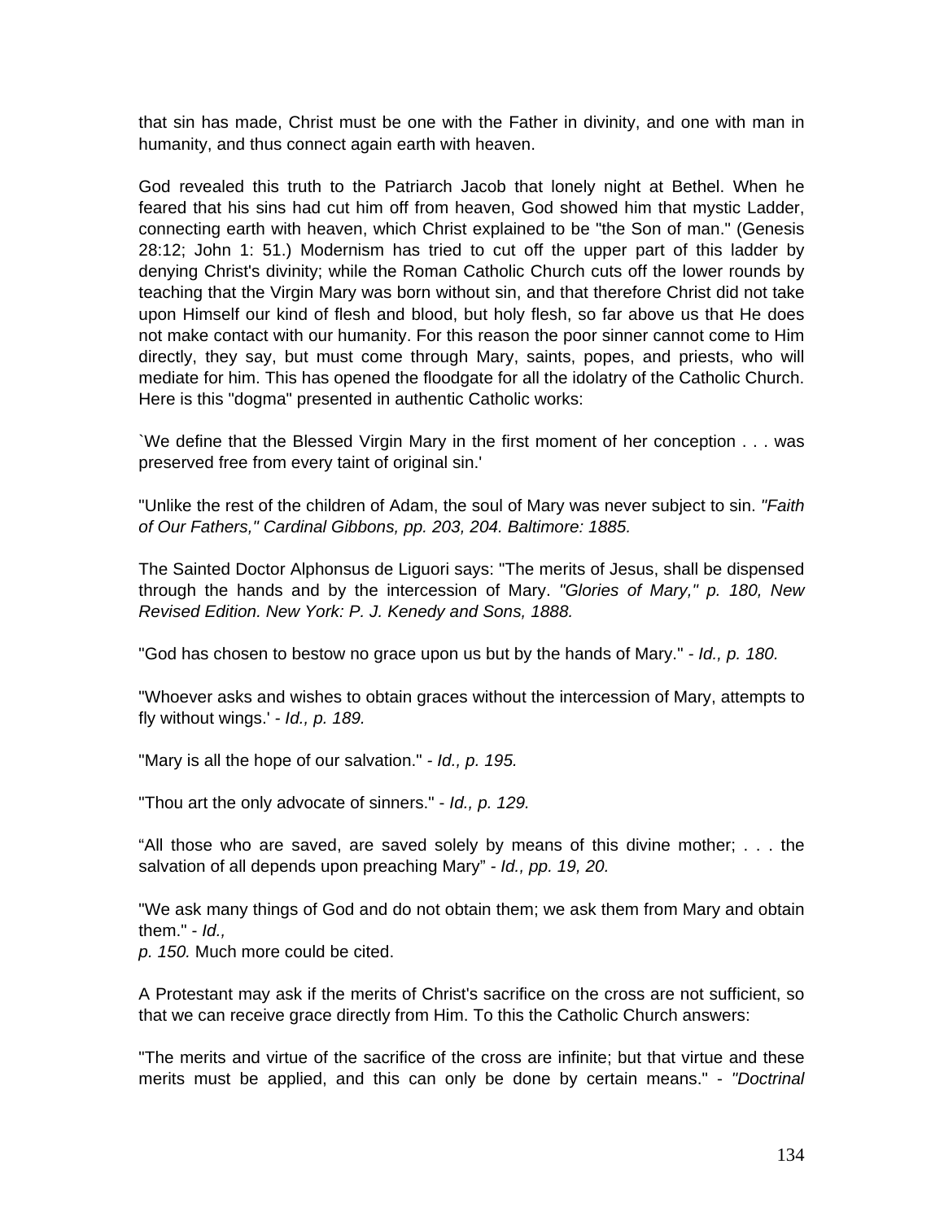that sin has made, Christ must be one with the Father in divinity, and one with man in humanity, and thus connect again earth with heaven.

God revealed this truth to the Patriarch Jacob that lonely night at Bethel. When he feared that his sins had cut him off from heaven, God showed him that mystic Ladder, connecting earth with heaven, which Christ explained to be "the Son of man." (Genesis 28:12; John 1: 51.) Modernism has tried to cut off the upper part of this ladder by denying Christ's divinity; while the Roman Catholic Church cuts off the lower rounds by teaching that the Virgin Mary was born without sin, and that therefore Christ did not take upon Himself our kind of flesh and blood, but holy flesh, so far above us that He does not make contact with our humanity. For this reason the poor sinner cannot come to Him directly, they say, but must come through Mary, saints, popes, and priests, who will mediate for him. This has opened the floodgate for all the idolatry of the Catholic Church. Here is this "dogma" presented in authentic Catholic works:

`We define that the Blessed Virgin Mary in the first moment of her conception . . . was preserved free from every taint of original sin.'

"Unlike the rest of the children of Adam, the soul of Mary was never subject to sin. *"Faith of Our Fathers," Cardinal Gibbons, pp. 203, 204. Baltimore: 1885.*

The Sainted Doctor Alphonsus de Liguori says: "The merits of Jesus, shall be dispensed through the hands and by the intercession of Mary. *"Glories of Mary," p. 180, New Revised Edition. New York: P. J. Kenedy and Sons, 1888.*

"God has chosen to bestow no grace upon us but by the hands of Mary." - *Id., p. 180.*

"Whoever asks and wishes to obtain graces without the intercession of Mary, attempts to fly without wings.' - *Id., p. 189.*

"Mary is all the hope of our salvation." - *Id., p. 195.*

"Thou art the only advocate of sinners." - *Id., p. 129.*

"All those who are saved, are saved solely by means of this divine mother; . . . the salvation of all depends upon preaching Mary" - *Id., pp. 19, 20.*

"We ask many things of God and do not obtain them; we ask them from Mary and obtain them." - *Id., p. 150.* Much more could be cited.

A Protestant may ask if the merits of Christ's sacrifice on the cross are not sufficient, so that we can receive grace directly from Him. To this the Catholic Church answers:

"The merits and virtue of the sacrifice of the cross are infinite; but that virtue and these merits must be applied, and this can only be done by certain means." - *"Doctrinal*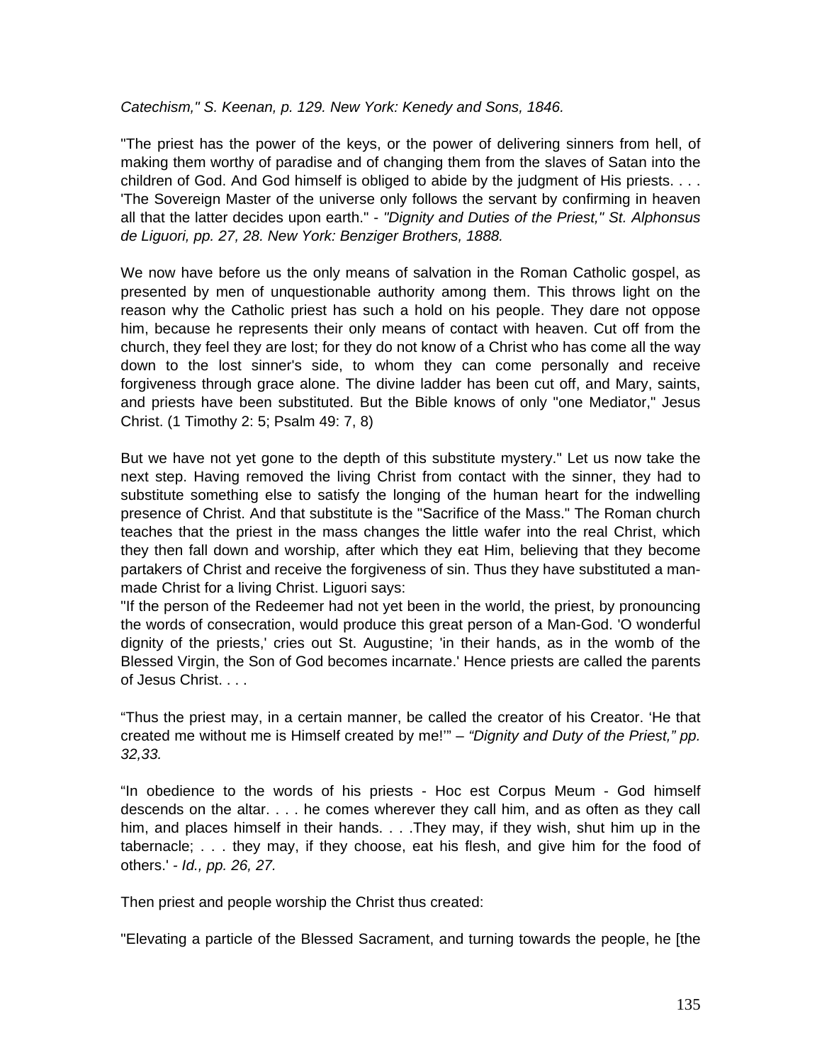*Catechism," S. Keenan, p. 129. New York: Kenedy and Sons, 1846.*

"The priest has the power of the keys, or the power of delivering sinners from hell, of making them worthy of paradise and of changing them from the slaves of Satan into the children of God. And God himself is obliged to abide by the judgment of His priests. . . . 'The Sovereign Master of the universe only follows the servant by confirming in heaven all that the latter decides upon earth." - *"Dignity and Duties of the Priest," St. Alphonsus de Liguori, pp. 27, 28. New York: Benziger Brothers, 1888.*

We now have before us the only means of salvation in the Roman Catholic gospel, as presented by men of unquestionable authority among them. This throws light on the reason why the Catholic priest has such a hold on his people. They dare not oppose him, because he represents their only means of contact with heaven. Cut off from the church, they feel they are lost; for they do not know of a Christ who has come all the way down to the lost sinner's side, to whom they can come personally and receive forgiveness through grace alone. The divine ladder has been cut off, and Mary, saints, and priests have been substituted. But the Bible knows of only "one Mediator," Jesus Christ. (1 Timothy 2: 5; Psalm 49: 7, 8)

But we have not yet gone to the depth of this substitute mystery." Let us now take the next step. Having removed the living Christ from contact with the sinner, they had to substitute something else to satisfy the longing of the human heart for the indwelling presence of Christ. And that substitute is the "Sacrifice of the Mass." The Roman church teaches that the priest in the mass changes the little wafer into the real Christ, which they then fall down and worship, after which they eat Him, believing that they become partakers of Christ and receive the forgiveness of sin. Thus they have substituted a man-made Christ for a living Christ. Liguori says:
"If the person of the Redeemer had not yet been in the world, the priest, by pronouncing the words of consecration, would produce this great person of a Man-God. 'O wonderful dignity of the priests,' cries out St. Augustine; 'in their hands, as in the womb of the Blessed Virgin, the Son of God becomes incarnate.' Hence priests are called the parents of Jesus Christ. . . .

"Thus the priest may, in a certain manner, be called the creator of his Creator. 'He that created me without me is Himself created by me!'" – *"Dignity and Duty of the Priest," pp. 32,33.*

"In obedience to the words of his priests - Hoc est Corpus Meum - God himself descends on the altar. . . . he comes wherever they call him, and as often as they call him, and places himself in their hands. . . .They may, if they wish, shut him up in the tabernacle; . . . they may, if they choose, eat his flesh, and give him for the food of others.' - *Id., pp. 26, 27.*

Then priest and people worship the Christ thus created:

"Elevating a particle of the Blessed Sacrament, and turning towards the people, he [the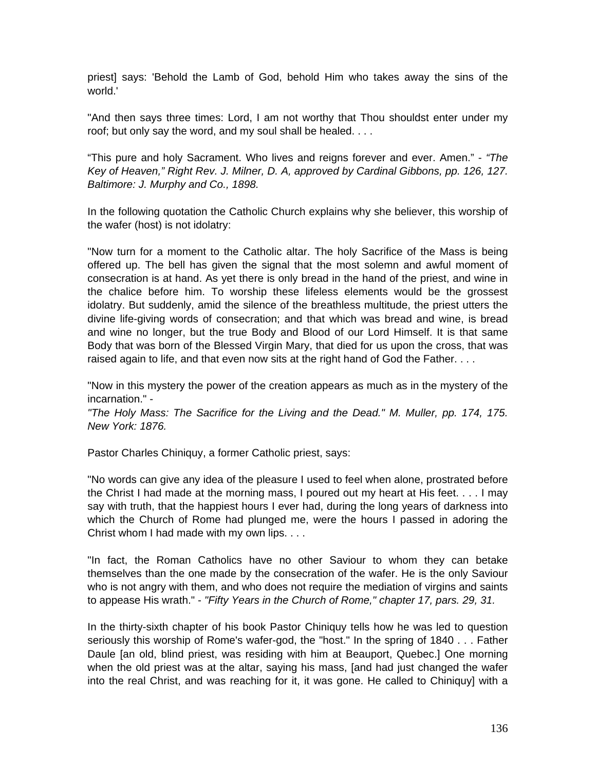priest] says: 'Behold the Lamb of God, behold Him who takes away the sins of the world.'

"And then says three times: Lord, I am not worthy that Thou shouldst enter under my roof; but only say the word, and my soul shall be healed. . . .

"This pure and holy Sacrament. Who lives and reigns forever and ever. Amen." - *"The Key of Heaven," Right Rev. J. Milner, D. A, approved by Cardinal Gibbons, pp. 126, 127. Baltimore: J. Murphy and Co., 1898.*

In the following quotation the Catholic Church explains why she believer, this worship of the wafer (host) is not idolatry:

"Now turn for a moment to the Catholic altar. The holy Sacrifice of the Mass is being offered up. The bell has given the signal that the most solemn and awful moment of consecration is at hand. As yet there is only bread in the hand of the priest, and wine in the chalice before him. To worship these lifeless elements would be the grossest idolatry. But suddenly, amid the silence of the breathless multitude, the priest utters the divine life-giving words of consecration; and that which was bread and wine, is bread and wine no longer, but the true Body and Blood of our Lord Himself. It is that same Body that was born of the Blessed Virgin Mary, that died for us upon the cross, that was raised again to life, and that even now sits at the right hand of God the Father. . . .

"Now in this mystery the power of the creation appears as much as in the mystery of the incarnation." -
*"The Holy Mass: The Sacrifice for the Living and the Dead." M. Muller, pp. 174, 175. New York: 1876.*

Pastor Charles Chiniquy, a former Catholic priest, says:

"No words can give any idea of the pleasure I used to feel when alone, prostrated before the Christ I had made at the morning mass, I poured out my heart at His feet. . . . I may say with truth, that the happiest hours I ever had, during the long years of darkness into which the Church of Rome had plunged me, were the hours I passed in adoring the Christ whom I had made with my own lips. . . .

"In fact, the Roman Catholics have no other Saviour to whom they can betake themselves than the one made by the consecration of the wafer. He is the only Saviour who is not angry with them, and who does not require the mediation of virgins and saints to appease His wrath." - *"Fifty Years in the Church of Rome," chapter 17, pars. 29, 31.*

In the thirty-sixth chapter of his book Pastor Chiniquy tells how he was led to question seriously this worship of Rome's wafer-god, the "host." In the spring of 1840 . . . Father Daule [an old, blind priest, was residing with him at Beauport, Quebec.] One morning when the old priest was at the altar, saying his mass, [and had just changed the wafer into the real Christ, and was reaching for it, it was gone. He called to Chiniquy] with a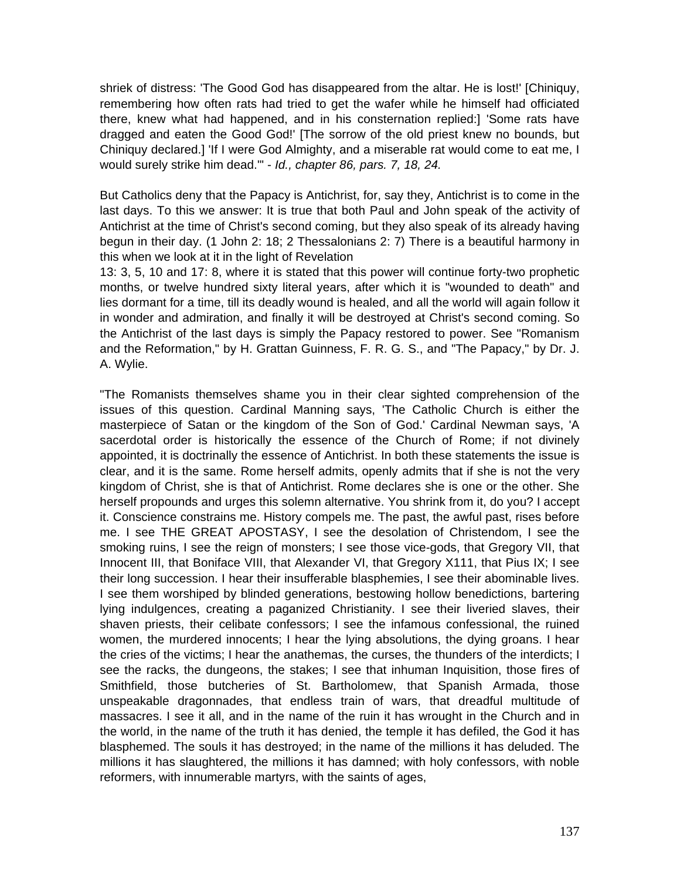shriek of distress: 'The Good God has disappeared from the altar. He is lost!' [Chiniquy, remembering how often rats had tried to get the wafer while he himself had officiated there, knew what had happened, and in his consternation replied:] 'Some rats have dragged and eaten the Good God!' [The sorrow of the old priest knew no bounds, but Chiniquy declared.] 'If I were God Almighty, and a miserable rat would come to eat me, I would surely strike him dead.'" - *Id., chapter 86, pars. 7, 18, 24.*

But Catholics deny that the Papacy is Antichrist, for, say they, Antichrist is to come in the last days. To this we answer: It is true that both Paul and John speak of the activity of Antichrist at the time of Christ's second coming, but they also speak of its already having begun in their day. (1 John 2: 18; 2 Thessalonians 2: 7) There is a beautiful harmony in this when we look at it in the light of Revelation
13: 3, 5, 10 and 17: 8, where it is stated that this power will continue forty-two prophetic months, or twelve hundred sixty literal years, after which it is "wounded to death" and lies dormant for a time, till its deadly wound is healed, and all the world will again follow it in wonder and admiration, and finally it will be destroyed at Christ's second coming. So the Antichrist of the last days is simply the Papacy restored to power. See "Romanism and the Reformation," by H. Grattan Guinness, F. R. G. S., and "The Papacy," by Dr. J. A. Wylie.

"The Romanists themselves shame you in their clear sighted comprehension of the issues of this question. Cardinal Manning says, 'The Catholic Church is either the masterpiece of Satan or the kingdom of the Son of God.' Cardinal Newman says, 'A sacerdotal order is historically the essence of the Church of Rome; if not divinely appointed, it is doctrinally the essence of Antichrist. In both these statements the issue is clear, and it is the same. Rome herself admits, openly admits that if she is not the very kingdom of Christ, she is that of Antichrist. Rome declares she is one or the other. She herself propounds and urges this solemn alternative. You shrink from it, do you? I accept it. Conscience constrains me. History compels me. The past, the awful past, rises before me. I see THE GREAT APOSTASY, I see the desolation of Christendom, I see the smoking ruins, I see the reign of monsters; I see those vice-gods, that Gregory VII, that Innocent III, that Boniface VIII, that Alexander VI, that Gregory X111, that Pius IX; I see their long succession. I hear their insufferable blasphemies, I see their abominable lives. I see them worshiped by blinded generations, bestowing hollow benedictions, bartering lying indulgences, creating a paganized Christianity. I see their liveried slaves, their shaven priests, their celibate confessors; I see the infamous confessional, the ruined women, the murdered innocents; I hear the lying absolutions, the dying groans. I hear the cries of the victims; I hear the anathemas, the curses, the thunders of the interdicts; I see the racks, the dungeons, the stakes; I see that inhuman Inquisition, those fires of Smithfield, those butcheries of St. Bartholomew, that Spanish Armada, those unspeakable dragonnades, that endless train of wars, that dreadful multitude of massacres. I see it all, and in the name of the ruin it has wrought in the Church and in the world, in the name of the truth it has denied, the temple it has defiled, the God it has blasphemed. The souls it has destroyed; in the name of the millions it has deluded. The millions it has slaughtered, the millions it has damned; with holy confessors, with noble reformers, with innumerable martyrs, with the saints of ages,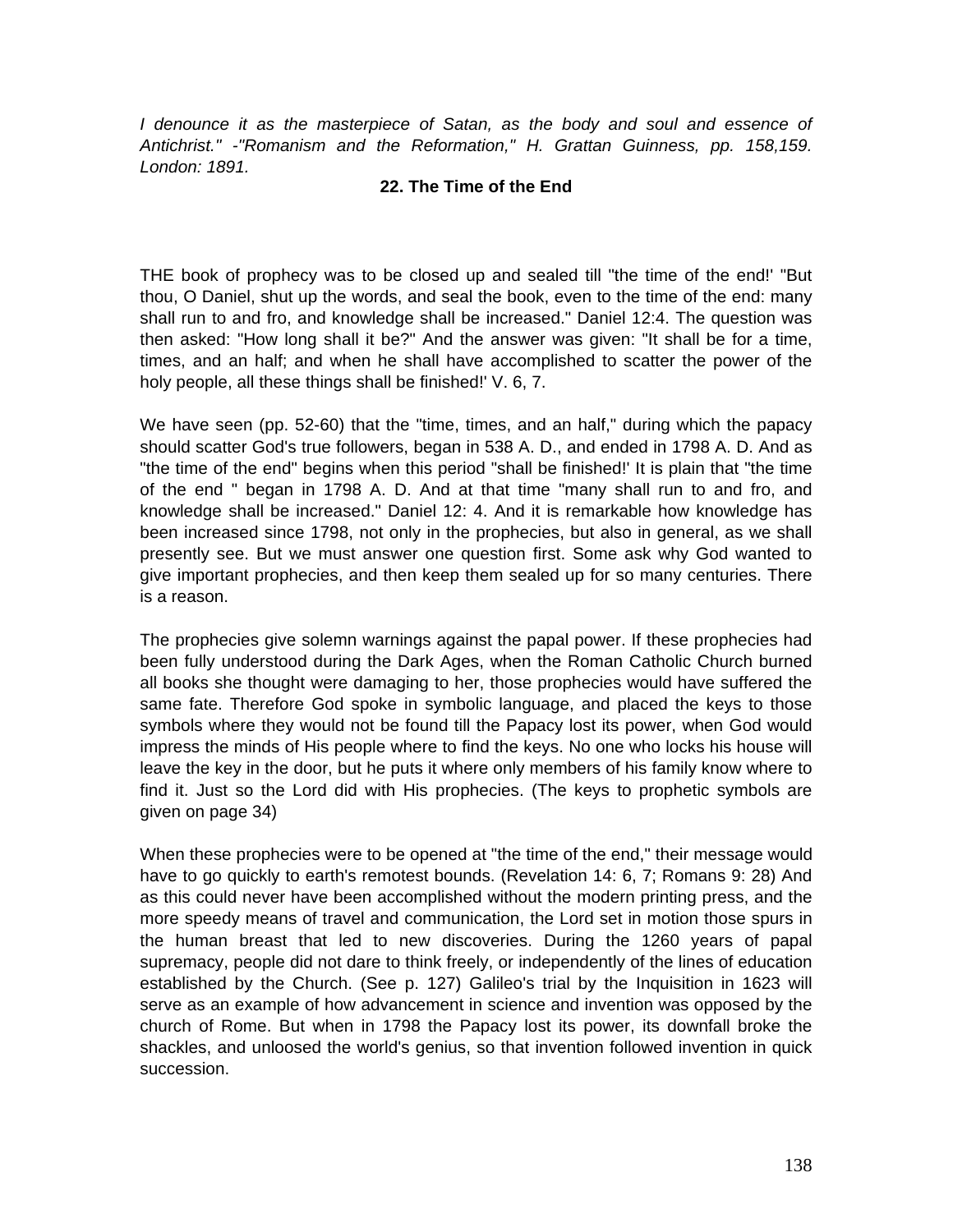*I denounce it as the masterpiece of Satan, as the body and soul and essence of Antichrist." -"Romanism and the Reformation," H. Grattan Guinness, pp. 158,159. London: 1891.*

## 22. The Time of the End

THE book of prophecy was to be closed up and sealed till "the time of the end!' "But thou, O Daniel, shut up the words, and seal the book, even to the time of the end: many shall run to and fro, and knowledge shall be increased." Daniel 12:4. The question was then asked: "How long shall it be?" And the answer was given: "It shall be for a time, times, and an half; and when he shall have accomplished to scatter the power of the holy people, all these things shall be finished!' V. 6, 7.

We have seen (pp. 52-60) that the "time, times, and an half," during which the papacy should scatter God's true followers, began in 538 A. D., and ended in 1798 A. D. And as "the time of the end" begins when this period "shall be finished!' It is plain that "the time of the end " began in 1798 A. D. And at that time "many shall run to and fro, and knowledge shall be increased." Daniel 12: 4. And it is remarkable how knowledge has been increased since 1798, not only in the prophecies, but also in general, as we shall presently see. But we must answer one question first. Some ask why God wanted to give important prophecies, and then keep them sealed up for so many centuries. There is a reason.

The prophecies give solemn warnings against the papal power. If these prophecies had been fully understood during the Dark Ages, when the Roman Catholic Church burned all books she thought were damaging to her, those prophecies would have suffered the same fate. Therefore God spoke in symbolic language, and placed the keys to those symbols where they would not be found till the Papacy lost its power, when God would impress the minds of His people where to find the keys. No one who locks his house will leave the key in the door, but he puts it where only members of his family know where to find it. Just so the Lord did with His prophecies. (The keys to prophetic symbols are given on page 34)

When these prophecies were to be opened at "the time of the end," their message would have to go quickly to earth's remotest bounds. (Revelation 14: 6, 7; Romans 9: 28) And as this could never have been accomplished without the modern printing press, and the more speedy means of travel and communication, the Lord set in motion those spurs in the human breast that led to new discoveries. During the 1260 years of papal supremacy, people did not dare to think freely, or independently of the lines of education established by the Church. (See p. 127) Galileo's trial by the Inquisition in 1623 will serve as an example of how advancement in science and invention was opposed by the church of Rome. But when in 1798 the Papacy lost its power, its downfall broke the shackles, and unloosed the world's genius, so that invention followed invention in quick succession.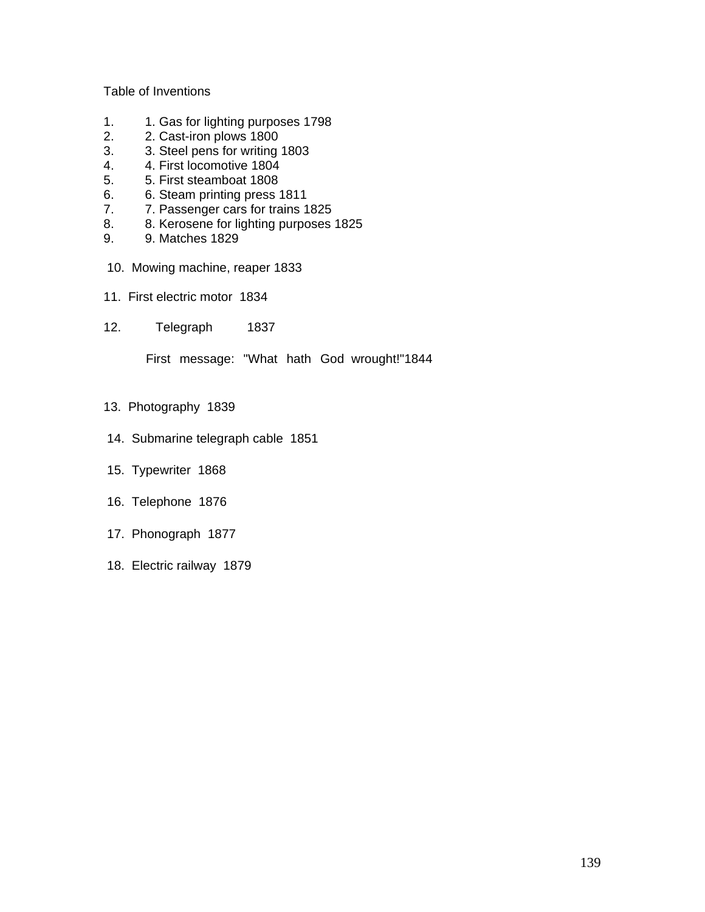Table of Inventions

1. 1. Gas for lighting purposes 1798
2. 2. Cast-iron plows 1800
3. 3. Steel pens for writing 1803
4. 4. First locomotive 1804
5. 5. First steamboat 1808
6. 6. Steam printing press 1811
7. 7. Passenger cars for trains 1825
8. 8. Kerosene for lighting purposes 1825
9. 9. Matches 1829

10. Mowing machine, reaper 1833

11. First electric motor 1834

12. Telegraph 1837

    First message: "What hath God wrought!"1844

13. Photography 1839

14. Submarine telegraph cable 1851

15. Typewriter 1868

16. Telephone 1876

17. Phonograph 1877

18. Electric railway 1879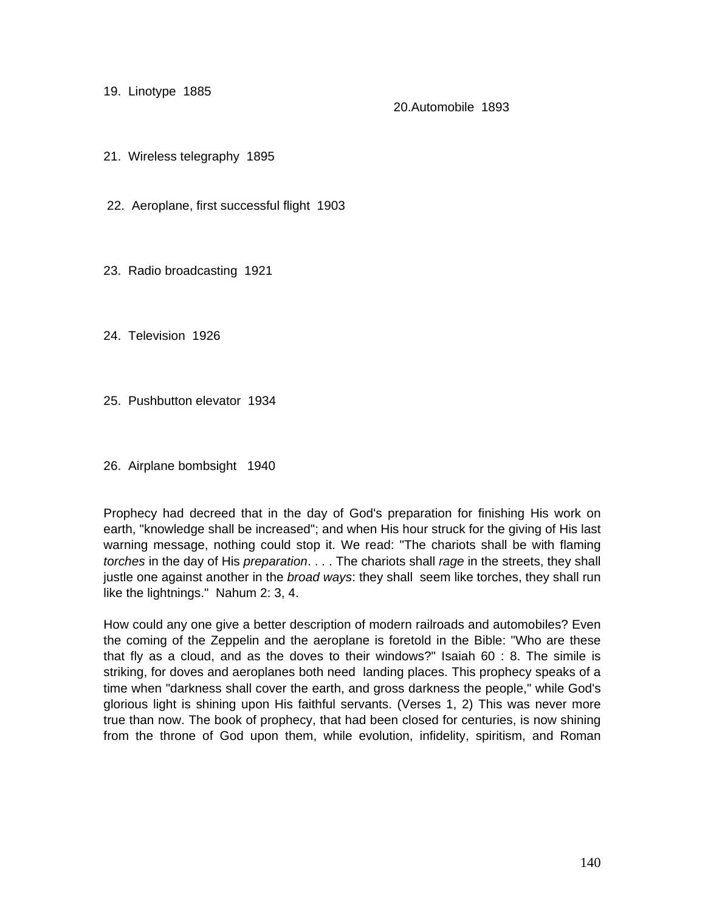19. Linotype 1885

20. Automobile 1893

21. Wireless telegraphy 1895

22. Aeroplane, first successful flight 1903

23. Radio broadcasting 1921

24. Television 1926

25. Pushbutton elevator 1934

26. Airplane bombsight 1940

Prophecy had decreed that in the day of God's preparation for finishing His work on earth, "knowledge shall be increased"; and when His hour struck for the giving of His last warning message, nothing could stop it. We read: "The chariots shall be with flaming *torches* in the day of His *preparation*. . . . The chariots shall *rage* in the streets, they shall justle one against another in the *broad ways*: they shall seem like torches, they shall run like the lightnings." Nahum 2: 3, 4.

How could any one give a better description of modern railroads and automobiles? Even the coming of the Zeppelin and the aeroplane is foretold in the Bible: "Who are these that fly as a cloud, and as the doves to their windows?" Isaiah 60 : 8. The simile is striking, for doves and aeroplanes both need landing places. This prophecy speaks of a time when "darkness shall cover the earth, and gross darkness the people," while God's glorious light is shining upon His faithful servants. (Verses 1, 2) This was never more true than now. The book of prophecy, that had been closed for centuries, is now shining from the throne of God upon them, while evolution, infidelity, spiritism, and Roman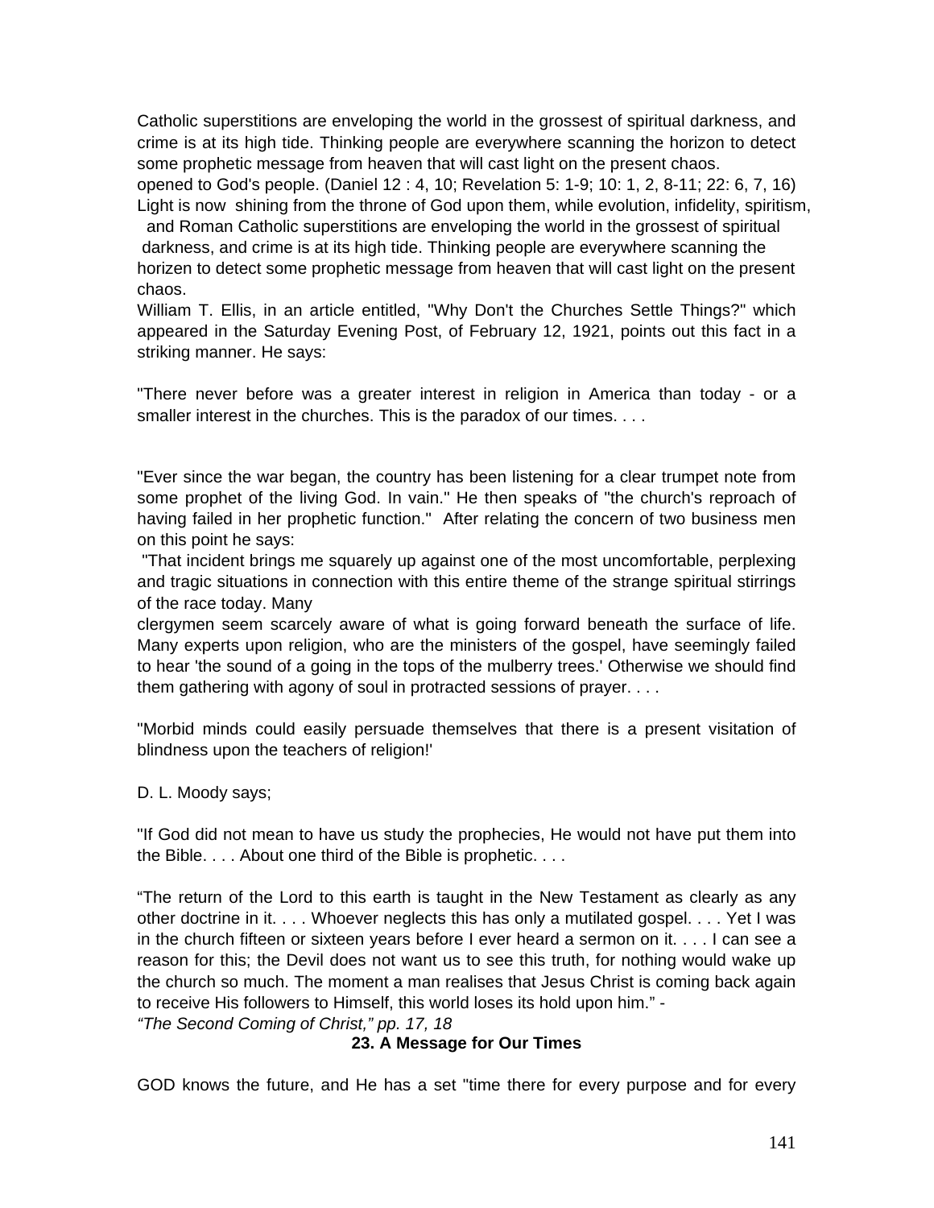Catholic superstitions are enveloping the world in the grossest of spiritual darkness, and crime is at its high tide. Thinking people are everywhere scanning the horizon to detect some prophetic message from heaven that will cast light on the present chaos.
opened to God's people. (Daniel 12 : 4, 10; Revelation 5: 1-9; 10: 1, 2, 8-11; 22: 6, 7, 16) Light is now shining from the throne of God upon them, while evolution, infidelity, spiritism, and Roman Catholic superstitions are enveloping the world in the grossest of spiritual darkness, and crime is at its high tide. Thinking people are everywhere scanning the horizen to detect some prophetic message from heaven that will cast light on the present chaos.
William T. Ellis, in an article entitled, "Why Don't the Churches Settle Things?" which appeared in the Saturday Evening Post, of February 12, 1921, points out this fact in a striking manner. He says:

"There never before was a greater interest in religion in America than today - or a smaller interest in the churches. This is the paradox of our times. . . .

"Ever since the war began, the country has been listening for a clear trumpet note from some prophet of the living God. In vain." He then speaks of "the church's reproach of having failed in her prophetic function." After relating the concern of two business men on this point he says:
"That incident brings me squarely up against one of the most uncomfortable, perplexing and tragic situations in connection with this entire theme of the strange spiritual stirrings of the race today. Many
clergymen seem scarcely aware of what is going forward beneath the surface of life. Many experts upon religion, who are the ministers of the gospel, have seemingly failed to hear 'the sound of a going in the tops of the mulberry trees.' Otherwise we should find them gathering with agony of soul in protracted sessions of prayer. . . .

"Morbid minds could easily persuade themselves that there is a present visitation of blindness upon the teachers of religion!'

D. L. Moody says;

"If God did not mean to have us study the prophecies, He would not have put them into the Bible. . . . About one third of the Bible is prophetic. . . .

"The return of the Lord to this earth is taught in the New Testament as clearly as any other doctrine in it. . . . Whoever neglects this has only a mutilated gospel. . . . Yet I was in the church fifteen or sixteen years before I ever heard a sermon on it. . . . I can see a reason for this; the Devil does not want us to see this truth, for nothing would wake up the church so much. The moment a man realises that Jesus Christ is coming back again to receive His followers to Himself, this world loses its hold upon him." -
*"The Second Coming of Christ," pp. 17, 18*

## 23. A Message for Our Times

GOD knows the future, and He has a set "time there for every purpose and for every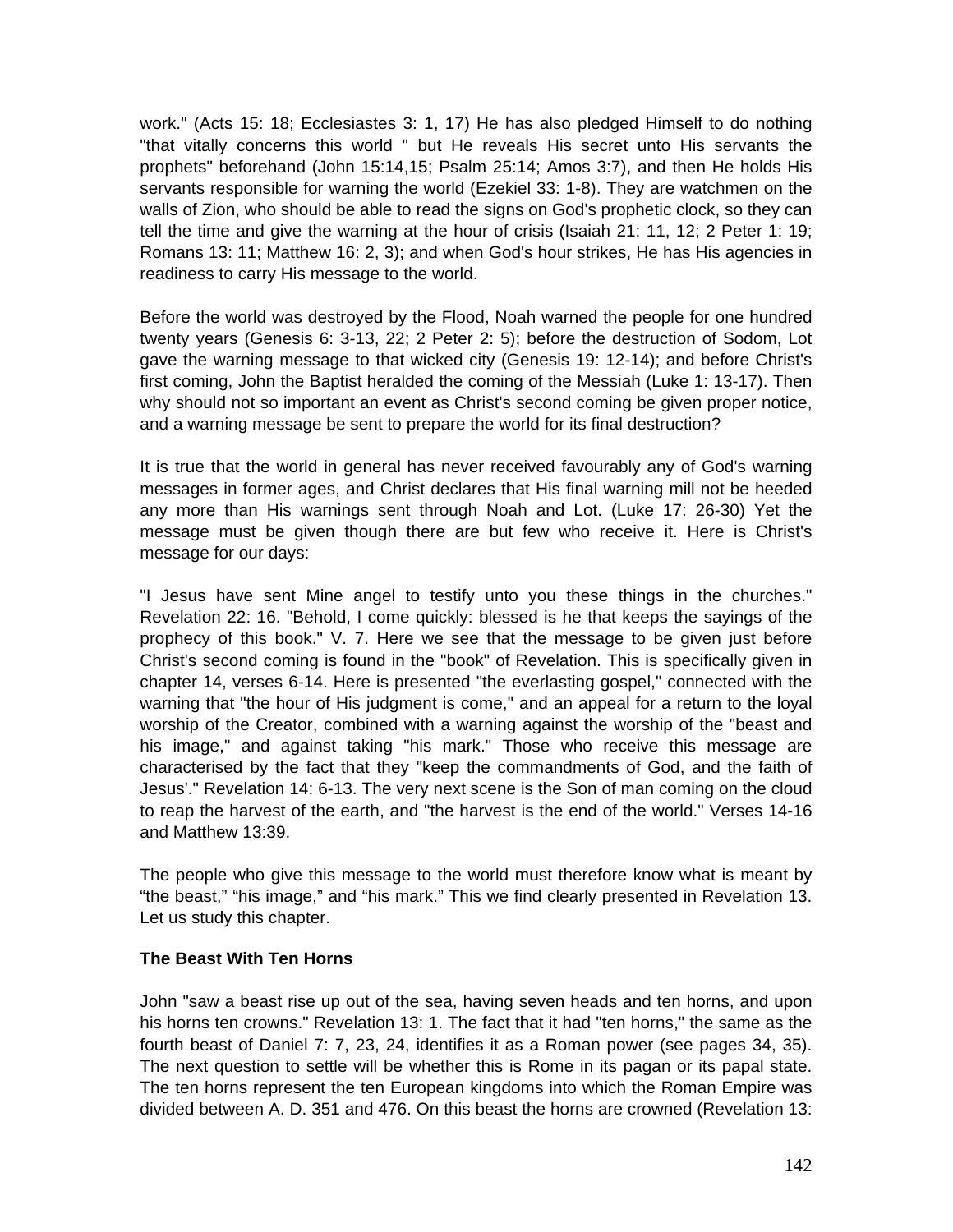work." (Acts 15: 18; Ecclesiastes 3: 1, 17) He has also pledged Himself to do nothing "that vitally concerns this world " but He reveals His secret unto His servants the prophets" beforehand (John 15:14,15; Psalm 25:14; Amos 3:7), and then He holds His servants responsible for warning the world (Ezekiel 33: 1-8). They are watchmen on the walls of Zion, who should be able to read the signs on God's prophetic clock, so they can tell the time and give the warning at the hour of crisis (Isaiah 21: 11, 12; 2 Peter 1: 19; Romans 13: 11; Matthew 16: 2, 3); and when God's hour strikes, He has His agencies in readiness to carry His message to the world.

Before the world was destroyed by the Flood, Noah warned the people for one hundred twenty years (Genesis 6: 3-13, 22; 2 Peter 2: 5); before the destruction of Sodom, Lot gave the warning message to that wicked city (Genesis 19: 12-14); and before Christ's first coming, John the Baptist heralded the coming of the Messiah (Luke 1: 13-17). Then why should not so important an event as Christ's second coming be given proper notice, and a warning message be sent to prepare the world for its final destruction?

It is true that the world in general has never received favourably any of God's warning messages in former ages, and Christ declares that His final warning mill not be heeded any more than His warnings sent through Noah and Lot. (Luke 17: 26-30) Yet the message must be given though there are but few who receive it. Here is Christ's message for our days:

"I Jesus have sent Mine angel to testify unto you these things in the churches." Revelation 22: 16. "Behold, I come quickly: blessed is he that keeps the sayings of the prophecy of this book." V. 7. Here we see that the message to be given just before Christ's second coming is found in the "book" of Revelation. This is specifically given in chapter 14, verses 6-14. Here is presented "the everlasting gospel," connected with the warning that "the hour of His judgment is come," and an appeal for a return to the loyal worship of the Creator, combined with a warning against the worship of the "beast and his image," and against taking "his mark." Those who receive this message are characterised by the fact that they "keep the commandments of God, and the faith of Jesus'." Revelation 14: 6-13. The very next scene is the Son of man coming on the cloud to reap the harvest of the earth, and "the harvest is the end of the world." Verses 14-16 and Matthew 13:39.

The people who give this message to the world must therefore know what is meant by “the beast,” “his image,” and “his mark.” This we find clearly presented in Revelation 13. Let us study this chapter.

**The Beast With Ten Horns**

John "saw a beast rise up out of the sea, having seven heads and ten horns, and upon his horns ten crowns." Revelation 13: 1. The fact that it had "ten horns," the same as the fourth beast of Daniel 7: 7, 23, 24, identifies it as a Roman power (see pages 34, 35). The next question to settle will be whether this is Rome in its pagan or its papal state. The ten horns represent the ten European kingdoms into which the Roman Empire was divided between A. D. 351 and 476. On this beast the horns are crowned (Revelation 13: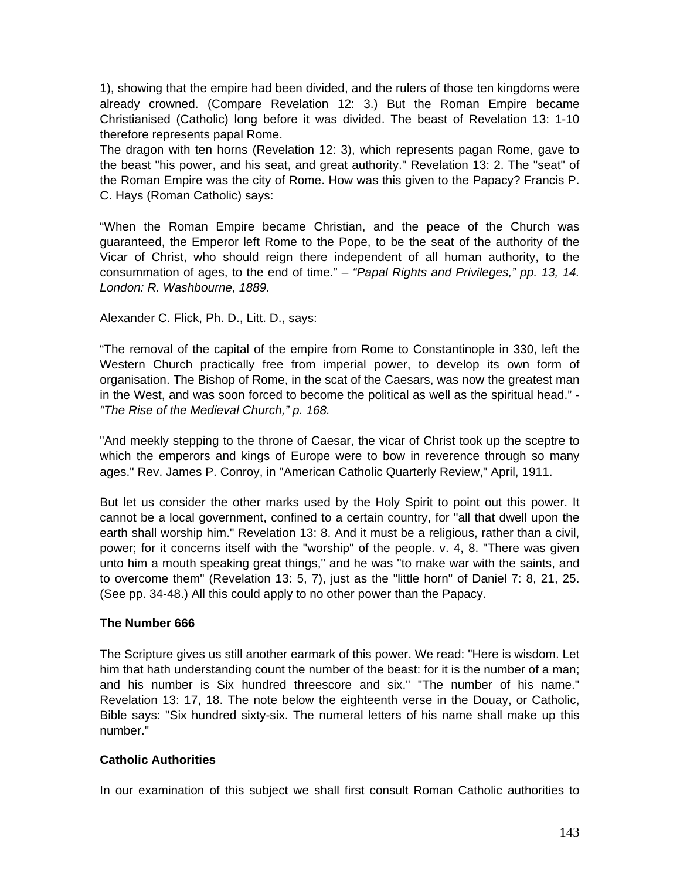1), showing that the empire had been divided, and the rulers of those ten kingdoms were already crowned. (Compare Revelation 12: 3.) But the Roman Empire became Christianised (Catholic) long before it was divided. The beast of Revelation 13: 1-10 therefore represents papal Rome.

The dragon with ten horns (Revelation 12: 3), which represents pagan Rome, gave to the beast "his power, and his seat, and great authority." Revelation 13: 2. The "seat" of the Roman Empire was the city of Rome. How was this given to the Papacy? Francis P. C. Hays (Roman Catholic) says:

“When the Roman Empire became Christian, and the peace of the Church was guaranteed, the Emperor left Rome to the Pope, to be the seat of the authority of the Vicar of Christ, who should reign there independent of all human authority, to the consummation of ages, to the end of time.” – *“Papal Rights and Privileges,” pp. 13, 14. London: R. Washbourne, 1889.*

Alexander C. Flick, Ph. D., Litt. D., says:

“The removal of the capital of the empire from Rome to Constantinople in 330, left the Western Church practically free from imperial power, to develop its own form of organisation. The Bishop of Rome, in the scat of the Caesars, was now the greatest man in the West, and was soon forced to become the political as well as the spiritual head.” - *“The Rise of the Medieval Church,” p. 168.*

"And meekly stepping to the throne of Caesar, the vicar of Christ took up the sceptre to which the emperors and kings of Europe were to bow in reverence through so many ages." Rev. James P. Conroy, in "American Catholic Quarterly Review," April, 1911.

But let us consider the other marks used by the Holy Spirit to point out this power. It cannot be a local government, confined to a certain country, for "all that dwell upon the earth shall worship him." Revelation 13: 8. And it must be a religious, rather than a civil, power; for it concerns itself with the "worship" of the people. v. 4, 8. "There was given unto him a mouth speaking great things," and he was "to make war with the saints, and to overcome them" (Revelation 13: 5, 7), just as the "little horn" of Daniel 7: 8, 21, 25. (See pp. 34-48.) All this could apply to no other power than the Papacy.

**The Number 666**

The Scripture gives us still another earmark of this power. We read: "Here is wisdom. Let him that hath understanding count the number of the beast: for it is the number of a man; and his number is Six hundred threescore and six." "The number of his name." Revelation 13: 17, 18. The note below the eighteenth verse in the Douay, or Catholic, Bible says: "Six hundred sixty-six. The numeral letters of his name shall make up this number."

**Catholic Authorities**

In our examination of this subject we shall first consult Roman Catholic authorities to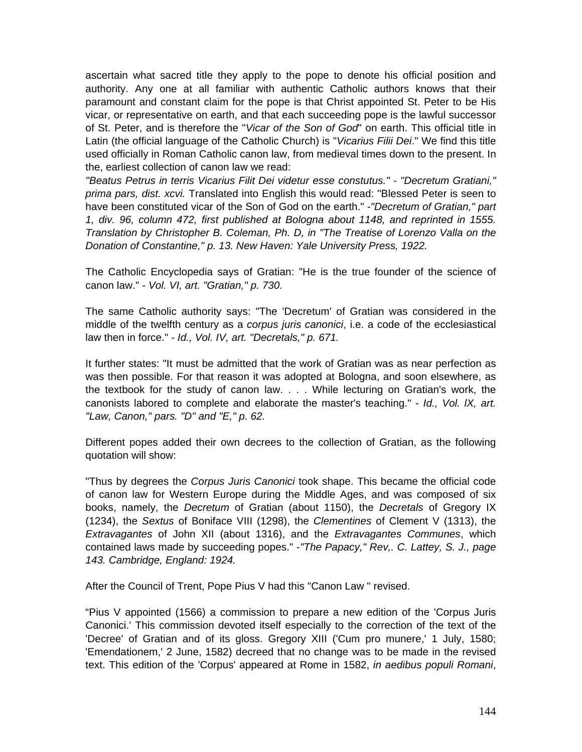ascertain what sacred title they apply to the pope to denote his official position and authority. Any one at all familiar with authentic Catholic authors knows that their paramount and constant claim for the pope is that Christ appointed St. Peter to be His vicar, or representative on earth, and that each succeeding pope is the lawful successor of St. Peter, and is therefore the "*Vicar of the Son of God*" on earth. This official title in Latin (the official language of the Catholic Church) is "*Vicarius Filii Dei*." We find this title used officially in Roman Catholic canon law, from medieval times down to the present. In the, earliest collection of canon law we read:

*"Beatus Petrus in terris Vicarius Filit Dei videtur esse constutus." - "Decretum Gratiani," prima pars, dist. xcvi.* Translated into English this would read: "Blessed Peter is seen to have been constituted vicar of the Son of God on the earth." -*"Decretum of Gratian," part 1, div. 96, column 472, first published at Bologna about 1148, and reprinted in 1555. Translation by Christopher B. Coleman, Ph. D, in "The Treatise of Lorenzo Valla on the Donation of Constantine," p. 13. New Haven: Yale University Press, 1922.*

The Catholic Encyclopedia says of Gratian: "He is the true founder of the science of canon law." - *Vol. VI, art. "Gratian," p. 730.*

The same Catholic authority says: "The 'Decretum' of Gratian was considered in the middle of the twelfth century as a *corpus juris canonici*, i.e. a code of the ecclesiastical law then in force." - *Id., Vol. IV, art. "Decretals," p. 671.*

It further states: "It must be admitted that the work of Gratian was as near perfection as was then possible. For that reason it was adopted at Bologna, and soon elsewhere, as the textbook for the study of canon law. . . . While lecturing on Gratian's work, the canonists labored to complete and elaborate the master's teaching." - *Id., Vol. lX, art. "Law, Canon," pars. "D" and "E," p. 62.*

Different popes added their own decrees to the collection of Gratian, as the following quotation will show:

"Thus by degrees the *Corpus Juris Canonici* took shape. This became the official code of canon law for Western Europe during the Middle Ages, and was composed of six books, namely, the *Decretum* of Gratian (about 1150), the *Decretals* of Gregory IX (1234), the *Sextus* of Boniface VIII (1298), the *Clementines* of Clement V (1313), the *Extravagantes* of John XII (about 1316), and the *Extravagantes Communes*, which contained laws made by succeeding popes." -*"The Papacy," Rev,. C. Lattey, S. J., page 143. Cambridge, England: 1924.*

After the Council of Trent, Pope Pius V had this "Canon Law " revised.

"Pius V appointed (1566) a commission to prepare a new edition of the 'Corpus Juris Canonici.' This commission devoted itself especially to the correction of the text of the 'Decree' of Gratian and of its gloss. Gregory XIII ('Cum pro munere,' 1 July, 1580; 'Emendationem,' 2 June, 1582) decreed that no change was to be made in the revised text. This edition of the 'Corpus' appeared at Rome in 1582, *in aedibus populi Romani*,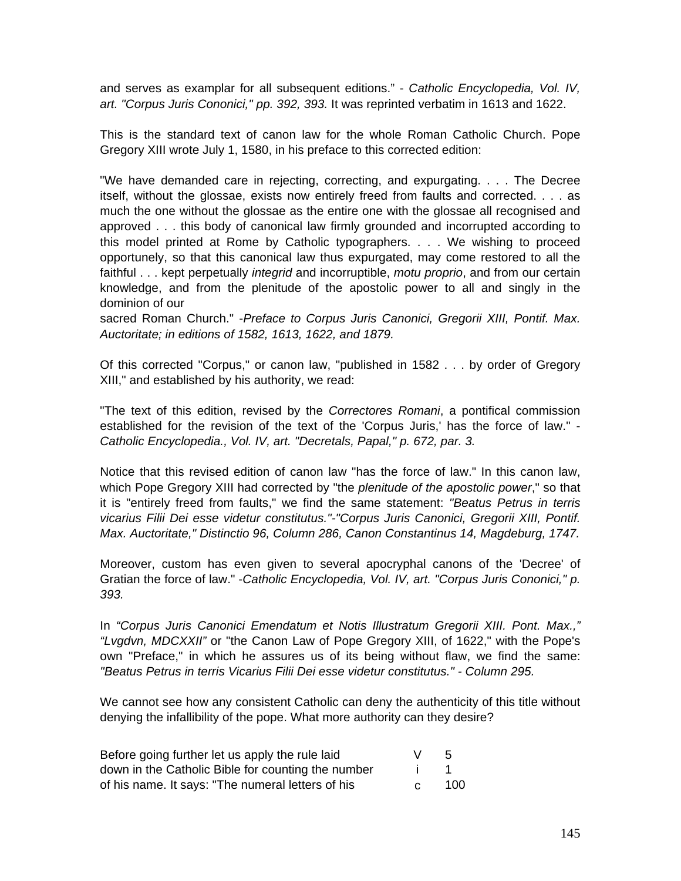and serves as examplar for all subsequent editions." - *Catholic Encyclopedia, Vol. IV, art. "Corpus Juris Cononici," pp. 392, 393.* It was reprinted verbatim in 1613 and 1622.

This is the standard text of canon law for the whole Roman Catholic Church. Pope Gregory XIII wrote July 1, 1580, in his preface to this corrected edition:

"We have demanded care in rejecting, correcting, and expurgating. . . . The Decree itself, without the glossae, exists now entirely freed from faults and corrected. . . . as much the one without the glossae as the entire one with the glossae all recognised and approved . . . this body of canonical law firmly grounded and incorrupted according to this model printed at Rome by Catholic typographers. . . . We wishing to proceed opportunely, so that this canonical law thus expurgated, may come restored to all the faithful . . . kept perpetually *integrid* and incorruptible, *motu proprio*, and from our certain knowledge, and from the plenitude of the apostolic power to all and singly in the dominion of our sacred Roman Church." -*Preface to Corpus Juris Canonici, Gregorii XIII, Pontif. Max. Auctoritate; in editions of 1582, 1613, 1622, and 1879.*

Of this corrected "Corpus," or canon law, "published in 1582 . . . by order of Gregory XIII," and established by his authority, we read:

"The text of this edition, revised by the *Correctores Romani*, a pontifical commission established for the revision of the text of the 'Corpus Juris,' has the force of law." - *Catholic Encyclopedia., Vol. IV, art. "Decretals, Papal," p. 672, par. 3.*

Notice that this revised edition of canon law "has the force of law." In this canon law, which Pope Gregory XIII had corrected by "the *plenitude of the apostolic power*," so that it is "entirely freed from faults," we find the same statement: *"Beatus Petrus in terris vicarius Filii Dei esse videtur constitutus."-"Corpus Juris Canonici, Gregorii XIII, Pontif. Max. Auctoritate," Distinctio 96, Column 286, Canon Constantinus 14, Magdeburg, 1747.*

Moreover, custom has even given to several apocryphal canons of the 'Decree' of Gratian the force of law." -*Catholic Encyclopedia, Vol. IV, art. "Corpus Juris Cononici," p. 393.*

In *"Corpus Juris Canonici Emendatum et Notis Illustratum Gregorii XIII. Pont. Max.," "Lvgdvn, MDCXXII"* or "the Canon Law of Pope Gregory XIII, of 1622," with the Pope's own "Preface," in which he assures us of its being without flaw, we find the same: *"Beatus Petrus in terris Vicarius Filii Dei esse videtur constitutus." - Column 295.*

We cannot see how any consistent Catholic can deny the authenticity of this title without denying the infallibility of the pope. What more authority can they desire?

Before going further let us apply the rule laid down in the Catholic Bible for counting the number of his name. It says: "The numeral letters of his

| | |
|---|---|
| V | 5 |
| i | 1 |
| c | 100 |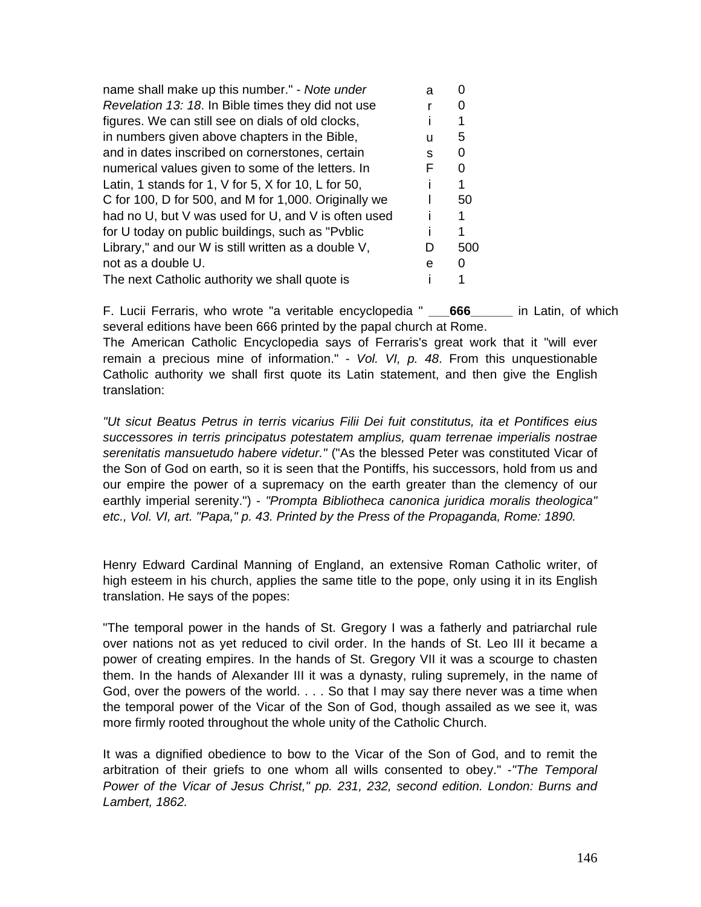| | | |
|---|---|---|
| name shall make up this number." - *Note under* | a | 0 |
| *Revelation 13: 18*. In Bible times they did not use | r | 0 |
| figures. We can still see on dials of old clocks, | i | 1 |
| in numbers given above chapters in the Bible, | u | 5 |
| and in dates inscribed on cornerstones, certain | s | 0 |
| numerical values given to some of the letters. In | F | 0 |
| Latin, 1 stands for 1, V for 5, X for 10, L for 50, | i | 1 |
| C for 100, D for 500, and M for 1,000. Originally we | l | 50 |
| had no U, but V was used for U, and V is often used | i | 1 |
| for U today on public buildings, such as "Pvblic | i | 1 |
| Library," and our W is still written as a double V, | D | 500 |
| not as a double U. | e | 0 |
| The next Catholic authority we shall quote is | i | 1 |

F. Lucii Ferraris, who wrote "a veritable encyclopedia " ___**666**______ in Latin, of which several editions have been 666 printed by the papal church at Rome.

The American Catholic Encyclopedia says of Ferraris's great work that it "will ever remain a precious mine of information." - *Vol. VI, p. 48*. From this unquestionable Catholic authority we shall first quote its Latin statement, and then give the English translation:

*"Ut sicut Beatus Petrus in terris vicarius Filii Dei fuit constitutus, ita et Pontifices eius successores in terris principatus potestatem amplius, quam terrenae imperialis nostrae serenitatis mansuetudo habere videtur."* ("As the blessed Peter was constituted Vicar of the Son of God on earth, so it is seen that the Pontiffs, his successors, hold from us and our empire the power of a supremacy on the earth greater than the clemency of our earthly imperial serenity.") - *"Prompta Bibliotheca canonica juridica moralis theologica" etc., Vol. VI, art. "Papa," p. 43. Printed by the Press of the Propaganda, Rome: 1890.*

Henry Edward Cardinal Manning of England, an extensive Roman Catholic writer, of high esteem in his church, applies the same title to the pope, only using it in its English translation. He says of the popes:

"The temporal power in the hands of St. Gregory I was a fatherly and patriarchal rule over nations not as yet reduced to civil order. In the hands of St. Leo III it became a power of creating empires. In the hands of St. Gregory VII it was a scourge to chasten them. In the hands of Alexander III it was a dynasty, ruling supremely, in the name of God, over the powers of the world. . . . So that I may say there never was a time when the temporal power of the Vicar of the Son of God, though assailed as we see it, was more firmly rooted throughout the whole unity of the Catholic Church.

It was a dignified obedience to bow to the Vicar of the Son of God, and to remit the arbitration of their griefs to one whom all wills consented to obey." -*"The Temporal Power of the Vicar of Jesus Christ," pp. 231, 232, second edition. London: Burns and Lambert, 1862.*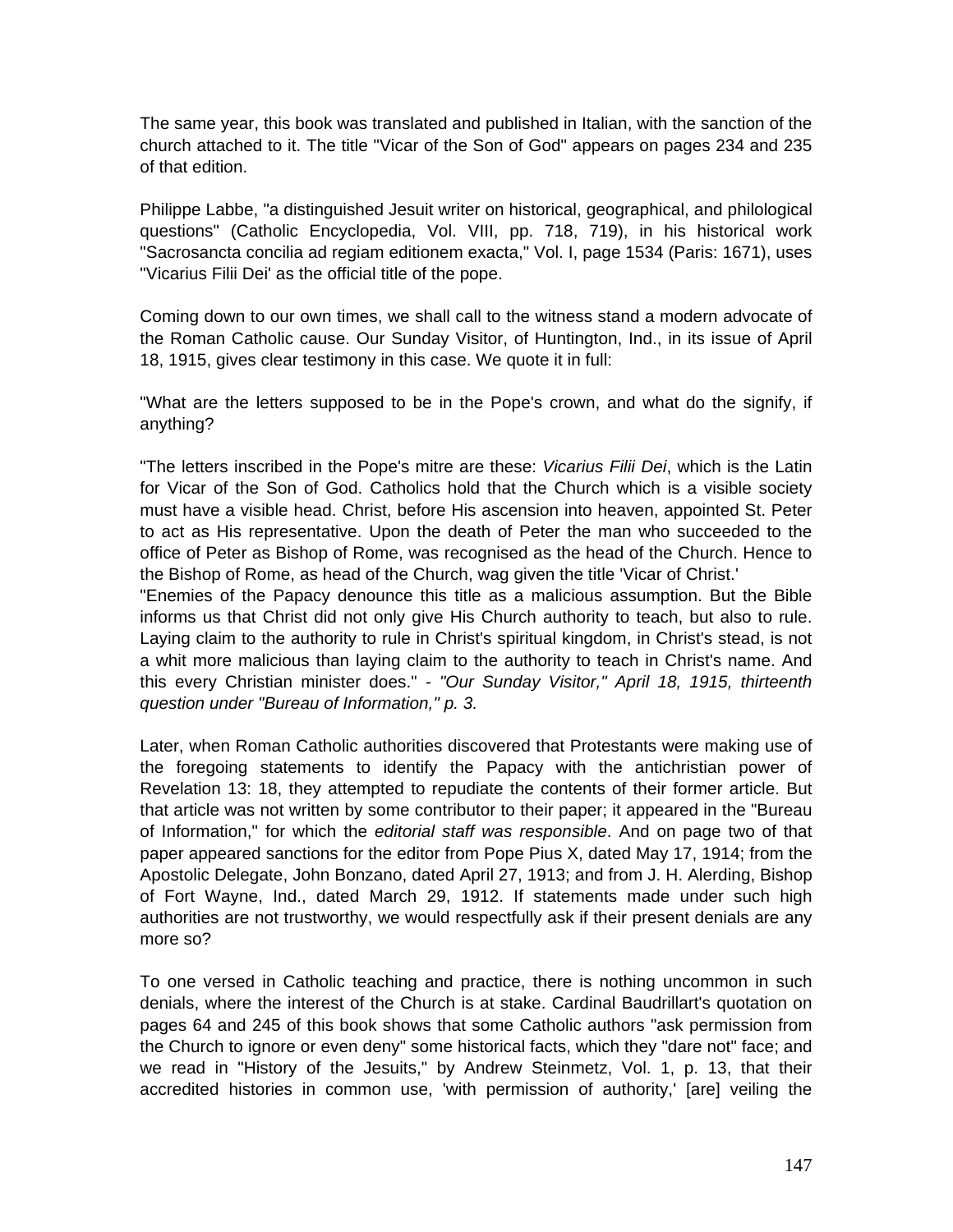The same year, this book was translated and published in Italian, with the sanction of the church attached to it. The title "Vicar of the Son of God" appears on pages 234 and 235 of that edition.

Philippe Labbe, "a distinguished Jesuit writer on historical, geographical, and philological questions" (Catholic Encyclopedia, Vol. VIII, pp. 718, 719), in his historical work "Sacrosancta concilia ad regiam editionem exacta," Vol. I, page 1534 (Paris: 1671), uses "Vicarius Filii Dei' as the official title of the pope.

Coming down to our own times, we shall call to the witness stand a modern advocate of the Roman Catholic cause. Our Sunday Visitor, of Huntington, Ind., in its issue of April 18, 1915, gives clear testimony in this case. We quote it in full:

"What are the letters supposed to be in the Pope's crown, and what do the signify, if anything?

"The letters inscribed in the Pope's mitre are these: *Vicarius Filii Dei*, which is the Latin for Vicar of the Son of God. Catholics hold that the Church which is a visible society must have a visible head. Christ, before His ascension into heaven, appointed St. Peter to act as His representative. Upon the death of Peter the man who succeeded to the office of Peter as Bishop of Rome, was recognised as the head of the Church. Hence to the Bishop of Rome, as head of the Church, wag given the title 'Vicar of Christ.'
"Enemies of the Papacy denounce this title as a malicious assumption. But the Bible informs us that Christ did not only give His Church authority to teach, but also to rule. Laying claim to the authority to rule in Christ's spiritual kingdom, in Christ's stead, is not a whit more malicious than laying claim to the authority to teach in Christ's name. And this every Christian minister does." - *"Our Sunday Visitor," April 18, 1915, thirteenth question under "Bureau of Information," p. 3.*

Later, when Roman Catholic authorities discovered that Protestants were making use of the foregoing statements to identify the Papacy with the antichristian power of Revelation 13: 18, they attempted to repudiate the contents of their former article. But that article was not written by some contributor to their paper; it appeared in the "Bureau of Information," for which the *editorial staff was responsible*. And on page two of that paper appeared sanctions for the editor from Pope Pius X, dated May 17, 1914; from the Apostolic Delegate, John Bonzano, dated April 27, 1913; and from J. H. Alerding, Bishop of Fort Wayne, Ind., dated March 29, 1912. If statements made under such high authorities are not trustworthy, we would respectfully ask if their present denials are any more so?

To one versed in Catholic teaching and practice, there is nothing uncommon in such denials, where the interest of the Church is at stake. Cardinal Baudrillart's quotation on pages 64 and 245 of this book shows that some Catholic authors "ask permission from the Church to ignore or even deny" some historical facts, which they "dare not" face; and we read in "History of the Jesuits," by Andrew Steinmetz, Vol. 1, p. 13, that their accredited histories in common use, 'with permission of authority,' [are] veiling the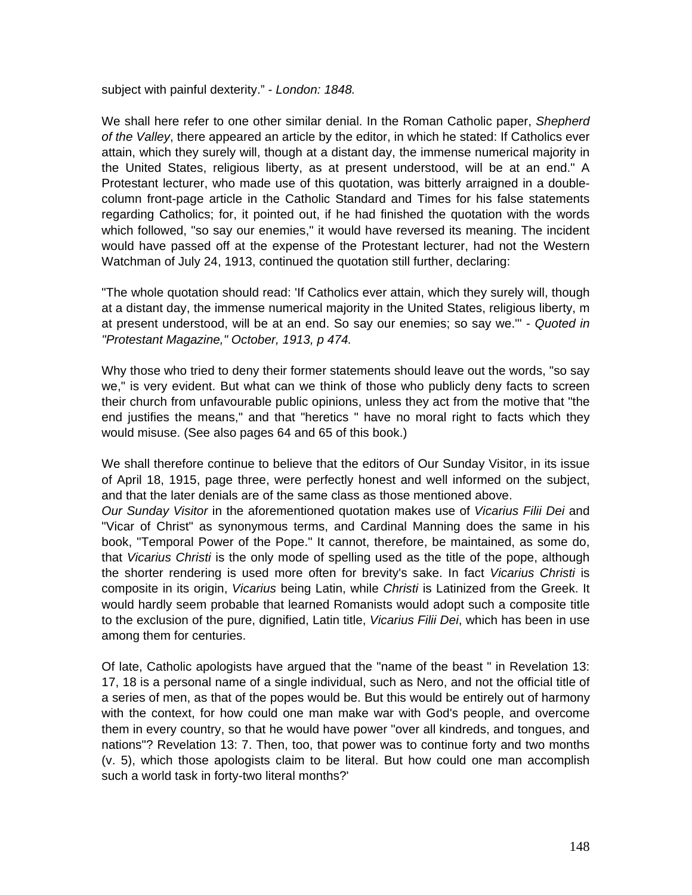subject with painful dexterity." - *London: 1848.*

We shall here refer to one other similar denial. In the Roman Catholic paper, *Shepherd of the Valley*, there appeared an article by the editor, in which he stated: If Catholics ever attain, which they surely will, though at a distant day, the immense numerical majority in the United States, religious liberty, as at present understood, will be at an end." A Protestant lecturer, who made use of this quotation, was bitterly arraigned in a double-column front-page article in the Catholic Standard and Times for his false statements regarding Catholics; for, it pointed out, if he had finished the quotation with the words which followed, "so say our enemies," it would have reversed its meaning. The incident would have passed off at the expense of the Protestant lecturer, had not the Western Watchman of July 24, 1913, continued the quotation still further, declaring:

"The whole quotation should read: 'If Catholics ever attain, which they surely will, though at a distant day, the immense numerical majority in the United States, religious liberty, m at present understood, will be at an end. So say our enemies; so say we.'" - *Quoted in "Protestant Magazine," October, 1913, p 474.*

Why those who tried to deny their former statements should leave out the words, "so say we," is very evident. But what can we think of those who publicly deny facts to screen their church from unfavourable public opinions, unless they act from the motive that "the end justifies the means," and that "heretics " have no moral right to facts which they would misuse. (See also pages 64 and 65 of this book.)

We shall therefore continue to believe that the editors of Our Sunday Visitor, in its issue of April 18, 1915, page three, were perfectly honest and well informed on the subject, and that the later denials are of the same class as those mentioned above.
*Our Sunday Visitor* in the aforementioned quotation makes use of *Vicarius Filii Dei* and "Vicar of Christ" as synonymous terms, and Cardinal Manning does the same in his book, "Temporal Power of the Pope." It cannot, therefore, be maintained, as some do, that *Vicarius Christi* is the only mode of spelling used as the title of the pope, although the shorter rendering is used more often for brevity's sake. In fact *Vicarius Christi* is composite in its origin, *Vicarius* being Latin, while *Christi* is Latinized from the Greek. It would hardly seem probable that learned Romanists would adopt such a composite title to the exclusion of the pure, dignified, Latin title, *Vicarius Filii Dei*, which has been in use among them for centuries.

Of late, Catholic apologists have argued that the "name of the beast " in Revelation 13: 17, 18 is a personal name of a single individual, such as Nero, and not the official title of a series of men, as that of the popes would be. But this would be entirely out of harmony with the context, for how could one man make war with God's people, and overcome them in every country, so that he would have power "over all kindreds, and tongues, and nations"? Revelation 13: 7. Then, too, that power was to continue forty and two months (v. 5), which those apologists claim to be literal. But how could one man accomplish such a world task in forty-two literal months?'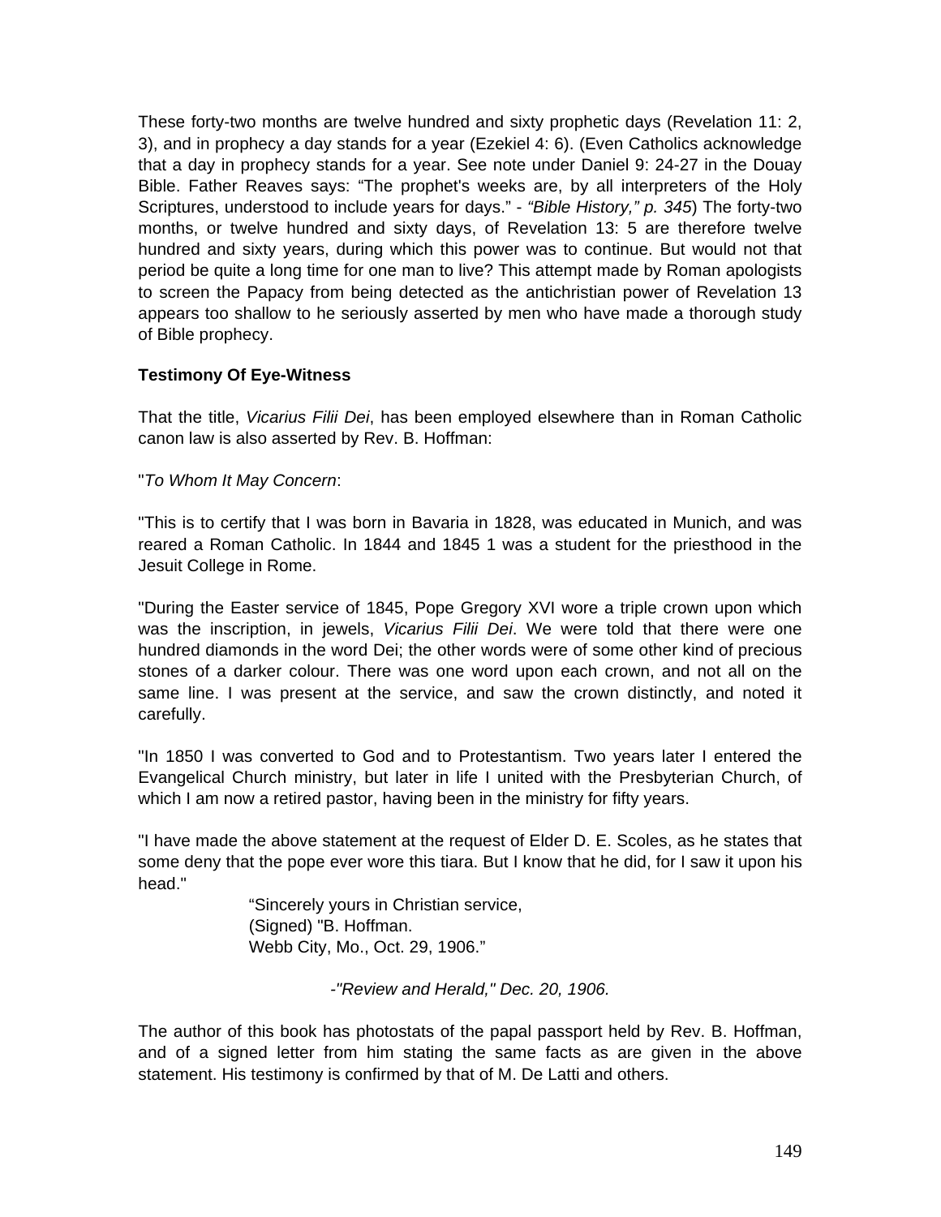These forty-two months are twelve hundred and sixty prophetic days (Revelation 11: 2, 3), and in prophecy a day stands for a year (Ezekiel 4: 6). (Even Catholics acknowledge that a day in prophecy stands for a year. See note under Daniel 9: 24-27 in the Douay Bible. Father Reaves says: “The prophet's weeks are, by all interpreters of the Holy Scriptures, understood to include years for days.” - *“Bible History,” p. 345*) The forty-two months, or twelve hundred and sixty days, of Revelation 13: 5 are therefore twelve hundred and sixty years, during which this power was to continue. But would not that period be quite a long time for one man to live? This attempt made by Roman apologists to screen the Papacy from being detected as the antichristian power of Revelation 13 appears too shallow to he seriously asserted by men who have made a thorough study of Bible prophecy.

**Testimony Of Eye-Witness**

That the title, *Vicarius Filii Dei*, has been employed elsewhere than in Roman Catholic canon law is also asserted by Rev. B. Hoffman:

"*To Whom It May Concern*:

"This is to certify that I was born in Bavaria in 1828, was educated in Munich, and was reared a Roman Catholic. In 1844 and 1845 1 was a student for the priesthood in the Jesuit College in Rome.

"During the Easter service of 1845, Pope Gregory XVI wore a triple crown upon which was the inscription, in jewels, *Vicarius Filii Dei*. We were told that there were one hundred diamonds in the word Dei; the other words were of some other kind of precious stones of a darker colour. There was one word upon each crown, and not all on the same line. I was present at the service, and saw the crown distinctly, and noted it carefully.

"In 1850 I was converted to God and to Protestantism. Two years later I entered the Evangelical Church ministry, but later in life I united with the Presbyterian Church, of which I am now a retired pastor, having been in the ministry for fifty years.

"I have made the above statement at the request of Elder D. E. Scoles, as he states that some deny that the pope ever wore this tiara. But I know that he did, for I saw it upon his head."

“Sincerely yours in Christian service,
(Signed) "B. Hoffman.
Webb City, Mo., Oct. 29, 1906.”

-*"Review and Herald," Dec. 20, 1906*.

The author of this book has photostats of the papal passport held by Rev. B. Hoffman, and of a signed letter from him stating the same facts as are given in the above statement. His testimony is confirmed by that of M. De Latti and others.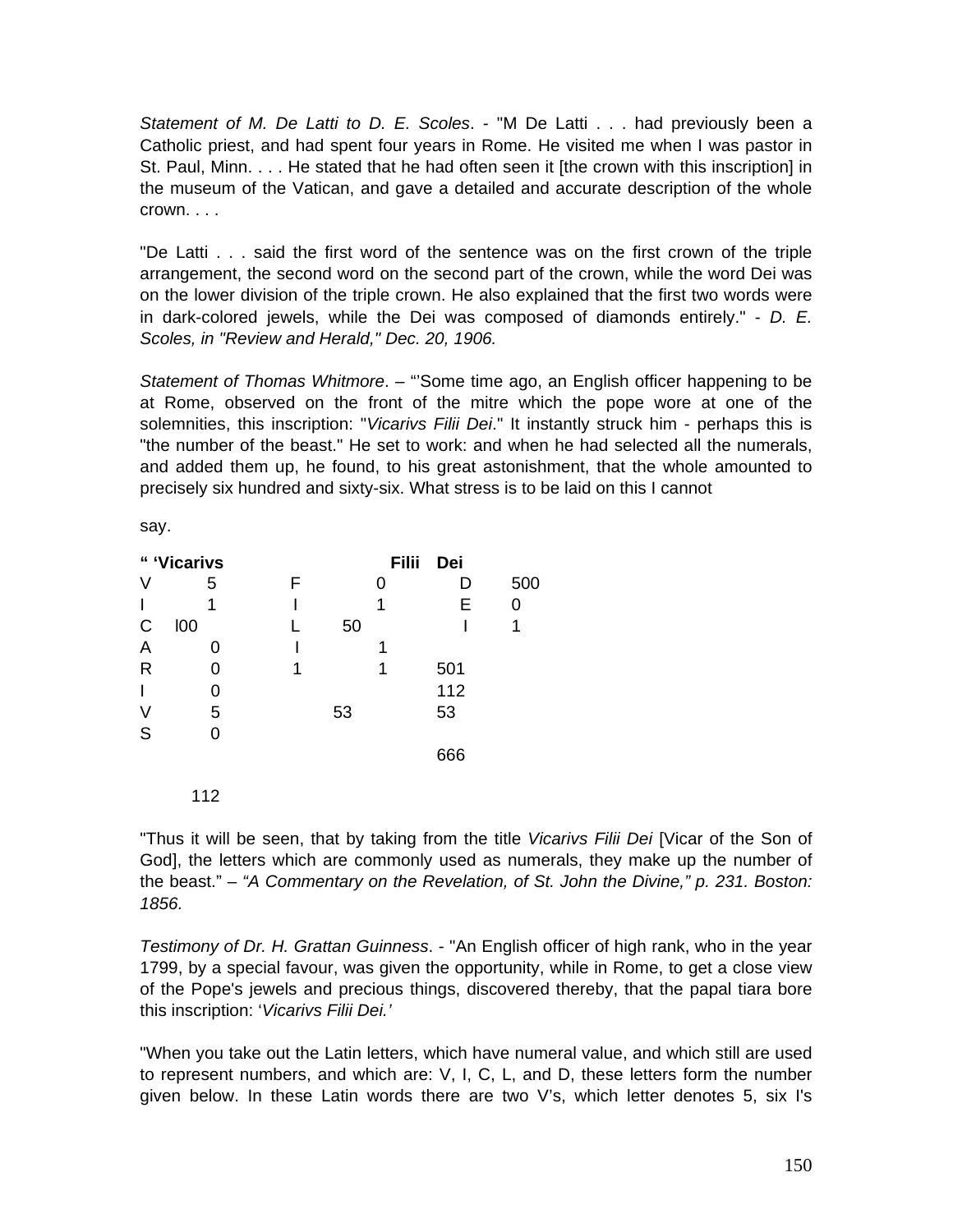*Statement of M. De Latti to D. E. Scoles*. - "M De Latti . . . had previously been a Catholic priest, and had spent four years in Rome. He visited me when I was pastor in St. Paul, Minn. . . . He stated that he had often seen it [the crown with this inscription] in the museum of the Vatican, and gave a detailed and accurate description of the whole crown. . . .

"De Latti . . . said the first word of the sentence was on the first crown of the triple arrangement, the second word on the second part of the crown, while the word Dei was on the lower division of the triple crown. He also explained that the first two words were in dark-colored jewels, while the Dei was composed of diamonds entirely." - *D. E. Scoles, in "Review and Herald," Dec. 20, 1906.*

*Statement of Thomas Whitmore*. – "'Some time ago, an English officer happening to be at Rome, observed on the front of the mitre which the pope wore at one of the solemnities, this inscription: "*Vicarivs Filii Dei*." It instantly struck him - perhaps this is "the number of the beast." He set to work: and when he had selected all the numerals, and added them up, he found, to his great astonishment, that the whole amounted to precisely six hundred and sixty-six. What stress is to be laid on this I cannot

say.

| **" 'Vicarivs** | | **Filii** | | **Dei** | |
|---|---|---|---|---|---|
| V | 5 | F | 0 | D | 500 |
| I | 1 | I | 1 | E | 0 |
| C | l00 | L | 50 | I | 1 |
| A | 0 | I | 1 | | |
| R | 0 | 1 | 1 | 501 | |
| I | 0 | | | 112 | |
| V | 5 | | 53 | 53 | |
| S | 0 | | | | |
| | | | | 666 | |
| | 112 | | | | |

"Thus it will be seen, that by taking from the title *Vicarivs Filii Dei* [Vicar of the Son of God], the letters which are commonly used as numerals, they make up the number of the beast." – *"A Commentary on the Revelation, of St. John the Divine," p. 231. Boston: 1856.*

*Testimony of Dr. H. Grattan Guinness*. - "An English officer of high rank, who in the year 1799, by a special favour, was given the opportunity, while in Rome, to get a close view of the Pope's jewels and precious things, discovered thereby, that the papal tiara bore this inscription: '*Vicarivs Filii Dei.'*

"When you take out the Latin letters, which have numeral value, and which still are used to represent numbers, and which are: V, I, C, L, and D, these letters form the number given below. In these Latin words there are two V's, which letter denotes 5, six I's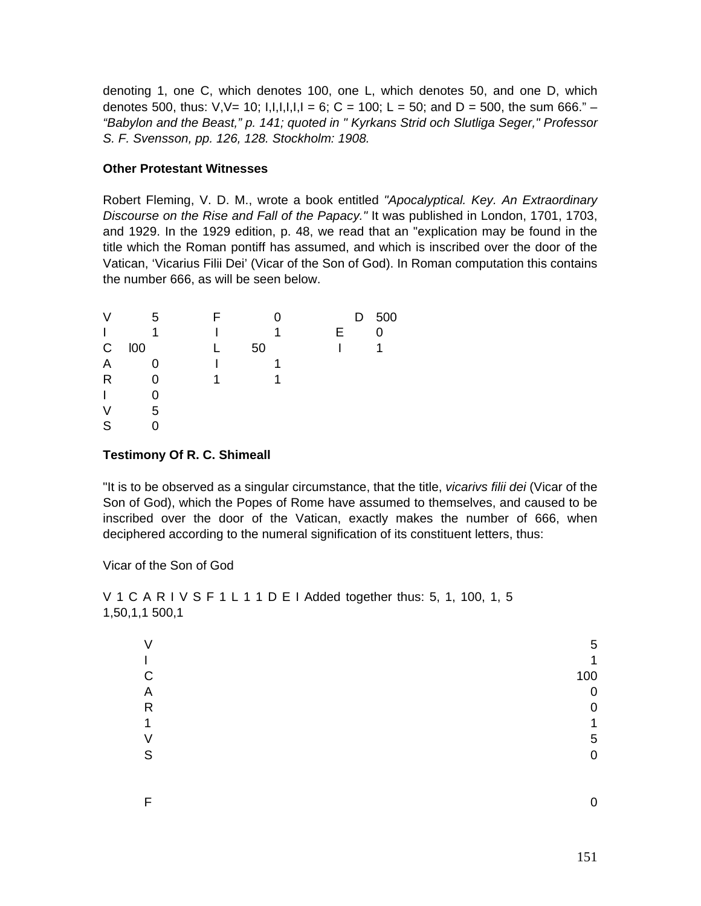denoting 1, one C, which denotes 100, one L, which denotes 50, and one D, which denotes 500, thus: V,V= 10; I,I,I,I,I,I = 6; C = 100; L = 50; and D = 500, the sum 666." – *"Babylon and the Beast," p. 141; quoted in " Kyrkans Strid och Slutliga Seger," Professor S. F. Svensson, pp. 126, 128. Stockholm: 1908.*

**Other Protestant Witnesses**

Robert Fleming, V. D. M., wrote a book entitled *"Apocalyptical. Key. An Extraordinary Discourse on the Rise and Fall of the Papacy."* It was published in London, 1701, 1703, and 1929. In the 1929 edition, p. 48, we read that an "explication may be found in the title which the Roman pontiff has assumed, and which is inscribed over the door of the Vatican, 'Vicarius Filii Dei' (Vicar of the Son of God). In Roman computation this contains the number 666, as will be seen below.

| | | | | | |
|---|---|---|---|---|---|
| V | 5 | F | 0 | D | 500 |
| I | 1 | I | 1 | E | 0 |
| C | l00 | L | 50 | I | 1 |
| A | 0 | I | 1 | | |
| R | 0 | 1 | 1 | | |
| I | 0 | | | | |
| V | 5 | | | | |
| S | 0 | | | | |

**Testimony Of R. C. Shimeall**

"It is to be observed as a singular circumstance, that the title, *vicarivs filii dei* (Vicar of the Son of God), which the Popes of Rome have assumed to themselves, and caused to be inscribed over the door of the Vatican, exactly makes the number of 666, when deciphered according to the numeral signification of its constituent letters, thus:

Vicar of the Son of God

V 1 C A R I V S F 1 L 1 1 D E I Added together thus: 5, 1, 100, 1, 5 1,50,1,1 500,1

| | |
|---|---|
| V | 5 |
| I | 1 |
| C | 100 |
| A | 0 |
| R | 0 |
| 1 | 1 |
| V | 5 |
| S | 0 |
| | |
| F | 0 |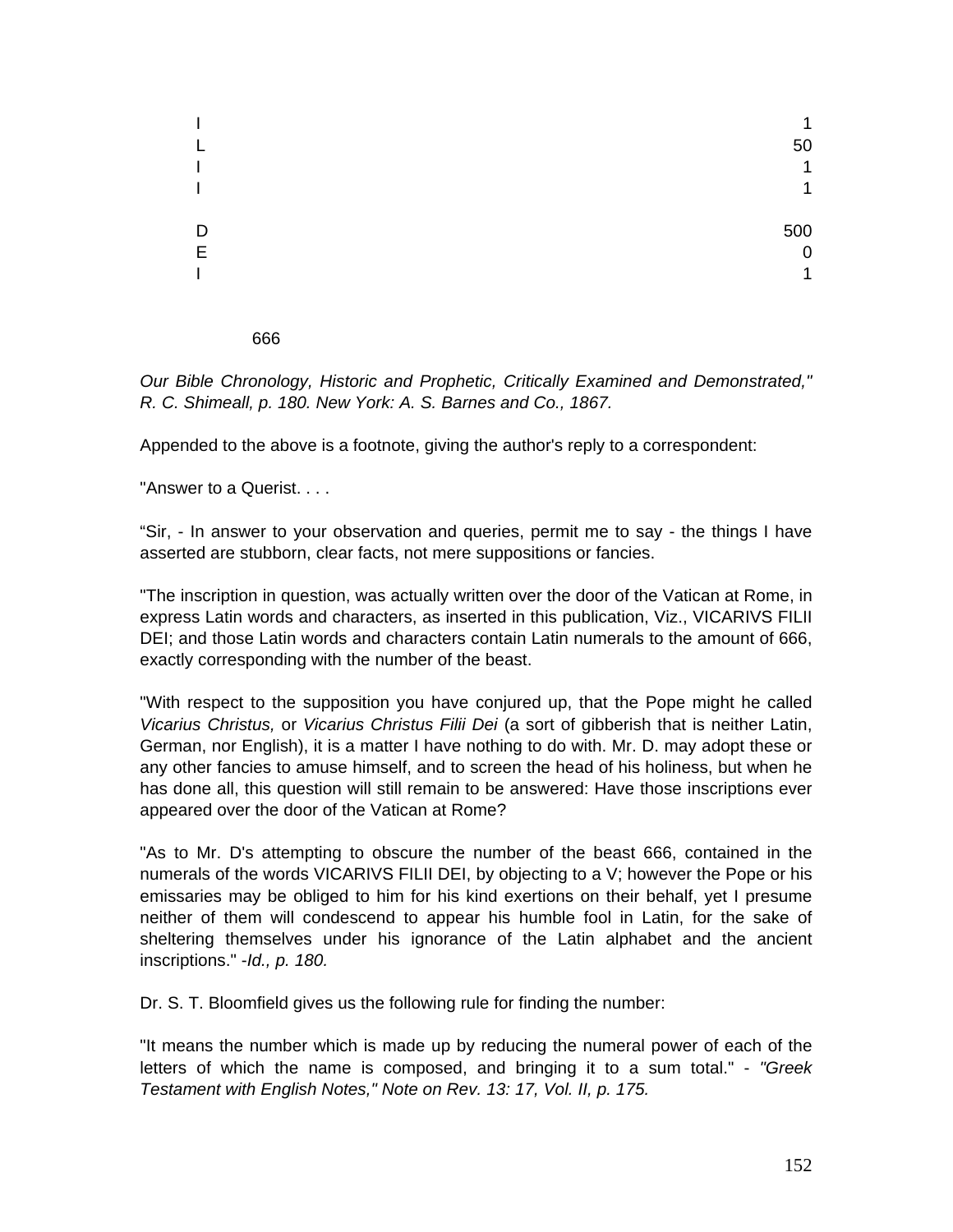| | |
|---|---|
| I | 1 |
| L | 50 |
| I | 1 |
| I | 1 |
| | |
| D | 500 |
| E | 0 |
| I | 1 |

666

*Our Bible Chronology, Historic and Prophetic, Critically Examined and Demonstrated," R. C. Shimeall, p. 180. New York: A. S. Barnes and Co., 1867.*

Appended to the above is a footnote, giving the author's reply to a correspondent:

"Answer to a Querist. . . .

"Sir, - In answer to your observation and queries, permit me to say - the things I have asserted are stubborn, clear facts, not mere suppositions or fancies.

"The inscription in question, was actually written over the door of the Vatican at Rome, in express Latin words and characters, as inserted in this publication, Viz., VICARIVS FILII DEI; and those Latin words and characters contain Latin numerals to the amount of 666, exactly corresponding with the number of the beast.

"With respect to the supposition you have conjured up, that the Pope might he called *Vicarius Christus,* or *Vicarius Christus Filii Dei* (a sort of gibberish that is neither Latin, German, nor English), it is a matter I have nothing to do with. Mr. D. may adopt these or any other fancies to amuse himself, and to screen the head of his holiness, but when he has done all, this question will still remain to be answered: Have those inscriptions ever appeared over the door of the Vatican at Rome?

"As to Mr. D's attempting to obscure the number of the beast 666, contained in the numerals of the words VICARIVS FILII DEI, by objecting to a V; however the Pope or his emissaries may be obliged to him for his kind exertions on their behalf, yet I presume neither of them will condescend to appear his humble fool in Latin, for the sake of sheltering themselves under his ignorance of the Latin alphabet and the ancient inscriptions." -*Id., p. 180.*

Dr. S. T. Bloomfield gives us the following rule for finding the number:

"It means the number which is made up by reducing the numeral power of each of the letters of which the name is composed, and bringing it to a sum total." - *"Greek Testament with English Notes," Note on Rev. 13: 17, Vol. II, p. 175.*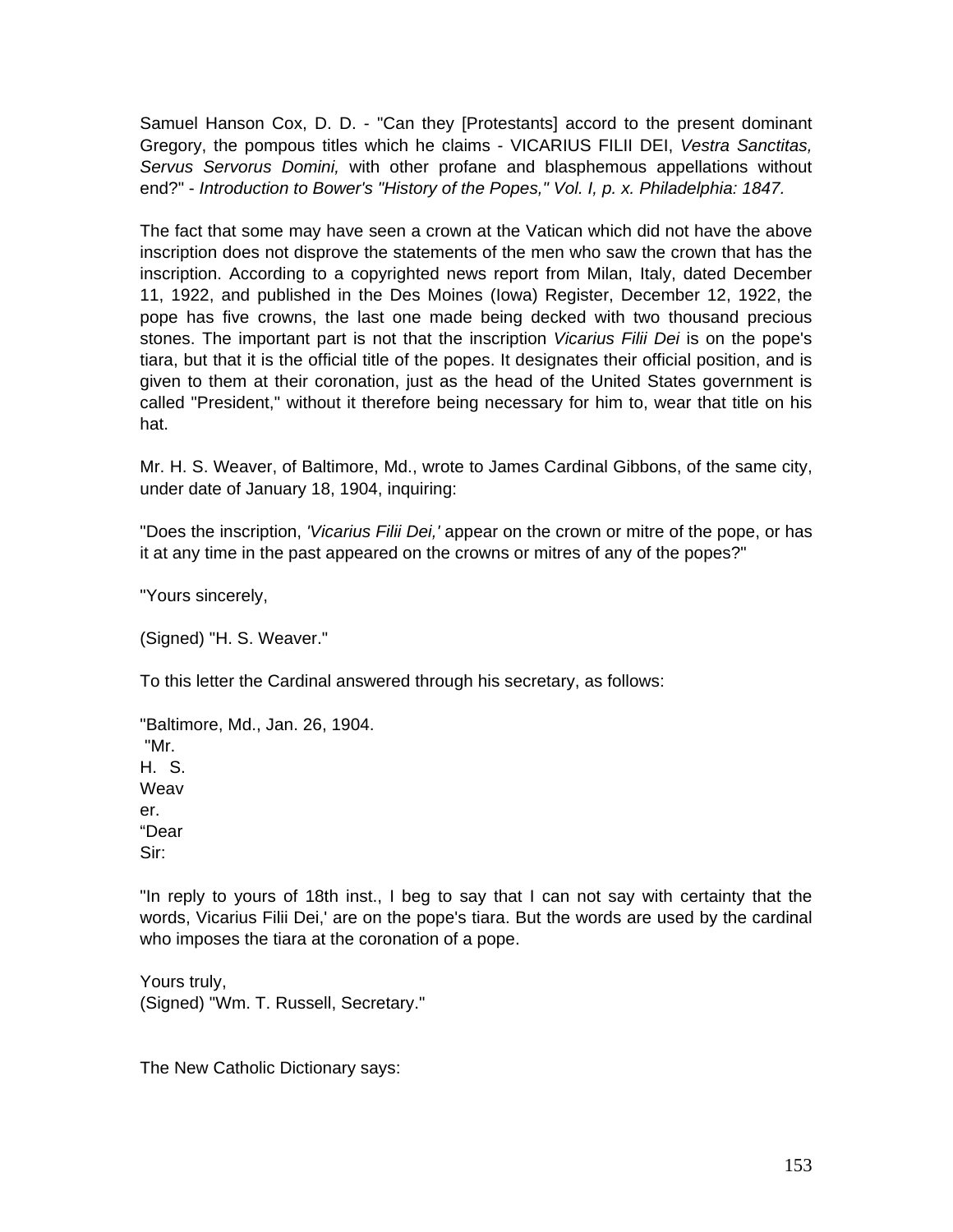Samuel Hanson Cox, D. D. - "Can they [Protestants] accord to the present dominant Gregory, the pompous titles which he claims - VICARIUS FILII DEI, *Vestra Sanctitas, Servus Servorus Domini,* with other profane and blasphemous appellations without end?" - *Introduction to Bower's "History of the Popes," Vol. I, p. x. Philadelphia: 1847.*

The fact that some may have seen a crown at the Vatican which did not have the above inscription does not disprove the statements of the men who saw the crown that has the inscription. According to a copyrighted news report from Milan, Italy, dated December 11, 1922, and published in the Des Moines (Iowa) Register, December 12, 1922, the pope has five crowns, the last one made being decked with two thousand precious stones. The important part is not that the inscription *Vicarius Filii Dei* is on the pope's tiara, but that it is the official title of the popes. It designates their official position, and is given to them at their coronation, just as the head of the United States government is called "President," without it therefore being necessary for him to, wear that title on his hat.

Mr. H. S. Weaver, of Baltimore, Md., wrote to James Cardinal Gibbons, of the same city, under date of January 18, 1904, inquiring:

"Does the inscription, *'Vicarius Filii Dei,'* appear on the crown or mitre of the pope, or has it at any time in the past appeared on the crowns or mitres of any of the popes?"

"Yours sincerely,

(Signed) "H. S. Weaver."

To this letter the Cardinal answered through his secretary, as follows:

"Baltimore, Md., Jan. 26, 1904.
"Mr. H. S. Weaver.
"Dear Sir:

"In reply to yours of 18th inst., I beg to say that I can not say with certainty that the words, Vicarius Filii Dei,' are on the pope's tiara. But the words are used by the cardinal who imposes the tiara at the coronation of a pope.

Yours truly,
(Signed) "Wm. T. Russell, Secretary."

The New Catholic Dictionary says: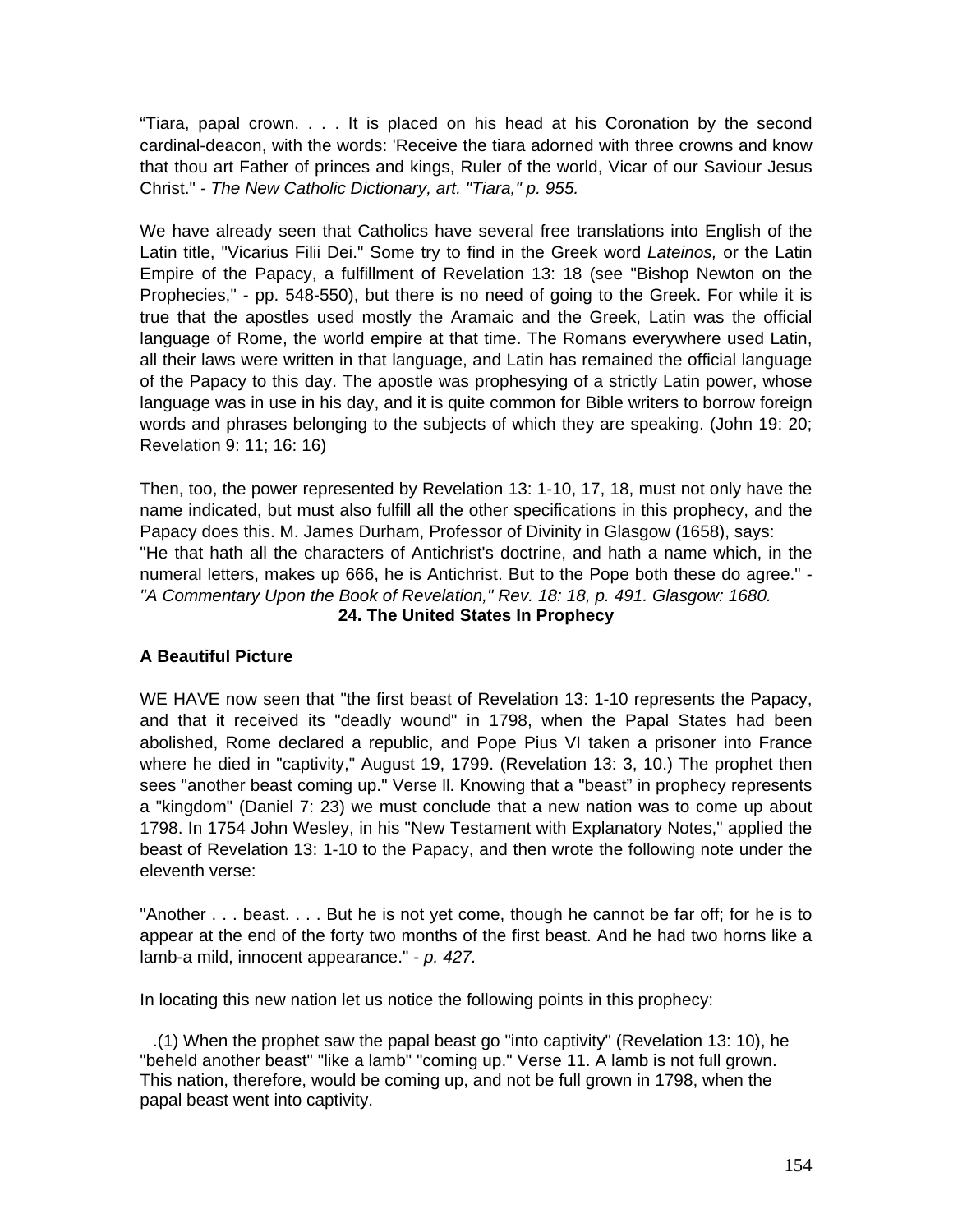“Tiara, papal crown. . . . It is placed on his head at his Coronation by the second cardinal-deacon, with the words: 'Receive the tiara adorned with three crowns and know that thou art Father of princes and kings, Ruler of the world, Vicar of our Saviour Jesus Christ." - *The New Catholic Dictionary, art. "Tiara," p. 955.*

We have already seen that Catholics have several free translations into English of the Latin title, "Vicarius Filii Dei." Some try to find in the Greek word *Lateinos,* or the Latin Empire of the Papacy, a fulfillment of Revelation 13: 18 (see "Bishop Newton on the Prophecies," - pp. 548-550), but there is no need of going to the Greek. For while it is true that the apostles used mostly the Aramaic and the Greek, Latin was the official language of Rome, the world empire at that time. The Romans everywhere used Latin, all their laws were written in that language, and Latin has remained the official language of the Papacy to this day. The apostle was prophesying of a strictly Latin power, whose language was in use in his day, and it is quite common for Bible writers to borrow foreign words and phrases belonging to the subjects of which they are speaking. (John 19: 20; Revelation 9: 11; 16: 16)

Then, too, the power represented by Revelation 13: 1-10, 17, 18, must not only have the name indicated, but must also fulfill all the other specifications in this prophecy, and the Papacy does this. M. James Durham, Professor of Divinity in Glasgow (1658), says:
"He that hath all the characters of Antichrist's doctrine, and hath a name which, in the numeral letters, makes up 666, he is Antichrist. But to the Pope both these do agree." - *"A Commentary Upon the Book of Revelation," Rev. 18: 18, p. 491. Glasgow: 1680.*

## 24. The United States In Prophecy

### A Beautiful Picture

WE HAVE now seen that "the first beast of Revelation 13: 1-10 represents the Papacy, and that it received its "deadly wound" in 1798, when the Papal States had been abolished, Rome declared a republic, and Pope Pius VI taken a prisoner into France where he died in "captivity," August 19, 1799. (Revelation 13: 3, 10.) The prophet then sees "another beast coming up." Verse ll. Knowing that a "beast" in prophecy represents a "kingdom" (Daniel 7: 23) we must conclude that a new nation was to come up about 1798. In 1754 John Wesley, in his "New Testament with Explanatory Notes," applied the beast of Revelation 13: 1-10 to the Papacy, and then wrote the following note under the eleventh verse:

"Another . . . beast. . . . But he is not yet come, though he cannot be far off; for he is to appear at the end of the forty two months of the first beast. And he had two horns like a lamb-a mild, innocent appearance." - *p. 427.*

In locating this new nation let us notice the following points in this prophecy:

.(1) When the prophet saw the papal beast go "into captivity" (Revelation 13: 10), he "beheld another beast" "like a lamb" "coming up." Verse 11. A lamb is not full grown. This nation, therefore, would be coming up, and not be full grown in 1798, when the papal beast went into captivity.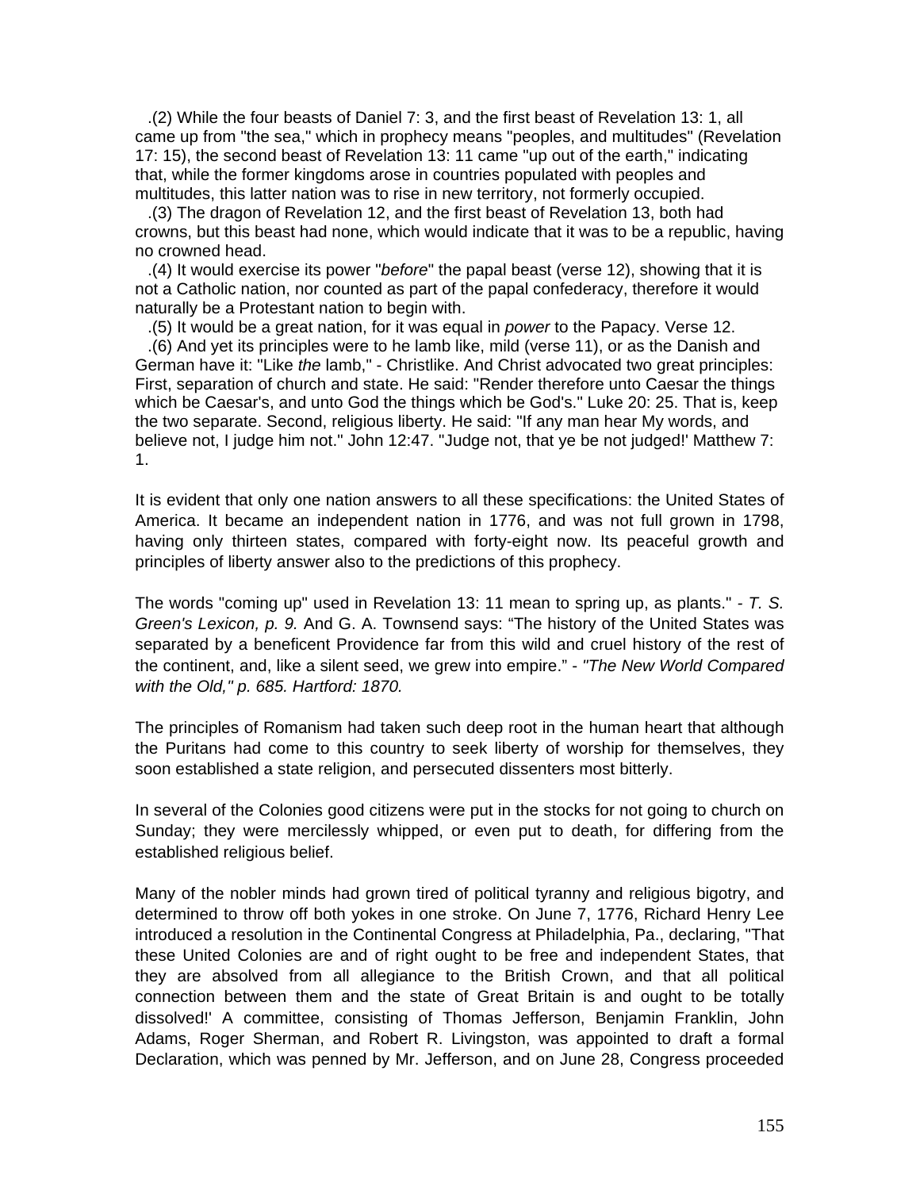.(2) While the four beasts of Daniel 7: 3, and the first beast of Revelation 13: 1, all came up from "the sea," which in prophecy means "peoples, and multitudes" (Revelation 17: 15), the second beast of Revelation 13: 11 came "up out of the earth," indicating that, while the former kingdoms arose in countries populated with peoples and multitudes, this latter nation was to rise in new territory, not formerly occupied.

.(3) The dragon of Revelation 12, and the first beast of Revelation 13, both had crowns, but this beast had none, which would indicate that it was to be a republic, having no crowned head.

.(4) It would exercise its power "*before*" the papal beast (verse 12), showing that it is not a Catholic nation, nor counted as part of the papal confederacy, therefore it would naturally be a Protestant nation to begin with.

.(5) It would be a great nation, for it was equal in *power* to the Papacy. Verse 12.

.(6) And yet its principles were to he lamb like, mild (verse 11), or as the Danish and German have it: "Like *the* lamb," - Christlike. And Christ advocated two great principles: First, separation of church and state. He said: "Render therefore unto Caesar the things which be Caesar's, and unto God the things which be God's." Luke 20: 25. That is, keep the two separate. Second, religious liberty. He said: "If any man hear My words, and believe not, I judge him not." John 12:47. "Judge not, that ye be not judged!' Matthew 7: 1.

It is evident that only one nation answers to all these specifications: the United States of America. It became an independent nation in 1776, and was not full grown in 1798, having only thirteen states, compared with forty-eight now. Its peaceful growth and principles of liberty answer also to the predictions of this prophecy.

The words "coming up" used in Revelation 13: 11 mean to spring up, as plants." - *T. S. Green's Lexicon, p. 9.* And G. A. Townsend says: "The history of the United States was separated by a beneficent Providence far from this wild and cruel history of the rest of the continent, and, like a silent seed, we grew into empire." - *"The New World Compared with the Old," p. 685. Hartford: 1870.*

The principles of Romanism had taken such deep root in the human heart that although the Puritans had come to this country to seek liberty of worship for themselves, they soon established a state religion, and persecuted dissenters most bitterly.

In several of the Colonies good citizens were put in the stocks for not going to church on Sunday; they were mercilessly whipped, or even put to death, for differing from the established religious belief.

Many of the nobler minds had grown tired of political tyranny and religious bigotry, and determined to throw off both yokes in one stroke. On June 7, 1776, Richard Henry Lee introduced a resolution in the Continental Congress at Philadelphia, Pa., declaring, "That these United Colonies are and of right ought to be free and independent States, that they are absolved from all allegiance to the British Crown, and that all political connection between them and the state of Great Britain is and ought to be totally dissolved!' A committee, consisting of Thomas Jefferson, Benjamin Franklin, John Adams, Roger Sherman, and Robert R. Livingston, was appointed to draft a formal Declaration, which was penned by Mr. Jefferson, and on June 28, Congress proceeded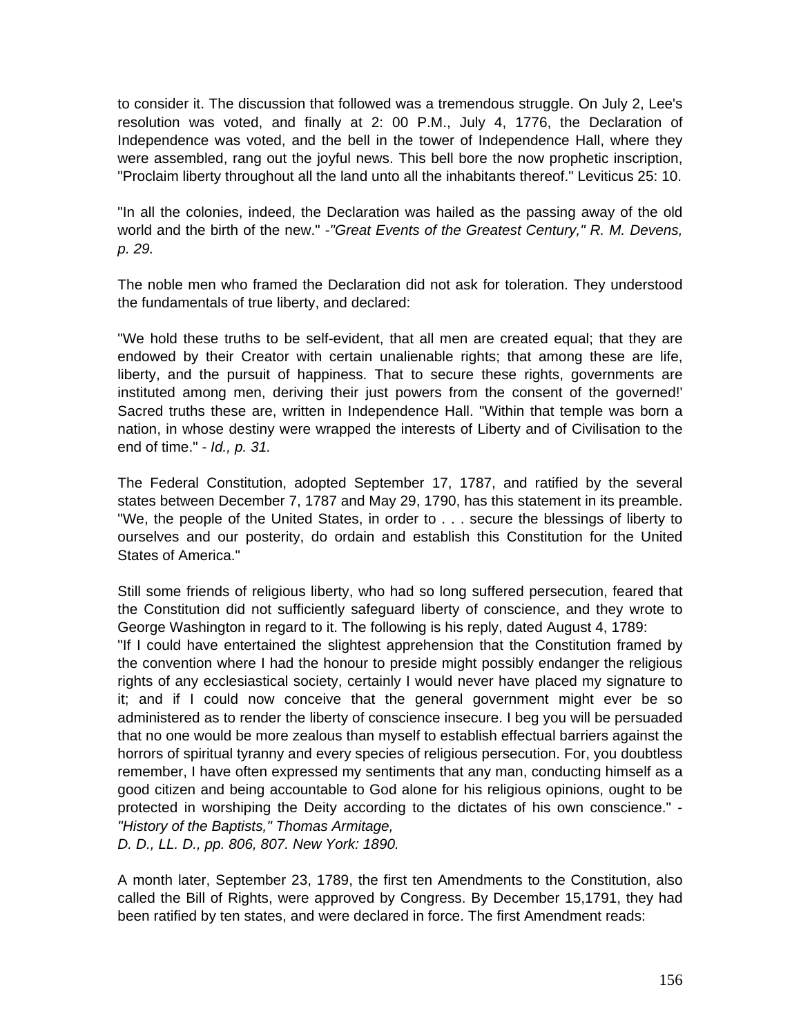to consider it. The discussion that followed was a tremendous struggle. On July 2, Lee's resolution was voted, and finally at 2: 00 P.M., July 4, 1776, the Declaration of Independence was voted, and the bell in the tower of Independence Hall, where they were assembled, rang out the joyful news. This bell bore the now prophetic inscription, "Proclaim liberty throughout all the land unto all the inhabitants thereof." Leviticus 25: 10.

"In all the colonies, indeed, the Declaration was hailed as the passing away of the old world and the birth of the new." -*"Great Events of the Greatest Century," R. M. Devens, p. 29.*

The noble men who framed the Declaration did not ask for toleration. They understood the fundamentals of true liberty, and declared:

"We hold these truths to be self-evident, that all men are created equal; that they are endowed by their Creator with certain unalienable rights; that among these are life, liberty, and the pursuit of happiness. That to secure these rights, governments are instituted among men, deriving their just powers from the consent of the governed!' Sacred truths these are, written in Independence Hall. "Within that temple was born a nation, in whose destiny were wrapped the interests of Liberty and of Civilisation to the end of time." - *Id., p. 31.*

The Federal Constitution, adopted September 17, 1787, and ratified by the several states between December 7, 1787 and May 29, 1790, has this statement in its preamble. "We, the people of the United States, in order to . . . secure the blessings of liberty to ourselves and our posterity, do ordain and establish this Constitution for the United States of America."

Still some friends of religious liberty, who had so long suffered persecution, feared that the Constitution did not sufficiently safeguard liberty of conscience, and they wrote to George Washington in regard to it. The following is his reply, dated August 4, 1789:
"If I could have entertained the slightest apprehension that the Constitution framed by the convention where I had the honour to preside might possibly endanger the religious rights of any ecclesiastical society, certainly I would never have placed my signature to it; and if I could now conceive that the general government might ever be so administered as to render the liberty of conscience insecure. I beg you will be persuaded that no one would be more zealous than myself to establish effectual barriers against the horrors of spiritual tyranny and every species of religious persecution. For, you doubtless remember, I have often expressed my sentiments that any man, conducting himself as a good citizen and being accountable to God alone for his religious opinions, ought to be protected in worshiping the Deity according to the dictates of his own conscience." - *"History of the Baptists," Thomas Armitage,*
*D. D., LL. D., pp. 806, 807. New York: 1890.*

A month later, September 23, 1789, the first ten Amendments to the Constitution, also called the Bill of Rights, were approved by Congress. By December 15,1791, they had been ratified by ten states, and were declared in force. The first Amendment reads: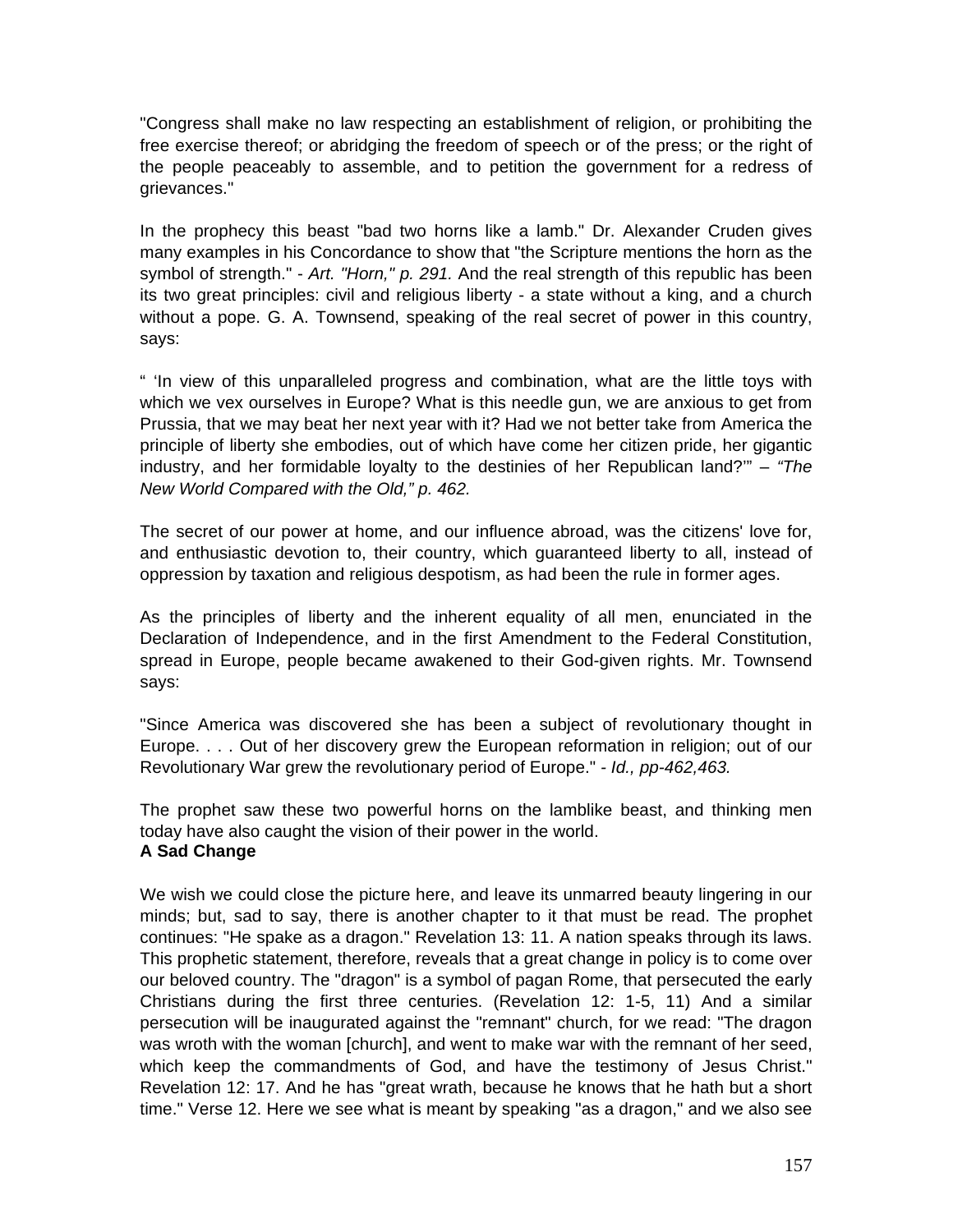"Congress shall make no law respecting an establishment of religion, or prohibiting the free exercise thereof; or abridging the freedom of speech or of the press; or the right of the people peaceably to assemble, and to petition the government for a redress of grievances."

In the prophecy this beast "bad two horns like a lamb." Dr. Alexander Cruden gives many examples in his Concordance to show that "the Scripture mentions the horn as the symbol of strength." - *Art. "Horn," p. 291.* And the real strength of this republic has been its two great principles: civil and religious liberty - a state without a king, and a church without a pope. G. A. Townsend, speaking of the real secret of power in this country, says:

" 'In view of this unparalleled progress and combination, what are the little toys with which we vex ourselves in Europe? What is this needle gun, we are anxious to get from Prussia, that we may beat her next year with it? Had we not better take from America the principle of liberty she embodies, out of which have come her citizen pride, her gigantic industry, and her formidable loyalty to the destinies of her Republican land?'" – *"The New World Compared with the Old," p. 462.*

The secret of our power at home, and our influence abroad, was the citizens' love for, and enthusiastic devotion to, their country, which guaranteed liberty to all, instead of oppression by taxation and religious despotism, as had been the rule in former ages.

As the principles of liberty and the inherent equality of all men, enunciated in the Declaration of Independence, and in the first Amendment to the Federal Constitution, spread in Europe, people became awakened to their God-given rights. Mr. Townsend says:

"Since America was discovered she has been a subject of revolutionary thought in Europe. . . . Out of her discovery grew the European reformation in religion; out of our Revolutionary War grew the revolutionary period of Europe." - *Id., pp-462,463.*

The prophet saw these two powerful horns on the lamblike beast, and thinking men today have also caught the vision of their power in the world.

**A Sad Change**

We wish we could close the picture here, and leave its unmarred beauty lingering in our minds; but, sad to say, there is another chapter to it that must be read. The prophet continues: "He spake as a dragon." Revelation 13: 11. A nation speaks through its laws. This prophetic statement, therefore, reveals that a great change in policy is to come over our beloved country. The "dragon" is a symbol of pagan Rome, that persecuted the early Christians during the first three centuries. (Revelation 12: 1-5, 11) And a similar persecution will be inaugurated against the "remnant" church, for we read: "The dragon was wroth with the woman [church], and went to make war with the remnant of her seed, which keep the commandments of God, and have the testimony of Jesus Christ." Revelation 12: 17. And he has "great wrath, because he knows that he hath but a short time." Verse 12. Here we see what is meant by speaking "as a dragon," and we also see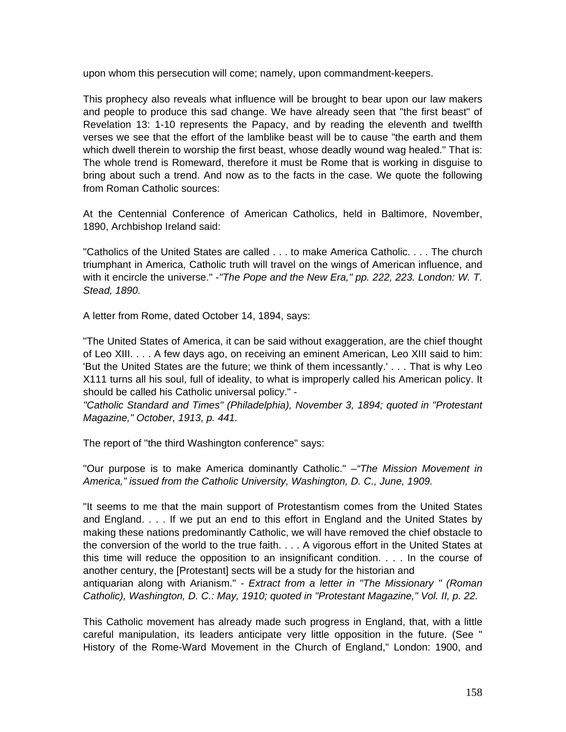upon whom this persecution will come; namely, upon commandment-keepers.

This prophecy also reveals what influence will be brought to bear upon our law makers and people to produce this sad change. We have already seen that "the first beast" of Revelation 13: 1-10 represents the Papacy, and by reading the eleventh and twelfth verses we see that the effort of the lamblike beast will be to cause "the earth and them which dwell therein to worship the first beast, whose deadly wound wag healed." That is: The whole trend is Romeward, therefore it must be Rome that is working in disguise to bring about such a trend. And now as to the facts in the case. We quote the following from Roman Catholic sources:

At the Centennial Conference of American Catholics, held in Baltimore, November, 1890, Archbishop Ireland said:

"Catholics of the United States are called . . . to make America Catholic. . . . The church triumphant in America, Catholic truth will travel on the wings of American influence, and with it encircle the universe." -*"The Pope and the New Era," pp. 222, 223. London: W. T. Stead, 1890.*

A letter from Rome, dated October 14, 1894, says:

"The United States of America, it can be said without exaggeration, are the chief thought of Leo XIII. . . . A few days ago, on receiving an eminent American, Leo XIII said to him: 'But the United States are the future; we think of them incessantly.' . . . That is why Leo X111 turns all his soul, full of ideality, to what is improperly called his American policy. It should be called his Catholic universal policy." -
*"Catholic Standard and Times" (Philadelphia), November 3, 1894; quoted in "Protestant Magazine," October, 1913, p. 441.*

The report of "the third Washington conference" says:

"Our purpose is to make America dominantly Catholic." –*"The Mission Movement in America," issued from the Catholic University, Washington, D. C., June, 1909.*

"It seems to me that the main support of Protestantism comes from the United States and England. . . . If we put an end to this effort in England and the United States by making these nations predominantly Catholic, we will have removed the chief obstacle to the conversion of the world to the true faith. . . . A vigorous effort in the United States at this time will reduce the opposition to an insignificant condition. . . . In the course of another century, the [Protestant] sects will be a study for the historian and antiquarian along with Arianism." - *Extract from a letter in "The Missionary " (Roman Catholic), Washington, D. C.: May, 1910; quoted in "Protestant Magazine," Vol. II, p. 22.*

This Catholic movement has already made such progress in England, that, with a little careful manipulation, its leaders anticipate very little opposition in the future. (See " History of the Rome-Ward Movement in the Church of England," London: 1900, and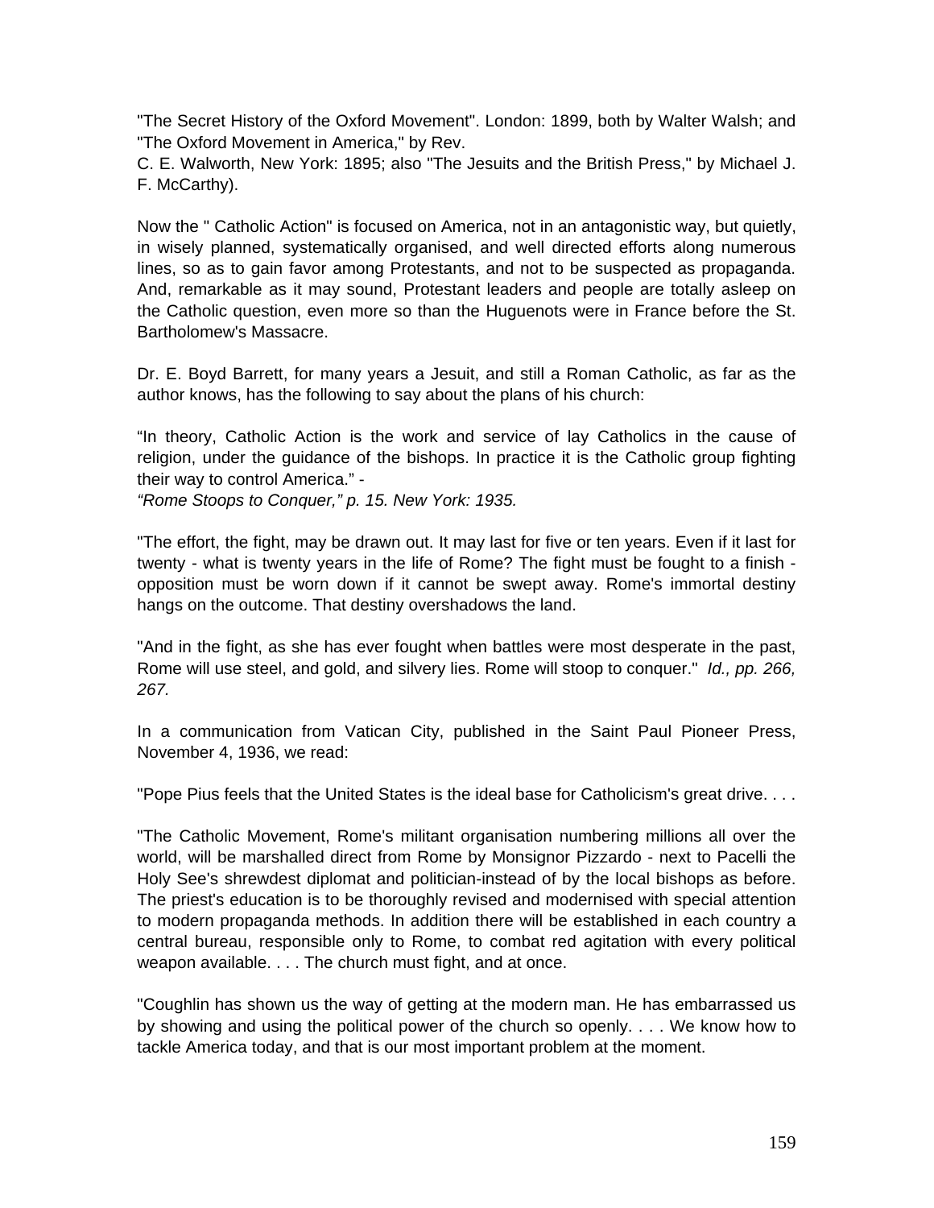"The Secret History of the Oxford Movement". London: 1899, both by Walter Walsh; and "The Oxford Movement in America," by Rev.
C. E. Walworth, New York: 1895; also "The Jesuits and the British Press," by Michael J. F. McCarthy).

Now the " Catholic Action" is focused on America, not in an antagonistic way, but quietly, in wisely planned, systematically organised, and well directed efforts along numerous lines, so as to gain favor among Protestants, and not to be suspected as propaganda. And, remarkable as it may sound, Protestant leaders and people are totally asleep on the Catholic question, even more so than the Huguenots were in France before the St. Bartholomew's Massacre.

Dr. E. Boyd Barrett, for many years a Jesuit, and still a Roman Catholic, as far as the author knows, has the following to say about the plans of his church:

"In theory, Catholic Action is the work and service of lay Catholics in the cause of religion, under the guidance of the bishops. In practice it is the Catholic group fighting their way to control America." -
*"Rome Stoops to Conquer," p. 15. New York: 1935.*

"The effort, the fight, may be drawn out. It may last for five or ten years. Even if it last for twenty - what is twenty years in the life of Rome? The fight must be fought to a finish - opposition must be worn down if it cannot be swept away. Rome's immortal destiny hangs on the outcome. That destiny overshadows the land.

"And in the fight, as she has ever fought when battles were most desperate in the past, Rome will use steel, and gold, and silvery lies. Rome will stoop to conquer." *Id., pp. 266, 267.*

In a communication from Vatican City, published in the Saint Paul Pioneer Press, November 4, 1936, we read:

"Pope Pius feels that the United States is the ideal base for Catholicism's great drive. . . .

"The Catholic Movement, Rome's militant organisation numbering millions all over the world, will be marshalled direct from Rome by Monsignor Pizzardo - next to Pacelli the Holy See's shrewdest diplomat and politician-instead of by the local bishops as before. The priest's education is to be thoroughly revised and modernised with special attention to modern propaganda methods. In addition there will be established in each country a central bureau, responsible only to Rome, to combat red agitation with every political weapon available. . . . The church must fight, and at once.

"Coughlin has shown us the way of getting at the modern man. He has embarrassed us by showing and using the political power of the church so openly. . . . We know how to tackle America today, and that is our most important problem at the moment.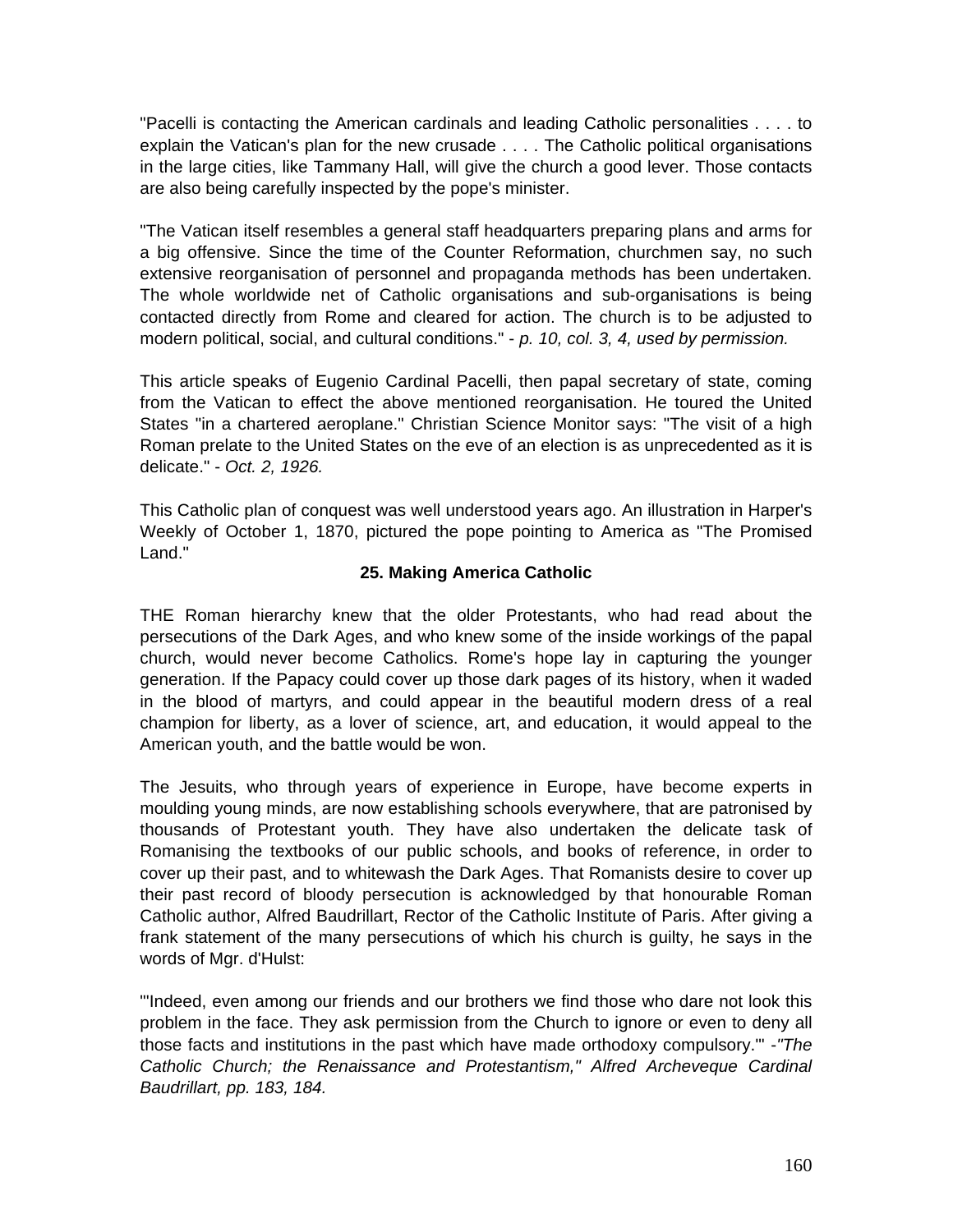"Pacelli is contacting the American cardinals and leading Catholic personalities . . . . to explain the Vatican's plan for the new crusade . . . . The Catholic political organisations in the large cities, like Tammany Hall, will give the church a good lever. Those contacts are also being carefully inspected by the pope's minister.

"The Vatican itself resembles a general staff headquarters preparing plans and arms for a big offensive. Since the time of the Counter Reformation, churchmen say, no such extensive reorganisation of personnel and propaganda methods has been undertaken. The whole worldwide net of Catholic organisations and sub-organisations is being contacted directly from Rome and cleared for action. The church is to be adjusted to modern political, social, and cultural conditions." - *p. 10, col. 3, 4, used by permission.*

This article speaks of Eugenio Cardinal Pacelli, then papal secretary of state, coming from the Vatican to effect the above mentioned reorganisation. He toured the United States "in a chartered aeroplane." Christian Science Monitor says: "The visit of a high Roman prelate to the United States on the eve of an election is as unprecedented as it is delicate." - *Oct. 2, 1926.*

This Catholic plan of conquest was well understood years ago. An illustration in Harper's Weekly of October 1, 1870, pictured the pope pointing to America as "The Promised Land."

## 25. Making America Catholic

THE Roman hierarchy knew that the older Protestants, who had read about the persecutions of the Dark Ages, and who knew some of the inside workings of the papal church, would never become Catholics. Rome's hope lay in capturing the younger generation. If the Papacy could cover up those dark pages of its history, when it waded in the blood of martyrs, and could appear in the beautiful modern dress of a real champion for liberty, as a lover of science, art, and education, it would appeal to the American youth, and the battle would be won.

The Jesuits, who through years of experience in Europe, have become experts in moulding young minds, are now establishing schools everywhere, that are patronised by thousands of Protestant youth. They have also undertaken the delicate task of Romanising the textbooks of our public schools, and books of reference, in order to cover up their past, and to whitewash the Dark Ages. That Romanists desire to cover up their past record of bloody persecution is acknowledged by that honourable Roman Catholic author, Alfred Baudrillart, Rector of the Catholic Institute of Paris. After giving a frank statement of the many persecutions of which his church is guilty, he says in the words of Mgr. d'Hulst:

"'Indeed, even among our friends and our brothers we find those who dare not look this problem in the face. They ask permission from the Church to ignore or even to deny all those facts and institutions in the past which have made orthodoxy compulsory.'" -*"The Catholic Church; the Renaissance and Protestantism," Alfred Archeveque Cardinal Baudrillart, pp. 183, 184.*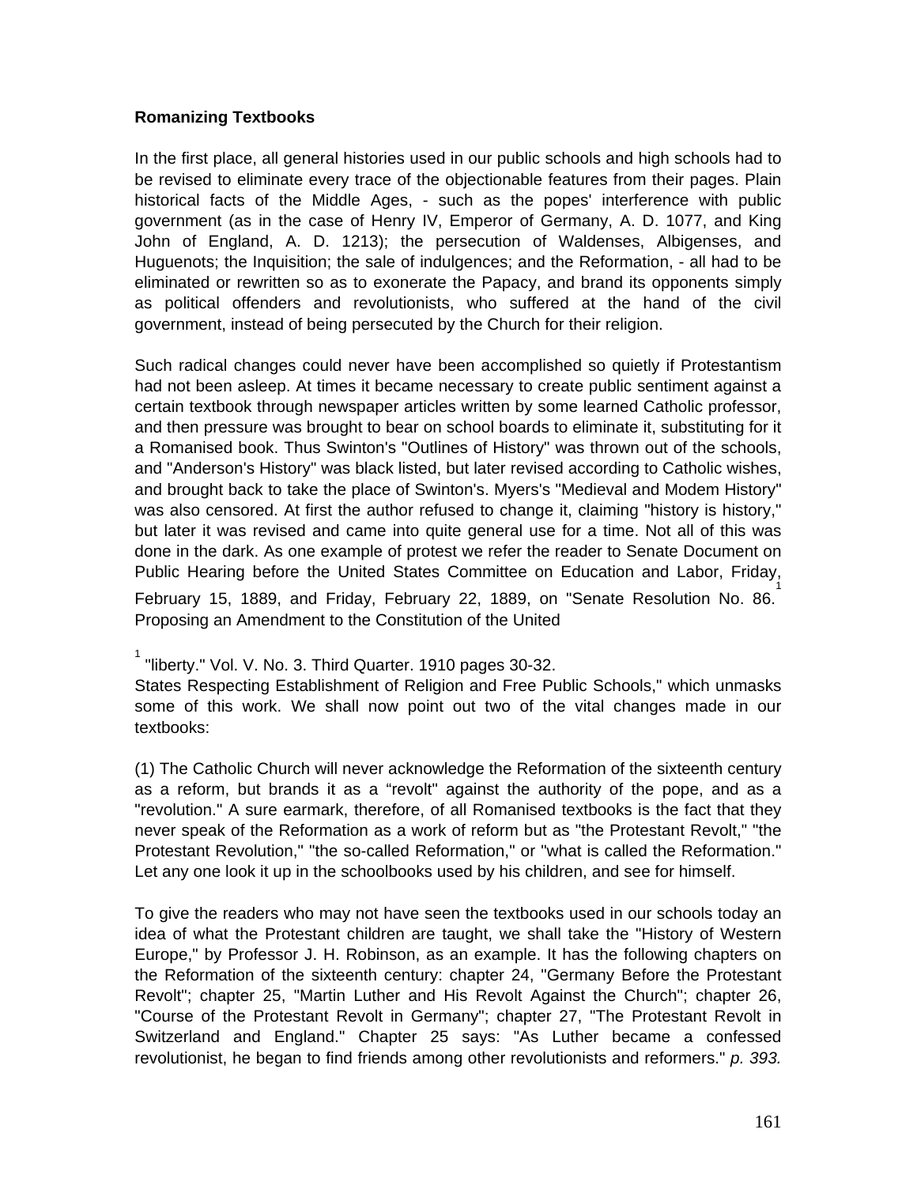**Romanizing Textbooks**

In the first place, all general histories used in our public schools and high schools had to be revised to eliminate every trace of the objectionable features from their pages. Plain historical facts of the Middle Ages, - such as the popes' interference with public government (as in the case of Henry IV, Emperor of Germany, A. D. 1077, and King John of England, A. D. 1213); the persecution of Waldenses, Albigenses, and Huguenots; the Inquisition; the sale of indulgences; and the Reformation, - all had to be eliminated or rewritten so as to exonerate the Papacy, and brand its opponents simply as political offenders and revolutionists, who suffered at the hand of the civil government, instead of being persecuted by the Church for their religion.

Such radical changes could never have been accomplished so quietly if Protestantism had not been asleep. At times it became necessary to create public sentiment against a certain textbook through newspaper articles written by some learned Catholic professor, and then pressure was brought to bear on school boards to eliminate it, substituting for it a Romanised book. Thus Swinton's "Outlines of History" was thrown out of the schools, and "Anderson's History" was black listed, but later revised according to Catholic wishes, and brought back to take the place of Swinton's. Myers's "Medieval and Modem History" was also censored. At first the author refused to change it, claiming "history is history," but later it was revised and came into quite general use for a time. Not all of this was done in the dark. As one example of protest we refer the reader to Senate Document on Public Hearing before the United States Committee on Education and Labor, Friday, February 15, 1889, and Friday, February 22, 1889, on "Senate Resolution No. 86.[1] Proposing an Amendment to the Constitution of the United States Respecting Establishment of Religion and Free Public Schools," which unmasks some of this work. We shall now point out two of the vital changes made in our textbooks:

(1) The Catholic Church will never acknowledge the Reformation of the sixteenth century as a reform, but brands it as a "revolt" against the authority of the pope, and as a "revolution." A sure earmark, therefore, of all Romanised textbooks is the fact that they never speak of the Reformation as a work of reform but as "the Protestant Revolt," "the Protestant Revolution," "the so-called Reformation," or "what is called the Reformation." Let any one look it up in the schoolbooks used by his children, and see for himself.

To give the readers who may not have seen the textbooks used in our schools today an idea of what the Protestant children are taught, we shall take the "History of Western Europe," by Professor J. H. Robinson, as an example. It has the following chapters on the Reformation of the sixteenth century: chapter 24, "Germany Before the Protestant Revolt"; chapter 25, "Martin Luther and His Revolt Against the Church"; chapter 26, "Course of the Protestant Revolt in Germany"; chapter 27, "The Protestant Revolt in Switzerland and England." Chapter 25 says: "As Luther became a confessed revolutionist, he began to find friends among other revolutionists and reformers." *p. 393.*

[1] "liberty." Vol. V. No. 3. Third Quarter. 1910 pages 30-32.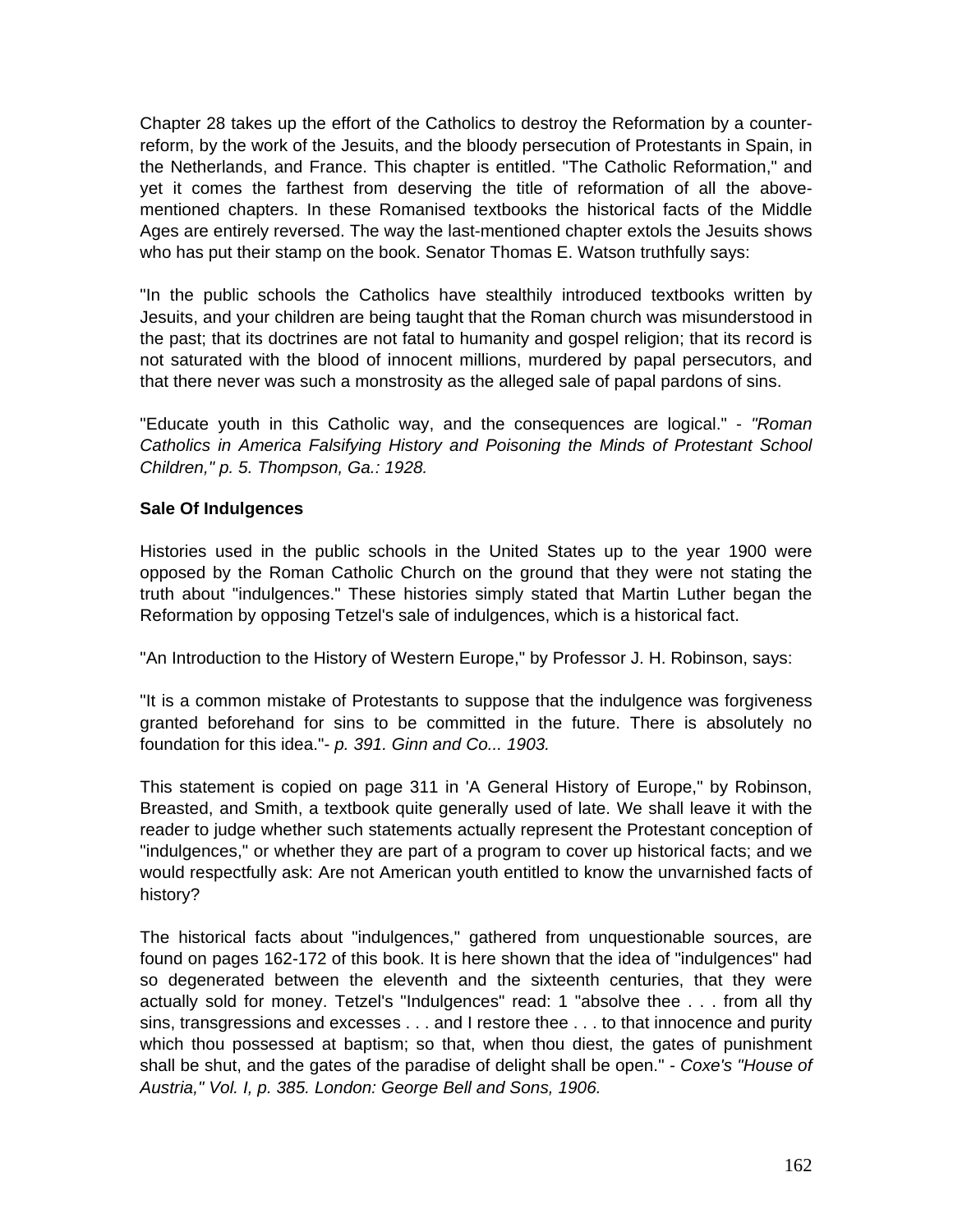Chapter 28 takes up the effort of the Catholics to destroy the Reformation by a counter-reform, by the work of the Jesuits, and the bloody persecution of Protestants in Spain, in the Netherlands, and France. This chapter is entitled. "The Catholic Reformation," and yet it comes the farthest from deserving the title of reformation of all the above-mentioned chapters. In these Romanised textbooks the historical facts of the Middle Ages are entirely reversed. The way the last-mentioned chapter extols the Jesuits shows who has put their stamp on the book. Senator Thomas E. Watson truthfully says:

"In the public schools the Catholics have stealthily introduced textbooks written by Jesuits, and your children are being taught that the Roman church was misunderstood in the past; that its doctrines are not fatal to humanity and gospel religion; that its record is not saturated with the blood of innocent millions, murdered by papal persecutors, and that there never was such a monstrosity as the alleged sale of papal pardons of sins.

"Educate youth in this Catholic way, and the consequences are logical." - *"Roman Catholics in America Falsifying History and Poisoning the Minds of Protestant School Children," p. 5. Thompson, Ga.: 1928.*

**Sale Of Indulgences**

Histories used in the public schools in the United States up to the year 1900 were opposed by the Roman Catholic Church on the ground that they were not stating the truth about "indulgences." These histories simply stated that Martin Luther began the Reformation by opposing Tetzel's sale of indulgences, which is a historical fact.

"An Introduction to the History of Western Europe," by Professor J. H. Robinson, says:

"It is a common mistake of Protestants to suppose that the indulgence was forgiveness granted beforehand for sins to be committed in the future. There is absolutely no foundation for this idea."- *p. 391. Ginn and Co... 1903.*

This statement is copied on page 311 in 'A General History of Europe," by Robinson, Breasted, and Smith, a textbook quite generally used of late. We shall leave it with the reader to judge whether such statements actually represent the Protestant conception of "indulgences," or whether they are part of a program to cover up historical facts; and we would respectfully ask: Are not American youth entitled to know the unvarnished facts of history?

The historical facts about "indulgences," gathered from unquestionable sources, are found on pages 162-172 of this book. It is here shown that the idea of "indulgences" had so degenerated between the eleventh and the sixteenth centuries, that they were actually sold for money. Tetzel's "Indulgences" read: 1 "absolve thee . . . from all thy sins, transgressions and excesses . . . and I restore thee . . . to that innocence and purity which thou possessed at baptism; so that, when thou diest, the gates of punishment shall be shut, and the gates of the paradise of delight shall be open." - *Coxe's "House of Austria," Vol. I, p. 385. London: George Bell and Sons, 1906.*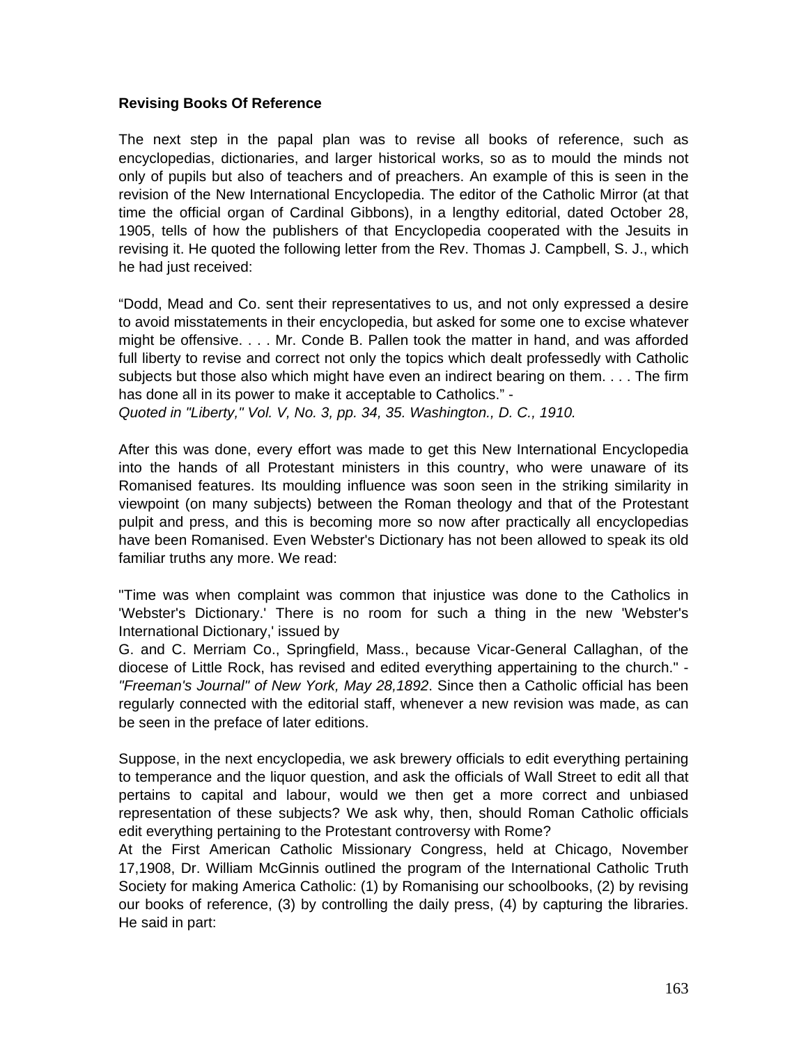**Revising Books Of Reference**

The next step in the papal plan was to revise all books of reference, such as encyclopedias, dictionaries, and larger historical works, so as to mould the minds not only of pupils but also of teachers and of preachers. An example of this is seen in the revision of the New International Encyclopedia. The editor of the Catholic Mirror (at that time the official organ of Cardinal Gibbons), in a lengthy editorial, dated October 28, 1905, tells of how the publishers of that Encyclopedia cooperated with the Jesuits in revising it. He quoted the following letter from the Rev. Thomas J. Campbell, S. J., which he had just received:

“Dodd, Mead and Co. sent their representatives to us, and not only expressed a desire to avoid misstatements in their encyclopedia, but asked for some one to excise whatever might be offensive. . . . Mr. Conde B. Pallen took the matter in hand, and was afforded full liberty to revise and correct not only the topics which dealt professedly with Catholic subjects but those also which might have even an indirect bearing on them. . . . The firm has done all in its power to make it acceptable to Catholics.” -
*Quoted in "Liberty," Vol. V, No. 3, pp. 34, 35. Washington., D. C., 1910.*

After this was done, every effort was made to get this New International Encyclopedia into the hands of all Protestant ministers in this country, who were unaware of its Romanised features. Its moulding influence was soon seen in the striking similarity in viewpoint (on many subjects) between the Roman theology and that of the Protestant pulpit and press, and this is becoming more so now after practically all encyclopedias have been Romanised. Even Webster's Dictionary has not been allowed to speak its old familiar truths any more. We read:

"Time was when complaint was common that injustice was done to the Catholics in 'Webster's Dictionary.' There is no room for such a thing in the new 'Webster's International Dictionary,' issued by
G. and C. Merriam Co., Springfield, Mass., because Vicar-General Callaghan, of the diocese of Little Rock, has revised and edited everything appertaining to the church." - *"Freeman's Journal" of New York, May 28,1892*. Since then a Catholic official has been regularly connected with the editorial staff, whenever a new revision was made, as can be seen in the preface of later editions.

Suppose, in the next encyclopedia, we ask brewery officials to edit everything pertaining to temperance and the liquor question, and ask the officials of Wall Street to edit all that pertains to capital and labour, would we then get a more correct and unbiased representation of these subjects? We ask why, then, should Roman Catholic officials edit everything pertaining to the Protestant controversy with Rome?
At the First American Catholic Missionary Congress, held at Chicago, November 17,1908, Dr. William McGinnis outlined the program of the International Catholic Truth Society for making America Catholic: (1) by Romanising our schoolbooks, (2) by revising our books of reference, (3) by controlling the daily press, (4) by capturing the libraries. He said in part: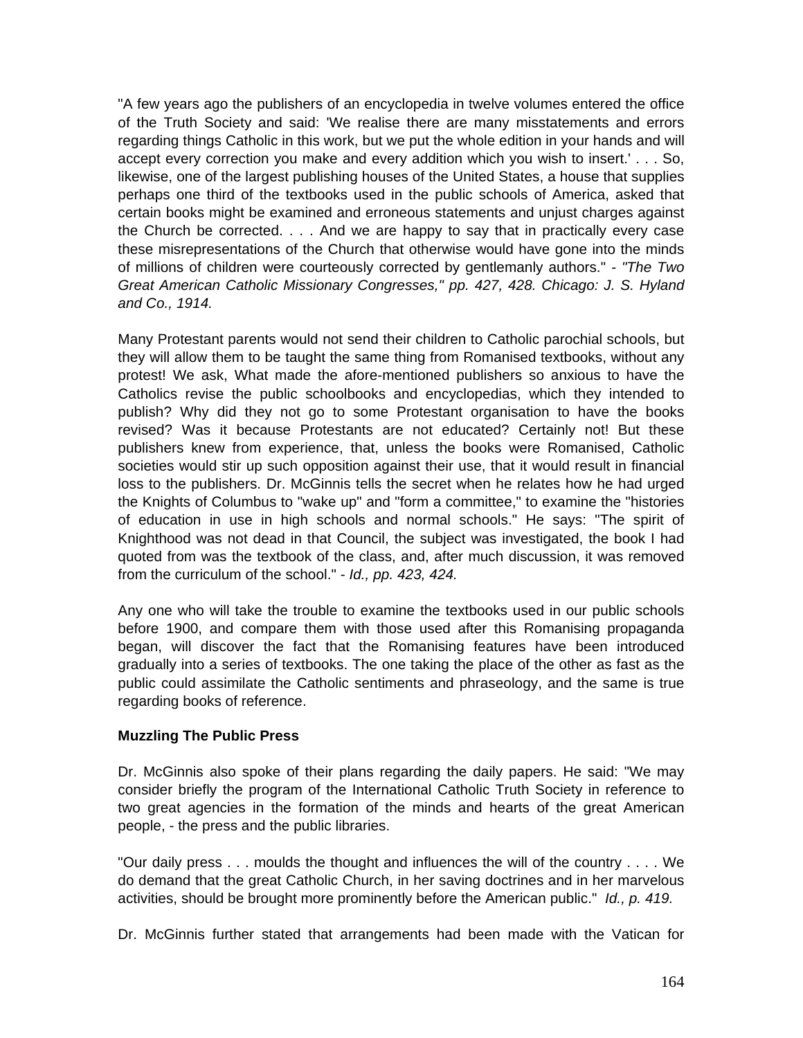"A few years ago the publishers of an encyclopedia in twelve volumes entered the office of the Truth Society and said: 'We realise there are many misstatements and errors regarding things Catholic in this work, but we put the whole edition in your hands and will accept every correction you make and every addition which you wish to insert.' . . . So, likewise, one of the largest publishing houses of the United States, a house that supplies perhaps one third of the textbooks used in the public schools of America, asked that certain books might be examined and erroneous statements and unjust charges against the Church be corrected. . . . And we are happy to say that in practically every case these misrepresentations of the Church that otherwise would have gone into the minds of millions of children were courteously corrected by gentlemanly authors." - *"The Two Great American Catholic Missionary Congresses," pp. 427, 428. Chicago: J. S. Hyland and Co., 1914.*

Many Protestant parents would not send their children to Catholic parochial schools, but they will allow them to be taught the same thing from Romanised textbooks, without any protest! We ask, What made the afore-mentioned publishers so anxious to have the Catholics revise the public schoolbooks and encyclopedias, which they intended to publish? Why did they not go to some Protestant organisation to have the books revised? Was it because Protestants are not educated? Certainly not! But these publishers knew from experience, that, unless the books were Romanised, Catholic societies would stir up such opposition against their use, that it would result in financial loss to the publishers. Dr. McGinnis tells the secret when he relates how he had urged the Knights of Columbus to "wake up" and "form a committee," to examine the "histories of education in use in high schools and normal schools." He says: "The spirit of Knighthood was not dead in that Council, the subject was investigated, the book I had quoted from was the textbook of the class, and, after much discussion, it was removed from the curriculum of the school." - *Id., pp. 423, 424.*

Any one who will take the trouble to examine the textbooks used in our public schools before 1900, and compare them with those used after this Romanising propaganda began, will discover the fact that the Romanising features have been introduced gradually into a series of textbooks. The one taking the place of the other as fast as the public could assimilate the Catholic sentiments and phraseology, and the same is true regarding books of reference.

**Muzzling The Public Press**

Dr. McGinnis also spoke of their plans regarding the daily papers. He said: "We may consider briefly the program of the International Catholic Truth Society in reference to two great agencies in the formation of the minds and hearts of the great American people, - the press and the public libraries.

"Our daily press . . . moulds the thought and influences the will of the country . . . . We do demand that the great Catholic Church, in her saving doctrines and in her marvelous activities, should be brought more prominently before the American public." *Id., p. 419.*

Dr. McGinnis further stated that arrangements had been made with the Vatican for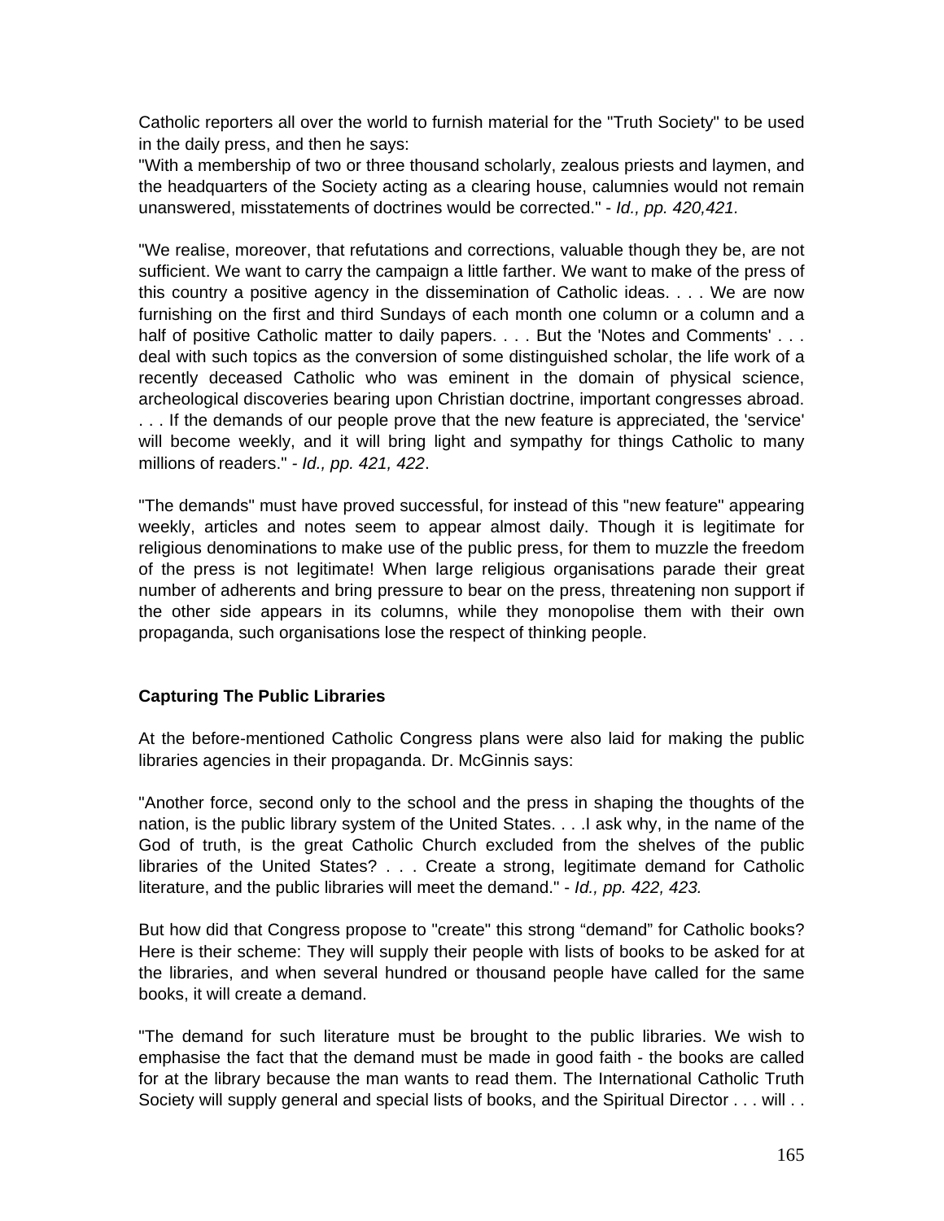Catholic reporters all over the world to furnish material for the "Truth Society" to be used in the daily press, and then he says:

"With a membership of two or three thousand scholarly, zealous priests and laymen, and the headquarters of the Society acting as a clearing house, calumnies would not remain unanswered, misstatements of doctrines would be corrected." - *Id., pp. 420,421.*

"We realise, moreover, that refutations and corrections, valuable though they be, are not sufficient. We want to carry the campaign a little farther. We want to make of the press of this country a positive agency in the dissemination of Catholic ideas. . . . We are now furnishing on the first and third Sundays of each month one column or a column and a half of positive Catholic matter to daily papers. . . . But the 'Notes and Comments' . . . deal with such topics as the conversion of some distinguished scholar, the life work of a recently deceased Catholic who was eminent in the domain of physical science, archeological discoveries bearing upon Christian doctrine, important congresses abroad. . . . If the demands of our people prove that the new feature is appreciated, the 'service' will become weekly, and it will bring light and sympathy for things Catholic to many millions of readers." - *Id., pp. 421, 422*.

"The demands" must have proved successful, for instead of this "new feature" appearing weekly, articles and notes seem to appear almost daily. Though it is legitimate for religious denominations to make use of the public press, for them to muzzle the freedom of the press is not legitimate! When large religious organisations parade their great number of adherents and bring pressure to bear on the press, threatening non support if the other side appears in its columns, while they monopolise them with their own propaganda, such organisations lose the respect of thinking people.

### Capturing The Public Libraries

At the before-mentioned Catholic Congress plans were also laid for making the public libraries agencies in their propaganda. Dr. McGinnis says:

"Another force, second only to the school and the press in shaping the thoughts of the nation, is the public library system of the United States. . . .I ask why, in the name of the God of truth, is the great Catholic Church excluded from the shelves of the public libraries of the United States? . . . Create a strong, legitimate demand for Catholic literature, and the public libraries will meet the demand." - *Id., pp. 422, 423.*

But how did that Congress propose to "create" this strong "demand" for Catholic books? Here is their scheme: They will supply their people with lists of books to be asked for at the libraries, and when several hundred or thousand people have called for the same books, it will create a demand.

"The demand for such literature must be brought to the public libraries. We wish to emphasise the fact that the demand must be made in good faith - the books are called for at the library because the man wants to read them. The International Catholic Truth Society will supply general and special lists of books, and the Spiritual Director . . . will . .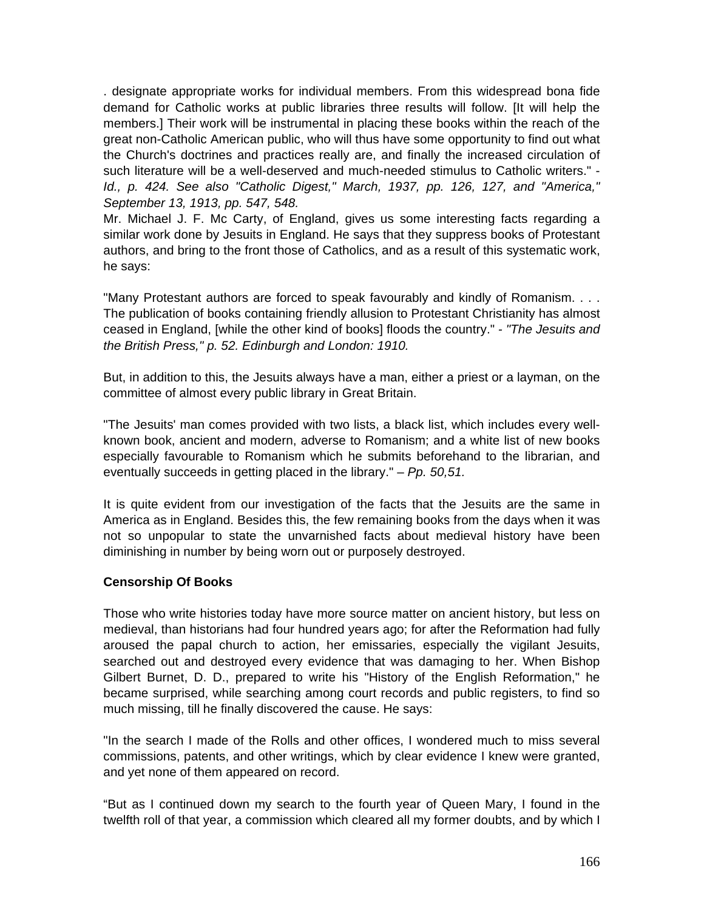. designate appropriate works for individual members. From this widespread bona fide demand for Catholic works at public libraries three results will follow. [It will help the members.] Their work will be instrumental in placing these books within the reach of the great non-Catholic American public, who will thus have some opportunity to find out what the Church's doctrines and practices really are, and finally the increased circulation of such literature will be a well-deserved and much-needed stimulus to Catholic writers." - *Id., p. 424. See also "Catholic Digest," March, 1937, pp. 126, 127, and "America," September 13, 1913, pp. 547, 548.*

Mr. Michael J. F. Mc Carty, of England, gives us some interesting facts regarding a similar work done by Jesuits in England. He says that they suppress books of Protestant authors, and bring to the front those of Catholics, and as a result of this systematic work, he says:

"Many Protestant authors are forced to speak favourably and kindly of Romanism. . . . The publication of books containing friendly allusion to Protestant Christianity has almost ceased in England, [while the other kind of books] floods the country." - *"The Jesuits and the British Press," p. 52. Edinburgh and London: 1910.*

But, in addition to this, the Jesuits always have a man, either a priest or a layman, on the committee of almost every public library in Great Britain.

"The Jesuits' man comes provided with two lists, a black list, which includes every well-known book, ancient and modern, adverse to Romanism; and a white list of new books especially favourable to Romanism which he submits beforehand to the librarian, and eventually succeeds in getting placed in the library." – *Pp. 50,51.*

It is quite evident from our investigation of the facts that the Jesuits are the same in America as in England. Besides this, the few remaining books from the days when it was not so unpopular to state the unvarnished facts about medieval history have been diminishing in number by being worn out or purposely destroyed.

**Censorship Of Books**

Those who write histories today have more source matter on ancient history, but less on medieval, than historians had four hundred years ago; for after the Reformation had fully aroused the papal church to action, her emissaries, especially the vigilant Jesuits, searched out and destroyed every evidence that was damaging to her. When Bishop Gilbert Burnet, D. D., prepared to write his "History of the English Reformation," he became surprised, while searching among court records and public registers, to find so much missing, till he finally discovered the cause. He says:

"In the search I made of the Rolls and other offices, I wondered much to miss several commissions, patents, and other writings, which by clear evidence I knew were granted, and yet none of them appeared on record.

"But as I continued down my search to the fourth year of Queen Mary, I found in the twelfth roll of that year, a commission which cleared all my former doubts, and by which I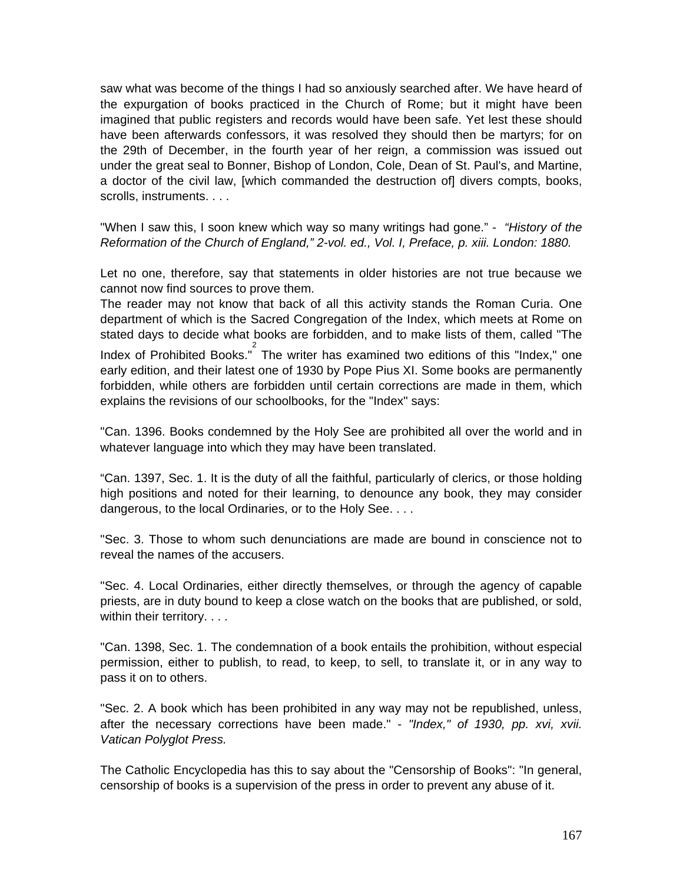saw what was become of the things I had so anxiously searched after. We have heard of the expurgation of books practiced in the Church of Rome; but it might have been imagined that public registers and records would have been safe. Yet lest these should have been afterwards confessors, it was resolved they should then be martyrs; for on the 29th of December, in the fourth year of her reign, a commission was issued out under the great seal to Bonner, Bishop of London, Cole, Dean of St. Paul's, and Martine, a doctor of the civil law, [which commanded the destruction of] divers compts, books, scrolls, instruments. . . .

"When I saw this, I soon knew which way so many writings had gone." - *"History of the Reformation of the Church of England," 2-vol. ed., Vol. I, Preface, p. xiii. London: 1880.*

Let no one, therefore, say that statements in older histories are not true because we cannot now find sources to prove them.

The reader may not know that back of all this activity stands the Roman Curia. One department of which is the Sacred Congregation of the Index, which meets at Rome on stated days to decide what books are forbidden, and to make lists of them, called "The Index of Prohibited Books."[2] The writer has examined two editions of this "Index," one early edition, and their latest one of 1930 by Pope Pius XI. Some books are permanently forbidden, while others are forbidden until certain corrections are made in them, which explains the revisions of our schoolbooks, for the "Index" says:

"Can. 1396. Books condemned by the Holy See are prohibited all over the world and in whatever language into which they may have been translated.

"Can. 1397, Sec. 1. It is the duty of all the faithful, particularly of clerics, or those holding high positions and noted for their learning, to denounce any book, they may consider dangerous, to the local Ordinaries, or to the Holy See. . . .

"Sec. 3. Those to whom such denunciations are made are bound in conscience not to reveal the names of the accusers.

"Sec. 4. Local Ordinaries, either directly themselves, or through the agency of capable priests, are in duty bound to keep a close watch on the books that are published, or sold, within their territory. . . .

"Can. 1398, Sec. 1. The condemnation of a book entails the prohibition, without especial permission, either to publish, to read, to keep, to sell, to translate it, or in any way to pass it on to others.

"Sec. 2. A book which has been prohibited in any way may not be republished, unless, after the necessary corrections have been made." - *"Index," of 1930, pp. xvi, xvii. Vatican Polyglot Press.*

The Catholic Encyclopedia has this to say about the "Censorship of Books": "In general, censorship of books is a supervision of the press in order to prevent any abuse of it.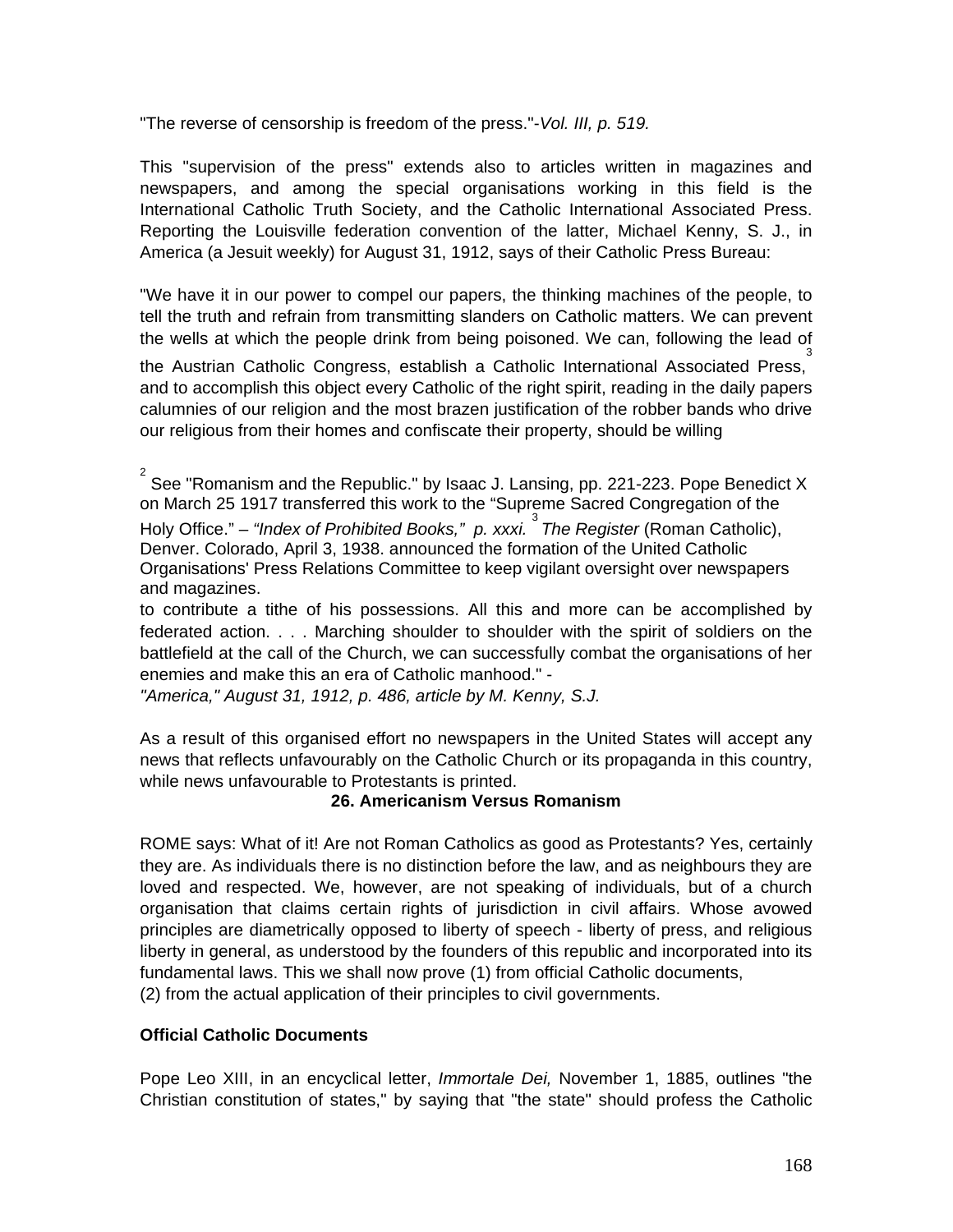"The reverse of censorship is freedom of the press."-*Vol. III, p. 519.*

This "supervision of the press" extends also to articles written in magazines and newspapers, and among the special organisations working in this field is the International Catholic Truth Society, and the Catholic International Associated Press. Reporting the Louisville federation convention of the latter, Michael Kenny, S. J., in America (a Jesuit weekly) for August 31, 1912, says of their Catholic Press Bureau:

"We have it in our power to compel our papers, the thinking machines of the people, to tell the truth and refrain from transmitting slanders on Catholic matters. We can prevent the wells at which the people drink from being poisoned. We can, following the lead of the Austrian Catholic Congress, establish a Catholic International Associated Press,[3] and to accomplish this object every Catholic of the right spirit, reading in the daily papers calumnies of our religion and the most brazen justification of the robber bands who drive our religious from their homes and confiscate their property, should be willing to contribute a tithe of his possessions. All this and more can be accomplished by federated action. . . . Marching shoulder to shoulder with the spirit of soldiers on the battlefield at the call of the Church, we can successfully combat the organisations of her enemies and make this an era of Catholic manhood." -
*"America," August 31, 1912, p. 486, article by M. Kenny, S.J.*

As a result of this organised effort no newspapers in the United States will accept any news that reflects unfavourably on the Catholic Church or its propaganda in this country, while news unfavourable to Protestants is printed.

## 26. Americanism Versus Romanism

ROME says: What of it! Are not Roman Catholics as good as Protestants? Yes, certainly they are. As individuals there is no distinction before the law, and as neighbours they are loved and respected. We, however, are not speaking of individuals, but of a church organisation that claims certain rights of jurisdiction in civil affairs. Whose avowed principles are diametrically opposed to liberty of speech - liberty of press, and religious liberty in general, as understood by the founders of this republic and incorporated into its fundamental laws. This we shall now prove (1) from official Catholic documents,
(2) from the actual application of their principles to civil governments.

**Official Catholic Documents**

Pope Leo XIII, in an encyclical letter, *Immortale Dei,* November 1, 1885, outlines "the Christian constitution of states," by saying that "the state" should profess the Catholic

---

[2] See "Romanism and the Republic." by Isaac J. Lansing, pp. 221-223. Pope Benedict X on March 25 1917 transferred this work to the "Supreme Sacred Congregation of the Holy Office." – *"Index of Prohibited Books," p. xxxi.* [3] *The Register* (Roman Catholic), Denver. Colorado, April 3, 1938. announced the formation of the United Catholic Organisations' Press Relations Committee to keep vigilant oversight over newspapers and magazines.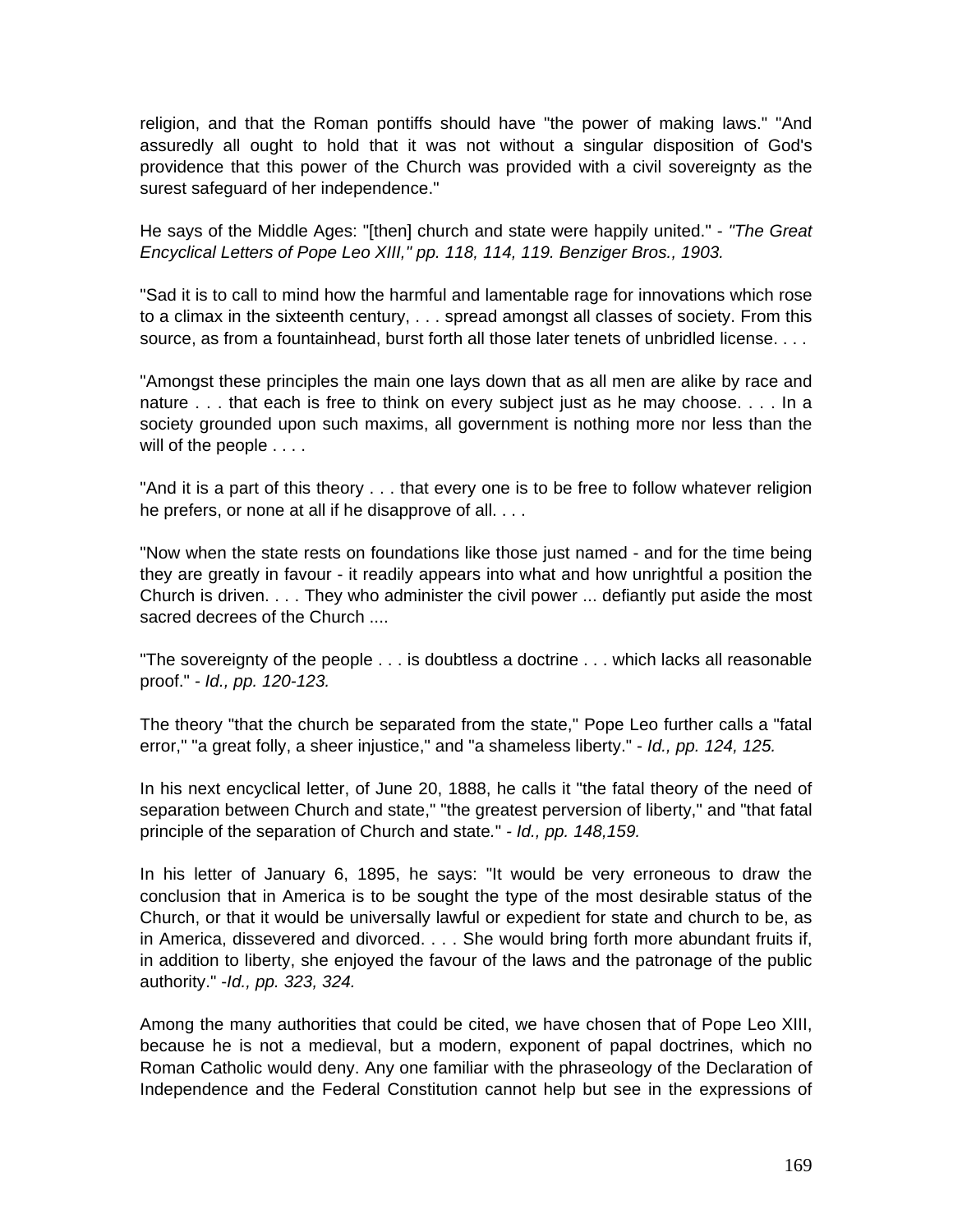religion, and that the Roman pontiffs should have "the power of making laws." "And assuredly all ought to hold that it was not without a singular disposition of God's providence that this power of the Church was provided with a civil sovereignty as the surest safeguard of her independence."

He says of the Middle Ages: "[then] church and state were happily united." - *"The Great Encyclical Letters of Pope Leo XIII," pp. 118, 114, 119. Benziger Bros., 1903.*

"Sad it is to call to mind how the harmful and lamentable rage for innovations which rose to a climax in the sixteenth century, . . . spread amongst all classes of society. From this source, as from a fountainhead, burst forth all those later tenets of unbridled license. . . .

"Amongst these principles the main one lays down that as all men are alike by race and nature . . . that each is free to think on every subject just as he may choose. . . . In a society grounded upon such maxims, all government is nothing more nor less than the will of the people . . . .

"And it is a part of this theory . . . that every one is to be free to follow whatever religion he prefers, or none at all if he disapprove of all. . . .

"Now when the state rests on foundations like those just named - and for the time being they are greatly in favour - it readily appears into what and how unrightful a position the Church is driven. . . . They who administer the civil power ... defiantly put aside the most sacred decrees of the Church ....

"The sovereignty of the people . . . is doubtless a doctrine . . . which lacks all reasonable proof." - *Id., pp. 120-123.*

The theory "that the church be separated from the state," Pope Leo further calls a "fatal error," "a great folly, a sheer injustice," and "a shameless liberty." - *Id., pp. 124, 125.*

In his next encyclical letter, of June 20, 1888, he calls it "the fatal theory of the need of separation between Church and state," "the greatest perversion of liberty," and "that fatal principle of the separation of Church and state." - *Id., pp. 148,159.*

In his letter of January 6, 1895, he says: "It would be very erroneous to draw the conclusion that in America is to be sought the type of the most desirable status of the Church, or that it would be universally lawful or expedient for state and church to be, as in America, dissevered and divorced. . . . She would bring forth more abundant fruits if, in addition to liberty, she enjoyed the favour of the laws and the patronage of the public authority." -*Id., pp. 323, 324.*

Among the many authorities that could be cited, we have chosen that of Pope Leo XIII, because he is not a medieval, but a modern, exponent of papal doctrines, which no Roman Catholic would deny. Any one familiar with the phraseology of the Declaration of Independence and the Federal Constitution cannot help but see in the expressions of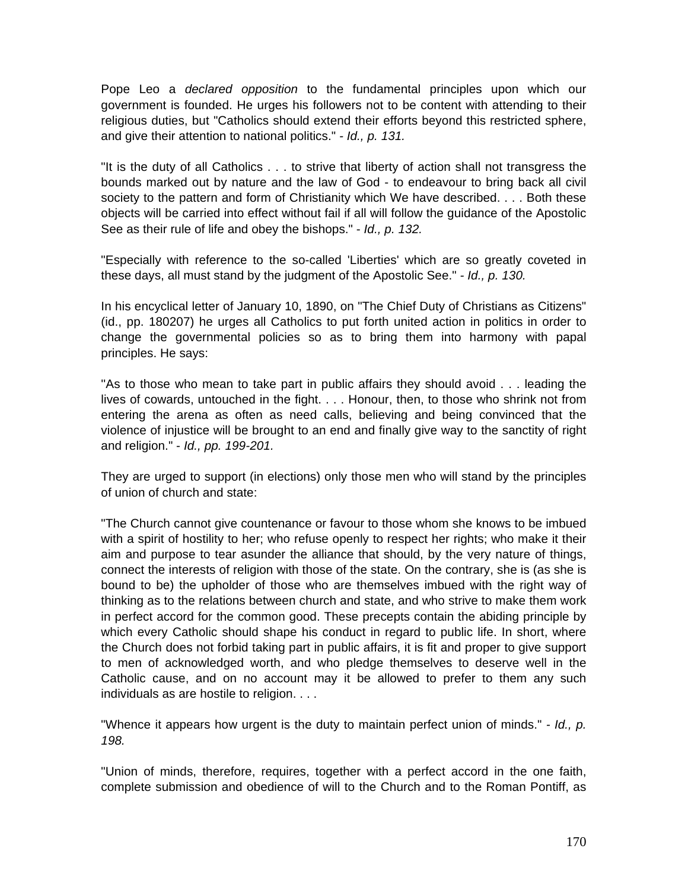Pope Leo a *declared opposition* to the fundamental principles upon which our government is founded. He urges his followers not to be content with attending to their religious duties, but "Catholics should extend their efforts beyond this restricted sphere, and give their attention to national politics." - *Id., p. 131.*

"It is the duty of all Catholics . . . to strive that liberty of action shall not transgress the bounds marked out by nature and the law of God - to endeavour to bring back all civil society to the pattern and form of Christianity which We have described. . . . Both these objects will be carried into effect without fail if all will follow the guidance of the Apostolic See as their rule of life and obey the bishops." - *Id., p. 132.*

"Especially with reference to the so-called 'Liberties' which are so greatly coveted in these days, all must stand by the judgment of the Apostolic See." - *Id., p. 130.*

In his encyclical letter of January 10, 1890, on "The Chief Duty of Christians as Citizens" (id., pp. 180207) he urges all Catholics to put forth united action in politics in order to change the governmental policies so as to bring them into harmony with papal principles. He says:

"As to those who mean to take part in public affairs they should avoid . . . leading the lives of cowards, untouched in the fight. . . . Honour, then, to those who shrink not from entering the arena as often as need calls, believing and being convinced that the violence of injustice will be brought to an end and finally give way to the sanctity of right and religion." - *Id., pp. 199-201.*

They are urged to support (in elections) only those men who will stand by the principles of union of church and state:

"The Church cannot give countenance or favour to those whom she knows to be imbued with a spirit of hostility to her; who refuse openly to respect her rights; who make it their aim and purpose to tear asunder the alliance that should, by the very nature of things, connect the interests of religion with those of the state. On the contrary, she is (as she is bound to be) the upholder of those who are themselves imbued with the right way of thinking as to the relations between church and state, and who strive to make them work in perfect accord for the common good. These precepts contain the abiding principle by which every Catholic should shape his conduct in regard to public life. In short, where the Church does not forbid taking part in public affairs, it is fit and proper to give support to men of acknowledged worth, and who pledge themselves to deserve well in the Catholic cause, and on no account may it be allowed to prefer to them any such individuals as are hostile to religion. . . .

"Whence it appears how urgent is the duty to maintain perfect union of minds." - *Id., p. 198.*

"Union of minds, therefore, requires, together with a perfect accord in the one faith, complete submission and obedience of will to the Church and to the Roman Pontiff, as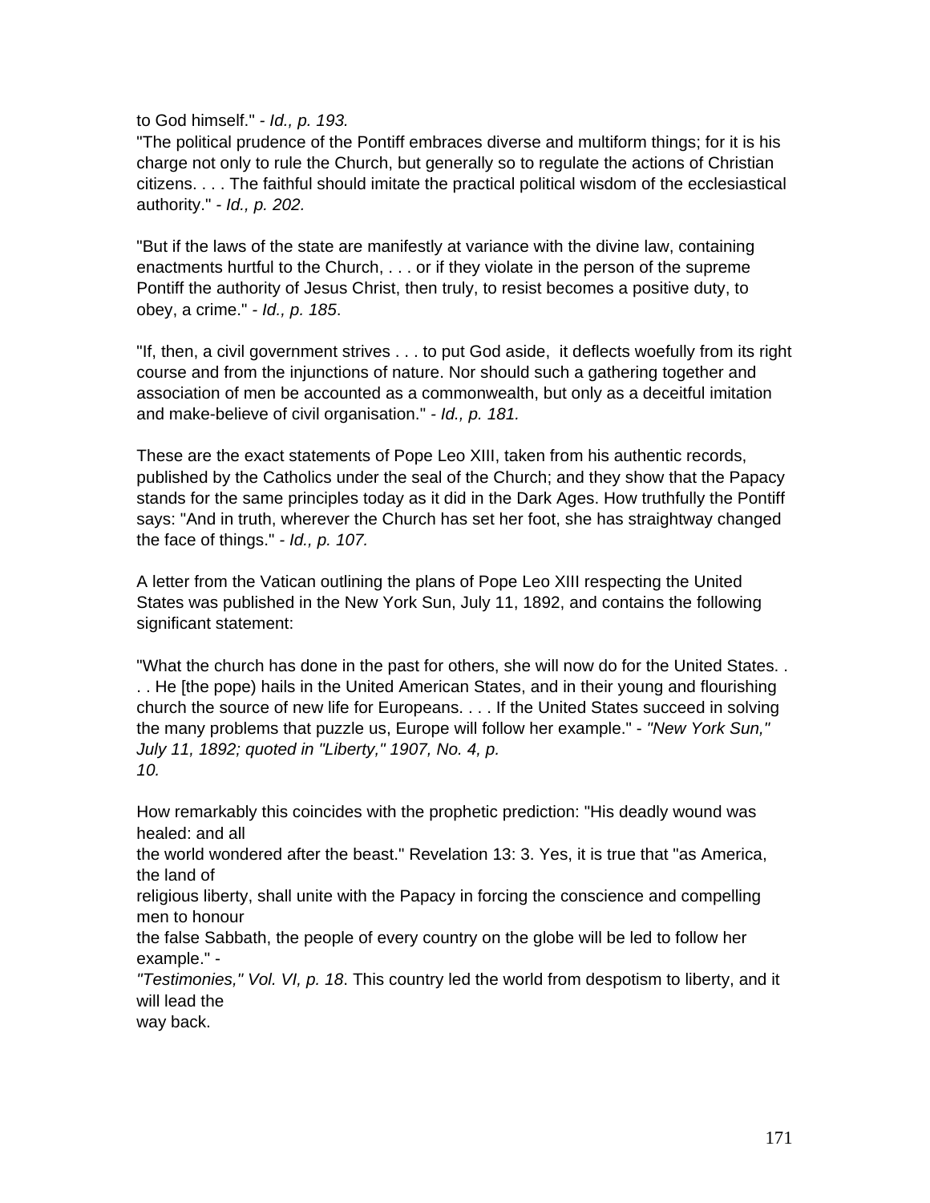to God himself." - *Id., p. 193.*

"The political prudence of the Pontiff embraces diverse and multiform things; for it is his charge not only to rule the Church, but generally so to regulate the actions of Christian citizens. . . . The faithful should imitate the practical political wisdom of the ecclesiastical authority." - *Id., p. 202.*

"But if the laws of the state are manifestly at variance with the divine law, containing enactments hurtful to the Church, . . . or if they violate in the person of the supreme Pontiff the authority of Jesus Christ, then truly, to resist becomes a positive duty, to obey, a crime." - *Id., p. 185*.

"If, then, a civil government strives . . . to put God aside, it deflects woefully from its right course and from the injunctions of nature. Nor should such a gathering together and association of men be accounted as a commonwealth, but only as a deceitful imitation and make-believe of civil organisation." - *Id., p. 181.*

These are the exact statements of Pope Leo XIII, taken from his authentic records, published by the Catholics under the seal of the Church; and they show that the Papacy stands for the same principles today as it did in the Dark Ages. How truthfully the Pontiff says: "And in truth, wherever the Church has set her foot, she has straightway changed the face of things." - *Id., p. 107.*

A letter from the Vatican outlining the plans of Pope Leo XIII respecting the United States was published in the New York Sun, July 11, 1892, and contains the following significant statement:

"What the church has done in the past for others, she will now do for the United States. . . . He [the pope) hails in the United American States, and in their young and flourishing church the source of new life for Europeans. . . . If the United States succeed in solving the many problems that puzzle us, Europe will follow her example." - *"New York Sun," July 11, 1892; quoted in "Liberty," 1907, No. 4, p. 10.*

How remarkably this coincides with the prophetic prediction: "His deadly wound was healed: and all the world wondered after the beast." Revelation 13: 3. Yes, it is true that "as America, the land of religious liberty, shall unite with the Papacy in forcing the conscience and compelling men to honour the false Sabbath, the people of every country on the globe will be led to follow her example." - *"Testimonies," Vol. VI, p. 18*. This country led the world from despotism to liberty, and it will lead the way back.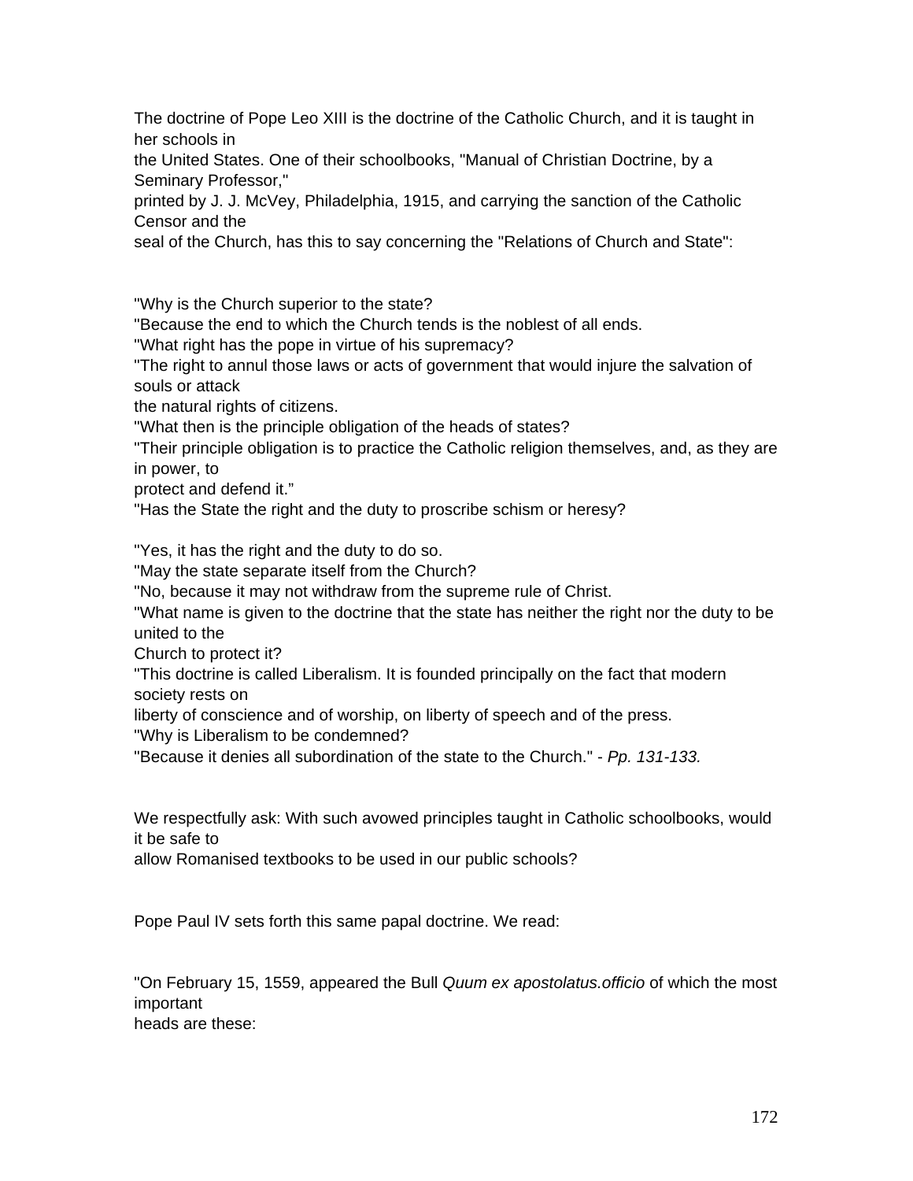The doctrine of Pope Leo XIII is the doctrine of the Catholic Church, and it is taught in her schools in the United States. One of their schoolbooks, "Manual of Christian Doctrine, by a Seminary Professor," printed by J. J. McVey, Philadelphia, 1915, and carrying the sanction of the Catholic Censor and the seal of the Church, has this to say concerning the "Relations of Church and State":

"Why is the Church superior to the state?
"Because the end to which the Church tends is the noblest of all ends.
"What right has the pope in virtue of his supremacy?
"The right to annul those laws or acts of government that would injure the salvation of souls or attack the natural rights of citizens.
"What then is the principle obligation of the heads of states?
"Their principle obligation is to practice the Catholic religion themselves, and, as they are in power, to protect and defend it."
"Has the State the right and the duty to proscribe schism or heresy?

"Yes, it has the right and the duty to do so.
"May the state separate itself from the Church?
"No, because it may not withdraw from the supreme rule of Christ.
"What name is given to the doctrine that the state has neither the right nor the duty to be united to the Church to protect it?
"This doctrine is called Liberalism. It is founded principally on the fact that modern society rests on liberty of conscience and of worship, on liberty of speech and of the press.
"Why is Liberalism to be condemned?
"Because it denies all subordination of the state to the Church." - *Pp. 131-133.*

We respectfully ask: With such avowed principles taught in Catholic schoolbooks, would it be safe to allow Romanised textbooks to be used in our public schools?

Pope Paul IV sets forth this same papal doctrine. We read:

"On February 15, 1559, appeared the Bull *Quum ex apostolatus.officio* of which the most important heads are these: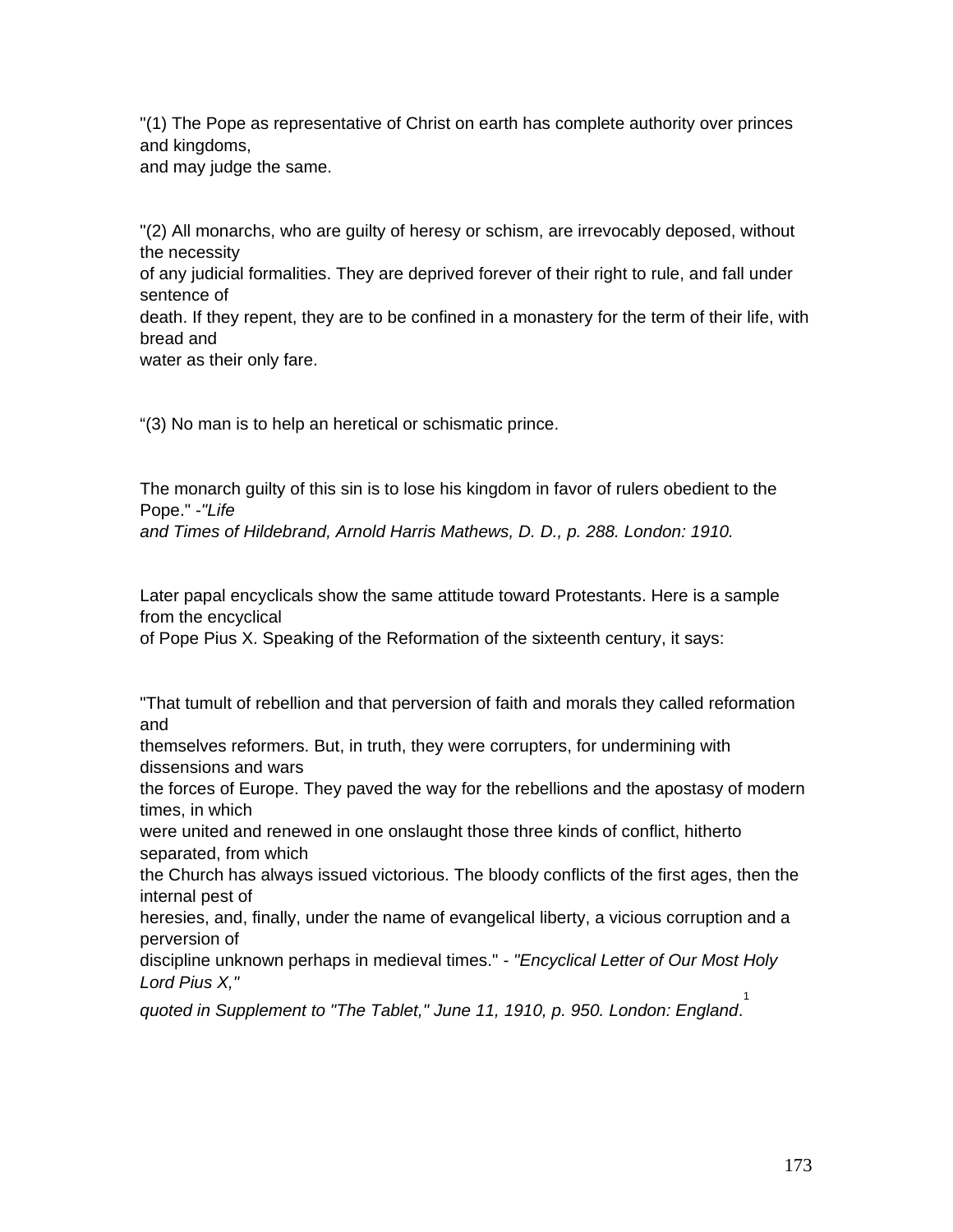"(1) The Pope as representative of Christ on earth has complete authority over princes and kingdoms, and may judge the same.

"(2) All monarchs, who are guilty of heresy or schism, are irrevocably deposed, without the necessity of any judicial formalities. They are deprived forever of their right to rule, and fall under sentence of death. If they repent, they are to be confined in a monastery for the term of their life, with bread and water as their only fare.

"(3) No man is to help an heretical or schismatic prince.

The monarch guilty of this sin is to lose his kingdom in favor of rulers obedient to the Pope." -*"Life and Times of Hildebrand, Arnold Harris Mathews, D. D., p. 288. London: 1910.*

Later papal encyclicals show the same attitude toward Protestants. Here is a sample from the encyclical of Pope Pius X. Speaking of the Reformation of the sixteenth century, it says:

"That tumult of rebellion and that perversion of faith and morals they called reformation and themselves reformers. But, in truth, they were corrupters, for undermining with dissensions and wars the forces of Europe. They paved the way for the rebellions and the apostasy of modern times, in which were united and renewed in one onslaught those three kinds of conflict, hitherto separated, from which the Church has always issued victorious. The bloody conflicts of the first ages, then the internal pest of heresies, and, finally, under the name of evangelical liberty, a vicious corruption and a perversion of discipline unknown perhaps in medieval times." - *"Encyclical Letter of Our Most Holy Lord Pius X," quoted in Supplement to "The Tablet," June 11, 1910, p. 950. London: England*.[1]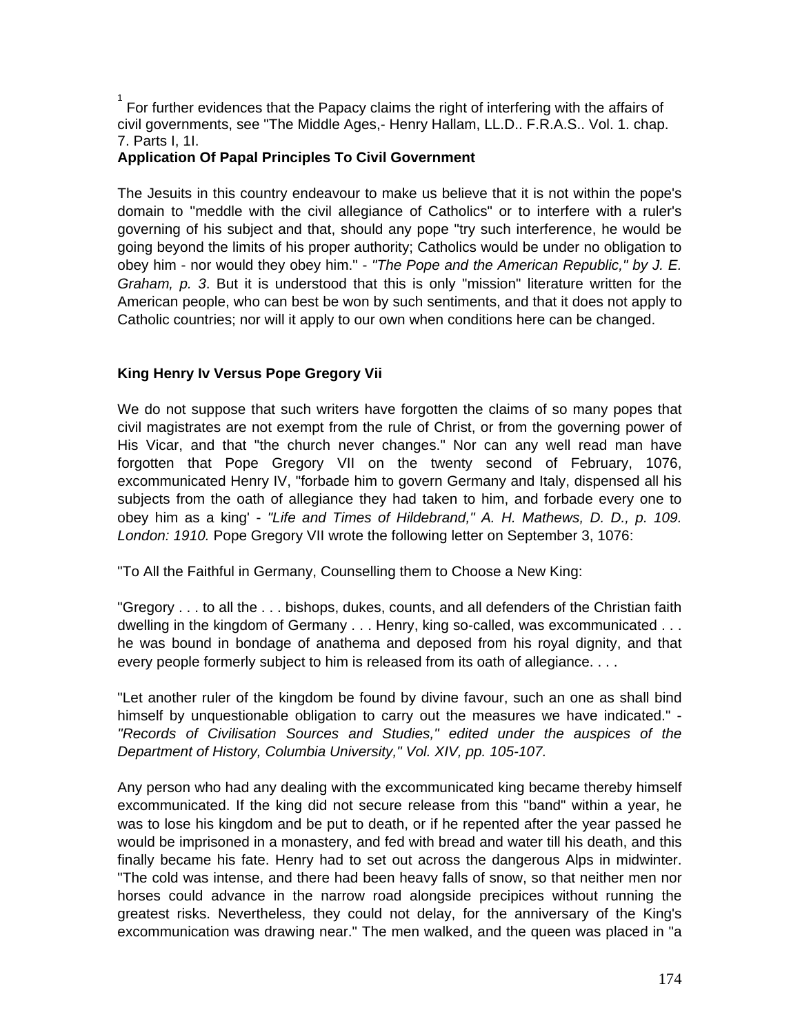[1] For further evidences that the Papacy claims the right of interfering with the affairs of civil governments, see "The Middle Ages,- Henry Hallam, LL.D.. F.R.A.S.. Vol. 1. chap. 7. Parts I, 1I.

**Application Of Papal Principles To Civil Government**

The Jesuits in this country endeavour to make us believe that it is not within the pope's domain to "meddle with the civil allegiance of Catholics" or to interfere with a ruler's governing of his subject and that, should any pope "try such interference, he would be going beyond the limits of his proper authority; Catholics would be under no obligation to obey him - nor would they obey him." - *"The Pope and the American Republic," by J. E. Graham, p. 3*. But it is understood that this is only "mission" literature written for the American people, who can best be won by such sentiments, and that it does not apply to Catholic countries; nor will it apply to our own when conditions here can be changed.

**King Henry Iv Versus Pope Gregory Vii**

We do not suppose that such writers have forgotten the claims of so many popes that civil magistrates are not exempt from the rule of Christ, or from the governing power of His Vicar, and that "the church never changes." Nor can any well read man have forgotten that Pope Gregory VII on the twenty second of February, 1076, excommunicated Henry IV, "forbade him to govern Germany and Italy, dispensed all his subjects from the oath of allegiance they had taken to him, and forbade every one to obey him as a king' - *"Life and Times of Hildebrand," A. H. Mathews, D. D., p. 109. London: 1910.* Pope Gregory VII wrote the following letter on September 3, 1076:

"To All the Faithful in Germany, Counselling them to Choose a New King:

"Gregory . . . to all the . . . bishops, dukes, counts, and all defenders of the Christian faith dwelling in the kingdom of Germany . . . Henry, king so-called, was excommunicated . . . he was bound in bondage of anathema and deposed from his royal dignity, and that every people formerly subject to him is released from its oath of allegiance. . . .

"Let another ruler of the kingdom be found by divine favour, such an one as shall bind himself by unquestionable obligation to carry out the measures we have indicated." - *"Records of Civilisation Sources and Studies," edited under the auspices of the Department of History, Columbia University," Vol. XIV, pp. 105-107.*

Any person who had any dealing with the excommunicated king became thereby himself excommunicated. If the king did not secure release from this "band" within a year, he was to lose his kingdom and be put to death, or if he repented after the year passed he would be imprisoned in a monastery, and fed with bread and water till his death, and this finally became his fate. Henry had to set out across the dangerous Alps in midwinter. "The cold was intense, and there had been heavy falls of snow, so that neither men nor horses could advance in the narrow road alongside precipices without running the greatest risks. Nevertheless, they could not delay, for the anniversary of the King's excommunication was drawing near." The men walked, and the queen was placed in "a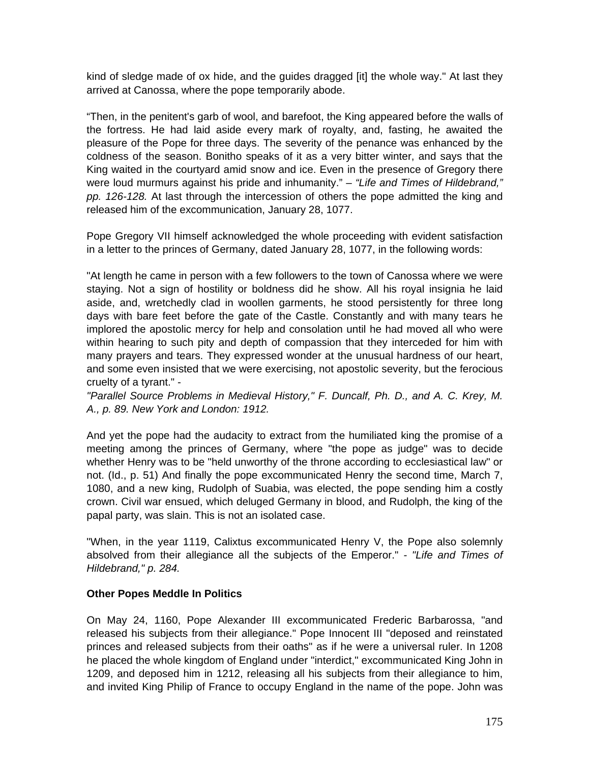kind of sledge made of ox hide, and the guides dragged [it] the whole way." At last they arrived at Canossa, where the pope temporarily abode.

“Then, in the penitent's garb of wool, and barefoot, the King appeared before the walls of the fortress. He had laid aside every mark of royalty, and, fasting, he awaited the pleasure of the Pope for three days. The severity of the penance was enhanced by the coldness of the season. Bonitho speaks of it as a very bitter winter, and says that the King waited in the courtyard amid snow and ice. Even in the presence of Gregory there were loud murmurs against his pride and inhumanity.” – *“Life and Times of Hildebrand,” pp. 126-128.* At last through the intercession of others the pope admitted the king and released him of the excommunication, January 28, 1077.

Pope Gregory VII himself acknowledged the whole proceeding with evident satisfaction in a letter to the princes of Germany, dated January 28, 1077, in the following words:

"At length he came in person with a few followers to the town of Canossa where we were staying. Not a sign of hostility or boldness did he show. All his royal insignia he laid aside, and, wretchedly clad in woollen garments, he stood persistently for three long days with bare feet before the gate of the Castle. Constantly and with many tears he implored the apostolic mercy for help and consolation until he had moved all who were within hearing to such pity and depth of compassion that they interceded for him with many prayers and tears. They expressed wonder at the unusual hardness of our heart, and some even insisted that we were exercising, not apostolic severity, but the ferocious cruelty of a tyrant." -
*"Parallel Source Problems in Medieval History," F. Duncalf, Ph. D., and A. C. Krey, M. A., p. 89. New York and London: 1912.*

And yet the pope had the audacity to extract from the humiliated king the promise of a meeting among the princes of Germany, where "the pope as judge" was to decide whether Henry was to be "held unworthy of the throne according to ecclesiastical law" or not. (Id., p. 51) And finally the pope excommunicated Henry the second time, March 7, 1080, and a new king, Rudolph of Suabia, was elected, the pope sending him a costly crown. Civil war ensued, which deluged Germany in blood, and Rudolph, the king of the papal party, was slain. This is not an isolated case.

"When, in the year 1119, Calixtus excommunicated Henry V, the Pope also solemnly absolved from their allegiance all the subjects of the Emperor." - *"Life and Times of Hildebrand," p. 284.*

**Other Popes Meddle In Politics**

On May 24, 1160, Pope Alexander III excommunicated Frederic Barbarossa, "and released his subjects from their allegiance." Pope Innocent III "deposed and reinstated princes and released subjects from their oaths" as if he were a universal ruler. In 1208 he placed the whole kingdom of England under "interdict," excommunicated King John in 1209, and deposed him in 1212, releasing all his subjects from their allegiance to him, and invited King Philip of France to occupy England in the name of the pope. John was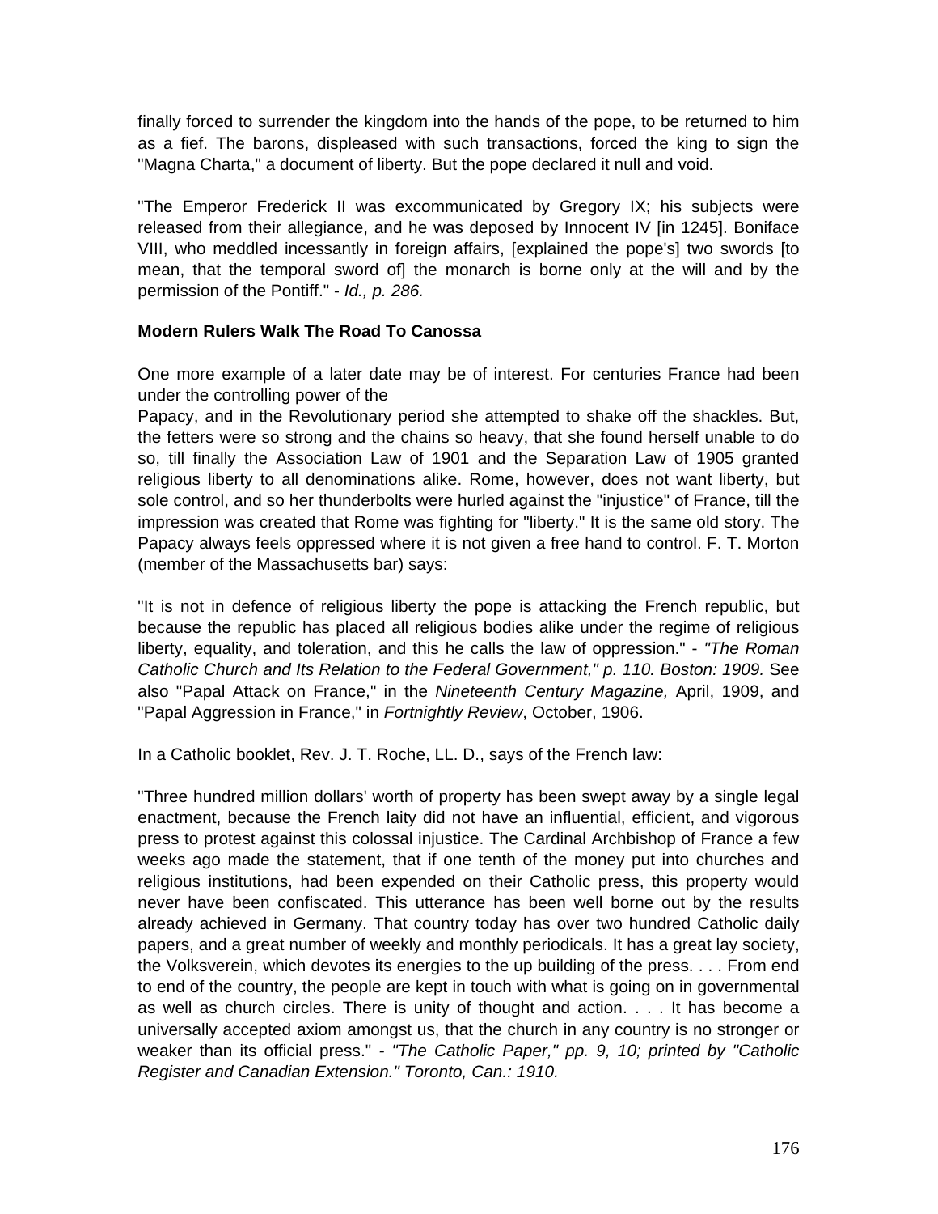finally forced to surrender the kingdom into the hands of the pope, to be returned to him as a fief. The barons, displeased with such transactions, forced the king to sign the "Magna Charta," a document of liberty. But the pope declared it null and void.

"The Emperor Frederick II was excommunicated by Gregory IX; his subjects were released from their allegiance, and he was deposed by Innocent IV [in 1245]. Boniface VIII, who meddled incessantly in foreign affairs, [explained the pope's] two swords [to mean, that the temporal sword of] the monarch is borne only at the will and by the permission of the Pontiff." - *Id., p. 286.*

**Modern Rulers Walk The Road To Canossa**

One more example of a later date may be of interest. For centuries France had been under the controlling power of the Papacy, and in the Revolutionary period she attempted to shake off the shackles. But, the fetters were so strong and the chains so heavy, that she found herself unable to do so, till finally the Association Law of 1901 and the Separation Law of 1905 granted religious liberty to all denominations alike. Rome, however, does not want liberty, but sole control, and so her thunderbolts were hurled against the "injustice" of France, till the impression was created that Rome was fighting for "liberty." It is the same old story. The Papacy always feels oppressed where it is not given a free hand to control. F. T. Morton (member of the Massachusetts bar) says:

"It is not in defence of religious liberty the pope is attacking the French republic, but because the republic has placed all religious bodies alike under the regime of religious liberty, equality, and toleration, and this he calls the law of oppression." - *"The Roman Catholic Church and Its Relation to the Federal Government," p. 110. Boston: 1909.* See also "Papal Attack on France," in the *Nineteenth Century Magazine,* April, 1909, and "Papal Aggression in France," in *Fortnightly Review*, October, 1906.

In a Catholic booklet, Rev. J. T. Roche, LL. D., says of the French law:

"Three hundred million dollars' worth of property has been swept away by a single legal enactment, because the French laity did not have an influential, efficient, and vigorous press to protest against this colossal injustice. The Cardinal Archbishop of France a few weeks ago made the statement, that if one tenth of the money put into churches and religious institutions, had been expended on their Catholic press, this property would never have been confiscated. This utterance has been well borne out by the results already achieved in Germany. That country today has over two hundred Catholic daily papers, and a great number of weekly and monthly periodicals. It has a great lay society, the Volksverein, which devotes its energies to the up building of the press. . . . From end to end of the country, the people are kept in touch with what is going on in governmental as well as church circles. There is unity of thought and action. . . . It has become a universally accepted axiom amongst us, that the church in any country is no stronger or weaker than its official press." - *"The Catholic Paper," pp. 9, 10; printed by "Catholic Register and Canadian Extension." Toronto, Can.: 1910.*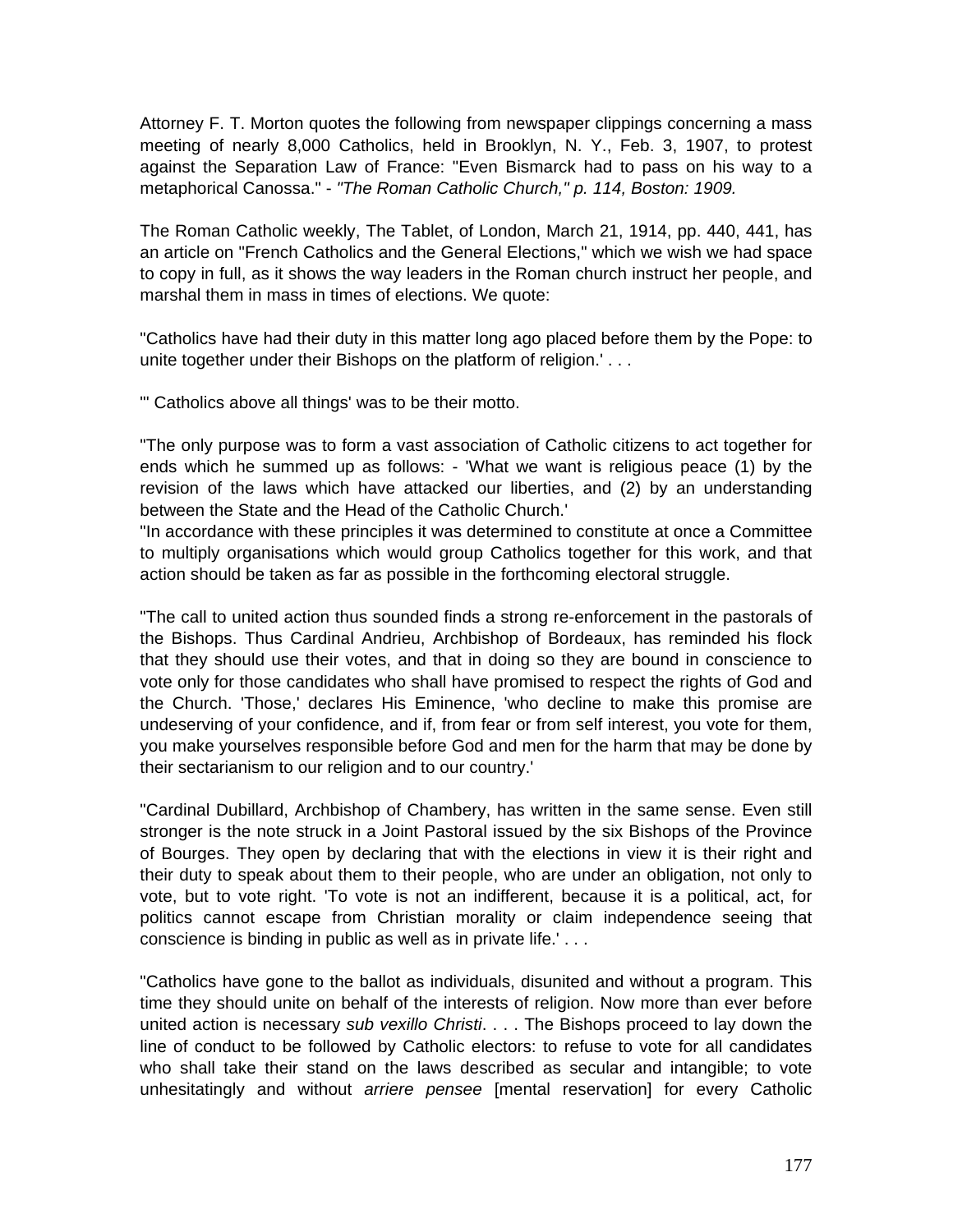Attorney F. T. Morton quotes the following from newspaper clippings concerning a mass meeting of nearly 8,000 Catholics, held in Brooklyn, N. Y., Feb. 3, 1907, to protest against the Separation Law of France: "Even Bismarck had to pass on his way to a metaphorical Canossa." - *"The Roman Catholic Church," p. 114, Boston: 1909.*

The Roman Catholic weekly, The Tablet, of London, March 21, 1914, pp. 440, 441, has an article on "French Catholics and the General Elections," which we wish we had space to copy in full, as it shows the way leaders in the Roman church instruct her people, and marshal them in mass in times of elections. We quote:

"Catholics have had their duty in this matter long ago placed before them by the Pope: to unite together under their Bishops on the platform of religion.' . . .

"' Catholics above all things' was to be their motto.

"The only purpose was to form a vast association of Catholic citizens to act together for ends which he summed up as follows: - 'What we want is religious peace (1) by the revision of the laws which have attacked our liberties, and (2) by an understanding between the State and the Head of the Catholic Church.'
"In accordance with these principles it was determined to constitute at once a Committee to multiply organisations which would group Catholics together for this work, and that action should be taken as far as possible in the forthcoming electoral struggle.

"The call to united action thus sounded finds a strong re-enforcement in the pastorals of the Bishops. Thus Cardinal Andrieu, Archbishop of Bordeaux, has reminded his flock that they should use their votes, and that in doing so they are bound in conscience to vote only for those candidates who shall have promised to respect the rights of God and the Church. 'Those,' declares His Eminence, 'who decline to make this promise are undeserving of your confidence, and if, from fear or from self interest, you vote for them, you make yourselves responsible before God and men for the harm that may be done by their sectarianism to our religion and to our country.'

"Cardinal Dubillard, Archbishop of Chambery, has written in the same sense. Even still stronger is the note struck in a Joint Pastoral issued by the six Bishops of the Province of Bourges. They open by declaring that with the elections in view it is their right and their duty to speak about them to their people, who are under an obligation, not only to vote, but to vote right. 'To vote is not an indifferent, because it is a political, act, for politics cannot escape from Christian morality or claim independence seeing that conscience is binding in public as well as in private life.' . . .

"Catholics have gone to the ballot as individuals, disunited and without a program. This time they should unite on behalf of the interests of religion. Now more than ever before united action is necessary *sub vexillo Christi*. . . . The Bishops proceed to lay down the line of conduct to be followed by Catholic electors: to refuse to vote for all candidates who shall take their stand on the laws described as secular and intangible; to vote unhesitatingly and without *arriere pensee* [mental reservation] for every Catholic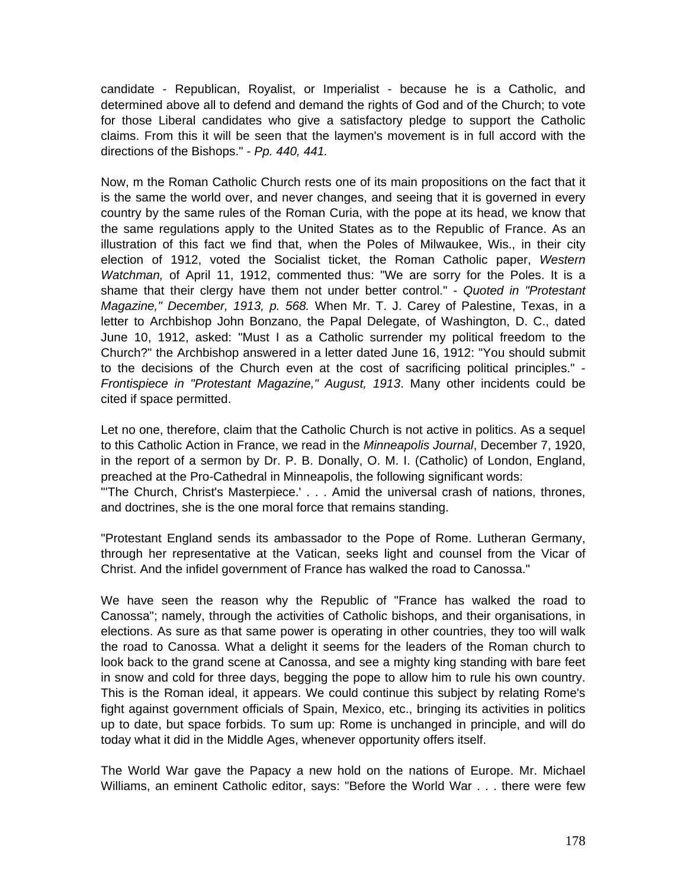candidate - Republican, Royalist, or Imperialist - because he is a Catholic, and determined above all to defend and demand the rights of God and of the Church; to vote for those Liberal candidates who give a satisfactory pledge to support the Catholic claims. From this it will be seen that the laymen's movement is in full accord with the directions of the Bishops." - *Pp. 440, 441.*

Now, m the Roman Catholic Church rests one of its main propositions on the fact that it is the same the world over, and never changes, and seeing that it is governed in every country by the same rules of the Roman Curia, with the pope at its head, we know that the same regulations apply to the United States as to the Republic of France. As an illustration of this fact we find that, when the Poles of Milwaukee, Wis., in their city election of 1912, voted the Socialist ticket, the Roman Catholic paper, *Western Watchman,* of April 11, 1912, commented thus: "We are sorry for the Poles. It is a shame that their clergy have them not under better control." - *Quoted in "Protestant Magazine," December, 1913, p. 568.* When Mr. T. J. Carey of Palestine, Texas, in a letter to Archbishop John Bonzano, the Papal Delegate, of Washington, D. C., dated June 10, 1912, asked: "Must I as a Catholic surrender my political freedom to the Church?" the Archbishop answered in a letter dated June 16, 1912: "You should submit to the decisions of the Church even at the cost of sacrificing political principles." - *Frontispiece in "Protestant Magazine," August, 1913*. Many other incidents could be cited if space permitted.

Let no one, therefore, claim that the Catholic Church is not active in politics. As a sequel to this Catholic Action in France, we read in the *Minneapolis Journal*, December 7, 1920, in the report of a sermon by Dr. P. B. Donally, O. M. I. (Catholic) of London, England, preached at the Pro-Cathedral in Minneapolis, the following significant words:
"'The Church, Christ's Masterpiece.' . . . Amid the universal crash of nations, thrones, and doctrines, she is the one moral force that remains standing.

"Protestant England sends its ambassador to the Pope of Rome. Lutheran Germany, through her representative at the Vatican, seeks light and counsel from the Vicar of Christ. And the infidel government of France has walked the road to Canossa."

We have seen the reason why the Republic of "France has walked the road to Canossa"; namely, through the activities of Catholic bishops, and their organisations, in elections. As sure as that same power is operating in other countries, they too will walk the road to Canossa. What a delight it seems for the leaders of the Roman church to look back to the grand scene at Canossa, and see a mighty king standing with bare feet in snow and cold for three days, begging the pope to allow him to rule his own country. This is the Roman ideal, it appears. We could continue this subject by relating Rome's fight against government officials of Spain, Mexico, etc., bringing its activities in politics up to date, but space forbids. To sum up: Rome is unchanged in principle, and will do today what it did in the Middle Ages, whenever opportunity offers itself.

The World War gave the Papacy a new hold on the nations of Europe. Mr. Michael Williams, an eminent Catholic editor, says: "Before the World War . . . there were few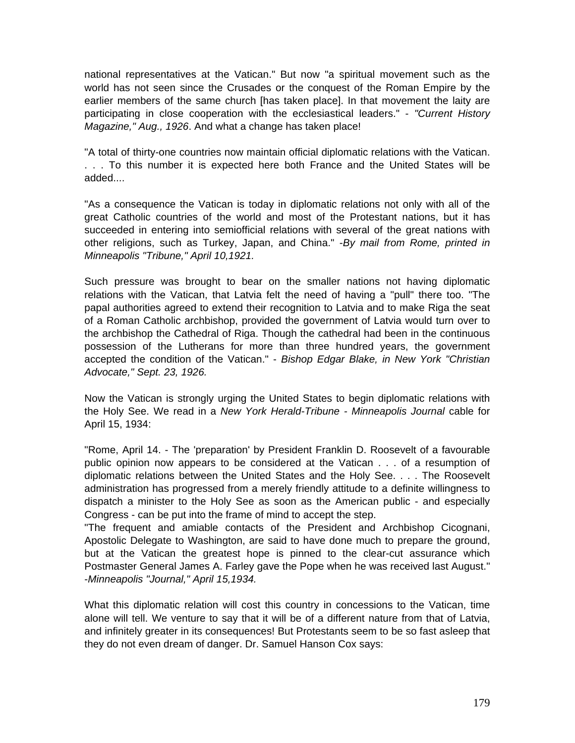national representatives at the Vatican." But now "a spiritual movement such as the world has not seen since the Crusades or the conquest of the Roman Empire by the earlier members of the same church [has taken place]. In that movement the laity are participating in close cooperation with the ecclesiastical leaders." - *"Current History Magazine," Aug., 1926*. And what a change has taken place!

"A total of thirty-one countries now maintain official diplomatic relations with the Vatican. . . . To this number it is expected here both France and the United States will be added....

"As a consequence the Vatican is today in diplomatic relations not only with all of the great Catholic countries of the world and most of the Protestant nations, but it has succeeded in entering into semiofficial relations with several of the great nations with other religions, such as Turkey, Japan, and China." *-By mail from Rome, printed in Minneapolis "Tribune," April 10,1921.*

Such pressure was brought to bear on the smaller nations not having diplomatic relations with the Vatican, that Latvia felt the need of having a "pull" there too. "The papal authorities agreed to extend their recognition to Latvia and to make Riga the seat of a Roman Catholic archbishop, provided the government of Latvia would turn over to the archbishop the Cathedral of Riga. Though the cathedral had been in the continuous possession of the Lutherans for more than three hundred years, the government accepted the condition of the Vatican." - *Bishop Edgar Blake, in New York "Christian Advocate," Sept. 23, 1926.*

Now the Vatican is strongly urging the United States to begin diplomatic relations with the Holy See. We read in a *New York Herald-Tribune - Minneapolis Journal* cable for April 15, 1934:

"Rome, April 14. - The 'preparation' by President Franklin D. Roosevelt of a favourable public opinion now appears to be considered at the Vatican . . . of a resumption of diplomatic relations between the United States and the Holy See. . . . The Roosevelt administration has progressed from a merely friendly attitude to a definite willingness to dispatch a minister to the Holy See as soon as the American public - and especially Congress - can be put into the frame of mind to accept the step.
"The frequent and amiable contacts of the President and Archbishop Cicognani, Apostolic Delegate to Washington, are said to have done much to prepare the ground, but at the Vatican the greatest hope is pinned to the clear-cut assurance which Postmaster General James A. Farley gave the Pope when he was received last August." *-Minneapolis "Journal," April 15,1934.*

What this diplomatic relation will cost this country in concessions to the Vatican, time alone will tell. We venture to say that it will be of a different nature from that of Latvia, and infinitely greater in its consequences! But Protestants seem to be so fast asleep that they do not even dream of danger. Dr. Samuel Hanson Cox says: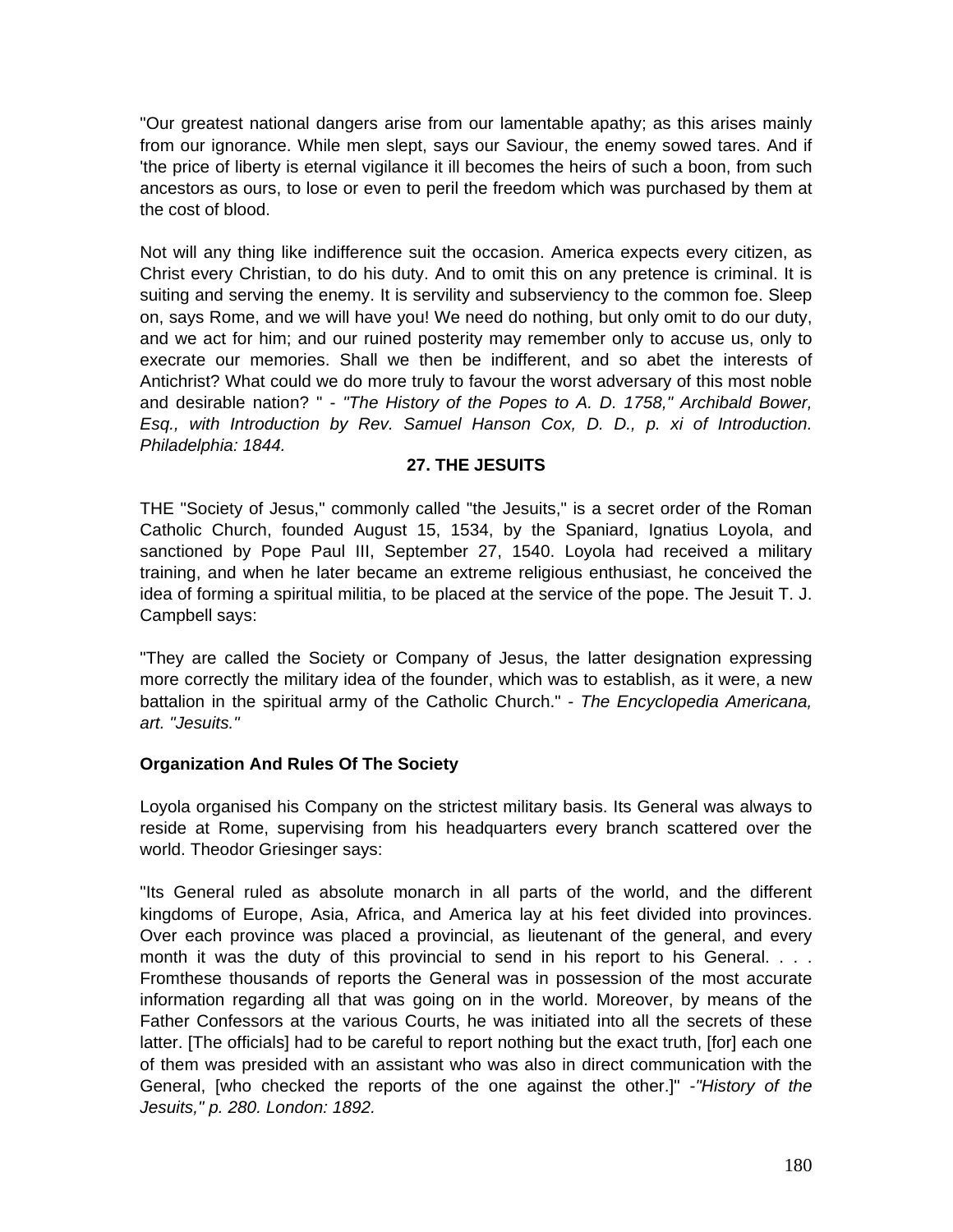"Our greatest national dangers arise from our lamentable apathy; as this arises mainly from our ignorance. While men slept, says our Saviour, the enemy sowed tares. And if 'the price of liberty is eternal vigilance it ill becomes the heirs of such a boon, from such ancestors as ours, to lose or even to peril the freedom which was purchased by them at the cost of blood.

Not will any thing like indifference suit the occasion. America expects every citizen, as Christ every Christian, to do his duty. And to omit this on any pretence is criminal. It is suiting and serving the enemy. It is servility and subserviency to the common foe. Sleep on, says Rome, and we will have you! We need do nothing, but only omit to do our duty, and we act for him; and our ruined posterity may remember only to accuse us, only to execrate our memories. Shall we then be indifferent, and so abet the interests of Antichrist? What could we do more truly to favour the worst adversary of this most noble and desirable nation? " - *"The History of the Popes to A. D. 1758," Archibald Bower, Esq., with Introduction by Rev. Samuel Hanson Cox, D. D., p. xi of Introduction. Philadelphia: 1844.*

## 27. THE JESUITS

THE "Society of Jesus," commonly called "the Jesuits," is a secret order of the Roman Catholic Church, founded August 15, 1534, by the Spaniard, Ignatius Loyola, and sanctioned by Pope Paul III, September 27, 1540. Loyola had received a military training, and when he later became an extreme religious enthusiast, he conceived the idea of forming a spiritual militia, to be placed at the service of the pope. The Jesuit T. J. Campbell says:

"They are called the Society or Company of Jesus, the latter designation expressing more correctly the military idea of the founder, which was to establish, as it were, a new battalion in the spiritual army of the Catholic Church." - *The Encyclopedia Americana, art. "Jesuits."*

### Organization And Rules Of The Society

Loyola organised his Company on the strictest military basis. Its General was always to reside at Rome, supervising from his headquarters every branch scattered over the world. Theodor Griesinger says:

"Its General ruled as absolute monarch in all parts of the world, and the different kingdoms of Europe, Asia, Africa, and America lay at his feet divided into provinces. Over each province was placed a provincial, as lieutenant of the general, and every month it was the duty of this provincial to send in his report to his General. . . . Fromthese thousands of reports the General was in possession of the most accurate information regarding all that was going on in the world. Moreover, by means of the Father Confessors at the various Courts, he was initiated into all the secrets of these latter. [The officials] had to be careful to report nothing but the exact truth, [for] each one of them was presided with an assistant who was also in direct communication with the General, [who checked the reports of the one against the other.]" -*"History of the Jesuits," p. 280. London: 1892.*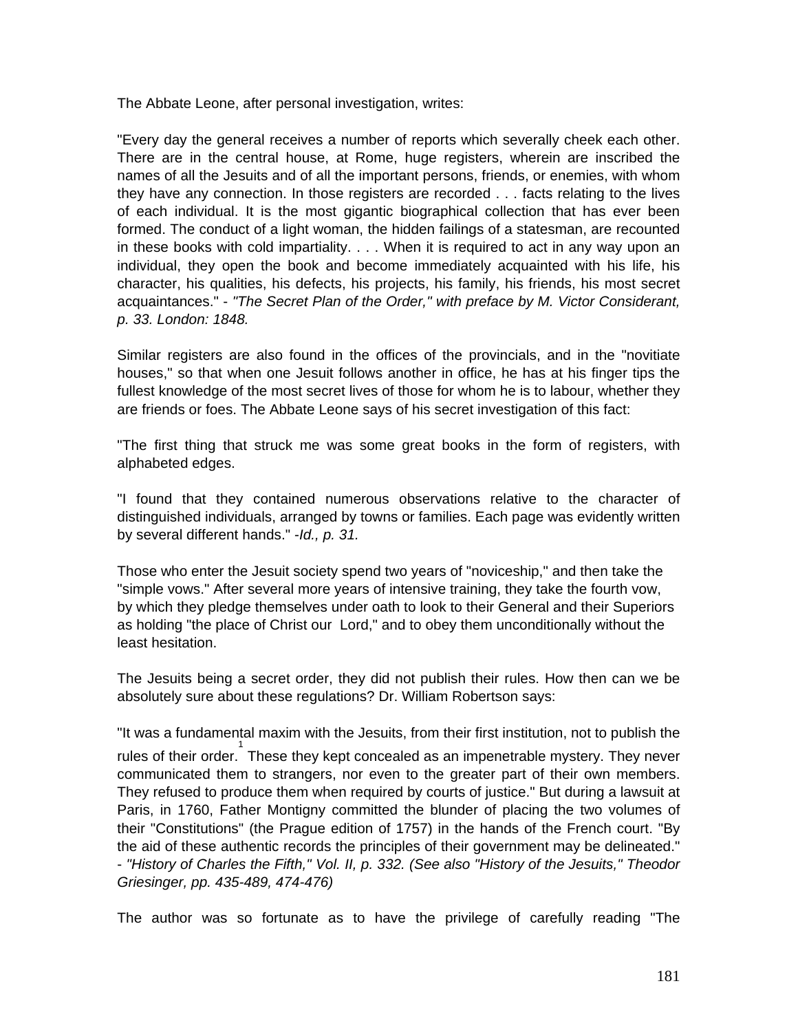The Abbate Leone, after personal investigation, writes:

"Every day the general receives a number of reports which severally cheek each other. There are in the central house, at Rome, huge registers, wherein are inscribed the names of all the Jesuits and of all the important persons, friends, or enemies, with whom they have any connection. In those registers are recorded . . . facts relating to the lives of each individual. It is the most gigantic biographical collection that has ever been formed. The conduct of a light woman, the hidden failings of a statesman, are recounted in these books with cold impartiality. . . . When it is required to act in any way upon an individual, they open the book and become immediately acquainted with his life, his character, his qualities, his defects, his projects, his family, his friends, his most secret acquaintances." - *"The Secret Plan of the Order," with preface by M. Victor Considerant, p. 33. London: 1848.*

Similar registers are also found in the offices of the provincials, and in the "novitiate houses," so that when one Jesuit follows another in office, he has at his finger tips the fullest knowledge of the most secret lives of those for whom he is to labour, whether they are friends or foes. The Abbate Leone says of his secret investigation of this fact:

"The first thing that struck me was some great books in the form of registers, with alphabeted edges.

"I found that they contained numerous observations relative to the character of distinguished individuals, arranged by towns or families. Each page was evidently written by several different hands." -*Id., p. 31.*

Those who enter the Jesuit society spend two years of "noviceship," and then take the "simple vows." After several more years of intensive training, they take the fourth vow, by which they pledge themselves under oath to look to their General and their Superiors as holding "the place of Christ our Lord," and to obey them unconditionally without the least hesitation.

The Jesuits being a secret order, they did not publish their rules. How then can we be absolutely sure about these regulations? Dr. William Robertson says:

"It was a fundamental maxim with the Jesuits, from their first institution, not to publish the rules of their order.[1] These they kept concealed as an impenetrable mystery. They never communicated them to strangers, nor even to the greater part of their own members. They refused to produce them when required by courts of justice." But during a lawsuit at Paris, in 1760, Father Montigny committed the blunder of placing the two volumes of their "Constitutions" (the Prague edition of 1757) in the hands of the French court. "By the aid of these authentic records the principles of their government may be delineated." - *"History of Charles the Fifth," Vol. II, p. 332. (See also "History of the Jesuits," Theodor Griesinger, pp. 435-489, 474-476)*

The author was so fortunate as to have the privilege of carefully reading "The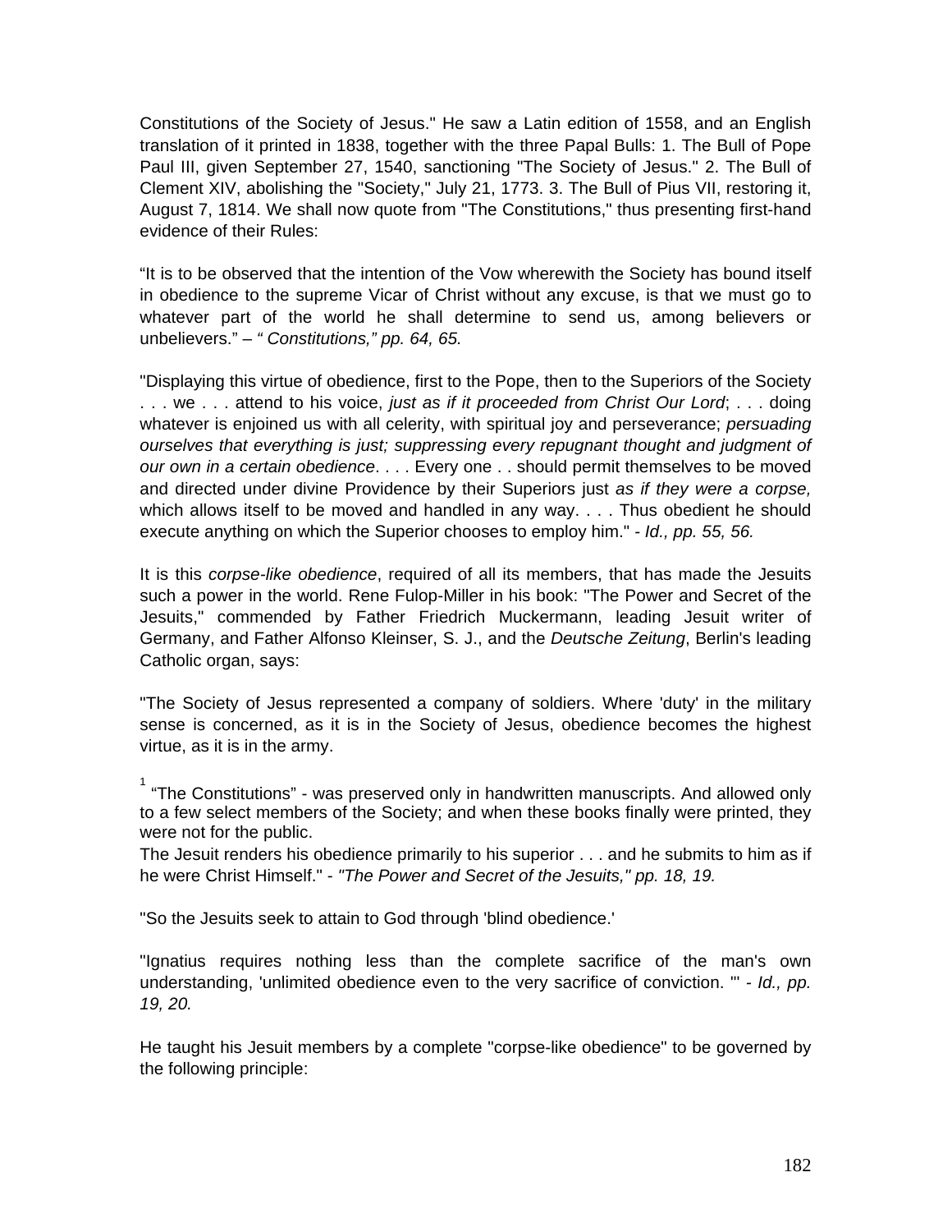Constitutions of the Society of Jesus." He saw a Latin edition of 1558, and an English translation of it printed in 1838, together with the three Papal Bulls: 1. The Bull of Pope Paul III, given September 27, 1540, sanctioning "The Society of Jesus." 2. The Bull of Clement XIV, abolishing the "Society," July 21, 1773. 3. The Bull of Pius VII, restoring it, August 7, 1814. We shall now quote from "The Constitutions," thus presenting first-hand evidence of their Rules:

“It is to be observed that the intention of the Vow wherewith the Society has bound itself in obedience to the supreme Vicar of Christ without any excuse, is that we must go to whatever part of the world he shall determine to send us, among believers or unbelievers.” – *“ Constitutions,” pp. 64, 65.*

"Displaying this virtue of obedience, first to the Pope, then to the Superiors of the Society . . . we . . . attend to his voice, *just as if it proceeded from Christ Our Lord*; . . . doing whatever is enjoined us with all celerity, with spiritual joy and perseverance; *persuading ourselves that everything is just; suppressing every repugnant thought and judgment of our own in a certain obedience*. . . . Every one . . should permit themselves to be moved and directed under divine Providence by their Superiors just *as if they were a corpse,* which allows itself to be moved and handled in any way. . . . Thus obedient he should execute anything on which the Superior chooses to employ him." *- Id., pp. 55, 56.*

It is this *corpse-like obedience*, required of all its members, that has made the Jesuits such a power in the world. Rene Fulop-Miller in his book: "The Power and Secret of the Jesuits," commended by Father Friedrich Muckermann, leading Jesuit writer of Germany, and Father Alfonso Kleinser, S. J., and the *Deutsche Zeitung*, Berlin's leading Catholic organ, says:

"The Society of Jesus represented a company of soldiers. Where 'duty' in the military sense is concerned, as it is in the Society of Jesus, obedience becomes the highest virtue, as it is in the army.

The Jesuit renders his obedience primarily to his superior . . . and he submits to him as if he were Christ Himself." - *"The Power and Secret of the Jesuits," pp. 18, 19.*

"So the Jesuits seek to attain to God through 'blind obedience.'

"Ignatius requires nothing less than the complete sacrifice of the man's own understanding, 'unlimited obedience even to the very sacrifice of conviction. '" - *Id., pp. 19, 20.*

He taught his Jesuit members by a complete "corpse-like obedience" to be governed by the following principle:

[1] “The Constitutions” - was preserved only in handwritten manuscripts. And allowed only to a few select members of the Society; and when these books finally were printed, they were not for the public.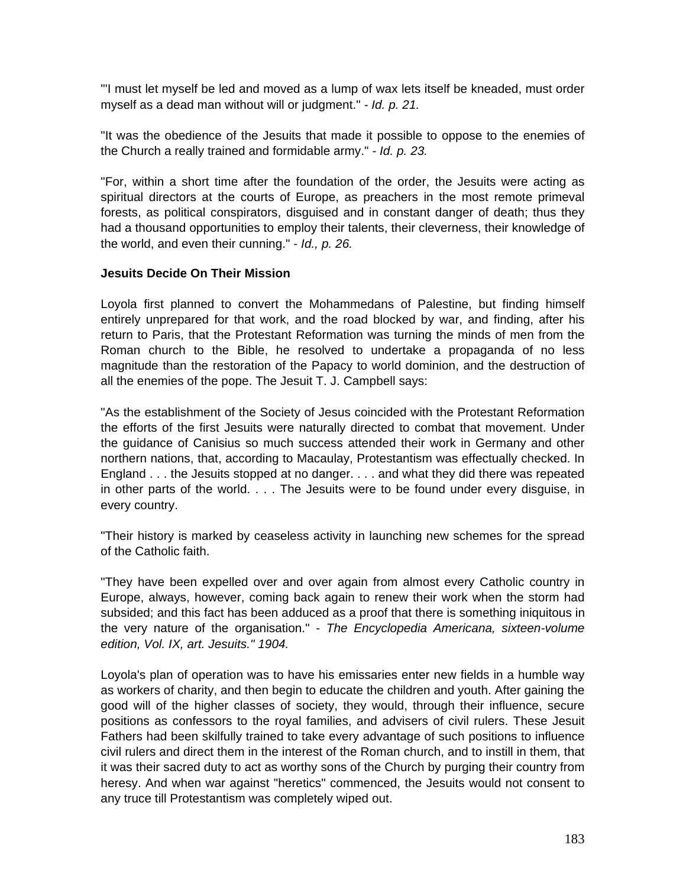"'I must let myself be led and moved as a lump of wax lets itself be kneaded, must order myself as a dead man without will or judgment." - *Id. p. 21.*

"It was the obedience of the Jesuits that made it possible to oppose to the enemies of the Church a really trained and formidable army." - *Id. p. 23.*

"For, within a short time after the foundation of the order, the Jesuits were acting as spiritual directors at the courts of Europe, as preachers in the most remote primeval forests, as political conspirators, disguised and in constant danger of death; thus they had a thousand opportunities to employ their talents, their cleverness, their knowledge of the world, and even their cunning." - *Id., p. 26.*

**Jesuits Decide On Their Mission**

Loyola first planned to convert the Mohammedans of Palestine, but finding himself entirely unprepared for that work, and the road blocked by war, and finding, after his return to Paris, that the Protestant Reformation was turning the minds of men from the Roman church to the Bible, he resolved to undertake a propaganda of no less magnitude than the restoration of the Papacy to world dominion, and the destruction of all the enemies of the pope. The Jesuit T. J. Campbell says:

"As the establishment of the Society of Jesus coincided with the Protestant Reformation the efforts of the first Jesuits were naturally directed to combat that movement. Under the guidance of Canisius so much success attended their work in Germany and other northern nations, that, according to Macaulay, Protestantism was effectually checked. In England . . . the Jesuits stopped at no danger. . . . and what they did there was repeated in other parts of the world. . . . The Jesuits were to be found under every disguise, in every country.

"Their history is marked by ceaseless activity in launching new schemes for the spread of the Catholic faith.

"They have been expelled over and over again from almost every Catholic country in Europe, always, however, coming back again to renew their work when the storm had subsided; and this fact has been adduced as a proof that there is something iniquitous in the very nature of the organisation." - *The Encyclopedia Americana, sixteen-volume edition, Vol. IX, art. Jesuits." 1904.*

Loyola's plan of operation was to have his emissaries enter new fields in a humble way as workers of charity, and then begin to educate the children and youth. After gaining the good will of the higher classes of society, they would, through their influence, secure positions as confessors to the royal families, and advisers of civil rulers. These Jesuit Fathers had been skilfully trained to take every advantage of such positions to influence civil rulers and direct them in the interest of the Roman church, and to instill in them, that it was their sacred duty to act as worthy sons of the Church by purging their country from heresy. And when war against "heretics" commenced, the Jesuits would not consent to any truce till Protestantism was completely wiped out.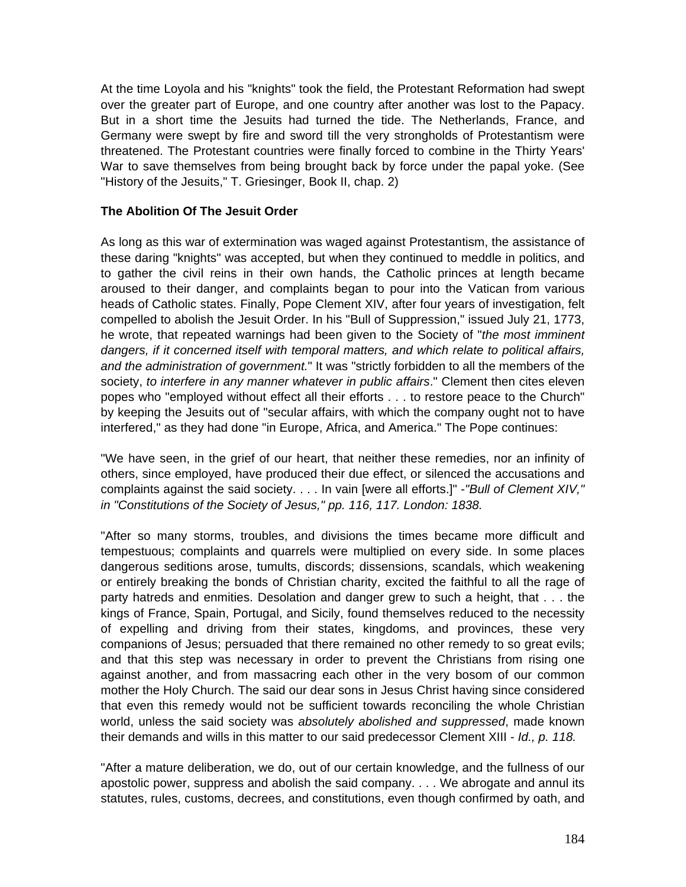At the time Loyola and his "knights" took the field, the Protestant Reformation had swept over the greater part of Europe, and one country after another was lost to the Papacy. But in a short time the Jesuits had turned the tide. The Netherlands, France, and Germany were swept by fire and sword till the very strongholds of Protestantism were threatened. The Protestant countries were finally forced to combine in the Thirty Years' War to save themselves from being brought back by force under the papal yoke. (See "History of the Jesuits," T. Griesinger, Book II, chap. 2)

**The Abolition Of The Jesuit Order**

As long as this war of extermination was waged against Protestantism, the assistance of these daring "knights" was accepted, but when they continued to meddle in politics, and to gather the civil reins in their own hands, the Catholic princes at length became aroused to their danger, and complaints began to pour into the Vatican from various heads of Catholic states. Finally, Pope Clement XIV, after four years of investigation, felt compelled to abolish the Jesuit Order. In his "Bull of Suppression," issued July 21, 1773, he wrote, that repeated warnings had been given to the Society of "*the most imminent dangers, if it concerned itself with temporal matters, and which relate to political affairs, and the administration of government.*" It was "strictly forbidden to all the members of the society, *to interfere in any manner whatever in public affairs*." Clement then cites eleven popes who "employed without effect all their efforts . . . to restore peace to the Church" by keeping the Jesuits out of "secular affairs, with which the company ought not to have interfered," as they had done "in Europe, Africa, and America." The Pope continues:

"We have seen, in the grief of our heart, that neither these remedies, nor an infinity of others, since employed, have produced their due effect, or silenced the accusations and complaints against the said society. . . . In vain [were all efforts.]" -*"Bull of Clement XIV," in "Constitutions of the Society of Jesus," pp. 116, 117. London: 1838.*

"After so many storms, troubles, and divisions the times became more difficult and tempestuous; complaints and quarrels were multiplied on every side. In some places dangerous seditions arose, tumults, discords; dissensions, scandals, which weakening or entirely breaking the bonds of Christian charity, excited the faithful to all the rage of party hatreds and enmities. Desolation and danger grew to such a height, that . . . the kings of France, Spain, Portugal, and Sicily, found themselves reduced to the necessity of expelling and driving from their states, kingdoms, and provinces, these very companions of Jesus; persuaded that there remained no other remedy to so great evils; and that this step was necessary in order to prevent the Christians from rising one against another, and from massacring each other in the very bosom of our common mother the Holy Church. The said our dear sons in Jesus Christ having since considered that even this remedy would not be sufficient towards reconciling the whole Christian world, unless the said society was *absolutely abolished and suppressed*, made known their demands and wills in this matter to our said predecessor Clement XIII - *Id., p. 118.*

"After a mature deliberation, we do, out of our certain knowledge, and the fullness of our apostolic power, suppress and abolish the said company. . . . We abrogate and annul its statutes, rules, customs, decrees, and constitutions, even though confirmed by oath, and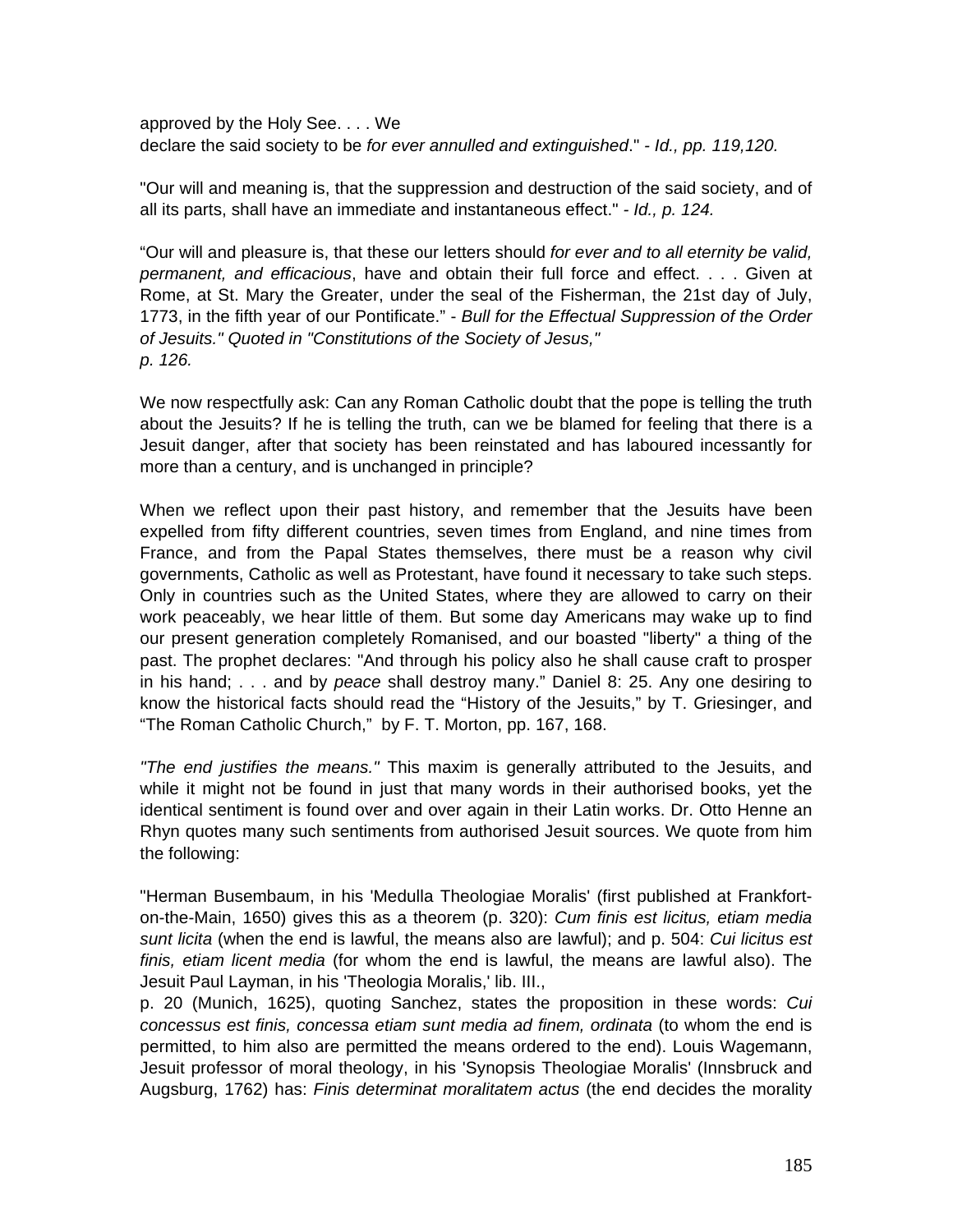approved by the Holy See. . . . We declare the said society to be *for ever annulled and extinguished*." - *Id., pp. 119,120.*

"Our will and meaning is, that the suppression and destruction of the said society, and of all its parts, shall have an immediate and instantaneous effect." - *Id., p. 124.*

"Our will and pleasure is, that these our letters should *for ever and to all eternity be valid, permanent, and efficacious*, have and obtain their full force and effect. . . . Given at Rome, at St. Mary the Greater, under the seal of the Fisherman, the 21st day of July, 1773, in the fifth year of our Pontificate." - *Bull for the Effectual Suppression of the Order of Jesuits." Quoted in "Constitutions of the Society of Jesus," p. 126.*

We now respectfully ask: Can any Roman Catholic doubt that the pope is telling the truth about the Jesuits? If he is telling the truth, can we be blamed for feeling that there is a Jesuit danger, after that society has been reinstated and has laboured incessantly for more than a century, and is unchanged in principle?

When we reflect upon their past history, and remember that the Jesuits have been expelled from fifty different countries, seven times from England, and nine times from France, and from the Papal States themselves, there must be a reason why civil governments, Catholic as well as Protestant, have found it necessary to take such steps. Only in countries such as the United States, where they are allowed to carry on their work peaceably, we hear little of them. But some day Americans may wake up to find our present generation completely Romanised, and our boasted "liberty" a thing of the past. The prophet declares: "And through his policy also he shall cause craft to prosper in his hand; . . . and by *peace* shall destroy many." Daniel 8: 25. Any one desiring to know the historical facts should read the "History of the Jesuits," by T. Griesinger, and "The Roman Catholic Church," by F. T. Morton, pp. 167, 168.

*"The end justifies the means."* This maxim is generally attributed to the Jesuits, and while it might not be found in just that many words in their authorised books, yet the identical sentiment is found over and over again in their Latin works. Dr. Otto Henne an Rhyn quotes many such sentiments from authorised Jesuit sources. We quote from him the following:

"Herman Busembaum, in his 'Medulla Theologiae Moralis' (first published at Frankfort-on-the-Main, 1650) gives this as a theorem (p. 320): *Cum finis est licitus, etiam media sunt licita* (when the end is lawful, the means also are lawful); and p. 504: *Cui licitus est finis, etiam licent media* (for whom the end is lawful, the means are lawful also). The Jesuit Paul Layman, in his 'Theologia Moralis,' lib. III., p. 20 (Munich, 1625), quoting Sanchez, states the proposition in these words: *Cui concessus est finis, concessa etiam sunt media ad finem, ordinata* (to whom the end is permitted, to him also are permitted the means ordered to the end). Louis Wagemann, Jesuit professor of moral theology, in his 'Synopsis Theologiae Moralis' (Innsbruck and Augsburg, 1762) has: *Finis determinat moralitatem actus* (the end decides the morality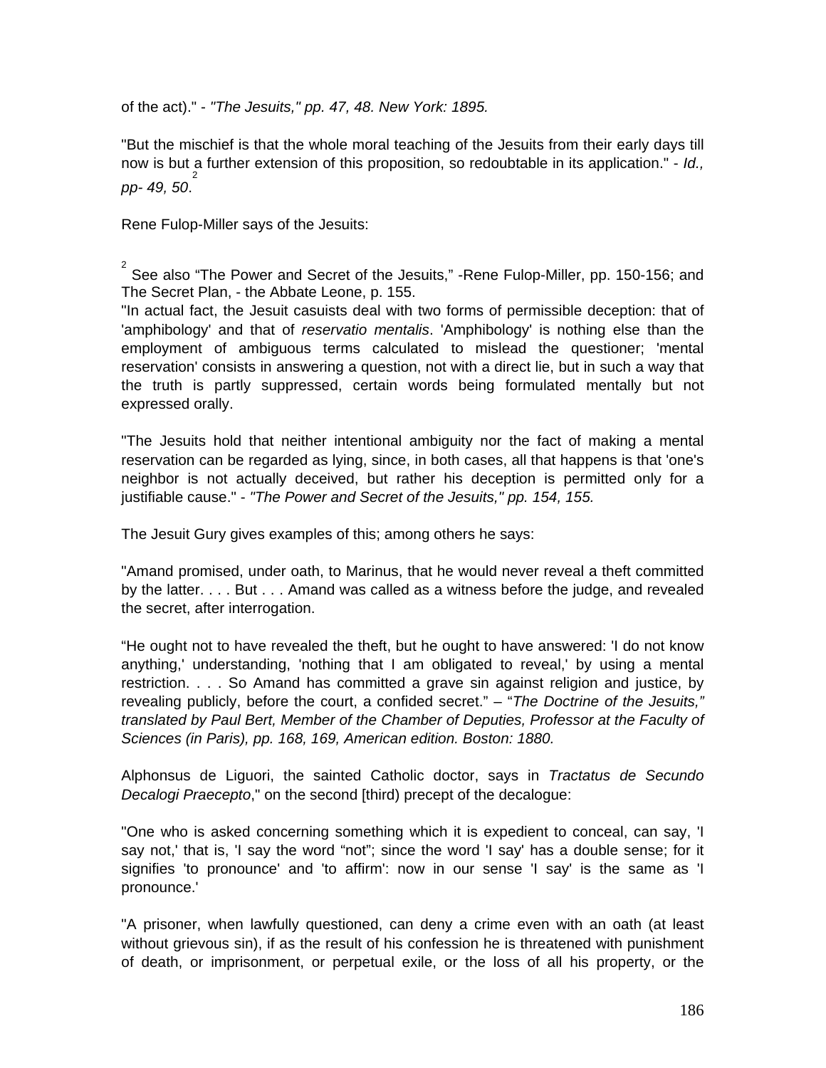of the act)." - *"The Jesuits," pp. 47, 48. New York: 1895.*

"But the mischief is that the whole moral teaching of the Jesuits from their early days till now is but a further extension of this proposition, so redoubtable in its application." - *Id., pp- 49, 50*.[2]

Rene Fulop-Miller says of the Jesuits:

[2] See also "The Power and Secret of the Jesuits," -Rene Fulop-Miller, pp. 150-156; and The Secret Plan, - the Abbate Leone, p. 155.

"In actual fact, the Jesuit casuists deal with two forms of permissible deception: that of 'amphibology' and that of *reservatio mentalis*. 'Amphibology' is nothing else than the employment of ambiguous terms calculated to mislead the questioner; 'mental reservation' consists in answering a question, not with a direct lie, but in such a way that the truth is partly suppressed, certain words being formulated mentally but not expressed orally.

"The Jesuits hold that neither intentional ambiguity nor the fact of making a mental reservation can be regarded as lying, since, in both cases, all that happens is that 'one's neighbor is not actually deceived, but rather his deception is permitted only for a justifiable cause." - *"The Power and Secret of the Jesuits," pp. 154, 155.*

The Jesuit Gury gives examples of this; among others he says:

"Amand promised, under oath, to Marinus, that he would never reveal a theft committed by the latter. . . . But . . . Amand was called as a witness before the judge, and revealed the secret, after interrogation.

"He ought not to have revealed the theft, but he ought to have answered: 'I do not know anything,' understanding, 'nothing that I am obligated to reveal,' by using a mental restriction. . . . So Amand has committed a grave sin against religion and justice, by revealing publicly, before the court, a confided secret." – "*The Doctrine of the Jesuits," translated by Paul Bert, Member of the Chamber of Deputies, Professor at the Faculty of Sciences (in Paris), pp. 168, 169, American edition. Boston: 1880.*

Alphonsus de Liguori, the sainted Catholic doctor, says in *Tractatus de Secundo Decalogi Praecepto*," on the second [third) precept of the decalogue:

"One who is asked concerning something which it is expedient to conceal, can say, 'I say not,' that is, 'I say the word "not"; since the word 'I say' has a double sense; for it signifies 'to pronounce' and 'to affirm': now in our sense 'I say' is the same as 'I pronounce.'

"A prisoner, when lawfully questioned, can deny a crime even with an oath (at least without grievous sin), if as the result of his confession he is threatened with punishment of death, or imprisonment, or perpetual exile, or the loss of all his property, or the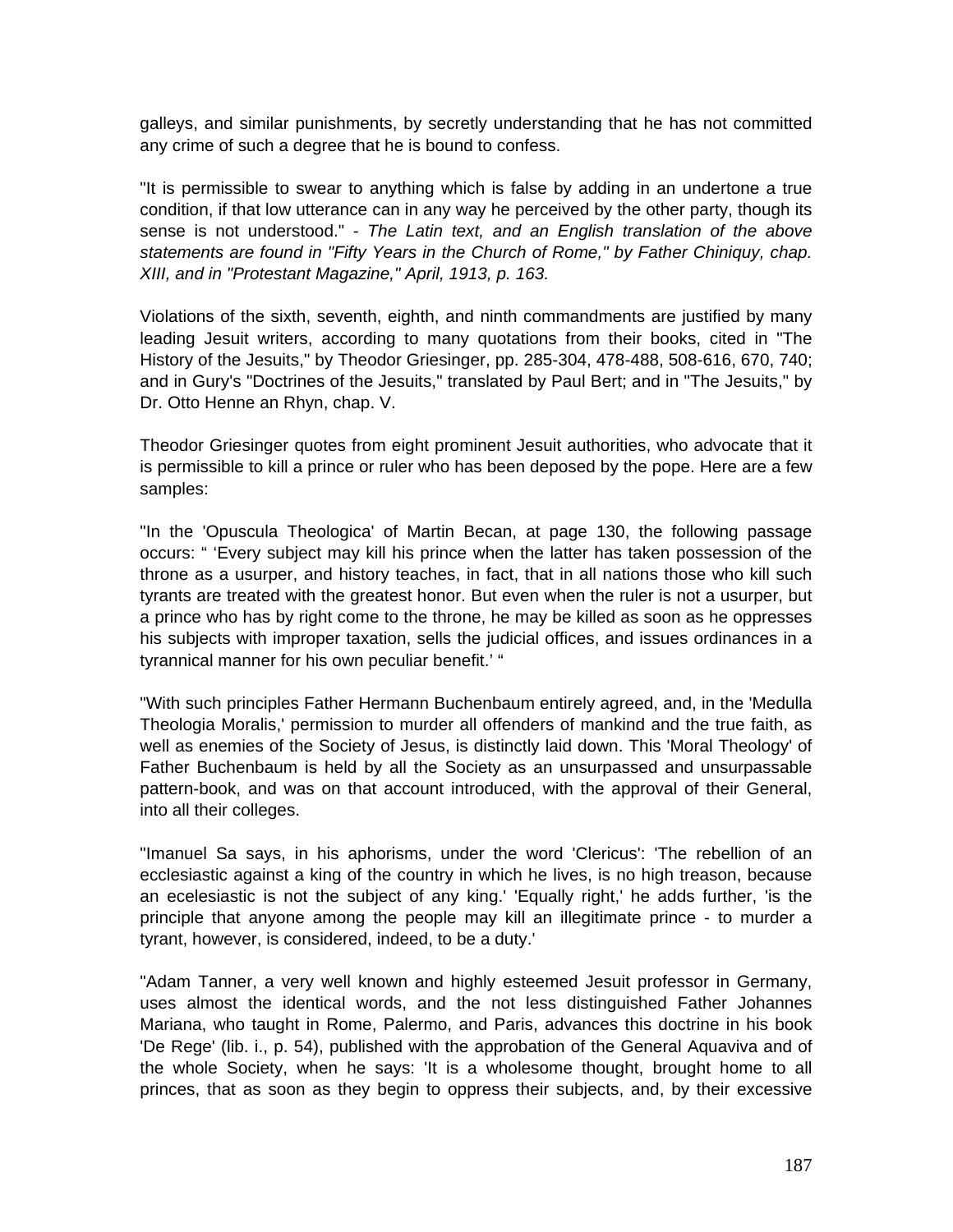galleys, and similar punishments, by secretly understanding that he has not committed any crime of such a degree that he is bound to confess.

"It is permissible to swear to anything which is false by adding in an undertone a true condition, if that low utterance can in any way he perceived by the other party, though its sense is not understood." - *The Latin text, and an English translation of the above statements are found in "Fifty Years in the Church of Rome," by Father Chiniquy, chap. XIII, and in "Protestant Magazine," April, 1913, p. 163.*

Violations of the sixth, seventh, eighth, and ninth commandments are justified by many leading Jesuit writers, according to many quotations from their books, cited in "The History of the Jesuits," by Theodor Griesinger, pp. 285-304, 478-488, 508-616, 670, 740; and in Gury's "Doctrines of the Jesuits," translated by Paul Bert; and in "The Jesuits," by Dr. Otto Henne an Rhyn, chap. V.

Theodor Griesinger quotes from eight prominent Jesuit authorities, who advocate that it is permissible to kill a prince or ruler who has been deposed by the pope. Here are a few samples:

"In the 'Opuscula Theologica' of Martin Becan, at page 130, the following passage occurs: " 'Every subject may kill his prince when the latter has taken possession of the throne as a usurper, and history teaches, in fact, that in all nations those who kill such tyrants are treated with the greatest honor. But even when the ruler is not a usurper, but a prince who has by right come to the throne, he may be killed as soon as he oppresses his subjects with improper taxation, sells the judicial offices, and issues ordinances in a tyrannical manner for his own peculiar benefit.' "

"With such principles Father Hermann Buchenbaum entirely agreed, and, in the 'Medulla Theologia Moralis,' permission to murder all offenders of mankind and the true faith, as well as enemies of the Society of Jesus, is distinctly laid down. This 'Moral Theology' of Father Buchenbaum is held by all the Society as an unsurpassed and unsurpassable pattern-book, and was on that account introduced, with the approval of their General, into all their colleges.

"Imanuel Sa says, in his aphorisms, under the word 'Clericus': 'The rebellion of an ecclesiastic against a king of the country in which he lives, is no high treason, because an ecelesiastic is not the subject of any king.' 'Equally right,' he adds further, 'is the principle that anyone among the people may kill an illegitimate prince - to murder a tyrant, however, is considered, indeed, to be a duty.'

"Adam Tanner, a very well known and highly esteemed Jesuit professor in Germany, uses almost the identical words, and the not less distinguished Father Johannes Mariana, who taught in Rome, Palermo, and Paris, advances this doctrine in his book 'De Rege' (lib. i., p. 54), published with the approbation of the General Aquaviva and of the whole Society, when he says: 'It is a wholesome thought, brought home to all princes, that as soon as they begin to oppress their subjects, and, by their excessive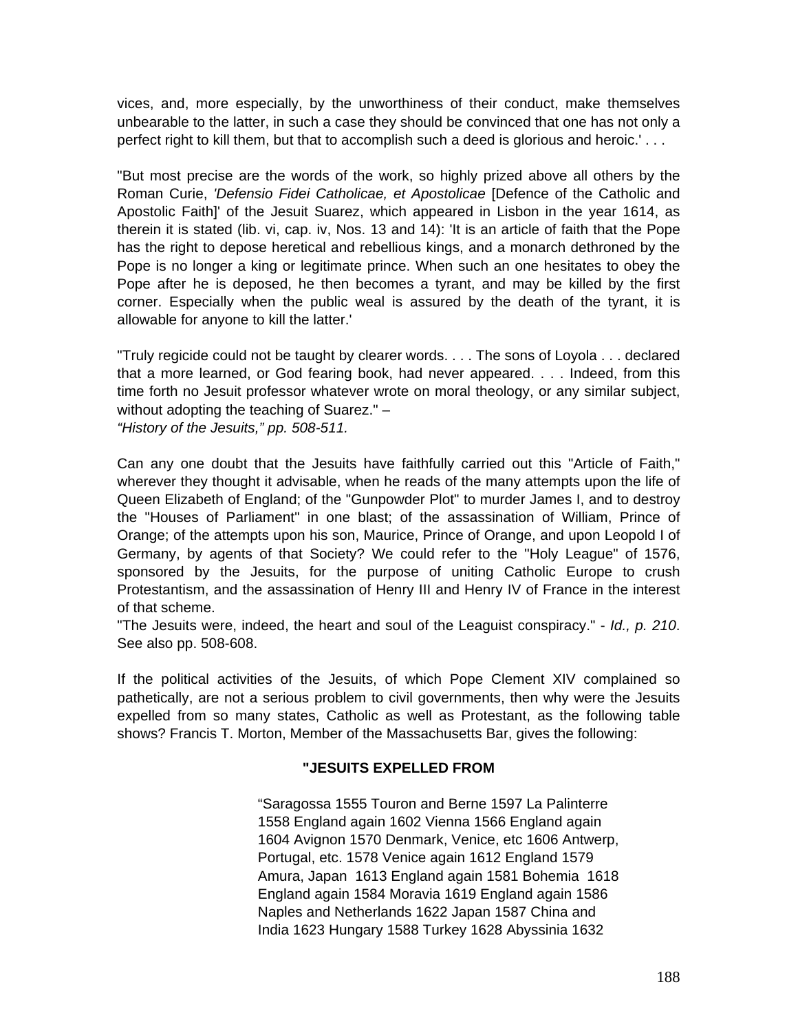vices, and, more especially, by the unworthiness of their conduct, make themselves unbearable to the latter, in such a case they should be convinced that one has not only a perfect right to kill them, but that to accomplish such a deed is glorious and heroic.' . . .

"But most precise are the words of the work, so highly prized above all others by the Roman Curie, *'Defensio Fidei Catholicae, et Apostolicae* [Defence of the Catholic and Apostolic Faith]' of the Jesuit Suarez, which appeared in Lisbon in the year 1614, as therein it is stated (lib. vi, cap. iv, Nos. 13 and 14): 'It is an article of faith that the Pope has the right to depose heretical and rebellious kings, and a monarch dethroned by the Pope is no longer a king or legitimate prince. When such an one hesitates to obey the Pope after he is deposed, he then becomes a tyrant, and may be killed by the first corner. Especially when the public weal is assured by the death of the tyrant, it is allowable for anyone to kill the latter.'

"Truly regicide could not be taught by clearer words. . . . The sons of Loyola . . . declared that a more learned, or God fearing book, had never appeared. . . . Indeed, from this time forth no Jesuit professor whatever wrote on moral theology, or any similar subject, without adopting the teaching of Suarez." –
*"History of the Jesuits," pp. 508-511.*

Can any one doubt that the Jesuits have faithfully carried out this "Article of Faith," wherever they thought it advisable, when he reads of the many attempts upon the life of Queen Elizabeth of England; of the "Gunpowder Plot" to murder James I, and to destroy the "Houses of Parliament" in one blast; of the assassination of William, Prince of Orange; of the attempts upon his son, Maurice, Prince of Orange, and upon Leopold I of Germany, by agents of that Society? We could refer to the "Holy League" of 1576, sponsored by the Jesuits, for the purpose of uniting Catholic Europe to crush Protestantism, and the assassination of Henry III and Henry IV of France in the interest of that scheme.
"The Jesuits were, indeed, the heart and soul of the Leaguist conspiracy." - *Id., p. 210*. See also pp. 508-608.

If the political activities of the Jesuits, of which Pope Clement XIV complained so pathetically, are not a serious problem to civil governments, then why were the Jesuits expelled from so many states, Catholic as well as Protestant, as the following table shows? Francis T. Morton, Member of the Massachusetts Bar, gives the following:

**"JESUITS EXPELLED FROM**

"Saragossa 1555 Touron and Berne 1597 La Palinterre 1558 England again 1602 Vienna 1566 England again 1604 Avignon 1570 Denmark, Venice, etc 1606 Antwerp, Portugal, etc. 1578 Venice again 1612 England 1579 Amura, Japan 1613 England again 1581 Bohemia 1618 England again 1584 Moravia 1619 England again 1586 Naples and Netherlands 1622 Japan 1587 China and India 1623 Hungary 1588 Turkey 1628 Abyssinia 1632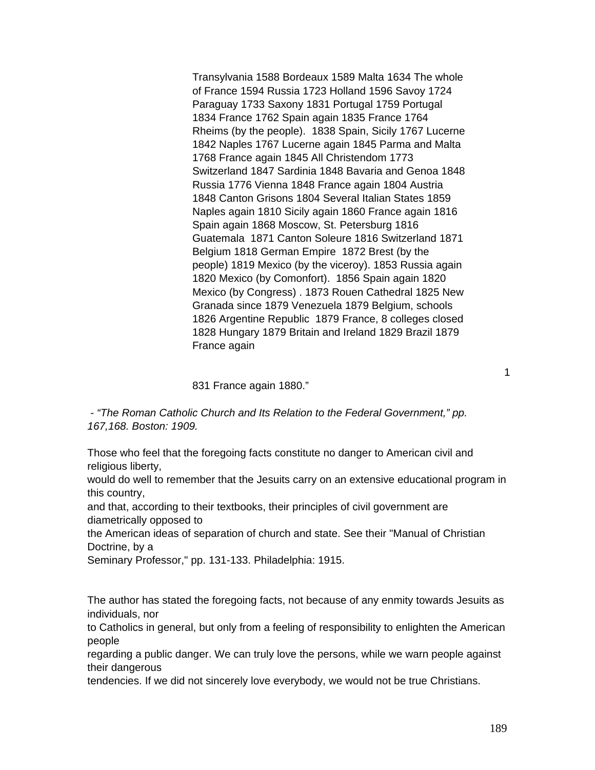Transylvania 1588 Bordeaux 1589 Malta 1634 The whole of France 1594 Russia 1723 Holland 1596 Savoy 1724 Paraguay 1733 Saxony 1831 Portugal 1759 Portugal 1834 France 1762 Spain again 1835 France 1764 Rheims (by the people). 1838 Spain, Sicily 1767 Lucerne 1842 Naples 1767 Lucerne again 1845 Parma and Malta 1768 France again 1845 All Christendom 1773 Switzerland 1847 Sardinia 1848 Bavaria and Genoa 1848 Russia 1776 Vienna 1848 France again 1804 Austria 1848 Canton Grisons 1804 Several Italian States 1859 Naples again 1810 Sicily again 1860 France again 1816 Spain again 1868 Moscow, St. Petersburg 1816 Guatemala 1871 Canton Soleure 1816 Switzerland 1871 Belgium 1818 German Empire 1872 Brest (by the people) 1819 Mexico (by the viceroy). 1853 Russia again 1820 Mexico (by Comonfort). 1856 Spain again 1820 Mexico (by Congress) . 1873 Rouen Cathedral 1825 New Granada since 1879 Venezuela 1879 Belgium, schools 1826 Argentine Republic 1879 France, 8 colleges closed 1828 Hungary 1879 Britain and Ireland 1829 Brazil 1879 France again

1

831 France again 1880."

- *"The Roman Catholic Church and Its Relation to the Federal Government," pp. 167,168. Boston: 1909.*

Those who feel that the foregoing facts constitute no danger to American civil and religious liberty, would do well to remember that the Jesuits carry on an extensive educational program in this country, and that, according to their textbooks, their principles of civil government are diametrically opposed to the American ideas of separation of church and state. See their "Manual of Christian Doctrine, by a Seminary Professor," pp. 131-133. Philadelphia: 1915.

The author has stated the foregoing facts, not because of any enmity towards Jesuits as individuals, nor to Catholics in general, but only from a feeling of responsibility to enlighten the American people regarding a public danger. We can truly love the persons, while we warn people against their dangerous tendencies. If we did not sincerely love everybody, we would not be true Christians.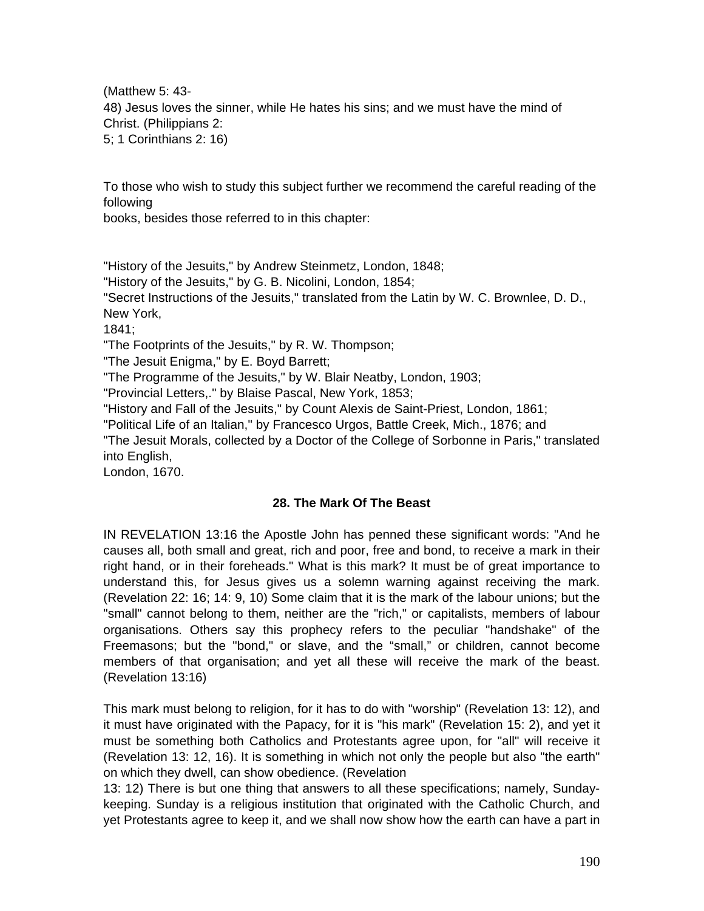(Matthew 5: 43-48) Jesus loves the sinner, while He hates his sins; and we must have the mind of Christ. (Philippians 2: 5; 1 Corinthians 2: 16)

To those who wish to study this subject further we recommend the careful reading of the following books, besides those referred to in this chapter:

"History of the Jesuits," by Andrew Steinmetz, London, 1848;
"History of the Jesuits," by G. B. Nicolini, London, 1854;
"Secret Instructions of the Jesuits," translated from the Latin by W. C. Brownlee, D. D., New York, 1841;
"The Footprints of the Jesuits," by R. W. Thompson;
"The Jesuit Enigma," by E. Boyd Barrett;
"The Programme of the Jesuits," by W. Blair Neatby, London, 1903;
"Provincial Letters,." by Blaise Pascal, New York, 1853;
"History and Fall of the Jesuits," by Count Alexis de Saint-Priest, London, 1861;
"Political Life of an Italian," by Francesco Urgos, Battle Creek, Mich., 1876; and
"The Jesuit Morals, collected by a Doctor of the College of Sorbonne in Paris," translated into English, London, 1670.

## 28. The Mark Of The Beast

IN REVELATION 13:16 the Apostle John has penned these significant words: "And he causes all, both small and great, rich and poor, free and bond, to receive a mark in their right hand, or in their foreheads." What is this mark? It must be of great importance to understand this, for Jesus gives us a solemn warning against receiving the mark. (Revelation 22: 16; 14: 9, 10) Some claim that it is the mark of the labour unions; but the "small" cannot belong to them, neither are the "rich," or capitalists, members of labour organisations. Others say this prophecy refers to the peculiar "handshake" of the Freemasons; but the "bond," or slave, and the "small," or children, cannot become members of that organisation; and yet all these will receive the mark of the beast. (Revelation 13:16)

This mark must belong to religion, for it has to do with "worship" (Revelation 13: 12), and it must have originated with the Papacy, for it is "his mark" (Revelation 15: 2), and yet it must be something both Catholics and Protestants agree upon, for "all" will receive it (Revelation 13: 12, 16). It is something in which not only the people but also "the earth" on which they dwell, can show obedience. (Revelation 13: 12) There is but one thing that answers to all these specifications; namely, Sunday-keeping. Sunday is a religious institution that originated with the Catholic Church, and yet Protestants agree to keep it, and we shall now show how the earth can have a part in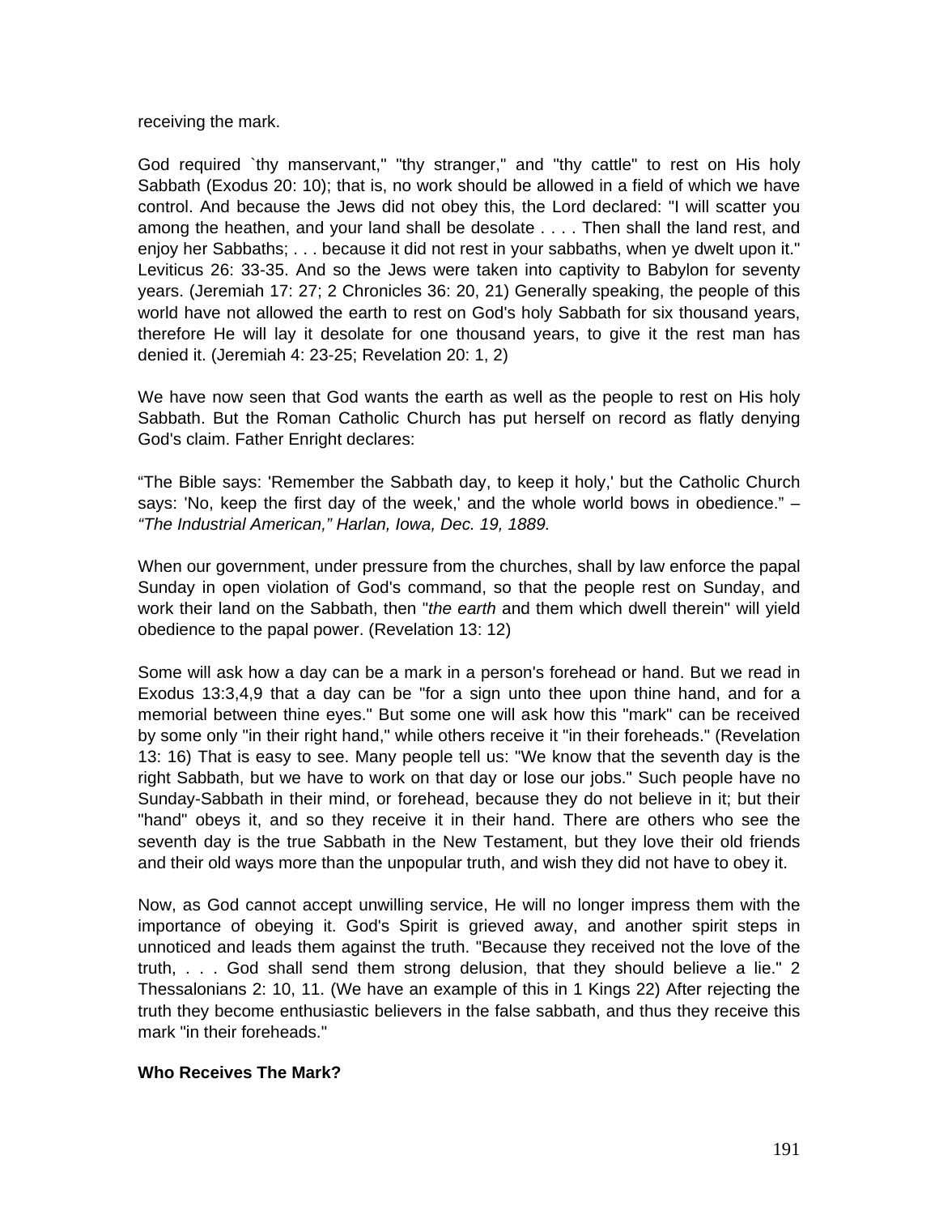receiving the mark.

God required `thy manservant," "thy stranger," and "thy cattle" to rest on His holy Sabbath (Exodus 20: 10); that is, no work should be allowed in a field of which we have control. And because the Jews did not obey this, the Lord declared: "I will scatter you among the heathen, and your land shall be desolate . . . . Then shall the land rest, and enjoy her Sabbaths; . . . because it did not rest in your sabbaths, when ye dwelt upon it." Leviticus 26: 33-35. And so the Jews were taken into captivity to Babylon for seventy years. (Jeremiah 17: 27; 2 Chronicles 36: 20, 21) Generally speaking, the people of this world have not allowed the earth to rest on God's holy Sabbath for six thousand years, therefore He will lay it desolate for one thousand years, to give it the rest man has denied it. (Jeremiah 4: 23-25; Revelation 20: 1, 2)

We have now seen that God wants the earth as well as the people to rest on His holy Sabbath. But the Roman Catholic Church has put herself on record as flatly denying God's claim. Father Enright declares:

“The Bible says: 'Remember the Sabbath day, to keep it holy,' but the Catholic Church says: 'No, keep the first day of the week,' and the whole world bows in obedience.” – *“The Industrial American,” Harlan, Iowa, Dec. 19, 1889.*

When our government, under pressure from the churches, shall by law enforce the papal Sunday in open violation of God's command, so that the people rest on Sunday, and work their land on the Sabbath, then "*the earth* and them which dwell therein" will yield obedience to the papal power. (Revelation 13: 12)

Some will ask how a day can be a mark in a person's forehead or hand. But we read in Exodus 13:3,4,9 that a day can be "for a sign unto thee upon thine hand, and for a memorial between thine eyes." But some one will ask how this "mark" can be received by some only "in their right hand," while others receive it "in their foreheads." (Revelation 13: 16) That is easy to see. Many people tell us: "We know that the seventh day is the right Sabbath, but we have to work on that day or lose our jobs." Such people have no Sunday-Sabbath in their mind, or forehead, because they do not believe in it; but their "hand" obeys it, and so they receive it in their hand. There are others who see the seventh day is the true Sabbath in the New Testament, but they love their old friends and their old ways more than the unpopular truth, and wish they did not have to obey it.

Now, as God cannot accept unwilling service, He will no longer impress them with the importance of obeying it. God's Spirit is grieved away, and another spirit steps in unnoticed and leads them against the truth. "Because they received not the love of the truth, . . . God shall send them strong delusion, that they should believe a lie." 2 Thessalonians 2: 10, 11. (We have an example of this in 1 Kings 22) After rejecting the truth they become enthusiastic believers in the false sabbath, and thus they receive this mark "in their foreheads."

**Who Receives The Mark?**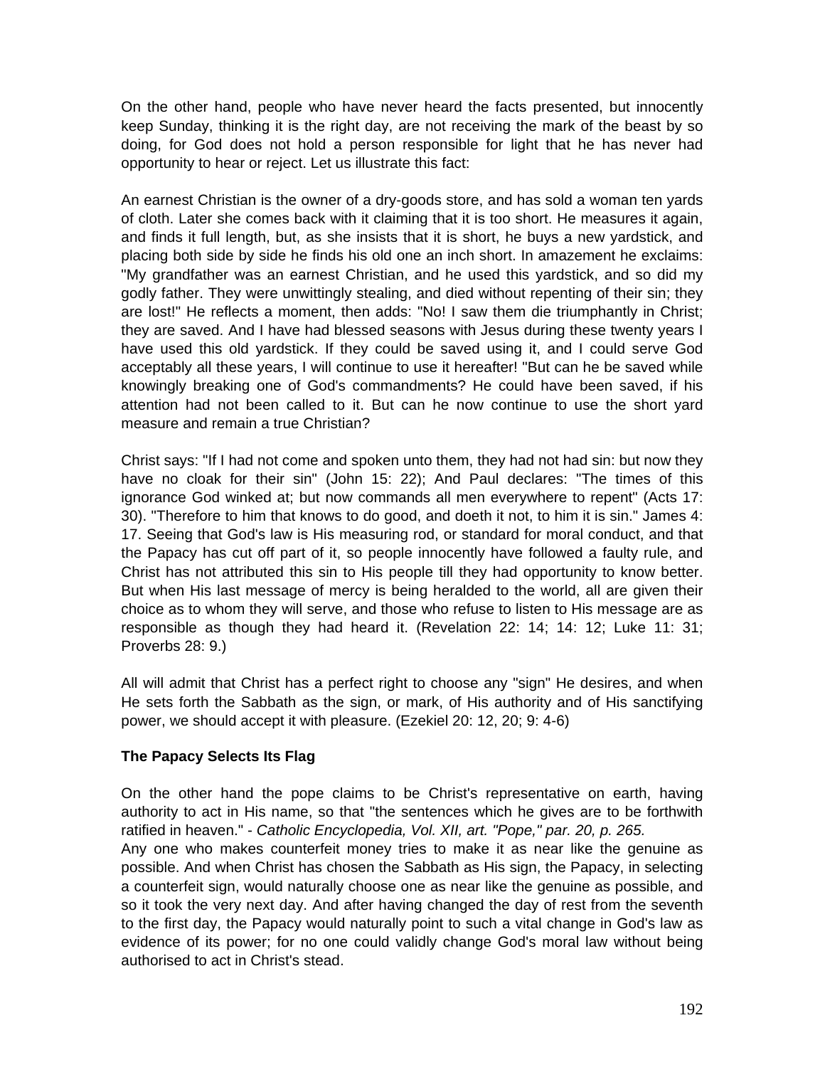On the other hand, people who have never heard the facts presented, but innocently keep Sunday, thinking it is the right day, are not receiving the mark of the beast by so doing, for God does not hold a person responsible for light that he has never had opportunity to hear or reject. Let us illustrate this fact:

An earnest Christian is the owner of a dry-goods store, and has sold a woman ten yards of cloth. Later she comes back with it claiming that it is too short. He measures it again, and finds it full length, but, as she insists that it is short, he buys a new yardstick, and placing both side by side he finds his old one an inch short. In amazement he exclaims: "My grandfather was an earnest Christian, and he used this yardstick, and so did my godly father. They were unwittingly stealing, and died without repenting of their sin; they are lost!" He reflects a moment, then adds: "No! I saw them die triumphantly in Christ; they are saved. And I have had blessed seasons with Jesus during these twenty years I have used this old yardstick. If they could be saved using it, and I could serve God acceptably all these years, I will continue to use it hereafter! "But can he be saved while knowingly breaking one of God's commandments? He could have been saved, if his attention had not been called to it. But can he now continue to use the short yard measure and remain a true Christian?

Christ says: "If I had not come and spoken unto them, they had not had sin: but now they have no cloak for their sin" (John 15: 22); And Paul declares: "The times of this ignorance God winked at; but now commands all men everywhere to repent" (Acts 17: 30). "Therefore to him that knows to do good, and doeth it not, to him it is sin." James 4: 17. Seeing that God's law is His measuring rod, or standard for moral conduct, and that the Papacy has cut off part of it, so people innocently have followed a faulty rule, and Christ has not attributed this sin to His people till they had opportunity to know better. But when His last message of mercy is being heralded to the world, all are given their choice as to whom they will serve, and those who refuse to listen to His message are as responsible as though they had heard it. (Revelation 22: 14; 14: 12; Luke 11: 31; Proverbs 28: 9.)

All will admit that Christ has a perfect right to choose any "sign" He desires, and when He sets forth the Sabbath as the sign, or mark, of His authority and of His sanctifying power, we should accept it with pleasure. (Ezekiel 20: 12, 20; 9: 4-6)

**The Papacy Selects Its Flag**

On the other hand the pope claims to be Christ's representative on earth, having authority to act in His name, so that "the sentences which he gives are to be forthwith ratified in heaven." - *Catholic Encyclopedia, Vol. XII, art. "Pope," par. 20, p. 265.*

Any one who makes counterfeit money tries to make it as near like the genuine as possible. And when Christ has chosen the Sabbath as His sign, the Papacy, in selecting a counterfeit sign, would naturally choose one as near like the genuine as possible, and so it took the very next day. And after having changed the day of rest from the seventh to the first day, the Papacy would naturally point to such a vital change in God's law as evidence of its power; for no one could validly change God's moral law without being authorised to act in Christ's stead.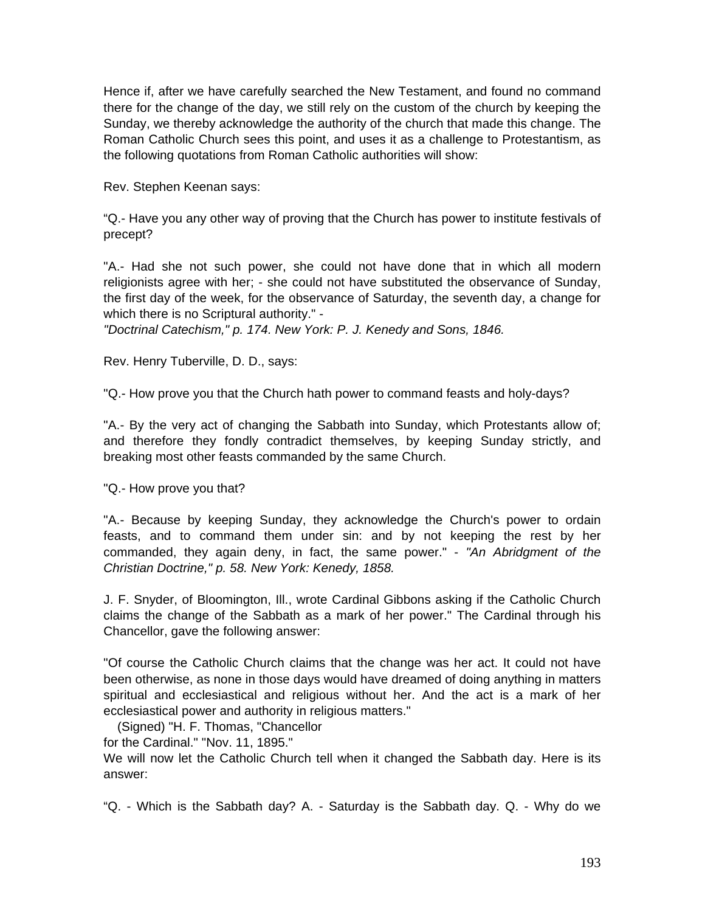Hence if, after we have carefully searched the New Testament, and found no command there for the change of the day, we still rely on the custom of the church by keeping the Sunday, we thereby acknowledge the authority of the church that made this change. The Roman Catholic Church sees this point, and uses it as a challenge to Protestantism, as the following quotations from Roman Catholic authorities will show:

Rev. Stephen Keenan says:

“Q.- Have you any other way of proving that the Church has power to institute festivals of precept?

"A.- Had she not such power, she could not have done that in which all modern religionists agree with her; - she could not have substituted the observance of Sunday, the first day of the week, for the observance of Saturday, the seventh day, a change for which there is no Scriptural authority." -
*"Doctrinal Catechism," p. 174. New York: P. J. Kenedy and Sons, 1846.*

Rev. Henry Tuberville, D. D., says:

"Q.- How prove you that the Church hath power to command feasts and holy-days?

"A.- By the very act of changing the Sabbath into Sunday, which Protestants allow of; and therefore they fondly contradict themselves, by keeping Sunday strictly, and breaking most other feasts commanded by the same Church.

"Q.- How prove you that?

"A.- Because by keeping Sunday, they acknowledge the Church's power to ordain feasts, and to command them under sin: and by not keeping the rest by her commanded, they again deny, in fact, the same power." - *"An Abridgment of the Christian Doctrine," p. 58. New York: Kenedy, 1858.*

J. F. Snyder, of Bloomington, Ill., wrote Cardinal Gibbons asking if the Catholic Church claims the change of the Sabbath as a mark of her power." The Cardinal through his Chancellor, gave the following answer:

"Of course the Catholic Church claims that the change was her act. It could not have been otherwise, as none in those days would have dreamed of doing anything in matters spiritual and ecclesiastical and religious without her. And the act is a mark of her ecclesiastical power and authority in religious matters."

(Signed) "H. F. Thomas, "Chancellor
for the Cardinal." "Nov. 11, 1895."

We will now let the Catholic Church tell when it changed the Sabbath day. Here is its answer:

“Q. - Which is the Sabbath day? A. - Saturday is the Sabbath day. Q. - Why do we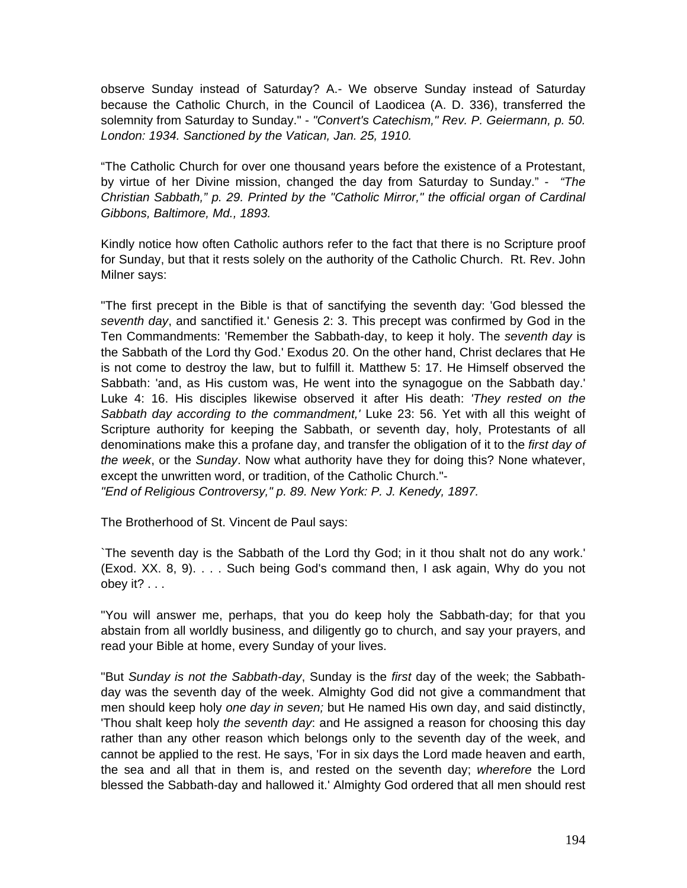observe Sunday instead of Saturday? A.- We observe Sunday instead of Saturday because the Catholic Church, in the Council of Laodicea (A. D. 336), transferred the solemnity from Saturday to Sunday." - *"Convert's Catechism," Rev. P. Geiermann, p. 50. London: 1934. Sanctioned by the Vatican, Jan. 25, 1910.*

"The Catholic Church for over one thousand years before the existence of a Protestant, by virtue of her Divine mission, changed the day from Saturday to Sunday." - *"The Christian Sabbath," p. 29. Printed by the "Catholic Mirror," the official organ of Cardinal Gibbons, Baltimore, Md., 1893.*

Kindly notice how often Catholic authors refer to the fact that there is no Scripture proof for Sunday, but that it rests solely on the authority of the Catholic Church. Rt. Rev. John Milner says:

"The first precept in the Bible is that of sanctifying the seventh day: 'God blessed the *seventh day*, and sanctified it.' Genesis 2: 3. This precept was confirmed by God in the Ten Commandments: 'Remember the Sabbath-day, to keep it holy. The *seventh day* is the Sabbath of the Lord thy God.' Exodus 20. On the other hand, Christ declares that He is not come to destroy the law, but to fulfill it. Matthew 5: 17. He Himself observed the Sabbath: 'and, as His custom was, He went into the synagogue on the Sabbath day.' Luke 4: 16. His disciples likewise observed it after His death: *'They rested on the Sabbath day according to the commandment,'* Luke 23: 56. Yet with all this weight of Scripture authority for keeping the Sabbath, or seventh day, holy, Protestants of all denominations make this a profane day, and transfer the obligation of it to the *first day of the week*, or the *Sunday*. Now what authority have they for doing this? None whatever, except the unwritten word, or tradition, of the Catholic Church."-
*"End of Religious Controversy," p. 89. New York: P. J. Kenedy, 1897.*

The Brotherhood of St. Vincent de Paul says:

`The seventh day is the Sabbath of the Lord thy God; in it thou shalt not do any work.' (Exod. XX. 8, 9). . . . Such being God's command then, I ask again, Why do you not obey it? . . .

"You will answer me, perhaps, that you do keep holy the Sabbath-day; for that you abstain from all worldly business, and diligently go to church, and say your prayers, and read your Bible at home, every Sunday of your lives.

"But *Sunday is not the Sabbath-day*, Sunday is the *first* day of the week; the Sabbath-day was the seventh day of the week. Almighty God did not give a commandment that men should keep holy *one day in seven;* but He named His own day, and said distinctly, 'Thou shalt keep holy *the seventh day*: and He assigned a reason for choosing this day rather than any other reason which belongs only to the seventh day of the week, and cannot be applied to the rest. He says, 'For in six days the Lord made heaven and earth, the sea and all that in them is, and rested on the seventh day; *wherefore* the Lord blessed the Sabbath-day and hallowed it.' Almighty God ordered that all men should rest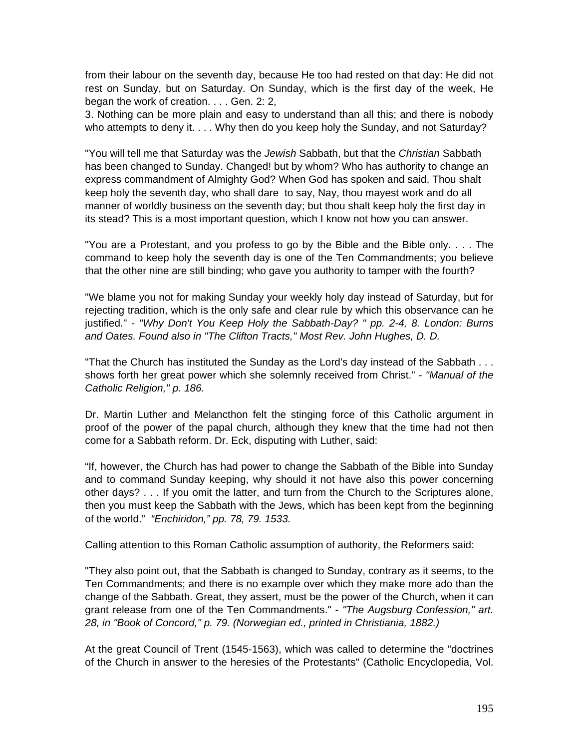from their labour on the seventh day, because He too had rested on that day: He did not rest on Sunday, but on Saturday. On Sunday, which is the first day of the week, He began the work of creation. . . . Gen. 2: 2,
3. Nothing can be more plain and easy to understand than all this; and there is nobody who attempts to deny it. . . . Why then do you keep holy the Sunday, and not Saturday?

"You will tell me that Saturday was the *Jewish* Sabbath, but that the *Christian* Sabbath has been changed to Sunday. Changed! but by whom? Who has authority to change an express commandment of Almighty God? When God has spoken and said, Thou shalt keep holy the seventh day, who shall dare to say, Nay, thou mayest work and do all manner of worldly business on the seventh day; but thou shalt keep holy the first day in its stead? This is a most important question, which I know not how you can answer.

"You are a Protestant, and you profess to go by the Bible and the Bible only. . . . The command to keep holy the seventh day is one of the Ten Commandments; you believe that the other nine are still binding; who gave you authority to tamper with the fourth?

"We blame you not for making Sunday your weekly holy day instead of Saturday, but for rejecting tradition, which is the only safe and clear rule by which this observance can he justified." - *"Why Don't You Keep Holy the Sabbath-Day? " pp. 2-4, 8. London: Burns and Oates. Found also in "The Clifton Tracts," Most Rev. John Hughes, D. D.*

"That the Church has instituted the Sunday as the Lord's day instead of the Sabbath . . . shows forth her great power which she solemnly received from Christ." - *"Manual of the Catholic Religion," p. 186.*

Dr. Martin Luther and Melancthon felt the stinging force of this Catholic argument in proof of the power of the papal church, although they knew that the time had not then come for a Sabbath reform. Dr. Eck, disputing with Luther, said:

"If, however, the Church has had power to change the Sabbath of the Bible into Sunday and to command Sunday keeping, why should it not have also this power concerning other days? . . . If you omit the latter, and turn from the Church to the Scriptures alone, then you must keep the Sabbath with the Jews, which has been kept from the beginning of the world." *"Enchiridon," pp. 78, 79. 1533.*

Calling attention to this Roman Catholic assumption of authority, the Reformers said:

"They also point out, that the Sabbath is changed to Sunday, contrary as it seems, to the Ten Commandments; and there is no example over which they make more ado than the change of the Sabbath. Great, they assert, must be the power of the Church, when it can grant release from one of the Ten Commandments." - *"The Augsburg Confession," art. 28, in "Book of Concord," p. 79. (Norwegian ed., printed in Christiania, 1882.)*

At the great Council of Trent (1545-1563), which was called to determine the "doctrines of the Church in answer to the heresies of the Protestants" (Catholic Encyclopedia, Vol.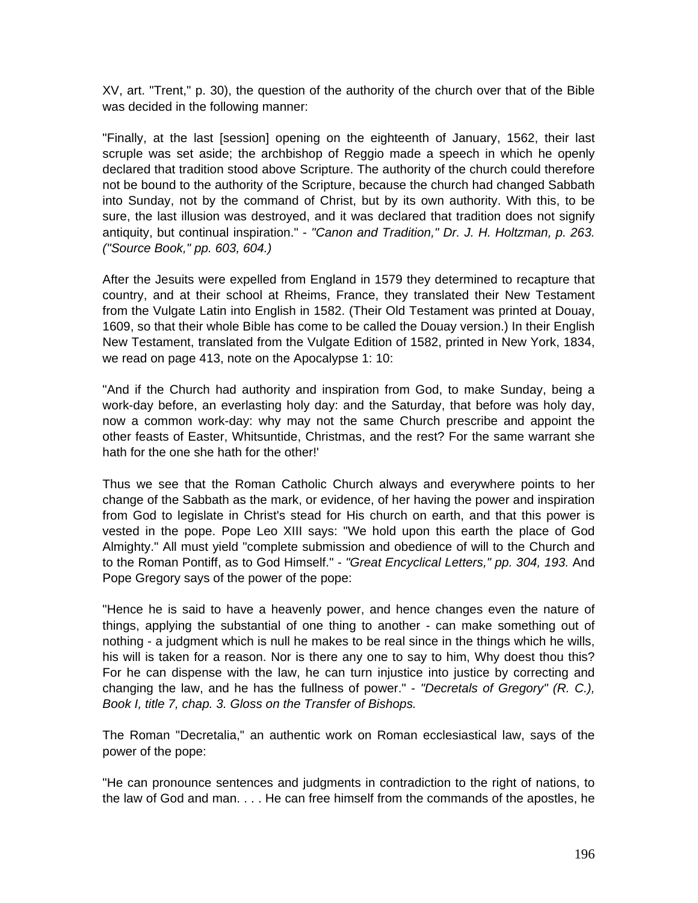XV, art. "Trent," p. 30), the question of the authority of the church over that of the Bible was decided in the following manner:

"Finally, at the last [session] opening on the eighteenth of January, 1562, their last scruple was set aside; the archbishop of Reggio made a speech in which he openly declared that tradition stood above Scripture. The authority of the church could therefore not be bound to the authority of the Scripture, because the church had changed Sabbath into Sunday, not by the command of Christ, but by its own authority. With this, to be sure, the last illusion was destroyed, and it was declared that tradition does not signify antiquity, but continual inspiration." - *"Canon and Tradition," Dr. J. H. Holtzman, p. 263. ("Source Book," pp. 603, 604.)*

After the Jesuits were expelled from England in 1579 they determined to recapture that country, and at their school at Rheims, France, they translated their New Testament from the Vulgate Latin into English in 1582. (Their Old Testament was printed at Douay, 1609, so that their whole Bible has come to be called the Douay version.) In their English New Testament, translated from the Vulgate Edition of 1582, printed in New York, 1834, we read on page 413, note on the Apocalypse 1: 10:

"And if the Church had authority and inspiration from God, to make Sunday, being a work-day before, an everlasting holy day: and the Saturday, that before was holy day, now a common work-day: why may not the same Church prescribe and appoint the other feasts of Easter, Whitsuntide, Christmas, and the rest? For the same warrant she hath for the one she hath for the other!'

Thus we see that the Roman Catholic Church always and everywhere points to her change of the Sabbath as the mark, or evidence, of her having the power and inspiration from God to legislate in Christ's stead for His church on earth, and that this power is vested in the pope. Pope Leo XIII says: "We hold upon this earth the place of God Almighty." All must yield "complete submission and obedience of will to the Church and to the Roman Pontiff, as to God Himself." - *"Great Encyclical Letters," pp. 304, 193.* And Pope Gregory says of the power of the pope:

"Hence he is said to have a heavenly power, and hence changes even the nature of things, applying the substantial of one thing to another - can make something out of nothing - a judgment which is null he makes to be real since in the things which he wills, his will is taken for a reason. Nor is there any one to say to him, Why doest thou this? For he can dispense with the law, he can turn injustice into justice by correcting and changing the law, and he has the fullness of power." - *"Decretals of Gregory" (R. C.), Book I, title 7, chap. 3. Gloss on the Transfer of Bishops.*

The Roman "Decretalia," an authentic work on Roman ecclesiastical law, says of the power of the pope:

"He can pronounce sentences and judgments in contradiction to the right of nations, to the law of God and man. . . . He can free himself from the commands of the apostles, he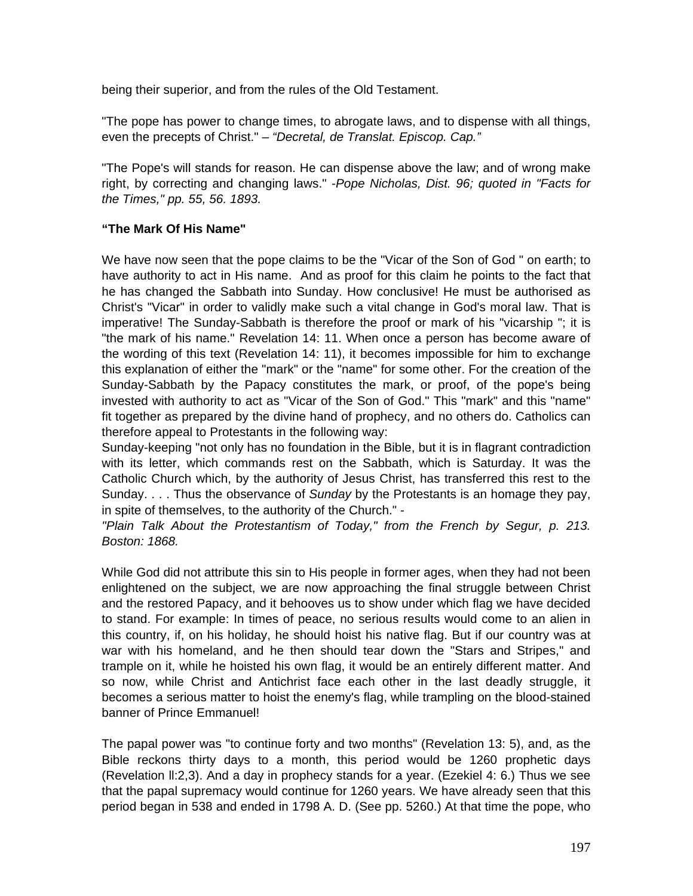being their superior, and from the rules of the Old Testament.

"The pope has power to change times, to abrogate laws, and to dispense with all things, even the precepts of Christ." – *"Decretal, de Translat. Episcop. Cap."*

"The Pope's will stands for reason. He can dispense above the law; and of wrong make right, by correcting and changing laws." -*Pope Nicholas, Dist. 96; quoted in "Facts for the Times," pp. 55, 56. 1893.*

**"The Mark Of His Name"**

We have now seen that the pope claims to be the "Vicar of the Son of God " on earth; to have authority to act in His name. And as proof for this claim he points to the fact that he has changed the Sabbath into Sunday. How conclusive! He must be authorised as Christ's "Vicar" in order to validly make such a vital change in God's moral law. That is imperative! The Sunday-Sabbath is therefore the proof or mark of his "vicarship "; it is "the mark of his name." Revelation 14: 11. When once a person has become aware of the wording of this text (Revelation 14: 11), it becomes impossible for him to exchange this explanation of either the "mark" or the "name" for some other. For the creation of the Sunday-Sabbath by the Papacy constitutes the mark, or proof, of the pope's being invested with authority to act as "Vicar of the Son of God." This "mark" and this "name" fit together as prepared by the divine hand of prophecy, and no others do. Catholics can therefore appeal to Protestants in the following way:

Sunday-keeping "not only has no foundation in the Bible, but it is in flagrant contradiction with its letter, which commands rest on the Sabbath, which is Saturday. It was the Catholic Church which, by the authority of Jesus Christ, has transferred this rest to the Sunday. . . . Thus the observance of *Sunday* by the Protestants is an homage they pay, in spite of themselves, to the authority of the Church." -

*"Plain Talk About the Protestantism of Today," from the French by Segur, p. 213. Boston: 1868.*

While God did not attribute this sin to His people in former ages, when they had not been enlightened on the subject, we are now approaching the final struggle between Christ and the restored Papacy, and it behooves us to show under which flag we have decided to stand. For example: In times of peace, no serious results would come to an alien in this country, if, on his holiday, he should hoist his native flag. But if our country was at war with his homeland, and he then should tear down the "Stars and Stripes," and trample on it, while he hoisted his own flag, it would be an entirely different matter. And so now, while Christ and Antichrist face each other in the last deadly struggle, it becomes a serious matter to hoist the enemy's flag, while trampling on the blood-stained banner of Prince Emmanuel!

The papal power was "to continue forty and two months" (Revelation 13: 5), and, as the Bible reckons thirty days to a month, this period would be 1260 prophetic days (Revelation ll:2,3). And a day in prophecy stands for a year. (Ezekiel 4: 6.) Thus we see that the papal supremacy would continue for 1260 years. We have already seen that this period began in 538 and ended in 1798 A. D. (See pp. 5260.) At that time the pope, who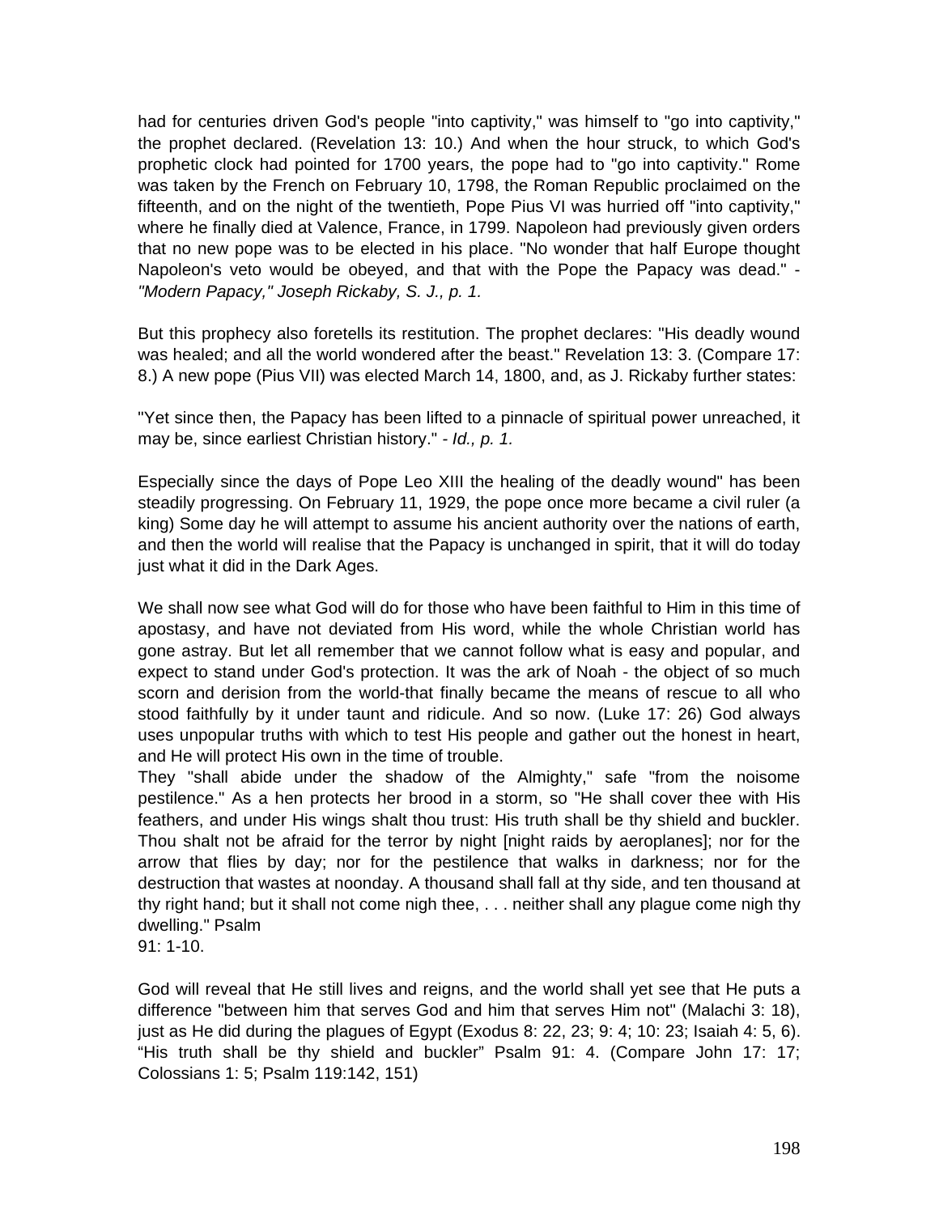had for centuries driven God's people "into captivity," was himself to "go into captivity," the prophet declared. (Revelation 13: 10.) And when the hour struck, to which God's prophetic clock had pointed for 1700 years, the pope had to "go into captivity." Rome was taken by the French on February 10, 1798, the Roman Republic proclaimed on the fifteenth, and on the night of the twentieth, Pope Pius VI was hurried off "into captivity," where he finally died at Valence, France, in 1799. Napoleon had previously given orders that no new pope was to be elected in his place. "No wonder that half Europe thought Napoleon's veto would be obeyed, and that with the Pope the Papacy was dead." - *"Modern Papacy," Joseph Rickaby, S. J., p. 1.*

But this prophecy also foretells its restitution. The prophet declares: "His deadly wound was healed; and all the world wondered after the beast." Revelation 13: 3. (Compare 17: 8.) A new pope (Pius VII) was elected March 14, 1800, and, as J. Rickaby further states:

"Yet since then, the Papacy has been lifted to a pinnacle of spiritual power unreached, it may be, since earliest Christian history." *- Id., p. 1.*

Especially since the days of Pope Leo XIII the healing of the deadly wound" has been steadily progressing. On February 11, 1929, the pope once more became a civil ruler (a king) Some day he will attempt to assume his ancient authority over the nations of earth, and then the world will realise that the Papacy is unchanged in spirit, that it will do today just what it did in the Dark Ages.

We shall now see what God will do for those who have been faithful to Him in this time of apostasy, and have not deviated from His word, while the whole Christian world has gone astray. But let all remember that we cannot follow what is easy and popular, and expect to stand under God's protection. It was the ark of Noah - the object of so much scorn and derision from the world-that finally became the means of rescue to all who stood faithfully by it under taunt and ridicule. And so now. (Luke 17: 26) God always uses unpopular truths with which to test His people and gather out the honest in heart, and He will protect His own in the time of trouble.

They "shall abide under the shadow of the Almighty," safe "from the noisome pestilence." As a hen protects her brood in a storm, so "He shall cover thee with His feathers, and under His wings shalt thou trust: His truth shall be thy shield and buckler. Thou shalt not be afraid for the terror by night [night raids by aeroplanes]; nor for the arrow that flies by day; nor for the pestilence that walks in darkness; nor for the destruction that wastes at noonday. A thousand shall fall at thy side, and ten thousand at thy right hand; but it shall not come nigh thee, . . . neither shall any plague come nigh thy dwelling." Psalm
91: 1-10.

God will reveal that He still lives and reigns, and the world shall yet see that He puts a difference "between him that serves God and him that serves Him not" (Malachi 3: 18), just as He did during the plagues of Egypt (Exodus 8: 22, 23; 9: 4; 10: 23; Isaiah 4: 5, 6). "His truth shall be thy shield and buckler" Psalm 91: 4. (Compare John 17: 17; Colossians 1: 5; Psalm 119:142, 151)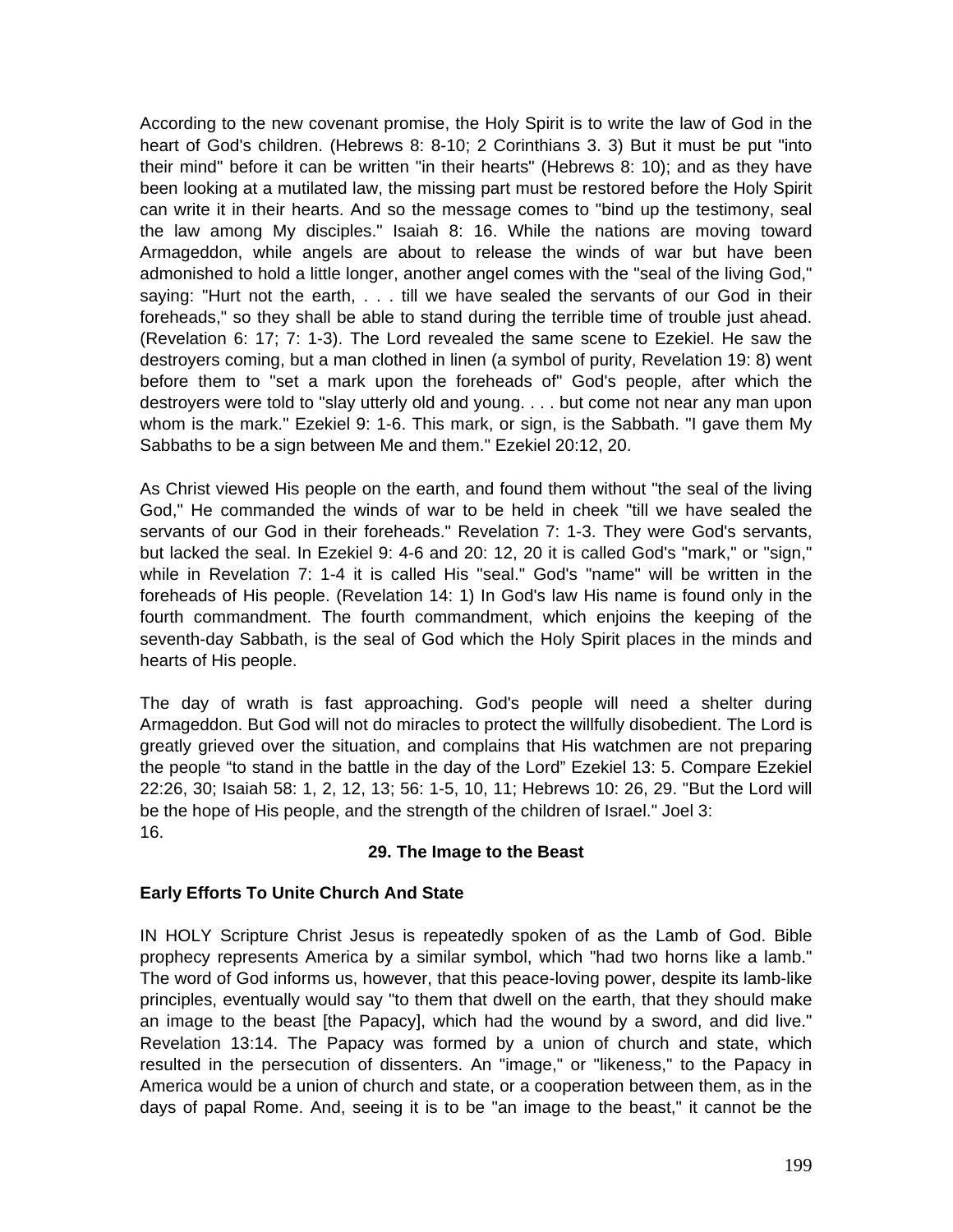According to the new covenant promise, the Holy Spirit is to write the law of God in the heart of God's children. (Hebrews 8: 8-10; 2 Corinthians 3. 3) But it must be put "into their mind" before it can be written "in their hearts" (Hebrews 8: 10); and as they have been looking at a mutilated law, the missing part must be restored before the Holy Spirit can write it in their hearts. And so the message comes to "bind up the testimony, seal the law among My disciples." Isaiah 8: 16. While the nations are moving toward Armageddon, while angels are about to release the winds of war but have been admonished to hold a little longer, another angel comes with the "seal of the living God," saying: "Hurt not the earth, . . . till we have sealed the servants of our God in their foreheads," so they shall be able to stand during the terrible time of trouble just ahead. (Revelation 6: 17; 7: 1-3). The Lord revealed the same scene to Ezekiel. He saw the destroyers coming, but a man clothed in linen (a symbol of purity, Revelation 19: 8) went before them to "set a mark upon the foreheads of" God's people, after which the destroyers were told to "slay utterly old and young. . . . but come not near any man upon whom is the mark." Ezekiel 9: 1-6. This mark, or sign, is the Sabbath. "I gave them My Sabbaths to be a sign between Me and them." Ezekiel 20:12, 20.

As Christ viewed His people on the earth, and found them without "the seal of the living God," He commanded the winds of war to be held in cheek "till we have sealed the servants of our God in their foreheads." Revelation 7: 1-3. They were God's servants, but lacked the seal. In Ezekiel 9: 4-6 and 20: 12, 20 it is called God's "mark," or "sign," while in Revelation 7: 1-4 it is called His "seal." God's "name" will be written in the foreheads of His people. (Revelation 14: 1) In God's law His name is found only in the fourth commandment. The fourth commandment, which enjoins the keeping of the seventh-day Sabbath, is the seal of God which the Holy Spirit places in the minds and hearts of His people.

The day of wrath is fast approaching. God's people will need a shelter during Armageddon. But God will not do miracles to protect the willfully disobedient. The Lord is greatly grieved over the situation, and complains that His watchmen are not preparing the people “to stand in the battle in the day of the Lord” Ezekiel 13: 5. Compare Ezekiel 22:26, 30; Isaiah 58: 1, 2, 12, 13; 56: 1-5, 10, 11; Hebrews 10: 26, 29. "But the Lord will be the hope of His people, and the strength of the children of Israel." Joel 3: 16.

## 29. The Image to the Beast

### Early Efforts To Unite Church And State

IN HOLY Scripture Christ Jesus is repeatedly spoken of as the Lamb of God. Bible prophecy represents America by a similar symbol, which "had two horns like a lamb." The word of God informs us, however, that this peace-loving power, despite its lamb-like principles, eventually would say "to them that dwell on the earth, that they should make an image to the beast [the Papacy], which had the wound by a sword, and did live." Revelation 13:14. The Papacy was formed by a union of church and state, which resulted in the persecution of dissenters. An "image," or "likeness," to the Papacy in America would be a union of church and state, or a cooperation between them, as in the days of papal Rome. And, seeing it is to be "an image to the beast," it cannot be the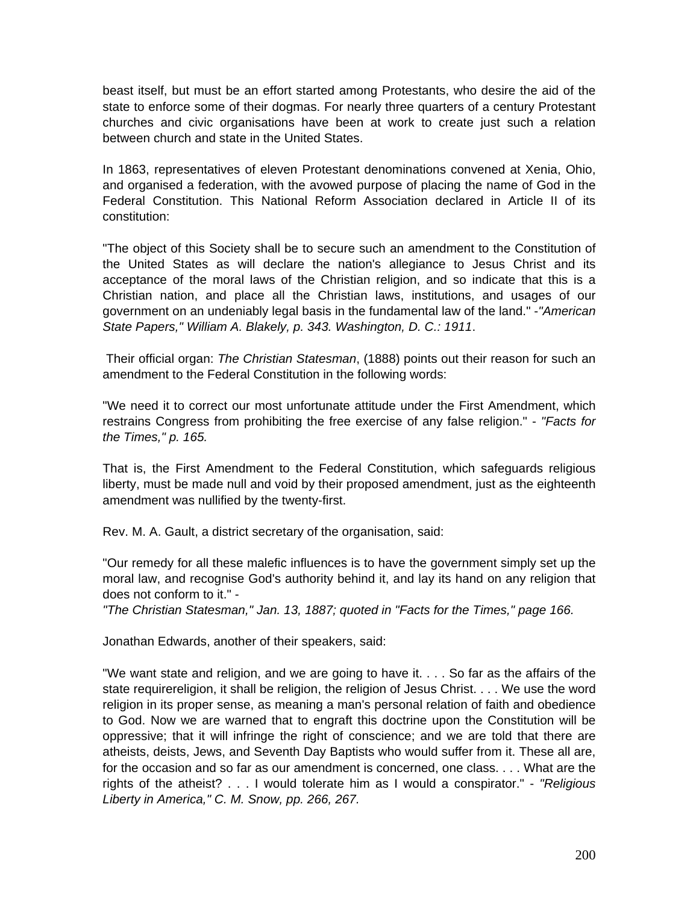beast itself, but must be an effort started among Protestants, who desire the aid of the state to enforce some of their dogmas. For nearly three quarters of a century Protestant churches and civic organisations have been at work to create just such a relation between church and state in the United States.

In 1863, representatives of eleven Protestant denominations convened at Xenia, Ohio, and organised a federation, with the avowed purpose of placing the name of God in the Federal Constitution. This National Reform Association declared in Article II of its constitution:

"The object of this Society shall be to secure such an amendment to the Constitution of the United States as will declare the nation's allegiance to Jesus Christ and its acceptance of the moral laws of the Christian religion, and so indicate that this is a Christian nation, and place all the Christian laws, institutions, and usages of our government on an undeniably legal basis in the fundamental law of the land." -*"American State Papers," William A. Blakely, p. 343. Washington, D. C.: 1911*.

Their official organ: *The Christian Statesman*, (1888) points out their reason for such an amendment to the Federal Constitution in the following words:

"We need it to correct our most unfortunate attitude under the First Amendment, which restrains Congress from prohibiting the free exercise of any false religion." - *"Facts for the Times," p. 165.*

That is, the First Amendment to the Federal Constitution, which safeguards religious liberty, must be made null and void by their proposed amendment, just as the eighteenth amendment was nullified by the twenty-first.

Rev. M. A. Gault, a district secretary of the organisation, said:

"Our remedy for all these malefic influences is to have the government simply set up the moral law, and recognise God's authority behind it, and lay its hand on any religion that does not conform to it." -
*"The Christian Statesman," Jan. 13, 1887; quoted in "Facts for the Times," page 166.*

Jonathan Edwards, another of their speakers, said:

"We want state and religion, and we are going to have it. . . . So far as the affairs of the state requirereligion, it shall be religion, the religion of Jesus Christ. . . . We use the word religion in its proper sense, as meaning a man's personal relation of faith and obedience to God. Now we are warned that to engraft this doctrine upon the Constitution will be oppressive; that it will infringe the right of conscience; and we are told that there are atheists, deists, Jews, and Seventh Day Baptists who would suffer from it. These all are, for the occasion and so far as our amendment is concerned, one class. . . . What are the rights of the atheist? . . . I would tolerate him as I would a conspirator." - *"Religious Liberty in America," C. M. Snow, pp. 266, 267*.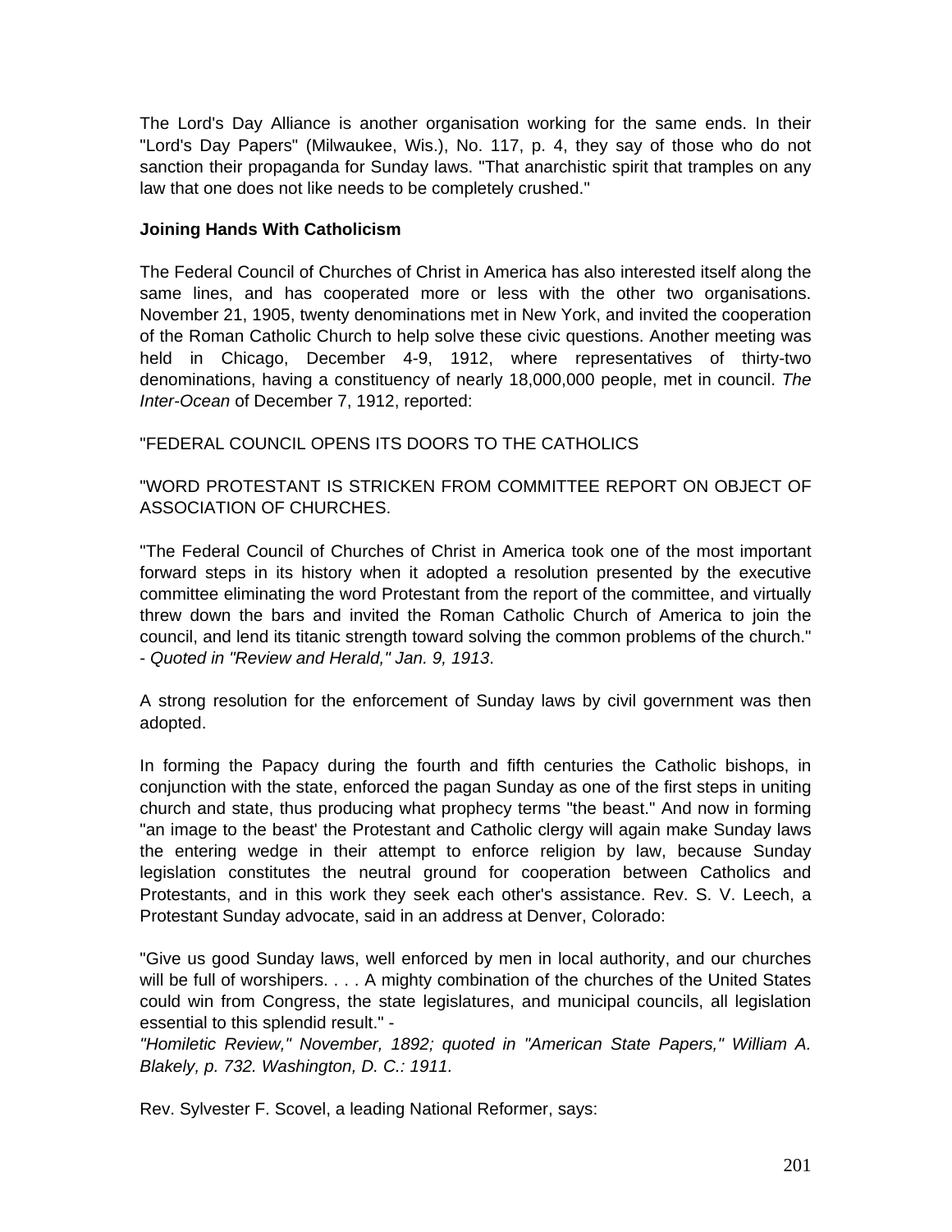The Lord's Day Alliance is another organisation working for the same ends. In their "Lord's Day Papers" (Milwaukee, Wis.), No. 117, p. 4, they say of those who do not sanction their propaganda for Sunday laws. "That anarchistic spirit that tramples on any law that one does not like needs to be completely crushed."

**Joining Hands With Catholicism**

The Federal Council of Churches of Christ in America has also interested itself along the same lines, and has cooperated more or less with the other two organisations. November 21, 1905, twenty denominations met in New York, and invited the cooperation of the Roman Catholic Church to help solve these civic questions. Another meeting was held in Chicago, December 4-9, 1912, where representatives of thirty-two denominations, having a constituency of nearly 18,000,000 people, met in council. *The Inter-Ocean* of December 7, 1912, reported:

"FEDERAL COUNCIL OPENS ITS DOORS TO THE CATHOLICS

"WORD PROTESTANT IS STRICKEN FROM COMMITTEE REPORT ON OBJECT OF ASSOCIATION OF CHURCHES.

"The Federal Council of Churches of Christ in America took one of the most important forward steps in its history when it adopted a resolution presented by the executive committee eliminating the word Protestant from the report of the committee, and virtually threw down the bars and invited the Roman Catholic Church of America to join the council, and lend its titanic strength toward solving the common problems of the church." - *Quoted in "Review and Herald," Jan. 9, 1913*.

A strong resolution for the enforcement of Sunday laws by civil government was then adopted.

In forming the Papacy during the fourth and fifth centuries the Catholic bishops, in conjunction with the state, enforced the pagan Sunday as one of the first steps in uniting church and state, thus producing what prophecy terms "the beast." And now in forming "an image to the beast' the Protestant and Catholic clergy will again make Sunday laws the entering wedge in their attempt to enforce religion by law, because Sunday legislation constitutes the neutral ground for cooperation between Catholics and Protestants, and in this work they seek each other's assistance. Rev. S. V. Leech, a Protestant Sunday advocate, said in an address at Denver, Colorado:

"Give us good Sunday laws, well enforced by men in local authority, and our churches will be full of worshipers. . . . A mighty combination of the churches of the United States could win from Congress, the state legislatures, and municipal councils, all legislation essential to this splendid result." - *"Homiletic Review," November, 1892; quoted in "American State Papers," William A. Blakely, p. 732. Washington, D. C.: 1911.*

Rev. Sylvester F. Scovel, a leading National Reformer, says: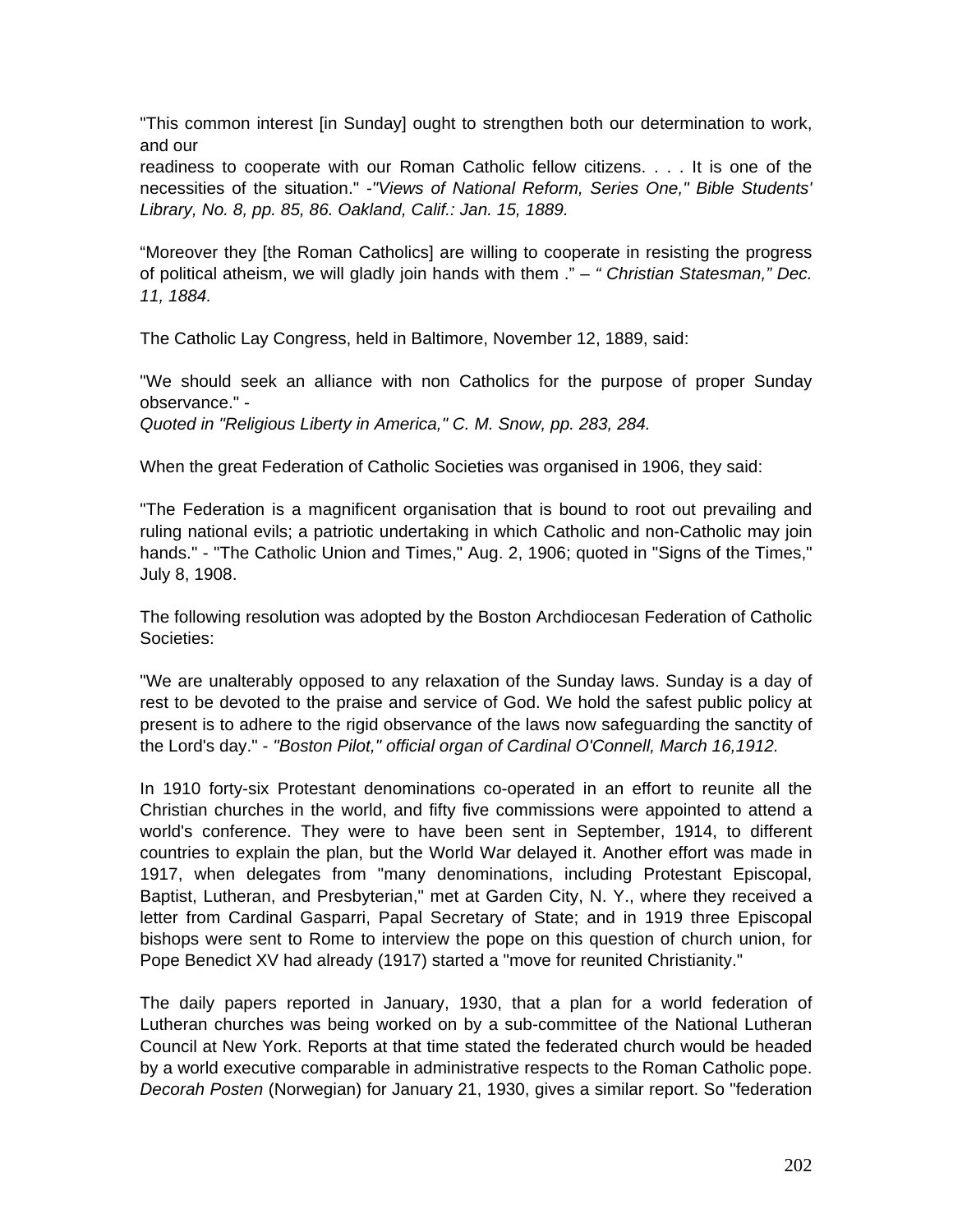"This common interest [in Sunday] ought to strengthen both our determination to work, and our
readiness to cooperate with our Roman Catholic fellow citizens. . . . It is one of the necessities of the situation." -*"Views of National Reform, Series One," Bible Students' Library, No. 8, pp. 85, 86. Oakland, Calif.: Jan. 15, 1889.*

"Moreover they [the Roman Catholics] are willing to cooperate in resisting the progress of political atheism, we will gladly join hands with them ." – *" Christian Statesman," Dec. 11, 1884.*

The Catholic Lay Congress, held in Baltimore, November 12, 1889, said:

"We should seek an alliance with non Catholics for the purpose of proper Sunday observance." -
*Quoted in "Religious Liberty in America," C. M. Snow, pp. 283, 284.*

When the great Federation of Catholic Societies was organised in 1906, they said:

"The Federation is a magnificent organisation that is bound to root out prevailing and ruling national evils; a patriotic undertaking in which Catholic and non-Catholic may join hands." - "The Catholic Union and Times," Aug. 2, 1906; quoted in "Signs of the Times," July 8, 1908.

The following resolution was adopted by the Boston Archdiocesan Federation of Catholic Societies:

"We are unalterably opposed to any relaxation of the Sunday laws. Sunday is a day of rest to be devoted to the praise and service of God. We hold the safest public policy at present is to adhere to the rigid observance of the laws now safeguarding the sanctity of the Lord's day." - *"Boston Pilot," official organ of Cardinal O'Connell, March 16,1912.*

In 1910 forty-six Protestant denominations co-operated in an effort to reunite all the Christian churches in the world, and fifty five commissions were appointed to attend a world's conference. They were to have been sent in September, 1914, to different countries to explain the plan, but the World War delayed it. Another effort was made in 1917, when delegates from "many denominations, including Protestant Episcopal, Baptist, Lutheran, and Presbyterian," met at Garden City, N. Y., where they received a letter from Cardinal Gasparri, Papal Secretary of State; and in 1919 three Episcopal bishops were sent to Rome to interview the pope on this question of church union, for Pope Benedict XV had already (1917) started a "move for reunited Christianity."

The daily papers reported in January, 1930, that a plan for a world federation of Lutheran churches was being worked on by a sub-committee of the National Lutheran Council at New York. Reports at that time stated the federated church would be headed by a world executive comparable in administrative respects to the Roman Catholic pope. *Decorah Posten* (Norwegian) for January 21, 1930, gives a similar report. So "federation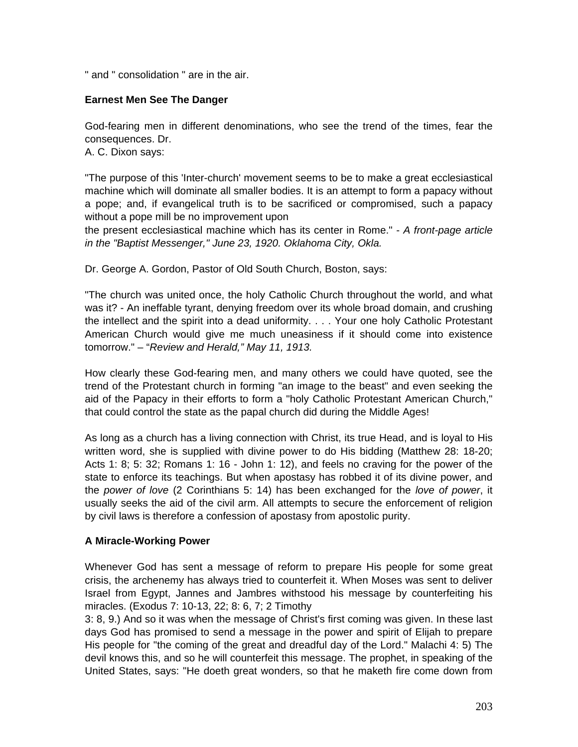" and " consolidation " are in the air.

**Earnest Men See The Danger**

God-fearing men in different denominations, who see the trend of the times, fear the consequences. Dr. A. C. Dixon says:

"The purpose of this 'Inter-church' movement seems to be to make a great ecclesiastical machine which will dominate all smaller bodies. It is an attempt to form a papacy without a pope; and, if evangelical truth is to be sacrificed or compromised, such a papacy without a pope mill be no improvement upon the present ecclesiastical machine which has its center in Rome." - *A front-page article in the "Baptist Messenger," June 23, 1920. Oklahoma City, Okla.*

Dr. George A. Gordon, Pastor of Old South Church, Boston, says:

"The church was united once, the holy Catholic Church throughout the world, and what was it? - An ineffable tyrant, denying freedom over its whole broad domain, and crushing the intellect and the spirit into a dead uniformity. . . . Your one holy Catholic Protestant American Church would give me much uneasiness if it should come into existence tomorrow." – "*Review and Herald," May 11, 1913.*

How clearly these God-fearing men, and many others we could have quoted, see the trend of the Protestant church in forming "an image to the beast" and even seeking the aid of the Papacy in their efforts to form a "holy Catholic Protestant American Church," that could control the state as the papal church did during the Middle Ages!

As long as a church has a living connection with Christ, its true Head, and is loyal to His written word, she is supplied with divine power to do His bidding (Matthew 28: 18-20; Acts 1: 8; 5: 32; Romans 1: 16 - John 1: 12), and feels no craving for the power of the state to enforce its teachings. But when apostasy has robbed it of its divine power, and the *power of love* (2 Corinthians 5: 14) has been exchanged for the *love of power*, it usually seeks the aid of the civil arm. All attempts to secure the enforcement of religion by civil laws is therefore a confession of apostasy from apostolic purity.

**A Miracle-Working Power**

Whenever God has sent a message of reform to prepare His people for some great crisis, the archenemy has always tried to counterfeit it. When Moses was sent to deliver Israel from Egypt, Jannes and Jambres withstood his message by counterfeiting his miracles. (Exodus 7: 10-13, 22; 8: 6, 7; 2 Timothy 3: 8, 9.) And so it was when the message of Christ's first coming was given. In these last days God has promised to send a message in the power and spirit of Elijah to prepare His people for "the coming of the great and dreadful day of the Lord." Malachi 4: 5) The devil knows this, and so he will counterfeit this message. The prophet, in speaking of the United States, says: "He doeth great wonders, so that he maketh fire come down from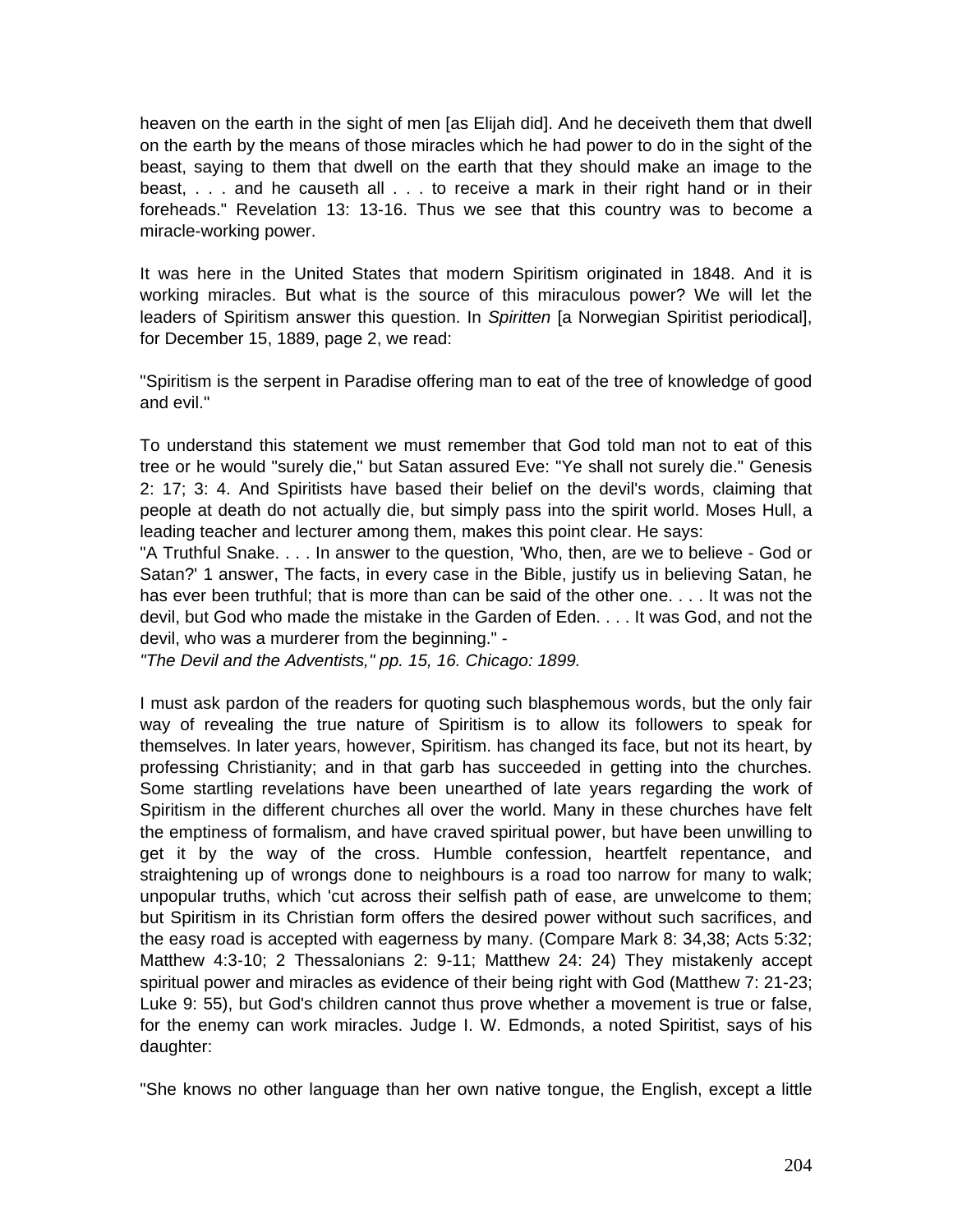heaven on the earth in the sight of men [as Elijah did]. And he deceiveth them that dwell on the earth by the means of those miracles which he had power to do in the sight of the beast, saying to them that dwell on the earth that they should make an image to the beast, . . . and he causeth all . . . to receive a mark in their right hand or in their foreheads." Revelation 13: 13-16. Thus we see that this country was to become a miracle-working power.

It was here in the United States that modern Spiritism originated in 1848. And it is working miracles. But what is the source of this miraculous power? We will let the leaders of Spiritism answer this question. In *Spiritten* [a Norwegian Spiritist periodical], for December 15, 1889, page 2, we read:

"Spiritism is the serpent in Paradise offering man to eat of the tree of knowledge of good and evil."

To understand this statement we must remember that God told man not to eat of this tree or he would "surely die," but Satan assured Eve: "Ye shall not surely die." Genesis 2: 17; 3: 4. And Spiritists have based their belief on the devil's words, claiming that people at death do not actually die, but simply pass into the spirit world. Moses Hull, a leading teacher and lecturer among them, makes this point clear. He says:
"A Truthful Snake. . . . In answer to the question, 'Who, then, are we to believe - God or Satan?' 1 answer, The facts, in every case in the Bible, justify us in believing Satan, he has ever been truthful; that is more than can be said of the other one. . . . It was not the devil, but God who made the mistake in the Garden of Eden. . . . It was God, and not the devil, who was a murderer from the beginning." -
*"The Devil and the Adventists," pp. 15, 16. Chicago: 1899.*

I must ask pardon of the readers for quoting such blasphemous words, but the only fair way of revealing the true nature of Spiritism is to allow its followers to speak for themselves. In later years, however, Spiritism. has changed its face, but not its heart, by professing Christianity; and in that garb has succeeded in getting into the churches. Some startling revelations have been unearthed of late years regarding the work of Spiritism in the different churches all over the world. Many in these churches have felt the emptiness of formalism, and have craved spiritual power, but have been unwilling to get it by the way of the cross. Humble confession, heartfelt repentance, and straightening up of wrongs done to neighbours is a road too narrow for many to walk; unpopular truths, which 'cut across their selfish path of ease, are unwelcome to them; but Spiritism in its Christian form offers the desired power without such sacrifices, and the easy road is accepted with eagerness by many. (Compare Mark 8: 34,38; Acts 5:32; Matthew 4:3-10; 2 Thessalonians 2: 9-11; Matthew 24: 24) They mistakenly accept spiritual power and miracles as evidence of their being right with God (Matthew 7: 21-23; Luke 9: 55), but God's children cannot thus prove whether a movement is true or false, for the enemy can work miracles. Judge I. W. Edmonds, a noted Spiritist, says of his daughter:

"She knows no other language than her own native tongue, the English, except a little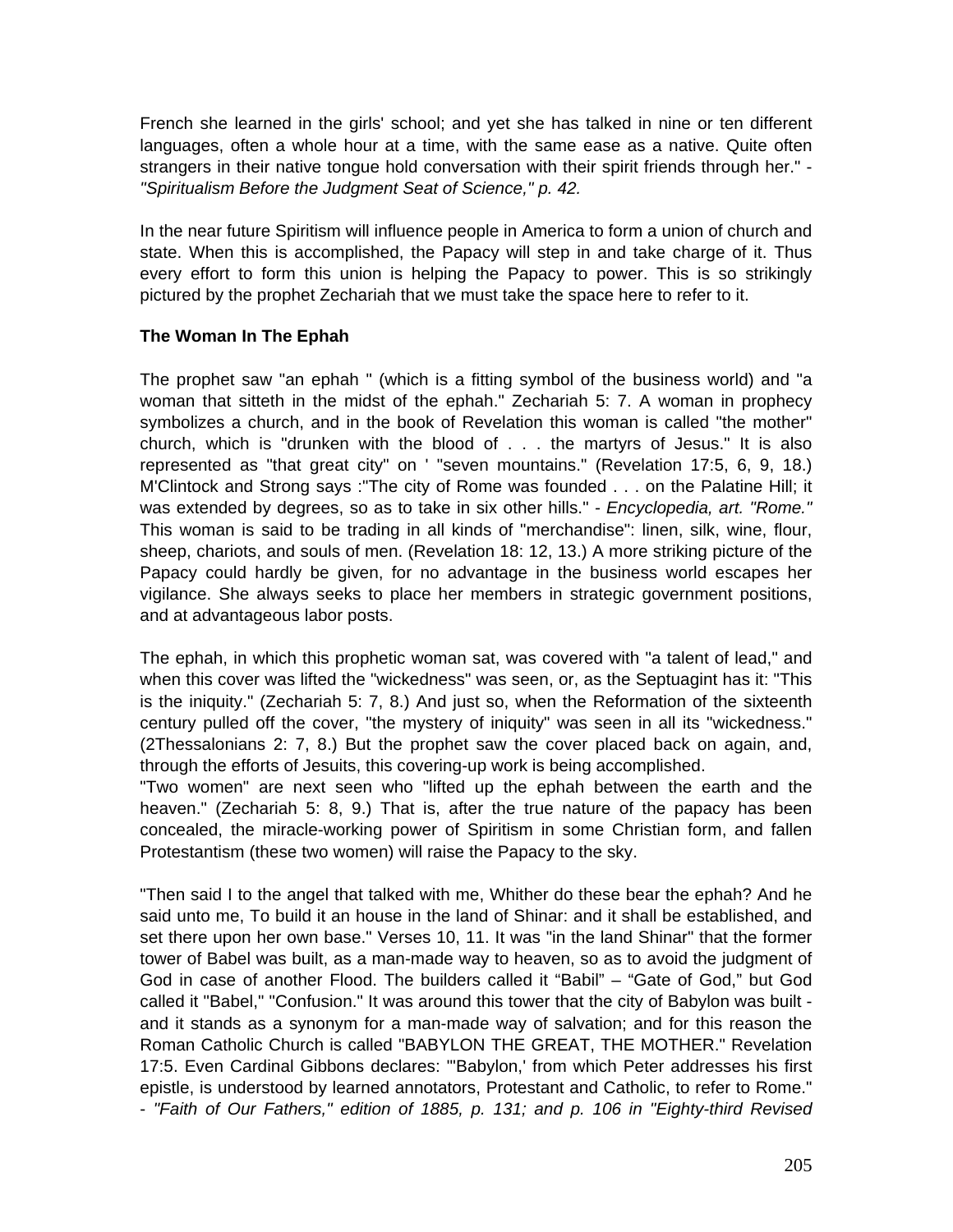French she learned in the girls' school; and yet she has talked in nine or ten different languages, often a whole hour at a time, with the same ease as a native. Quite often strangers in their native tongue hold conversation with their spirit friends through her." - *"Spiritualism Before the Judgment Seat of Science," p. 42.*

In the near future Spiritism will influence people in America to form a union of church and state. When this is accomplished, the Papacy will step in and take charge of it. Thus every effort to form this union is helping the Papacy to power. This is so strikingly pictured by the prophet Zechariah that we must take the space here to refer to it.

**The Woman In The Ephah**

The prophet saw "an ephah " (which is a fitting symbol of the business world) and "a woman that sitteth in the midst of the ephah." Zechariah 5: 7. A woman in prophecy symbolizes a church, and in the book of Revelation this woman is called "the mother" church, which is "drunken with the blood of . . . the martyrs of Jesus." It is also represented as "that great city" on ' "seven mountains." (Revelation 17:5, 6, 9, 18.) M'Clintock and Strong says :"The city of Rome was founded . . . on the Palatine Hill; it was extended by degrees, so as to take in six other hills." - *Encyclopedia, art. "Rome."* This woman is said to be trading in all kinds of "merchandise": linen, silk, wine, flour, sheep, chariots, and souls of men. (Revelation 18: 12, 13.) A more striking picture of the Papacy could hardly be given, for no advantage in the business world escapes her vigilance. She always seeks to place her members in strategic government positions, and at advantageous labor posts.

The ephah, in which this prophetic woman sat, was covered with "a talent of lead," and when this cover was lifted the "wickedness" was seen, or, as the Septuagint has it: "This is the iniquity." (Zechariah 5: 7, 8.) And just so, when the Reformation of the sixteenth century pulled off the cover, "the mystery of iniquity" was seen in all its "wickedness." (2Thessalonians 2: 7, 8.) But the prophet saw the cover placed back on again, and, through the efforts of Jesuits, this covering-up work is being accomplished.
"Two women" are next seen who "lifted up the ephah between the earth and the heaven." (Zechariah 5: 8, 9.) That is, after the true nature of the papacy has been concealed, the miracle-working power of Spiritism in some Christian form, and fallen Protestantism (these two women) will raise the Papacy to the sky.

"Then said I to the angel that talked with me, Whither do these bear the ephah? And he said unto me, To build it an house in the land of Shinar: and it shall be established, and set there upon her own base." Verses 10, 11. It was "in the land Shinar" that the former tower of Babel was built, as a man-made way to heaven, so as to avoid the judgment of God in case of another Flood. The builders called it "Babil" – "Gate of God," but God called it "Babel," "Confusion." It was around this tower that the city of Babylon was built - and it stands as a synonym for a man-made way of salvation; and for this reason the Roman Catholic Church is called "BABYLON THE GREAT, THE MOTHER." Revelation 17:5. Even Cardinal Gibbons declares: "'Babylon,' from which Peter addresses his first epistle, is understood by learned annotators, Protestant and Catholic, to refer to Rome." - *"Faith of Our Fathers," edition of 1885, p. 131; and p. 106 in "Eighty-third Revised*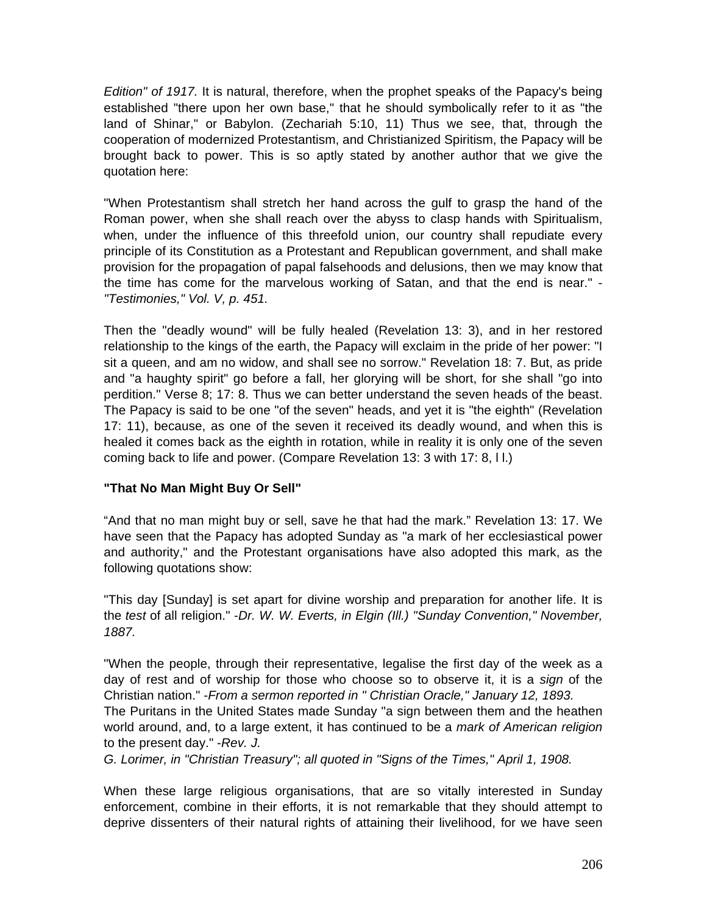*Edition" of 1917.* It is natural, therefore, when the prophet speaks of the Papacy's being established "there upon her own base," that he should symbolically refer to it as "the land of Shinar," or Babylon. (Zechariah 5:10, 11) Thus we see, that, through the cooperation of modernized Protestantism, and Christianized Spiritism, the Papacy will be brought back to power. This is so aptly stated by another author that we give the quotation here:

"When Protestantism shall stretch her hand across the gulf to grasp the hand of the Roman power, when she shall reach over the abyss to clasp hands with Spiritualism, when, under the influence of this threefold union, our country shall repudiate every principle of its Constitution as a Protestant and Republican government, and shall make provision for the propagation of papal falsehoods and delusions, then we may know that the time has come for the marvelous working of Satan, and that the end is near." -*"Testimonies," Vol. V, p. 451.*

Then the "deadly wound" will be fully healed (Revelation 13: 3), and in her restored relationship to the kings of the earth, the Papacy will exclaim in the pride of her power: "I sit a queen, and am no widow, and shall see no sorrow." Revelation 18: 7. But, as pride and "a haughty spirit" go before a fall, her glorying will be short, for she shall "go into perdition." Verse 8; 17: 8. Thus we can better understand the seven heads of the beast. The Papacy is said to be one "of the seven" heads, and yet it is "the eighth" (Revelation 17: 11), because, as one of the seven it received its deadly wound, and when this is healed it comes back as the eighth in rotation, while in reality it is only one of the seven coming back to life and power. (Compare Revelation 13: 3 with 17: 8, l l.)

**"That No Man Might Buy Or Sell"**

“And that no man might buy or sell, save he that had the mark.” Revelation 13: 17. We have seen that the Papacy has adopted Sunday as "a mark of her ecclesiastical power and authority," and the Protestant organisations have also adopted this mark, as the following quotations show:

"This day [Sunday] is set apart for divine worship and preparation for another life. It is the *test* of all religion." -*Dr. W. W. Everts, in Elgin (Ill.) "Sunday Convention," November, 1887.*

"When the people, through their representative, legalise the first day of the week as a day of rest and of worship for those who choose so to observe it, it is a *sign* of the Christian nation." -*From a sermon reported in " Christian Oracle," January 12, 1893.*
The Puritans in the United States made Sunday "a sign between them and the heathen world around, and, to a large extent, it has continued to be a *mark of American religion* to the present day." -*Rev. J. G. Lorimer, in "Christian Treasury"; all quoted in "Signs of the Times," April 1, 1908.*

When these large religious organisations, that are so vitally interested in Sunday enforcement, combine in their efforts, it is not remarkable that they should attempt to deprive dissenters of their natural rights of attaining their livelihood, for we have seen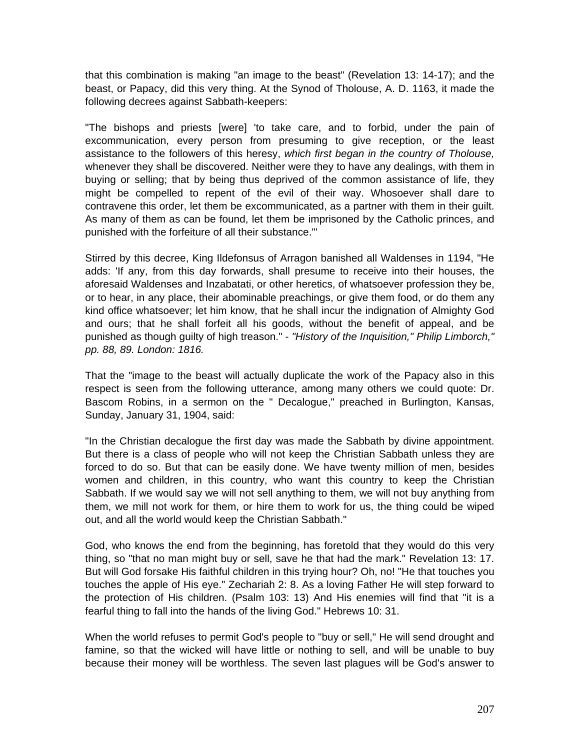that this combination is making "an image to the beast" (Revelation 13: 14-17); and the beast, or Papacy, did this very thing. At the Synod of Tholouse, A. D. 1163, it made the following decrees against Sabbath-keepers:

"The bishops and priests [were] 'to take care, and to forbid, under the pain of excommunication, every person from presuming to give reception, or the least assistance to the followers of this heresy, *which first began in the country of Tholouse,* whenever they shall be discovered. Neither were they to have any dealings, with them in buying or selling; that by being thus deprived of the common assistance of life, they might be compelled to repent of the evil of their way. Whosoever shall dare to contravene this order, let them be excommunicated, as a partner with them in their guilt. As many of them as can be found, let them be imprisoned by the Catholic princes, and punished with the forfeiture of all their substance.'"

Stirred by this decree, King Ildefonsus of Arragon banished all Waldenses in 1194, "He adds: 'If any, from this day forwards, shall presume to receive into their houses, the aforesaid Waldenses and Inzabatati, or other heretics, of whatsoever profession they be, or to hear, in any place, their abominable preachings, or give them food, or do them any kind office whatsoever; let him know, that he shall incur the indignation of Almighty God and ours; that he shall forfeit all his goods, without the benefit of appeal, and be punished as though guilty of high treason." - *"History of the Inquisition," Philip Limborch," pp. 88, 89. London: 1816.*

That the "image to the beast will actually duplicate the work of the Papacy also in this respect is seen from the following utterance, among many others we could quote: Dr. Bascom Robins, in a sermon on the " Decalogue," preached in Burlington, Kansas, Sunday, January 31, 1904, said:

"In the Christian decalogue the first day was made the Sabbath by divine appointment. But there is a class of people who will not keep the Christian Sabbath unless they are forced to do so. But that can be easily done. We have twenty million of men, besides women and children, in this country, who want this country to keep the Christian Sabbath. If we would say we will not sell anything to them, we will not buy anything from them, we mill not work for them, or hire them to work for us, the thing could be wiped out, and all the world would keep the Christian Sabbath."

God, who knows the end from the beginning, has foretold that they would do this very thing, so "that no man might buy or sell, save he that had the mark." Revelation 13: 17. But will God forsake His faithful children in this trying hour? Oh, no! "He that touches you touches the apple of His eye." Zechariah 2: 8. As a loving Father He will step forward to the protection of His children. (Psalm 103: 13) And His enemies will find that "it is a fearful thing to fall into the hands of the living God." Hebrews 10: 31.

When the world refuses to permit God's people to "buy or sell," He will send drought and famine, so that the wicked will have little or nothing to sell, and will be unable to buy because their money will be worthless. The seven last plagues will be God's answer to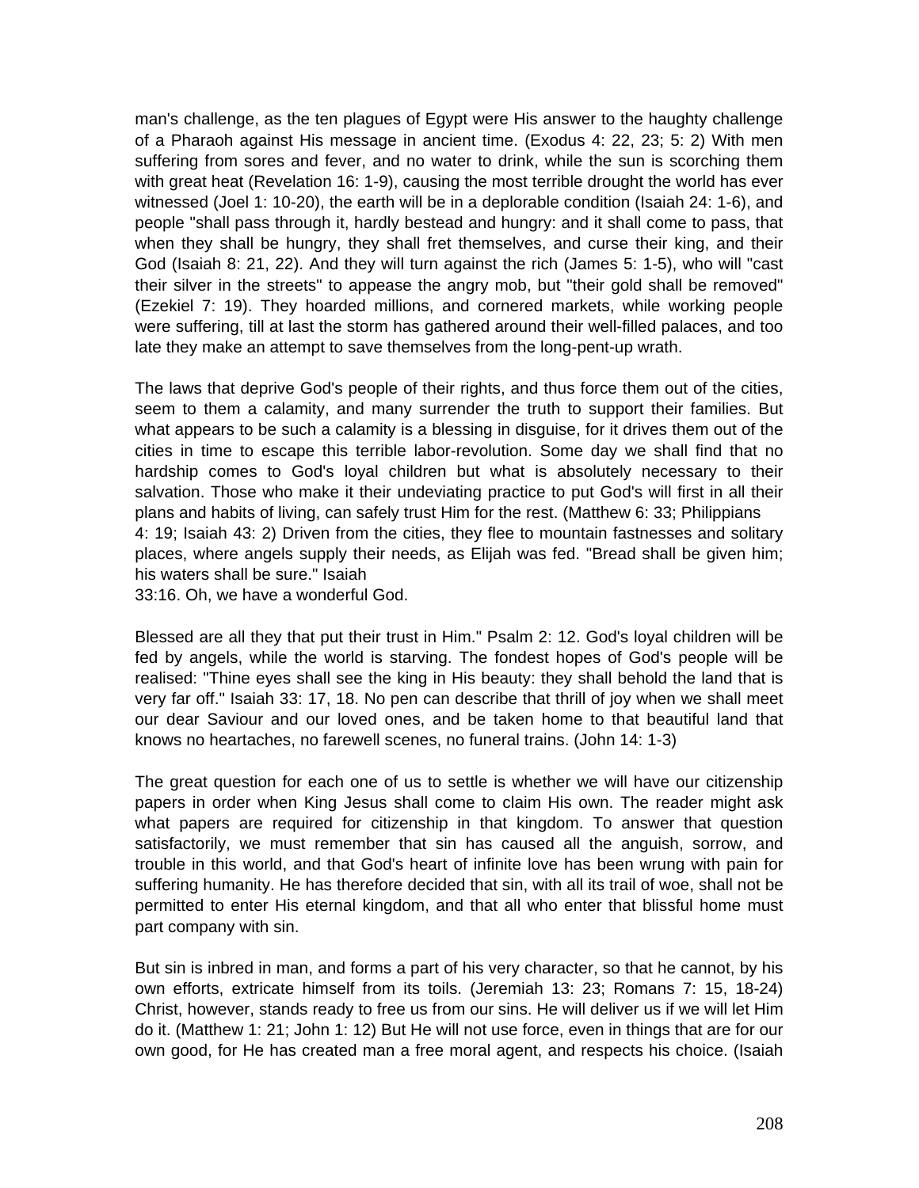man's challenge, as the ten plagues of Egypt were His answer to the haughty challenge of a Pharaoh against His message in ancient time. (Exodus 4: 22, 23; 5: 2) With men suffering from sores and fever, and no water to drink, while the sun is scorching them with great heat (Revelation 16: 1-9), causing the most terrible drought the world has ever witnessed (Joel 1: 10-20), the earth will be in a deplorable condition (Isaiah 24: 1-6), and people "shall pass through it, hardly bestead and hungry: and it shall come to pass, that when they shall be hungry, they shall fret themselves, and curse their king, and their God (Isaiah 8: 21, 22). And they will turn against the rich (James 5: 1-5), who will "cast their silver in the streets" to appease the angry mob, but "their gold shall be removed" (Ezekiel 7: 19). They hoarded millions, and cornered markets, while working people were suffering, till at last the storm has gathered around their well-filled palaces, and too late they make an attempt to save themselves from the long-pent-up wrath.

The laws that deprive God's people of their rights, and thus force them out of the cities, seem to them a calamity, and many surrender the truth to support their families. But what appears to be such a calamity is a blessing in disguise, for it drives them out of the cities in time to escape this terrible labor-revolution. Some day we shall find that no hardship comes to God's loyal children but what is absolutely necessary to their salvation. Those who make it their undeviating practice to put God's will first in all their plans and habits of living, can safely trust Him for the rest. (Matthew 6: 33; Philippians 4: 19; Isaiah 43: 2) Driven from the cities, they flee to mountain fastnesses and solitary places, where angels supply their needs, as Elijah was fed. "Bread shall be given him; his waters shall be sure." Isaiah 33:16. Oh, we have a wonderful God.

Blessed are all they that put their trust in Him." Psalm 2: 12. God's loyal children will be fed by angels, while the world is starving. The fondest hopes of God's people will be realised: "Thine eyes shall see the king in His beauty: they shall behold the land that is very far off." Isaiah 33: 17, 18. No pen can describe that thrill of joy when we shall meet our dear Saviour and our loved ones, and be taken home to that beautiful land that knows no heartaches, no farewell scenes, no funeral trains. (John 14: 1-3)

The great question for each one of us to settle is whether we will have our citizenship papers in order when King Jesus shall come to claim His own. The reader might ask what papers are required for citizenship in that kingdom. To answer that question satisfactorily, we must remember that sin has caused all the anguish, sorrow, and trouble in this world, and that God's heart of infinite love has been wrung with pain for suffering humanity. He has therefore decided that sin, with all its trail of woe, shall not be permitted to enter His eternal kingdom, and that all who enter that blissful home must part company with sin.

But sin is inbred in man, and forms a part of his very character, so that he cannot, by his own efforts, extricate himself from its toils. (Jeremiah 13: 23; Romans 7: 15, 18-24) Christ, however, stands ready to free us from our sins. He will deliver us if we will let Him do it. (Matthew 1: 21; John 1: 12) But He will not use force, even in things that are for our own good, for He has created man a free moral agent, and respects his choice. (Isaiah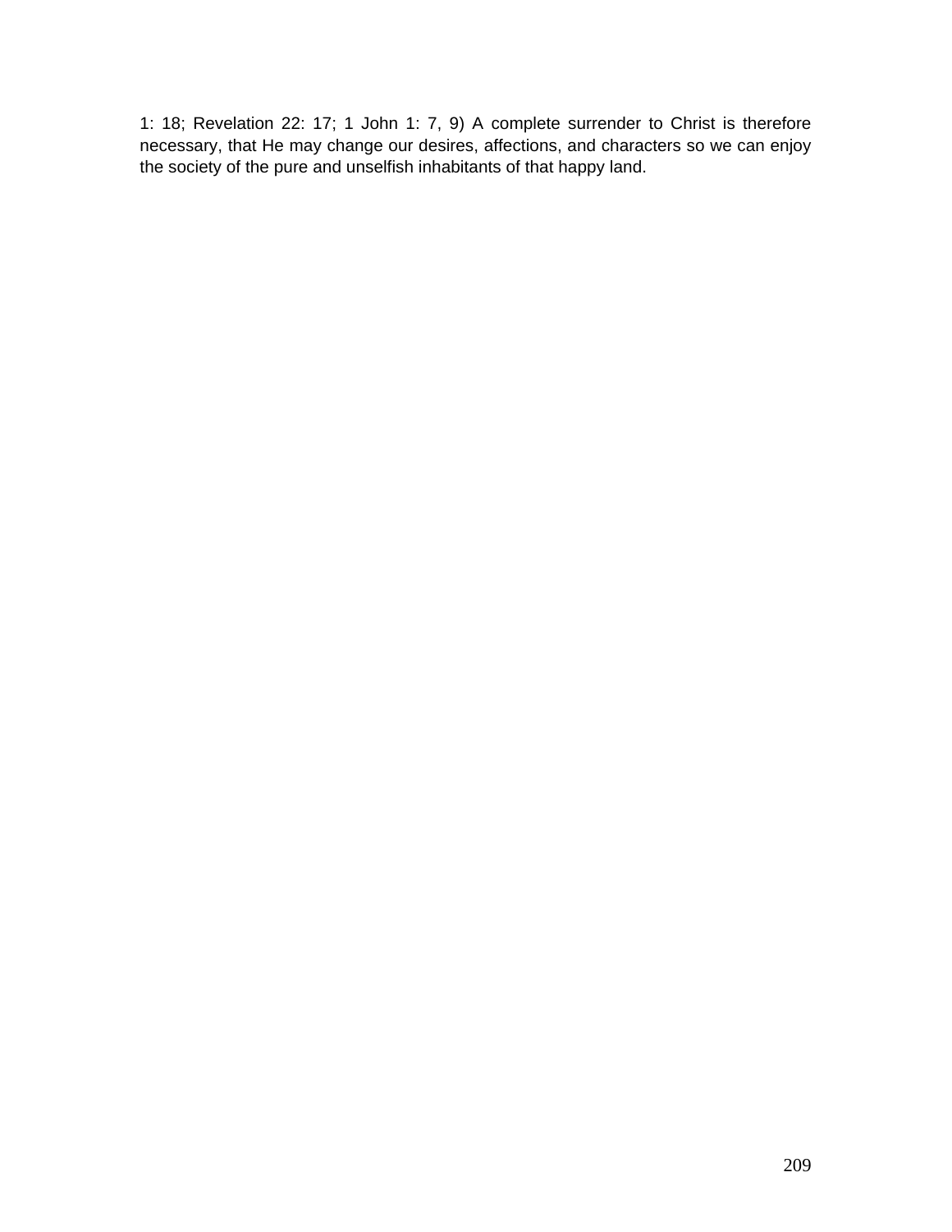1: 18; Revelation 22: 17; 1 John 1: 7, 9) A complete surrender to Christ is therefore necessary, that He may change our desires, affections, and characters so we can enjoy the society of the pure and unselfish inhabitants of that happy land.